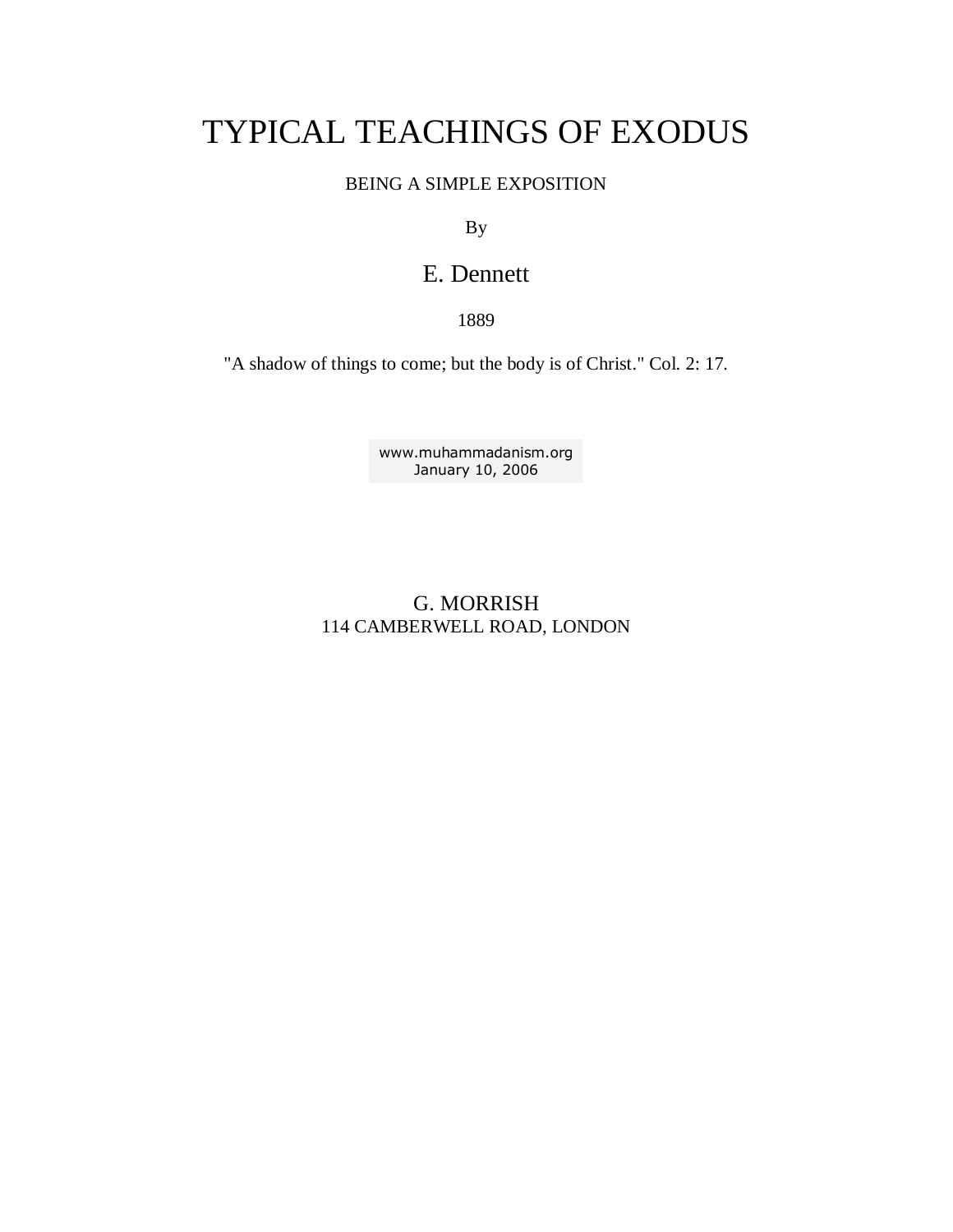# TYPICAL TEACHINGS OF EXODUS

BEING A SIMPLE EXPOSITION

By

## E. Dennett

1889

"A shadow of things to come; but the body is of Christ." Col. 2: 17.

www.muhammadanism.org
January 10, 2006

G. MORRISH
114 CAMBERWELL ROAD, LONDON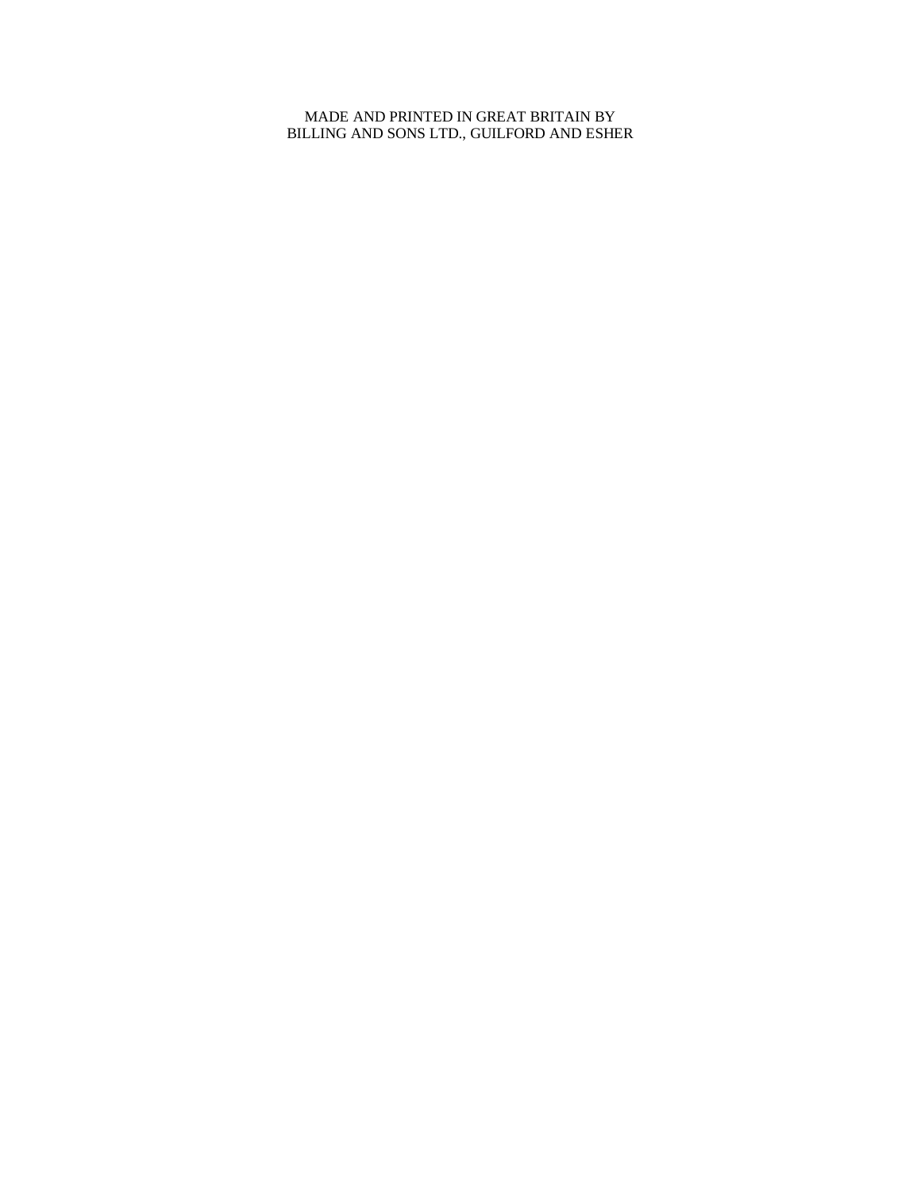MADE AND PRINTED IN GREAT BRITAIN BY
BILLING AND SONS LTD., GUILFORD AND ESHER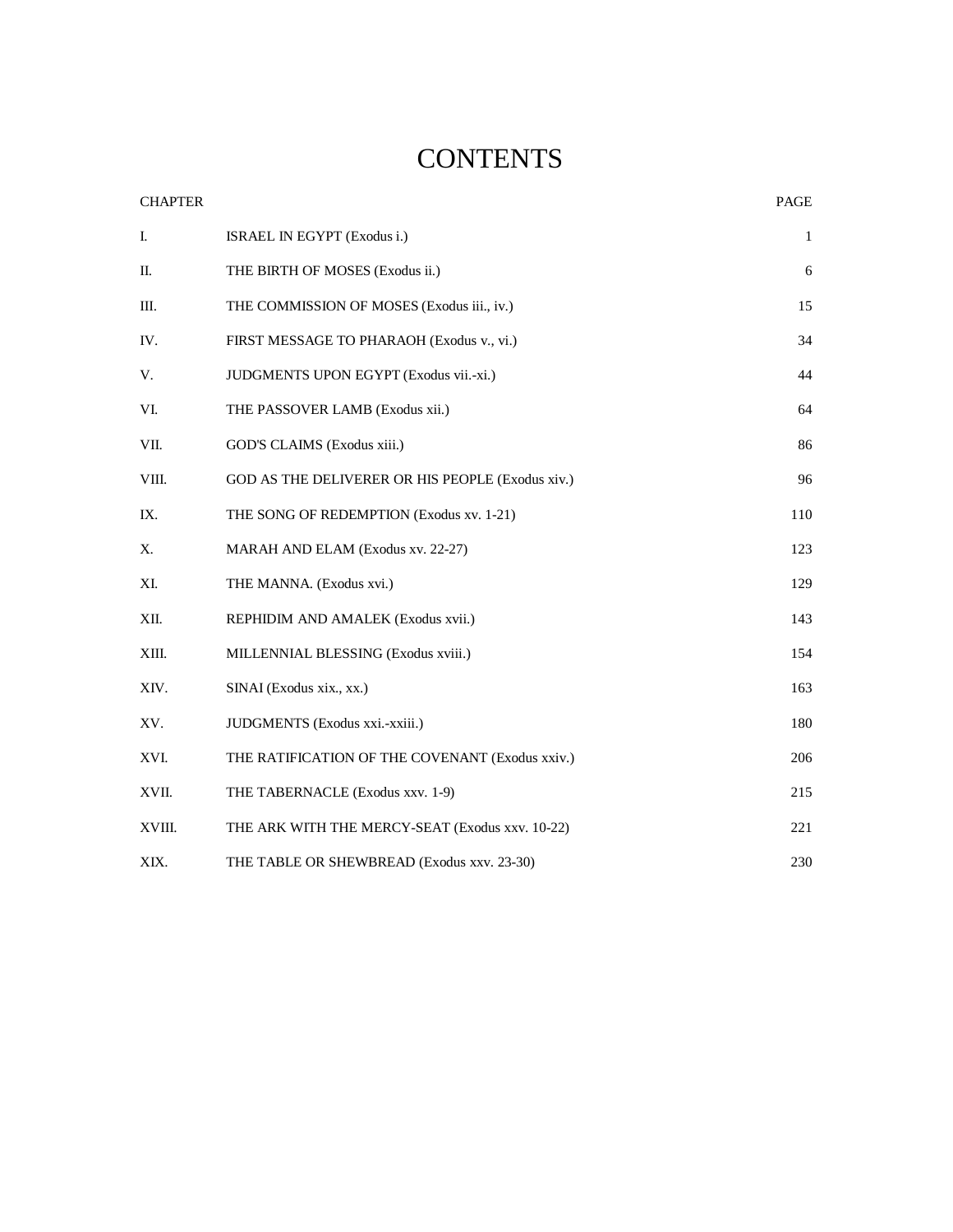# CONTENTS

| CHAPTER | | PAGE |
|---|---|---|
| I. | ISRAEL IN EGYPT (Exodus i.) | 1 |
| II. | THE BIRTH OF MOSES (Exodus ii.) | 6 |
| III. | THE COMMISSION OF MOSES (Exodus iii., iv.) | 15 |
| IV. | FIRST MESSAGE TO PHARAOH (Exodus v., vi.) | 34 |
| V. | JUDGMENTS UPON EGYPT (Exodus vii.-xi.) | 44 |
| VI. | THE PASSOVER LAMB (Exodus xii.) | 64 |
| VII. | GOD'S CLAIMS (Exodus xiii.) | 86 |
| VIII. | GOD AS THE DELIVERER OR HIS PEOPLE (Exodus xiv.) | 96 |
| IX. | THE SONG OF REDEMPTION (Exodus xv. 1-21) | 110 |
| X. | MARAH AND ELAM (Exodus xv. 22-27) | 123 |
| XI. | THE MANNA. (Exodus xvi.) | 129 |
| XII. | REPHIDIM AND AMALEK (Exodus xvii.) | 143 |
| XIII. | MILLENNIAL BLESSING (Exodus xviii.) | 154 |
| XIV. | SINAI (Exodus xix., xx.) | 163 |
| XV. | JUDGMENTS (Exodus xxi.-xxiii.) | 180 |
| XVI. | THE RATIFICATION OF THE COVENANT (Exodus xxiv.) | 206 |
| XVII. | THE TABERNACLE (Exodus xxv. 1-9) | 215 |
| XVIII. | THE ARK WITH THE MERCY-SEAT (Exodus xxv. 10-22) | 221 |
| XIX. | THE TABLE OR SHEWBREAD (Exodus xxv. 23-30) | 230 |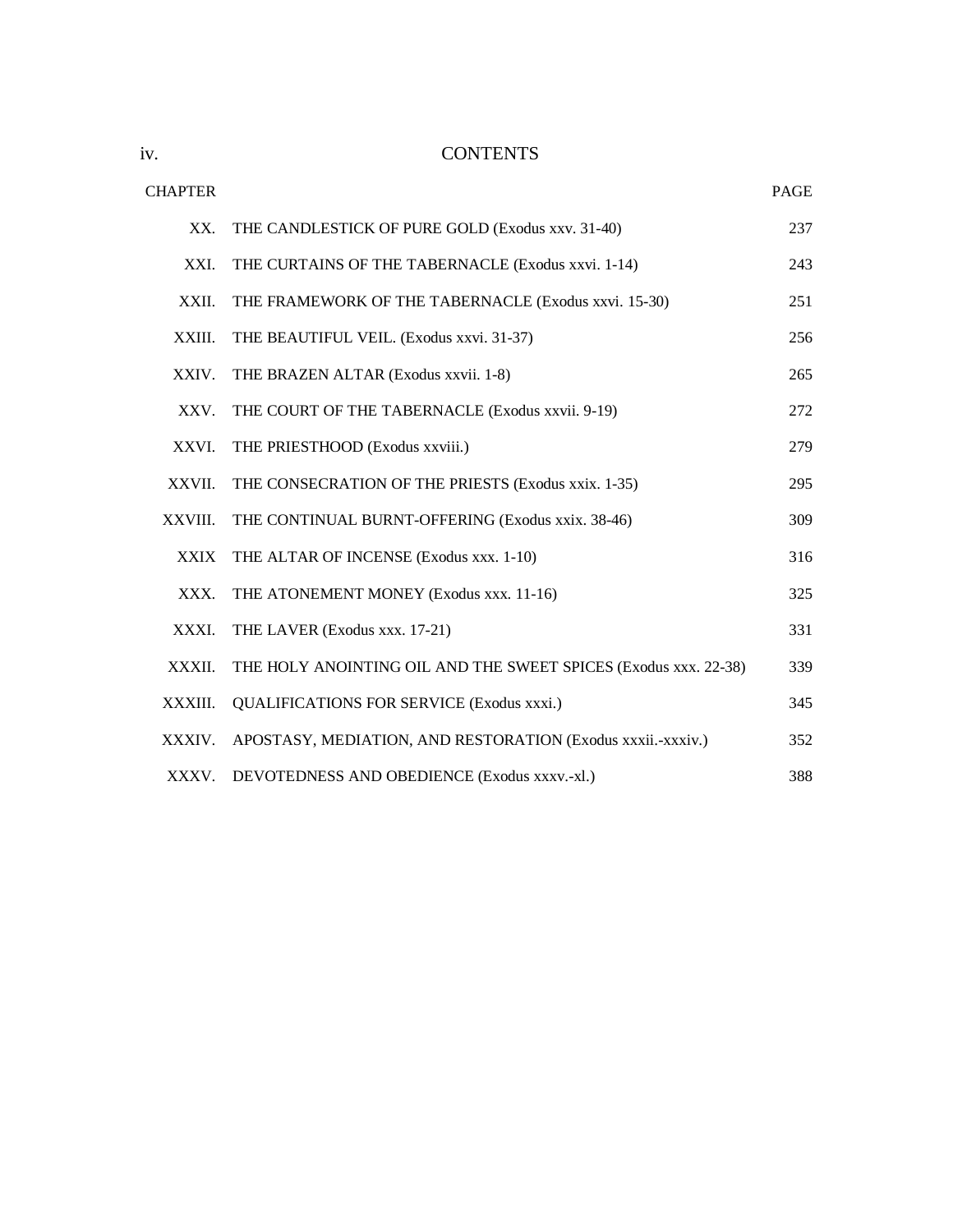# CONTENTS

| CHAPTER | | PAGE |
|---|---|---|
| XX. | THE CANDLESTICK OF PURE GOLD (Exodus xxv. 31-40) | 237 |
| XXI. | THE CURTAINS OF THE TABERNACLE (Exodus xxvi. 1-14) | 243 |
| XXII. | THE FRAMEWORK OF THE TABERNACLE (Exodus xxvi. 15-30) | 251 |
| XXIII. | THE BEAUTIFUL VEIL. (Exodus xxvi. 31-37) | 256 |
| XXIV. | THE BRAZEN ALTAR (Exodus xxvii. 1-8) | 265 |
| XXV. | THE COURT OF THE TABERNACLE (Exodus xxvii. 9-19) | 272 |
| XXVI. | THE PRIESTHOOD (Exodus xxviii.) | 279 |
| XXVII. | THE CONSECRATION OF THE PRIESTS (Exodus xxix. 1-35) | 295 |
| XXVIII. | THE CONTINUAL BURNT-OFFERING (Exodus xxix. 38-46) | 309 |
| XXIX | THE ALTAR OF INCENSE (Exodus xxx. 1-10) | 316 |
| XXX. | THE ATONEMENT MONEY (Exodus xxx. 11-16) | 325 |
| XXXI. | THE LAVER (Exodus xxx. 17-21) | 331 |
| XXXII. | THE HOLY ANOINTING OIL AND THE SWEET SPICES (Exodus xxx. 22-38) | 339 |
| XXXIII. | QUALIFICATIONS FOR SERVICE (Exodus xxxi.) | 345 |
| XXXIV. | APOSTASY, MEDIATION, AND RESTORATION (Exodus xxxii.-xxxiv.) | 352 |
| XXXV. | DEVOTEDNESS AND OBEDIENCE (Exodus xxxv.-xl.) | 388 |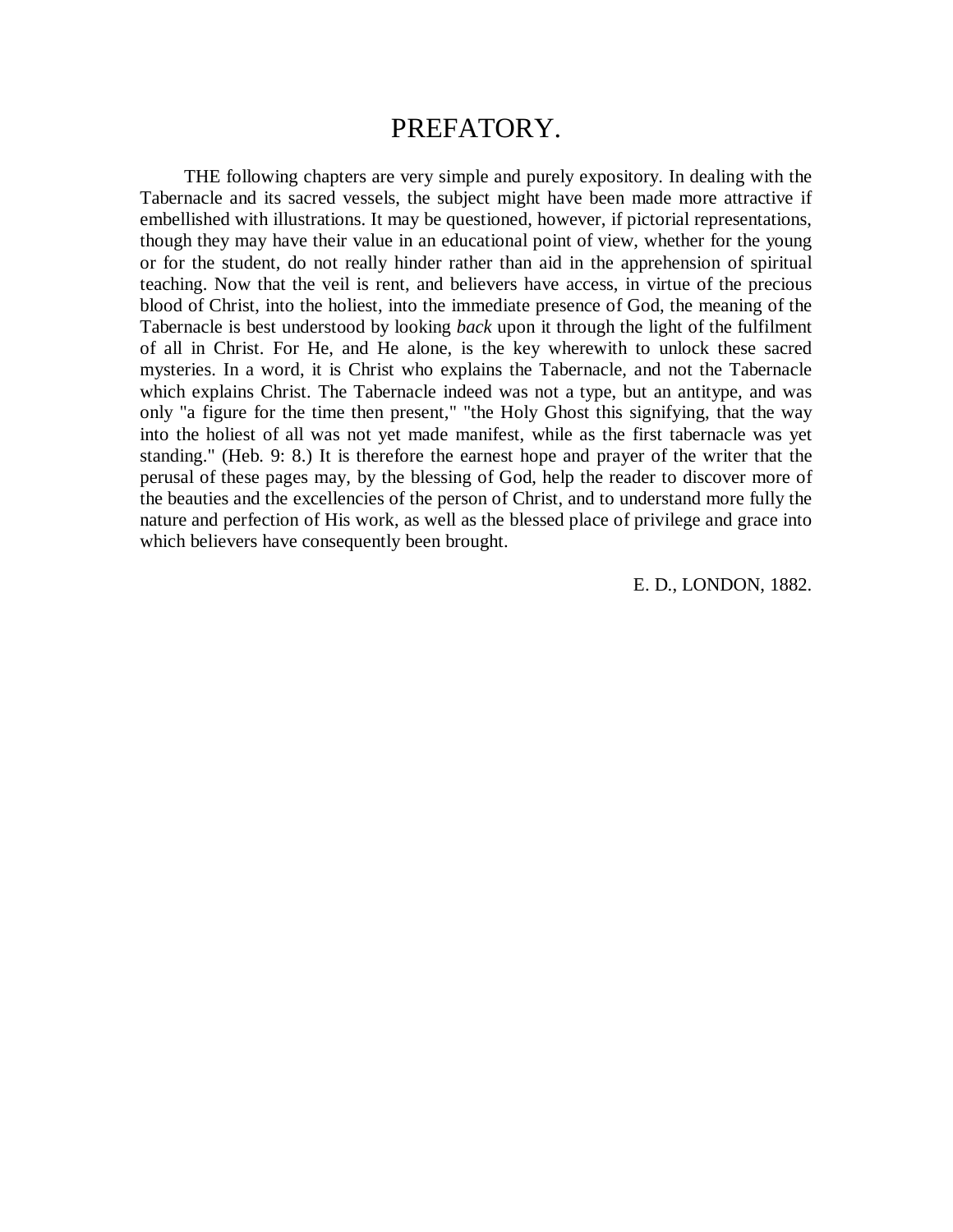# PREFATORY.

THE following chapters are very simple and purely expository. In dealing with the Tabernacle and its sacred vessels, the subject might have been made more attractive if embellished with illustrations. It may be questioned, however, if pictorial representations, though they may have their value in an educational point of view, whether for the young or for the student, do not really hinder rather than aid in the apprehension of spiritual teaching. Now that the veil is rent, and believers have access, in virtue of the precious blood of Christ, into the holiest, into the immediate presence of God, the meaning of the Tabernacle is best understood by looking *back* upon it through the light of the fulfilment of all in Christ. For He, and He alone, is the key wherewith to unlock these sacred mysteries. In a word, it is Christ who explains the Tabernacle, and not the Tabernacle which explains Christ. The Tabernacle indeed was not a type, but an antitype, and was only "a figure for the time then present," "the Holy Ghost this signifying, that the way into the holiest of all was not yet made manifest, while as the first tabernacle was yet standing." (Heb. 9: 8.) It is therefore the earnest hope and prayer of the writer that the perusal of these pages may, by the blessing of God, help the reader to discover more of the beauties and the excellencies of the person of Christ, and to understand more fully the nature and perfection of His work, as well as the blessed place of privilege and grace into which believers have consequently been brought.

E. D., LONDON, 1882.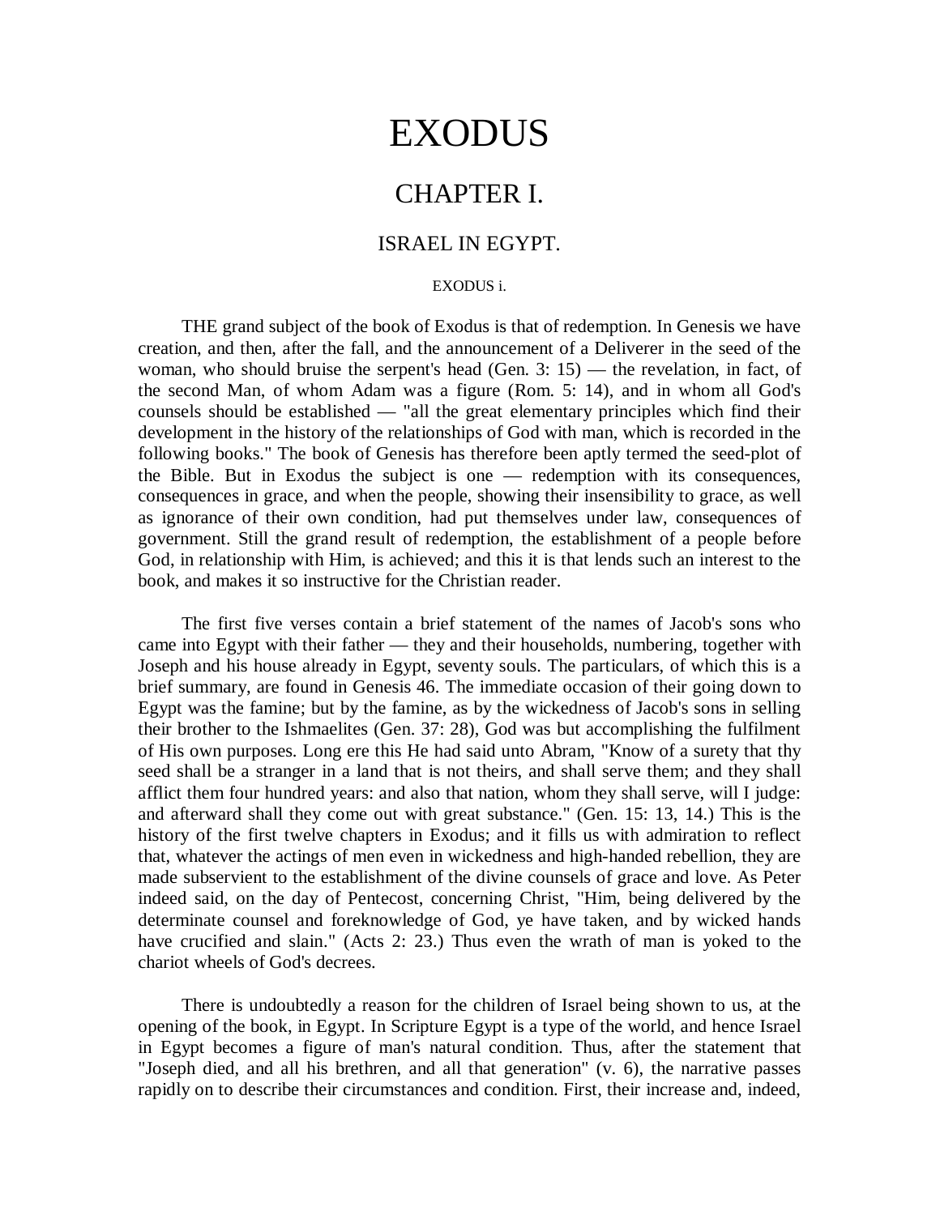# EXODUS

## CHAPTER I.

### ISRAEL IN EGYPT.

EXODUS i.

THE grand subject of the book of Exodus is that of redemption. In Genesis we have creation, and then, after the fall, and the announcement of a Deliverer in the seed of the woman, who should bruise the serpent's head (Gen. 3: 15) — the revelation, in fact, of the second Man, of whom Adam was a figure (Rom. 5: 14), and in whom all God's counsels should be established — "all the great elementary principles which find their development in the history of the relationships of God with man, which is recorded in the following books." The book of Genesis has therefore been aptly termed the seed-plot of the Bible. But in Exodus the subject is one — redemption with its consequences, consequences in grace, and when the people, showing their insensibility to grace, as well as ignorance of their own condition, had put themselves under law, consequences of government. Still the grand result of redemption, the establishment of a people before God, in relationship with Him, is achieved; and this it is that lends such an interest to the book, and makes it so instructive for the Christian reader.

The first five verses contain a brief statement of the names of Jacob's sons who came into Egypt with their father — they and their households, numbering, together with Joseph and his house already in Egypt, seventy souls. The particulars, of which this is a brief summary, are found in Genesis 46. The immediate occasion of their going down to Egypt was the famine; but by the famine, as by the wickedness of Jacob's sons in selling their brother to the Ishmaelites (Gen. 37: 28), God was but accomplishing the fulfilment of His own purposes. Long ere this He had said unto Abram, "Know of a surety that thy seed shall be a stranger in a land that is not theirs, and shall serve them; and they shall afflict them four hundred years: and also that nation, whom they shall serve, will I judge: and afterward shall they come out with great substance." (Gen. 15: 13, 14.) This is the history of the first twelve chapters in Exodus; and it fills us with admiration to reflect that, whatever the actings of men even in wickedness and high-handed rebellion, they are made subservient to the establishment of the divine counsels of grace and love. As Peter indeed said, on the day of Pentecost, concerning Christ, "Him, being delivered by the determinate counsel and foreknowledge of God, ye have taken, and by wicked hands have crucified and slain." (Acts 2: 23.) Thus even the wrath of man is yoked to the chariot wheels of God's decrees.

There is undoubtedly a reason for the children of Israel being shown to us, at the opening of the book, in Egypt. In Scripture Egypt is a type of the world, and hence Israel in Egypt becomes a figure of man's natural condition. Thus, after the statement that "Joseph died, and all his brethren, and all that generation" (v. 6), the narrative passes rapidly on to describe their circumstances and condition. First, their increase and, indeed,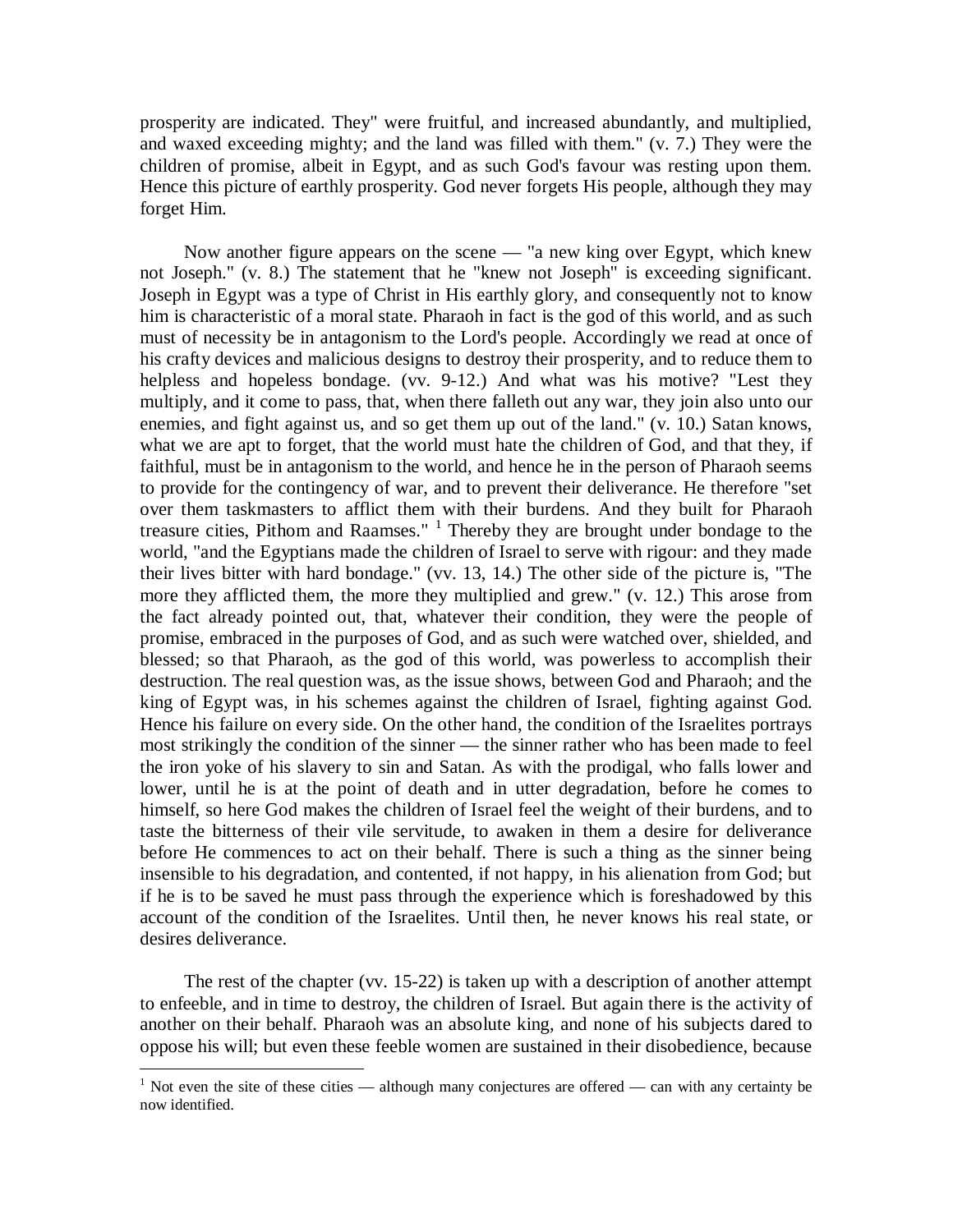prosperity are indicated. They" were fruitful, and increased abundantly, and multiplied, and waxed exceeding mighty; and the land was filled with them." (v. 7.) They were the children of promise, albeit in Egypt, and as such God's favour was resting upon them. Hence this picture of earthly prosperity. God never forgets His people, although they may forget Him.

Now another figure appears on the scene — "a new king over Egypt, which knew not Joseph." (v. 8.) The statement that he "knew not Joseph" is exceeding significant. Joseph in Egypt was a type of Christ in His earthly glory, and consequently not to know him is characteristic of a moral state. Pharaoh in fact is the god of this world, and as such must of necessity be in antagonism to the Lord's people. Accordingly we read at once of his crafty devices and malicious designs to destroy their prosperity, and to reduce them to helpless and hopeless bondage. (vv. 9-12.) And what was his motive? "Lest they multiply, and it come to pass, that, when there falleth out any war, they join also unto our enemies, and fight against us, and so get them up out of the land." (v. 10.) Satan knows, what we are apt to forget, that the world must hate the children of God, and that they, if faithful, must be in antagonism to the world, and hence he in the person of Pharaoh seems to provide for the contingency of war, and to prevent their deliverance. He therefore "set over them taskmasters to afflict them with their burdens. And they built for Pharaoh treasure cities, Pithom and Raamses." [1] Thereby they are brought under bondage to the world, "and the Egyptians made the children of Israel to serve with rigour: and they made their lives bitter with hard bondage." (vv. 13, 14.) The other side of the picture is, "The more they afflicted them, the more they multiplied and grew." (v. 12.) This arose from the fact already pointed out, that, whatever their condition, they were the people of promise, embraced in the purposes of God, and as such were watched over, shielded, and blessed; so that Pharaoh, as the god of this world, was powerless to accomplish their destruction. The real question was, as the issue shows, between God and Pharaoh; and the king of Egypt was, in his schemes against the children of Israel, fighting against God. Hence his failure on every side. On the other hand, the condition of the Israelites portrays most strikingly the condition of the sinner — the sinner rather who has been made to feel the iron yoke of his slavery to sin and Satan. As with the prodigal, who falls lower and lower, until he is at the point of death and in utter degradation, before he comes to himself, so here God makes the children of Israel feel the weight of their burdens, and to taste the bitterness of their vile servitude, to awaken in them a desire for deliverance before He commences to act on their behalf. There is such a thing as the sinner being insensible to his degradation, and contented, if not happy, in his alienation from God; but if he is to be saved he must pass through the experience which is foreshadowed by this account of the condition of the Israelites. Until then, he never knows his real state, or desires deliverance.

The rest of the chapter (vv. 15-22) is taken up with a description of another attempt to enfeeble, and in time to destroy, the children of Israel. But again there is the activity of another on their behalf. Pharaoh was an absolute king, and none of his subjects dared to oppose his will; but even these feeble women are sustained in their disobedience, because

[1] Not even the site of these cities — although many conjectures are offered — can with any certainty be now identified.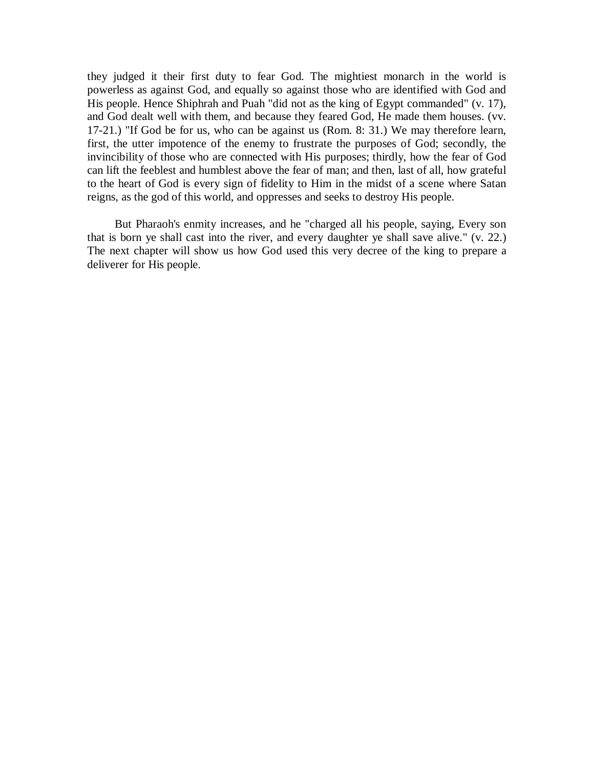they judged it their first duty to fear God. The mightiest monarch in the world is powerless as against God, and equally so against those who are identified with God and His people. Hence Shiphrah and Puah "did not as the king of Egypt commanded" (v. 17), and God dealt well with them, and because they feared God, He made them houses. (vv. 17-21.) "If God be for us, who can be against us (Rom. 8: 31.) We may therefore learn, first, the utter impotence of the enemy to frustrate the purposes of God; secondly, the invincibility of those who are connected with His purposes; thirdly, how the fear of God can lift the feeblest and humblest above the fear of man; and then, last of all, how grateful to the heart of God is every sign of fidelity to Him in the midst of a scene where Satan reigns, as the god of this world, and oppresses and seeks to destroy His people.

But Pharaoh's enmity increases, and he "charged all his people, saying, Every son that is born ye shall cast into the river, and every daughter ye shall save alive." (v. 22.) The next chapter will show us how God used this very decree of the king to prepare a deliverer for His people.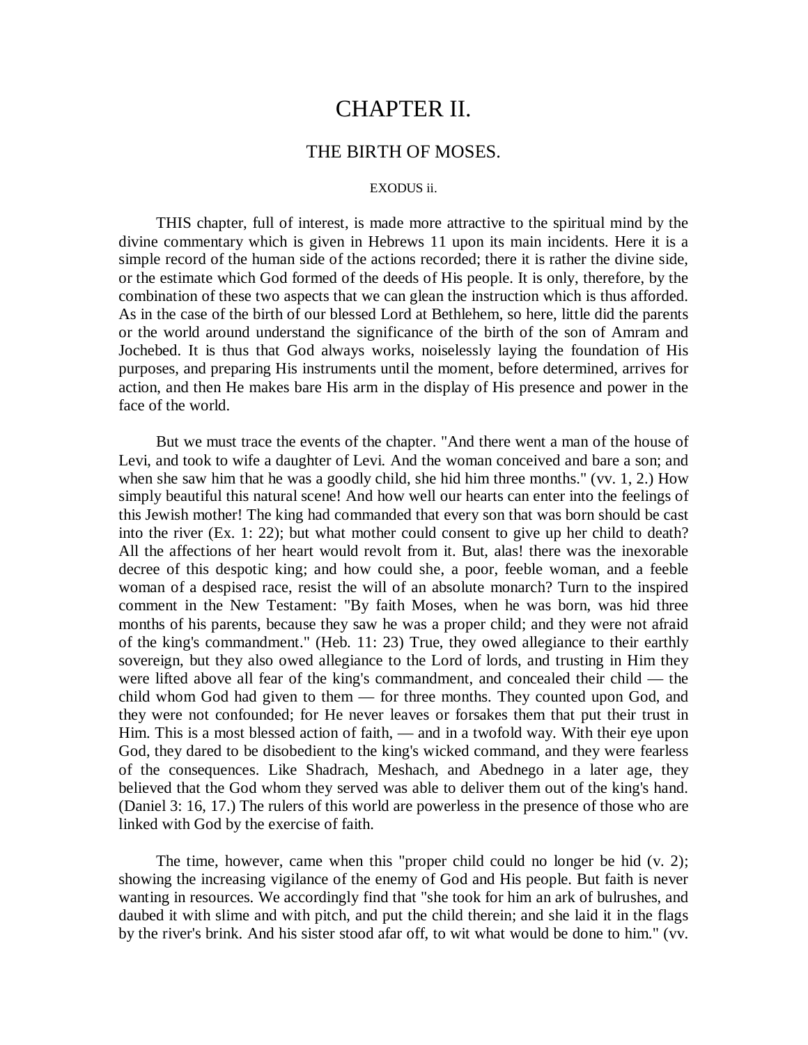# CHAPTER II.

## THE BIRTH OF MOSES.

EXODUS ii.

THIS chapter, full of interest, is made more attractive to the spiritual mind by the divine commentary which is given in Hebrews 11 upon its main incidents. Here it is a simple record of the human side of the actions recorded; there it is rather the divine side, or the estimate which God formed of the deeds of His people. It is only, therefore, by the combination of these two aspects that we can glean the instruction which is thus afforded. As in the case of the birth of our blessed Lord at Bethlehem, so here, little did the parents or the world around understand the significance of the birth of the son of Amram and Jochebed. It is thus that God always works, noiselessly laying the foundation of His purposes, and preparing His instruments until the moment, before determined, arrives for action, and then He makes bare His arm in the display of His presence and power in the face of the world.

But we must trace the events of the chapter. "And there went a man of the house of Levi, and took to wife a daughter of Levi. And the woman conceived and bare a son; and when she saw him that he was a goodly child, she hid him three months." (vv. 1, 2.) How simply beautiful this natural scene! And how well our hearts can enter into the feelings of this Jewish mother! The king had commanded that every son that was born should be cast into the river (Ex. 1: 22); but what mother could consent to give up her child to death? All the affections of her heart would revolt from it. But, alas! there was the inexorable decree of this despotic king; and how could she, a poor, feeble woman, and a feeble woman of a despised race, resist the will of an absolute monarch? Turn to the inspired comment in the New Testament: "By faith Moses, when he was born, was hid three months of his parents, because they saw he was a proper child; and they were not afraid of the king's commandment." (Heb. 11: 23) True, they owed allegiance to their earthly sovereign, but they also owed allegiance to the Lord of lords, and trusting in Him they were lifted above all fear of the king's commandment, and concealed their child — the child whom God had given to them — for three months. They counted upon God, and they were not confounded; for He never leaves or forsakes them that put their trust in Him. This is a most blessed action of faith, — and in a twofold way. With their eye upon God, they dared to be disobedient to the king's wicked command, and they were fearless of the consequences. Like Shadrach, Meshach, and Abednego in a later age, they believed that the God whom they served was able to deliver them out of the king's hand. (Daniel 3: 16, 17.) The rulers of this world are powerless in the presence of those who are linked with God by the exercise of faith.

The time, however, came when this "proper child could no longer be hid (v. 2); showing the increasing vigilance of the enemy of God and His people. But faith is never wanting in resources. We accordingly find that "she took for him an ark of bulrushes, and daubed it with slime and with pitch, and put the child therein; and she laid it in the flags by the river's brink. And his sister stood afar off, to wit what would be done to him." (vv.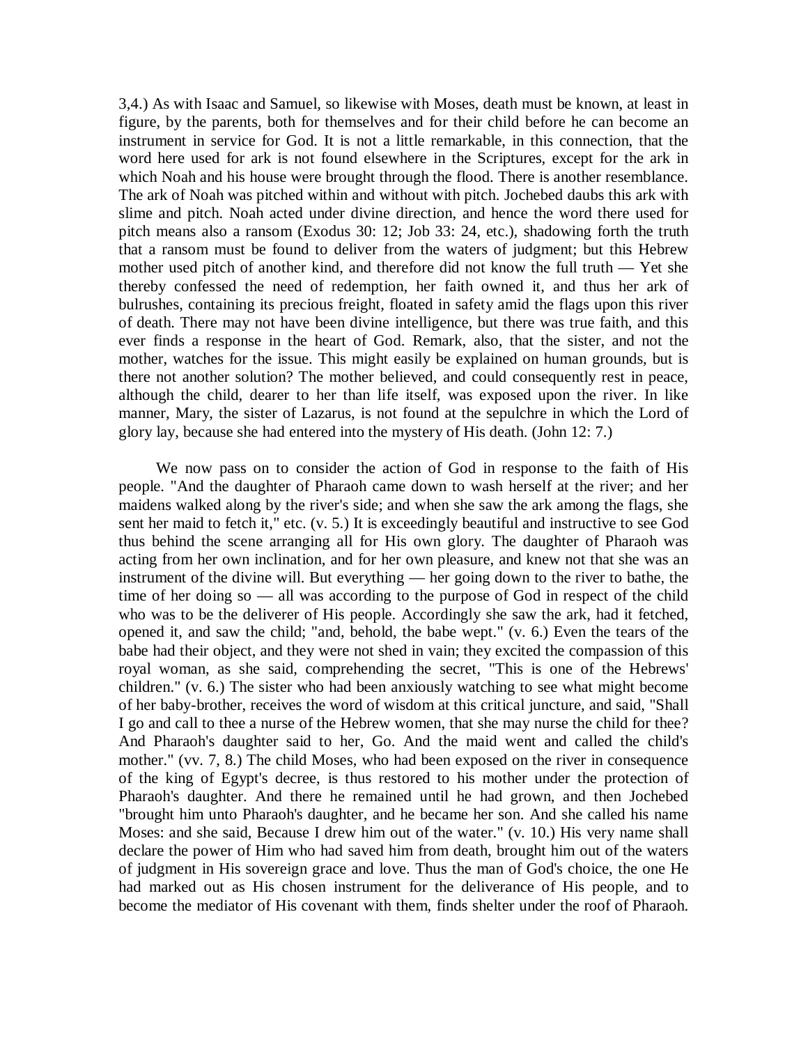3,4.) As with Isaac and Samuel, so likewise with Moses, death must be known, at least in figure, by the parents, both for themselves and for their child before he can become an instrument in service for God. It is not a little remarkable, in this connection, that the word here used for ark is not found elsewhere in the Scriptures, except for the ark in which Noah and his house were brought through the flood. There is another resemblance. The ark of Noah was pitched within and without with pitch. Jochebed daubs this ark with slime and pitch. Noah acted under divine direction, and hence the word there used for pitch means also a ransom (Exodus 30: 12; Job 33: 24, etc.), shadowing forth the truth that a ransom must be found to deliver from the waters of judgment; but this Hebrew mother used pitch of another kind, and therefore did not know the full truth — Yet she thereby confessed the need of redemption, her faith owned it, and thus her ark of bulrushes, containing its precious freight, floated in safety amid the flags upon this river of death. There may not have been divine intelligence, but there was true faith, and this ever finds a response in the heart of God. Remark, also, that the sister, and not the mother, watches for the issue. This might easily be explained on human grounds, but is there not another solution? The mother believed, and could consequently rest in peace, although the child, dearer to her than life itself, was exposed upon the river. In like manner, Mary, the sister of Lazarus, is not found at the sepulchre in which the Lord of glory lay, because she had entered into the mystery of His death. (John 12: 7.)

We now pass on to consider the action of God in response to the faith of His people. "And the daughter of Pharaoh came down to wash herself at the river; and her maidens walked along by the river's side; and when she saw the ark among the flags, she sent her maid to fetch it," etc. (v. 5.) It is exceedingly beautiful and instructive to see God thus behind the scene arranging all for His own glory. The daughter of Pharaoh was acting from her own inclination, and for her own pleasure, and knew not that she was an instrument of the divine will. But everything — her going down to the river to bathe, the time of her doing so — all was according to the purpose of God in respect of the child who was to be the deliverer of His people. Accordingly she saw the ark, had it fetched, opened it, and saw the child; "and, behold, the babe wept." (v. 6.) Even the tears of the babe had their object, and they were not shed in vain; they excited the compassion of this royal woman, as she said, comprehending the secret, "This is one of the Hebrews' children." (v. 6.) The sister who had been anxiously watching to see what might become of her baby-brother, receives the word of wisdom at this critical juncture, and said, "Shall I go and call to thee a nurse of the Hebrew women, that she may nurse the child for thee? And Pharaoh's daughter said to her, Go. And the maid went and called the child's mother." (vv. 7, 8.) The child Moses, who had been exposed on the river in consequence of the king of Egypt's decree, is thus restored to his mother under the protection of Pharaoh's daughter. And there he remained until he had grown, and then Jochebed "brought him unto Pharaoh's daughter, and he became her son. And she called his name Moses: and she said, Because I drew him out of the water." (v. 10.) His very name shall declare the power of Him who had saved him from death, brought him out of the waters of judgment in His sovereign grace and love. Thus the man of God's choice, the one He had marked out as His chosen instrument for the deliverance of His people, and to become the mediator of His covenant with them, finds shelter under the roof of Pharaoh.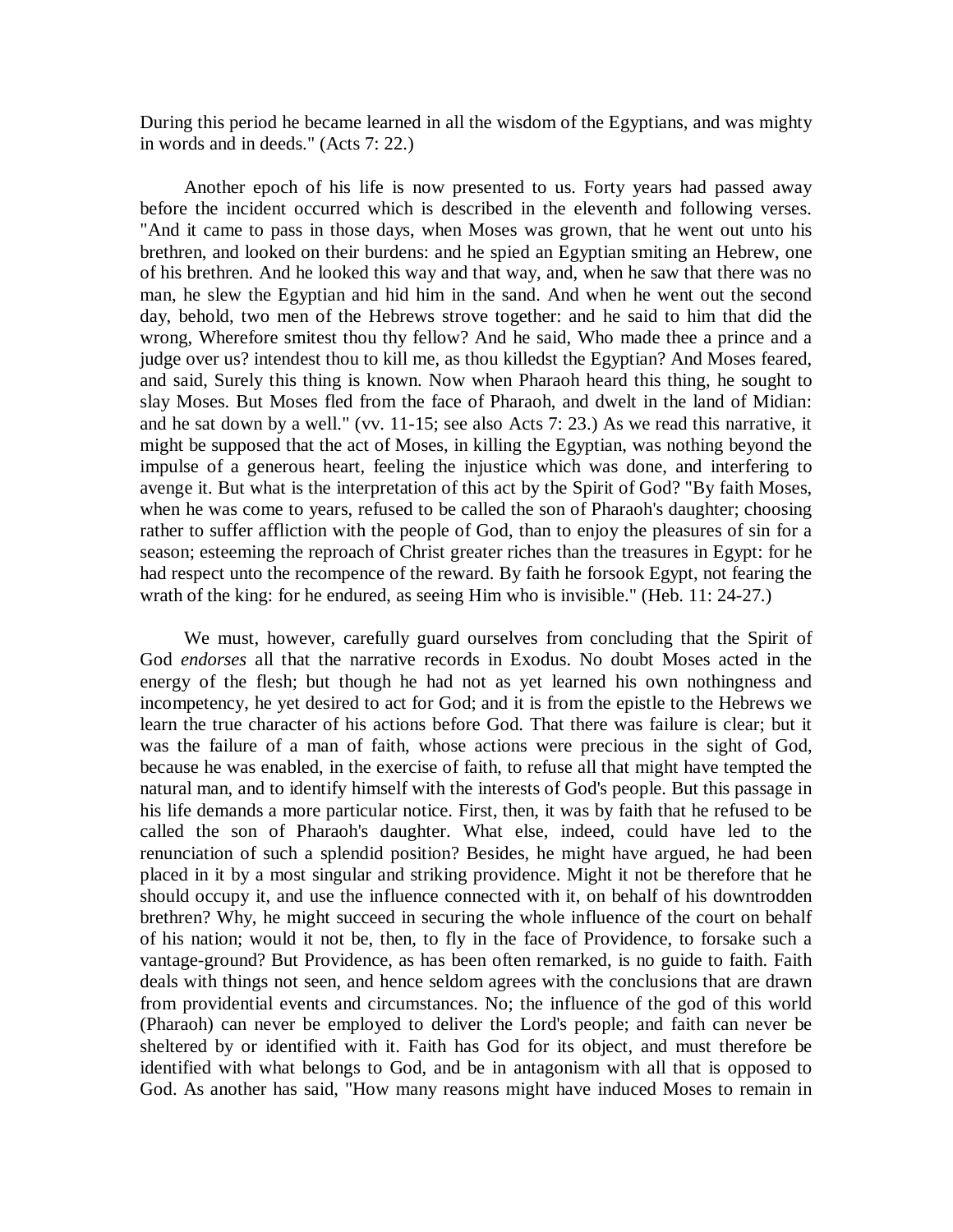During this period he became learned in all the wisdom of the Egyptians, and was mighty in words and in deeds." (Acts 7: 22.)

Another epoch of his life is now presented to us. Forty years had passed away before the incident occurred which is described in the eleventh and following verses. "And it came to pass in those days, when Moses was grown, that he went out unto his brethren, and looked on their burdens: and he spied an Egyptian smiting an Hebrew, one of his brethren. And he looked this way and that way, and, when he saw that there was no man, he slew the Egyptian and hid him in the sand. And when he went out the second day, behold, two men of the Hebrews strove together: and he said to him that did the wrong, Wherefore smitest thou thy fellow? And he said, Who made thee a prince and a judge over us? intendest thou to kill me, as thou killedst the Egyptian? And Moses feared, and said, Surely this thing is known. Now when Pharaoh heard this thing, he sought to slay Moses. But Moses fled from the face of Pharaoh, and dwelt in the land of Midian: and he sat down by a well." (vv. 11-15; see also Acts 7: 23.) As we read this narrative, it might be supposed that the act of Moses, in killing the Egyptian, was nothing beyond the impulse of a generous heart, feeling the injustice which was done, and interfering to avenge it. But what is the interpretation of this act by the Spirit of God? "By faith Moses, when he was come to years, refused to be called the son of Pharaoh's daughter; choosing rather to suffer affliction with the people of God, than to enjoy the pleasures of sin for a season; esteeming the reproach of Christ greater riches than the treasures in Egypt: for he had respect unto the recompence of the reward. By faith he forsook Egypt, not fearing the wrath of the king: for he endured, as seeing Him who is invisible." (Heb. 11: 24-27.)

We must, however, carefully guard ourselves from concluding that the Spirit of God *endorses* all that the narrative records in Exodus. No doubt Moses acted in the energy of the flesh; but though he had not as yet learned his own nothingness and incompetency, he yet desired to act for God; and it is from the epistle to the Hebrews we learn the true character of his actions before God. That there was failure is clear; but it was the failure of a man of faith, whose actions were precious in the sight of God, because he was enabled, in the exercise of faith, to refuse all that might have tempted the natural man, and to identify himself with the interests of God's people. But this passage in his life demands a more particular notice. First, then, it was by faith that he refused to be called the son of Pharaoh's daughter. What else, indeed, could have led to the renunciation of such a splendid position? Besides, he might have argued, he had been placed in it by a most singular and striking providence. Might it not be therefore that he should occupy it, and use the influence connected with it, on behalf of his downtrodden brethren? Why, he might succeed in securing the whole influence of the court on behalf of his nation; would it not be, then, to fly in the face of Providence, to forsake such a vantage-ground? But Providence, as has been often remarked, is no guide to faith. Faith deals with things not seen, and hence seldom agrees with the conclusions that are drawn from providential events and circumstances. No; the influence of the god of this world (Pharaoh) can never be employed to deliver the Lord's people; and faith can never be sheltered by or identified with it. Faith has God for its object, and must therefore be identified with what belongs to God, and be in antagonism with all that is opposed to God. As another has said, "How many reasons might have induced Moses to remain in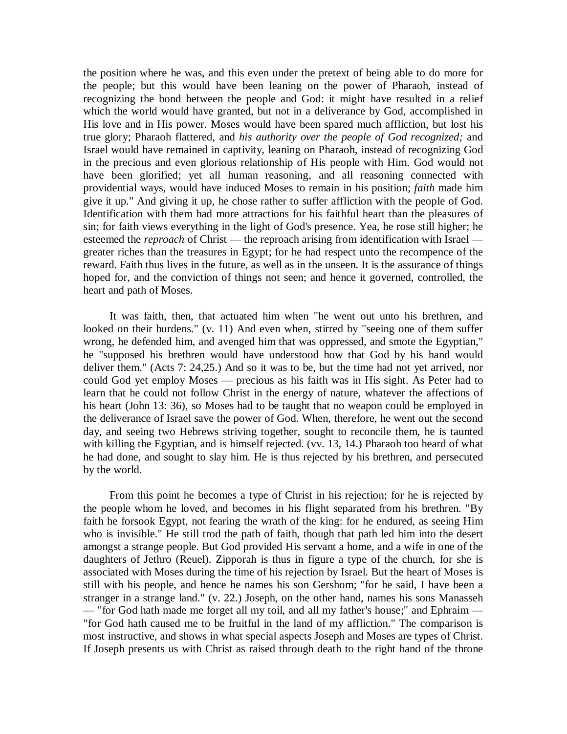the position where he was, and this even under the pretext of being able to do more for the people; but this would have been leaning on the power of Pharaoh, instead of recognizing the bond between the people and God: it might have resulted in a relief which the world would have granted, but not in a deliverance by God, accomplished in His love and in His power. Moses would have been spared much affliction, but lost his true glory; Pharaoh flattered, and *his authority over the people of God recognized;* and Israel would have remained in captivity, leaning on Pharaoh, instead of recognizing God in the precious and even glorious relationship of His people with Him. God would not have been glorified; yet all human reasoning, and all reasoning connected with providential ways, would have induced Moses to remain in his position; *faith* made him give it up." And giving it up, he chose rather to suffer affliction with the people of God. Identification with them had more attractions for his faithful heart than the pleasures of sin; for faith views everything in the light of God's presence. Yea, he rose still higher; he esteemed the *reproach* of Christ — the reproach arising from identification with Israel — greater riches than the treasures in Egypt; for he had respect unto the recompence of the reward. Faith thus lives in the future, as well as in the unseen. It is the assurance of things hoped for, and the conviction of things not seen; and hence it governed, controlled, the heart and path of Moses.

It was faith, then, that actuated him when "he went out unto his brethren, and looked on their burdens." (v. 11) And even when, stirred by "seeing one of them suffer wrong, he defended him, and avenged him that was oppressed, and smote the Egyptian," he "supposed his brethren would have understood how that God by his hand would deliver them." (Acts 7: 24,25.) And so it was to be, but the time had not yet arrived, nor could God yet employ Moses — precious as his faith was in His sight. As Peter had to learn that he could not follow Christ in the energy of nature, whatever the affections of his heart (John 13: 36), so Moses had to be taught that no weapon could be employed in the deliverance of Israel save the power of God. When, therefore, he went out the second day, and seeing two Hebrews striving together, sought to reconcile them, he is taunted with killing the Egyptian, and is himself rejected. (vv. 13, 14.) Pharaoh too heard of what he had done, and sought to slay him. He is thus rejected by his brethren, and persecuted by the world.

From this point he becomes a type of Christ in his rejection; for he is rejected by the people whom he loved, and becomes in his flight separated from his brethren. "By faith he forsook Egypt, not fearing the wrath of the king: for he endured, as seeing Him who is invisible." He still trod the path of faith, though that path led him into the desert amongst a strange people. But God provided His servant a home, and a wife in one of the daughters of Jethro (Reuel). Zipporah is thus in figure a type of the church, for she is associated with Moses during the time of his rejection by Israel. But the heart of Moses is still with his people, and hence he names his son Gershom; "for he said, I have been a stranger in a strange land." (v. 22.) Joseph, on the other hand, names his sons Manasseh — "for God hath made me forget all my toil, and all my father's house;" and Ephraim — "for God hath caused me to be fruitful in the land of my affliction." The comparison is most instructive, and shows in what special aspects Joseph and Moses are types of Christ. If Joseph presents us with Christ as raised through death to the right hand of the throne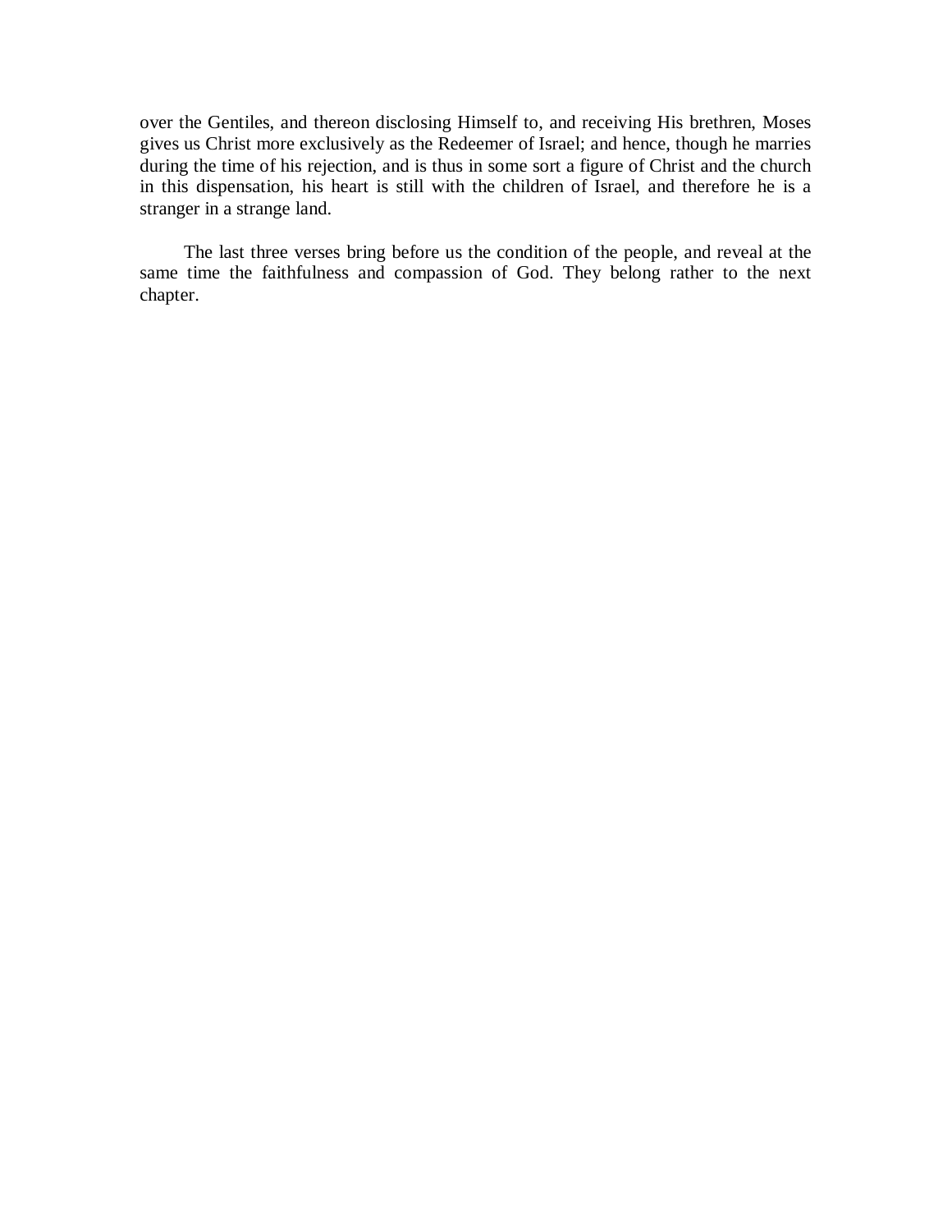over the Gentiles, and thereon disclosing Himself to, and receiving His brethren, Moses gives us Christ more exclusively as the Redeemer of Israel; and hence, though he marries during the time of his rejection, and is thus in some sort a figure of Christ and the church in this dispensation, his heart is still with the children of Israel, and therefore he is a stranger in a strange land.

The last three verses bring before us the condition of the people, and reveal at the same time the faithfulness and compassion of God. They belong rather to the next chapter.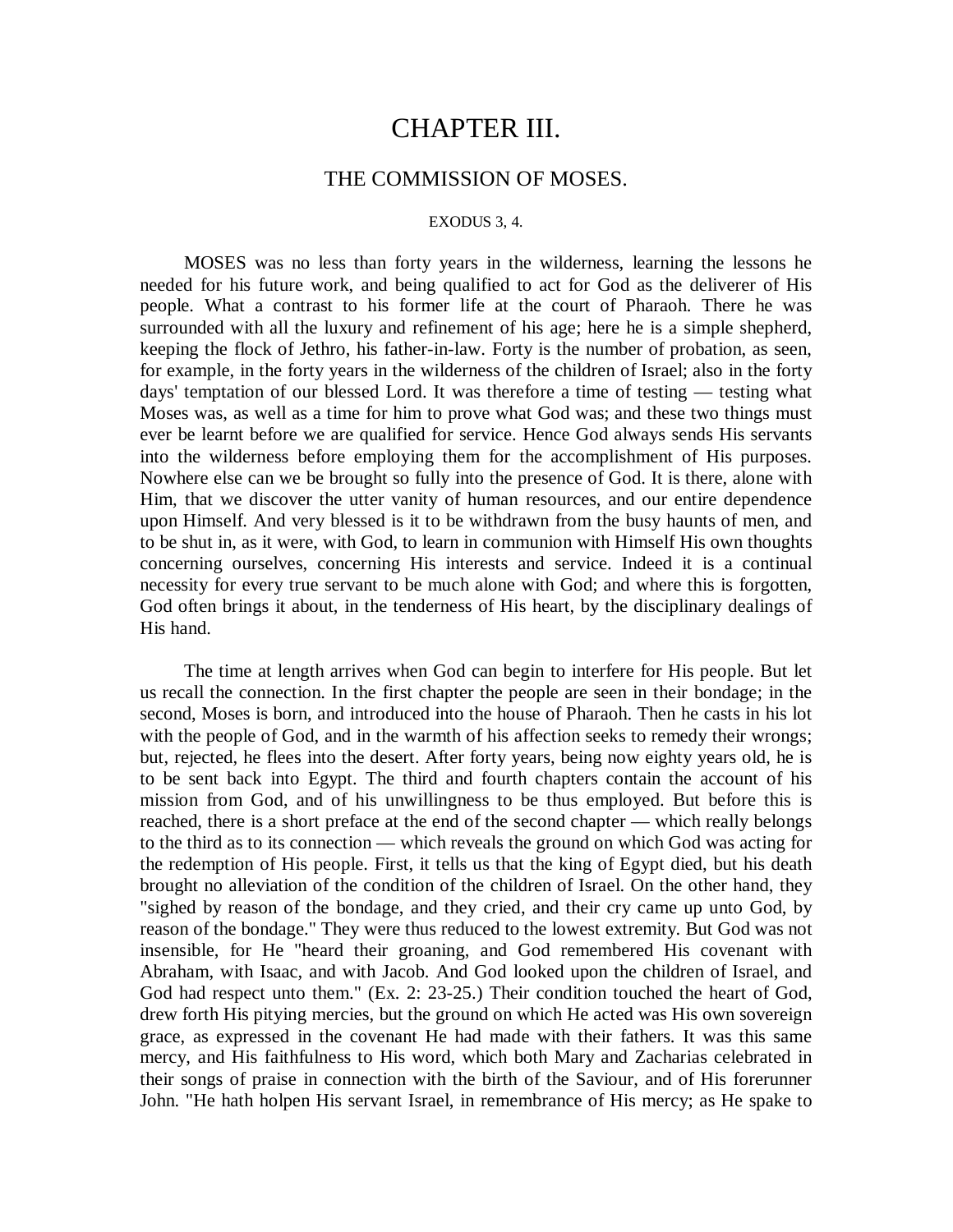# CHAPTER III.

## THE COMMISSION OF MOSES.

### EXODUS 3, 4.

MOSES was no less than forty years in the wilderness, learning the lessons he needed for his future work, and being qualified to act for God as the deliverer of His people. What a contrast to his former life at the court of Pharaoh. There he was surrounded with all the luxury and refinement of his age; here he is a simple shepherd, keeping the flock of Jethro, his father-in-law. Forty is the number of probation, as seen, for example, in the forty years in the wilderness of the children of Israel; also in the forty days' temptation of our blessed Lord. It was therefore a time of testing — testing what Moses was, as well as a time for him to prove what God was; and these two things must ever be learnt before we are qualified for service. Hence God always sends His servants into the wilderness before employing them for the accomplishment of His purposes. Nowhere else can we be brought so fully into the presence of God. It is there, alone with Him, that we discover the utter vanity of human resources, and our entire dependence upon Himself. And very blessed is it to be withdrawn from the busy haunts of men, and to be shut in, as it were, with God, to learn in communion with Himself His own thoughts concerning ourselves, concerning His interests and service. Indeed it is a continual necessity for every true servant to be much alone with God; and where this is forgotten, God often brings it about, in the tenderness of His heart, by the disciplinary dealings of His hand.

The time at length arrives when God can begin to interfere for His people. But let us recall the connection. In the first chapter the people are seen in their bondage; in the second, Moses is born, and introduced into the house of Pharaoh. Then he casts in his lot with the people of God, and in the warmth of his affection seeks to remedy their wrongs; but, rejected, he flees into the desert. After forty years, being now eighty years old, he is to be sent back into Egypt. The third and fourth chapters contain the account of his mission from God, and of his unwillingness to be thus employed. But before this is reached, there is a short preface at the end of the second chapter — which really belongs to the third as to its connection — which reveals the ground on which God was acting for the redemption of His people. First, it tells us that the king of Egypt died, but his death brought no alleviation of the condition of the children of Israel. On the other hand, they "sighed by reason of the bondage, and they cried, and their cry came up unto God, by reason of the bondage." They were thus reduced to the lowest extremity. But God was not insensible, for He "heard their groaning, and God remembered His covenant with Abraham, with Isaac, and with Jacob. And God looked upon the children of Israel, and God had respect unto them." (Ex. 2: 23-25.) Their condition touched the heart of God, drew forth His pitying mercies, but the ground on which He acted was His own sovereign grace, as expressed in the covenant He had made with their fathers. It was this same mercy, and His faithfulness to His word, which both Mary and Zacharias celebrated in their songs of praise in connection with the birth of the Saviour, and of His forerunner John. "He hath holpen His servant Israel, in remembrance of His mercy; as He spake to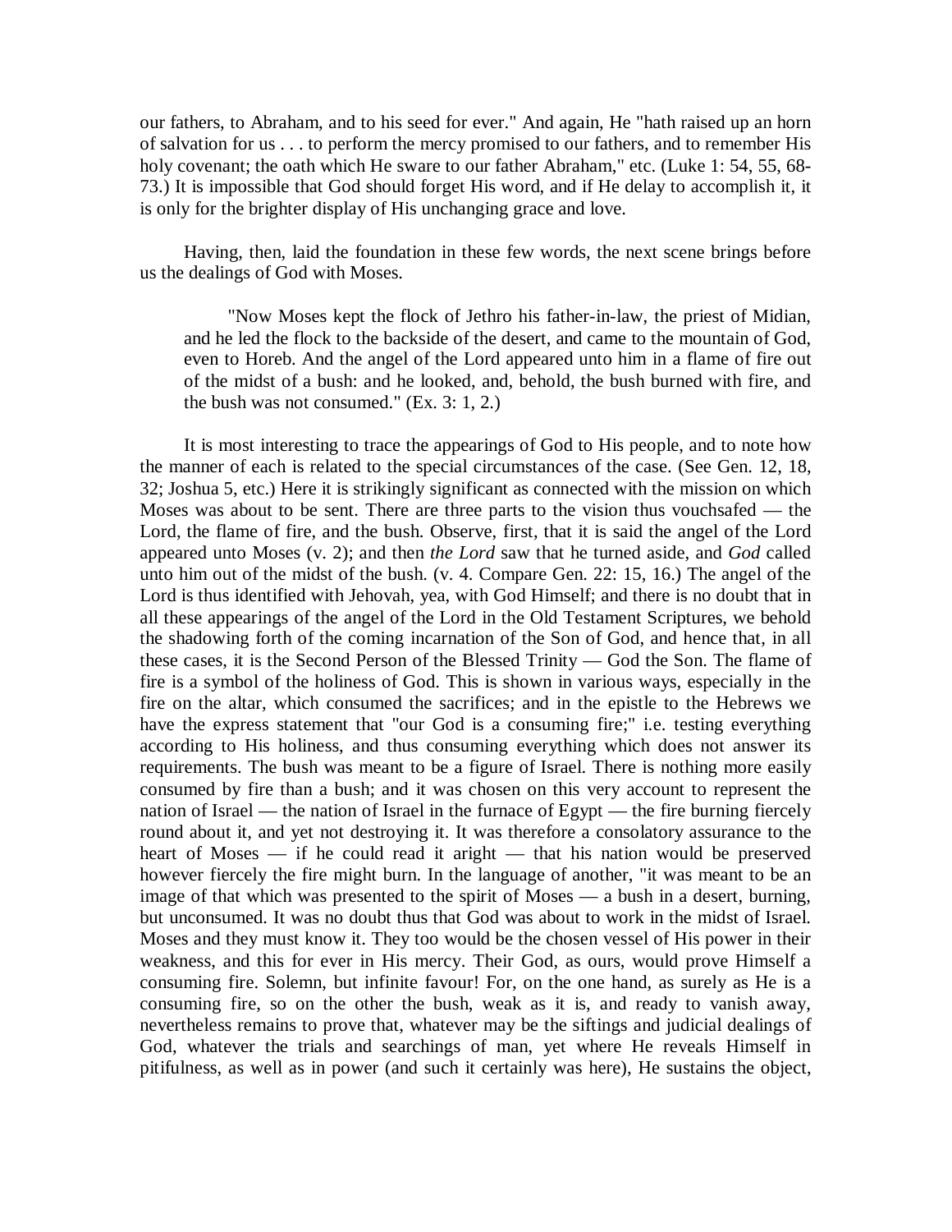our fathers, to Abraham, and to his seed for ever." And again, He "hath raised up an horn of salvation for us . . . to perform the mercy promised to our fathers, and to remember His holy covenant; the oath which He sware to our father Abraham," etc. (Luke 1: 54, 55, 68-73.) It is impossible that God should forget His word, and if He delay to accomplish it, it is only for the brighter display of His unchanging grace and love.

Having, then, laid the foundation in these few words, the next scene brings before us the dealings of God with Moses.

> "Now Moses kept the flock of Jethro his father-in-law, the priest of Midian, and he led the flock to the backside of the desert, and came to the mountain of God, even to Horeb. And the angel of the Lord appeared unto him in a flame of fire out of the midst of a bush: and he looked, and, behold, the bush burned with fire, and the bush was not consumed." (Ex. 3: 1, 2.)

It is most interesting to trace the appearings of God to His people, and to note how the manner of each is related to the special circumstances of the case. (See Gen. 12, 18, 32; Joshua 5, etc.) Here it is strikingly significant as connected with the mission on which Moses was about to be sent. There are three parts to the vision thus vouchsafed — the Lord, the flame of fire, and the bush. Observe, first, that it is said the angel of the Lord appeared unto Moses (v. 2); and then *the Lord* saw that he turned aside, and *God* called unto him out of the midst of the bush. (v. 4. Compare Gen. 22: 15, 16.) The angel of the Lord is thus identified with Jehovah, yea, with God Himself; and there is no doubt that in all these appearings of the angel of the Lord in the Old Testament Scriptures, we behold the shadowing forth of the coming incarnation of the Son of God, and hence that, in all these cases, it is the Second Person of the Blessed Trinity — God the Son. The flame of fire is a symbol of the holiness of God. This is shown in various ways, especially in the fire on the altar, which consumed the sacrifices; and in the epistle to the Hebrews we have the express statement that "our God is a consuming fire;" i.e. testing everything according to His holiness, and thus consuming everything which does not answer its requirements. The bush was meant to be a figure of Israel. There is nothing more easily consumed by fire than a bush; and it was chosen on this very account to represent the nation of Israel — the nation of Israel in the furnace of Egypt — the fire burning fiercely round about it, and yet not destroying it. It was therefore a consolatory assurance to the heart of Moses — if he could read it aright — that his nation would be preserved however fiercely the fire might burn. In the language of another, "it was meant to be an image of that which was presented to the spirit of Moses — a bush in a desert, burning, but unconsumed. It was no doubt thus that God was about to work in the midst of Israel. Moses and they must know it. They too would be the chosen vessel of His power in their weakness, and this for ever in His mercy. Their God, as ours, would prove Himself a consuming fire. Solemn, but infinite favour! For, on the one hand, as surely as He is a consuming fire, so on the other the bush, weak as it is, and ready to vanish away, nevertheless remains to prove that, whatever may be the siftings and judicial dealings of God, whatever the trials and searchings of man, yet where He reveals Himself in pitifulness, as well as in power (and such it certainly was here), He sustains the object,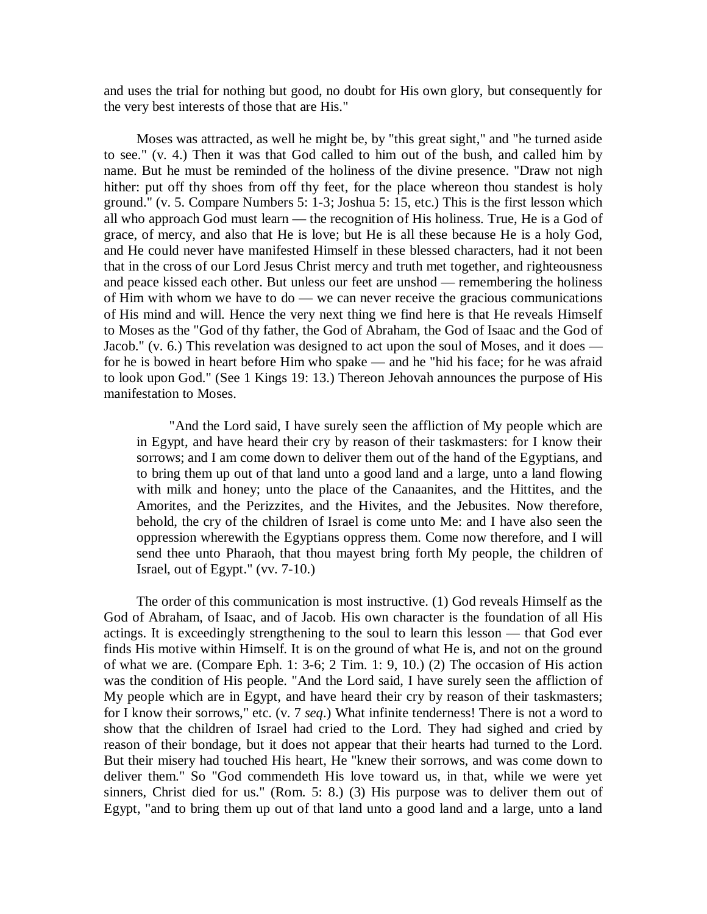and uses the trial for nothing but good, no doubt for His own glory, but consequently for the very best interests of those that are His."

Moses was attracted, as well he might be, by "this great sight," and "he turned aside to see." (v. 4.) Then it was that God called to him out of the bush, and called him by name. But he must be reminded of the holiness of the divine presence. "Draw not nigh hither: put off thy shoes from off thy feet, for the place whereon thou standest is holy ground." (v. 5. Compare Numbers 5: 1-3; Joshua 5: 15, etc.) This is the first lesson which all who approach God must learn — the recognition of His holiness. True, He is a God of grace, of mercy, and also that He is love; but He is all these because He is a holy God, and He could never have manifested Himself in these blessed characters, had it not been that in the cross of our Lord Jesus Christ mercy and truth met together, and righteousness and peace kissed each other. But unless our feet are unshod — remembering the holiness of Him with whom we have to do — we can never receive the gracious communications of His mind and will. Hence the very next thing we find here is that He reveals Himself to Moses as the "God of thy father, the God of Abraham, the God of Isaac and the God of Jacob." (v. 6.) This revelation was designed to act upon the soul of Moses, and it does — for he is bowed in heart before Him who spake — and he "hid his face; for he was afraid to look upon God." (See 1 Kings 19: 13.) Thereon Jehovah announces the purpose of His manifestation to Moses.

> "And the Lord said, I have surely seen the affliction of My people which are in Egypt, and have heard their cry by reason of their taskmasters: for I know their sorrows; and I am come down to deliver them out of the hand of the Egyptians, and to bring them up out of that land unto a good land and a large, unto a land flowing with milk and honey; unto the place of the Canaanites, and the Hittites, and the Amorites, and the Perizzites, and the Hivites, and the Jebusites. Now therefore, behold, the cry of the children of Israel is come unto Me: and I have also seen the oppression wherewith the Egyptians oppress them. Come now therefore, and I will send thee unto Pharaoh, that thou mayest bring forth My people, the children of Israel, out of Egypt." (vv. 7-10.)

The order of this communication is most instructive. (1) God reveals Himself as the God of Abraham, of Isaac, and of Jacob. His own character is the foundation of all His actings. It is exceedingly strengthening to the soul to learn this lesson — that God ever finds His motive within Himself. It is on the ground of what He is, and not on the ground of what we are. (Compare Eph. 1: 3-6; 2 Tim. 1: 9, 10.) (2) The occasion of His action was the condition of His people. "And the Lord said, I have surely seen the affliction of My people which are in Egypt, and have heard their cry by reason of their taskmasters; for I know their sorrows," etc. (v. 7 *seq*.) What infinite tenderness! There is not a word to show that the children of Israel had cried to the Lord. They had sighed and cried by reason of their bondage, but it does not appear that their hearts had turned to the Lord. But their misery had touched His heart, He "knew their sorrows, and was come down to deliver them." So "God commendeth His love toward us, in that, while we were yet sinners, Christ died for us." (Rom. 5: 8.) (3) His purpose was to deliver them out of Egypt, "and to bring them up out of that land unto a good land and a large, unto a land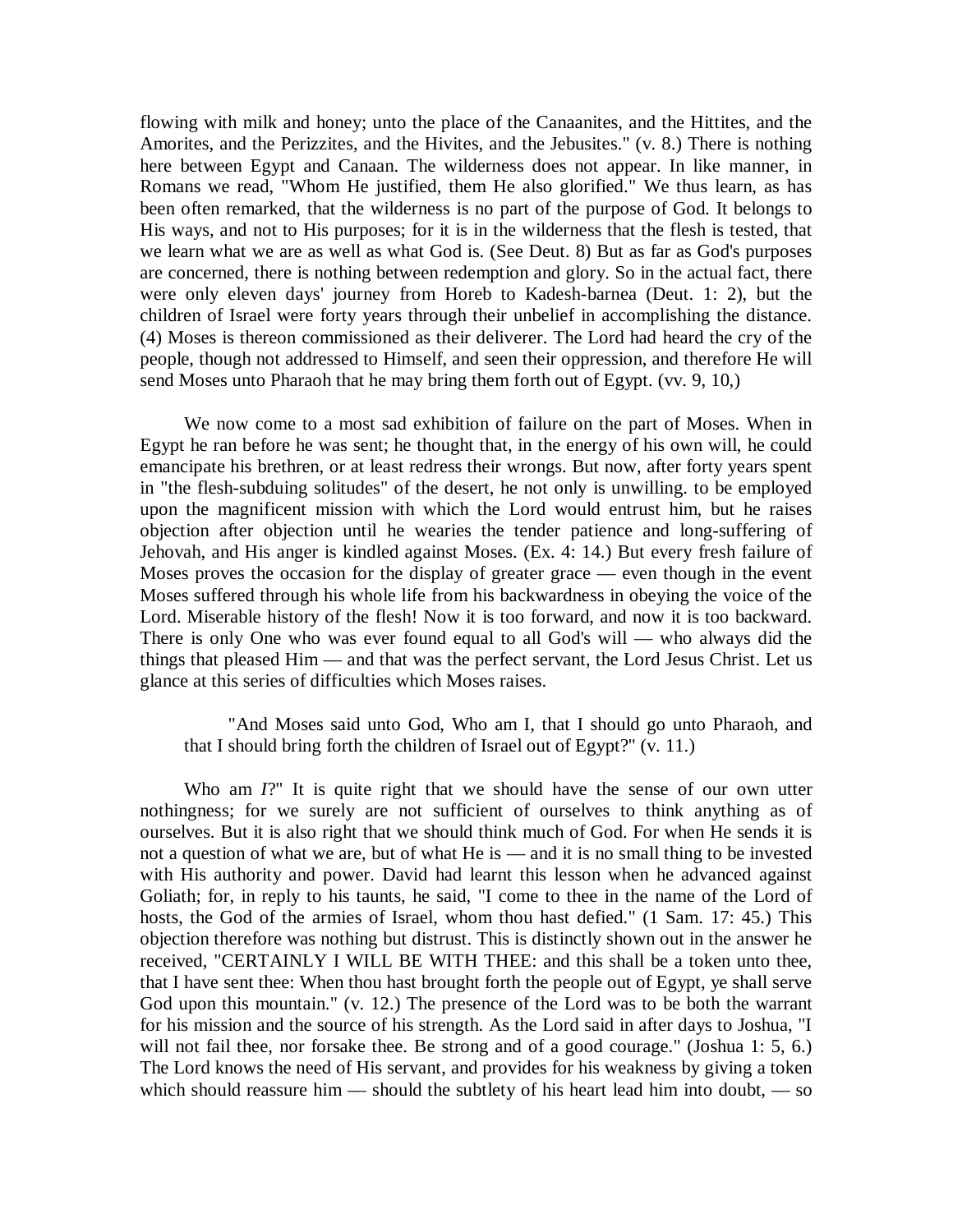flowing with milk and honey; unto the place of the Canaanites, and the Hittites, and the Amorites, and the Perizzites, and the Hivites, and the Jebusites." (v. 8.) There is nothing here between Egypt and Canaan. The wilderness does not appear. In like manner, in Romans we read, "Whom He justified, them He also glorified." We thus learn, as has been often remarked, that the wilderness is no part of the purpose of God. It belongs to His ways, and not to His purposes; for it is in the wilderness that the flesh is tested, that we learn what we are as well as what God is. (See Deut. 8) But as far as God's purposes are concerned, there is nothing between redemption and glory. So in the actual fact, there were only eleven days' journey from Horeb to Kadesh-barnea (Deut. 1: 2), but the children of Israel were forty years through their unbelief in accomplishing the distance. (4) Moses is thereon commissioned as their deliverer. The Lord had heard the cry of the people, though not addressed to Himself, and seen their oppression, and therefore He will send Moses unto Pharaoh that he may bring them forth out of Egypt. (vv. 9, 10,)

We now come to a most sad exhibition of failure on the part of Moses. When in Egypt he ran before he was sent; he thought that, in the energy of his own will, he could emancipate his brethren, or at least redress their wrongs. But now, after forty years spent in "the flesh-subduing solitudes" of the desert, he not only is unwilling. to be employed upon the magnificent mission with which the Lord would entrust him, but he raises objection after objection until he wearies the tender patience and long-suffering of Jehovah, and His anger is kindled against Moses. (Ex. 4: 14.) But every fresh failure of Moses proves the occasion for the display of greater grace — even though in the event Moses suffered through his whole life from his backwardness in obeying the voice of the Lord. Miserable history of the flesh! Now it is too forward, and now it is too backward. There is only One who was ever found equal to all God's will — who always did the things that pleased Him — and that was the perfect servant, the Lord Jesus Christ. Let us glance at this series of difficulties which Moses raises.

> "And Moses said unto God, Who am I, that I should go unto Pharaoh, and that I should bring forth the children of Israel out of Egypt?" (v. 11.)

Who am *I*?" It is quite right that we should have the sense of our own utter nothingness; for we surely are not sufficient of ourselves to think anything as of ourselves. But it is also right that we should think much of God. For when He sends it is not a question of what we are, but of what He is — and it is no small thing to be invested with His authority and power. David had learnt this lesson when he advanced against Goliath; for, in reply to his taunts, he said, "I come to thee in the name of the Lord of hosts, the God of the armies of Israel, whom thou hast defied." (1 Sam. 17: 45.) This objection therefore was nothing but distrust. This is distinctly shown out in the answer he received, "CERTAINLY I WILL BE WITH THEE: and this shall be a token unto thee, that I have sent thee: When thou hast brought forth the people out of Egypt, ye shall serve God upon this mountain." (v. 12.) The presence of the Lord was to be both the warrant for his mission and the source of his strength. As the Lord said in after days to Joshua, "I will not fail thee, nor forsake thee. Be strong and of a good courage." (Joshua 1: 5, 6.) The Lord knows the need of His servant, and provides for his weakness by giving a token which should reassure him — should the subtlety of his heart lead him into doubt, — so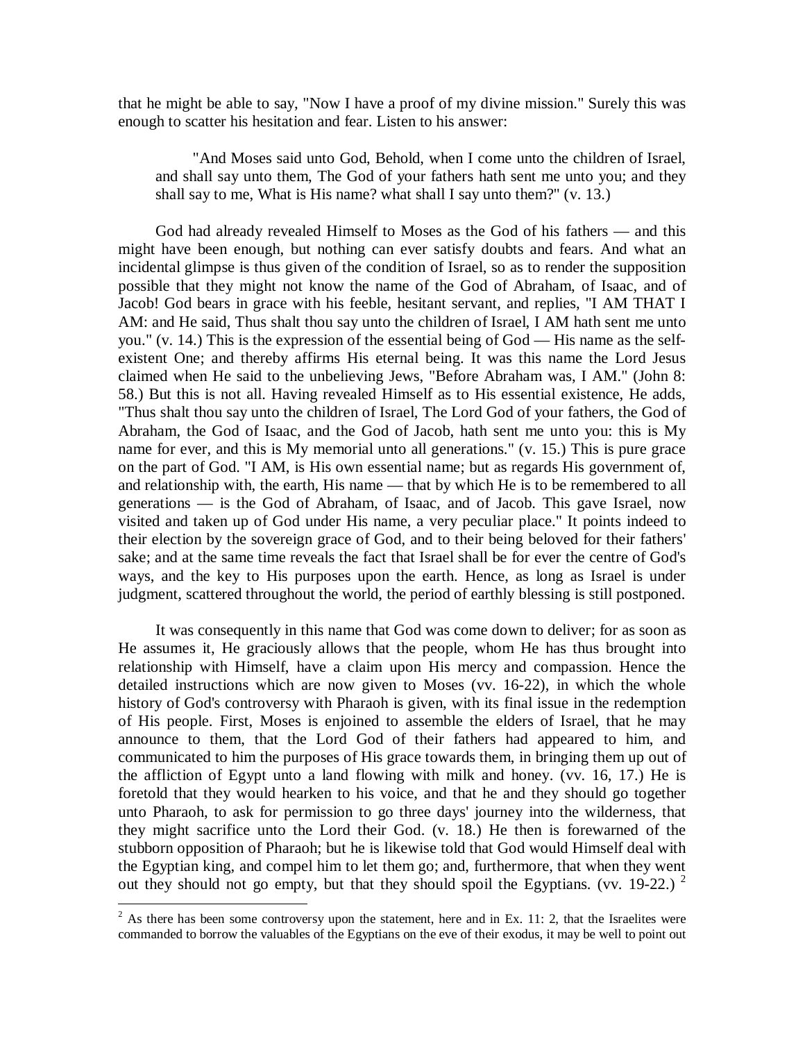that he might be able to say, "Now I have a proof of my divine mission." Surely this was enough to scatter his hesitation and fear. Listen to his answer:

> "And Moses said unto God, Behold, when I come unto the children of Israel, and shall say unto them, The God of your fathers hath sent me unto you; and they shall say to me, What is His name? what shall I say unto them?" (v. 13.)

God had already revealed Himself to Moses as the God of his fathers — and this might have been enough, but nothing can ever satisfy doubts and fears. And what an incidental glimpse is thus given of the condition of Israel, so as to render the supposition possible that they might not know the name of the God of Abraham, of Isaac, and of Jacob! God bears in grace with his feeble, hesitant servant, and replies, "I AM THAT I AM: and He said, Thus shalt thou say unto the children of Israel, I AM hath sent me unto you." (v. 14.) This is the expression of the essential being of God — His name as the self-existent One; and thereby affirms His eternal being. It was this name the Lord Jesus claimed when He said to the unbelieving Jews, "Before Abraham was, I AM." (John 8: 58.) But this is not all. Having revealed Himself as to His essential existence, He adds, "Thus shalt thou say unto the children of Israel, The Lord God of your fathers, the God of Abraham, the God of Isaac, and the God of Jacob, hath sent me unto you: this is My name for ever, and this is My memorial unto all generations." (v. 15.) This is pure grace on the part of God. "I AM, is His own essential name; but as regards His government of, and relationship with, the earth, His name — that by which He is to be remembered to all generations — is the God of Abraham, of Isaac, and of Jacob. This gave Israel, now visited and taken up of God under His name, a very peculiar place." It points indeed to their election by the sovereign grace of God, and to their being beloved for their fathers' sake; and at the same time reveals the fact that Israel shall be for ever the centre of God's ways, and the key to His purposes upon the earth. Hence, as long as Israel is under judgment, scattered throughout the world, the period of earthly blessing is still postponed.

It was consequently in this name that God was come down to deliver; for as soon as He assumes it, He graciously allows that the people, whom He has thus brought into relationship with Himself, have a claim upon His mercy and compassion. Hence the detailed instructions which are now given to Moses (vv. 16-22), in which the whole history of God's controversy with Pharaoh is given, with its final issue in the redemption of His people. First, Moses is enjoined to assemble the elders of Israel, that he may announce to them, that the Lord God of their fathers had appeared to him, and communicated to him the purposes of His grace towards them, in bringing them up out of the affliction of Egypt unto a land flowing with milk and honey. (vv. 16, 17.) He is foretold that they would hearken to his voice, and that he and they should go together unto Pharaoh, to ask for permission to go three days' journey into the wilderness, that they might sacrifice unto the Lord their God. (v. 18.) He then is forewarned of the stubborn opposition of Pharaoh; but he is likewise told that God would Himself deal with the Egyptian king, and compel him to let them go; and, furthermore, that when they went out they should not go empty, but that they should spoil the Egyptians. (vv. 19-22.) [2]

---

[2] As there has been some controversy upon the statement, here and in Ex. 11: 2, that the Israelites were commanded to borrow the valuables of the Egyptians on the eve of their exodus, it may be well to point out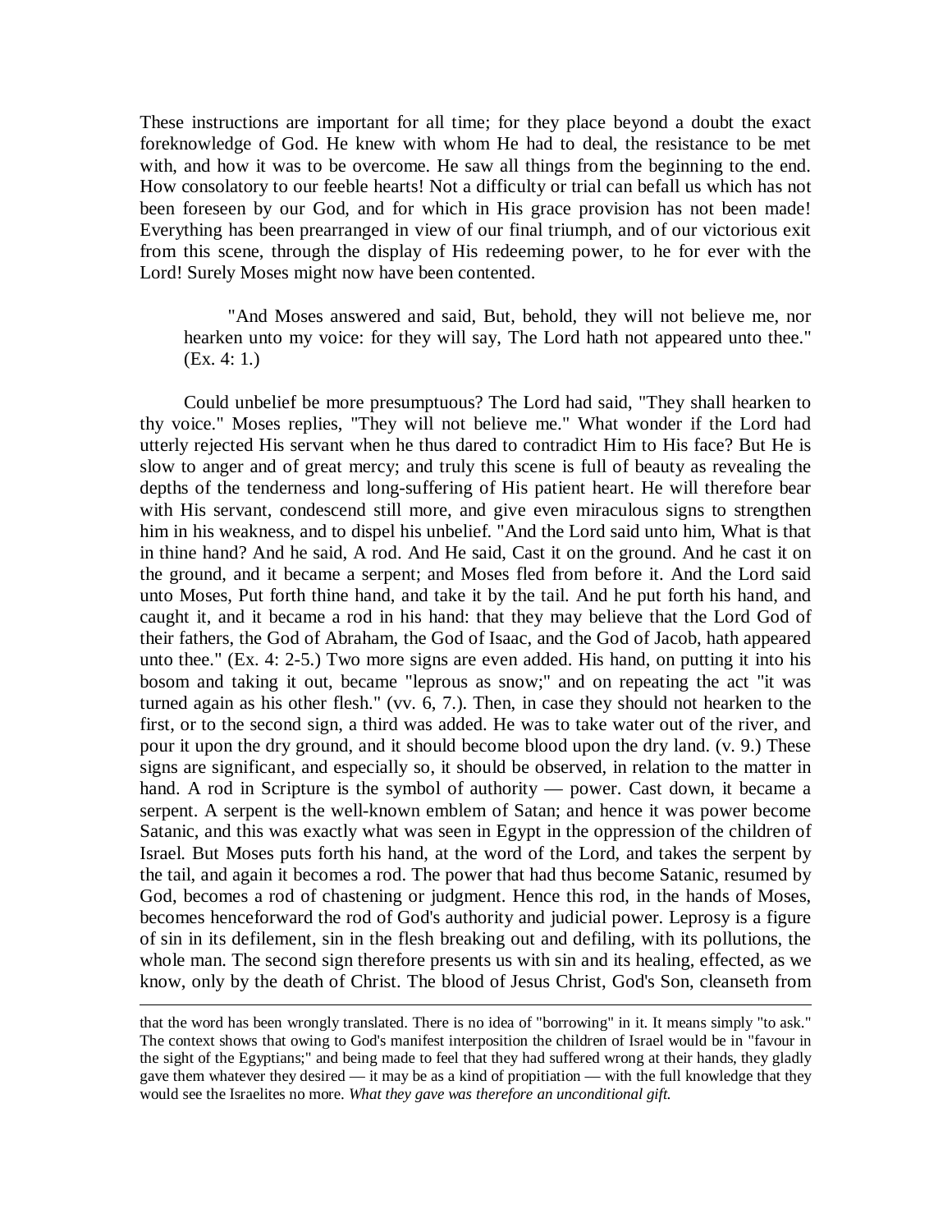These instructions are important for all time; for they place beyond a doubt the exact foreknowledge of God. He knew with whom He had to deal, the resistance to be met with, and how it was to be overcome. He saw all things from the beginning to the end. How consolatory to our feeble hearts! Not a difficulty or trial can befall us which has not been foreseen by our God, and for which in His grace provision has not been made! Everything has been prearranged in view of our final triumph, and of our victorious exit from this scene, through the display of His redeeming power, to he for ever with the Lord! Surely Moses might now have been contented.

> "And Moses answered and said, But, behold, they will not believe me, nor hearken unto my voice: for they will say, The Lord hath not appeared unto thee." (Ex. 4: 1.)

Could unbelief be more presumptuous? The Lord had said, "They shall hearken to thy voice." Moses replies, "They will not believe me." What wonder if the Lord had utterly rejected His servant when he thus dared to contradict Him to His face? But He is slow to anger and of great mercy; and truly this scene is full of beauty as revealing the depths of the tenderness and long-suffering of His patient heart. He will therefore bear with His servant, condescend still more, and give even miraculous signs to strengthen him in his weakness, and to dispel his unbelief. "And the Lord said unto him, What is that in thine hand? And he said, A rod. And He said, Cast it on the ground. And he cast it on the ground, and it became a serpent; and Moses fled from before it. And the Lord said unto Moses, Put forth thine hand, and take it by the tail. And he put forth his hand, and caught it, and it became a rod in his hand: that they may believe that the Lord God of their fathers, the God of Abraham, the God of Isaac, and the God of Jacob, hath appeared unto thee." (Ex. 4: 2-5.) Two more signs are even added. His hand, on putting it into his bosom and taking it out, became "leprous as snow;" and on repeating the act "it was turned again as his other flesh." (vv. 6, 7.). Then, in case they should not hearken to the first, or to the second sign, a third was added. He was to take water out of the river, and pour it upon the dry ground, and it should become blood upon the dry land. (v. 9.) These signs are significant, and especially so, it should be observed, in relation to the matter in hand. A rod in Scripture is the symbol of authority — power. Cast down, it became a serpent. A serpent is the well-known emblem of Satan; and hence it was power become Satanic, and this was exactly what was seen in Egypt in the oppression of the children of Israel. But Moses puts forth his hand, at the word of the Lord, and takes the serpent by the tail, and again it becomes a rod. The power that had thus become Satanic, resumed by God, becomes a rod of chastening or judgment. Hence this rod, in the hands of Moses, becomes henceforward the rod of God's authority and judicial power. Leprosy is a figure of sin in its defilement, sin in the flesh breaking out and defiling, with its pollutions, the whole man. The second sign therefore presents us with sin and its healing, effected, as we know, only by the death of Christ. The blood of Jesus Christ, God's Son, cleanseth from

---

that the word has been wrongly translated. There is no idea of "borrowing" in it. It means simply "to ask." The context shows that owing to God's manifest interposition the children of Israel would be in "favour in the sight of the Egyptians;" and being made to feel that they had suffered wrong at their hands, they gladly gave them whatever they desired — it may be as a kind of propitiation — with the full knowledge that they would see the Israelites no more. *What they gave was therefore an unconditional gift.*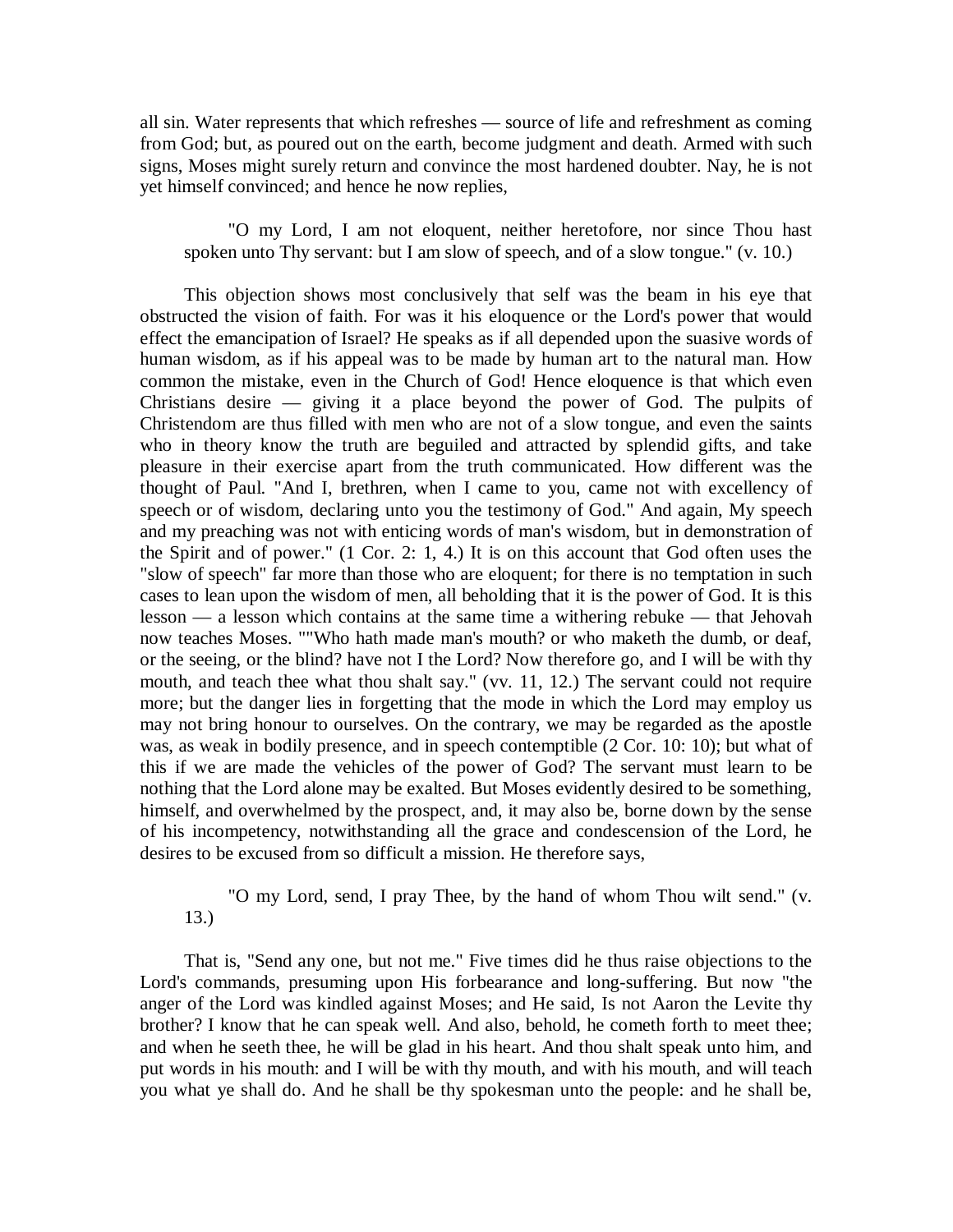all sin. Water represents that which refreshes — source of life and refreshment as coming from God; but, as poured out on the earth, become judgment and death. Armed with such signs, Moses might surely return and convince the most hardened doubter. Nay, he is not yet himself convinced; and hence he now replies,

> "O my Lord, I am not eloquent, neither heretofore, nor since Thou hast spoken unto Thy servant: but I am slow of speech, and of a slow tongue." (v. 10.)

This objection shows most conclusively that self was the beam in his eye that obstructed the vision of faith. For was it his eloquence or the Lord's power that would effect the emancipation of Israel? He speaks as if all depended upon the suasive words of human wisdom, as if his appeal was to be made by human art to the natural man. How common the mistake, even in the Church of God! Hence eloquence is that which even Christians desire — giving it a place beyond the power of God. The pulpits of Christendom are thus filled with men who are not of a slow tongue, and even the saints who in theory know the truth are beguiled and attracted by splendid gifts, and take pleasure in their exercise apart from the truth communicated. How different was the thought of Paul. "And I, brethren, when I came to you, came not with excellency of speech or of wisdom, declaring unto you the testimony of God." And again, My speech and my preaching was not with enticing words of man's wisdom, but in demonstration of the Spirit and of power." (1 Cor. 2: 1, 4.) It is on this account that God often uses the "slow of speech" far more than those who are eloquent; for there is no temptation in such cases to lean upon the wisdom of men, all beholding that it is the power of God. It is this lesson — a lesson which contains at the same time a withering rebuke — that Jehovah now teaches Moses. ""Who hath made man's mouth? or who maketh the dumb, or deaf, or the seeing, or the blind? have not I the Lord? Now therefore go, and I will be with thy mouth, and teach thee what thou shalt say." (vv. 11, 12.) The servant could not require more; but the danger lies in forgetting that the mode in which the Lord may employ us may not bring honour to ourselves. On the contrary, we may be regarded as the apostle was, as weak in bodily presence, and in speech contemptible (2 Cor. 10: 10); but what of this if we are made the vehicles of the power of God? The servant must learn to be nothing that the Lord alone may be exalted. But Moses evidently desired to be something, himself, and overwhelmed by the prospect, and, it may also be, borne down by the sense of his incompetency, notwithstanding all the grace and condescension of the Lord, he desires to be excused from so difficult a mission. He therefore says,

> "O my Lord, send, I pray Thee, by the hand of whom Thou wilt send." (v. 13.)

That is, "Send any one, but not me." Five times did he thus raise objections to the Lord's commands, presuming upon His forbearance and long-suffering. But now "the anger of the Lord was kindled against Moses; and He said, Is not Aaron the Levite thy brother? I know that he can speak well. And also, behold, he cometh forth to meet thee; and when he seeth thee, he will be glad in his heart. And thou shalt speak unto him, and put words in his mouth: and I will be with thy mouth, and with his mouth, and will teach you what ye shall do. And he shall be thy spokesman unto the people: and he shall be,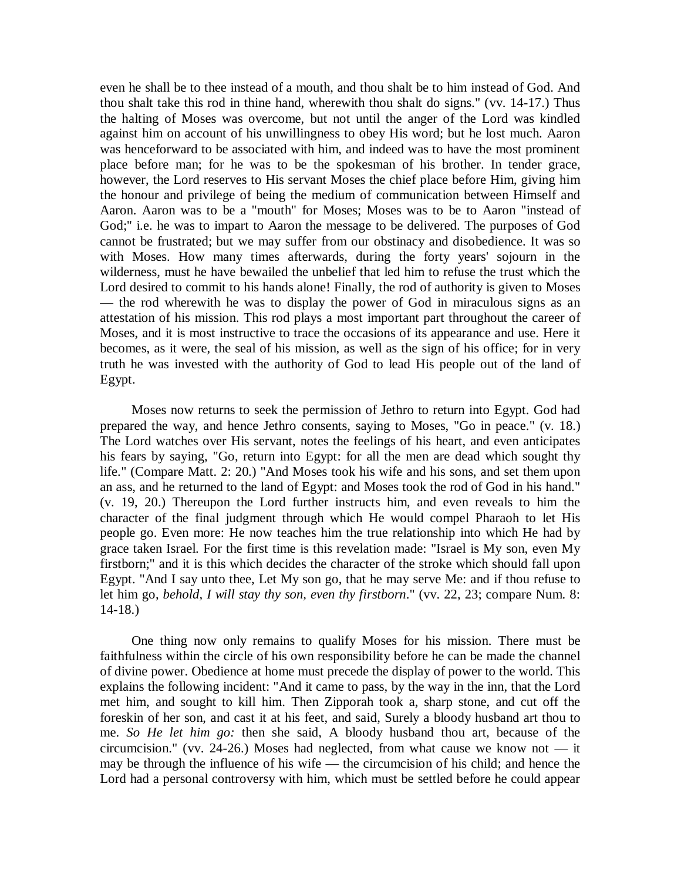even he shall be to thee instead of a mouth, and thou shalt be to him instead of God. And thou shalt take this rod in thine hand, wherewith thou shalt do signs." (vv. 14-17.) Thus the halting of Moses was overcome, but not until the anger of the Lord was kindled against him on account of his unwillingness to obey His word; but he lost much. Aaron was henceforward to be associated with him, and indeed was to have the most prominent place before man; for he was to be the spokesman of his brother. In tender grace, however, the Lord reserves to His servant Moses the chief place before Him, giving him the honour and privilege of being the medium of communication between Himself and Aaron. Aaron was to be a "mouth" for Moses; Moses was to be to Aaron "instead of God;" i.e. he was to impart to Aaron the message to be delivered. The purposes of God cannot be frustrated; but we may suffer from our obstinacy and disobedience. It was so with Moses. How many times afterwards, during the forty years' sojourn in the wilderness, must he have bewailed the unbelief that led him to refuse the trust which the Lord desired to commit to his hands alone! Finally, the rod of authority is given to Moses — the rod wherewith he was to display the power of God in miraculous signs as an attestation of his mission. This rod plays a most important part throughout the career of Moses, and it is most instructive to trace the occasions of its appearance and use. Here it becomes, as it were, the seal of his mission, as well as the sign of his office; for in very truth he was invested with the authority of God to lead His people out of the land of Egypt.

Moses now returns to seek the permission of Jethro to return into Egypt. God had prepared the way, and hence Jethro consents, saying to Moses, "Go in peace." (v. 18.) The Lord watches over His servant, notes the feelings of his heart, and even anticipates his fears by saying, "Go, return into Egypt: for all the men are dead which sought thy life." (Compare Matt. 2: 20.) "And Moses took his wife and his sons, and set them upon an ass, and he returned to the land of Egypt: and Moses took the rod of God in his hand." (v. 19, 20.) Thereupon the Lord further instructs him, and even reveals to him the character of the final judgment through which He would compel Pharaoh to let His people go. Even more: He now teaches him the true relationship into which He had by grace taken Israel. For the first time is this revelation made: "Israel is My son, even My firstborn;" and it is this which decides the character of the stroke which should fall upon Egypt. "And I say unto thee, Let My son go, that he may serve Me: and if thou refuse to let him go, *behold, I will stay thy son, even thy firstborn*." (vv. 22, 23; compare Num. 8: 14-18.)

One thing now only remains to qualify Moses for his mission. There must be faithfulness within the circle of his own responsibility before he can be made the channel of divine power. Obedience at home must precede the display of power to the world. This explains the following incident: "And it came to pass, by the way in the inn, that the Lord met him, and sought to kill him. Then Zipporah took a, sharp stone, and cut off the foreskin of her son, and cast it at his feet, and said, Surely a bloody husband art thou to me. *So He let him go:* then she said, A bloody husband thou art, because of the circumcision." (vv. 24-26.) Moses had neglected, from what cause we know not — it may be through the influence of his wife — the circumcision of his child; and hence the Lord had a personal controversy with him, which must be settled before he could appear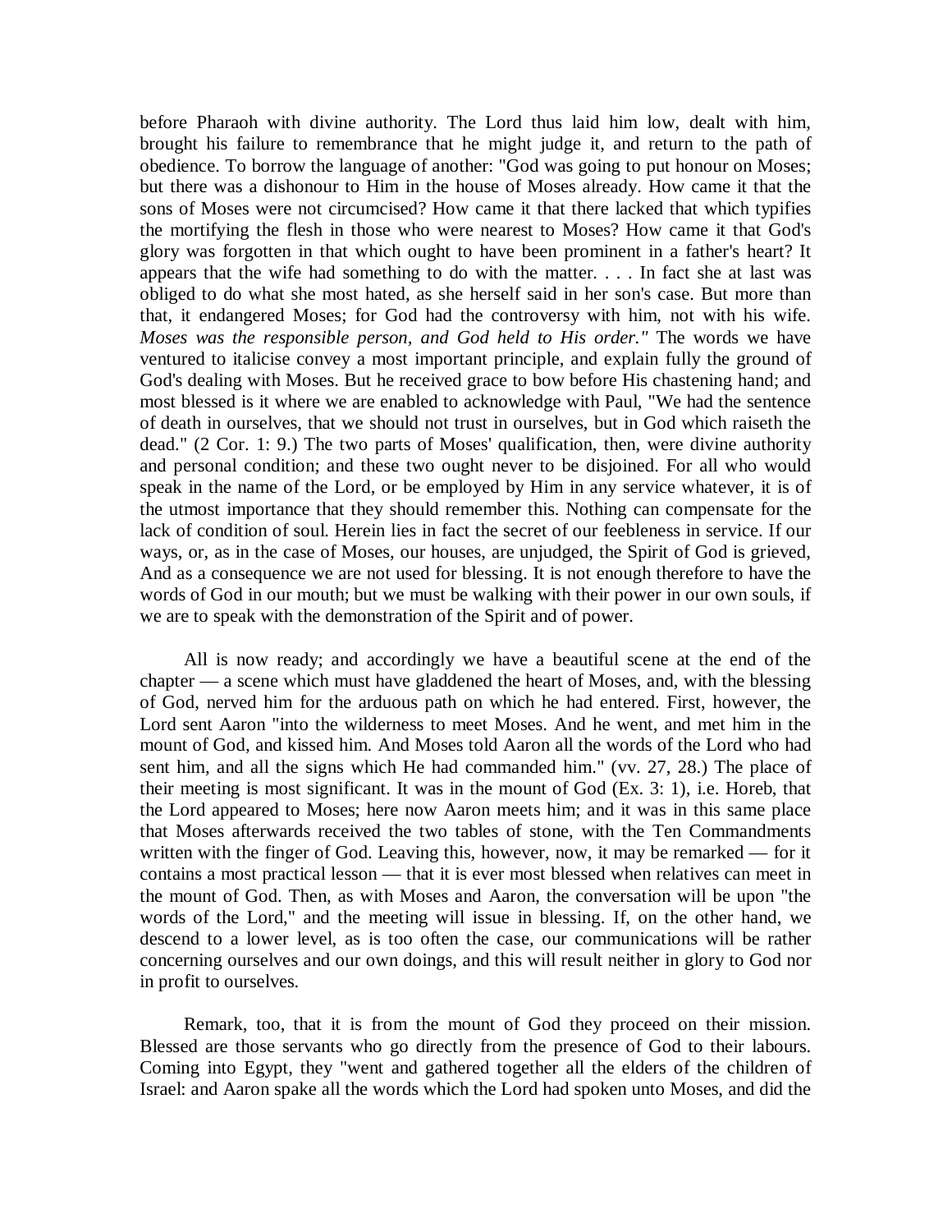before Pharaoh with divine authority. The Lord thus laid him low, dealt with him, brought his failure to remembrance that he might judge it, and return to the path of obedience. To borrow the language of another: "God was going to put honour on Moses; but there was a dishonour to Him in the house of Moses already. How came it that the sons of Moses were not circumcised? How came it that there lacked that which typifies the mortifying the flesh in those who were nearest to Moses? How came it that God's glory was forgotten in that which ought to have been prominent in a father's heart? It appears that the wife had something to do with the matter. . . . In fact she at last was obliged to do what she most hated, as she herself said in her son's case. But more than that, it endangered Moses; for God had the controversy with him, not with his wife. *Moses was the responsible person, and God held to His order."* The words we have ventured to italicise convey a most important principle, and explain fully the ground of God's dealing with Moses. But he received grace to bow before His chastening hand; and most blessed is it where we are enabled to acknowledge with Paul, "We had the sentence of death in ourselves, that we should not trust in ourselves, but in God which raiseth the dead." (2 Cor. 1: 9.) The two parts of Moses' qualification, then, were divine authority and personal condition; and these two ought never to be disjoined. For all who would speak in the name of the Lord, or be employed by Him in any service whatever, it is of the utmost importance that they should remember this. Nothing can compensate for the lack of condition of soul. Herein lies in fact the secret of our feebleness in service. If our ways, or, as in the case of Moses, our houses, are unjudged, the Spirit of God is grieved, And as a consequence we are not used for blessing. It is not enough therefore to have the words of God in our mouth; but we must be walking with their power in our own souls, if we are to speak with the demonstration of the Spirit and of power.

All is now ready; and accordingly we have a beautiful scene at the end of the chapter — a scene which must have gladdened the heart of Moses, and, with the blessing of God, nerved him for the arduous path on which he had entered. First, however, the Lord sent Aaron "into the wilderness to meet Moses. And he went, and met him in the mount of God, and kissed him. And Moses told Aaron all the words of the Lord who had sent him, and all the signs which He had commanded him." (vv. 27, 28.) The place of their meeting is most significant. It was in the mount of God (Ex. 3: 1), i.e. Horeb, that the Lord appeared to Moses; here now Aaron meets him; and it was in this same place that Moses afterwards received the two tables of stone, with the Ten Commandments written with the finger of God. Leaving this, however, now, it may be remarked — for it contains a most practical lesson — that it is ever most blessed when relatives can meet in the mount of God. Then, as with Moses and Aaron, the conversation will be upon "the words of the Lord," and the meeting will issue in blessing. If, on the other hand, we descend to a lower level, as is too often the case, our communications will be rather concerning ourselves and our own doings, and this will result neither in glory to God nor in profit to ourselves.

Remark, too, that it is from the mount of God they proceed on their mission. Blessed are those servants who go directly from the presence of God to their labours. Coming into Egypt, they "went and gathered together all the elders of the children of Israel: and Aaron spake all the words which the Lord had spoken unto Moses, and did the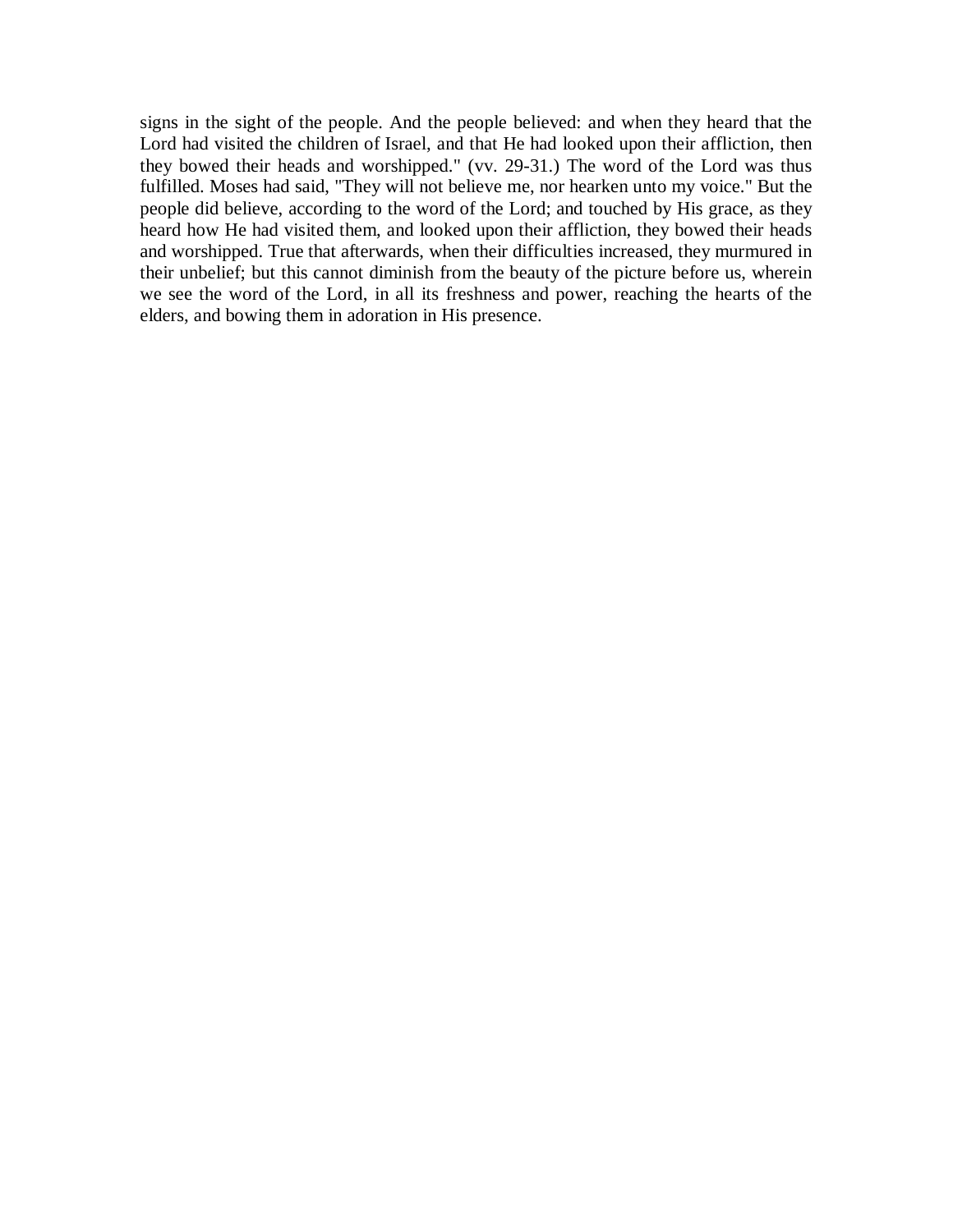signs in the sight of the people. And the people believed: and when they heard that the Lord had visited the children of Israel, and that He had looked upon their affliction, then they bowed their heads and worshipped." (vv. 29-31.) The word of the Lord was thus fulfilled. Moses had said, "They will not believe me, nor hearken unto my voice." But the people did believe, according to the word of the Lord; and touched by His grace, as they heard how He had visited them, and looked upon their affliction, they bowed their heads and worshipped. True that afterwards, when their difficulties increased, they murmured in their unbelief; but this cannot diminish from the beauty of the picture before us, wherein we see the word of the Lord, in all its freshness and power, reaching the hearts of the elders, and bowing them in adoration in His presence.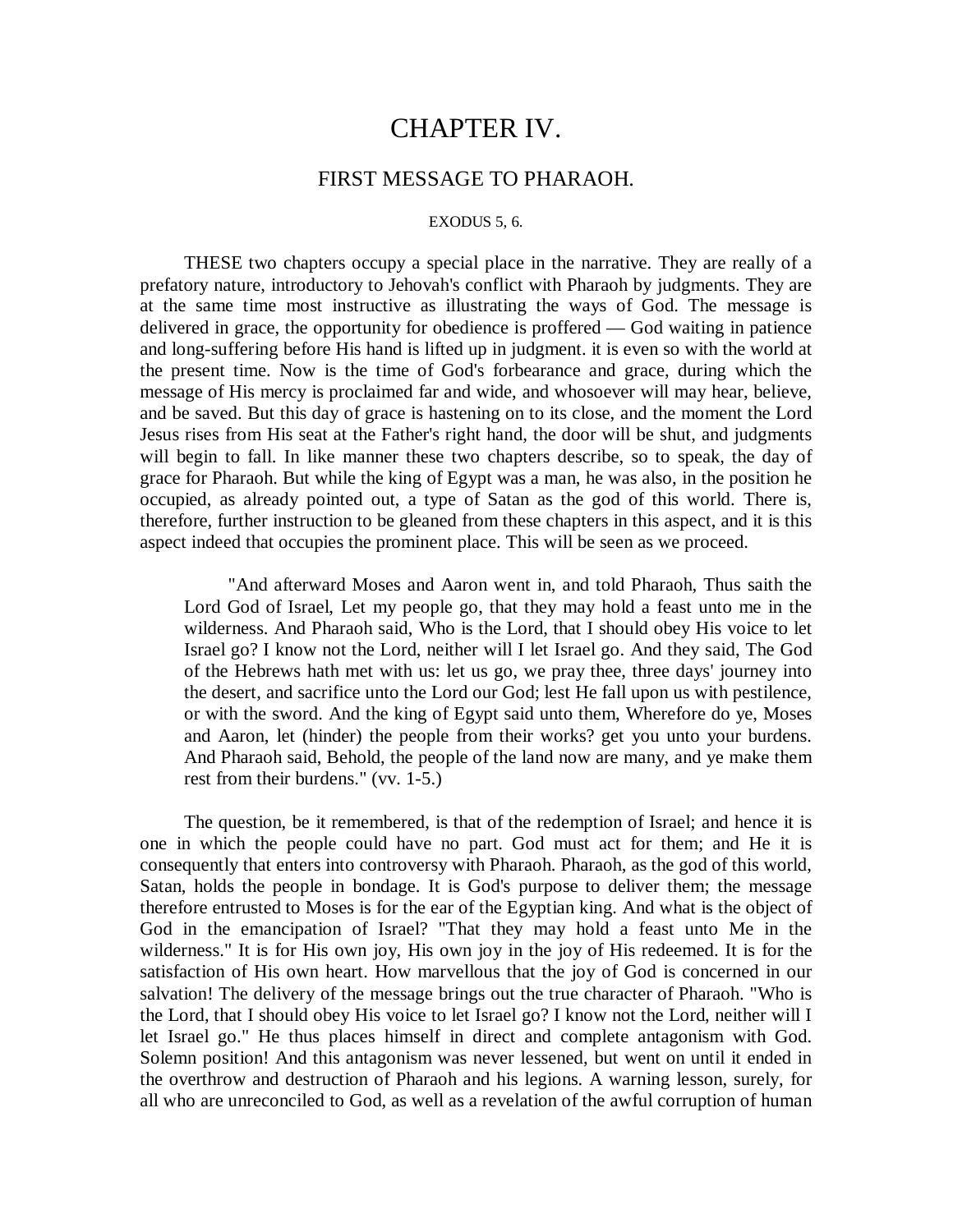# CHAPTER IV.

## FIRST MESSAGE TO PHARAOH.

EXODUS 5, 6.

THESE two chapters occupy a special place in the narrative. They are really of a prefatory nature, introductory to Jehovah's conflict with Pharaoh by judgments. They are at the same time most instructive as illustrating the ways of God. The message is delivered in grace, the opportunity for obedience is proffered — God waiting in patience and long-suffering before His hand is lifted up in judgment. it is even so with the world at the present time. Now is the time of God's forbearance and grace, during which the message of His mercy is proclaimed far and wide, and whosoever will may hear, believe, and be saved. But this day of grace is hastening on to its close, and the moment the Lord Jesus rises from His seat at the Father's right hand, the door will be shut, and judgments will begin to fall. In like manner these two chapters describe, so to speak, the day of grace for Pharaoh. But while the king of Egypt was a man, he was also, in the position he occupied, as already pointed out, a type of Satan as the god of this world. There is, therefore, further instruction to be gleaned from these chapters in this aspect, and it is this aspect indeed that occupies the prominent place. This will be seen as we proceed.

> "And afterward Moses and Aaron went in, and told Pharaoh, Thus saith the Lord God of Israel, Let my people go, that they may hold a feast unto me in the wilderness. And Pharaoh said, Who is the Lord, that I should obey His voice to let Israel go? I know not the Lord, neither will I let Israel go. And they said, The God of the Hebrews hath met with us: let us go, we pray thee, three days' journey into the desert, and sacrifice unto the Lord our God; lest He fall upon us with pestilence, or with the sword. And the king of Egypt said unto them, Wherefore do ye, Moses and Aaron, let (hinder) the people from their works? get you unto your burdens. And Pharaoh said, Behold, the people of the land now are many, and ye make them rest from their burdens." (vv. 1-5.)

The question, be it remembered, is that of the redemption of Israel; and hence it is one in which the people could have no part. God must act for them; and He it is consequently that enters into controversy with Pharaoh. Pharaoh, as the god of this world, Satan, holds the people in bondage. It is God's purpose to deliver them; the message therefore entrusted to Moses is for the ear of the Egyptian king. And what is the object of God in the emancipation of Israel? "That they may hold a feast unto Me in the wilderness." It is for His own joy, His own joy in the joy of His redeemed. It is for the satisfaction of His own heart. How marvellous that the joy of God is concerned in our salvation! The delivery of the message brings out the true character of Pharaoh. "Who is the Lord, that I should obey His voice to let Israel go? I know not the Lord, neither will I let Israel go." He thus places himself in direct and complete antagonism with God. Solemn position! And this antagonism was never lessened, but went on until it ended in the overthrow and destruction of Pharaoh and his legions. A warning lesson, surely, for all who are unreconciled to God, as well as a revelation of the awful corruption of human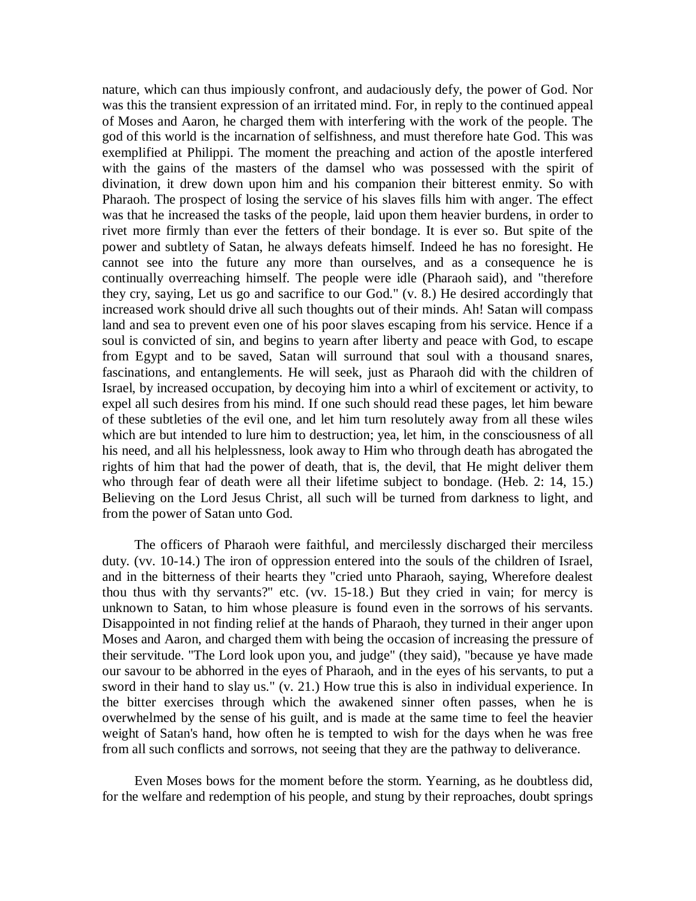nature, which can thus impiously confront, and audaciously defy, the power of God. Nor was this the transient expression of an irritated mind. For, in reply to the continued appeal of Moses and Aaron, he charged them with interfering with the work of the people. The god of this world is the incarnation of selfishness, and must therefore hate God. This was exemplified at Philippi. The moment the preaching and action of the apostle interfered with the gains of the masters of the damsel who was possessed with the spirit of divination, it drew down upon him and his companion their bitterest enmity. So with Pharaoh. The prospect of losing the service of his slaves fills him with anger. The effect was that he increased the tasks of the people, laid upon them heavier burdens, in order to rivet more firmly than ever the fetters of their bondage. It is ever so. But spite of the power and subtlety of Satan, he always defeats himself. Indeed he has no foresight. He cannot see into the future any more than ourselves, and as a consequence he is continually overreaching himself. The people were idle (Pharaoh said), and "therefore they cry, saying, Let us go and sacrifice to our God." (v. 8.) He desired accordingly that increased work should drive all such thoughts out of their minds. Ah! Satan will compass land and sea to prevent even one of his poor slaves escaping from his service. Hence if a soul is convicted of sin, and begins to yearn after liberty and peace with God, to escape from Egypt and to be saved, Satan will surround that soul with a thousand snares, fascinations, and entanglements. He will seek, just as Pharaoh did with the children of Israel, by increased occupation, by decoying him into a whirl of excitement or activity, to expel all such desires from his mind. If one such should read these pages, let him beware of these subtleties of the evil one, and let him turn resolutely away from all these wiles which are but intended to lure him to destruction; yea, let him, in the consciousness of all his need, and all his helplessness, look away to Him who through death has abrogated the rights of him that had the power of death, that is, the devil, that He might deliver them who through fear of death were all their lifetime subject to bondage. (Heb. 2: 14, 15.) Believing on the Lord Jesus Christ, all such will be turned from darkness to light, and from the power of Satan unto God.

The officers of Pharaoh were faithful, and mercilessly discharged their merciless duty. (vv. 10-14.) The iron of oppression entered into the souls of the children of Israel, and in the bitterness of their hearts they "cried unto Pharaoh, saying, Wherefore dealest thou thus with thy servants?" etc. (vv. 15-18.) But they cried in vain; for mercy is unknown to Satan, to him whose pleasure is found even in the sorrows of his servants. Disappointed in not finding relief at the hands of Pharaoh, they turned in their anger upon Moses and Aaron, and charged them with being the occasion of increasing the pressure of their servitude. "The Lord look upon you, and judge" (they said), "because ye have made our savour to be abhorred in the eyes of Pharaoh, and in the eyes of his servants, to put a sword in their hand to slay us." (v. 21.) How true this is also in individual experience. In the bitter exercises through which the awakened sinner often passes, when he is overwhelmed by the sense of his guilt, and is made at the same time to feel the heavier weight of Satan's hand, how often he is tempted to wish for the days when he was free from all such conflicts and sorrows, not seeing that they are the pathway to deliverance.

Even Moses bows for the moment before the storm. Yearning, as he doubtless did, for the welfare and redemption of his people, and stung by their reproaches, doubt springs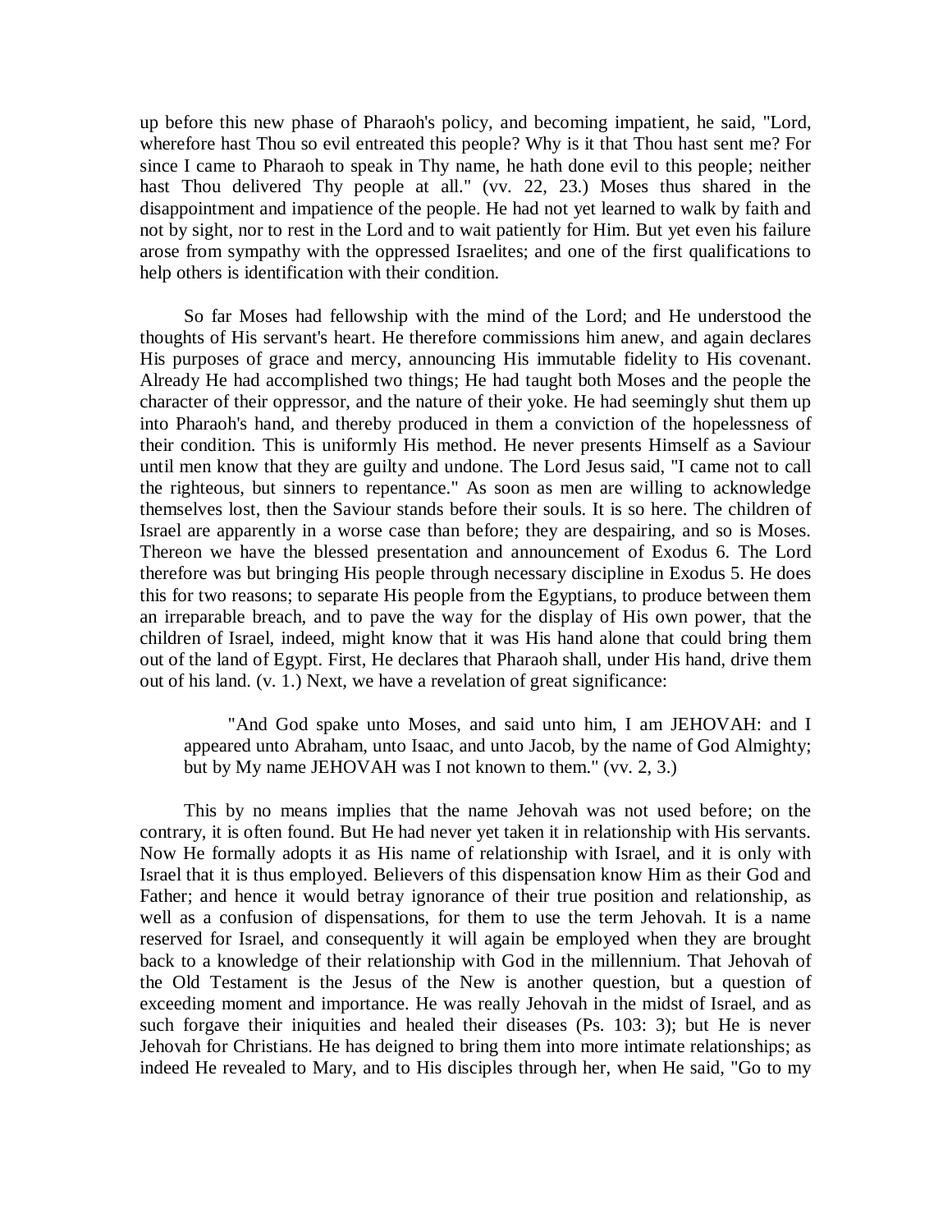up before this new phase of Pharaoh's policy, and becoming impatient, he said, "Lord, wherefore hast Thou so evil entreated this people? Why is it that Thou hast sent me? For since I came to Pharaoh to speak in Thy name, he hath done evil to this people; neither hast Thou delivered Thy people at all." (vv. 22, 23.) Moses thus shared in the disappointment and impatience of the people. He had not yet learned to walk by faith and not by sight, nor to rest in the Lord and to wait patiently for Him. But yet even his failure arose from sympathy with the oppressed Israelites; and one of the first qualifications to help others is identification with their condition.

So far Moses had fellowship with the mind of the Lord; and He understood the thoughts of His servant's heart. He therefore commissions him anew, and again declares His purposes of grace and mercy, announcing His immutable fidelity to His covenant. Already He had accomplished two things; He had taught both Moses and the people the character of their oppressor, and the nature of their yoke. He had seemingly shut them up into Pharaoh's hand, and thereby produced in them a conviction of the hopelessness of their condition. This is uniformly His method. He never presents Himself as a Saviour until men know that they are guilty and undone. The Lord Jesus said, "I came not to call the righteous, but sinners to repentance." As soon as men are willing to acknowledge themselves lost, then the Saviour stands before their souls. It is so here. The children of Israel are apparently in a worse case than before; they are despairing, and so is Moses. Thereon we have the blessed presentation and announcement of Exodus 6. The Lord therefore was but bringing His people through necessary discipline in Exodus 5. He does this for two reasons; to separate His people from the Egyptians, to produce between them an irreparable breach, and to pave the way for the display of His own power, that the children of Israel, indeed, might know that it was His hand alone that could bring them out of the land of Egypt. First, He declares that Pharaoh shall, under His hand, drive them out of his land. (v. 1.) Next, we have a revelation of great significance:

> "And God spake unto Moses, and said unto him, I am JEHOVAH: and I appeared unto Abraham, unto Isaac, and unto Jacob, by the name of God Almighty; but by My name JEHOVAH was I not known to them." (vv. 2, 3.)

This by no means implies that the name Jehovah was not used before; on the contrary, it is often found. But He had never yet taken it in relationship with His servants. Now He formally adopts it as His name of relationship with Israel, and it is only with Israel that it is thus employed. Believers of this dispensation know Him as their God and Father; and hence it would betray ignorance of their true position and relationship, as well as a confusion of dispensations, for them to use the term Jehovah. It is a name reserved for Israel, and consequently it will again be employed when they are brought back to a knowledge of their relationship with God in the millennium. That Jehovah of the Old Testament is the Jesus of the New is another question, but a question of exceeding moment and importance. He was really Jehovah in the midst of Israel, and as such forgave their iniquities and healed their diseases (Ps. 103: 3); but He is never Jehovah for Christians. He has deigned to bring them into more intimate relationships; as indeed He revealed to Mary, and to His disciples through her, when He said, "Go to my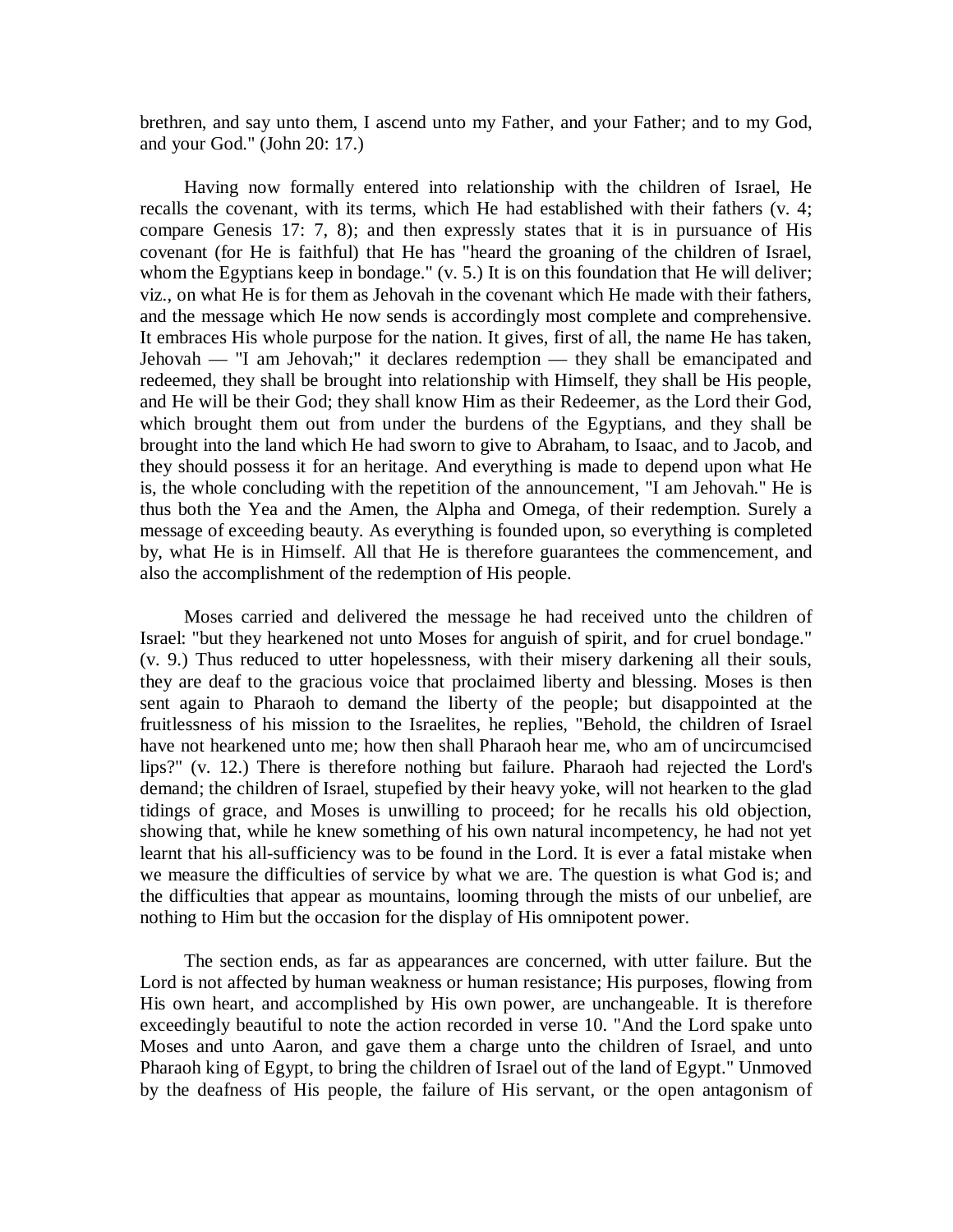brethren, and say unto them, I ascend unto my Father, and your Father; and to my God, and your God." (John 20: 17.)

Having now formally entered into relationship with the children of Israel, He recalls the covenant, with its terms, which He had established with their fathers (v. 4; compare Genesis 17: 7, 8); and then expressly states that it is in pursuance of His covenant (for He is faithful) that He has "heard the groaning of the children of Israel, whom the Egyptians keep in bondage." (v. 5.) It is on this foundation that He will deliver; viz., on what He is for them as Jehovah in the covenant which He made with their fathers, and the message which He now sends is accordingly most complete and comprehensive. It embraces His whole purpose for the nation. It gives, first of all, the name He has taken, Jehovah — "I am Jehovah;" it declares redemption — they shall be emancipated and redeemed, they shall be brought into relationship with Himself, they shall be His people, and He will be their God; they shall know Him as their Redeemer, as the Lord their God, which brought them out from under the burdens of the Egyptians, and they shall be brought into the land which He had sworn to give to Abraham, to Isaac, and to Jacob, and they should possess it for an heritage. And everything is made to depend upon what He is, the whole concluding with the repetition of the announcement, "I am Jehovah." He is thus both the Yea and the Amen, the Alpha and Omega, of their redemption. Surely a message of exceeding beauty. As everything is founded upon, so everything is completed by, what He is in Himself. All that He is therefore guarantees the commencement, and also the accomplishment of the redemption of His people.

Moses carried and delivered the message he had received unto the children of Israel: "but they hearkened not unto Moses for anguish of spirit, and for cruel bondage." (v. 9.) Thus reduced to utter hopelessness, with their misery darkening all their souls, they are deaf to the gracious voice that proclaimed liberty and blessing. Moses is then sent again to Pharaoh to demand the liberty of the people; but disappointed at the fruitlessness of his mission to the Israelites, he replies, "Behold, the children of Israel have not hearkened unto me; how then shall Pharaoh hear me, who am of uncircumcised lips?" (v. 12.) There is therefore nothing but failure. Pharaoh had rejected the Lord's demand; the children of Israel, stupefied by their heavy yoke, will not hearken to the glad tidings of grace, and Moses is unwilling to proceed; for he recalls his old objection, showing that, while he knew something of his own natural incompetency, he had not yet learnt that his all-sufficiency was to be found in the Lord. It is ever a fatal mistake when we measure the difficulties of service by what we are. The question is what God is; and the difficulties that appear as mountains, looming through the mists of our unbelief, are nothing to Him but the occasion for the display of His omnipotent power.

The section ends, as far as appearances are concerned, with utter failure. But the Lord is not affected by human weakness or human resistance; His purposes, flowing from His own heart, and accomplished by His own power, are unchangeable. It is therefore exceedingly beautiful to note the action recorded in verse 10. "And the Lord spake unto Moses and unto Aaron, and gave them a charge unto the children of Israel, and unto Pharaoh king of Egypt, to bring the children of Israel out of the land of Egypt." Unmoved by the deafness of His people, the failure of His servant, or the open antagonism of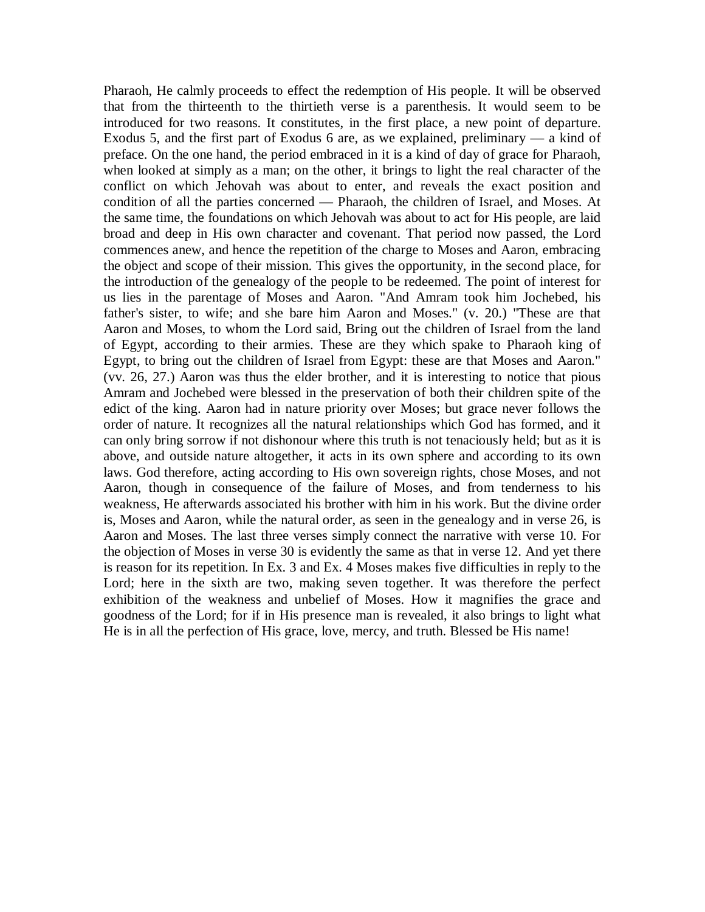Pharaoh, He calmly proceeds to effect the redemption of His people. It will be observed that from the thirteenth to the thirtieth verse is a parenthesis. It would seem to be introduced for two reasons. It constitutes, in the first place, a new point of departure. Exodus 5, and the first part of Exodus 6 are, as we explained, preliminary — a kind of preface. On the one hand, the period embraced in it is a kind of day of grace for Pharaoh, when looked at simply as a man; on the other, it brings to light the real character of the conflict on which Jehovah was about to enter, and reveals the exact position and condition of all the parties concerned — Pharaoh, the children of Israel, and Moses. At the same time, the foundations on which Jehovah was about to act for His people, are laid broad and deep in His own character and covenant. That period now passed, the Lord commences anew, and hence the repetition of the charge to Moses and Aaron, embracing the object and scope of their mission. This gives the opportunity, in the second place, for the introduction of the genealogy of the people to be redeemed. The point of interest for us lies in the parentage of Moses and Aaron. "And Amram took him Jochebed, his father's sister, to wife; and she bare him Aaron and Moses." (v. 20.) "These are that Aaron and Moses, to whom the Lord said, Bring out the children of Israel from the land of Egypt, according to their armies. These are they which spake to Pharaoh king of Egypt, to bring out the children of Israel from Egypt: these are that Moses and Aaron." (vv. 26, 27.) Aaron was thus the elder brother, and it is interesting to notice that pious Amram and Jochebed were blessed in the preservation of both their children spite of the edict of the king. Aaron had in nature priority over Moses; but grace never follows the order of nature. It recognizes all the natural relationships which God has formed, and it can only bring sorrow if not dishonour where this truth is not tenaciously held; but as it is above, and outside nature altogether, it acts in its own sphere and according to its own laws. God therefore, acting according to His own sovereign rights, chose Moses, and not Aaron, though in consequence of the failure of Moses, and from tenderness to his weakness, He afterwards associated his brother with him in his work. But the divine order is, Moses and Aaron, while the natural order, as seen in the genealogy and in verse 26, is Aaron and Moses. The last three verses simply connect the narrative with verse 10. For the objection of Moses in verse 30 is evidently the same as that in verse 12. And yet there is reason for its repetition. In Ex. 3 and Ex. 4 Moses makes five difficulties in reply to the Lord; here in the sixth are two, making seven together. It was therefore the perfect exhibition of the weakness and unbelief of Moses. How it magnifies the grace and goodness of the Lord; for if in His presence man is revealed, it also brings to light what He is in all the perfection of His grace, love, mercy, and truth. Blessed be His name!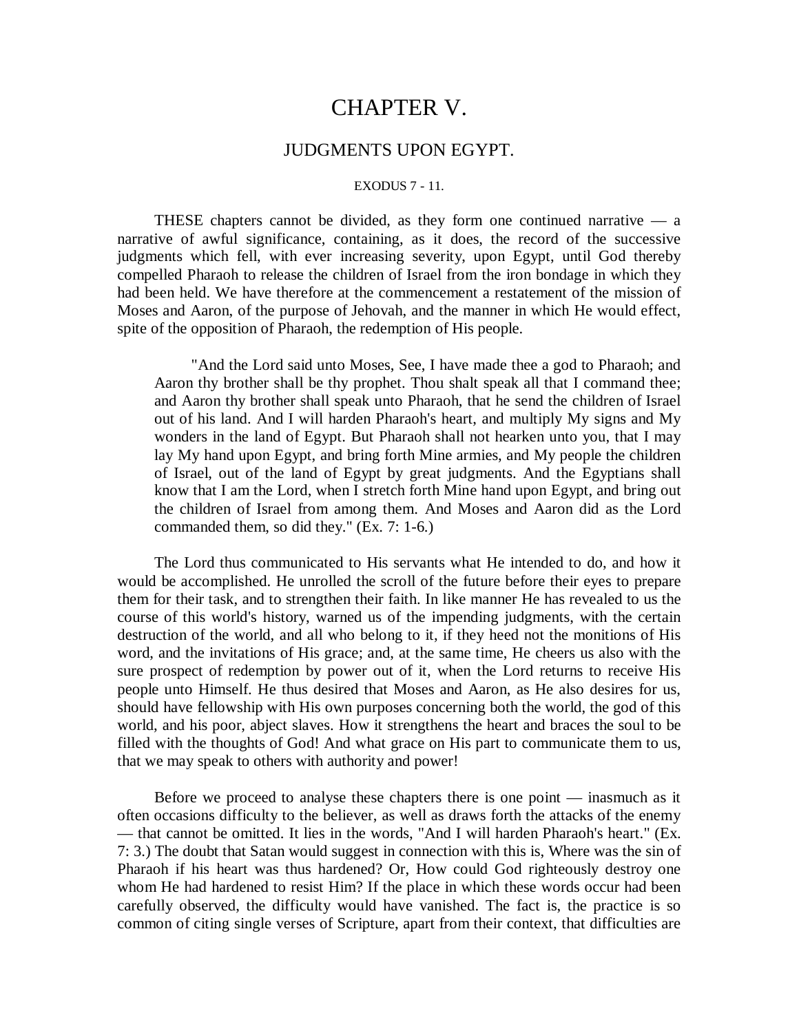# CHAPTER V.

## JUDGMENTS UPON EGYPT.

EXODUS 7 - 11.

THESE chapters cannot be divided, as they form one continued narrative — a narrative of awful significance, containing, as it does, the record of the successive judgments which fell, with ever increasing severity, upon Egypt, until God thereby compelled Pharaoh to release the children of Israel from the iron bondage in which they had been held. We have therefore at the commencement a restatement of the mission of Moses and Aaron, of the purpose of Jehovah, and the manner in which He would effect, spite of the opposition of Pharaoh, the redemption of His people.

> "And the Lord said unto Moses, See, I have made thee a god to Pharaoh; and Aaron thy brother shall be thy prophet. Thou shalt speak all that I command thee; and Aaron thy brother shall speak unto Pharaoh, that he send the children of Israel out of his land. And I will harden Pharaoh's heart, and multiply My signs and My wonders in the land of Egypt. But Pharaoh shall not hearken unto you, that I may lay My hand upon Egypt, and bring forth Mine armies, and My people the children of Israel, out of the land of Egypt by great judgments. And the Egyptians shall know that I am the Lord, when I stretch forth Mine hand upon Egypt, and bring out the children of Israel from among them. And Moses and Aaron did as the Lord commanded them, so did they." (Ex. 7: 1-6.)

The Lord thus communicated to His servants what He intended to do, and how it would be accomplished. He unrolled the scroll of the future before their eyes to prepare them for their task, and to strengthen their faith. In like manner He has revealed to us the course of this world's history, warned us of the impending judgments, with the certain destruction of the world, and all who belong to it, if they heed not the monitions of His word, and the invitations of His grace; and, at the same time, He cheers us also with the sure prospect of redemption by power out of it, when the Lord returns to receive His people unto Himself. He thus desired that Moses and Aaron, as He also desires for us, should have fellowship with His own purposes concerning both the world, the god of this world, and his poor, abject slaves. How it strengthens the heart and braces the soul to be filled with the thoughts of God! And what grace on His part to communicate them to us, that we may speak to others with authority and power!

Before we proceed to analyse these chapters there is one point — inasmuch as it often occasions difficulty to the believer, as well as draws forth the attacks of the enemy — that cannot be omitted. It lies in the words, "And I will harden Pharaoh's heart." (Ex. 7: 3.) The doubt that Satan would suggest in connection with this is, Where was the sin of Pharaoh if his heart was thus hardened? Or, How could God righteously destroy one whom He had hardened to resist Him? If the place in which these words occur had been carefully observed, the difficulty would have vanished. The fact is, the practice is so common of citing single verses of Scripture, apart from their context, that difficulties are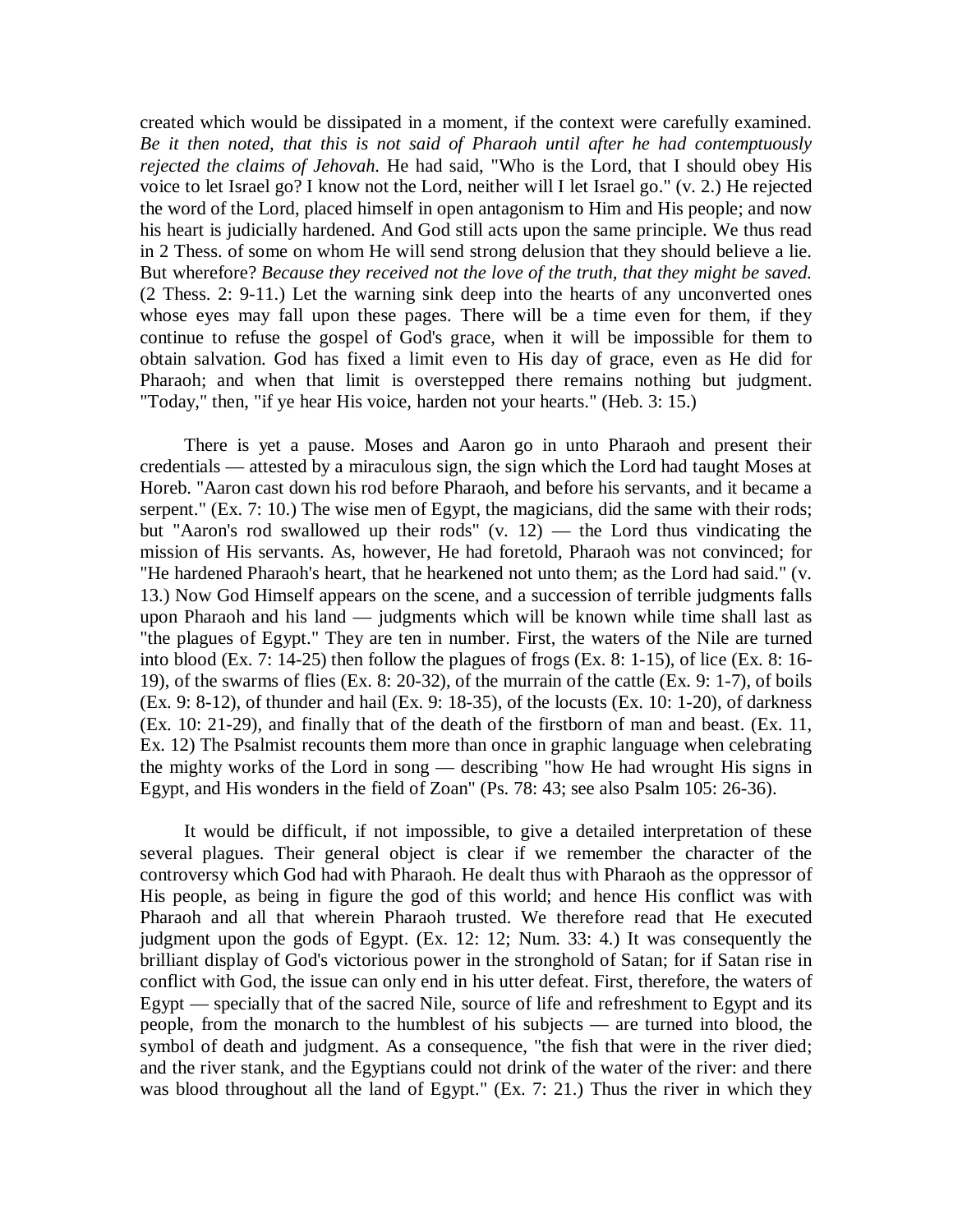created which would be dissipated in a moment, if the context were carefully examined. *Be it then noted, that this is not said of Pharaoh until after he had contemptuously rejected the claims of Jehovah.* He had said, "Who is the Lord, that I should obey His voice to let Israel go? I know not the Lord, neither will I let Israel go." (v. 2.) He rejected the word of the Lord, placed himself in open antagonism to Him and His people; and now his heart is judicially hardened. And God still acts upon the same principle. We thus read in 2 Thess. of some on whom He will send strong delusion that they should believe a lie. But wherefore? *Because they received not the love of the truth, that they might be saved.* (2 Thess. 2: 9-11.) Let the warning sink deep into the hearts of any unconverted ones whose eyes may fall upon these pages. There will be a time even for them, if they continue to refuse the gospel of God's grace, when it will be impossible for them to obtain salvation. God has fixed a limit even to His day of grace, even as He did for Pharaoh; and when that limit is overstepped there remains nothing but judgment. "Today," then, "if ye hear His voice, harden not your hearts." (Heb. 3: 15.)

There is yet a pause. Moses and Aaron go in unto Pharaoh and present their credentials — attested by a miraculous sign, the sign which the Lord had taught Moses at Horeb. "Aaron cast down his rod before Pharaoh, and before his servants, and it became a serpent." (Ex. 7: 10.) The wise men of Egypt, the magicians, did the same with their rods; but "Aaron's rod swallowed up their rods" (v. 12) — the Lord thus vindicating the mission of His servants. As, however, He had foretold, Pharaoh was not convinced; for "He hardened Pharaoh's heart, that he hearkened not unto them; as the Lord had said." (v. 13.) Now God Himself appears on the scene, and a succession of terrible judgments falls upon Pharaoh and his land — judgments which will be known while time shall last as "the plagues of Egypt." They are ten in number. First, the waters of the Nile are turned into blood (Ex. 7: 14-25) then follow the plagues of frogs (Ex. 8: 1-15), of lice (Ex. 8: 16-19), of the swarms of flies (Ex. 8: 20-32), of the murrain of the cattle (Ex. 9: 1-7), of boils (Ex. 9: 8-12), of thunder and hail (Ex. 9: 18-35), of the locusts (Ex. 10: 1-20), of darkness (Ex. 10: 21-29), and finally that of the death of the firstborn of man and beast. (Ex. 11, Ex. 12) The Psalmist recounts them more than once in graphic language when celebrating the mighty works of the Lord in song — describing "how He had wrought His signs in Egypt, and His wonders in the field of Zoan" (Ps. 78: 43; see also Psalm 105: 26-36).

It would be difficult, if not impossible, to give a detailed interpretation of these several plagues. Their general object is clear if we remember the character of the controversy which God had with Pharaoh. He dealt thus with Pharaoh as the oppressor of His people, as being in figure the god of this world; and hence His conflict was with Pharaoh and all that wherein Pharaoh trusted. We therefore read that He executed judgment upon the gods of Egypt. (Ex. 12: 12; Num. 33: 4.) It was consequently the brilliant display of God's victorious power in the stronghold of Satan; for if Satan rise in conflict with God, the issue can only end in his utter defeat. First, therefore, the waters of Egypt — specially that of the sacred Nile, source of life and refreshment to Egypt and its people, from the monarch to the humblest of his subjects — are turned into blood, the symbol of death and judgment. As a consequence, "the fish that were in the river died; and the river stank, and the Egyptians could not drink of the water of the river: and there was blood throughout all the land of Egypt." (Ex. 7: 21.) Thus the river in which they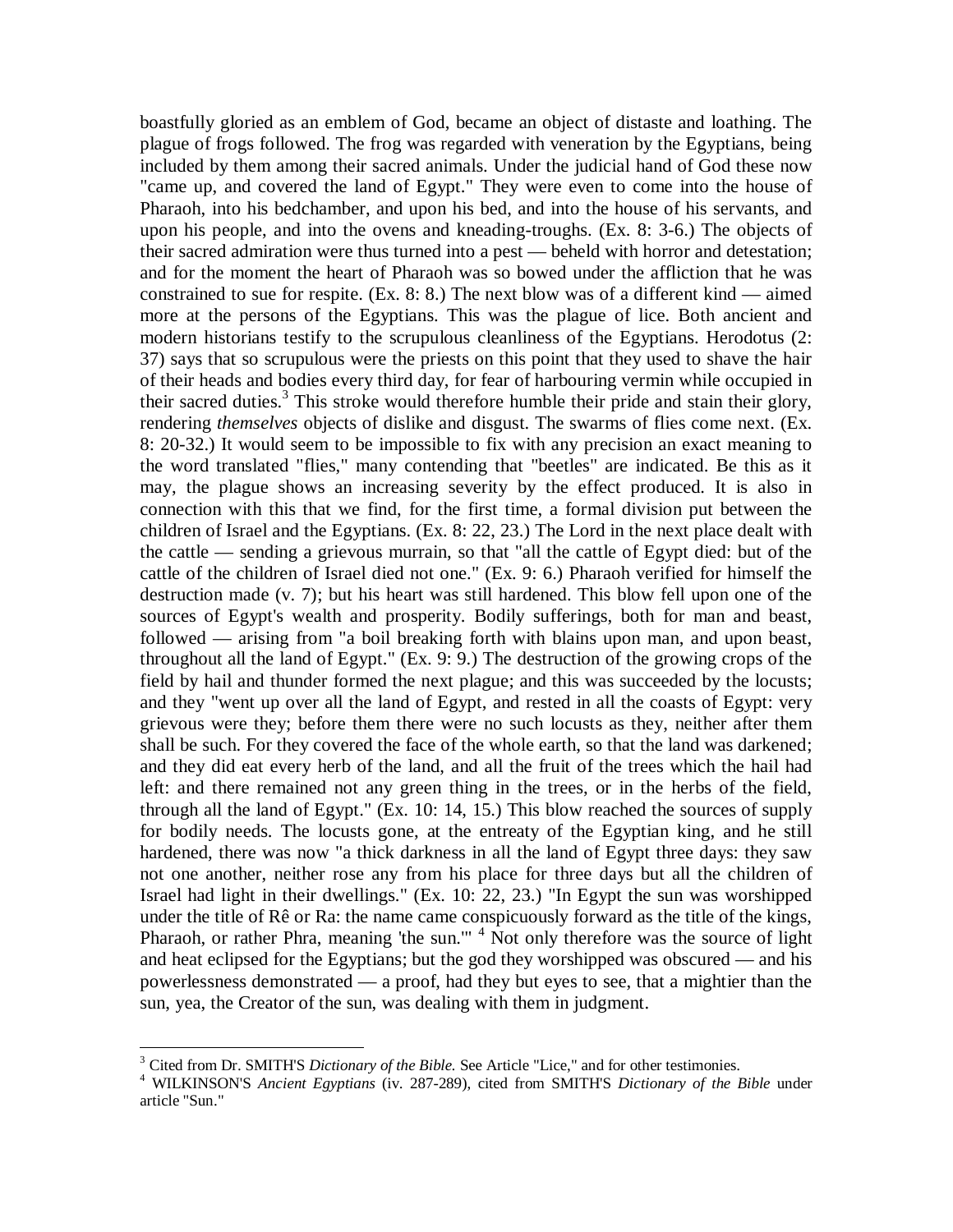boastfully gloried as an emblem of God, became an object of distaste and loathing. The plague of frogs followed. The frog was regarded with veneration by the Egyptians, being included by them among their sacred animals. Under the judicial hand of God these now "came up, and covered the land of Egypt." They were even to come into the house of Pharaoh, into his bedchamber, and upon his bed, and into the house of his servants, and upon his people, and into the ovens and kneading-troughs. (Ex. 8: 3-6.) The objects of their sacred admiration were thus turned into a pest — beheld with horror and detestation; and for the moment the heart of Pharaoh was so bowed under the affliction that he was constrained to sue for respite. (Ex. 8: 8.) The next blow was of a different kind — aimed more at the persons of the Egyptians. This was the plague of lice. Both ancient and modern historians testify to the scrupulous cleanliness of the Egyptians. Herodotus (2: 37) says that so scrupulous were the priests on this point that they used to shave the hair of their heads and bodies every third day, for fear of harbouring vermin while occupied in their sacred duties.[3] This stroke would therefore humble their pride and stain their glory, rendering *themselves* objects of dislike and disgust. The swarms of flies come next. (Ex. 8: 20-32.) It would seem to be impossible to fix with any precision an exact meaning to the word translated "flies," many contending that "beetles" are indicated. Be this as it may, the plague shows an increasing severity by the effect produced. It is also in connection with this that we find, for the first time, a formal division put between the children of Israel and the Egyptians. (Ex. 8: 22, 23.) The Lord in the next place dealt with the cattle — sending a grievous murrain, so that "all the cattle of Egypt died: but of the cattle of the children of Israel died not one." (Ex. 9: 6.) Pharaoh verified for himself the destruction made (v. 7); but his heart was still hardened. This blow fell upon one of the sources of Egypt's wealth and prosperity. Bodily sufferings, both for man and beast, followed — arising from "a boil breaking forth with blains upon man, and upon beast, throughout all the land of Egypt." (Ex. 9: 9.) The destruction of the growing crops of the field by hail and thunder formed the next plague; and this was succeeded by the locusts; and they "went up over all the land of Egypt, and rested in all the coasts of Egypt: very grievous were they; before them there were no such locusts as they, neither after them shall be such. For they covered the face of the whole earth, so that the land was darkened; and they did eat every herb of the land, and all the fruit of the trees which the hail had left: and there remained not any green thing in the trees, or in the herbs of the field, through all the land of Egypt." (Ex. 10: 14, 15.) This blow reached the sources of supply for bodily needs. The locusts gone, at the entreaty of the Egyptian king, and he still hardened, there was now "a thick darkness in all the land of Egypt three days: they saw not one another, neither rose any from his place for three days but all the children of Israel had light in their dwellings." (Ex. 10: 22, 23.) "In Egypt the sun was worshipped under the title of Rê or Ra: the name came conspicuously forward as the title of the kings, Pharaoh, or rather Phra, meaning 'the sun.'"[4] Not only therefore was the source of light and heat eclipsed for the Egyptians; but the god they worshipped was obscured — and his powerlessness demonstrated — a proof, had they but eyes to see, that a mightier than the sun, yea, the Creator of the sun, was dealing with them in judgment.

---

[3] Cited from Dr. SMITH'S *Dictionary of the Bible.* See Article "Lice," and for other testimonies.

[4] WILKINSON'S *Ancient Egyptians* (iv. 287-289), cited from SMITH'S *Dictionary of the Bible* under article "Sun."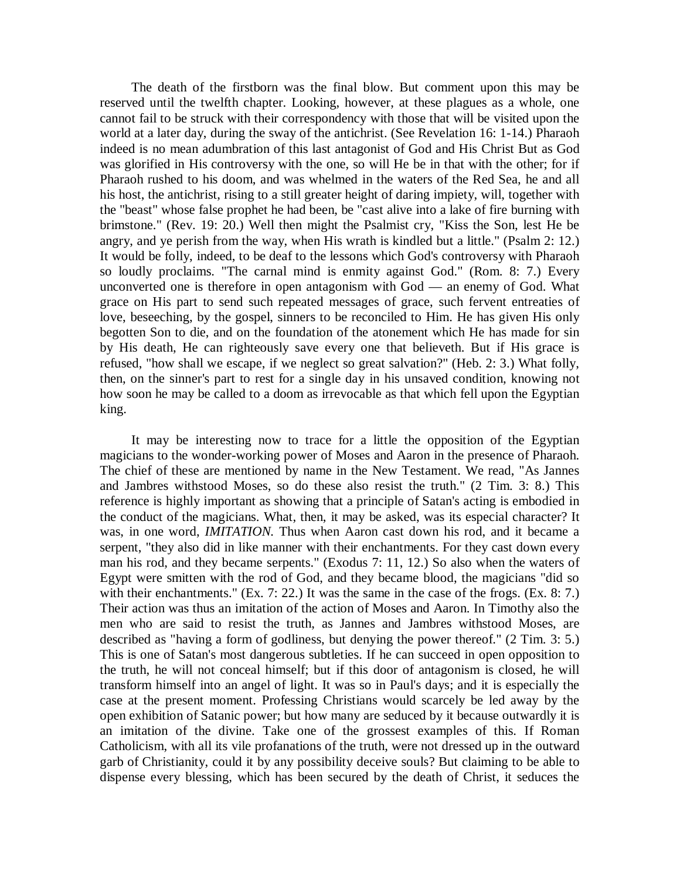The death of the firstborn was the final blow. But comment upon this may be reserved until the twelfth chapter. Looking, however, at these plagues as a whole, one cannot fail to be struck with their correspondency with those that will be visited upon the world at a later day, during the sway of the antichrist. (See Revelation 16: 1-14.) Pharaoh indeed is no mean adumbration of this last antagonist of God and His Christ But as God was glorified in His controversy with the one, so will He be in that with the other; for if Pharaoh rushed to his doom, and was whelmed in the waters of the Red Sea, he and all his host, the antichrist, rising to a still greater height of daring impiety, will, together with the "beast" whose false prophet he had been, be "cast alive into a lake of fire burning with brimstone." (Rev. 19: 20.) Well then might the Psalmist cry, "Kiss the Son, lest He be angry, and ye perish from the way, when His wrath is kindled but a little." (Psalm 2: 12.) It would be folly, indeed, to be deaf to the lessons which God's controversy with Pharaoh so loudly proclaims. "The carnal mind is enmity against God." (Rom. 8: 7.) Every unconverted one is therefore in open antagonism with God — an enemy of God. What grace on His part to send such repeated messages of grace, such fervent entreaties of love, beseeching, by the gospel, sinners to be reconciled to Him. He has given His only begotten Son to die, and on the foundation of the atonement which He has made for sin by His death, He can righteously save every one that believeth. But if His grace is refused, "how shall we escape, if we neglect so great salvation?" (Heb. 2: 3.) What folly, then, on the sinner's part to rest for a single day in his unsaved condition, knowing not how soon he may be called to a doom as irrevocable as that which fell upon the Egyptian king.

It may be interesting now to trace for a little the opposition of the Egyptian magicians to the wonder-working power of Moses and Aaron in the presence of Pharaoh. The chief of these are mentioned by name in the New Testament. We read, "As Jannes and Jambres withstood Moses, so do these also resist the truth." (2 Tim. 3: 8.) This reference is highly important as showing that a principle of Satan's acting is embodied in the conduct of the magicians. What, then, it may be asked, was its especial character? It was, in one word, *IMITATION*. Thus when Aaron cast down his rod, and it became a serpent, "they also did in like manner with their enchantments. For they cast down every man his rod, and they became serpents." (Exodus 7: 11, 12.) So also when the waters of Egypt were smitten with the rod of God, and they became blood, the magicians "did so with their enchantments." (Ex. 7: 22.) It was the same in the case of the frogs. (Ex. 8: 7.) Their action was thus an imitation of the action of Moses and Aaron. In Timothy also the men who are said to resist the truth, as Jannes and Jambres withstood Moses, are described as "having a form of godliness, but denying the power thereof." (2 Tim. 3: 5.) This is one of Satan's most dangerous subtleties. If he can succeed in open opposition to the truth, he will not conceal himself; but if this door of antagonism is closed, he will transform himself into an angel of light. It was so in Paul's days; and it is especially the case at the present moment. Professing Christians would scarcely be led away by the open exhibition of Satanic power; but how many are seduced by it because outwardly it is an imitation of the divine. Take one of the grossest examples of this. If Roman Catholicism, with all its vile profanations of the truth, were not dressed up in the outward garb of Christianity, could it by any possibility deceive souls? But claiming to be able to dispense every blessing, which has been secured by the death of Christ, it seduces the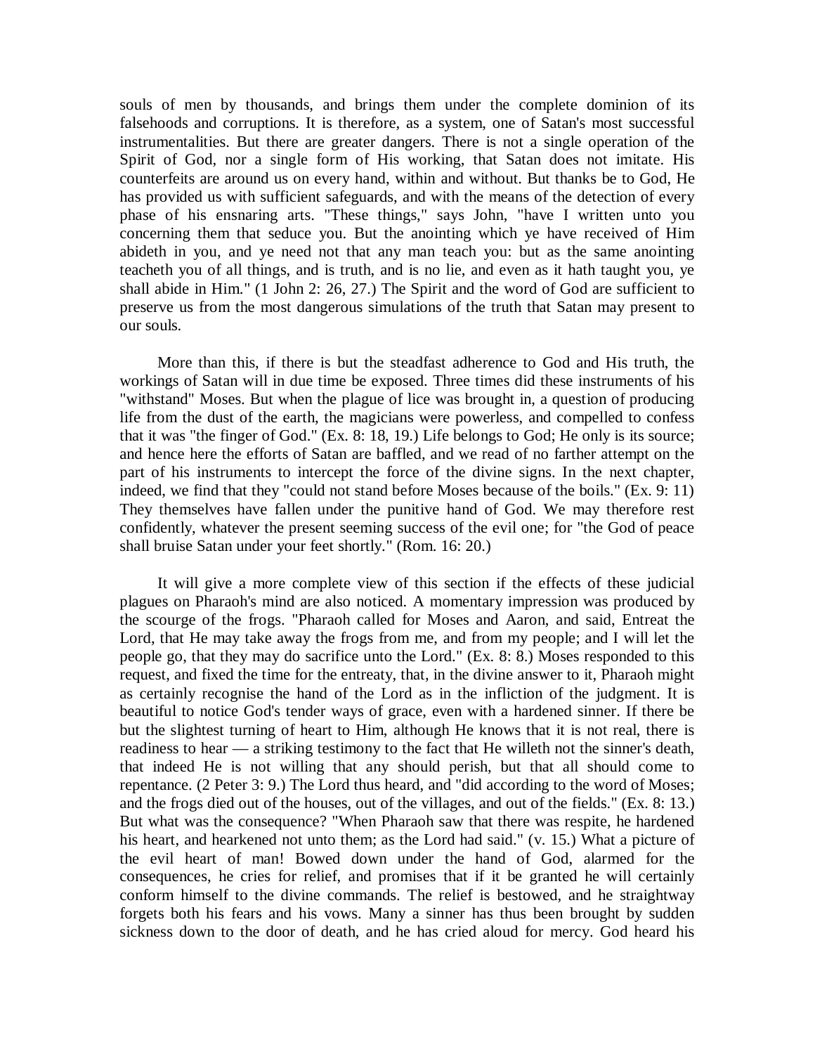souls of men by thousands, and brings them under the complete dominion of its falsehoods and corruptions. It is therefore, as a system, one of Satan's most successful instrumentalities. But there are greater dangers. There is not a single operation of the Spirit of God, nor a single form of His working, that Satan does not imitate. His counterfeits are around us on every hand, within and without. But thanks be to God, He has provided us with sufficient safeguards, and with the means of the detection of every phase of his ensnaring arts. "These things," says John, "have I written unto you concerning them that seduce you. But the anointing which ye have received of Him abideth in you, and ye need not that any man teach you: but as the same anointing teacheth you of all things, and is truth, and is no lie, and even as it hath taught you, ye shall abide in Him." (1 John 2: 26, 27.) The Spirit and the word of God are sufficient to preserve us from the most dangerous simulations of the truth that Satan may present to our souls.

More than this, if there is but the steadfast adherence to God and His truth, the workings of Satan will in due time be exposed. Three times did these instruments of his "withstand" Moses. But when the plague of lice was brought in, a question of producing life from the dust of the earth, the magicians were powerless, and compelled to confess that it was "the finger of God." (Ex. 8: 18, 19.) Life belongs to God; He only is its source; and hence here the efforts of Satan are baffled, and we read of no farther attempt on the part of his instruments to intercept the force of the divine signs. In the next chapter, indeed, we find that they "could not stand before Moses because of the boils." (Ex. 9: 11) They themselves have fallen under the punitive hand of God. We may therefore rest confidently, whatever the present seeming success of the evil one; for "the God of peace shall bruise Satan under your feet shortly." (Rom. 16: 20.)

It will give a more complete view of this section if the effects of these judicial plagues on Pharaoh's mind are also noticed. A momentary impression was produced by the scourge of the frogs. "Pharaoh called for Moses and Aaron, and said, Entreat the Lord, that He may take away the frogs from me, and from my people; and I will let the people go, that they may do sacrifice unto the Lord." (Ex. 8: 8.) Moses responded to this request, and fixed the time for the entreaty, that, in the divine answer to it, Pharaoh might as certainly recognise the hand of the Lord as in the infliction of the judgment. It is beautiful to notice God's tender ways of grace, even with a hardened sinner. If there be but the slightest turning of heart to Him, although He knows that it is not real, there is readiness to hear — a striking testimony to the fact that He willeth not the sinner's death, that indeed He is not willing that any should perish, but that all should come to repentance. (2 Peter 3: 9.) The Lord thus heard, and "did according to the word of Moses; and the frogs died out of the houses, out of the villages, and out of the fields." (Ex. 8: 13.) But what was the consequence? "When Pharaoh saw that there was respite, he hardened his heart, and hearkened not unto them; as the Lord had said." (v. 15.) What a picture of the evil heart of man! Bowed down under the hand of God, alarmed for the consequences, he cries for relief, and promises that if it be granted he will certainly conform himself to the divine commands. The relief is bestowed, and he straightway forgets both his fears and his vows. Many a sinner has thus been brought by sudden sickness down to the door of death, and he has cried aloud for mercy. God heard his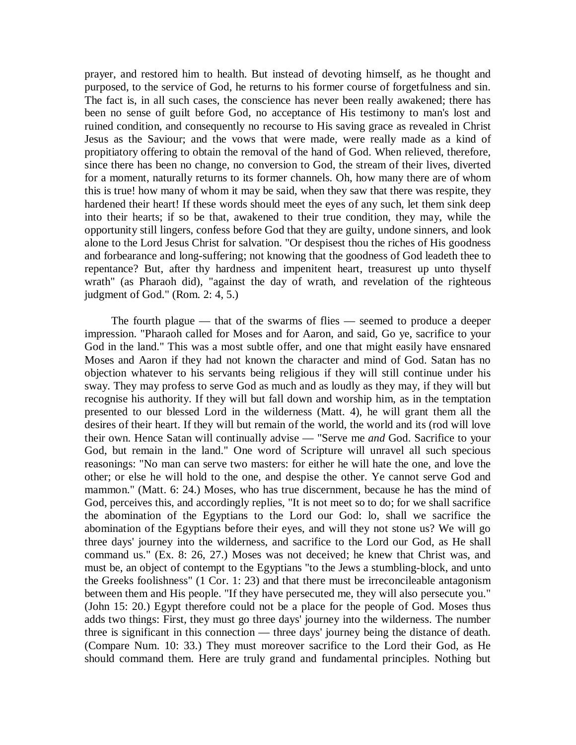prayer, and restored him to health. But instead of devoting himself, as he thought and purposed, to the service of God, he returns to his former course of forgetfulness and sin. The fact is, in all such cases, the conscience has never been really awakened; there has been no sense of guilt before God, no acceptance of His testimony to man's lost and ruined condition, and consequently no recourse to His saving grace as revealed in Christ Jesus as the Saviour; and the vows that were made, were really made as a kind of propitiatory offering to obtain the removal of the hand of God. When relieved, therefore, since there has been no change, no conversion to God, the stream of their lives, diverted for a moment, naturally returns to its former channels. Oh, how many there are of whom this is true! how many of whom it may be said, when they saw that there was respite, they hardened their heart! If these words should meet the eyes of any such, let them sink deep into their hearts; if so be that, awakened to their true condition, they may, while the opportunity still lingers, confess before God that they are guilty, undone sinners, and look alone to the Lord Jesus Christ for salvation. "Or despisest thou the riches of His goodness and forbearance and long-suffering; not knowing that the goodness of God leadeth thee to repentance? But, after thy hardness and impenitent heart, treasurest up unto thyself wrath" (as Pharaoh did), "against the day of wrath, and revelation of the righteous judgment of God." (Rom. 2: 4, 5.)

The fourth plague — that of the swarms of flies — seemed to produce a deeper impression. "Pharaoh called for Moses and for Aaron, and said, Go ye, sacrifice to your God in the land." This was a most subtle offer, and one that might easily have ensnared Moses and Aaron if they had not known the character and mind of God. Satan has no objection whatever to his servants being religious if they will still continue under his sway. They may profess to serve God as much and as loudly as they may, if they will but recognise his authority. If they will but fall down and worship him, as in the temptation presented to our blessed Lord in the wilderness (Matt. 4), he will grant them all the desires of their heart. If they will but remain of the world, the world and its (rod will love their own. Hence Satan will continually advise — "Serve me *and* God. Sacrifice to your God, but remain in the land." One word of Scripture will unravel all such specious reasonings: "No man can serve two masters: for either he will hate the one, and love the other; or else he will hold to the one, and despise the other. Ye cannot serve God and mammon." (Matt. 6: 24.) Moses, who has true discernment, because he has the mind of God, perceives this, and accordingly replies, "It is not meet so to do; for we shall sacrifice the abomination of the Egyptians to the Lord our God: lo, shall we sacrifice the abomination of the Egyptians before their eyes, and will they not stone us? We will go three days' journey into the wilderness, and sacrifice to the Lord our God, as He shall command us." (Ex. 8: 26, 27.) Moses was not deceived; he knew that Christ was, and must be, an object of contempt to the Egyptians "to the Jews a stumbling-block, and unto the Greeks foolishness" (1 Cor. 1: 23) and that there must be irreconcileable antagonism between them and His people. "If they have persecuted me, they will also persecute you." (John 15: 20.) Egypt therefore could not be a place for the people of God. Moses thus adds two things: First, they must go three days' journey into the wilderness. The number three is significant in this connection — three days' journey being the distance of death. (Compare Num. 10: 33.) They must moreover sacrifice to the Lord their God, as He should command them. Here are truly grand and fundamental principles. Nothing but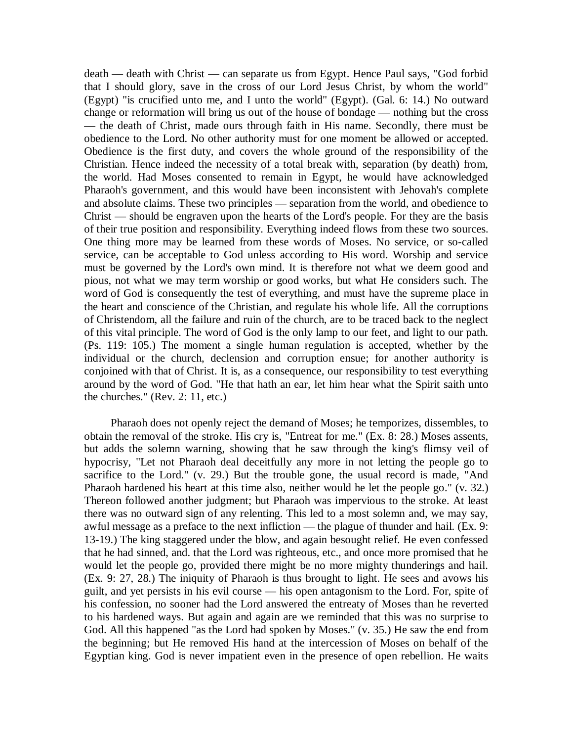death — death with Christ — can separate us from Egypt. Hence Paul says, "God forbid that I should glory, save in the cross of our Lord Jesus Christ, by whom the world" (Egypt) "is crucified unto me, and I unto the world" (Egypt). (Gal. 6: 14.) No outward change or reformation will bring us out of the house of bondage — nothing but the cross — the death of Christ, made ours through faith in His name. Secondly, there must be obedience to the Lord. No other authority must for one moment be allowed or accepted. Obedience is the first duty, and covers the whole ground of the responsibility of the Christian. Hence indeed the necessity of a total break with, separation (by death) from, the world. Had Moses consented to remain in Egypt, he would have acknowledged Pharaoh's government, and this would have been inconsistent with Jehovah's complete and absolute claims. These two principles — separation from the world, and obedience to Christ — should be engraven upon the hearts of the Lord's people. For they are the basis of their true position and responsibility. Everything indeed flows from these two sources. One thing more may be learned from these words of Moses. No service, or so-called service, can be acceptable to God unless according to His word. Worship and service must be governed by the Lord's own mind. It is therefore not what we deem good and pious, not what we may term worship or good works, but what He considers such. The word of God is consequently the test of everything, and must have the supreme place in the heart and conscience of the Christian, and regulate his whole life. All the corruptions of Christendom, all the failure and ruin of the church, are to be traced back to the neglect of this vital principle. The word of God is the only lamp to our feet, and light to our path. (Ps. 119: 105.) The moment a single human regulation is accepted, whether by the individual or the church, declension and corruption ensue; for another authority is conjoined with that of Christ. It is, as a consequence, our responsibility to test everything around by the word of God. "He that hath an ear, let him hear what the Spirit saith unto the churches." (Rev. 2: 11, etc.)

Pharaoh does not openly reject the demand of Moses; he temporizes, dissembles, to obtain the removal of the stroke. His cry is, "Entreat for me." (Ex. 8: 28.) Moses assents, but adds the solemn warning, showing that he saw through the king's flimsy veil of hypocrisy, "Let not Pharaoh deal deceitfully any more in not letting the people go to sacrifice to the Lord." (v. 29.) But the trouble gone, the usual record is made, "And Pharaoh hardened his heart at this time also, neither would he let the people go." (v. 32.) Thereon followed another judgment; but Pharaoh was impervious to the stroke. At least there was no outward sign of any relenting. This led to a most solemn and, we may say, awful message as a preface to the next infliction — the plague of thunder and hail. (Ex. 9: 13-19.) The king staggered under the blow, and again besought relief. He even confessed that he had sinned, and. that the Lord was righteous, etc., and once more promised that he would let the people go, provided there might be no more mighty thunderings and hail. (Ex. 9: 27, 28.) The iniquity of Pharaoh is thus brought to light. He sees and avows his guilt, and yet persists in his evil course — his open antagonism to the Lord. For, spite of his confession, no sooner had the Lord answered the entreaty of Moses than he reverted to his hardened ways. But again and again are we reminded that this was no surprise to God. All this happened "as the Lord had spoken by Moses." (v. 35.) He saw the end from the beginning; but He removed His hand at the intercession of Moses on behalf of the Egyptian king. God is never impatient even in the presence of open rebellion. He waits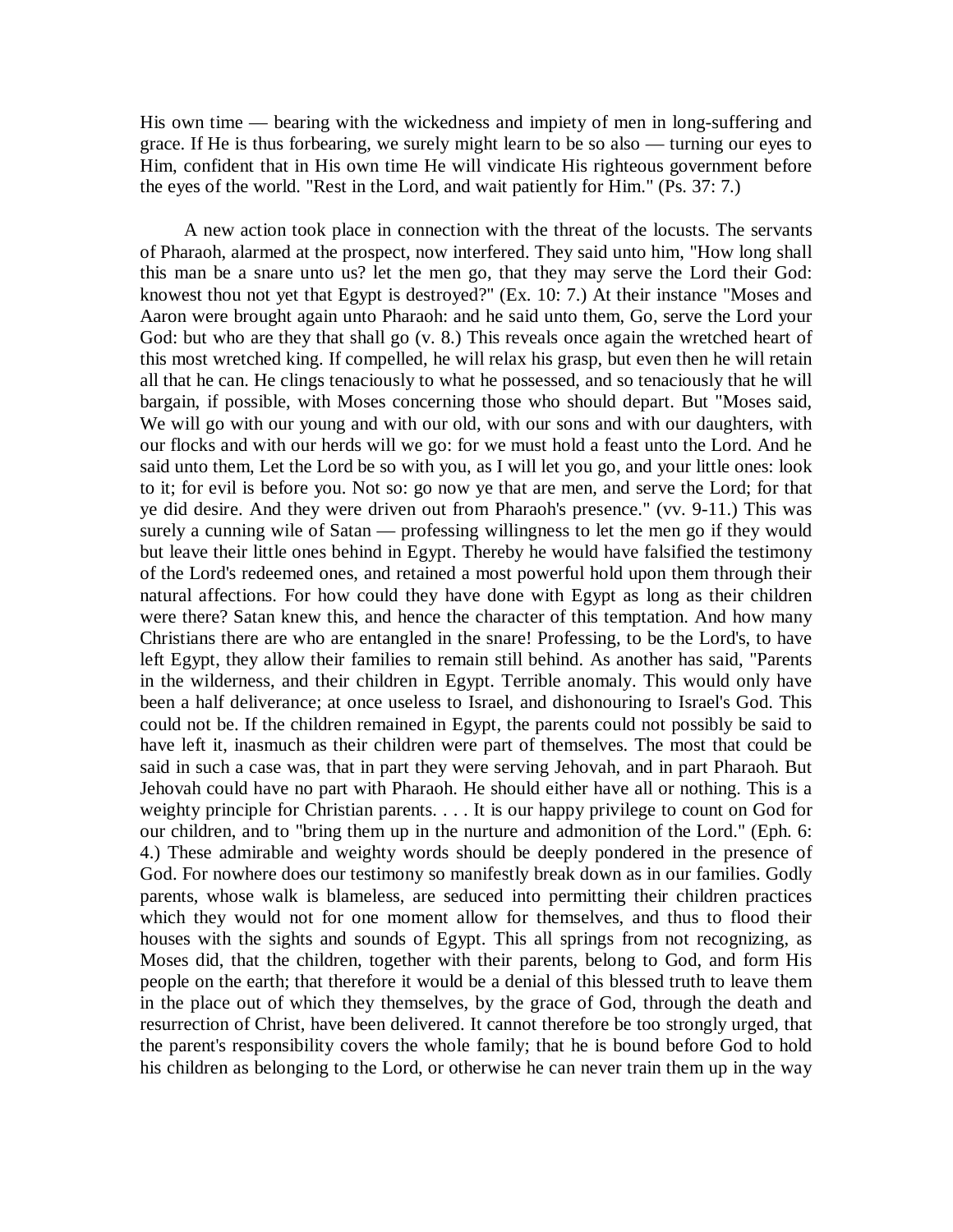His own time — bearing with the wickedness and impiety of men in long-suffering and grace. If He is thus forbearing, we surely might learn to be so also — turning our eyes to Him, confident that in His own time He will vindicate His righteous government before the eyes of the world. "Rest in the Lord, and wait patiently for Him." (Ps. 37: 7.)

A new action took place in connection with the threat of the locusts. The servants of Pharaoh, alarmed at the prospect, now interfered. They said unto him, "How long shall this man be a snare unto us? let the men go, that they may serve the Lord their God: knowest thou not yet that Egypt is destroyed?" (Ex. 10: 7.) At their instance "Moses and Aaron were brought again unto Pharaoh: and he said unto them, Go, serve the Lord your God: but who are they that shall go (v. 8.) This reveals once again the wretched heart of this most wretched king. If compelled, he will relax his grasp, but even then he will retain all that he can. He clings tenaciously to what he possessed, and so tenaciously that he will bargain, if possible, with Moses concerning those who should depart. But "Moses said, We will go with our young and with our old, with our sons and with our daughters, with our flocks and with our herds will we go: for we must hold a feast unto the Lord. And he said unto them, Let the Lord be so with you, as I will let you go, and your little ones: look to it; for evil is before you. Not so: go now ye that are men, and serve the Lord; for that ye did desire. And they were driven out from Pharaoh's presence." (vv. 9-11.) This was surely a cunning wile of Satan — professing willingness to let the men go if they would but leave their little ones behind in Egypt. Thereby he would have falsified the testimony of the Lord's redeemed ones, and retained a most powerful hold upon them through their natural affections. For how could they have done with Egypt as long as their children were there? Satan knew this, and hence the character of this temptation. And how many Christians there are who are entangled in the snare! Professing, to be the Lord's, to have left Egypt, they allow their families to remain still behind. As another has said, "Parents in the wilderness, and their children in Egypt. Terrible anomaly. This would only have been a half deliverance; at once useless to Israel, and dishonouring to Israel's God. This could not be. If the children remained in Egypt, the parents could not possibly be said to have left it, inasmuch as their children were part of themselves. The most that could be said in such a case was, that in part they were serving Jehovah, and in part Pharaoh. But Jehovah could have no part with Pharaoh. He should either have all or nothing. This is a weighty principle for Christian parents. . . . It is our happy privilege to count on God for our children, and to "bring them up in the nurture and admonition of the Lord." (Eph. 6: 4.) These admirable and weighty words should be deeply pondered in the presence of God. For nowhere does our testimony so manifestly break down as in our families. Godly parents, whose walk is blameless, are seduced into permitting their children practices which they would not for one moment allow for themselves, and thus to flood their houses with the sights and sounds of Egypt. This all springs from not recognizing, as Moses did, that the children, together with their parents, belong to God, and form His people on the earth; that therefore it would be a denial of this blessed truth to leave them in the place out of which they themselves, by the grace of God, through the death and resurrection of Christ, have been delivered. It cannot therefore be too strongly urged, that the parent's responsibility covers the whole family; that he is bound before God to hold his children as belonging to the Lord, or otherwise he can never train them up in the way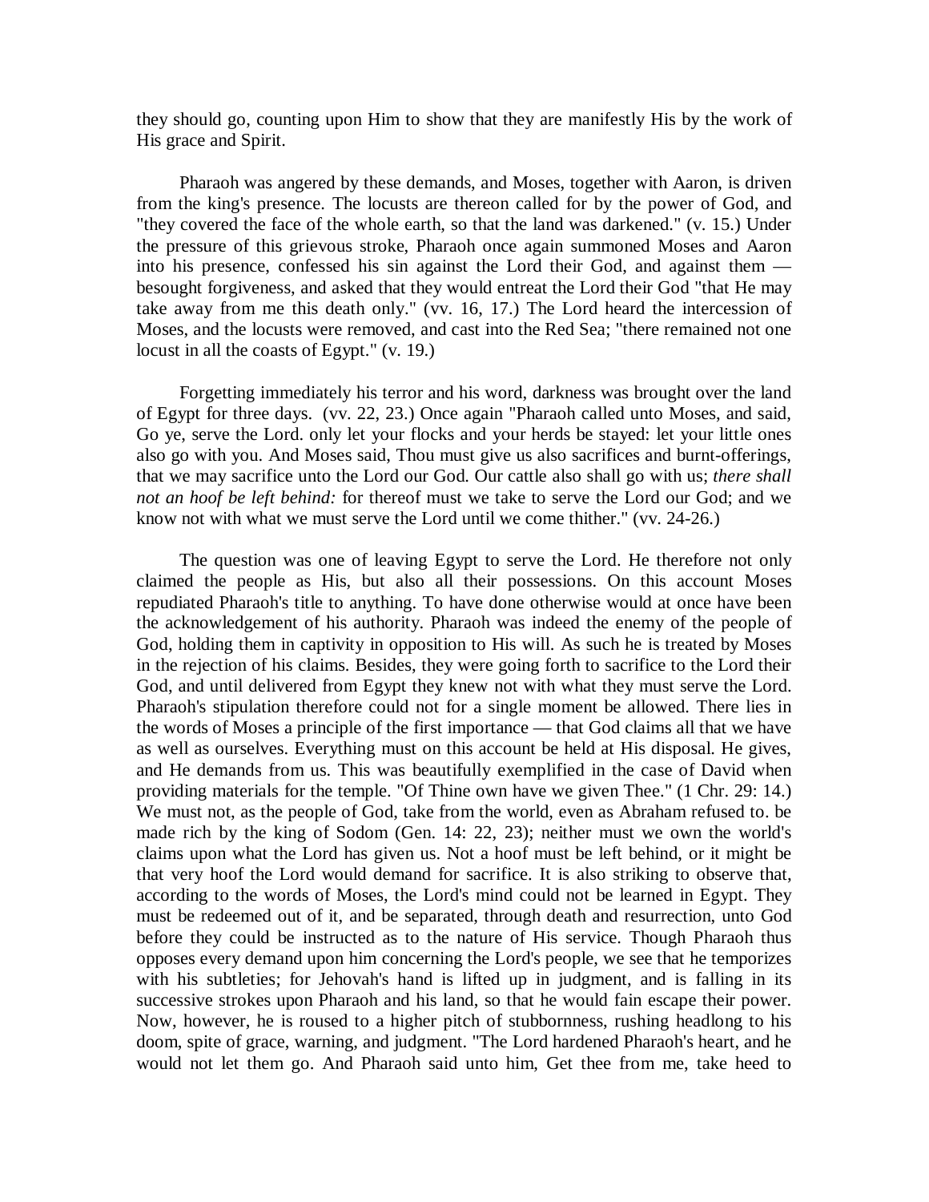they should go, counting upon Him to show that they are manifestly His by the work of His grace and Spirit.

Pharaoh was angered by these demands, and Moses, together with Aaron, is driven from the king's presence. The locusts are thereon called for by the power of God, and "they covered the face of the whole earth, so that the land was darkened." (v. 15.) Under the pressure of this grievous stroke, Pharaoh once again summoned Moses and Aaron into his presence, confessed his sin against the Lord their God, and against them — besought forgiveness, and asked that they would entreat the Lord their God "that He may take away from me this death only." (vv. 16, 17.) The Lord heard the intercession of Moses, and the locusts were removed, and cast into the Red Sea; "there remained not one locust in all the coasts of Egypt." (v. 19.)

Forgetting immediately his terror and his word, darkness was brought over the land of Egypt for three days. (vv. 22, 23.) Once again "Pharaoh called unto Moses, and said, Go ye, serve the Lord. only let your flocks and your herds be stayed: let your little ones also go with you. And Moses said, Thou must give us also sacrifices and burnt-offerings, that we may sacrifice unto the Lord our God. Our cattle also shall go with us; *there shall not an hoof be left behind:* for thereof must we take to serve the Lord our God; and we know not with what we must serve the Lord until we come thither." (vv. 24-26.)

The question was one of leaving Egypt to serve the Lord. He therefore not only claimed the people as His, but also all their possessions. On this account Moses repudiated Pharaoh's title to anything. To have done otherwise would at once have been the acknowledgement of his authority. Pharaoh was indeed the enemy of the people of God, holding them in captivity in opposition to His will. As such he is treated by Moses in the rejection of his claims. Besides, they were going forth to sacrifice to the Lord their God, and until delivered from Egypt they knew not with what they must serve the Lord. Pharaoh's stipulation therefore could not for a single moment be allowed. There lies in the words of Moses a principle of the first importance — that God claims all that we have as well as ourselves. Everything must on this account be held at His disposal. He gives, and He demands from us. This was beautifully exemplified in the case of David when providing materials for the temple. "Of Thine own have we given Thee." (1 Chr. 29: 14.) We must not, as the people of God, take from the world, even as Abraham refused to. be made rich by the king of Sodom (Gen. 14: 22, 23); neither must we own the world's claims upon what the Lord has given us. Not a hoof must be left behind, or it might be that very hoof the Lord would demand for sacrifice. It is also striking to observe that, according to the words of Moses, the Lord's mind could not be learned in Egypt. They must be redeemed out of it, and be separated, through death and resurrection, unto God before they could be instructed as to the nature of His service. Though Pharaoh thus opposes every demand upon him concerning the Lord's people, we see that he temporizes with his subtleties; for Jehovah's hand is lifted up in judgment, and is falling in its successive strokes upon Pharaoh and his land, so that he would fain escape their power. Now, however, he is roused to a higher pitch of stubbornness, rushing headlong to his doom, spite of grace, warning, and judgment. "The Lord hardened Pharaoh's heart, and he would not let them go. And Pharaoh said unto him, Get thee from me, take heed to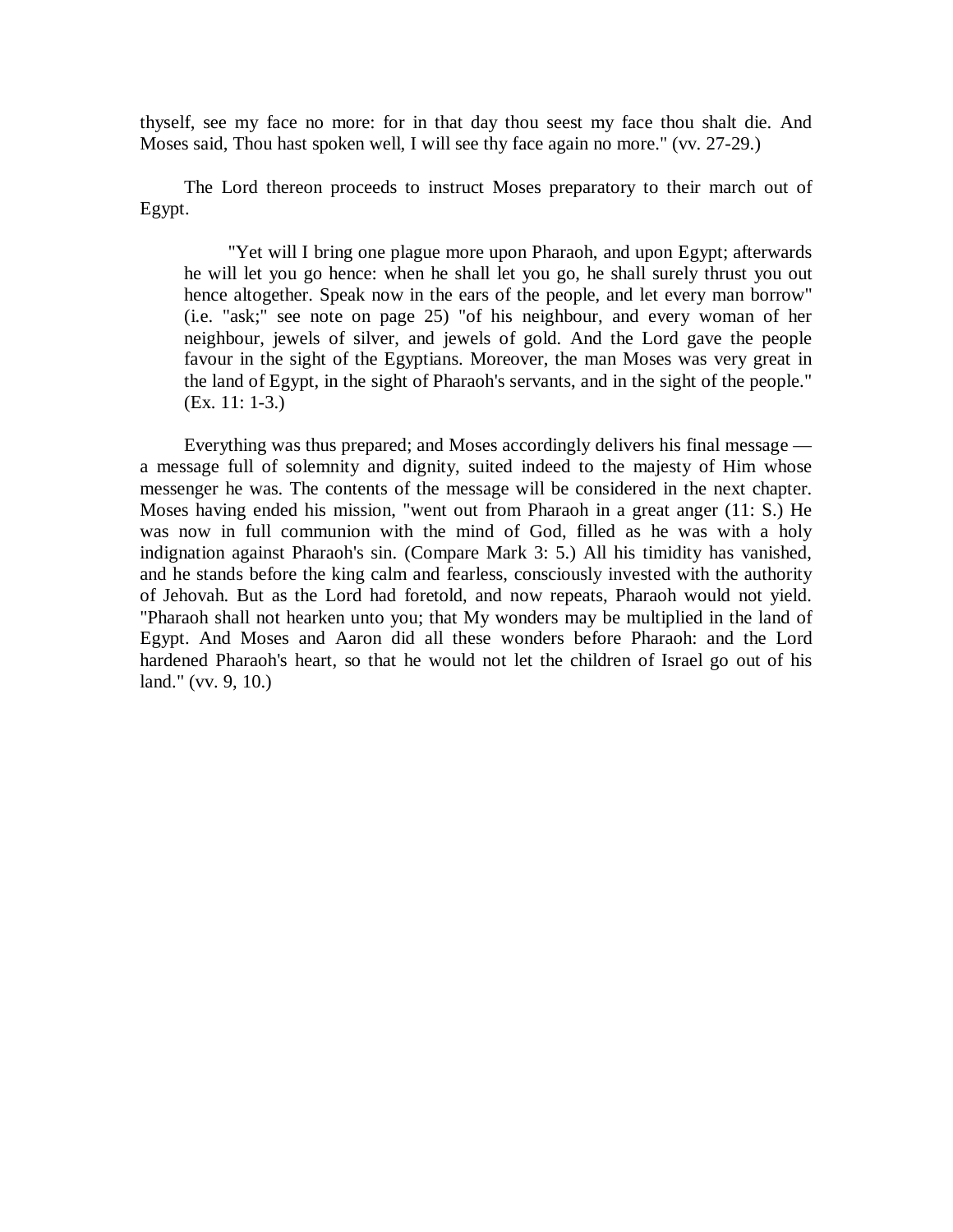thyself, see my face no more: for in that day thou seest my face thou shalt die. And Moses said, Thou hast spoken well, I will see thy face again no more." (vv. 27-29.)

The Lord thereon proceeds to instruct Moses preparatory to their march out of Egypt.

> "Yet will I bring one plague more upon Pharaoh, and upon Egypt; afterwards he will let you go hence: when he shall let you go, he shall surely thrust you out hence altogether. Speak now in the ears of the people, and let every man borrow" (i.e. "ask;" see note on page 25) "of his neighbour, and every woman of her neighbour, jewels of silver, and jewels of gold. And the Lord gave the people favour in the sight of the Egyptians. Moreover, the man Moses was very great in the land of Egypt, in the sight of Pharaoh's servants, and in the sight of the people." (Ex. 11: 1-3.)

Everything was thus prepared; and Moses accordingly delivers his final message — a message full of solemnity and dignity, suited indeed to the majesty of Him whose messenger he was. The contents of the message will be considered in the next chapter. Moses having ended his mission, "went out from Pharaoh in a great anger (11: S.) He was now in full communion with the mind of God, filled as he was with a holy indignation against Pharaoh's sin. (Compare Mark 3: 5.) All his timidity has vanished, and he stands before the king calm and fearless, consciously invested with the authority of Jehovah. But as the Lord had foretold, and now repeats, Pharaoh would not yield. "Pharaoh shall not hearken unto you; that My wonders may be multiplied in the land of Egypt. And Moses and Aaron did all these wonders before Pharaoh: and the Lord hardened Pharaoh's heart, so that he would not let the children of Israel go out of his land." (vv. 9, 10.)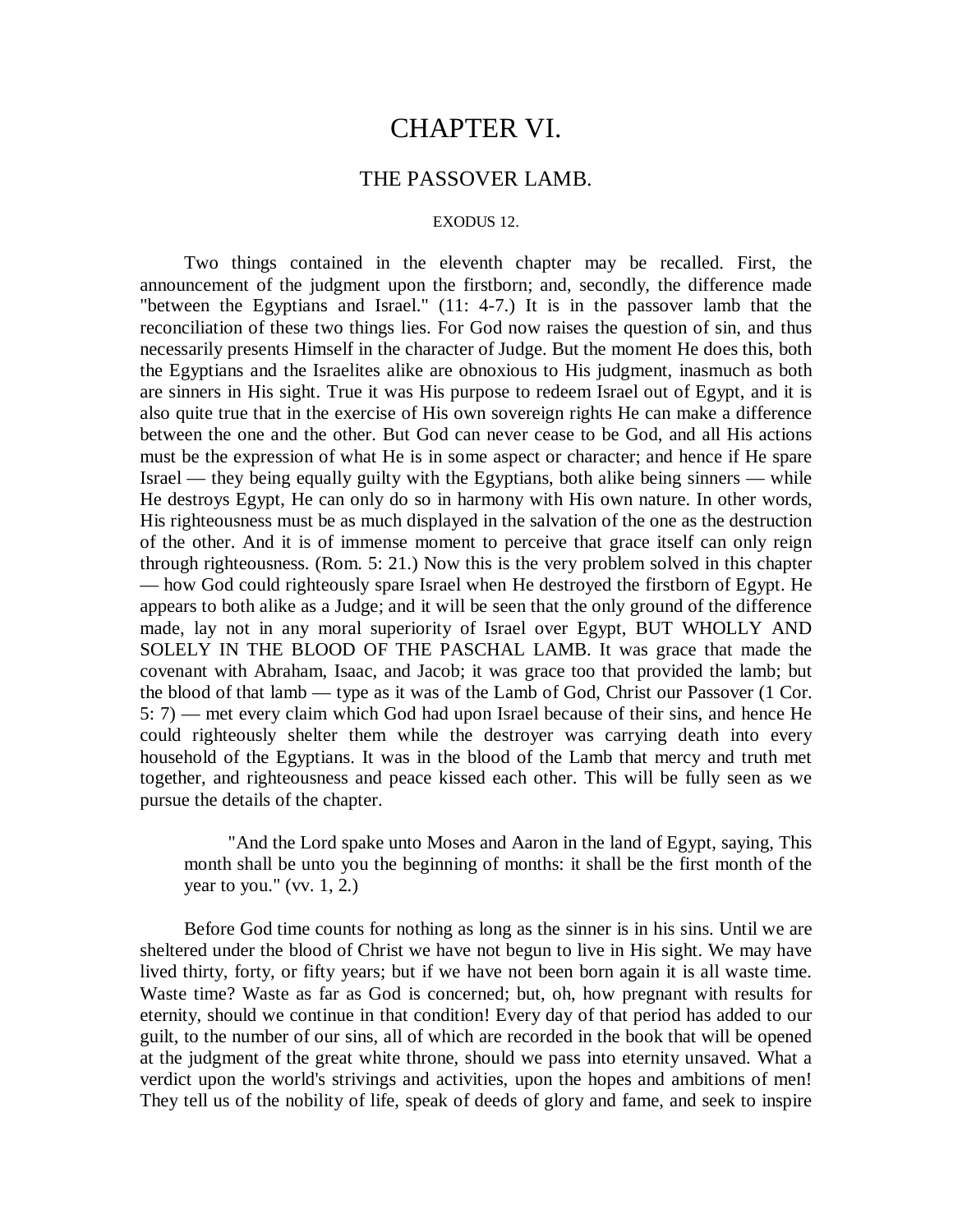# CHAPTER VI.

## THE PASSOVER LAMB.

EXODUS 12.

Two things contained in the eleventh chapter may be recalled. First, the announcement of the judgment upon the firstborn; and, secondly, the difference made "between the Egyptians and Israel." (11: 4-7.) It is in the passover lamb that the reconciliation of these two things lies. For God now raises the question of sin, and thus necessarily presents Himself in the character of Judge. But the moment He does this, both the Egyptians and the Israelites alike are obnoxious to His judgment, inasmuch as both are sinners in His sight. True it was His purpose to redeem Israel out of Egypt, and it is also quite true that in the exercise of His own sovereign rights He can make a difference between the one and the other. But God can never cease to be God, and all His actions must be the expression of what He is in some aspect or character; and hence if He spare Israel — they being equally guilty with the Egyptians, both alike being sinners — while He destroys Egypt, He can only do so in harmony with His own nature. In other words, His righteousness must be as much displayed in the salvation of the one as the destruction of the other. And it is of immense moment to perceive that grace itself can only reign through righteousness. (Rom. 5: 21.) Now this is the very problem solved in this chapter — how God could righteously spare Israel when He destroyed the firstborn of Egypt. He appears to both alike as a Judge; and it will be seen that the only ground of the difference made, lay not in any moral superiority of Israel over Egypt, BUT WHOLLY AND SOLELY IN THE BLOOD OF THE PASCHAL LAMB. It was grace that made the covenant with Abraham, Isaac, and Jacob; it was grace too that provided the lamb; but the blood of that lamb — type as it was of the Lamb of God, Christ our Passover (1 Cor. 5: 7) — met every claim which God had upon Israel because of their sins, and hence He could righteously shelter them while the destroyer was carrying death into every household of the Egyptians. It was in the blood of the Lamb that mercy and truth met together, and righteousness and peace kissed each other. This will be fully seen as we pursue the details of the chapter.

> "And the Lord spake unto Moses and Aaron in the land of Egypt, saying, This month shall be unto you the beginning of months: it shall be the first month of the year to you." (vv. 1, 2.)

Before God time counts for nothing as long as the sinner is in his sins. Until we are sheltered under the blood of Christ we have not begun to live in His sight. We may have lived thirty, forty, or fifty years; but if we have not been born again it is all waste time. Waste time? Waste as far as God is concerned; but, oh, how pregnant with results for eternity, should we continue in that condition! Every day of that period has added to our guilt, to the number of our sins, all of which are recorded in the book that will be opened at the judgment of the great white throne, should we pass into eternity unsaved. What a verdict upon the world's strivings and activities, upon the hopes and ambitions of men! They tell us of the nobility of life, speak of deeds of glory and fame, and seek to inspire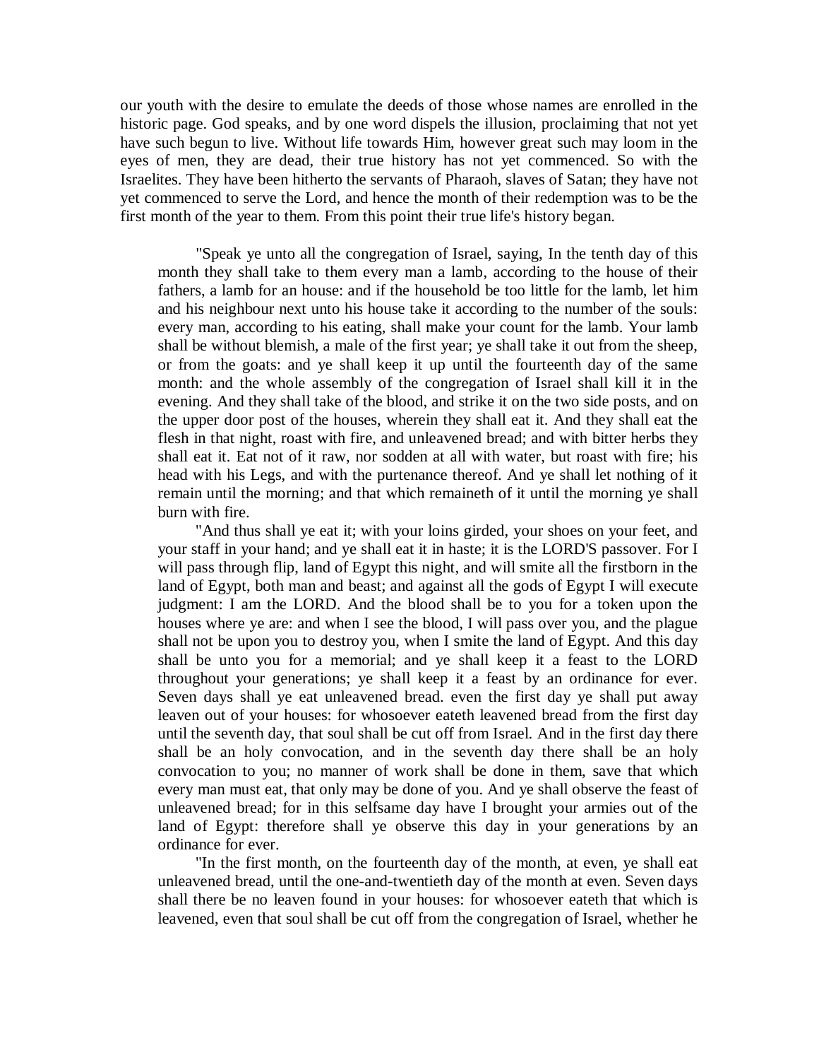our youth with the desire to emulate the deeds of those whose names are enrolled in the historic page. God speaks, and by one word dispels the illusion, proclaiming that not yet have such begun to live. Without life towards Him, however great such may loom in the eyes of men, they are dead, their true history has not yet commenced. So with the Israelites. They have been hitherto the servants of Pharaoh, slaves of Satan; they have not yet commenced to serve the Lord, and hence the month of their redemption was to be the first month of the year to them. From this point their true life's history began.

> "Speak ye unto all the congregation of Israel, saying, In the tenth day of this month they shall take to them every man a lamb, according to the house of their fathers, a lamb for an house: and if the household be too little for the lamb, let him and his neighbour next unto his house take it according to the number of the souls: every man, according to his eating, shall make your count for the lamb. Your lamb shall be without blemish, a male of the first year; ye shall take it out from the sheep, or from the goats: and ye shall keep it up until the fourteenth day of the same month: and the whole assembly of the congregation of Israel shall kill it in the evening. And they shall take of the blood, and strike it on the two side posts, and on the upper door post of the houses, wherein they shall eat it. And they shall eat the flesh in that night, roast with fire, and unleavened bread; and with bitter herbs they shall eat it. Eat not of it raw, nor sodden at all with water, but roast with fire; his head with his Legs, and with the purtenance thereof. And ye shall let nothing of it remain until the morning; and that which remaineth of it until the morning ye shall burn with fire.
>
> "And thus shall ye eat it; with your loins girded, your shoes on your feet, and your staff in your hand; and ye shall eat it in haste; it is the LORD'S passover. For I will pass through flip, land of Egypt this night, and will smite all the firstborn in the land of Egypt, both man and beast; and against all the gods of Egypt I will execute judgment: I am the LORD. And the blood shall be to you for a token upon the houses where ye are: and when I see the blood, I will pass over you, and the plague shall not be upon you to destroy you, when I smite the land of Egypt. And this day shall be unto you for a memorial; and ye shall keep it a feast to the LORD throughout your generations; ye shall keep it a feast by an ordinance for ever. Seven days shall ye eat unleavened bread. even the first day ye shall put away leaven out of your houses: for whosoever eateth leavened bread from the first day until the seventh day, that soul shall be cut off from Israel. And in the first day there shall be an holy convocation, and in the seventh day there shall be an holy convocation to you; no manner of work shall be done in them, save that which every man must eat, that only may be done of you. And ye shall observe the feast of unleavened bread; for in this selfsame day have I brought your armies out of the land of Egypt: therefore shall ye observe this day in your generations by an ordinance for ever.
>
> "In the first month, on the fourteenth day of the month, at even, ye shall eat unleavened bread, until the one-and-twentieth day of the month at even. Seven days shall there be no leaven found in your houses: for whosoever eateth that which is leavened, even that soul shall be cut off from the congregation of Israel, whether he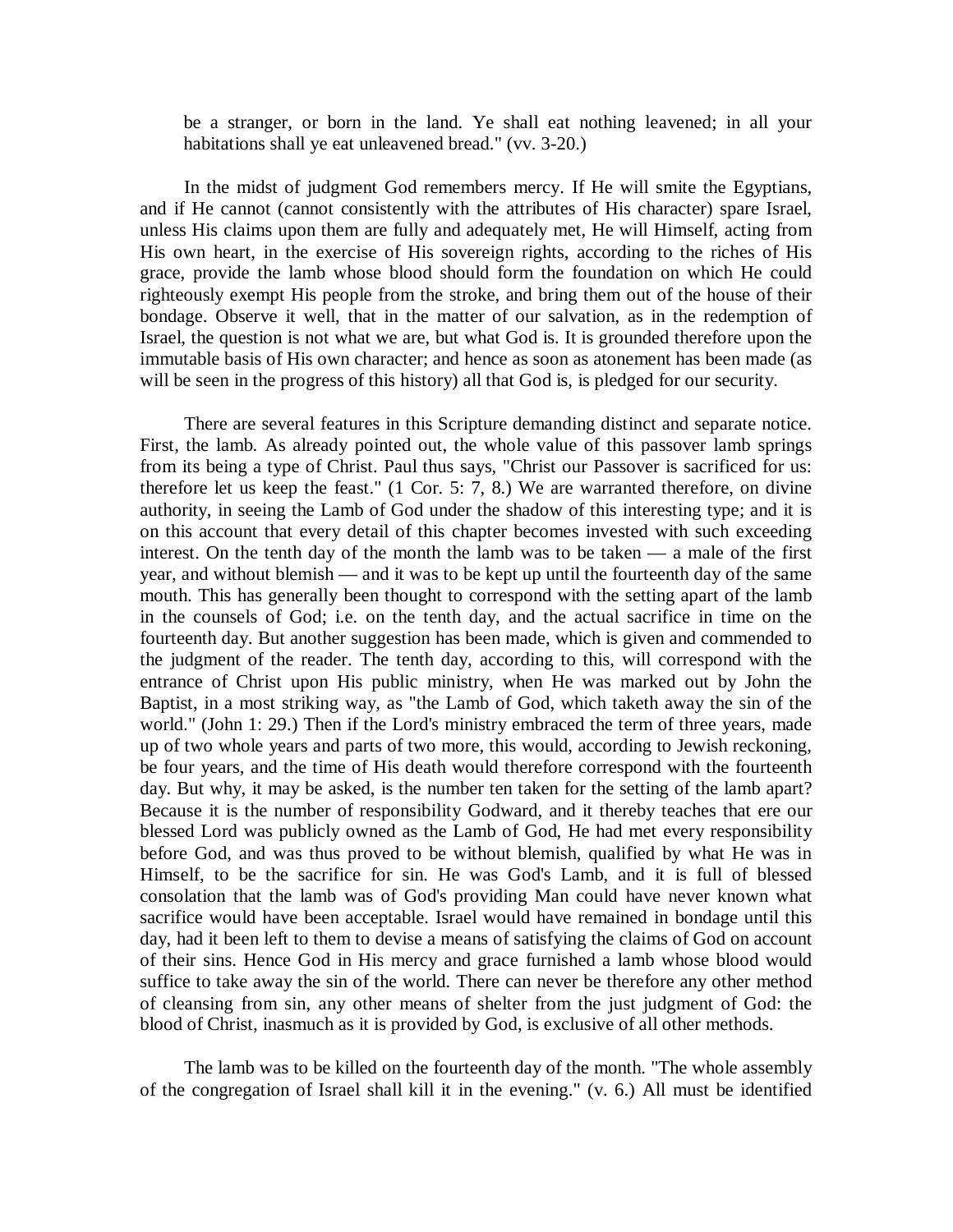be a stranger, or born in the land. Ye shall eat nothing leavened; in all your habitations shall ye eat unleavened bread." (vv. 3-20.)

In the midst of judgment God remembers mercy. If He will smite the Egyptians, and if He cannot (cannot consistently with the attributes of His character) spare Israel, unless His claims upon them are fully and adequately met, He will Himself, acting from His own heart, in the exercise of His sovereign rights, according to the riches of His grace, provide the lamb whose blood should form the foundation on which He could righteously exempt His people from the stroke, and bring them out of the house of their bondage. Observe it well, that in the matter of our salvation, as in the redemption of Israel, the question is not what we are, but what God is. It is grounded therefore upon the immutable basis of His own character; and hence as soon as atonement has been made (as will be seen in the progress of this history) all that God is, is pledged for our security.

There are several features in this Scripture demanding distinct and separate notice. First, the lamb. As already pointed out, the whole value of this passover lamb springs from its being a type of Christ. Paul thus says, "Christ our Passover is sacrificed for us: therefore let us keep the feast." (1 Cor. 5: 7, 8.) We are warranted therefore, on divine authority, in seeing the Lamb of God under the shadow of this interesting type; and it is on this account that every detail of this chapter becomes invested with such exceeding interest. On the tenth day of the month the lamb was to be taken — a male of the first year, and without blemish — and it was to be kept up until the fourteenth day of the same mouth. This has generally been thought to correspond with the setting apart of the lamb in the counsels of God; i.e. on the tenth day, and the actual sacrifice in time on the fourteenth day. But another suggestion has been made, which is given and commended to the judgment of the reader. The tenth day, according to this, will correspond with the entrance of Christ upon His public ministry, when He was marked out by John the Baptist, in a most striking way, as "the Lamb of God, which taketh away the sin of the world." (John 1: 29.) Then if the Lord's ministry embraced the term of three years, made up of two whole years and parts of two more, this would, according to Jewish reckoning, be four years, and the time of His death would therefore correspond with the fourteenth day. But why, it may be asked, is the number ten taken for the setting of the lamb apart? Because it is the number of responsibility Godward, and it thereby teaches that ere our blessed Lord was publicly owned as the Lamb of God, He had met every responsibility before God, and was thus proved to be without blemish, qualified by what He was in Himself, to be the sacrifice for sin. He was God's Lamb, and it is full of blessed consolation that the lamb was of God's providing Man could have never known what sacrifice would have been acceptable. Israel would have remained in bondage until this day, had it been left to them to devise a means of satisfying the claims of God on account of their sins. Hence God in His mercy and grace furnished a lamb whose blood would suffice to take away the sin of the world. There can never be therefore any other method of cleansing from sin, any other means of shelter from the just judgment of God: the blood of Christ, inasmuch as it is provided by God, is exclusive of all other methods.

The lamb was to be killed on the fourteenth day of the month. "The whole assembly of the congregation of Israel shall kill it in the evening." (v. 6.) All must be identified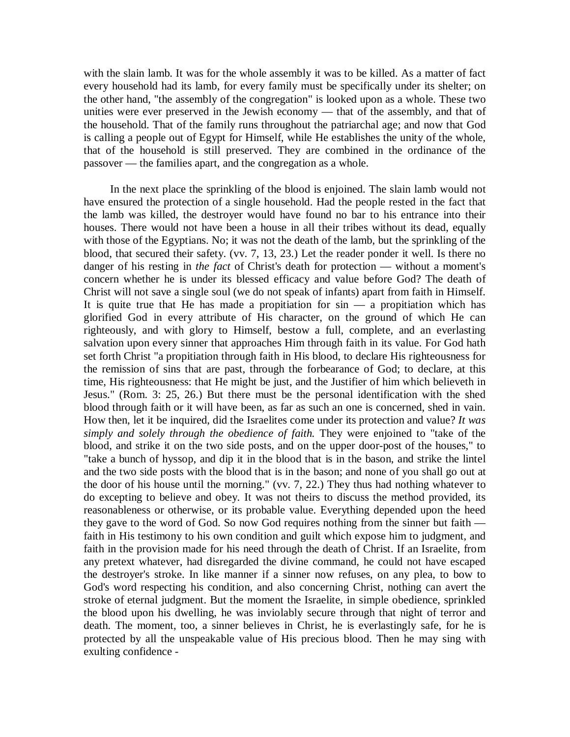with the slain lamb. It was for the whole assembly it was to be killed. As a matter of fact every household had its lamb, for every family must be specifically under its shelter; on the other hand, "the assembly of the congregation" is looked upon as a whole. These two unities were ever preserved in the Jewish economy — that of the assembly, and that of the household. That of the family runs throughout the patriarchal age; and now that God is calling a people out of Egypt for Himself, while He establishes the unity of the whole, that of the household is still preserved. They are combined in the ordinance of the passover — the families apart, and the congregation as a whole.

In the next place the sprinkling of the blood is enjoined. The slain lamb would not have ensured the protection of a single household. Had the people rested in the fact that the lamb was killed, the destroyer would have found no bar to his entrance into their houses. There would not have been a house in all their tribes without its dead, equally with those of the Egyptians. No; it was not the death of the lamb, but the sprinkling of the blood, that secured their safety. (vv. 7, 13, 23.) Let the reader ponder it well. Is there no danger of his resting in *the fact* of Christ's death for protection — without a moment's concern whether he is under its blessed efficacy and value before God? The death of Christ will not save a single soul (we do not speak of infants) apart from faith in Himself. It is quite true that He has made a propitiation for sin — a propitiation which has glorified God in every attribute of His character, on the ground of which He can righteously, and with glory to Himself, bestow a full, complete, and an everlasting salvation upon every sinner that approaches Him through faith in its value. For God hath set forth Christ "a propitiation through faith in His blood, to declare His righteousness for the remission of sins that are past, through the forbearance of God; to declare, at this time, His righteousness: that He might be just, and the Justifier of him which believeth in Jesus." (Rom. 3: 25, 26.) But there must be the personal identification with the shed blood through faith or it will have been, as far as such an one is concerned, shed in vain. How then, let it be inquired, did the Israelites come under its protection and value? *It was simply and solely through the obedience of faith.* They were enjoined to "take of the blood, and strike it on the two side posts, and on the upper door-post of the houses," to "take a bunch of hyssop, and dip it in the blood that is in the bason, and strike the lintel and the two side posts with the blood that is in the bason; and none of you shall go out at the door of his house until the morning." (vv. 7, 22.) They thus had nothing whatever to do excepting to believe and obey. It was not theirs to discuss the method provided, its reasonableness or otherwise, or its probable value. Everything depended upon the heed they gave to the word of God. So now God requires nothing from the sinner but faith — faith in His testimony to his own condition and guilt which expose him to judgment, and faith in the provision made for his need through the death of Christ. If an Israelite, from any pretext whatever, had disregarded the divine command, he could not have escaped the destroyer's stroke. In like manner if a sinner now refuses, on any plea, to bow to God's word respecting his condition, and also concerning Christ, nothing can avert the stroke of eternal judgment. But the moment the Israelite, in simple obedience, sprinkled the blood upon his dwelling, he was inviolably secure through that night of terror and death. The moment, too, a sinner believes in Christ, he is everlastingly safe, for he is protected by all the unspeakable value of His precious blood. Then he may sing with exulting confidence -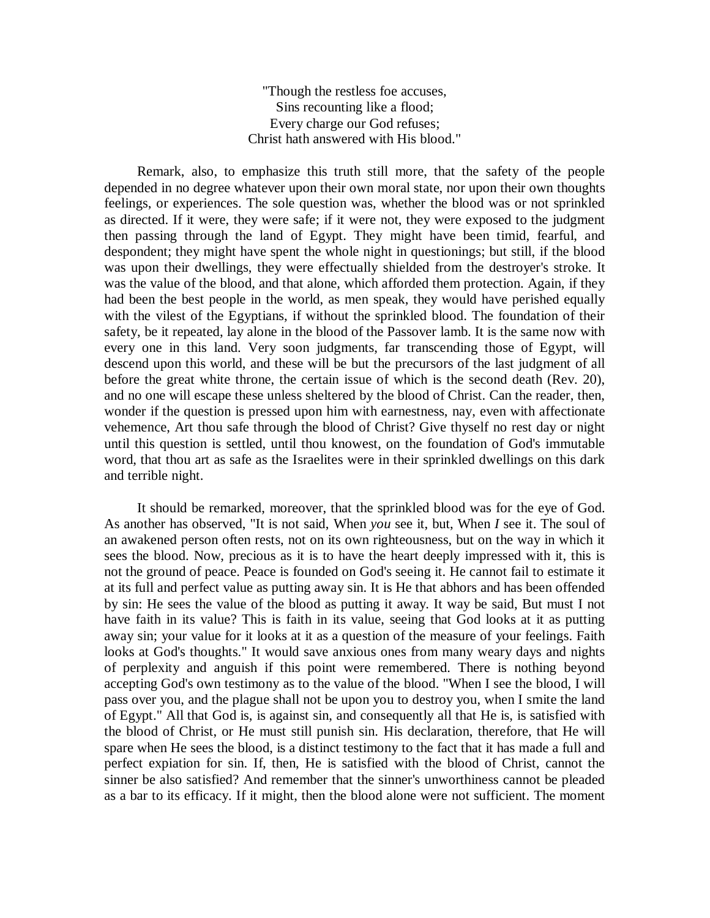"Though the restless foe accuses,  
Sins recounting like a flood;  
Every charge our God refuses;  
Christ hath answered with His blood."

Remark, also, to emphasize this truth still more, that the safety of the people depended in no degree whatever upon their own moral state, nor upon their own thoughts feelings, or experiences. The sole question was, whether the blood was or not sprinkled as directed. If it were, they were safe; if it were not, they were exposed to the judgment then passing through the land of Egypt. They might have been timid, fearful, and despondent; they might have spent the whole night in questionings; but still, if the blood was upon their dwellings, they were effectually shielded from the destroyer's stroke. It was the value of the blood, and that alone, which afforded them protection. Again, if they had been the best people in the world, as men speak, they would have perished equally with the vilest of the Egyptians, if without the sprinkled blood. The foundation of their safety, be it repeated, lay alone in the blood of the Passover lamb. It is the same now with every one in this land. Very soon judgments, far transcending those of Egypt, will descend upon this world, and these will be but the precursors of the last judgment of all before the great white throne, the certain issue of which is the second death (Rev. 20), and no one will escape these unless sheltered by the blood of Christ. Can the reader, then, wonder if the question is pressed upon him with earnestness, nay, even with affectionate vehemence, Art thou safe through the blood of Christ? Give thyself no rest day or night until this question is settled, until thou knowest, on the foundation of God's immutable word, that thou art as safe as the Israelites were in their sprinkled dwellings on this dark and terrible night.

It should be remarked, moreover, that the sprinkled blood was for the eye of God. As another has observed, "It is not said, When *you* see it, but, When *I* see it. The soul of an awakened person often rests, not on its own righteousness, but on the way in which it sees the blood. Now, precious as it is to have the heart deeply impressed with it, this is not the ground of peace. Peace is founded on God's seeing it. He cannot fail to estimate it at its full and perfect value as putting away sin. It is He that abhors and has been offended by sin: He sees the value of the blood as putting it away. It way be said, But must I not have faith in its value? This is faith in its value, seeing that God looks at it as putting away sin; your value for it looks at it as a question of the measure of your feelings. Faith looks at God's thoughts." It would save anxious ones from many weary days and nights of perplexity and anguish if this point were remembered. There is nothing beyond accepting God's own testimony as to the value of the blood. "When I see the blood, I will pass over you, and the plague shall not be upon you to destroy you, when I smite the land of Egypt." All that God is, is against sin, and consequently all that He is, is satisfied with the blood of Christ, or He must still punish sin. His declaration, therefore, that He will spare when He sees the blood, is a distinct testimony to the fact that it has made a full and perfect expiation for sin. If, then, He is satisfied with the blood of Christ, cannot the sinner be also satisfied? And remember that the sinner's unworthiness cannot be pleaded as a bar to its efficacy. If it might, then the blood alone were not sufficient. The moment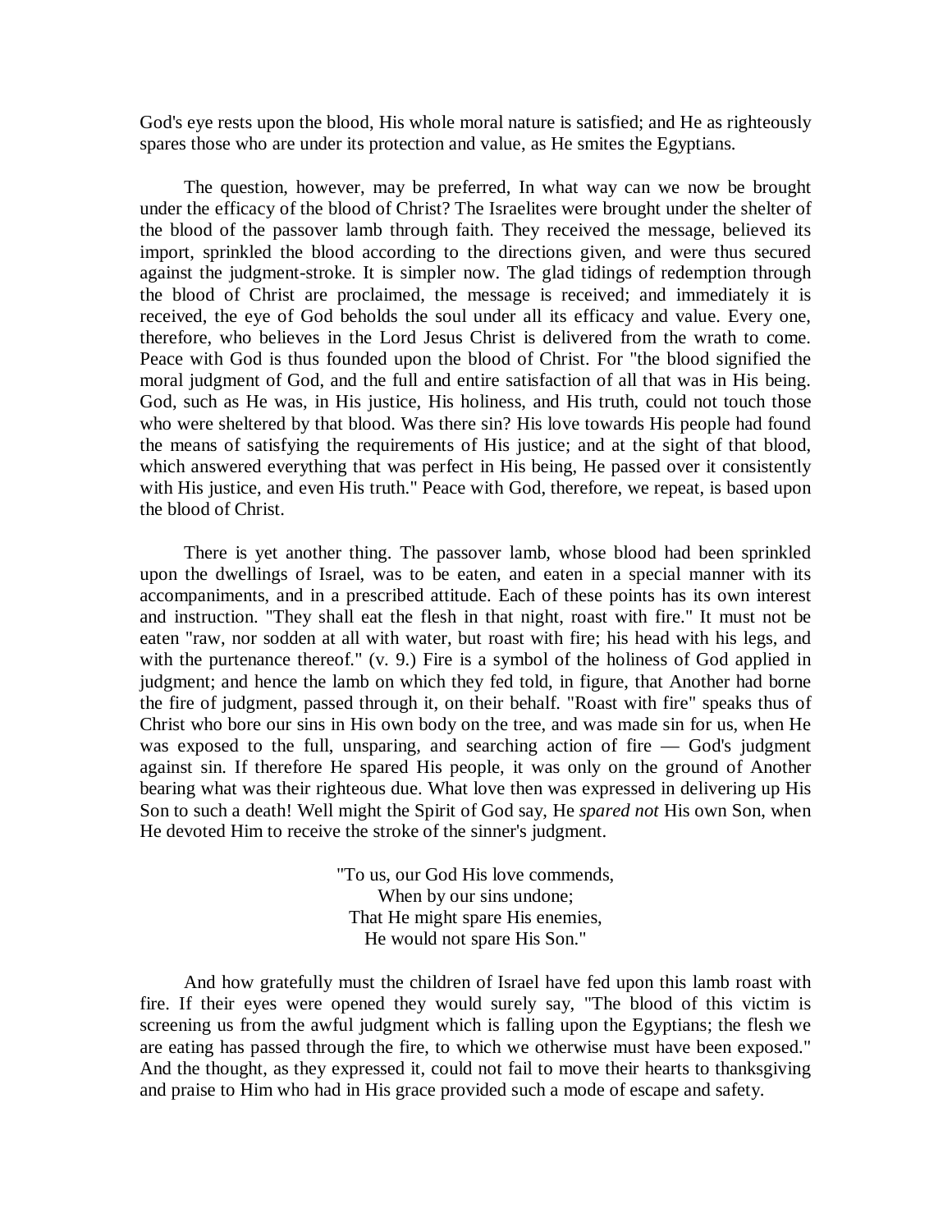God's eye rests upon the blood, His whole moral nature is satisfied; and He as righteously spares those who are under its protection and value, as He smites the Egyptians.

The question, however, may be preferred, In what way can we now be brought under the efficacy of the blood of Christ? The Israelites were brought under the shelter of the blood of the passover lamb through faith. They received the message, believed its import, sprinkled the blood according to the directions given, and were thus secured against the judgment-stroke. It is simpler now. The glad tidings of redemption through the blood of Christ are proclaimed, the message is received; and immediately it is received, the eye of God beholds the soul under all its efficacy and value. Every one, therefore, who believes in the Lord Jesus Christ is delivered from the wrath to come. Peace with God is thus founded upon the blood of Christ. For "the blood signified the moral judgment of God, and the full and entire satisfaction of all that was in His being. God, such as He was, in His justice, His holiness, and His truth, could not touch those who were sheltered by that blood. Was there sin? His love towards His people had found the means of satisfying the requirements of His justice; and at the sight of that blood, which answered everything that was perfect in His being, He passed over it consistently with His justice, and even His truth." Peace with God, therefore, we repeat, is based upon the blood of Christ.

There is yet another thing. The passover lamb, whose blood had been sprinkled upon the dwellings of Israel, was to be eaten, and eaten in a special manner with its accompaniments, and in a prescribed attitude. Each of these points has its own interest and instruction. "They shall eat the flesh in that night, roast with fire." It must not be eaten "raw, nor sodden at all with water, but roast with fire; his head with his legs, and with the purtenance thereof." (v. 9.) Fire is a symbol of the holiness of God applied in judgment; and hence the lamb on which they fed told, in figure, that Another had borne the fire of judgment, passed through it, on their behalf. "Roast with fire" speaks thus of Christ who bore our sins in His own body on the tree, and was made sin for us, when He was exposed to the full, unsparing, and searching action of fire — God's judgment against sin. If therefore He spared His people, it was only on the ground of Another bearing what was their righteous due. What love then was expressed in delivering up His Son to such a death! Well might the Spirit of God say, He *spared not* His own Son, when He devoted Him to receive the stroke of the sinner's judgment.

"To us, our God His love commends,  
When by our sins undone;  
That He might spare His enemies,  
He would not spare His Son."

And how gratefully must the children of Israel have fed upon this lamb roast with fire. If their eyes were opened they would surely say, "The blood of this victim is screening us from the awful judgment which is falling upon the Egyptians; the flesh we are eating has passed through the fire, to which we otherwise must have been exposed." And the thought, as they expressed it, could not fail to move their hearts to thanksgiving and praise to Him who had in His grace provided such a mode of escape and safety.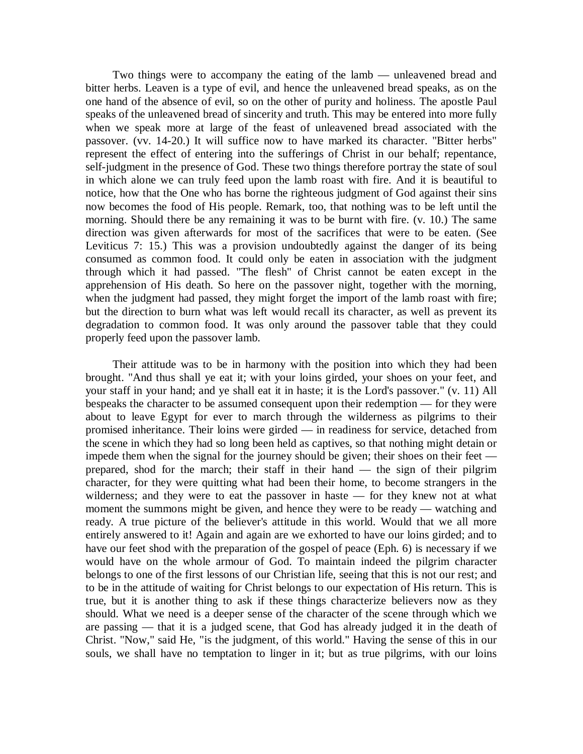Two things were to accompany the eating of the lamb — unleavened bread and bitter herbs. Leaven is a type of evil, and hence the unleavened bread speaks, as on the one hand of the absence of evil, so on the other of purity and holiness. The apostle Paul speaks of the unleavened bread of sincerity and truth. This may be entered into more fully when we speak more at large of the feast of unleavened bread associated with the passover. (vv. 14-20.) It will suffice now to have marked its character. "Bitter herbs" represent the effect of entering into the sufferings of Christ in our behalf; repentance, self-judgment in the presence of God. These two things therefore portray the state of soul in which alone we can truly feed upon the lamb roast with fire. And it is beautiful to notice, how that the One who has borne the righteous judgment of God against their sins now becomes the food of His people. Remark, too, that nothing was to be left until the morning. Should there be any remaining it was to be burnt with fire. (v. 10.) The same direction was given afterwards for most of the sacrifices that were to be eaten. (See Leviticus 7: 15.) This was a provision undoubtedly against the danger of its being consumed as common food. It could only be eaten in association with the judgment through which it had passed. "The flesh" of Christ cannot be eaten except in the apprehension of His death. So here on the passover night, together with the morning, when the judgment had passed, they might forget the import of the lamb roast with fire; but the direction to burn what was left would recall its character, as well as prevent its degradation to common food. It was only around the passover table that they could properly feed upon the passover lamb.

Their attitude was to be in harmony with the position into which they had been brought. "And thus shall ye eat it; with your loins girded, your shoes on your feet, and your staff in your hand; and ye shall eat it in haste; it is the Lord's passover." (v. 11) All bespeaks the character to be assumed consequent upon their redemption — for they were about to leave Egypt for ever to march through the wilderness as pilgrims to their promised inheritance. Their loins were girded — in readiness for service, detached from the scene in which they had so long been held as captives, so that nothing might detain or impede them when the signal for the journey should be given; their shoes on their feet — prepared, shod for the march; their staff in their hand — the sign of their pilgrim character, for they were quitting what had been their home, to become strangers in the wilderness; and they were to eat the passover in haste — for they knew not at what moment the summons might be given, and hence they were to be ready — watching and ready. A true picture of the believer's attitude in this world. Would that we all more entirely answered to it! Again and again are we exhorted to have our loins girded; and to have our feet shod with the preparation of the gospel of peace (Eph. 6) is necessary if we would have on the whole armour of God. To maintain indeed the pilgrim character belongs to one of the first lessons of our Christian life, seeing that this is not our rest; and to be in the attitude of waiting for Christ belongs to our expectation of His return. This is true, but it is another thing to ask if these things characterize believers now as they should. What we need is a deeper sense of the character of the scene through which we are passing — that it is a judged scene, that God has already judged it in the death of Christ. "Now," said He, "is the judgment, of this world." Having the sense of this in our souls, we shall have no temptation to linger in it; but as true pilgrims, with our loins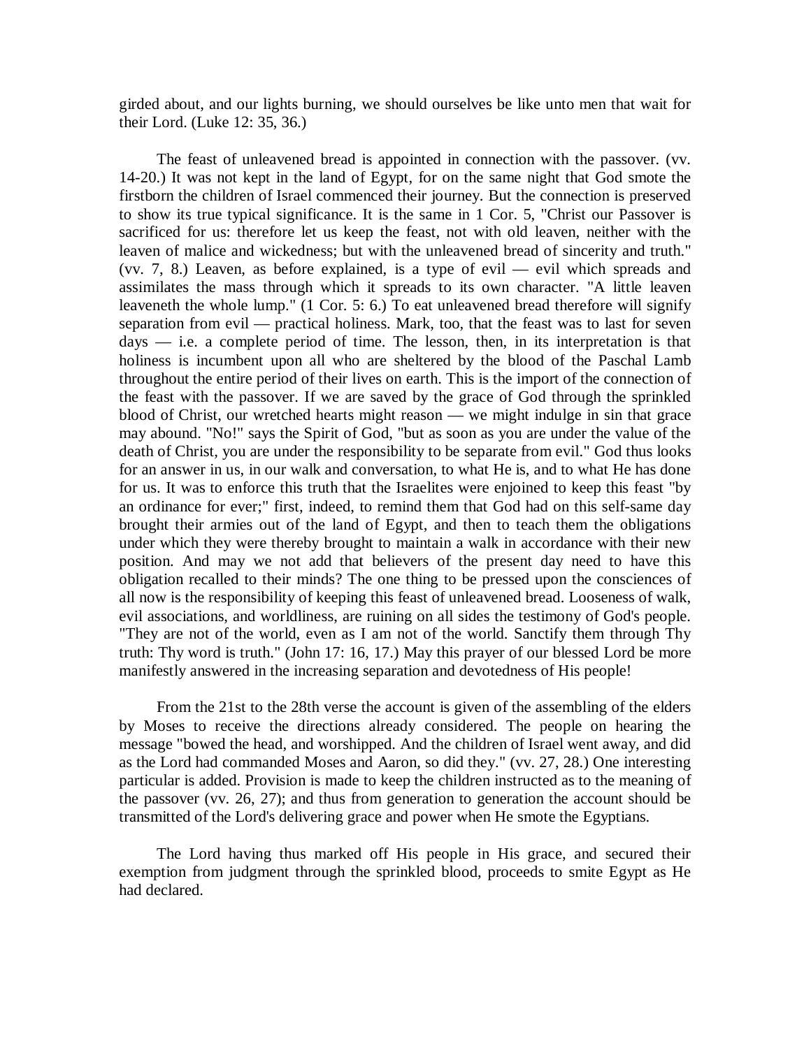girded about, and our lights burning, we should ourselves be like unto men that wait for their Lord. (Luke 12: 35, 36.)

The feast of unleavened bread is appointed in connection with the passover. (vv. 14-20.) It was not kept in the land of Egypt, for on the same night that God smote the firstborn the children of Israel commenced their journey. But the connection is preserved to show its true typical significance. It is the same in 1 Cor. 5, "Christ our Passover is sacrificed for us: therefore let us keep the feast, not with old leaven, neither with the leaven of malice and wickedness; but with the unleavened bread of sincerity and truth." (vv. 7, 8.) Leaven, as before explained, is a type of evil — evil which spreads and assimilates the mass through which it spreads to its own character. "A little leaven leaveneth the whole lump." (1 Cor. 5: 6.) To eat unleavened bread therefore will signify separation from evil — practical holiness. Mark, too, that the feast was to last for seven days — i.e. a complete period of time. The lesson, then, in its interpretation is that holiness is incumbent upon all who are sheltered by the blood of the Paschal Lamb throughout the entire period of their lives on earth. This is the import of the connection of the feast with the passover. If we are saved by the grace of God through the sprinkled blood of Christ, our wretched hearts might reason — we might indulge in sin that grace may abound. "No!" says the Spirit of God, "but as soon as you are under the value of the death of Christ, you are under the responsibility to be separate from evil." God thus looks for an answer in us, in our walk and conversation, to what He is, and to what He has done for us. It was to enforce this truth that the Israelites were enjoined to keep this feast "by an ordinance for ever;" first, indeed, to remind them that God had on this self-same day brought their armies out of the land of Egypt, and then to teach them the obligations under which they were thereby brought to maintain a walk in accordance with their new position. And may we not add that believers of the present day need to have this obligation recalled to their minds? The one thing to be pressed upon the consciences of all now is the responsibility of keeping this feast of unleavened bread. Looseness of walk, evil associations, and worldliness, are ruining on all sides the testimony of God's people. "They are not of the world, even as I am not of the world. Sanctify them through Thy truth: Thy word is truth." (John 17: 16, 17.) May this prayer of our blessed Lord be more manifestly answered in the increasing separation and devotedness of His people!

From the 21st to the 28th verse the account is given of the assembling of the elders by Moses to receive the directions already considered. The people on hearing the message "bowed the head, and worshipped. And the children of Israel went away, and did as the Lord had commanded Moses and Aaron, so did they." (vv. 27, 28.) One interesting particular is added. Provision is made to keep the children instructed as to the meaning of the passover (vv. 26, 27); and thus from generation to generation the account should be transmitted of the Lord's delivering grace and power when He smote the Egyptians.

The Lord having thus marked off His people in His grace, and secured their exemption from judgment through the sprinkled blood, proceeds to smite Egypt as He had declared.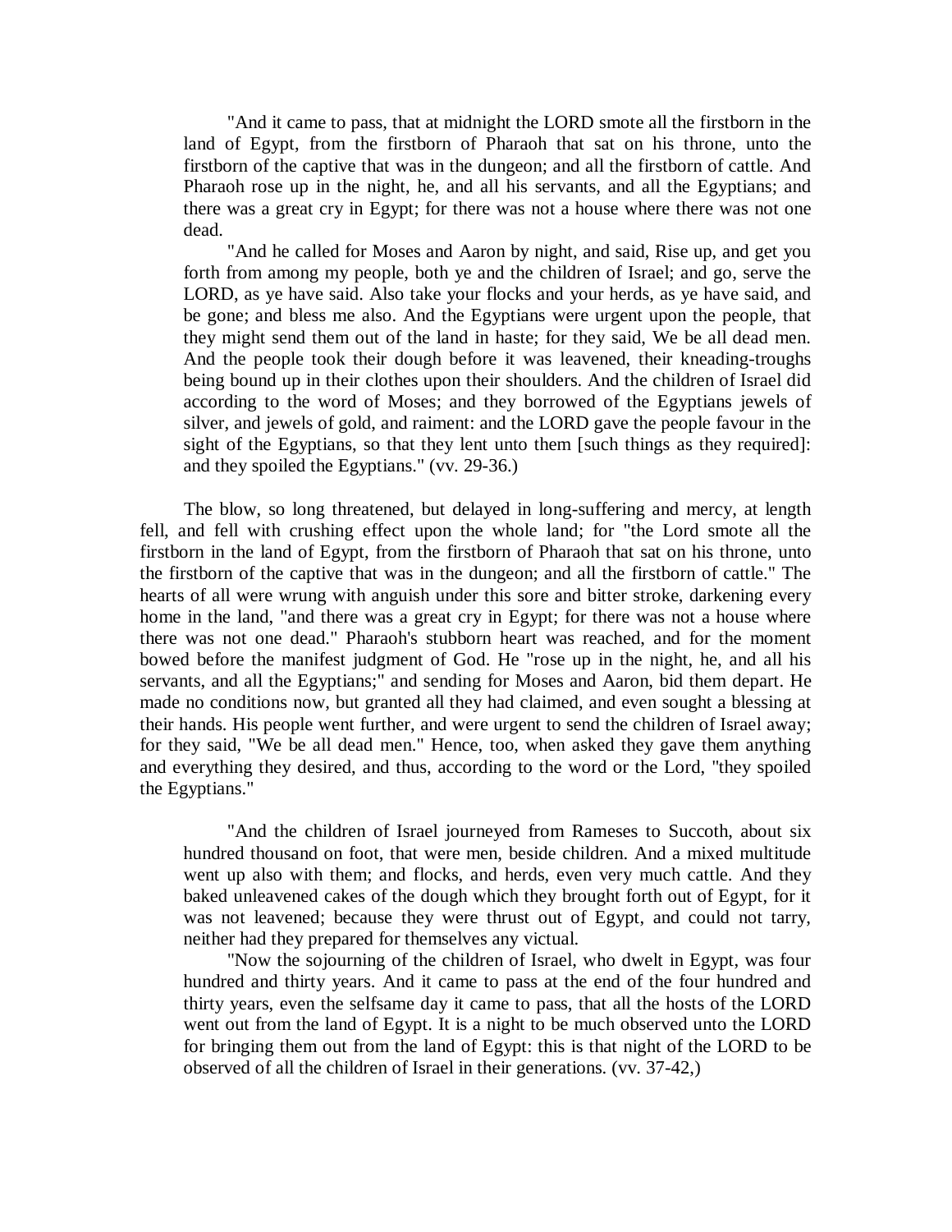> "And it came to pass, that at midnight the LORD smote all the firstborn in the land of Egypt, from the firstborn of Pharaoh that sat on his throne, unto the firstborn of the captive that was in the dungeon; and all the firstborn of cattle. And Pharaoh rose up in the night, he, and all his servants, and all the Egyptians; and there was a great cry in Egypt; for there was not a house where there was not one dead.
>
> "And he called for Moses and Aaron by night, and said, Rise up, and get you forth from among my people, both ye and the children of Israel; and go, serve the LORD, as ye have said. Also take your flocks and your herds, as ye have said, and be gone; and bless me also. And the Egyptians were urgent upon the people, that they might send them out of the land in haste; for they said, We be all dead men. And the people took their dough before it was leavened, their kneading-troughs being bound up in their clothes upon their shoulders. And the children of Israel did according to the word of Moses; and they borrowed of the Egyptians jewels of silver, and jewels of gold, and raiment: and the LORD gave the people favour in the sight of the Egyptians, so that they lent unto them [such things as they required]: and they spoiled the Egyptians." (vv. 29-36.)

The blow, so long threatened, but delayed in long-suffering and mercy, at length fell, and fell with crushing effect upon the whole land; for "the Lord smote all the firstborn in the land of Egypt, from the firstborn of Pharaoh that sat on his throne, unto the firstborn of the captive that was in the dungeon; and all the firstborn of cattle." The hearts of all were wrung with anguish under this sore and bitter stroke, darkening every home in the land, "and there was a great cry in Egypt; for there was not a house where there was not one dead." Pharaoh's stubborn heart was reached, and for the moment bowed before the manifest judgment of God. He "rose up in the night, he, and all his servants, and all the Egyptians;" and sending for Moses and Aaron, bid them depart. He made no conditions now, but granted all they had claimed, and even sought a blessing at their hands. His people went further, and were urgent to send the children of Israel away; for they said, "We be all dead men." Hence, too, when asked they gave them anything and everything they desired, and thus, according to the word or the Lord, "they spoiled the Egyptians."

> "And the children of Israel journeyed from Rameses to Succoth, about six hundred thousand on foot, that were men, beside children. And a mixed multitude went up also with them; and flocks, and herds, even very much cattle. And they baked unleavened cakes of the dough which they brought forth out of Egypt, for it was not leavened; because they were thrust out of Egypt, and could not tarry, neither had they prepared for themselves any victual.
>
> "Now the sojourning of the children of Israel, who dwelt in Egypt, was four hundred and thirty years. And it came to pass at the end of the four hundred and thirty years, even the selfsame day it came to pass, that all the hosts of the LORD went out from the land of Egypt. It is a night to be much observed unto the LORD for bringing them out from the land of Egypt: this is that night of the LORD to be observed of all the children of Israel in their generations. (vv. 37-42,)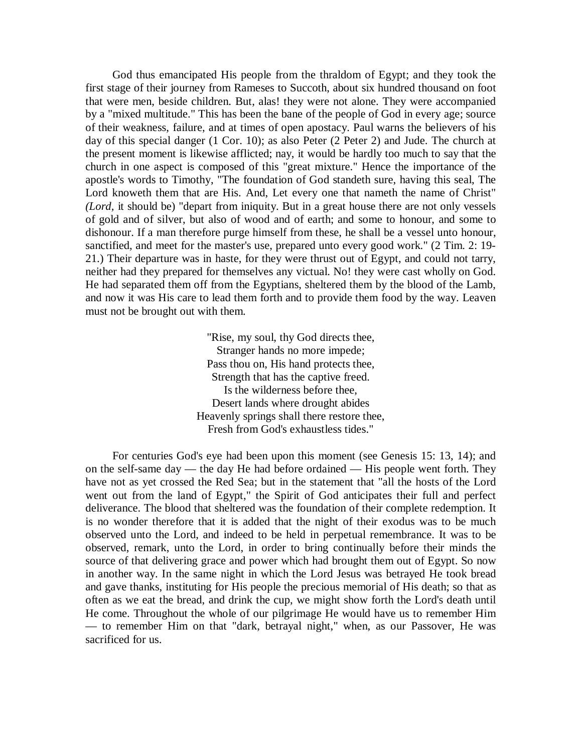God thus emancipated His people from the thraldom of Egypt; and they took the first stage of their journey from Rameses to Succoth, about six hundred thousand on foot that were men, beside children. But, alas! they were not alone. They were accompanied by a "mixed multitude." This has been the bane of the people of God in every age; source of their weakness, failure, and at times of open apostacy. Paul warns the believers of his day of this special danger (1 Cor. 10); as also Peter (2 Peter 2) and Jude. The church at the present moment is likewise afflicted; nay, it would be hardly too much to say that the church in one aspect is composed of this "great mixture." Hence the importance of the apostle's words to Timothy, "The foundation of God standeth sure, having this seal, The Lord knoweth them that are His. And, Let every one that nameth the name of Christ" *(Lord,* it should be) "depart from iniquity. But in a great house there are not only vessels of gold and of silver, but also of wood and of earth; and some to honour, and some to dishonour. If a man therefore purge himself from these, he shall be a vessel unto honour, sanctified, and meet for the master's use, prepared unto every good work." (2 Tim. 2: 19-21.) Their departure was in haste, for they were thrust out of Egypt, and could not tarry, neither had they prepared for themselves any victual. No! they were cast wholly on God. He had separated them off from the Egyptians, sheltered them by the blood of the Lamb, and now it was His care to lead them forth and to provide them food by the way. Leaven must not be brought out with them.

"Rise, my soul, thy God directs thee,
Stranger hands no more impede;
Pass thou on, His hand protects thee,
Strength that has the captive freed.
Is the wilderness before thee,
Desert lands where drought abides
Heavenly springs shall there restore thee,
Fresh from God's exhaustless tides."

For centuries God's eye had been upon this moment (see Genesis 15: 13, 14); and on the self-same day — the day He had before ordained — His people went forth. They have not as yet crossed the Red Sea; but in the statement that "all the hosts of the Lord went out from the land of Egypt," the Spirit of God anticipates their full and perfect deliverance. The blood that sheltered was the foundation of their complete redemption. It is no wonder therefore that it is added that the night of their exodus was to be much observed unto the Lord, and indeed to be held in perpetual remembrance. It was to be observed, remark, unto the Lord, in order to bring continually before their minds the source of that delivering grace and power which had brought them out of Egypt. So now in another way. In the same night in which the Lord Jesus was betrayed He took bread and gave thanks, instituting for His people the precious memorial of His death; so that as often as we eat the bread, and drink the cup, we might show forth the Lord's death until He come. Throughout the whole of our pilgrimage He would have us to remember Him — to remember Him on that "dark, betrayal night," when, as our Passover, He was sacrificed for us.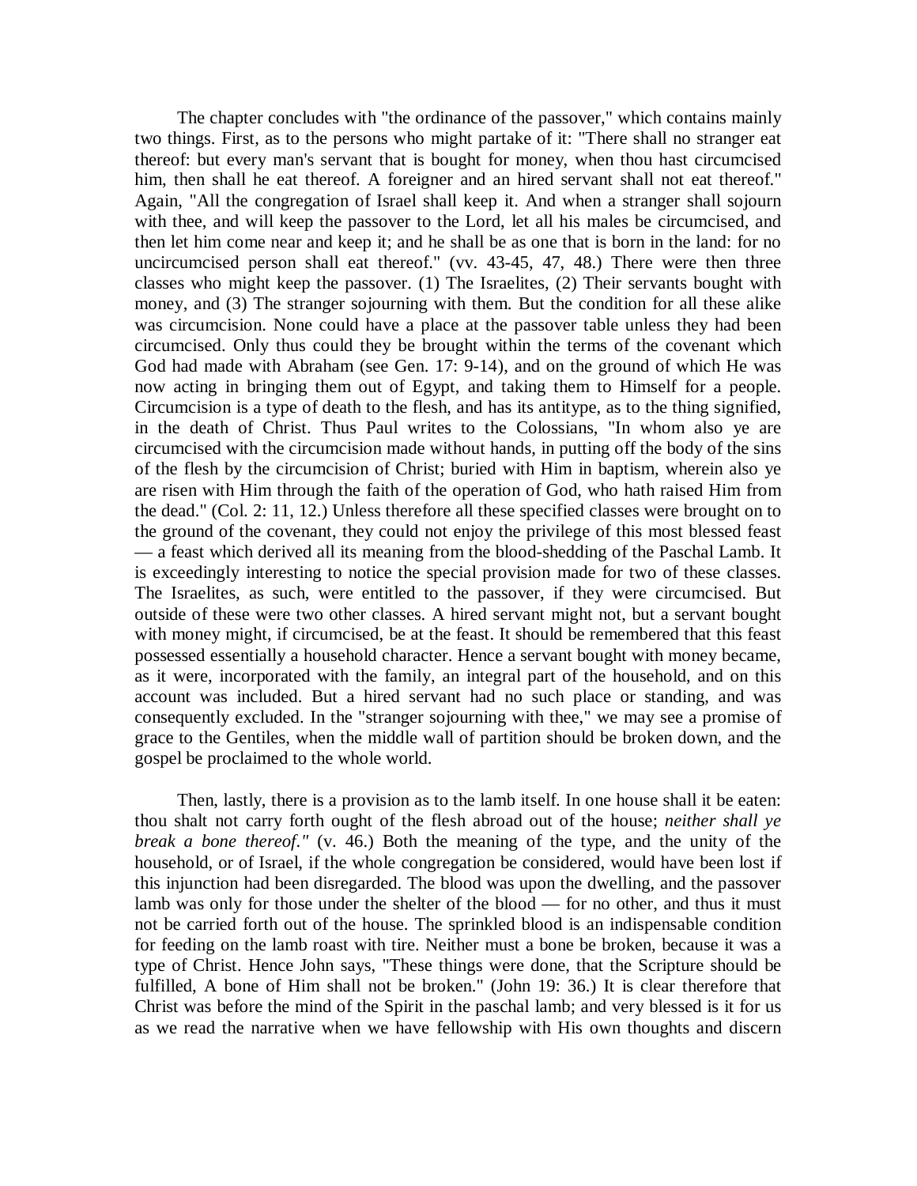The chapter concludes with "the ordinance of the passover," which contains mainly two things. First, as to the persons who might partake of it: "There shall no stranger eat thereof: but every man's servant that is bought for money, when thou hast circumcised him, then shall he eat thereof. A foreigner and an hired servant shall not eat thereof." Again, "All the congregation of Israel shall keep it. And when a stranger shall sojourn with thee, and will keep the passover to the Lord, let all his males be circumcised, and then let him come near and keep it; and he shall be as one that is born in the land: for no uncircumcised person shall eat thereof." (vv. 43-45, 47, 48.) There were then three classes who might keep the passover. (1) The Israelites, (2) Their servants bought with money, and (3) The stranger sojourning with them. But the condition for all these alike was circumcision. None could have a place at the passover table unless they had been circumcised. Only thus could they be brought within the terms of the covenant which God had made with Abraham (see Gen. 17: 9-14), and on the ground of which He was now acting in bringing them out of Egypt, and taking them to Himself for a people. Circumcision is a type of death to the flesh, and has its antitype, as to the thing signified, in the death of Christ. Thus Paul writes to the Colossians, "In whom also ye are circumcised with the circumcision made without hands, in putting off the body of the sins of the flesh by the circumcision of Christ; buried with Him in baptism, wherein also ye are risen with Him through the faith of the operation of God, who hath raised Him from the dead." (Col. 2: 11, 12.) Unless therefore all these specified classes were brought on to the ground of the covenant, they could not enjoy the privilege of this most blessed feast — a feast which derived all its meaning from the blood-shedding of the Paschal Lamb. It is exceedingly interesting to notice the special provision made for two of these classes. The Israelites, as such, were entitled to the passover, if they were circumcised. But outside of these were two other classes. A hired servant might not, but a servant bought with money might, if circumcised, be at the feast. It should be remembered that this feast possessed essentially a household character. Hence a servant bought with money became, as it were, incorporated with the family, an integral part of the household, and on this account was included. But a hired servant had no such place or standing, and was consequently excluded. In the "stranger sojourning with thee," we may see a promise of grace to the Gentiles, when the middle wall of partition should be broken down, and the gospel be proclaimed to the whole world.

Then, lastly, there is a provision as to the lamb itself. In one house shall it be eaten: thou shalt not carry forth ought of the flesh abroad out of the house; *neither shall ye break a bone thereof."* (v. 46.) Both the meaning of the type, and the unity of the household, or of Israel, if the whole congregation be considered, would have been lost if this injunction had been disregarded. The blood was upon the dwelling, and the passover lamb was only for those under the shelter of the blood — for no other, and thus it must not be carried forth out of the house. The sprinkled blood is an indispensable condition for feeding on the lamb roast with tire. Neither must a bone be broken, because it was a type of Christ. Hence John says, "These things were done, that the Scripture should be fulfilled, A bone of Him shall not be broken." (John 19: 36.) It is clear therefore that Christ was before the mind of the Spirit in the paschal lamb; and very blessed is it for us as we read the narrative when we have fellowship with His own thoughts and discern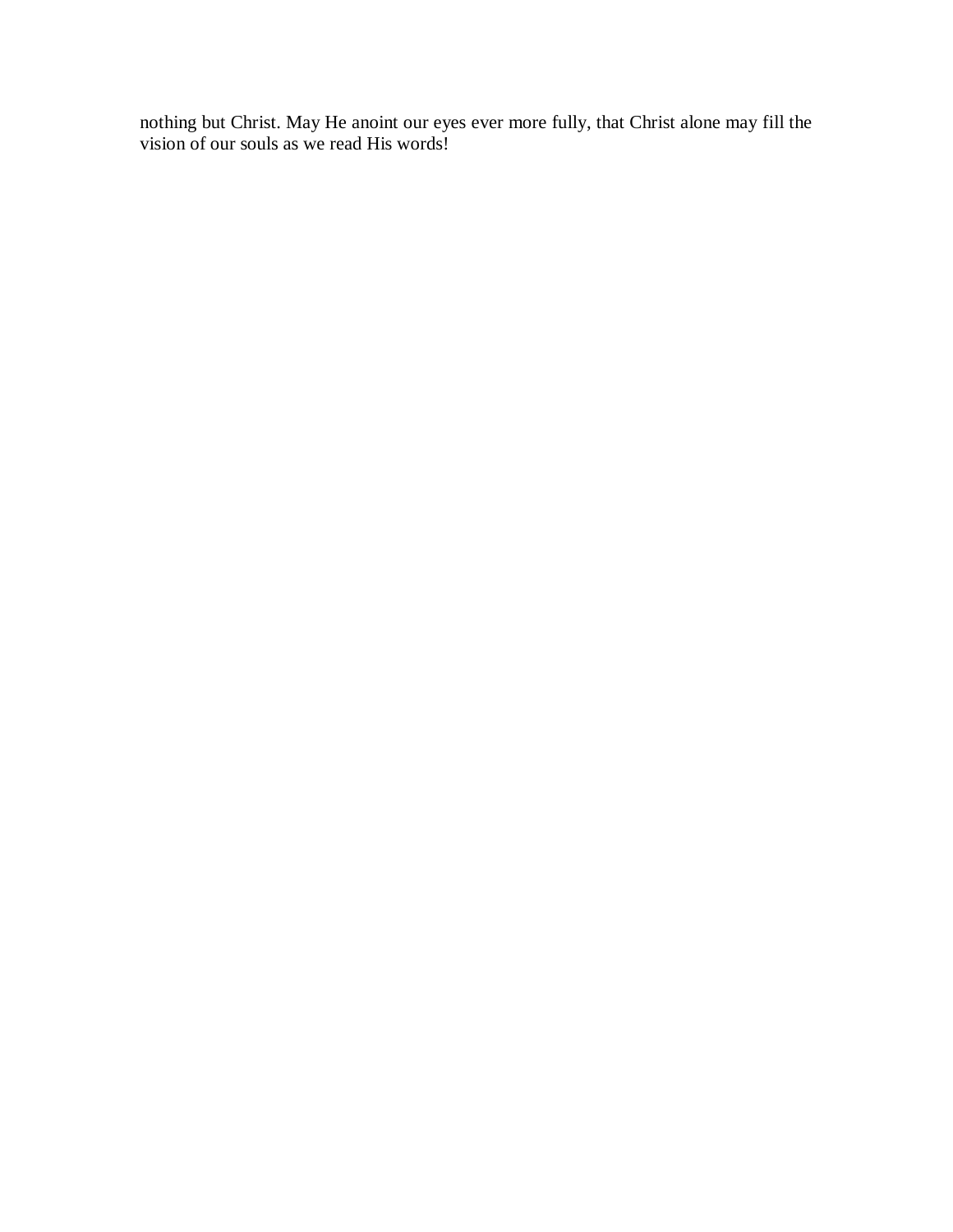nothing but Christ. May He anoint our eyes ever more fully, that Christ alone may fill the vision of our souls as we read His words!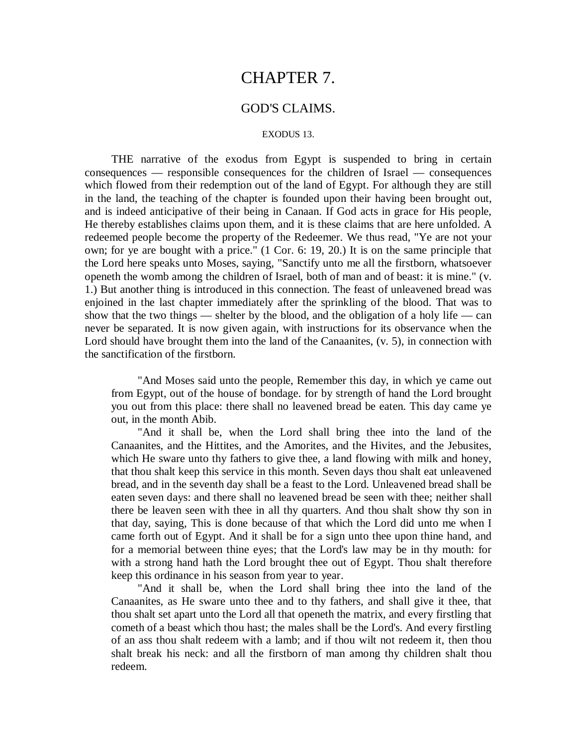# CHAPTER 7.

## GOD'S CLAIMS.

### EXODUS 13.

THE narrative of the exodus from Egypt is suspended to bring in certain consequences — responsible consequences for the children of Israel — consequences which flowed from their redemption out of the land of Egypt. For although they are still in the land, the teaching of the chapter is founded upon their having been brought out, and is indeed anticipative of their being in Canaan. If God acts in grace for His people, He thereby establishes claims upon them, and it is these claims that are here unfolded. A redeemed people become the property of the Redeemer. We thus read, "Ye are not your own; for ye are bought with a price." (1 Cor. 6: 19, 20.) It is on the same principle that the Lord here speaks unto Moses, saying, "Sanctify unto me all the firstborn, whatsoever openeth the womb among the children of Israel, both of man and of beast: it is mine." (v. 1.) But another thing is introduced in this connection. The feast of unleavened bread was enjoined in the last chapter immediately after the sprinkling of the blood. That was to show that the two things — shelter by the blood, and the obligation of a holy life — can never be separated. It is now given again, with instructions for its observance when the Lord should have brought them into the land of the Canaanites, (v. 5), in connection with the sanctification of the firstborn.

> "And Moses said unto the people, Remember this day, in which ye came out from Egypt, out of the house of bondage. for by strength of hand the Lord brought you out from this place: there shall no leavened bread be eaten. This day came ye out, in the month Abib.
>
> "And it shall be, when the Lord shall bring thee into the land of the Canaanites, and the Hittites, and the Amorites, and the Hivites, and the Jebusites, which He sware unto thy fathers to give thee, a land flowing with milk and honey, that thou shalt keep this service in this month. Seven days thou shalt eat unleavened bread, and in the seventh day shall be a feast to the Lord. Unleavened bread shall be eaten seven days: and there shall no leavened bread be seen with thee; neither shall there be leaven seen with thee in all thy quarters. And thou shalt show thy son in that day, saying, This is done because of that which the Lord did unto me when I came forth out of Egypt. And it shall be for a sign unto thee upon thine hand, and for a memorial between thine eyes; that the Lord's law may be in thy mouth: for with a strong hand hath the Lord brought thee out of Egypt. Thou shalt therefore keep this ordinance in his season from year to year.
>
> "And it shall be, when the Lord shall bring thee into the land of the Canaanites, as He sware unto thee and to thy fathers, and shall give it thee, that thou shalt set apart unto the Lord all that openeth the matrix, and every firstling that cometh of a beast which thou hast; the males shall be the Lord's. And every firstling of an ass thou shalt redeem with a lamb; and if thou wilt not redeem it, then thou shalt break his neck: and all the firstborn of man among thy children shalt thou redeem.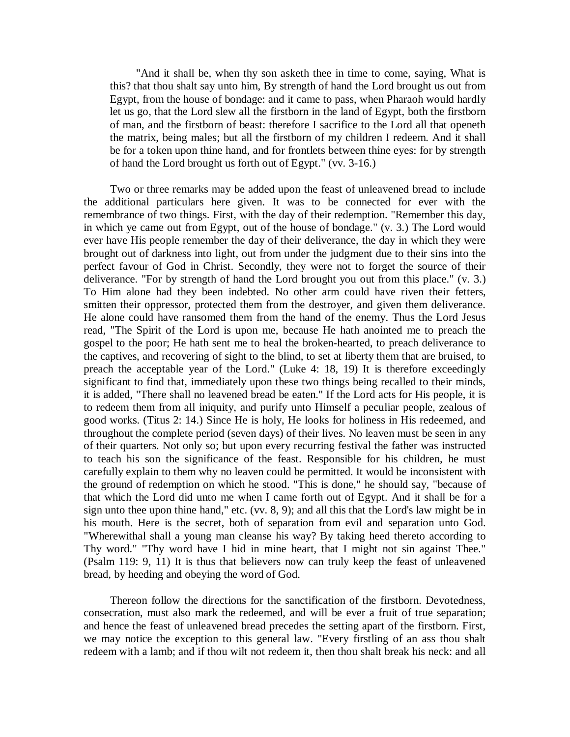"And it shall be, when thy son asketh thee in time to come, saying, What is this? that thou shalt say unto him, By strength of hand the Lord brought us out from Egypt, from the house of bondage: and it came to pass, when Pharaoh would hardly let us go, that the Lord slew all the firstborn in the land of Egypt, both the firstborn of man, and the firstborn of beast: therefore I sacrifice to the Lord all that openeth the matrix, being males; but all the firstborn of my children I redeem. And it shall be for a token upon thine hand, and for frontlets between thine eyes: for by strength of hand the Lord brought us forth out of Egypt." (vv. 3-16.)

Two or three remarks may be added upon the feast of unleavened bread to include the additional particulars here given. It was to be connected for ever with the remembrance of two things. First, with the day of their redemption. "Remember this day, in which ye came out from Egypt, out of the house of bondage." (v. 3.) The Lord would ever have His people remember the day of their deliverance, the day in which they were brought out of darkness into light, out from under the judgment due to their sins into the perfect favour of God in Christ. Secondly, they were not to forget the source of their deliverance. "For by strength of hand the Lord brought you out from this place." (v. 3.) To Him alone had they been indebted. No other arm could have riven their fetters, smitten their oppressor, protected them from the destroyer, and given them deliverance. He alone could have ransomed them from the hand of the enemy. Thus the Lord Jesus read, "The Spirit of the Lord is upon me, because He hath anointed me to preach the gospel to the poor; He hath sent me to heal the broken-hearted, to preach deliverance to the captives, and recovering of sight to the blind, to set at liberty them that are bruised, to preach the acceptable year of the Lord." (Luke 4: 18, 19) It is therefore exceedingly significant to find that, immediately upon these two things being recalled to their minds, it is added, "There shall no leavened bread be eaten." If the Lord acts for His people, it is to redeem them from all iniquity, and purify unto Himself a peculiar people, zealous of good works. (Titus 2: 14.) Since He is holy, He looks for holiness in His redeemed, and throughout the complete period (seven days) of their lives. No leaven must be seen in any of their quarters. Not only so; but upon every recurring festival the father was instructed to teach his son the significance of the feast. Responsible for his children, he must carefully explain to them why no leaven could be permitted. It would be inconsistent with the ground of redemption on which he stood. "This is done," he should say, "because of that which the Lord did unto me when I came forth out of Egypt. And it shall be for a sign unto thee upon thine hand," etc. (vv. 8, 9); and all this that the Lord's law might be in his mouth. Here is the secret, both of separation from evil and separation unto God. "Wherewithal shall a young man cleanse his way? By taking heed thereto according to Thy word." "Thy word have I hid in mine heart, that I might not sin against Thee." (Psalm 119: 9, 11) It is thus that believers now can truly keep the feast of unleavened bread, by heeding and obeying the word of God.

Thereon follow the directions for the sanctification of the firstborn. Devotedness, consecration, must also mark the redeemed, and will be ever a fruit of true separation; and hence the feast of unleavened bread precedes the setting apart of the firstborn. First, we may notice the exception to this general law. "Every firstling of an ass thou shalt redeem with a lamb; and if thou wilt not redeem it, then thou shalt break his neck: and all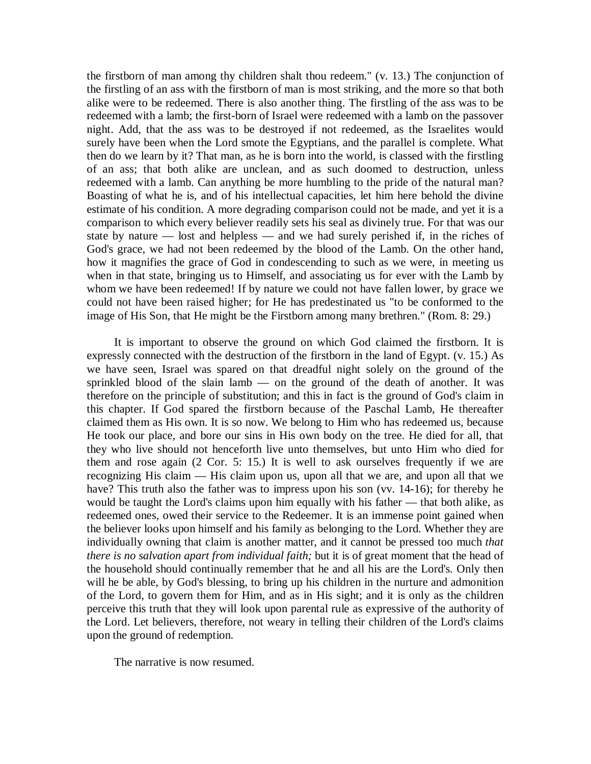the firstborn of man among thy children shalt thou redeem." (v. 13.) The conjunction of the firstling of an ass with the firstborn of man is most striking, and the more so that both alike were to be redeemed. There is also another thing. The firstling of the ass was to be redeemed with a lamb; the first-born of Israel were redeemed with a lamb on the passover night. Add, that the ass was to be destroyed if not redeemed, as the Israelites would surely have been when the Lord smote the Egyptians, and the parallel is complete. What then do we learn by it? That man, as he is born into the world, is classed with the firstling of an ass; that both alike are unclean, and as such doomed to destruction, unless redeemed with a lamb. Can anything be more humbling to the pride of the natural man? Boasting of what he is, and of his intellectual capacities, let him here behold the divine estimate of his condition. A more degrading comparison could not be made, and yet it is a comparison to which every believer readily sets his seal as divinely true. For that was our state by nature — lost and helpless — and we had surely perished if, in the riches of God's grace, we had not been redeemed by the blood of the Lamb. On the other hand, how it magnifies the grace of God in condescending to such as we were, in meeting us when in that state, bringing us to Himself, and associating us for ever with the Lamb by whom we have been redeemed! If by nature we could not have fallen lower, by grace we could not have been raised higher; for He has predestinated us "to be conformed to the image of His Son, that He might be the Firstborn among many brethren." (Rom. 8: 29.)

It is important to observe the ground on which God claimed the firstborn. It is expressly connected with the destruction of the firstborn in the land of Egypt. (v. 15.) As we have seen, Israel was spared on that dreadful night solely on the ground of the sprinkled blood of the slain lamb — on the ground of the death of another. It was therefore on the principle of substitution; and this in fact is the ground of God's claim in this chapter. If God spared the firstborn because of the Paschal Lamb, He thereafter claimed them as His own. It is so now. We belong to Him who has redeemed us, because He took our place, and bore our sins in His own body on the tree. He died for all, that they who live should not henceforth live unto themselves, but unto Him who died for them and rose again (2 Cor. 5: 15.) It is well to ask ourselves frequently if we are recognizing His claim — His claim upon us, upon all that we are, and upon all that we have? This truth also the father was to impress upon his son (vv. 14-16); for thereby he would be taught the Lord's claims upon him equally with his father — that both alike, as redeemed ones, owed their service to the Redeemer. It is an immense point gained when the believer looks upon himself and his family as belonging to the Lord. Whether they are individually owning that claim is another matter, and it cannot be pressed too much *that there is no salvation apart from individual faith;* but it is of great moment that the head of the household should continually remember that he and all his are the Lord's. Only then will he be able, by God's blessing, to bring up his children in the nurture and admonition of the Lord, to govern them for Him, and as in His sight; and it is only as the children perceive this truth that they will look upon parental rule as expressive of the authority of the Lord. Let believers, therefore, not weary in telling their children of the Lord's claims upon the ground of redemption.

The narrative is now resumed.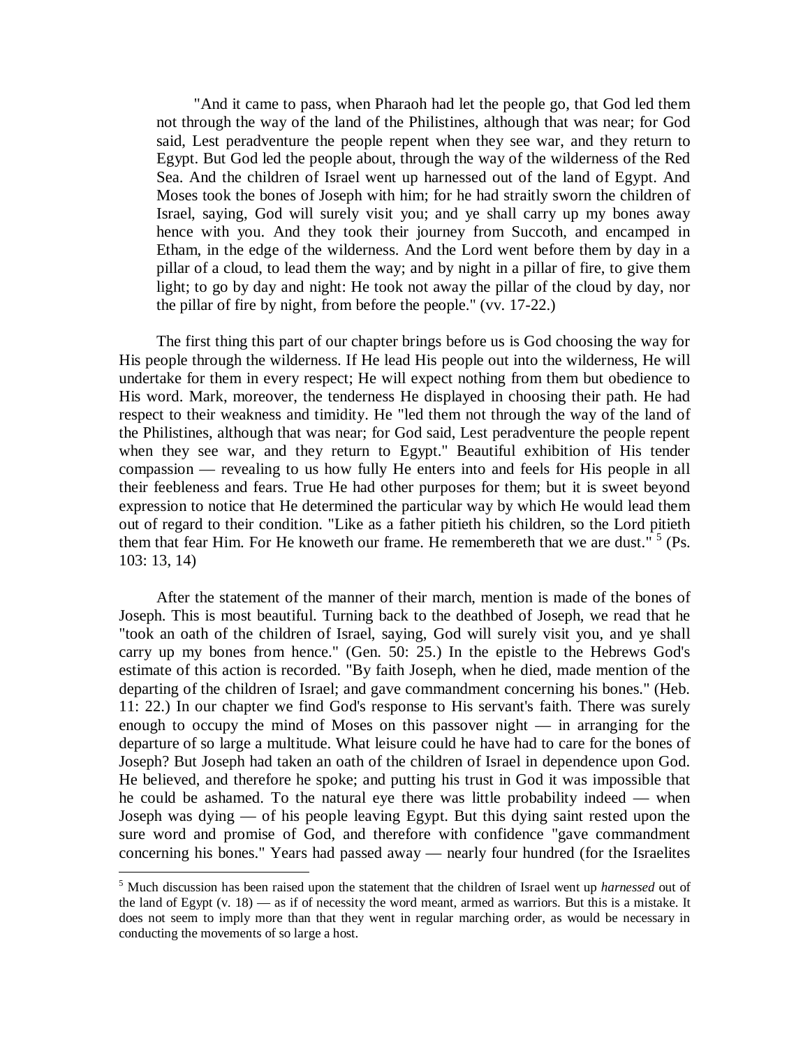"And it came to pass, when Pharaoh had let the people go, that God led them not through the way of the land of the Philistines, although that was near; for God said, Lest peradventure the people repent when they see war, and they return to Egypt. But God led the people about, through the way of the wilderness of the Red Sea. And the children of Israel went up harnessed out of the land of Egypt. And Moses took the bones of Joseph with him; for he had straitly sworn the children of Israel, saying, God will surely visit you; and ye shall carry up my bones away hence with you. And they took their journey from Succoth, and encamped in Etham, in the edge of the wilderness. And the Lord went before them by day in a pillar of a cloud, to lead them the way; and by night in a pillar of fire, to give them light; to go by day and night: He took not away the pillar of the cloud by day, nor the pillar of fire by night, from before the people." (vv. 17-22.)

The first thing this part of our chapter brings before us is God choosing the way for His people through the wilderness. If He lead His people out into the wilderness, He will undertake for them in every respect; He will expect nothing from them but obedience to His word. Mark, moreover, the tenderness He displayed in choosing their path. He had respect to their weakness and timidity. He "led them not through the way of the land of the Philistines, although that was near; for God said, Lest peradventure the people repent when they see war, and they return to Egypt." Beautiful exhibition of His tender compassion — revealing to us how fully He enters into and feels for His people in all their feebleness and fears. True He had other purposes for them; but it is sweet beyond expression to notice that He determined the particular way by which He would lead them out of regard to their condition. "Like as a father pitieth his children, so the Lord pitieth them that fear Him. For He knoweth our frame. He remembereth that we are dust." [5] (Ps. 103: 13, 14)

After the statement of the manner of their march, mention is made of the bones of Joseph. This is most beautiful. Turning back to the deathbed of Joseph, we read that he "took an oath of the children of Israel, saying, God will surely visit you, and ye shall carry up my bones from hence." (Gen. 50: 25.) In the epistle to the Hebrews God's estimate of this action is recorded. "By faith Joseph, when he died, made mention of the departing of the children of Israel; and gave commandment concerning his bones." (Heb. 11: 22.) In our chapter we find God's response to His servant's faith. There was surely enough to occupy the mind of Moses on this passover night — in arranging for the departure of so large a multitude. What leisure could he have had to care for the bones of Joseph? But Joseph had taken an oath of the children of Israel in dependence upon God. He believed, and therefore he spoke; and putting his trust in God it was impossible that he could be ashamed. To the natural eye there was little probability indeed — when Joseph was dying — of his people leaving Egypt. But this dying saint rested upon the sure word and promise of God, and therefore with confidence "gave commandment concerning his bones." Years had passed away — nearly four hundred (for the Israelites

---

[5] Much discussion has been raised upon the statement that the children of Israel went up *harnessed* out of the land of Egypt (v. 18) — as if of necessity the word meant, armed as warriors. But this is a mistake. It does not seem to imply more than that they went in regular marching order, as would be necessary in conducting the movements of so large a host.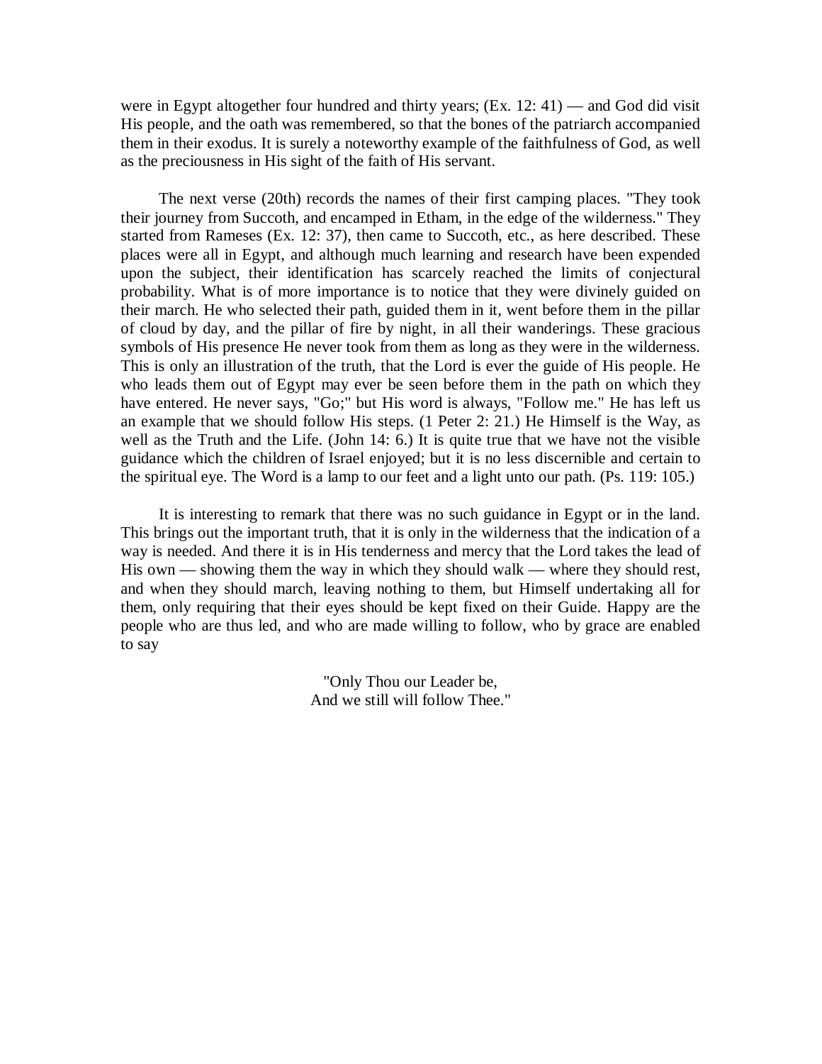were in Egypt altogether four hundred and thirty years; (Ex. 12: 41) — and God did visit His people, and the oath was remembered, so that the bones of the patriarch accompanied them in their exodus. It is surely a noteworthy example of the faithfulness of God, as well as the preciousness in His sight of the faith of His servant.

The next verse (20th) records the names of their first camping places. "They took their journey from Succoth, and encamped in Etham, in the edge of the wilderness." They started from Rameses (Ex. 12: 37), then came to Succoth, etc., as here described. These places were all in Egypt, and although much learning and research have been expended upon the subject, their identification has scarcely reached the limits of conjectural probability. What is of more importance is to notice that they were divinely guided on their march. He who selected their path, guided them in it, went before them in the pillar of cloud by day, and the pillar of fire by night, in all their wanderings. These gracious symbols of His presence He never took from them as long as they were in the wilderness. This is only an illustration of the truth, that the Lord is ever the guide of His people. He who leads them out of Egypt may ever be seen before them in the path on which they have entered. He never says, "Go;" but His word is always, "Follow me." He has left us an example that we should follow His steps. (1 Peter 2: 21.) He Himself is the Way, as well as the Truth and the Life. (John 14: 6.) It is quite true that we have not the visible guidance which the children of Israel enjoyed; but it is no less discernible and certain to the spiritual eye. The Word is a lamp to our feet and a light unto our path. (Ps. 119: 105.)

It is interesting to remark that there was no such guidance in Egypt or in the land. This brings out the important truth, that it is only in the wilderness that the indication of a way is needed. And there it is in His tenderness and mercy that the Lord takes the lead of His own — showing them the way in which they should walk — where they should rest, and when they should march, leaving nothing to them, but Himself undertaking all for them, only requiring that their eyes should be kept fixed on their Guide. Happy are the people who are thus led, and who are made willing to follow, who by grace are enabled to say

"Only Thou our Leader be,  
And we still will follow Thee."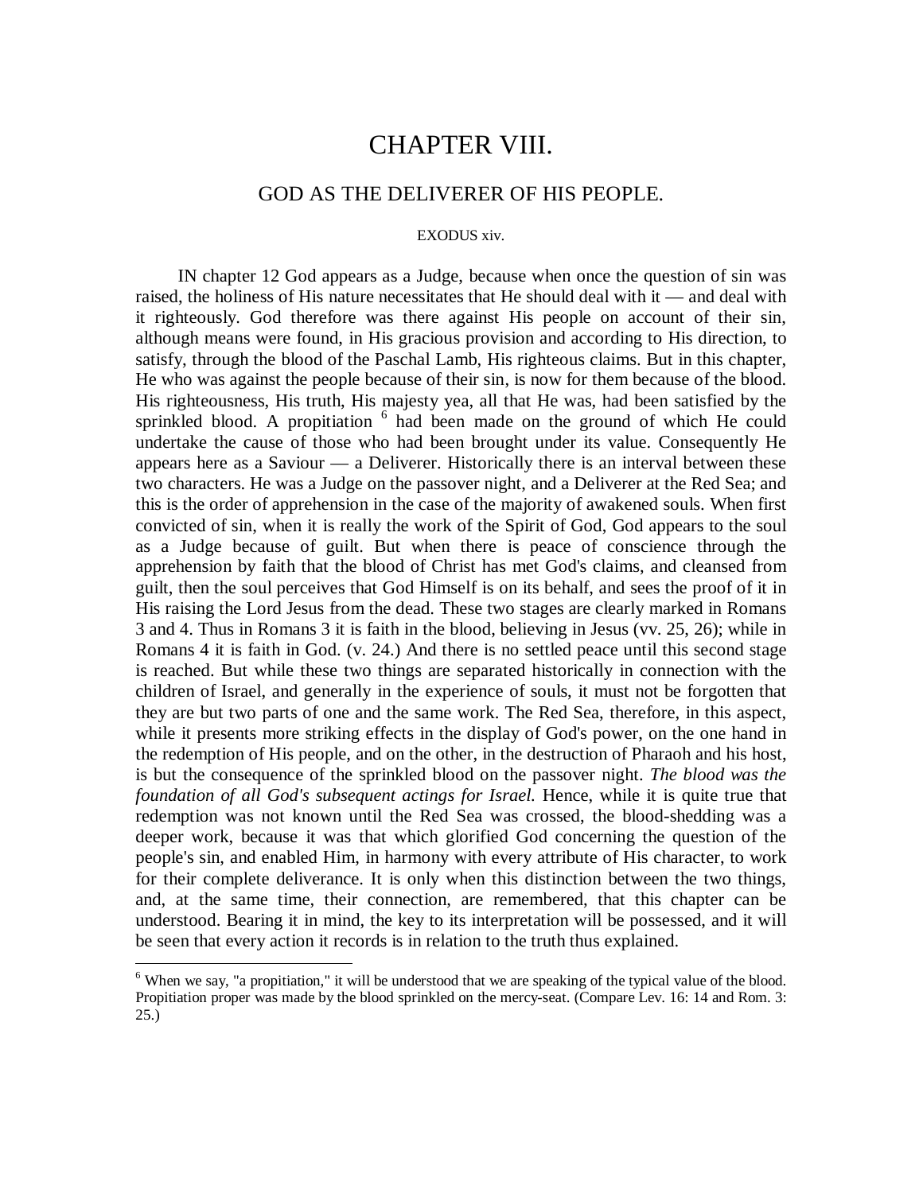# CHAPTER VIII.

## GOD AS THE DELIVERER OF HIS PEOPLE.

EXODUS xiv.

IN chapter 12 God appears as a Judge, because when once the question of sin was raised, the holiness of His nature necessitates that He should deal with it — and deal with it righteously. God therefore was there against His people on account of their sin, although means were found, in His gracious provision and according to His direction, to satisfy, through the blood of the Paschal Lamb, His righteous claims. But in this chapter, He who was against the people because of their sin, is now for them because of the blood. His righteousness, His truth, His majesty yea, all that He was, had been satisfied by the sprinkled blood. A propitiation [6] had been made on the ground of which He could undertake the cause of those who had been brought under its value. Consequently He appears here as a Saviour — a Deliverer. Historically there is an interval between these two characters. He was a Judge on the passover night, and a Deliverer at the Red Sea; and this is the order of apprehension in the case of the majority of awakened souls. When first convicted of sin, when it is really the work of the Spirit of God, God appears to the soul as a Judge because of guilt. But when there is peace of conscience through the apprehension by faith that the blood of Christ has met God's claims, and cleansed from guilt, then the soul perceives that God Himself is on its behalf, and sees the proof of it in His raising the Lord Jesus from the dead. These two stages are clearly marked in Romans 3 and 4. Thus in Romans 3 it is faith in the blood, believing in Jesus (vv. 25, 26); while in Romans 4 it is faith in God. (v. 24.) And there is no settled peace until this second stage is reached. But while these two things are separated historically in connection with the children of Israel, and generally in the experience of souls, it must not be forgotten that they are but two parts of one and the same work. The Red Sea, therefore, in this aspect, while it presents more striking effects in the display of God's power, on the one hand in the redemption of His people, and on the other, in the destruction of Pharaoh and his host, is but the consequence of the sprinkled blood on the passover night. *The blood was the foundation of all God's subsequent actings for Israel.* Hence, while it is quite true that redemption was not known until the Red Sea was crossed, the blood-shedding was a deeper work, because it was that which glorified God concerning the question of the people's sin, and enabled Him, in harmony with every attribute of His character, to work for their complete deliverance. It is only when this distinction between the two things, and, at the same time, their connection, are remembered, that this chapter can be understood. Bearing it in mind, the key to its interpretation will be possessed, and it will be seen that every action it records is in relation to the truth thus explained.

---

[6] When we say, "a propitiation," it will be understood that we are speaking of the typical value of the blood. Propitiation proper was made by the blood sprinkled on the mercy-seat. (Compare Lev. 16: 14 and Rom. 3: 25.)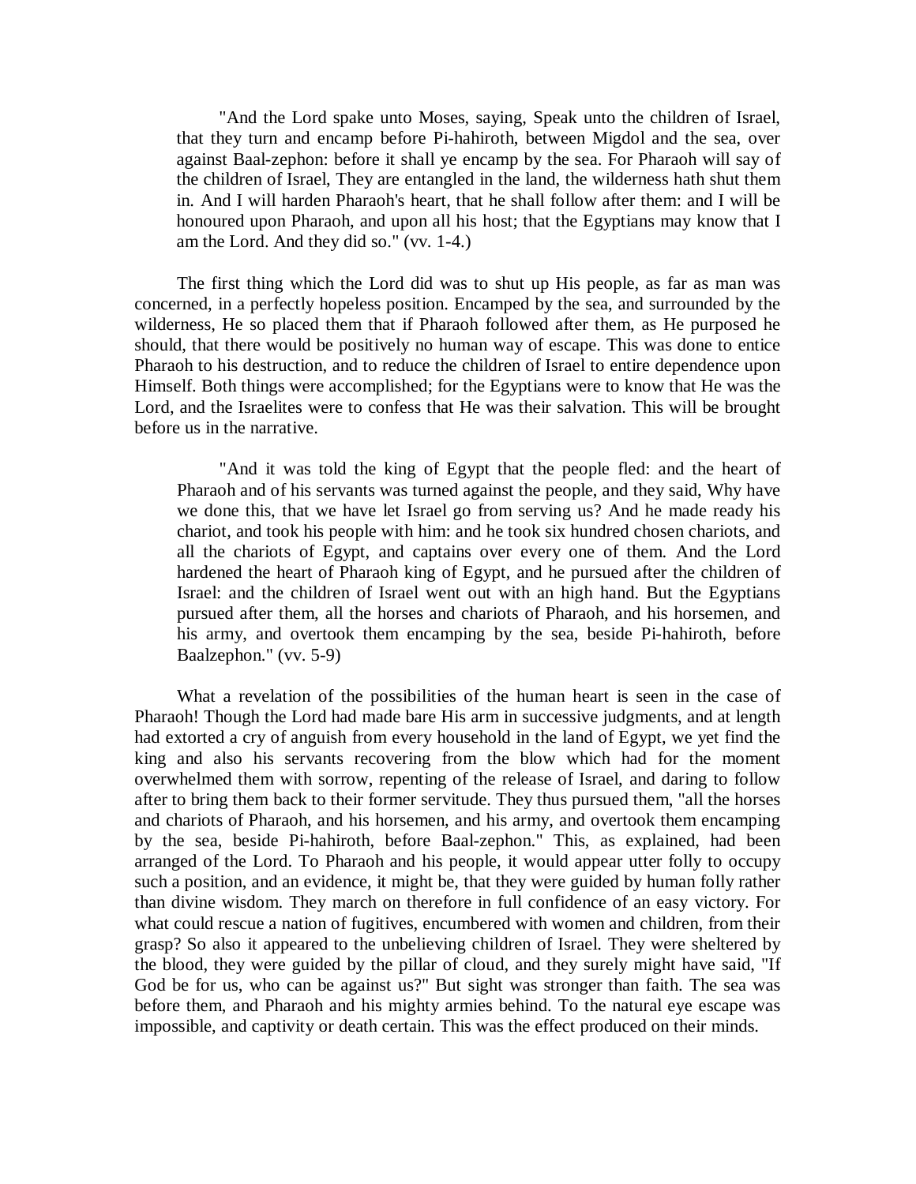> "And the Lord spake unto Moses, saying, Speak unto the children of Israel, that they turn and encamp before Pi-hahiroth, between Migdol and the sea, over against Baal-zephon: before it shall ye encamp by the sea. For Pharaoh will say of the children of Israel, They are entangled in the land, the wilderness hath shut them in. And I will harden Pharaoh's heart, that he shall follow after them: and I will be honoured upon Pharaoh, and upon all his host; that the Egyptians may know that I am the Lord. And they did so." (vv. 1-4.)

The first thing which the Lord did was to shut up His people, as far as man was concerned, in a perfectly hopeless position. Encamped by the sea, and surrounded by the wilderness, He so placed them that if Pharaoh followed after them, as He purposed he should, that there would be positively no human way of escape. This was done to entice Pharaoh to his destruction, and to reduce the children of Israel to entire dependence upon Himself. Both things were accomplished; for the Egyptians were to know that He was the Lord, and the Israelites were to confess that He was their salvation. This will be brought before us in the narrative.

> "And it was told the king of Egypt that the people fled: and the heart of Pharaoh and of his servants was turned against the people, and they said, Why have we done this, that we have let Israel go from serving us? And he made ready his chariot, and took his people with him: and he took six hundred chosen chariots, and all the chariots of Egypt, and captains over every one of them. And the Lord hardened the heart of Pharaoh king of Egypt, and he pursued after the children of Israel: and the children of Israel went out with an high hand. But the Egyptians pursued after them, all the horses and chariots of Pharaoh, and his horsemen, and his army, and overtook them encamping by the sea, beside Pi-hahiroth, before Baalzephon." (vv. 5-9)

What a revelation of the possibilities of the human heart is seen in the case of Pharaoh! Though the Lord had made bare His arm in successive judgments, and at length had extorted a cry of anguish from every household in the land of Egypt, we yet find the king and also his servants recovering from the blow which had for the moment overwhelmed them with sorrow, repenting of the release of Israel, and daring to follow after to bring them back to their former servitude. They thus pursued them, "all the horses and chariots of Pharaoh, and his horsemen, and his army, and overtook them encamping by the sea, beside Pi-hahiroth, before Baal-zephon." This, as explained, had been arranged of the Lord. To Pharaoh and his people, it would appear utter folly to occupy such a position, and an evidence, it might be, that they were guided by human folly rather than divine wisdom. They march on therefore in full confidence of an easy victory. For what could rescue a nation of fugitives, encumbered with women and children, from their grasp? So also it appeared to the unbelieving children of Israel. They were sheltered by the blood, they were guided by the pillar of cloud, and they surely might have said, "If God be for us, who can be against us?" But sight was stronger than faith. The sea was before them, and Pharaoh and his mighty armies behind. To the natural eye escape was impossible, and captivity or death certain. This was the effect produced on their minds.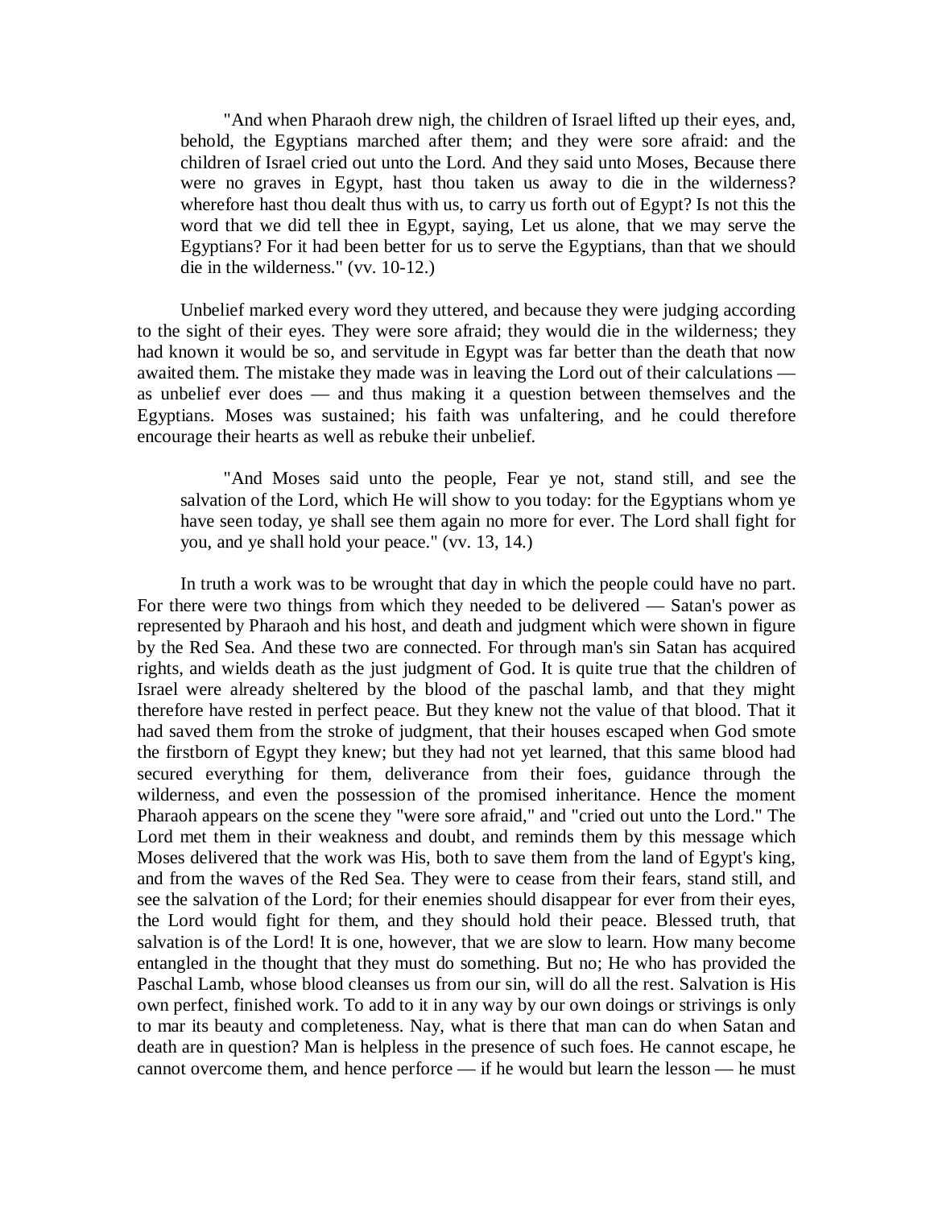> "And when Pharaoh drew nigh, the children of Israel lifted up their eyes, and, behold, the Egyptians marched after them; and they were sore afraid: and the children of Israel cried out unto the Lord. And they said unto Moses, Because there were no graves in Egypt, hast thou taken us away to die in the wilderness? wherefore hast thou dealt thus with us, to carry us forth out of Egypt? Is not this the word that we did tell thee in Egypt, saying, Let us alone, that we may serve the Egyptians? For it had been better for us to serve the Egyptians, than that we should die in the wilderness." (vv. 10-12.)

Unbelief marked every word they uttered, and because they were judging according to the sight of their eyes. They were sore afraid; they would die in the wilderness; they had known it would be so, and servitude in Egypt was far better than the death that now awaited them. The mistake they made was in leaving the Lord out of their calculations — as unbelief ever does — and thus making it a question between themselves and the Egyptians. Moses was sustained; his faith was unfaltering, and he could therefore encourage their hearts as well as rebuke their unbelief.

> "And Moses said unto the people, Fear ye not, stand still, and see the salvation of the Lord, which He will show to you today: for the Egyptians whom ye have seen today, ye shall see them again no more for ever. The Lord shall fight for you, and ye shall hold your peace." (vv. 13, 14.)

In truth a work was to be wrought that day in which the people could have no part. For there were two things from which they needed to be delivered — Satan's power as represented by Pharaoh and his host, and death and judgment which were shown in figure by the Red Sea. And these two are connected. For through man's sin Satan has acquired rights, and wields death as the just judgment of God. It is quite true that the children of Israel were already sheltered by the blood of the paschal lamb, and that they might therefore have rested in perfect peace. But they knew not the value of that blood. That it had saved them from the stroke of judgment, that their houses escaped when God smote the firstborn of Egypt they knew; but they had not yet learned, that this same blood had secured everything for them, deliverance from their foes, guidance through the wilderness, and even the possession of the promised inheritance. Hence the moment Pharaoh appears on the scene they "were sore afraid," and "cried out unto the Lord." The Lord met them in their weakness and doubt, and reminds them by this message which Moses delivered that the work was His, both to save them from the land of Egypt's king, and from the waves of the Red Sea. They were to cease from their fears, stand still, and see the salvation of the Lord; for their enemies should disappear for ever from their eyes, the Lord would fight for them, and they should hold their peace. Blessed truth, that salvation is of the Lord! It is one, however, that we are slow to learn. How many become entangled in the thought that they must do something. But no; He who has provided the Paschal Lamb, whose blood cleanses us from our sin, will do all the rest. Salvation is His own perfect, finished work. To add to it in any way by our own doings or strivings is only to mar its beauty and completeness. Nay, what is there that man can do when Satan and death are in question? Man is helpless in the presence of such foes. He cannot escape, he cannot overcome them, and hence perforce — if he would but learn the lesson — he must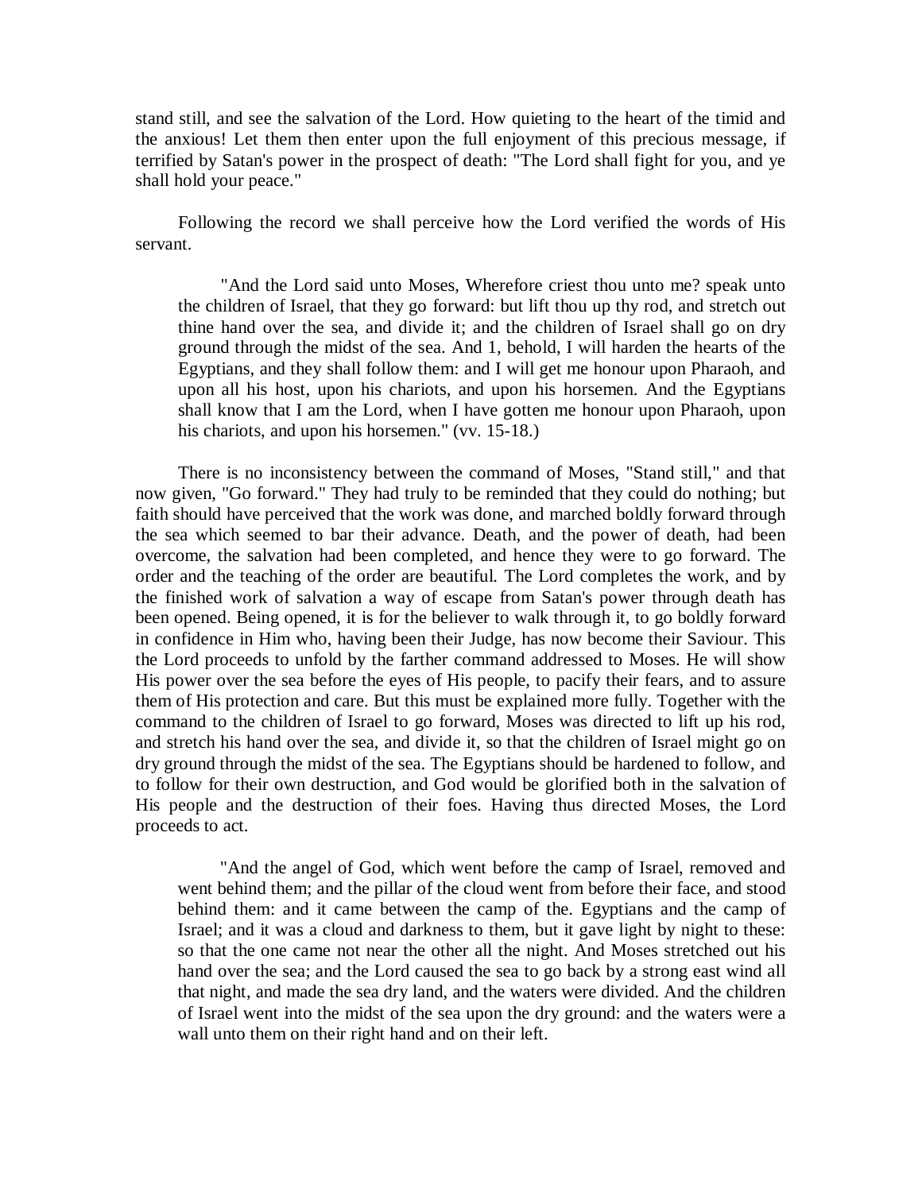stand still, and see the salvation of the Lord. How quieting to the heart of the timid and the anxious! Let them then enter upon the full enjoyment of this precious message, if terrified by Satan's power in the prospect of death: "The Lord shall fight for you, and ye shall hold your peace."

Following the record we shall perceive how the Lord verified the words of His servant.

> "And the Lord said unto Moses, Wherefore criest thou unto me? speak unto the children of Israel, that they go forward: but lift thou up thy rod, and stretch out thine hand over the sea, and divide it; and the children of Israel shall go on dry ground through the midst of the sea. And 1, behold, I will harden the hearts of the Egyptians, and they shall follow them: and I will get me honour upon Pharaoh, and upon all his host, upon his chariots, and upon his horsemen. And the Egyptians shall know that I am the Lord, when I have gotten me honour upon Pharaoh, upon his chariots, and upon his horsemen." (vv. 15-18.)

There is no inconsistency between the command of Moses, "Stand still," and that now given, "Go forward." They had truly to be reminded that they could do nothing; but faith should have perceived that the work was done, and marched boldly forward through the sea which seemed to bar their advance. Death, and the power of death, had been overcome, the salvation had been completed, and hence they were to go forward. The order and the teaching of the order are beautiful. The Lord completes the work, and by the finished work of salvation a way of escape from Satan's power through death has been opened. Being opened, it is for the believer to walk through it, to go boldly forward in confidence in Him who, having been their Judge, has now become their Saviour. This the Lord proceeds to unfold by the farther command addressed to Moses. He will show His power over the sea before the eyes of His people, to pacify their fears, and to assure them of His protection and care. But this must be explained more fully. Together with the command to the children of Israel to go forward, Moses was directed to lift up his rod, and stretch his hand over the sea, and divide it, so that the children of Israel might go on dry ground through the midst of the sea. The Egyptians should be hardened to follow, and to follow for their own destruction, and God would be glorified both in the salvation of His people and the destruction of their foes. Having thus directed Moses, the Lord proceeds to act.

> "And the angel of God, which went before the camp of Israel, removed and went behind them; and the pillar of the cloud went from before their face, and stood behind them: and it came between the camp of the. Egyptians and the camp of Israel; and it was a cloud and darkness to them, but it gave light by night to these: so that the one came not near the other all the night. And Moses stretched out his hand over the sea; and the Lord caused the sea to go back by a strong east wind all that night, and made the sea dry land, and the waters were divided. And the children of Israel went into the midst of the sea upon the dry ground: and the waters were a wall unto them on their right hand and on their left.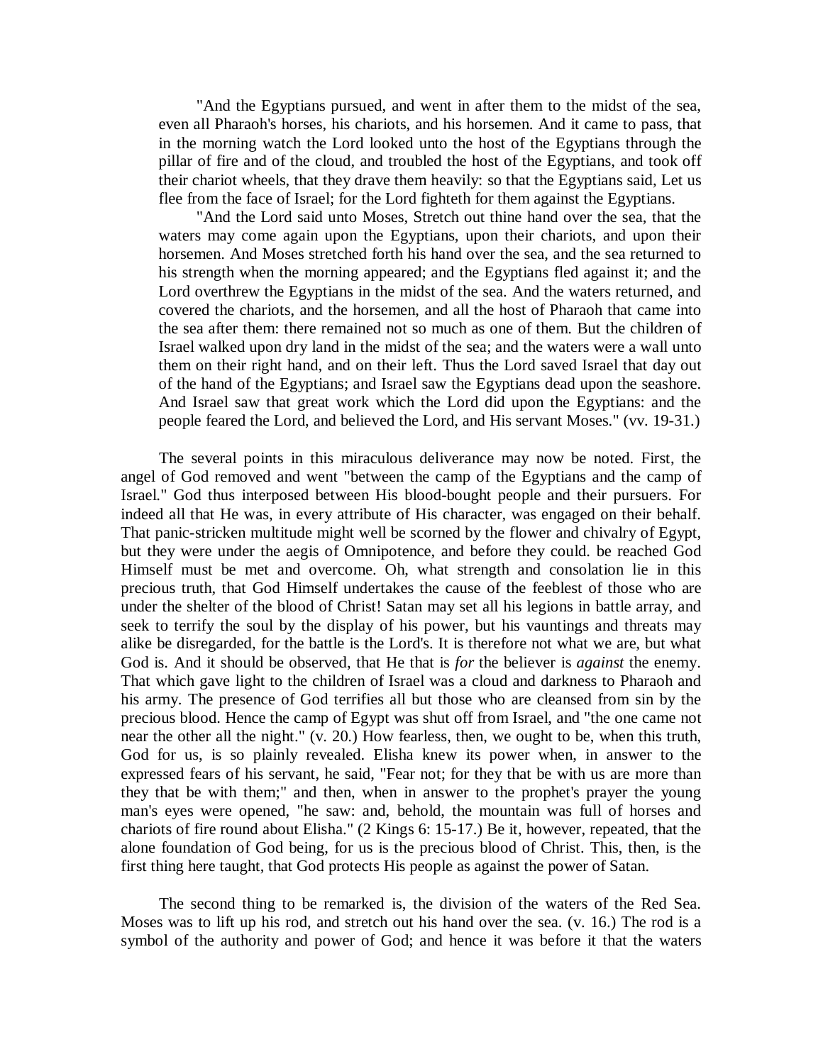"And the Egyptians pursued, and went in after them to the midst of the sea, even all Pharaoh's horses, his chariots, and his horsemen. And it came to pass, that in the morning watch the Lord looked unto the host of the Egyptians through the pillar of fire and of the cloud, and troubled the host of the Egyptians, and took off their chariot wheels, that they drave them heavily: so that the Egyptians said, Let us flee from the face of Israel; for the Lord fighteth for them against the Egyptians.

"And the Lord said unto Moses, Stretch out thine hand over the sea, that the waters may come again upon the Egyptians, upon their chariots, and upon their horsemen. And Moses stretched forth his hand over the sea, and the sea returned to his strength when the morning appeared; and the Egyptians fled against it; and the Lord overthrew the Egyptians in the midst of the sea. And the waters returned, and covered the chariots, and the horsemen, and all the host of Pharaoh that came into the sea after them: there remained not so much as one of them. But the children of Israel walked upon dry land in the midst of the sea; and the waters were a wall unto them on their right hand, and on their left. Thus the Lord saved Israel that day out of the hand of the Egyptians; and Israel saw the Egyptians dead upon the seashore. And Israel saw that great work which the Lord did upon the Egyptians: and the people feared the Lord, and believed the Lord, and His servant Moses." (vv. 19-31.)

The several points in this miraculous deliverance may now be noted. First, the angel of God removed and went "between the camp of the Egyptians and the camp of Israel." God thus interposed between His blood-bought people and their pursuers. For indeed all that He was, in every attribute of His character, was engaged on their behalf. That panic-stricken multitude might well be scorned by the flower and chivalry of Egypt, but they were under the aegis of Omnipotence, and before they could. be reached God Himself must be met and overcome. Oh, what strength and consolation lie in this precious truth, that God Himself undertakes the cause of the feeblest of those who are under the shelter of the blood of Christ! Satan may set all his legions in battle array, and seek to terrify the soul by the display of his power, but his vauntings and threats may alike be disregarded, for the battle is the Lord's. It is therefore not what we are, but what God is. And it should be observed, that He that is *for* the believer is *against* the enemy. That which gave light to the children of Israel was a cloud and darkness to Pharaoh and his army. The presence of God terrifies all but those who are cleansed from sin by the precious blood. Hence the camp of Egypt was shut off from Israel, and "the one came not near the other all the night." (v. 20.) How fearless, then, we ought to be, when this truth, God for us, is so plainly revealed. Elisha knew its power when, in answer to the expressed fears of his servant, he said, "Fear not; for they that be with us are more than they that be with them;" and then, when in answer to the prophet's prayer the young man's eyes were opened, "he saw: and, behold, the mountain was full of horses and chariots of fire round about Elisha." (2 Kings 6: 15-17.) Be it, however, repeated, that the alone foundation of God being, for us is the precious blood of Christ. This, then, is the first thing here taught, that God protects His people as against the power of Satan.

The second thing to be remarked is, the division of the waters of the Red Sea. Moses was to lift up his rod, and stretch out his hand over the sea. (v. 16.) The rod is a symbol of the authority and power of God; and hence it was before it that the waters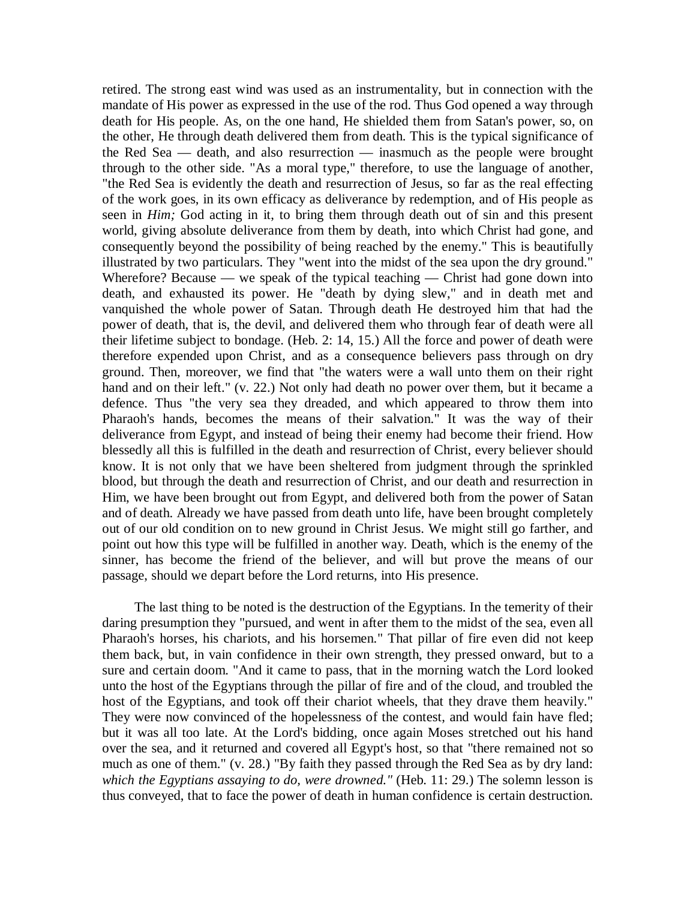retired. The strong east wind was used as an instrumentality, but in connection with the mandate of His power as expressed in the use of the rod. Thus God opened a way through death for His people. As, on the one hand, He shielded them from Satan's power, so, on the other, He through death delivered them from death. This is the typical significance of the Red Sea — death, and also resurrection — inasmuch as the people were brought through to the other side. "As a moral type," therefore, to use the language of another, "the Red Sea is evidently the death and resurrection of Jesus, so far as the real effecting of the work goes, in its own efficacy as deliverance by redemption, and of His people as seen in *Him;* God acting in it, to bring them through death out of sin and this present world, giving absolute deliverance from them by death, into which Christ had gone, and consequently beyond the possibility of being reached by the enemy." This is beautifully illustrated by two particulars. They "went into the midst of the sea upon the dry ground." Wherefore? Because — we speak of the typical teaching — Christ had gone down into death, and exhausted its power. He "death by dying slew," and in death met and vanquished the whole power of Satan. Through death He destroyed him that had the power of death, that is, the devil, and delivered them who through fear of death were all their lifetime subject to bondage. (Heb. 2: 14, 15.) All the force and power of death were therefore expended upon Christ, and as a consequence believers pass through on dry ground. Then, moreover, we find that "the waters were a wall unto them on their right hand and on their left." (v. 22.) Not only had death no power over them, but it became a defence. Thus "the very sea they dreaded, and which appeared to throw them into Pharaoh's hands, becomes the means of their salvation." It was the way of their deliverance from Egypt, and instead of being their enemy had become their friend. How blessedly all this is fulfilled in the death and resurrection of Christ, every believer should know. It is not only that we have been sheltered from judgment through the sprinkled blood, but through the death and resurrection of Christ, and our death and resurrection in Him, we have been brought out from Egypt, and delivered both from the power of Satan and of death. Already we have passed from death unto life, have been brought completely out of our old condition on to new ground in Christ Jesus. We might still go farther, and point out how this type will be fulfilled in another way. Death, which is the enemy of the sinner, has become the friend of the believer, and will but prove the means of our passage, should we depart before the Lord returns, into His presence.

The last thing to be noted is the destruction of the Egyptians. In the temerity of their daring presumption they "pursued, and went in after them to the midst of the sea, even all Pharaoh's horses, his chariots, and his horsemen." That pillar of fire even did not keep them back, but, in vain confidence in their own strength, they pressed onward, but to a sure and certain doom. "And it came to pass, that in the morning watch the Lord looked unto the host of the Egyptians through the pillar of fire and of the cloud, and troubled the host of the Egyptians, and took off their chariot wheels, that they drave them heavily." They were now convinced of the hopelessness of the contest, and would fain have fled; but it was all too late. At the Lord's bidding, once again Moses stretched out his hand over the sea, and it returned and covered all Egypt's host, so that "there remained not so much as one of them." (v. 28.) "By faith they passed through the Red Sea as by dry land: *which the Egyptians assaying to do, were drowned."* (Heb. 11: 29.) The solemn lesson is thus conveyed, that to face the power of death in human confidence is certain destruction.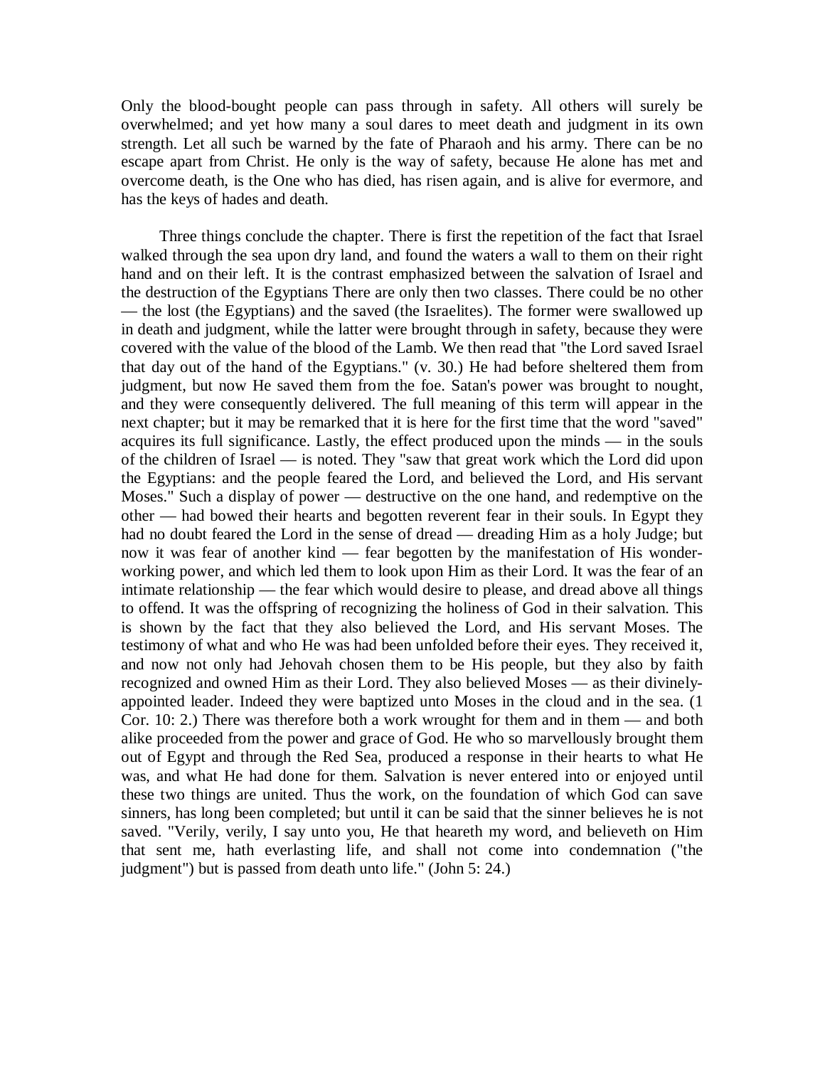Only the blood-bought people can pass through in safety. All others will surely be overwhelmed; and yet how many a soul dares to meet death and judgment in its own strength. Let all such be warned by the fate of Pharaoh and his army. There can be no escape apart from Christ. He only is the way of safety, because He alone has met and overcome death, is the One who has died, has risen again, and is alive for evermore, and has the keys of hades and death.

Three things conclude the chapter. There is first the repetition of the fact that Israel walked through the sea upon dry land, and found the waters a wall to them on their right hand and on their left. It is the contrast emphasized between the salvation of Israel and the destruction of the Egyptians There are only then two classes. There could be no other — the lost (the Egyptians) and the saved (the Israelites). The former were swallowed up in death and judgment, while the latter were brought through in safety, because they were covered with the value of the blood of the Lamb. We then read that "the Lord saved Israel that day out of the hand of the Egyptians." (v. 30.) He had before sheltered them from judgment, but now He saved them from the foe. Satan's power was brought to nought, and they were consequently delivered. The full meaning of this term will appear in the next chapter; but it may be remarked that it is here for the first time that the word "saved" acquires its full significance. Lastly, the effect produced upon the minds — in the souls of the children of Israel — is noted. They "saw that great work which the Lord did upon the Egyptians: and the people feared the Lord, and believed the Lord, and His servant Moses." Such a display of power — destructive on the one hand, and redemptive on the other — had bowed their hearts and begotten reverent fear in their souls. In Egypt they had no doubt feared the Lord in the sense of dread — dreading Him as a holy Judge; but now it was fear of another kind — fear begotten by the manifestation of His wonder-working power, and which led them to look upon Him as their Lord. It was the fear of an intimate relationship — the fear which would desire to please, and dread above all things to offend. It was the offspring of recognizing the holiness of God in their salvation. This is shown by the fact that they also believed the Lord, and His servant Moses. The testimony of what and who He was had been unfolded before their eyes. They received it, and now not only had Jehovah chosen them to be His people, but they also by faith recognized and owned Him as their Lord. They also believed Moses — as their divinely-appointed leader. Indeed they were baptized unto Moses in the cloud and in the sea. (1 Cor. 10: 2.) There was therefore both a work wrought for them and in them — and both alike proceeded from the power and grace of God. He who so marvellously brought them out of Egypt and through the Red Sea, produced a response in their hearts to what He was, and what He had done for them. Salvation is never entered into or enjoyed until these two things are united. Thus the work, on the foundation of which God can save sinners, has long been completed; but until it can be said that the sinner believes he is not saved. "Verily, verily, I say unto you, He that heareth my word, and believeth on Him that sent me, hath everlasting life, and shall not come into condemnation ("the judgment") but is passed from death unto life." (John 5: 24.)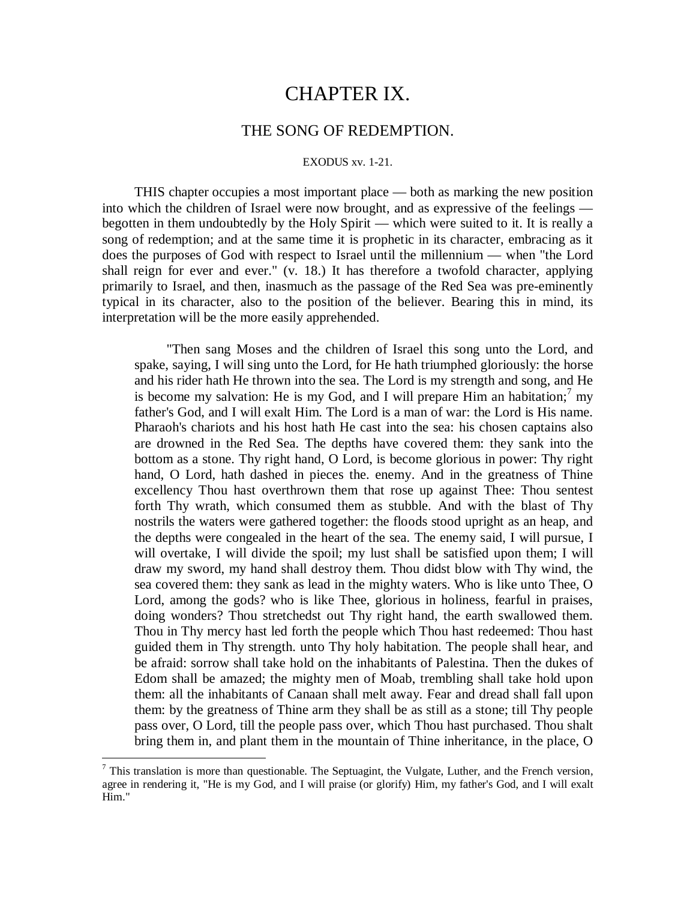# CHAPTER IX.

## THE SONG OF REDEMPTION.

EXODUS xv. 1-21.

THIS chapter occupies a most important place — both as marking the new position into which the children of Israel were now brought, and as expressive of the feelings — begotten in them undoubtedly by the Holy Spirit — which were suited to it. It is really a song of redemption; and at the same time it is prophetic in its character, embracing as it does the purposes of God with respect to Israel until the millennium — when "the Lord shall reign for ever and ever." (v. 18.) It has therefore a twofold character, applying primarily to Israel, and then, inasmuch as the passage of the Red Sea was pre-eminently typical in its character, also to the position of the believer. Bearing this in mind, its interpretation will be the more easily apprehended.

> "Then sang Moses and the children of Israel this song unto the Lord, and spake, saying, I will sing unto the Lord, for He hath triumphed gloriously: the horse and his rider hath He thrown into the sea. The Lord is my strength and song, and He is become my salvation: He is my God, and I will prepare Him an habitation;[7] my father's God, and I will exalt Him. The Lord is a man of war: the Lord is His name. Pharaoh's chariots and his host hath He cast into the sea: his chosen captains also are drowned in the Red Sea. The depths have covered them: they sank into the bottom as a stone. Thy right hand, O Lord, is become glorious in power: Thy right hand, O Lord, hath dashed in pieces the. enemy. And in the greatness of Thine excellency Thou hast overthrown them that rose up against Thee: Thou sentest forth Thy wrath, which consumed them as stubble. And with the blast of Thy nostrils the waters were gathered together: the floods stood upright as an heap, and the depths were congealed in the heart of the sea. The enemy said, I will pursue, I will overtake, I will divide the spoil; my lust shall be satisfied upon them; I will draw my sword, my hand shall destroy them. Thou didst blow with Thy wind, the sea covered them: they sank as lead in the mighty waters. Who is like unto Thee, O Lord, among the gods? who is like Thee, glorious in holiness, fearful in praises, doing wonders? Thou stretchedst out Thy right hand, the earth swallowed them. Thou in Thy mercy hast led forth the people which Thou hast redeemed: Thou hast guided them in Thy strength. unto Thy holy habitation. The people shall hear, and be afraid: sorrow shall take hold on the inhabitants of Palestina. Then the dukes of Edom shall be amazed; the mighty men of Moab, trembling shall take hold upon them: all the inhabitants of Canaan shall melt away. Fear and dread shall fall upon them: by the greatness of Thine arm they shall be as still as a stone; till Thy people pass over, O Lord, till the people pass over, which Thou hast purchased. Thou shalt bring them in, and plant them in the mountain of Thine inheritance, in the place, O

---

[7] This translation is more than questionable. The Septuagint, the Vulgate, Luther, and the French version, agree in rendering it, "He is my God, and I will praise (or glorify) Him, my father's God, and I will exalt Him."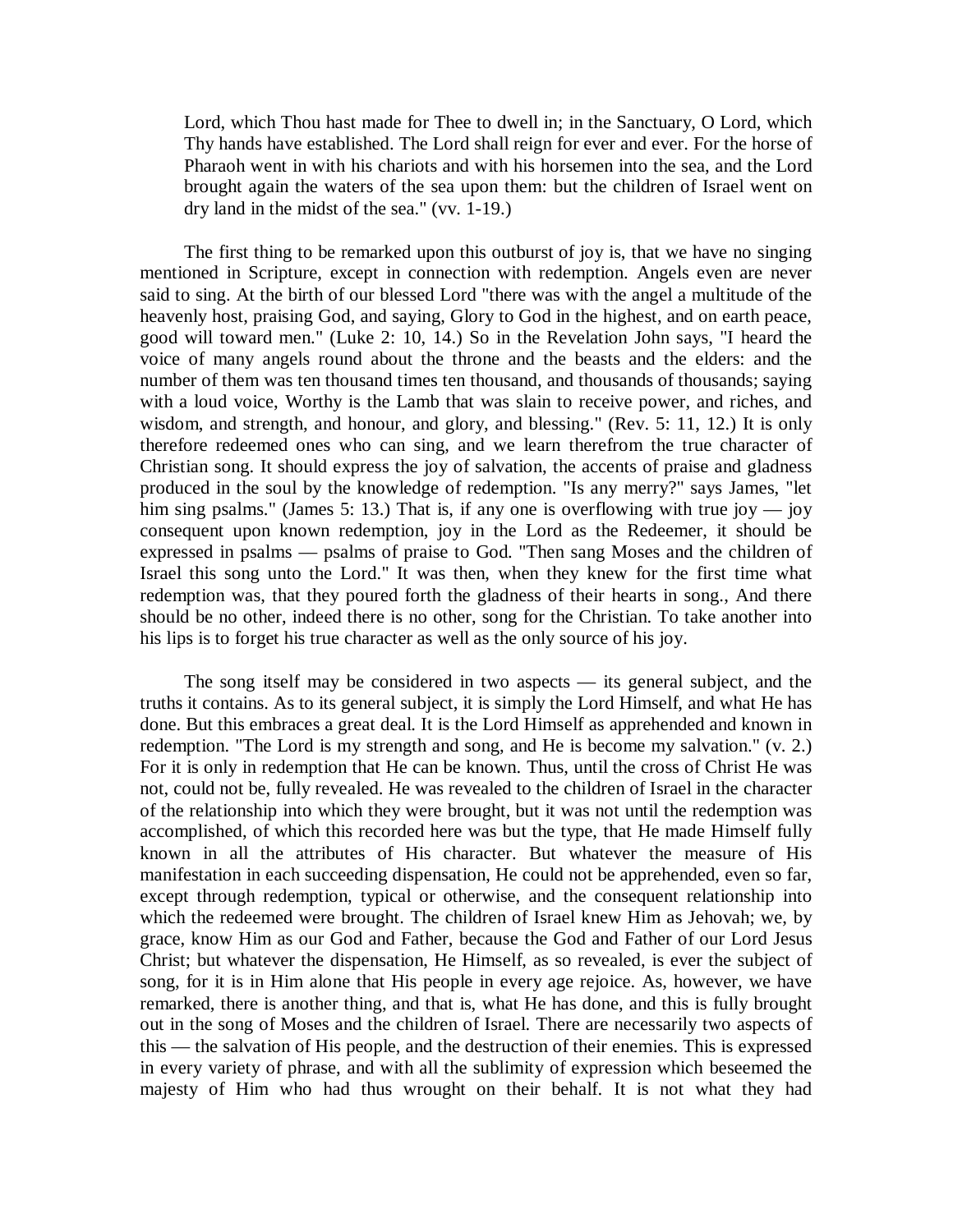> Lord, which Thou hast made for Thee to dwell in; in the Sanctuary, O Lord, which Thy hands have established. The Lord shall reign for ever and ever. For the horse of Pharaoh went in with his chariots and with his horsemen into the sea, and the Lord brought again the waters of the sea upon them: but the children of Israel went on dry land in the midst of the sea." (vv. 1-19.)

The first thing to be remarked upon this outburst of joy is, that we have no singing mentioned in Scripture, except in connection with redemption. Angels even are never said to sing. At the birth of our blessed Lord "there was with the angel a multitude of the heavenly host, praising God, and saying, Glory to God in the highest, and on earth peace, good will toward men." (Luke 2: 10, 14.) So in the Revelation John says, "I heard the voice of many angels round about the throne and the beasts and the elders: and the number of them was ten thousand times ten thousand, and thousands of thousands; saying with a loud voice, Worthy is the Lamb that was slain to receive power, and riches, and wisdom, and strength, and honour, and glory, and blessing." (Rev. 5: 11, 12.) It is only therefore redeemed ones who can sing, and we learn therefrom the true character of Christian song. It should express the joy of salvation, the accents of praise and gladness produced in the soul by the knowledge of redemption. "Is any merry?" says James, "let him sing psalms." (James 5: 13.) That is, if any one is overflowing with true joy — joy consequent upon known redemption, joy in the Lord as the Redeemer, it should be expressed in psalms — psalms of praise to God. "Then sang Moses and the children of Israel this song unto the Lord." It was then, when they knew for the first time what redemption was, that they poured forth the gladness of their hearts in song., And there should be no other, indeed there is no other, song for the Christian. To take another into his lips is to forget his true character as well as the only source of his joy.

The song itself may be considered in two aspects — its general subject, and the truths it contains. As to its general subject, it is simply the Lord Himself, and what He has done. But this embraces a great deal. It is the Lord Himself as apprehended and known in redemption. "The Lord is my strength and song, and He is become my salvation." (v. 2.) For it is only in redemption that He can be known. Thus, until the cross of Christ He was not, could not be, fully revealed. He was revealed to the children of Israel in the character of the relationship into which they were brought, but it was not until the redemption was accomplished, of which this recorded here was but the type, that He made Himself fully known in all the attributes of His character. But whatever the measure of His manifestation in each succeeding dispensation, He could not be apprehended, even so far, except through redemption, typical or otherwise, and the consequent relationship into which the redeemed were brought. The children of Israel knew Him as Jehovah; we, by grace, know Him as our God and Father, because the God and Father of our Lord Jesus Christ; but whatever the dispensation, He Himself, as so revealed, is ever the subject of song, for it is in Him alone that His people in every age rejoice. As, however, we have remarked, there is another thing, and that is, what He has done, and this is fully brought out in the song of Moses and the children of Israel. There are necessarily two aspects of this — the salvation of His people, and the destruction of their enemies. This is expressed in every variety of phrase, and with all the sublimity of expression which beseemed the majesty of Him who had thus wrought on their behalf. It is not what they had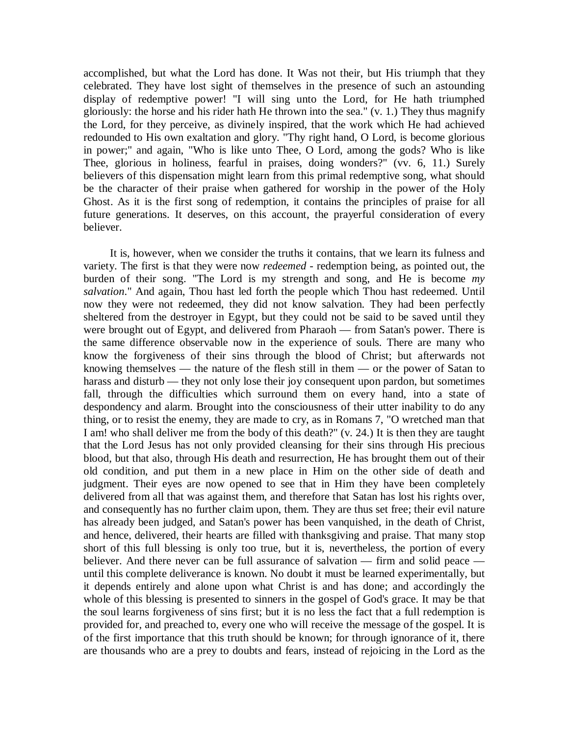accomplished, but what the Lord has done. It Was not their, but His triumph that they celebrated. They have lost sight of themselves in the presence of such an astounding display of redemptive power! "I will sing unto the Lord, for He hath triumphed gloriously: the horse and his rider hath He thrown into the sea." (v. 1.) They thus magnify the Lord, for they perceive, as divinely inspired, that the work which He had achieved redounded to His own exaltation and glory. "Thy right hand, O Lord, is become glorious in power;" and again, "Who is like unto Thee, O Lord, among the gods? Who is like Thee, glorious in holiness, fearful in praises, doing wonders?" (vv. 6, 11.) Surely believers of this dispensation might learn from this primal redemptive song, what should be the character of their praise when gathered for worship in the power of the Holy Ghost. As it is the first song of redemption, it contains the principles of praise for all future generations. It deserves, on this account, the prayerful consideration of every believer.

It is, however, when we consider the truths it contains, that we learn its fulness and variety. The first is that they were now *redeemed* - redemption being, as pointed out, the burden of their song. "The Lord is my strength and song, and He is become *my salvation*." And again, Thou hast led forth the people which Thou hast redeemed. Until now they were not redeemed, they did not know salvation. They had been perfectly sheltered from the destroyer in Egypt, but they could not be said to be saved until they were brought out of Egypt, and delivered from Pharaoh — from Satan's power. There is the same difference observable now in the experience of souls. There are many who know the forgiveness of their sins through the blood of Christ; but afterwards not knowing themselves — the nature of the flesh still in them — or the power of Satan to harass and disturb — they not only lose their joy consequent upon pardon, but sometimes fall, through the difficulties which surround them on every hand, into a state of despondency and alarm. Brought into the consciousness of their utter inability to do any thing, or to resist the enemy, they are made to cry, as in Romans 7, "O wretched man that I am! who shall deliver me from the body of this death?" (v. 24.) It is then they are taught that the Lord Jesus has not only provided cleansing for their sins through His precious blood, but that also, through His death and resurrection, He has brought them out of their old condition, and put them in a new place in Him on the other side of death and judgment. Their eyes are now opened to see that in Him they have been completely delivered from all that was against them, and therefore that Satan has lost his rights over, and consequently has no further claim upon, them. They are thus set free; their evil nature has already been judged, and Satan's power has been vanquished, in the death of Christ, and hence, delivered, their hearts are filled with thanksgiving and praise. That many stop short of this full blessing is only too true, but it is, nevertheless, the portion of every believer. And there never can be full assurance of salvation — firm and solid peace — until this complete deliverance is known. No doubt it must be learned experimentally, but it depends entirely and alone upon what Christ is and has done; and accordingly the whole of this blessing is presented to sinners in the gospel of God's grace. It may be that the soul learns forgiveness of sins first; but it is no less the fact that a full redemption is provided for, and preached to, every one who will receive the message of the gospel. It is of the first importance that this truth should be known; for through ignorance of it, there are thousands who are a prey to doubts and fears, instead of rejoicing in the Lord as the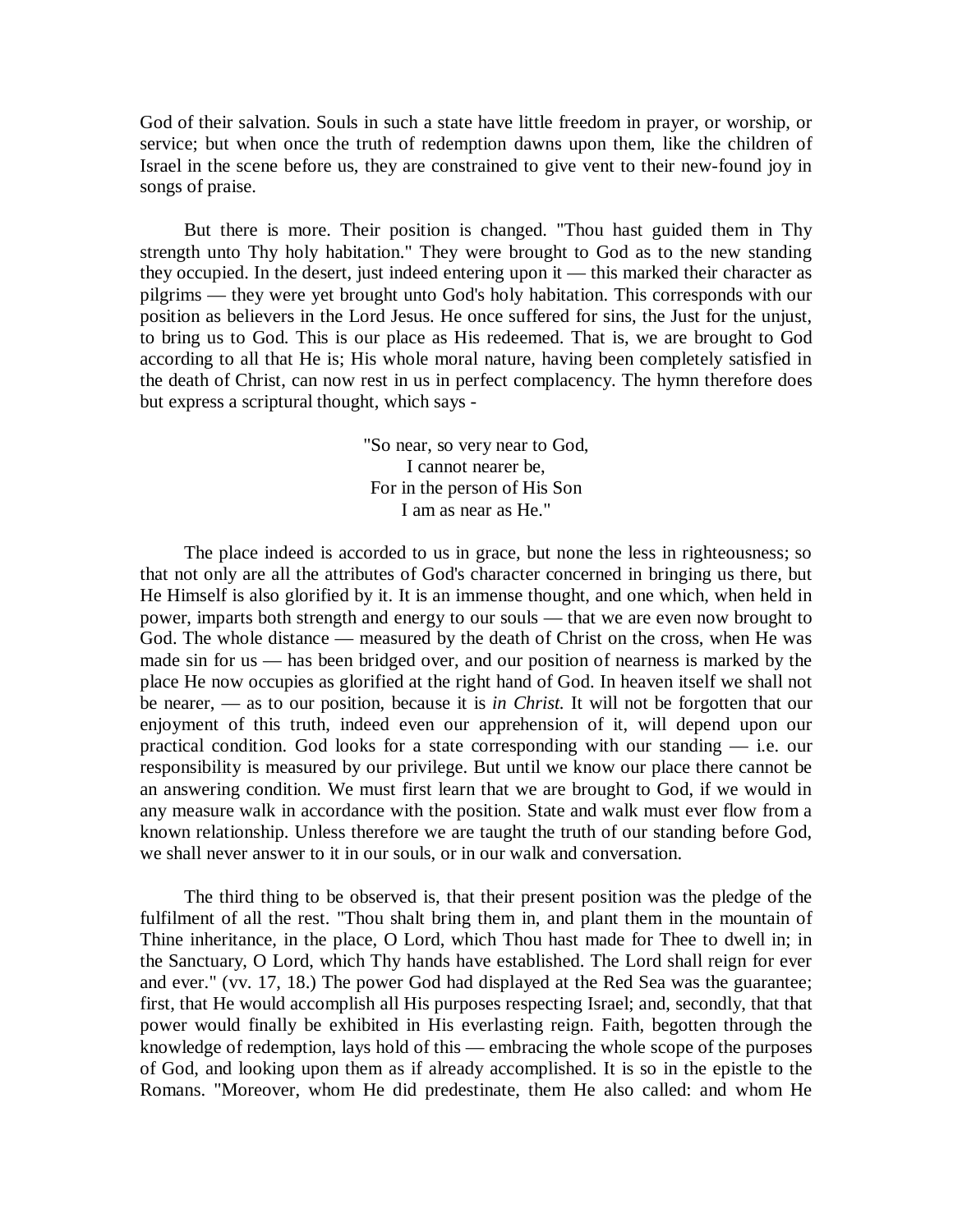God of their salvation. Souls in such a state have little freedom in prayer, or worship, or service; but when once the truth of redemption dawns upon them, like the children of Israel in the scene before us, they are constrained to give vent to their new-found joy in songs of praise.

But there is more. Their position is changed. "Thou hast guided them in Thy strength unto Thy holy habitation." They were brought to God as to the new standing they occupied. In the desert, just indeed entering upon it — this marked their character as pilgrims — they were yet brought unto God's holy habitation. This corresponds with our position as believers in the Lord Jesus. He once suffered for sins, the Just for the unjust, to bring us to God. This is our place as His redeemed. That is, we are brought to God according to all that He is; His whole moral nature, having been completely satisfied in the death of Christ, can now rest in us in perfect complacency. The hymn therefore does but express a scriptural thought, which says -

> "So near, so very near to God,
> I cannot nearer be,
> For in the person of His Son
> I am as near as He."

The place indeed is accorded to us in grace, but none the less in righteousness; so that not only are all the attributes of God's character concerned in bringing us there, but He Himself is also glorified by it. It is an immense thought, and one which, when held in power, imparts both strength and energy to our souls — that we are even now brought to God. The whole distance — measured by the death of Christ on the cross, when He was made sin for us — has been bridged over, and our position of nearness is marked by the place He now occupies as glorified at the right hand of God. In heaven itself we shall not be nearer, — as to our position, because it is *in Christ.* It will not be forgotten that our enjoyment of this truth, indeed even our apprehension of it, will depend upon our practical condition. God looks for a state corresponding with our standing — i.e. our responsibility is measured by our privilege. But until we know our place there cannot be an answering condition. We must first learn that we are brought to God, if we would in any measure walk in accordance with the position. State and walk must ever flow from a known relationship. Unless therefore we are taught the truth of our standing before God, we shall never answer to it in our souls, or in our walk and conversation.

The third thing to be observed is, that their present position was the pledge of the fulfilment of all the rest. "Thou shalt bring them in, and plant them in the mountain of Thine inheritance, in the place, O Lord, which Thou hast made for Thee to dwell in; in the Sanctuary, O Lord, which Thy hands have established. The Lord shall reign for ever and ever." (vv. 17, 18.) The power God had displayed at the Red Sea was the guarantee; first, that He would accomplish all His purposes respecting Israel; and, secondly, that that power would finally be exhibited in His everlasting reign. Faith, begotten through the knowledge of redemption, lays hold of this — embracing the whole scope of the purposes of God, and looking upon them as if already accomplished. It is so in the epistle to the Romans. "Moreover, whom He did predestinate, them He also called: and whom He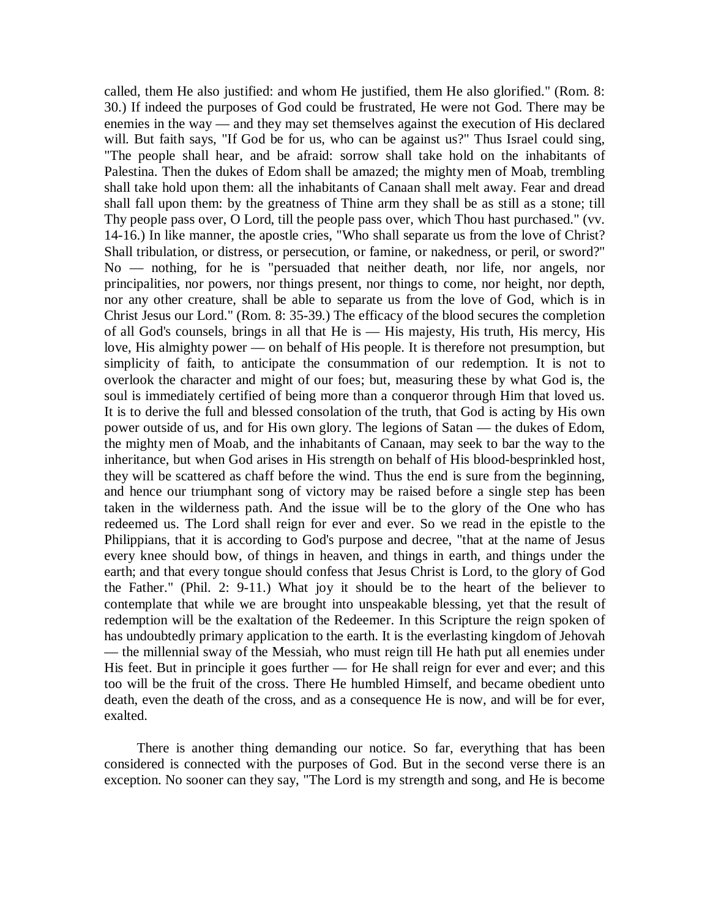called, them He also justified: and whom He justified, them He also glorified." (Rom. 8: 30.) If indeed the purposes of God could be frustrated, He were not God. There may be enemies in the way — and they may set themselves against the execution of His declared will. But faith says, "If God be for us, who can be against us?" Thus Israel could sing, "The people shall hear, and be afraid: sorrow shall take hold on the inhabitants of Palestina. Then the dukes of Edom shall be amazed; the mighty men of Moab, trembling shall take hold upon them: all the inhabitants of Canaan shall melt away. Fear and dread shall fall upon them: by the greatness of Thine arm they shall be as still as a stone; till Thy people pass over, O Lord, till the people pass over, which Thou hast purchased." (vv. 14-16.) In like manner, the apostle cries, "Who shall separate us from the love of Christ? Shall tribulation, or distress, or persecution, or famine, or nakedness, or peril, or sword?" No — nothing, for he is "persuaded that neither death, nor life, nor angels, nor principalities, nor powers, nor things present, nor things to come, nor height, nor depth, nor any other creature, shall be able to separate us from the love of God, which is in Christ Jesus our Lord." (Rom. 8: 35-39.) The efficacy of the blood secures the completion of all God's counsels, brings in all that He is — His majesty, His truth, His mercy, His love, His almighty power — on behalf of His people. It is therefore not presumption, but simplicity of faith, to anticipate the consummation of our redemption. It is not to overlook the character and might of our foes; but, measuring these by what God is, the soul is immediately certified of being more than a conqueror through Him that loved us. It is to derive the full and blessed consolation of the truth, that God is acting by His own power outside of us, and for His own glory. The legions of Satan — the dukes of Edom, the mighty men of Moab, and the inhabitants of Canaan, may seek to bar the way to the inheritance, but when God arises in His strength on behalf of His blood-besprinkled host, they will be scattered as chaff before the wind. Thus the end is sure from the beginning, and hence our triumphant song of victory may be raised before a single step has been taken in the wilderness path. And the issue will be to the glory of the One who has redeemed us. The Lord shall reign for ever and ever. So we read in the epistle to the Philippians, that it is according to God's purpose and decree, "that at the name of Jesus every knee should bow, of things in heaven, and things in earth, and things under the earth; and that every tongue should confess that Jesus Christ is Lord, to the glory of God the Father." (Phil. 2: 9-11.) What joy it should be to the heart of the believer to contemplate that while we are brought into unspeakable blessing, yet that the result of redemption will be the exaltation of the Redeemer. In this Scripture the reign spoken of has undoubtedly primary application to the earth. It is the everlasting kingdom of Jehovah — the millennial sway of the Messiah, who must reign till He hath put all enemies under His feet. But in principle it goes further — for He shall reign for ever and ever; and this too will be the fruit of the cross. There He humbled Himself, and became obedient unto death, even the death of the cross, and as a consequence He is now, and will be for ever, exalted.

There is another thing demanding our notice. So far, everything that has been considered is connected with the purposes of God. But in the second verse there is an exception. No sooner can they say, "The Lord is my strength and song, and He is become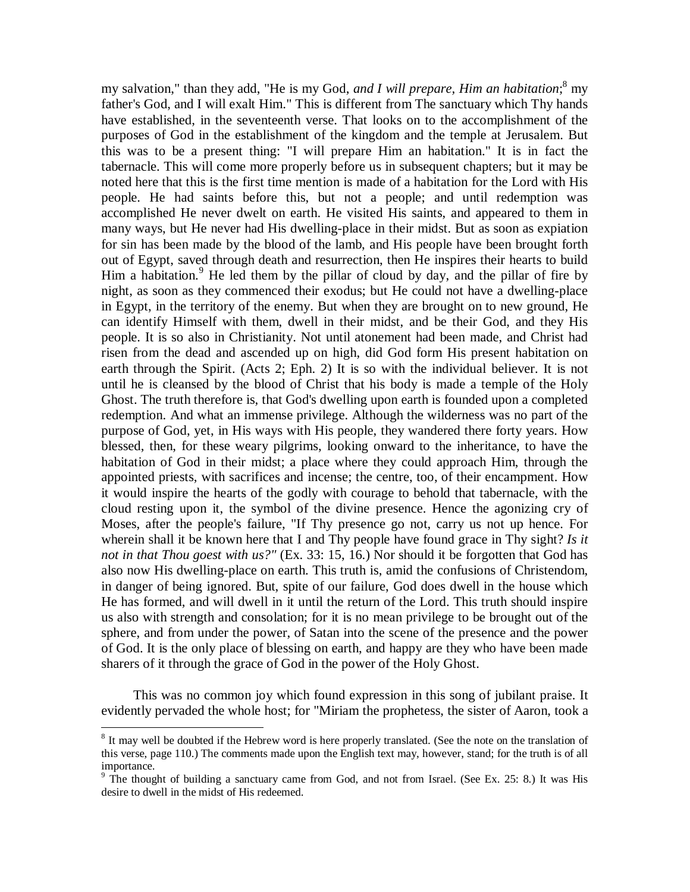my salvation," than they add, "He is my God, *and I will prepare, Him an habitation*;[8] my father's God, and I will exalt Him." This is different from The sanctuary which Thy hands have established, in the seventeenth verse. That looks on to the accomplishment of the purposes of God in the establishment of the kingdom and the temple at Jerusalem. But this was to be a present thing: "I will prepare Him an habitation." It is in fact the tabernacle. This will come more properly before us in subsequent chapters; but it may be noted here that this is the first time mention is made of a habitation for the Lord with His people. He had saints before this, but not a people; and until redemption was accomplished He never dwelt on earth. He visited His saints, and appeared to them in many ways, but He never had His dwelling-place in their midst. But as soon as expiation for sin has been made by the blood of the lamb, and His people have been brought forth out of Egypt, saved through death and resurrection, then He inspires their hearts to build Him a habitation.[9] He led them by the pillar of cloud by day, and the pillar of fire by night, as soon as they commenced their exodus; but He could not have a dwelling-place in Egypt, in the territory of the enemy. But when they are brought on to new ground, He can identify Himself with them, dwell in their midst, and be their God, and they His people. It is so also in Christianity. Not until atonement had been made, and Christ had risen from the dead and ascended up on high, did God form His present habitation on earth through the Spirit. (Acts 2; Eph. 2) It is so with the individual believer. It is not until he is cleansed by the blood of Christ that his body is made a temple of the Holy Ghost. The truth therefore is, that God's dwelling upon earth is founded upon a completed redemption. And what an immense privilege. Although the wilderness was no part of the purpose of God, yet, in His ways with His people, they wandered there forty years. How blessed, then, for these weary pilgrims, looking onward to the inheritance, to have the habitation of God in their midst; a place where they could approach Him, through the appointed priests, with sacrifices and incense; the centre, too, of their encampment. How it would inspire the hearts of the godly with courage to behold that tabernacle, with the cloud resting upon it, the symbol of the divine presence. Hence the agonizing cry of Moses, after the people's failure, "If Thy presence go not, carry us not up hence. For wherein shall it be known here that I and Thy people have found grace in Thy sight? *Is it not in that Thou goest with us?"* (Ex. 33: 15, 16.) Nor should it be forgotten that God has also now His dwelling-place on earth. This truth is, amid the confusions of Christendom, in danger of being ignored. But, spite of our failure, God does dwell in the house which He has formed, and will dwell in it until the return of the Lord. This truth should inspire us also with strength and consolation; for it is no mean privilege to be brought out of the sphere, and from under the power, of Satan into the scene of the presence and the power of God. It is the only place of blessing on earth, and happy are they who have been made sharers of it through the grace of God in the power of the Holy Ghost.

This was no common joy which found expression in this song of jubilant praise. It evidently pervaded the whole host; for "Miriam the prophetess, the sister of Aaron, took a

---

[8] It may well be doubted if the Hebrew word is here properly translated. (See the note on the translation of this verse, page 110.) The comments made upon the English text may, however, stand; for the truth is of all importance.

[9] The thought of building a sanctuary came from God, and not from Israel. (See Ex. 25: 8.) It was His desire to dwell in the midst of His redeemed.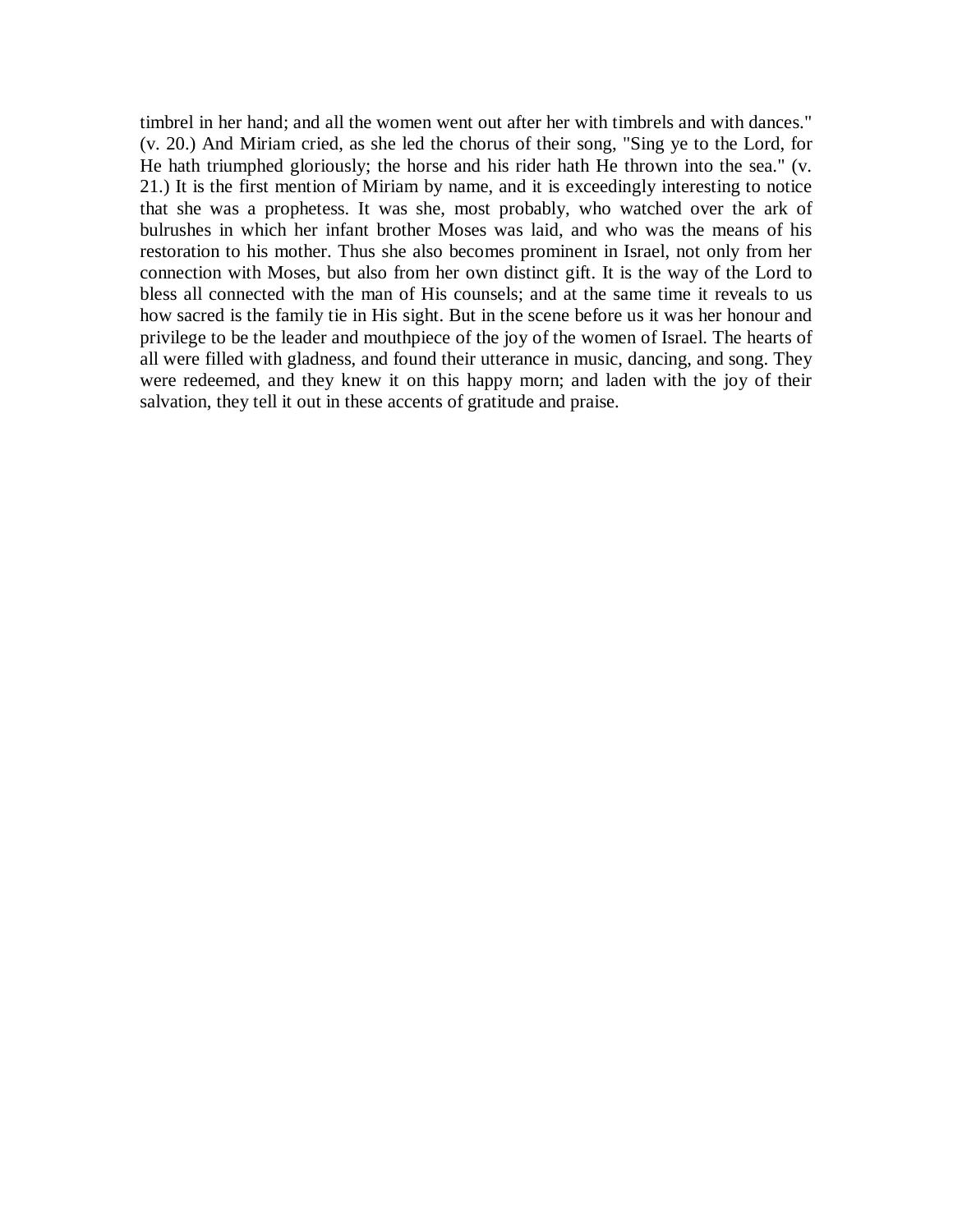timbrel in her hand; and all the women went out after her with timbrels and with dances." (v. 20.) And Miriam cried, as she led the chorus of their song, "Sing ye to the Lord, for He hath triumphed gloriously; the horse and his rider hath He thrown into the sea." (v. 21.) It is the first mention of Miriam by name, and it is exceedingly interesting to notice that she was a prophetess. It was she, most probably, who watched over the ark of bulrushes in which her infant brother Moses was laid, and who was the means of his restoration to his mother. Thus she also becomes prominent in Israel, not only from her connection with Moses, but also from her own distinct gift. It is the way of the Lord to bless all connected with the man of His counsels; and at the same time it reveals to us how sacred is the family tie in His sight. But in the scene before us it was her honour and privilege to be the leader and mouthpiece of the joy of the women of Israel. The hearts of all were filled with gladness, and found their utterance in music, dancing, and song. They were redeemed, and they knew it on this happy morn; and laden with the joy of their salvation, they tell it out in these accents of gratitude and praise.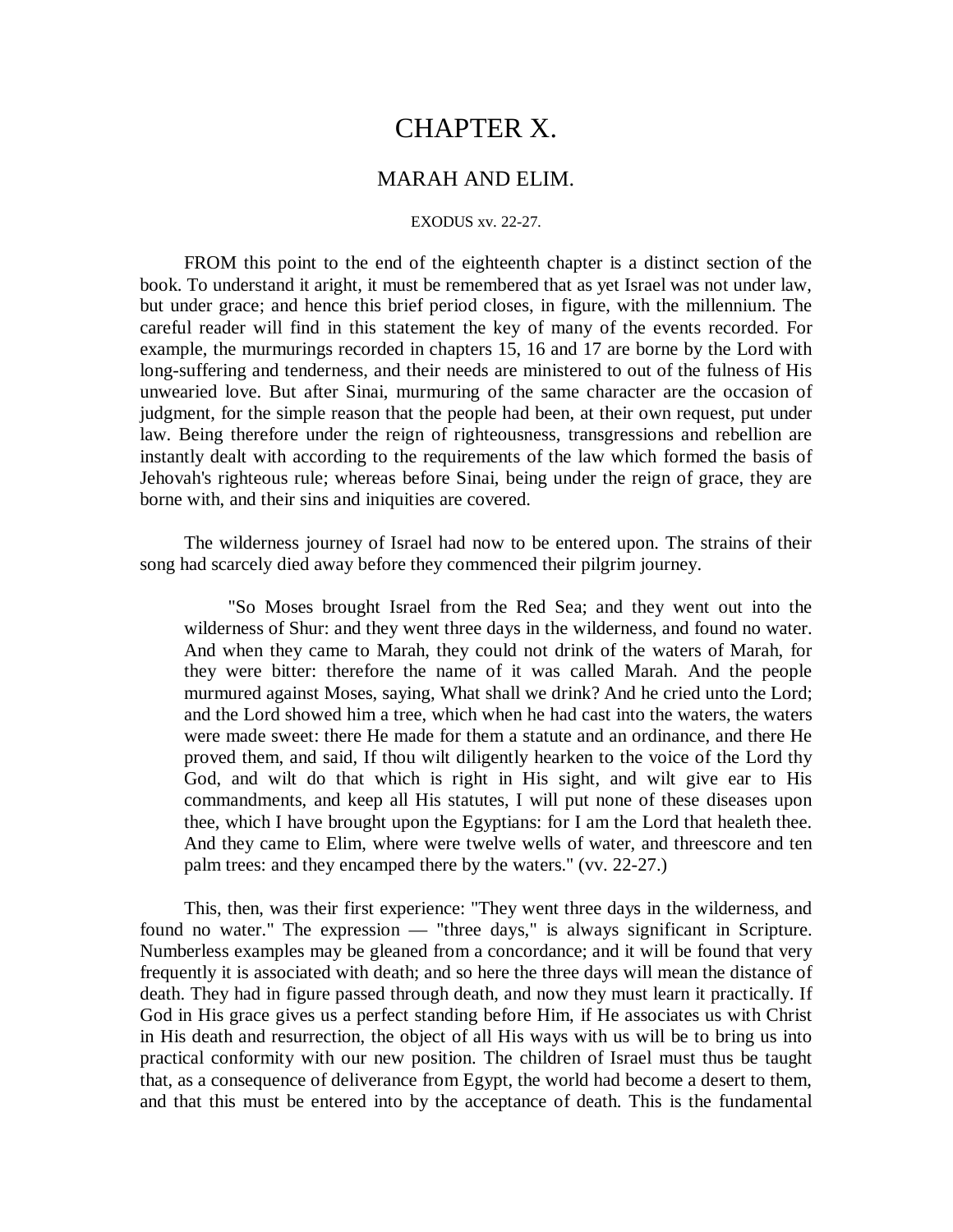# CHAPTER X.

## MARAH AND ELIM.

EXODUS xv. 22-27.

FROM this point to the end of the eighteenth chapter is a distinct section of the book. To understand it aright, it must be remembered that as yet Israel was not under law, but under grace; and hence this brief period closes, in figure, with the millennium. The careful reader will find in this statement the key of many of the events recorded. For example, the murmurings recorded in chapters 15, 16 and 17 are borne by the Lord with long-suffering and tenderness, and their needs are ministered to out of the fulness of His unwearied love. But after Sinai, murmuring of the same character are the occasion of judgment, for the simple reason that the people had been, at their own request, put under law. Being therefore under the reign of righteousness, transgressions and rebellion are instantly dealt with according to the requirements of the law which formed the basis of Jehovah's righteous rule; whereas before Sinai, being under the reign of grace, they are borne with, and their sins and iniquities are covered.

The wilderness journey of Israel had now to be entered upon. The strains of their song had scarcely died away before they commenced their pilgrim journey.

> "So Moses brought Israel from the Red Sea; and they went out into the wilderness of Shur: and they went three days in the wilderness, and found no water. And when they came to Marah, they could not drink of the waters of Marah, for they were bitter: therefore the name of it was called Marah. And the people murmured against Moses, saying, What shall we drink? And he cried unto the Lord; and the Lord showed him a tree, which when he had cast into the waters, the waters were made sweet: there He made for them a statute and an ordinance, and there He proved them, and said, If thou wilt diligently hearken to the voice of the Lord thy God, and wilt do that which is right in His sight, and wilt give ear to His commandments, and keep all His statutes, I will put none of these diseases upon thee, which I have brought upon the Egyptians: for I am the Lord that healeth thee. And they came to Elim, where were twelve wells of water, and threescore and ten palm trees: and they encamped there by the waters." (vv. 22-27.)

This, then, was their first experience: "They went three days in the wilderness, and found no water." The expression — "three days," is always significant in Scripture. Numberless examples may be gleaned from a concordance; and it will be found that very frequently it is associated with death; and so here the three days will mean the distance of death. They had in figure passed through death, and now they must learn it practically. If God in His grace gives us a perfect standing before Him, if He associates us with Christ in His death and resurrection, the object of all His ways with us will be to bring us into practical conformity with our new position. The children of Israel must thus be taught that, as a consequence of deliverance from Egypt, the world had become a desert to them, and that this must be entered into by the acceptance of death. This is the fundamental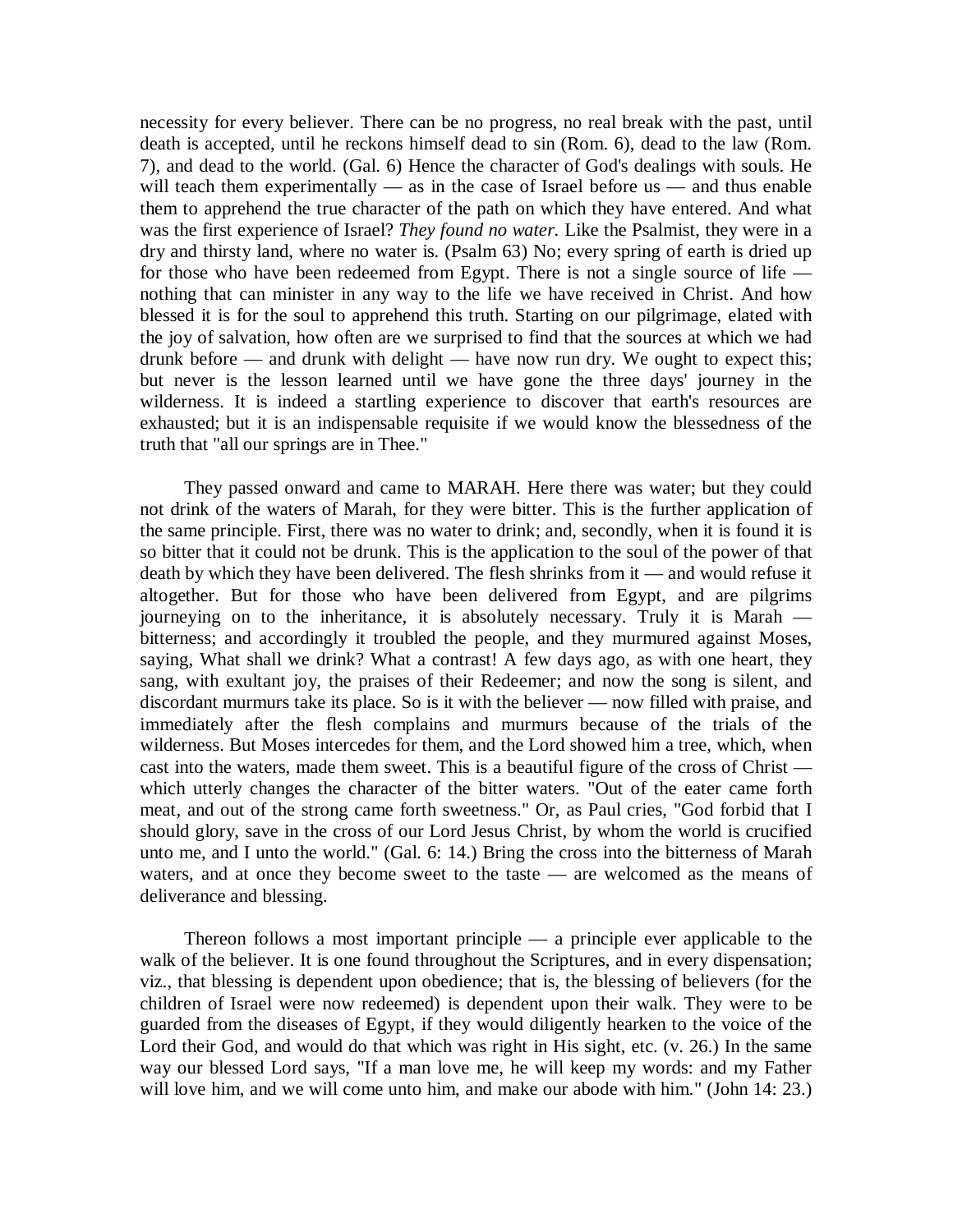necessity for every believer. There can be no progress, no real break with the past, until death is accepted, until he reckons himself dead to sin (Rom. 6), dead to the law (Rom. 7), and dead to the world. (Gal. 6) Hence the character of God's dealings with souls. He will teach them experimentally — as in the case of Israel before us — and thus enable them to apprehend the true character of the path on which they have entered. And what was the first experience of Israel? *They found no water.* Like the Psalmist, they were in a dry and thirsty land, where no water is. (Psalm 63) No; every spring of earth is dried up for those who have been redeemed from Egypt. There is not a single source of life — nothing that can minister in any way to the life we have received in Christ. And how blessed it is for the soul to apprehend this truth. Starting on our pilgrimage, elated with the joy of salvation, how often are we surprised to find that the sources at which we had drunk before — and drunk with delight — have now run dry. We ought to expect this; but never is the lesson learned until we have gone the three days' journey in the wilderness. It is indeed a startling experience to discover that earth's resources are exhausted; but it is an indispensable requisite if we would know the blessedness of the truth that "all our springs are in Thee."

They passed onward and came to MARAH. Here there was water; but they could not drink of the waters of Marah, for they were bitter. This is the further application of the same principle. First, there was no water to drink; and, secondly, when it is found it is so bitter that it could not be drunk. This is the application to the soul of the power of that death by which they have been delivered. The flesh shrinks from it — and would refuse it altogether. But for those who have been delivered from Egypt, and are pilgrims journeying on to the inheritance, it is absolutely necessary. Truly it is Marah — bitterness; and accordingly it troubled the people, and they murmured against Moses, saying, What shall we drink? What a contrast! A few days ago, as with one heart, they sang, with exultant joy, the praises of their Redeemer; and now the song is silent, and discordant murmurs take its place. So is it with the believer — now filled with praise, and immediately after the flesh complains and murmurs because of the trials of the wilderness. But Moses intercedes for them, and the Lord showed him a tree, which, when cast into the waters, made them sweet. This is a beautiful figure of the cross of Christ — which utterly changes the character of the bitter waters. "Out of the eater came forth meat, and out of the strong came forth sweetness." Or, as Paul cries, "God forbid that I should glory, save in the cross of our Lord Jesus Christ, by whom the world is crucified unto me, and I unto the world." (Gal. 6: 14.) Bring the cross into the bitterness of Marah waters, and at once they become sweet to the taste — are welcomed as the means of deliverance and blessing.

Thereon follows a most important principle — a principle ever applicable to the walk of the believer. It is one found throughout the Scriptures, and in every dispensation; viz., that blessing is dependent upon obedience; that is, the blessing of believers (for the children of Israel were now redeemed) is dependent upon their walk. They were to be guarded from the diseases of Egypt, if they would diligently hearken to the voice of the Lord their God, and would do that which was right in His sight, etc. (v. 26.) In the same way our blessed Lord says, "If a man love me, he will keep my words: and my Father will love him, and we will come unto him, and make our abode with him." (John 14: 23.)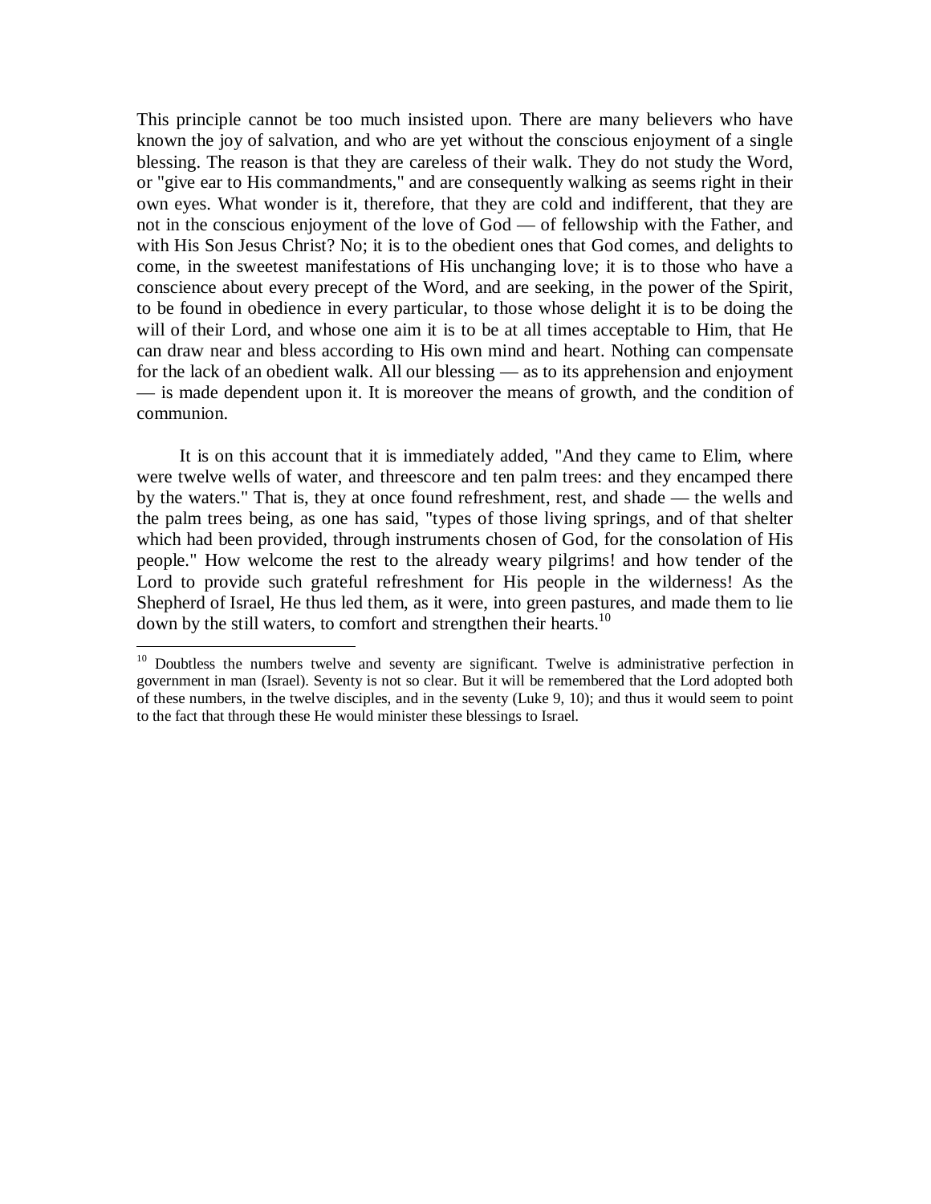This principle cannot be too much insisted upon. There are many believers who have known the joy of salvation, and who are yet without the conscious enjoyment of a single blessing. The reason is that they are careless of their walk. They do not study the Word, or "give ear to His commandments," and are consequently walking as seems right in their own eyes. What wonder is it, therefore, that they are cold and indifferent, that they are not in the conscious enjoyment of the love of God — of fellowship with the Father, and with His Son Jesus Christ? No; it is to the obedient ones that God comes, and delights to come, in the sweetest manifestations of His unchanging love; it is to those who have a conscience about every precept of the Word, and are seeking, in the power of the Spirit, to be found in obedience in every particular, to those whose delight it is to be doing the will of their Lord, and whose one aim it is to be at all times acceptable to Him, that He can draw near and bless according to His own mind and heart. Nothing can compensate for the lack of an obedient walk. All our blessing — as to its apprehension and enjoyment — is made dependent upon it. It is moreover the means of growth, and the condition of communion.

It is on this account that it is immediately added, "And they came to Elim, where were twelve wells of water, and threescore and ten palm trees: and they encamped there by the waters." That is, they at once found refreshment, rest, and shade — the wells and the palm trees being, as one has said, "types of those living springs, and of that shelter which had been provided, through instruments chosen of God, for the consolation of His people." How welcome the rest to the already weary pilgrims! and how tender of the Lord to provide such grateful refreshment for His people in the wilderness! As the Shepherd of Israel, He thus led them, as it were, into green pastures, and made them to lie down by the still waters, to comfort and strengthen their hearts.[10]

---

[10] Doubtless the numbers twelve and seventy are significant. Twelve is administrative perfection in government in man (Israel). Seventy is not so clear. But it will be remembered that the Lord adopted both of these numbers, in the twelve disciples, and in the seventy (Luke 9, 10); and thus it would seem to point to the fact that through these He would minister these blessings to Israel.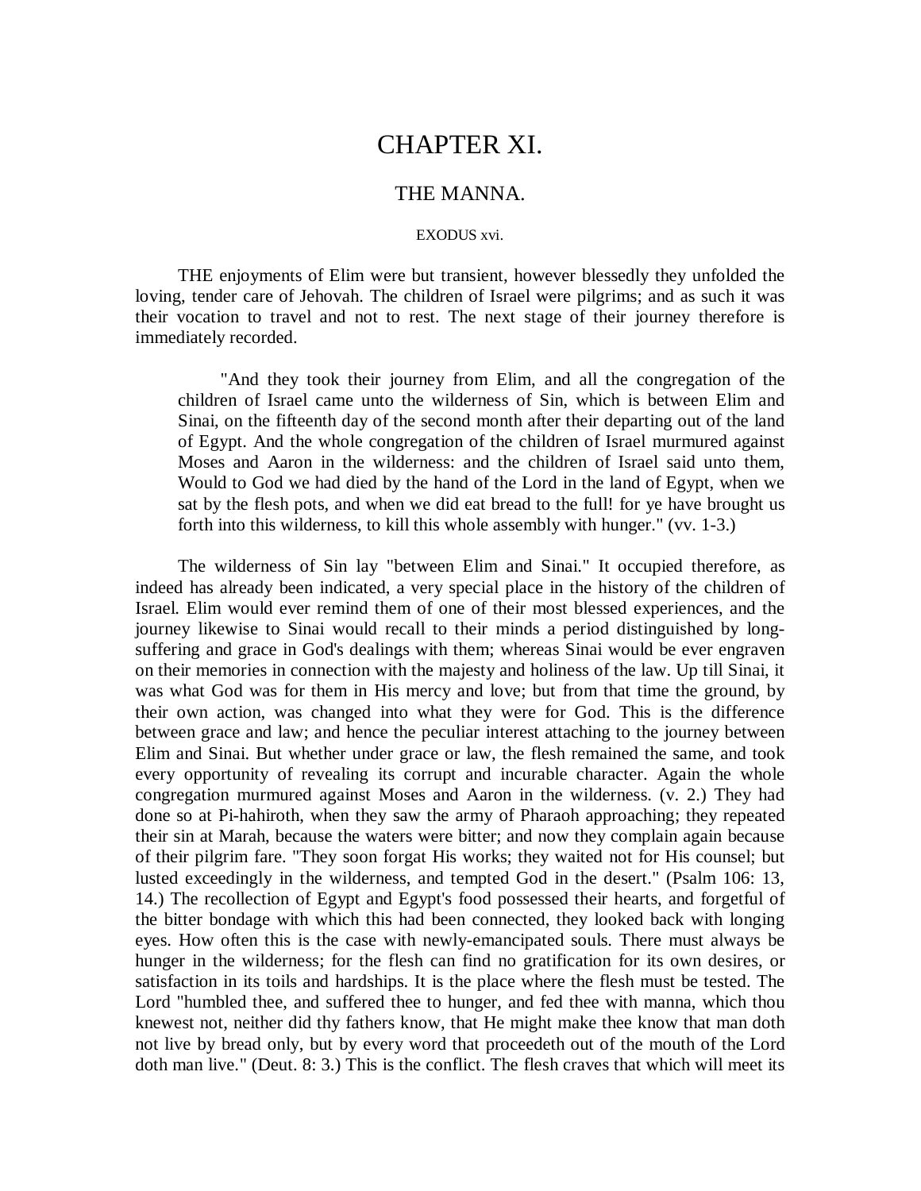# CHAPTER XI.

## THE MANNA.

EXODUS xvi.

THE enjoyments of Elim were but transient, however blessedly they unfolded the loving, tender care of Jehovah. The children of Israel were pilgrims; and as such it was their vocation to travel and not to rest. The next stage of their journey therefore is immediately recorded.

> "And they took their journey from Elim, and all the congregation of the children of Israel came unto the wilderness of Sin, which is between Elim and Sinai, on the fifteenth day of the second month after their departing out of the land of Egypt. And the whole congregation of the children of Israel murmured against Moses and Aaron in the wilderness: and the children of Israel said unto them, Would to God we had died by the hand of the Lord in the land of Egypt, when we sat by the flesh pots, and when we did eat bread to the full! for ye have brought us forth into this wilderness, to kill this whole assembly with hunger." (vv. 1-3.)

The wilderness of Sin lay "between Elim and Sinai." It occupied therefore, as indeed has already been indicated, a very special place in the history of the children of Israel. Elim would ever remind them of one of their most blessed experiences, and the journey likewise to Sinai would recall to their minds a period distinguished by long-suffering and grace in God's dealings with them; whereas Sinai would be ever engraven on their memories in connection with the majesty and holiness of the law. Up till Sinai, it was what God was for them in His mercy and love; but from that time the ground, by their own action, was changed into what they were for God. This is the difference between grace and law; and hence the peculiar interest attaching to the journey between Elim and Sinai. But whether under grace or law, the flesh remained the same, and took every opportunity of revealing its corrupt and incurable character. Again the whole congregation murmured against Moses and Aaron in the wilderness. (v. 2.) They had done so at Pi-hahiroth, when they saw the army of Pharaoh approaching; they repeated their sin at Marah, because the waters were bitter; and now they complain again because of their pilgrim fare. "They soon forgat His works; they waited not for His counsel; but lusted exceedingly in the wilderness, and tempted God in the desert." (Psalm 106: 13, 14.) The recollection of Egypt and Egypt's food possessed their hearts, and forgetful of the bitter bondage with which this had been connected, they looked back with longing eyes. How often this is the case with newly-emancipated souls. There must always be hunger in the wilderness; for the flesh can find no gratification for its own desires, or satisfaction in its toils and hardships. It is the place where the flesh must be tested. The Lord "humbled thee, and suffered thee to hunger, and fed thee with manna, which thou knewest not, neither did thy fathers know, that He might make thee know that man doth not live by bread only, but by every word that proceedeth out of the mouth of the Lord doth man live." (Deut. 8: 3.) This is the conflict. The flesh craves that which will meet its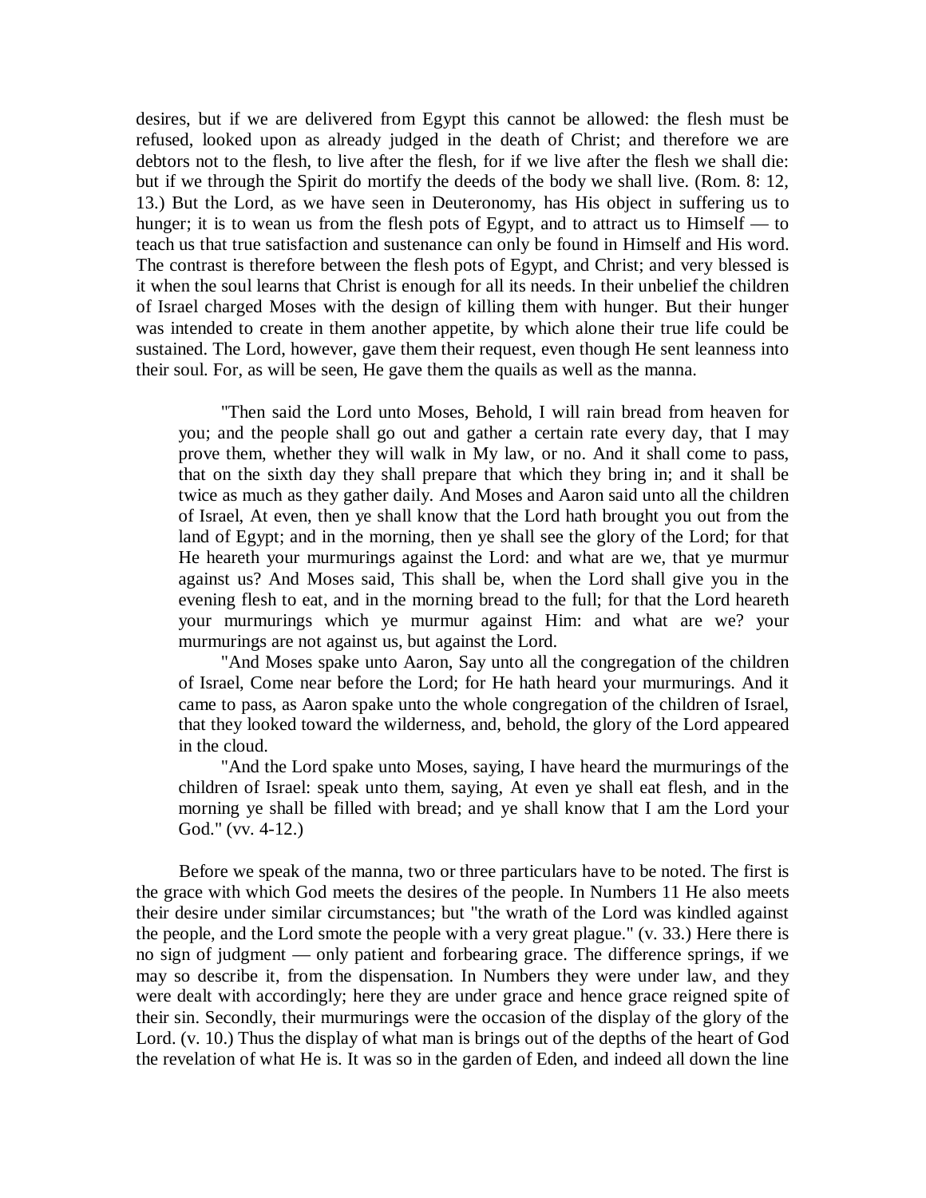desires, but if we are delivered from Egypt this cannot be allowed: the flesh must be refused, looked upon as already judged in the death of Christ; and therefore we are debtors not to the flesh, to live after the flesh, for if we live after the flesh we shall die: but if we through the Spirit do mortify the deeds of the body we shall live. (Rom. 8: 12, 13.) But the Lord, as we have seen in Deuteronomy, has His object in suffering us to hunger; it is to wean us from the flesh pots of Egypt, and to attract us to Himself — to teach us that true satisfaction and sustenance can only be found in Himself and His word. The contrast is therefore between the flesh pots of Egypt, and Christ; and very blessed is it when the soul learns that Christ is enough for all its needs. In their unbelief the children of Israel charged Moses with the design of killing them with hunger. But their hunger was intended to create in them another appetite, by which alone their true life could be sustained. The Lord, however, gave them their request, even though He sent leanness into their soul. For, as will be seen, He gave them the quails as well as the manna.

> "Then said the Lord unto Moses, Behold, I will rain bread from heaven for you; and the people shall go out and gather a certain rate every day, that I may prove them, whether they will walk in My law, or no. And it shall come to pass, that on the sixth day they shall prepare that which they bring in; and it shall be twice as much as they gather daily. And Moses and Aaron said unto all the children of Israel, At even, then ye shall know that the Lord hath brought you out from the land of Egypt; and in the morning, then ye shall see the glory of the Lord; for that He heareth your murmurings against the Lord: and what are we, that ye murmur against us? And Moses said, This shall be, when the Lord shall give you in the evening flesh to eat, and in the morning bread to the full; for that the Lord heareth your murmurings which ye murmur against Him: and what are we? your murmurings are not against us, but against the Lord.
>
> "And Moses spake unto Aaron, Say unto all the congregation of the children of Israel, Come near before the Lord; for He hath heard your murmurings. And it came to pass, as Aaron spake unto the whole congregation of the children of Israel, that they looked toward the wilderness, and, behold, the glory of the Lord appeared in the cloud.
>
> "And the Lord spake unto Moses, saying, I have heard the murmurings of the children of Israel: speak unto them, saying, At even ye shall eat flesh, and in the morning ye shall be filled with bread; and ye shall know that I am the Lord your God." (vv. 4-12.)

Before we speak of the manna, two or three particulars have to be noted. The first is the grace with which God meets the desires of the people. In Numbers 11 He also meets their desire under similar circumstances; but "the wrath of the Lord was kindled against the people, and the Lord smote the people with a very great plague." (v. 33.) Here there is no sign of judgment — only patient and forbearing grace. The difference springs, if we may so describe it, from the dispensation. In Numbers they were under law, and they were dealt with accordingly; here they are under grace and hence grace reigned spite of their sin. Secondly, their murmurings were the occasion of the display of the glory of the Lord. (v. 10.) Thus the display of what man is brings out of the depths of the heart of God the revelation of what He is. It was so in the garden of Eden, and indeed all down the line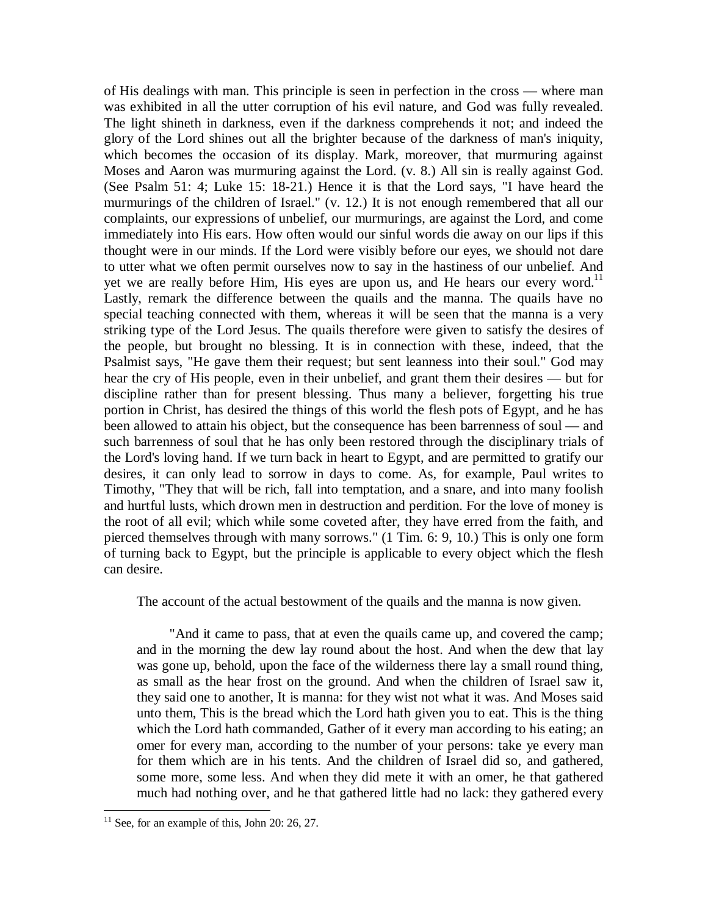of His dealings with man. This principle is seen in perfection in the cross — where man was exhibited in all the utter corruption of his evil nature, and God was fully revealed. The light shineth in darkness, even if the darkness comprehends it not; and indeed the glory of the Lord shines out all the brighter because of the darkness of man's iniquity, which becomes the occasion of its display. Mark, moreover, that murmuring against Moses and Aaron was murmuring against the Lord. (v. 8.) All sin is really against God. (See Psalm 51: 4; Luke 15: 18-21.) Hence it is that the Lord says, "I have heard the murmurings of the children of Israel." (v. 12.) It is not enough remembered that all our complaints, our expressions of unbelief, our murmurings, are against the Lord, and come immediately into His ears. How often would our sinful words die away on our lips if this thought were in our minds. If the Lord were visibly before our eyes, we should not dare to utter what we often permit ourselves now to say in the hastiness of our unbelief. And yet we are really before Him, His eyes are upon us, and He hears our every word.[11] Lastly, remark the difference between the quails and the manna. The quails have no special teaching connected with them, whereas it will be seen that the manna is a very striking type of the Lord Jesus. The quails therefore were given to satisfy the desires of the people, but brought no blessing. It is in connection with these, indeed, that the Psalmist says, "He gave them their request; but sent leanness into their soul." God may hear the cry of His people, even in their unbelief, and grant them their desires — but for discipline rather than for present blessing. Thus many a believer, forgetting his true portion in Christ, has desired the things of this world the flesh pots of Egypt, and he has been allowed to attain his object, but the consequence has been barrenness of soul — and such barrenness of soul that he has only been restored through the disciplinary trials of the Lord's loving hand. If we turn back in heart to Egypt, and are permitted to gratify our desires, it can only lead to sorrow in days to come. As, for example, Paul writes to Timothy, "They that will be rich, fall into temptation, and a snare, and into many foolish and hurtful lusts, which drown men in destruction and perdition. For the love of money is the root of all evil; which while some coveted after, they have erred from the faith, and pierced themselves through with many sorrows." (1 Tim. 6: 9, 10.) This is only one form of turning back to Egypt, but the principle is applicable to every object which the flesh can desire.

The account of the actual bestowment of the quails and the manna is now given.

> "And it came to pass, that at even the quails came up, and covered the camp; and in the morning the dew lay round about the host. And when the dew that lay was gone up, behold, upon the face of the wilderness there lay a small round thing, as small as the hear frost on the ground. And when the children of Israel saw it, they said one to another, It is manna: for they wist not what it was. And Moses said unto them, This is the bread which the Lord hath given you to eat. This is the thing which the Lord hath commanded, Gather of it every man according to his eating; an omer for every man, according to the number of your persons: take ye every man for them which are in his tents. And the children of Israel did so, and gathered, some more, some less. And when they did mete it with an omer, he that gathered much had nothing over, and he that gathered little had no lack: they gathered every

[11] See, for an example of this, John 20: 26, 27.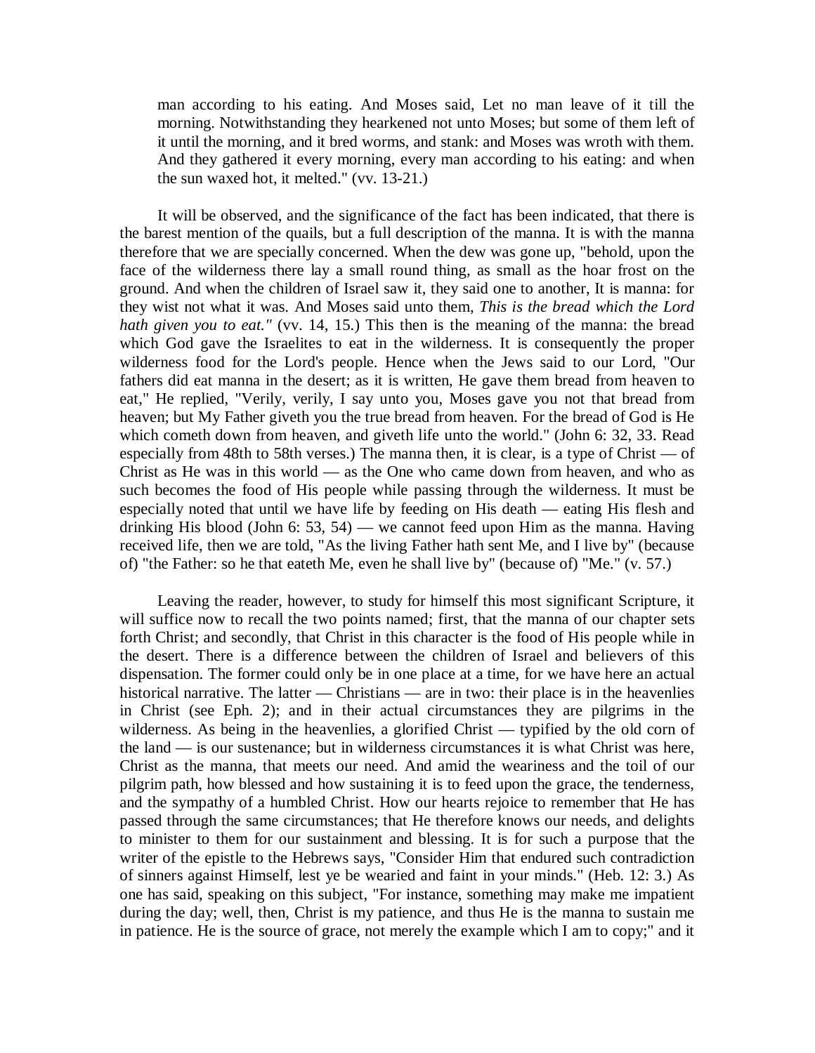man according to his eating. And Moses said, Let no man leave of it till the morning. Notwithstanding they hearkened not unto Moses; but some of them left of it until the morning, and it bred worms, and stank: and Moses was wroth with them. And they gathered it every morning, every man according to his eating: and when the sun waxed hot, it melted." (vv. 13-21.)

It will be observed, and the significance of the fact has been indicated, that there is the barest mention of the quails, but a full description of the manna. It is with the manna therefore that we are specially concerned. When the dew was gone up, "behold, upon the face of the wilderness there lay a small round thing, as small as the hoar frost on the ground. And when the children of Israel saw it, they said one to another, It is manna: for they wist not what it was. And Moses said unto them, *This is the bread which the Lord hath given you to eat."* (vv. 14, 15.) This then is the meaning of the manna: the bread which God gave the Israelites to eat in the wilderness. It is consequently the proper wilderness food for the Lord's people. Hence when the Jews said to our Lord, "Our fathers did eat manna in the desert; as it is written, He gave them bread from heaven to eat," He replied, "Verily, verily, I say unto you, Moses gave you not that bread from heaven; but My Father giveth you the true bread from heaven. For the bread of God is He which cometh down from heaven, and giveth life unto the world." (John 6: 32, 33. Read especially from 48th to 58th verses.) The manna then, it is clear, is a type of Christ — of Christ as He was in this world — as the One who came down from heaven, and who as such becomes the food of His people while passing through the wilderness. It must be especially noted that until we have life by feeding on His death — eating His flesh and drinking His blood (John 6: 53, 54) — we cannot feed upon Him as the manna. Having received life, then we are told, "As the living Father hath sent Me, and I live by" (because of) "the Father: so he that eateth Me, even he shall live by" (because of) "Me." (v. 57.)

Leaving the reader, however, to study for himself this most significant Scripture, it will suffice now to recall the two points named; first, that the manna of our chapter sets forth Christ; and secondly, that Christ in this character is the food of His people while in the desert. There is a difference between the children of Israel and believers of this dispensation. The former could only be in one place at a time, for we have here an actual historical narrative. The latter — Christians — are in two: their place is in the heavenlies in Christ (see Eph. 2); and in their actual circumstances they are pilgrims in the wilderness. As being in the heavenlies, a glorified Christ — typified by the old corn of the land — is our sustenance; but in wilderness circumstances it is what Christ was here, Christ as the manna, that meets our need. And amid the weariness and the toil of our pilgrim path, how blessed and how sustaining it is to feed upon the grace, the tenderness, and the sympathy of a humbled Christ. How our hearts rejoice to remember that He has passed through the same circumstances; that He therefore knows our needs, and delights to minister to them for our sustainment and blessing. It is for such a purpose that the writer of the epistle to the Hebrews says, "Consider Him that endured such contradiction of sinners against Himself, lest ye be wearied and faint in your minds." (Heb. 12: 3.) As one has said, speaking on this subject, "For instance, something may make me impatient during the day; well, then, Christ is my patience, and thus He is the manna to sustain me in patience. He is the source of grace, not merely the example which I am to copy;" and it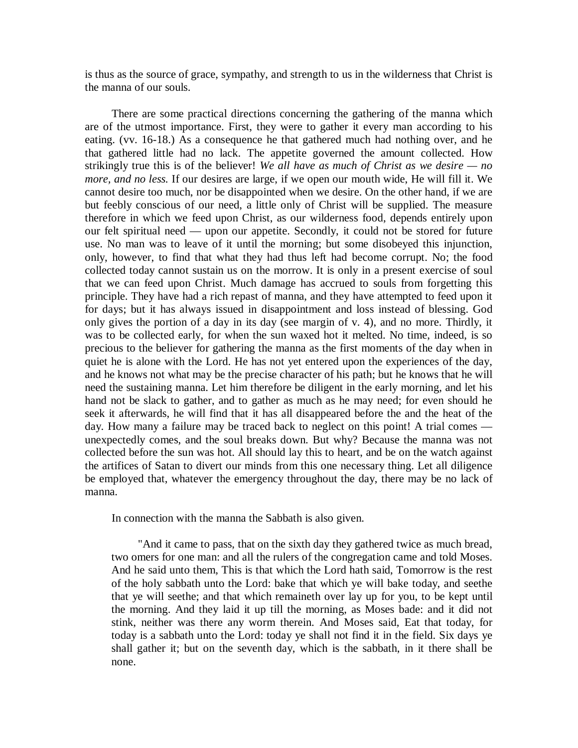is thus as the source of grace, sympathy, and strength to us in the wilderness that Christ is the manna of our souls.

There are some practical directions concerning the gathering of the manna which are of the utmost importance. First, they were to gather it every man according to his eating. (vv. 16-18.) As a consequence he that gathered much had nothing over, and he that gathered little had no lack. The appetite governed the amount collected. How strikingly true this is of the believer! *We all have as much of Christ as we desire — no more, and no less.* If our desires are large, if we open our mouth wide, He will fill it. We cannot desire too much, nor be disappointed when we desire. On the other hand, if we are but feebly conscious of our need, a little only of Christ will be supplied. The measure therefore in which we feed upon Christ, as our wilderness food, depends entirely upon our felt spiritual need — upon our appetite. Secondly, it could not be stored for future use. No man was to leave of it until the morning; but some disobeyed this injunction, only, however, to find that what they had thus left had become corrupt. No; the food collected today cannot sustain us on the morrow. It is only in a present exercise of soul that we can feed upon Christ. Much damage has accrued to souls from forgetting this principle. They have had a rich repast of manna, and they have attempted to feed upon it for days; but it has always issued in disappointment and loss instead of blessing. God only gives the portion of a day in its day (see margin of v. 4), and no more. Thirdly, it was to be collected early, for when the sun waxed hot it melted. No time, indeed, is so precious to the believer for gathering the manna as the first moments of the day when in quiet he is alone with the Lord. He has not yet entered upon the experiences of the day, and he knows not what may be the precise character of his path; but he knows that he will need the sustaining manna. Let him therefore be diligent in the early morning, and let his hand not be slack to gather, and to gather as much as he may need; for even should he seek it afterwards, he will find that it has all disappeared before the and the heat of the day. How many a failure may be traced back to neglect on this point! A trial comes — unexpectedly comes, and the soul breaks down. But why? Because the manna was not collected before the sun was hot. All should lay this to heart, and be on the watch against the artifices of Satan to divert our minds from this one necessary thing. Let all diligence be employed that, whatever the emergency throughout the day, there may be no lack of manna.

In connection with the manna the Sabbath is also given.

> "And it came to pass, that on the sixth day they gathered twice as much bread, two omers for one man: and all the rulers of the congregation came and told Moses. And he said unto them, This is that which the Lord hath said, Tomorrow is the rest of the holy sabbath unto the Lord: bake that which ye will bake today, and seethe that ye will seethe; and that which remaineth over lay up for you, to be kept until the morning. And they laid it up till the morning, as Moses bade: and it did not stink, neither was there any worm therein. And Moses said, Eat that today, for today is a sabbath unto the Lord: today ye shall not find it in the field. Six days ye shall gather it; but on the seventh day, which is the sabbath, in it there shall be none.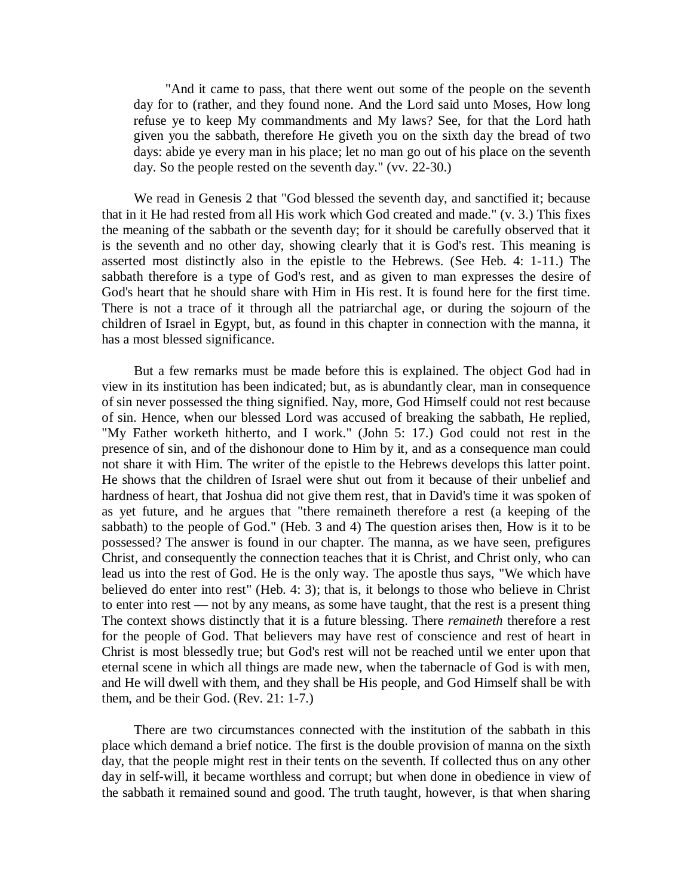> "And it came to pass, that there went out some of the people on the seventh day for to (rather, and they found none. And the Lord said unto Moses, How long refuse ye to keep My commandments and My laws? See, for that the Lord hath given you the sabbath, therefore He giveth you on the sixth day the bread of two days: abide ye every man in his place; let no man go out of his place on the seventh day. So the people rested on the seventh day." (vv. 22-30.)

We read in Genesis 2 that "God blessed the seventh day, and sanctified it; because that in it He had rested from all His work which God created and made." (v. 3.) This fixes the meaning of the sabbath or the seventh day; for it should be carefully observed that it is the seventh and no other day, showing clearly that it is God's rest. This meaning is asserted most distinctly also in the epistle to the Hebrews. (See Heb. 4: 1-11.) The sabbath therefore is a type of God's rest, and as given to man expresses the desire of God's heart that he should share with Him in His rest. It is found here for the first time. There is not a trace of it through all the patriarchal age, or during the sojourn of the children of Israel in Egypt, but, as found in this chapter in connection with the manna, it has a most blessed significance.

But a few remarks must be made before this is explained. The object God had in view in its institution has been indicated; but, as is abundantly clear, man in consequence of sin never possessed the thing signified. Nay, more, God Himself could not rest because of sin. Hence, when our blessed Lord was accused of breaking the sabbath, He replied, "My Father worketh hitherto, and I work." (John 5: 17.) God could not rest in the presence of sin, and of the dishonour done to Him by it, and as a consequence man could not share it with Him. The writer of the epistle to the Hebrews develops this latter point. He shows that the children of Israel were shut out from it because of their unbelief and hardness of heart, that Joshua did not give them rest, that in David's time it was spoken of as yet future, and he argues that "there remaineth therefore a rest (a keeping of the sabbath) to the people of God." (Heb. 3 and 4) The question arises then, How is it to be possessed? The answer is found in our chapter. The manna, as we have seen, prefigures Christ, and consequently the connection teaches that it is Christ, and Christ only, who can lead us into the rest of God. He is the only way. The apostle thus says, "We which have believed do enter into rest" (Heb. 4: 3); that is, it belongs to those who believe in Christ to enter into rest — not by any means, as some have taught, that the rest is a present thing The context shows distinctly that it is a future blessing. There *remaineth* therefore a rest for the people of God. That believers may have rest of conscience and rest of heart in Christ is most blessedly true; but God's rest will not be reached until we enter upon that eternal scene in which all things are made new, when the tabernacle of God is with men, and He will dwell with them, and they shall be His people, and God Himself shall be with them, and be their God. (Rev. 21: 1-7.)

There are two circumstances connected with the institution of the sabbath in this place which demand a brief notice. The first is the double provision of manna on the sixth day, that the people might rest in their tents on the seventh. If collected thus on any other day in self-will, it became worthless and corrupt; but when done in obedience in view of the sabbath it remained sound and good. The truth taught, however, is that when sharing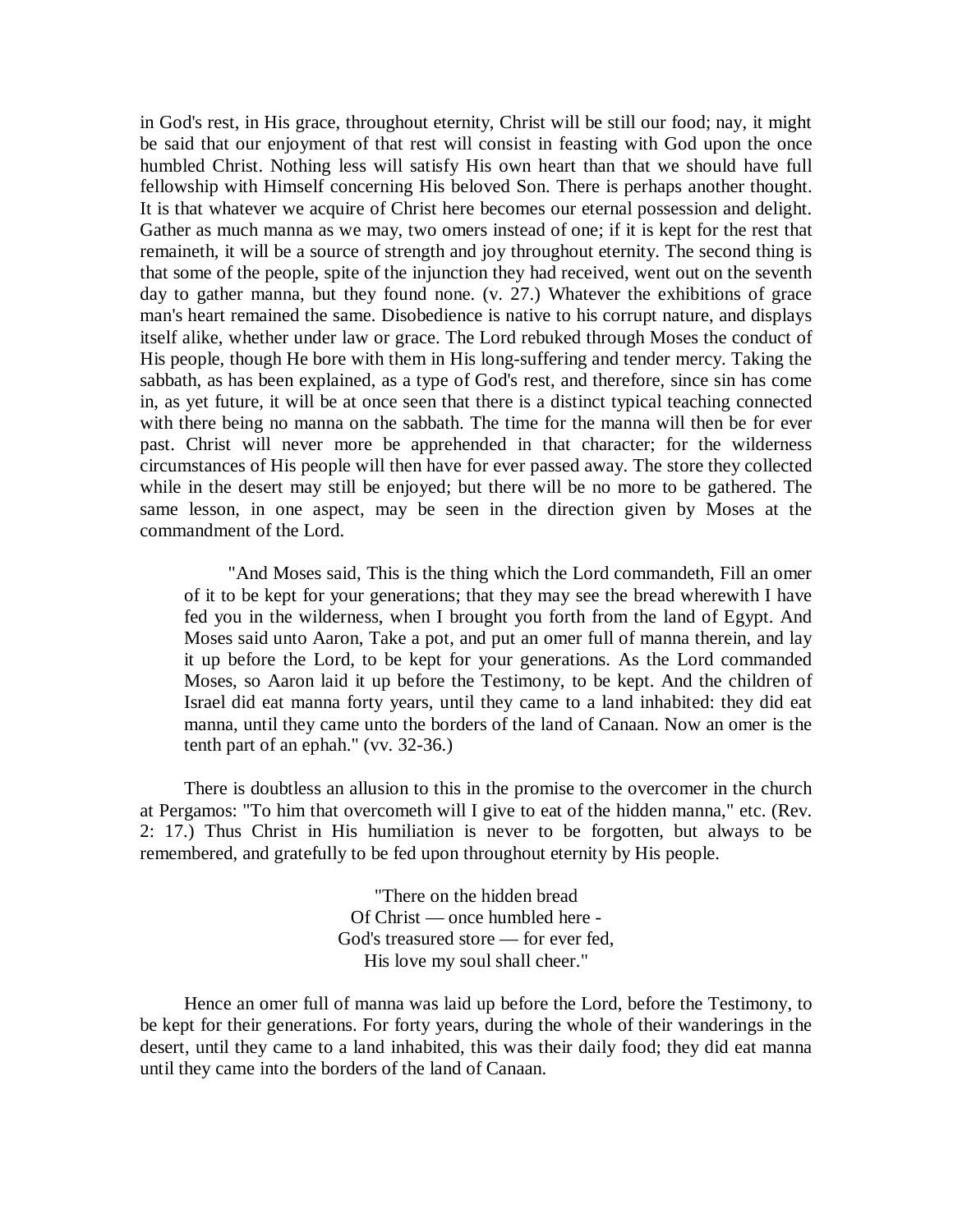in God's rest, in His grace, throughout eternity, Christ will be still our food; nay, it might be said that our enjoyment of that rest will consist in feasting with God upon the once humbled Christ. Nothing less will satisfy His own heart than that we should have full fellowship with Himself concerning His beloved Son. There is perhaps another thought. It is that whatever we acquire of Christ here becomes our eternal possession and delight. Gather as much manna as we may, two omers instead of one; if it is kept for the rest that remaineth, it will be a source of strength and joy throughout eternity. The second thing is that some of the people, spite of the injunction they had received, went out on the seventh day to gather manna, but they found none. (v. 27.) Whatever the exhibitions of grace man's heart remained the same. Disobedience is native to his corrupt nature, and displays itself alike, whether under law or grace. The Lord rebuked through Moses the conduct of His people, though He bore with them in His long-suffering and tender mercy. Taking the sabbath, as has been explained, as a type of God's rest, and therefore, since sin has come in, as yet future, it will be at once seen that there is a distinct typical teaching connected with there being no manna on the sabbath. The time for the manna will then be for ever past. Christ will never more be apprehended in that character; for the wilderness circumstances of His people will then have for ever passed away. The store they collected while in the desert may still be enjoyed; but there will be no more to be gathered. The same lesson, in one aspect, may be seen in the direction given by Moses at the commandment of the Lord.

> "And Moses said, This is the thing which the Lord commandeth, Fill an omer of it to be kept for your generations; that they may see the bread wherewith I have fed you in the wilderness, when I brought you forth from the land of Egypt. And Moses said unto Aaron, Take a pot, and put an omer full of manna therein, and lay it up before the Lord, to be kept for your generations. As the Lord commanded Moses, so Aaron laid it up before the Testimony, to be kept. And the children of Israel did eat manna forty years, until they came to a land inhabited: they did eat manna, until they came unto the borders of the land of Canaan. Now an omer is the tenth part of an ephah." (vv. 32-36.)

There is doubtless an allusion to this in the promise to the overcomer in the church at Pergamos: "To him that overcometh will I give to eat of the hidden manna," etc. (Rev. 2: 17.) Thus Christ in His humiliation is never to be forgotten, but always to be remembered, and gratefully to be fed upon throughout eternity by His people.

> "There on the hidden bread
> Of Christ — once humbled here -
> God's treasured store — for ever fed,
> His love my soul shall cheer."

Hence an omer full of manna was laid up before the Lord, before the Testimony, to be kept for their generations. For forty years, during the whole of their wanderings in the desert, until they came to a land inhabited, this was their daily food; they did eat manna until they came into the borders of the land of Canaan.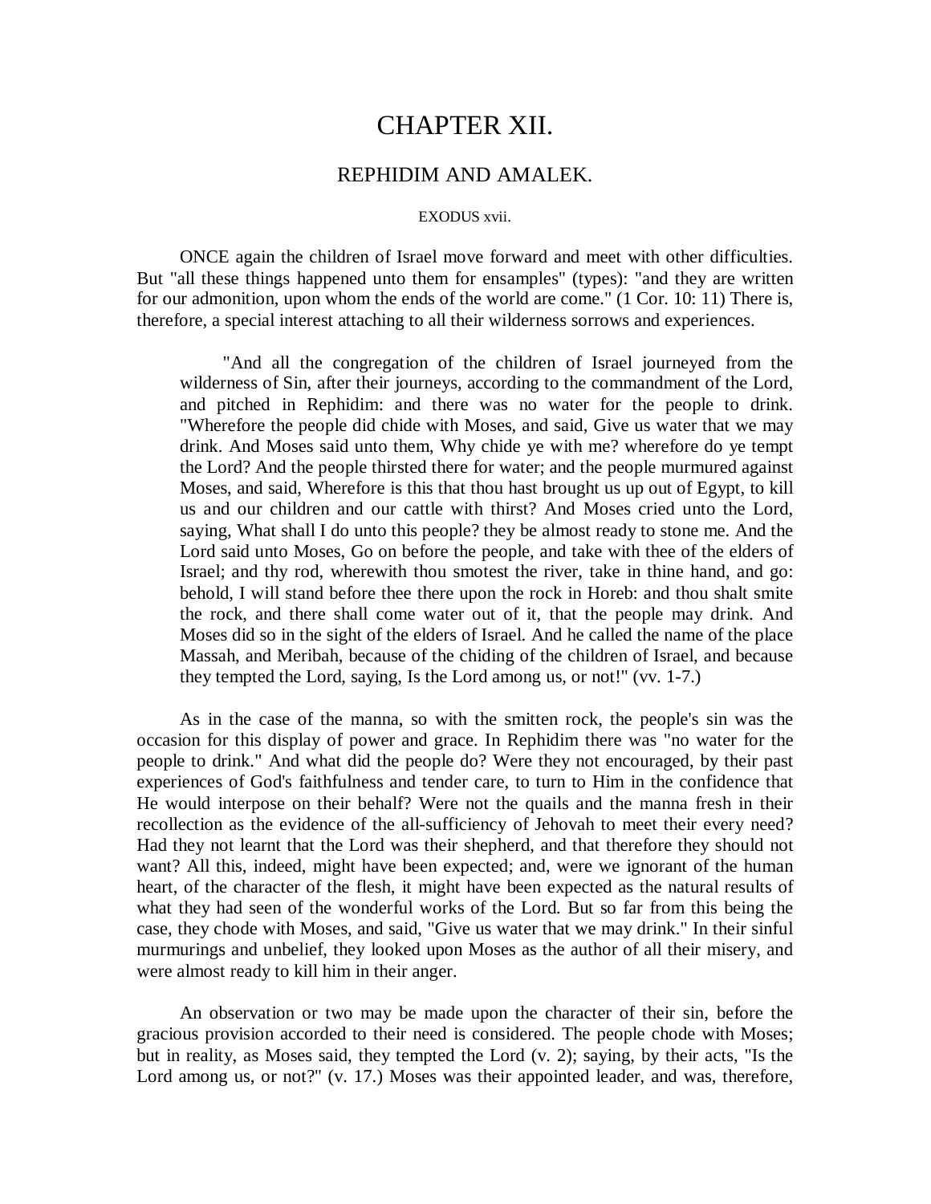# CHAPTER XII.

## REPHIDIM AND AMALEK.

EXODUS xvii.

ONCE again the children of Israel move forward and meet with other difficulties. But "all these things happened unto them for ensamples" (types): "and they are written for our admonition, upon whom the ends of the world are come." (1 Cor. 10: 11) There is, therefore, a special interest attaching to all their wilderness sorrows and experiences.

> "And all the congregation of the children of Israel journeyed from the wilderness of Sin, after their journeys, according to the commandment of the Lord, and pitched in Rephidim: and there was no water for the people to drink. "Wherefore the people did chide with Moses, and said, Give us water that we may drink. And Moses said unto them, Why chide ye with me? wherefore do ye tempt the Lord? And the people thirsted there for water; and the people murmured against Moses, and said, Wherefore is this that thou hast brought us up out of Egypt, to kill us and our children and our cattle with thirst? And Moses cried unto the Lord, saying, What shall I do unto this people? they be almost ready to stone me. And the Lord said unto Moses, Go on before the people, and take with thee of the elders of Israel; and thy rod, wherewith thou smotest the river, take in thine hand, and go: behold, I will stand before thee there upon the rock in Horeb: and thou shalt smite the rock, and there shall come water out of it, that the people may drink. And Moses did so in the sight of the elders of Israel. And he called the name of the place Massah, and Meribah, because of the chiding of the children of Israel, and because they tempted the Lord, saying, Is the Lord among us, or not!" (vv. 1-7.)

As in the case of the manna, so with the smitten rock, the people's sin was the occasion for this display of power and grace. In Rephidim there was "no water for the people to drink." And what did the people do? Were they not encouraged, by their past experiences of God's faithfulness and tender care, to turn to Him in the confidence that He would interpose on their behalf? Were not the quails and the manna fresh in their recollection as the evidence of the all-sufficiency of Jehovah to meet their every need? Had they not learnt that the Lord was their shepherd, and that therefore they should not want? All this, indeed, might have been expected; and, were we ignorant of the human heart, of the character of the flesh, it might have been expected as the natural results of what they had seen of the wonderful works of the Lord. But so far from this being the case, they chode with Moses, and said, "Give us water that we may drink." In their sinful murmurings and unbelief, they looked upon Moses as the author of all their misery, and were almost ready to kill him in their anger.

An observation or two may be made upon the character of their sin, before the gracious provision accorded to their need is considered. The people chode with Moses; but in reality, as Moses said, they tempted the Lord (v. 2); saying, by their acts, "Is the Lord among us, or not?" (v. 17.) Moses was their appointed leader, and was, therefore,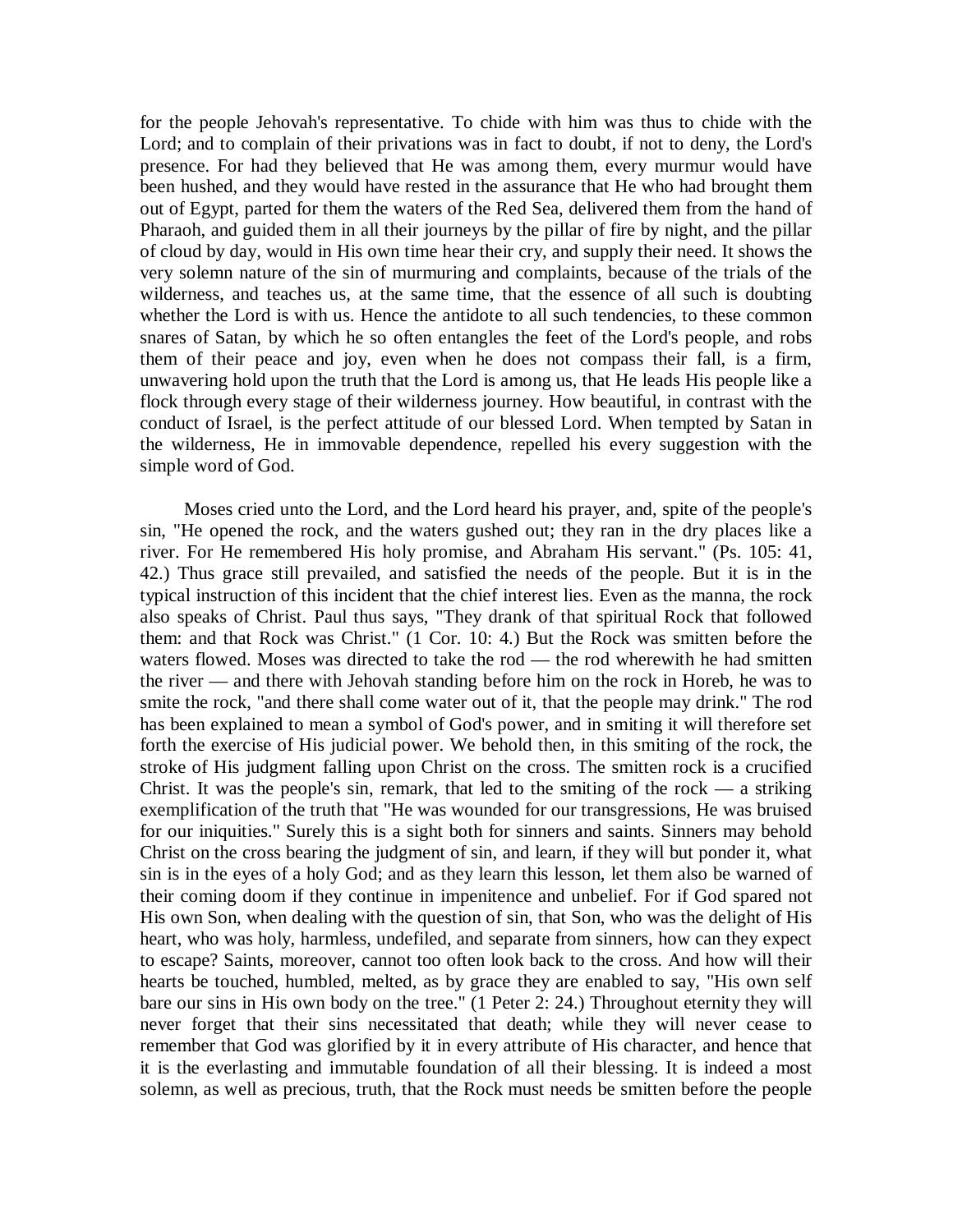for the people Jehovah's representative. To chide with him was thus to chide with the Lord; and to complain of their privations was in fact to doubt, if not to deny, the Lord's presence. For had they believed that He was among them, every murmur would have been hushed, and they would have rested in the assurance that He who had brought them out of Egypt, parted for them the waters of the Red Sea, delivered them from the hand of Pharaoh, and guided them in all their journeys by the pillar of fire by night, and the pillar of cloud by day, would in His own time hear their cry, and supply their need. It shows the very solemn nature of the sin of murmuring and complaints, because of the trials of the wilderness, and teaches us, at the same time, that the essence of all such is doubting whether the Lord is with us. Hence the antidote to all such tendencies, to these common snares of Satan, by which he so often entangles the feet of the Lord's people, and robs them of their peace and joy, even when he does not compass their fall, is a firm, unwavering hold upon the truth that the Lord is among us, that He leads His people like a flock through every stage of their wilderness journey. How beautiful, in contrast with the conduct of Israel, is the perfect attitude of our blessed Lord. When tempted by Satan in the wilderness, He in immovable dependence, repelled his every suggestion with the simple word of God.

Moses cried unto the Lord, and the Lord heard his prayer, and, spite of the people's sin, "He opened the rock, and the waters gushed out; they ran in the dry places like a river. For He remembered His holy promise, and Abraham His servant." (Ps. 105: 41, 42.) Thus grace still prevailed, and satisfied the needs of the people. But it is in the typical instruction of this incident that the chief interest lies. Even as the manna, the rock also speaks of Christ. Paul thus says, "They drank of that spiritual Rock that followed them: and that Rock was Christ." (1 Cor. 10: 4.) But the Rock was smitten before the waters flowed. Moses was directed to take the rod — the rod wherewith he had smitten the river — and there with Jehovah standing before him on the rock in Horeb, he was to smite the rock, "and there shall come water out of it, that the people may drink." The rod has been explained to mean a symbol of God's power, and in smiting it will therefore set forth the exercise of His judicial power. We behold then, in this smiting of the rock, the stroke of His judgment falling upon Christ on the cross. The smitten rock is a crucified Christ. It was the people's sin, remark, that led to the smiting of the rock — a striking exemplification of the truth that "He was wounded for our transgressions, He was bruised for our iniquities." Surely this is a sight both for sinners and saints. Sinners may behold Christ on the cross bearing the judgment of sin, and learn, if they will but ponder it, what sin is in the eyes of a holy God; and as they learn this lesson, let them also be warned of their coming doom if they continue in impenitence and unbelief. For if God spared not His own Son, when dealing with the question of sin, that Son, who was the delight of His heart, who was holy, harmless, undefiled, and separate from sinners, how can they expect to escape? Saints, moreover, cannot too often look back to the cross. And how will their hearts be touched, humbled, melted, as by grace they are enabled to say, "His own self bare our sins in His own body on the tree." (1 Peter 2: 24.) Throughout eternity they will never forget that their sins necessitated that death; while they will never cease to remember that God was glorified by it in every attribute of His character, and hence that it is the everlasting and immutable foundation of all their blessing. It is indeed a most solemn, as well as precious, truth, that the Rock must needs be smitten before the people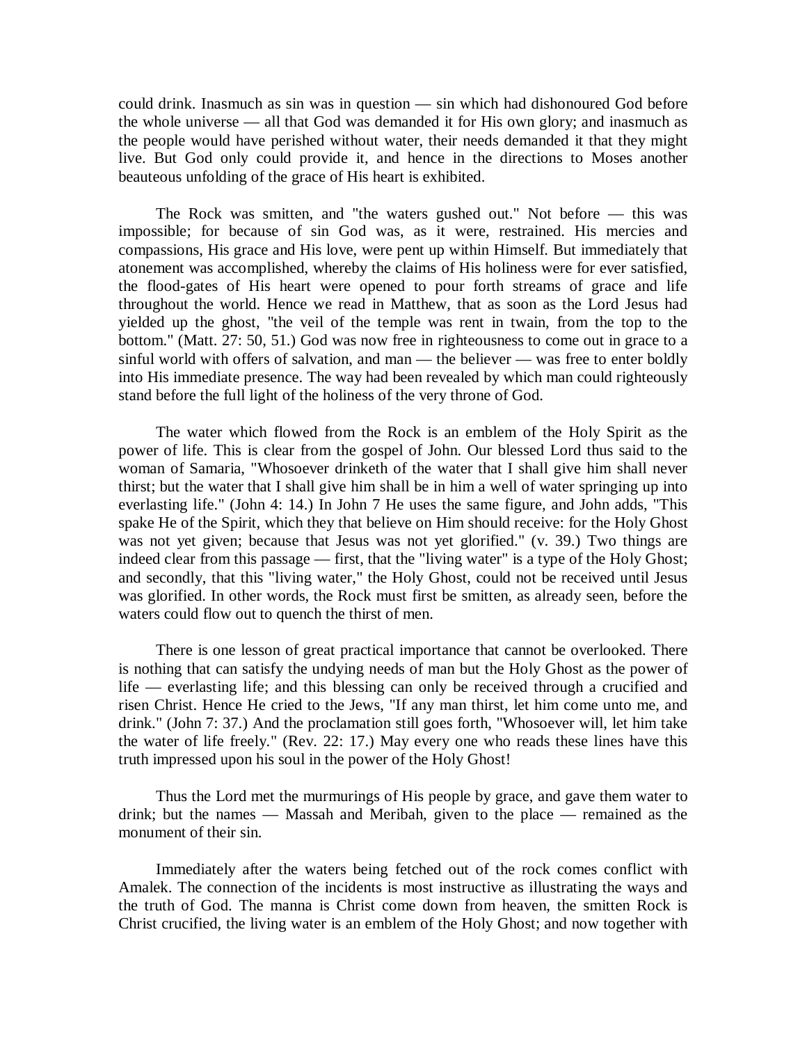could drink. Inasmuch as sin was in question — sin which had dishonoured God before the whole universe — all that God was demanded it for His own glory; and inasmuch as the people would have perished without water, their needs demanded it that they might live. But God only could provide it, and hence in the directions to Moses another beauteous unfolding of the grace of His heart is exhibited.

The Rock was smitten, and "the waters gushed out." Not before — this was impossible; for because of sin God was, as it were, restrained. His mercies and compassions, His grace and His love, were pent up within Himself. But immediately that atonement was accomplished, whereby the claims of His holiness were for ever satisfied, the flood-gates of His heart were opened to pour forth streams of grace and life throughout the world. Hence we read in Matthew, that as soon as the Lord Jesus had yielded up the ghost, "the veil of the temple was rent in twain, from the top to the bottom." (Matt. 27: 50, 51.) God was now free in righteousness to come out in grace to a sinful world with offers of salvation, and man — the believer — was free to enter boldly into His immediate presence. The way had been revealed by which man could righteously stand before the full light of the holiness of the very throne of God.

The water which flowed from the Rock is an emblem of the Holy Spirit as the power of life. This is clear from the gospel of John. Our blessed Lord thus said to the woman of Samaria, "Whosoever drinketh of the water that I shall give him shall never thirst; but the water that I shall give him shall be in him a well of water springing up into everlasting life." (John 4: 14.) In John 7 He uses the same figure, and John adds, "This spake He of the Spirit, which they that believe on Him should receive: for the Holy Ghost was not yet given; because that Jesus was not yet glorified." (v. 39.) Two things are indeed clear from this passage — first, that the "living water" is a type of the Holy Ghost; and secondly, that this "living water," the Holy Ghost, could not be received until Jesus was glorified. In other words, the Rock must first be smitten, as already seen, before the waters could flow out to quench the thirst of men.

There is one lesson of great practical importance that cannot be overlooked. There is nothing that can satisfy the undying needs of man but the Holy Ghost as the power of life — everlasting life; and this blessing can only be received through a crucified and risen Christ. Hence He cried to the Jews, "If any man thirst, let him come unto me, and drink." (John 7: 37.) And the proclamation still goes forth, "Whosoever will, let him take the water of life freely." (Rev. 22: 17.) May every one who reads these lines have this truth impressed upon his soul in the power of the Holy Ghost!

Thus the Lord met the murmurings of His people by grace, and gave them water to drink; but the names — Massah and Meribah, given to the place — remained as the monument of their sin.

Immediately after the waters being fetched out of the rock comes conflict with Amalek. The connection of the incidents is most instructive as illustrating the ways and the truth of God. The manna is Christ come down from heaven, the smitten Rock is Christ crucified, the living water is an emblem of the Holy Ghost; and now together with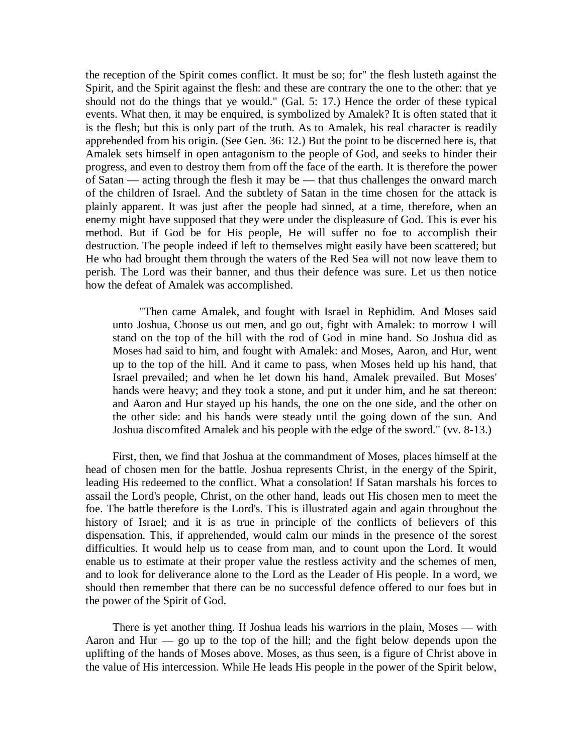the reception of the Spirit comes conflict. It must be so; for" the flesh lusteth against the Spirit, and the Spirit against the flesh: and these are contrary the one to the other: that ye should not do the things that ye would." (Gal. 5: 17.) Hence the order of these typical events. What then, it may be enquired, is symbolized by Amalek? It is often stated that it is the flesh; but this is only part of the truth. As to Amalek, his real character is readily apprehended from his origin. (See Gen. 36: 12.) But the point to be discerned here is, that Amalek sets himself in open antagonism to the people of God, and seeks to hinder their progress, and even to destroy them from off the face of the earth. It is therefore the power of Satan — acting through the flesh it may be — that thus challenges the onward march of the children of Israel. And the subtlety of Satan in the time chosen for the attack is plainly apparent. It was just after the people had sinned, at a time, therefore, when an enemy might have supposed that they were under the displeasure of God. This is ever his method. But if God be for His people, He will suffer no foe to accomplish their destruction. The people indeed if left to themselves might easily have been scattered; but He who had brought them through the waters of the Red Sea will not now leave them to perish. The Lord was their banner, and thus their defence was sure. Let us then notice how the defeat of Amalek was accomplished.

> "Then came Amalek, and fought with Israel in Rephidim. And Moses said unto Joshua, Choose us out men, and go out, fight with Amalek: to morrow I will stand on the top of the hill with the rod of God in mine hand. So Joshua did as Moses had said to him, and fought with Amalek: and Moses, Aaron, and Hur, went up to the top of the hill. And it came to pass, when Moses held up his hand, that Israel prevailed; and when he let down his hand, Amalek prevailed. But Moses' hands were heavy; and they took a stone, and put it under him, and he sat thereon: and Aaron and Hur stayed up his hands, the one on the one side, and the other on the other side: and his hands were steady until the going down of the sun. And Joshua discomfited Amalek and his people with the edge of the sword." (vv. 8-13.)

First, then, we find that Joshua at the commandment of Moses, places himself at the head of chosen men for the battle. Joshua represents Christ, in the energy of the Spirit, leading His redeemed to the conflict. What a consolation! If Satan marshals his forces to assail the Lord's people, Christ, on the other hand, leads out His chosen men to meet the foe. The battle therefore is the Lord's. This is illustrated again and again throughout the history of Israel; and it is as true in principle of the conflicts of believers of this dispensation. This, if apprehended, would calm our minds in the presence of the sorest difficulties. It would help us to cease from man, and to count upon the Lord. It would enable us to estimate at their proper value the restless activity and the schemes of men, and to look for deliverance alone to the Lord as the Leader of His people. In a word, we should then remember that there can be no successful defence offered to our foes but in the power of the Spirit of God.

There is yet another thing. If Joshua leads his warriors in the plain, Moses — with Aaron and Hur — go up to the top of the hill; and the fight below depends upon the uplifting of the hands of Moses above. Moses, as thus seen, is a figure of Christ above in the value of His intercession. While He leads His people in the power of the Spirit below,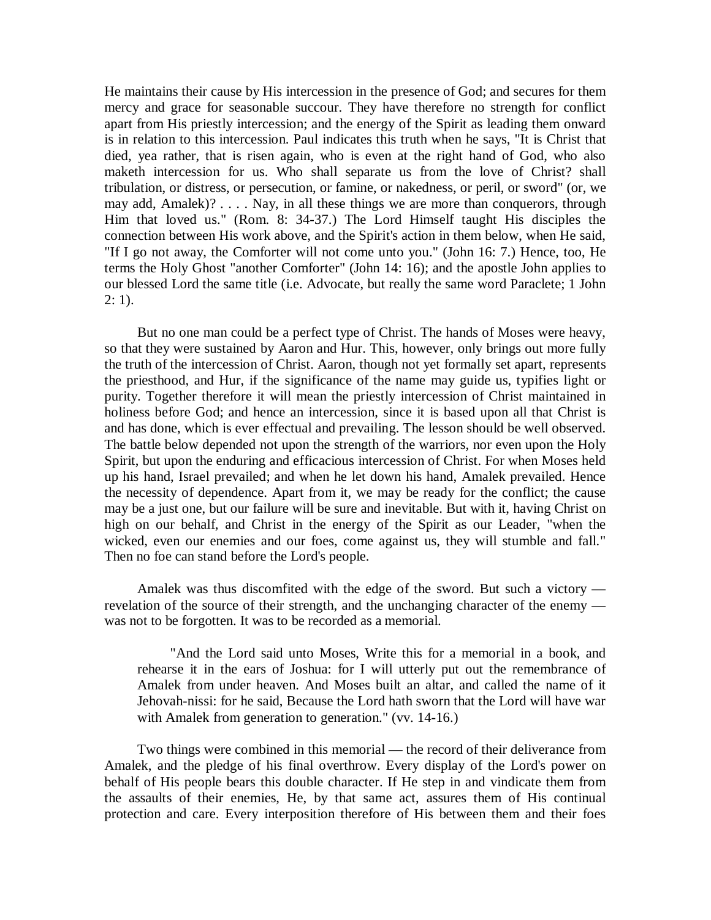He maintains their cause by His intercession in the presence of God; and secures for them mercy and grace for seasonable succour. They have therefore no strength for conflict apart from His priestly intercession; and the energy of the Spirit as leading them onward is in relation to this intercession. Paul indicates this truth when he says, "It is Christ that died, yea rather, that is risen again, who is even at the right hand of God, who also maketh intercession for us. Who shall separate us from the love of Christ? shall tribulation, or distress, or persecution, or famine, or nakedness, or peril, or sword" (or, we may add, Amalek)? . . . . Nay, in all these things we are more than conquerors, through Him that loved us." (Rom. 8: 34-37.) The Lord Himself taught His disciples the connection between His work above, and the Spirit's action in them below, when He said, "If I go not away, the Comforter will not come unto you." (John 16: 7.) Hence, too, He terms the Holy Ghost "another Comforter" (John 14: 16); and the apostle John applies to our blessed Lord the same title (i.e. Advocate, but really the same word Paraclete; 1 John 2: 1).

But no one man could be a perfect type of Christ. The hands of Moses were heavy, so that they were sustained by Aaron and Hur. This, however, only brings out more fully the truth of the intercession of Christ. Aaron, though not yet formally set apart, represents the priesthood, and Hur, if the significance of the name may guide us, typifies light or purity. Together therefore it will mean the priestly intercession of Christ maintained in holiness before God; and hence an intercession, since it is based upon all that Christ is and has done, which is ever effectual and prevailing. The lesson should be well observed. The battle below depended not upon the strength of the warriors, nor even upon the Holy Spirit, but upon the enduring and efficacious intercession of Christ. For when Moses held up his hand, Israel prevailed; and when he let down his hand, Amalek prevailed. Hence the necessity of dependence. Apart from it, we may be ready for the conflict; the cause may be a just one, but our failure will be sure and inevitable. But with it, having Christ on high on our behalf, and Christ in the energy of the Spirit as our Leader, "when the wicked, even our enemies and our foes, come against us, they will stumble and fall." Then no foe can stand before the Lord's people.

Amalek was thus discomfited with the edge of the sword. But such a victory — revelation of the source of their strength, and the unchanging character of the enemy — was not to be forgotten. It was to be recorded as a memorial.

> "And the Lord said unto Moses, Write this for a memorial in a book, and rehearse it in the ears of Joshua: for I will utterly put out the remembrance of Amalek from under heaven. And Moses built an altar, and called the name of it Jehovah-nissi: for he said, Because the Lord hath sworn that the Lord will have war with Amalek from generation to generation." (vv. 14-16.)

Two things were combined in this memorial — the record of their deliverance from Amalek, and the pledge of his final overthrow. Every display of the Lord's power on behalf of His people bears this double character. If He step in and vindicate them from the assaults of their enemies, He, by that same act, assures them of His continual protection and care. Every interposition therefore of His between them and their foes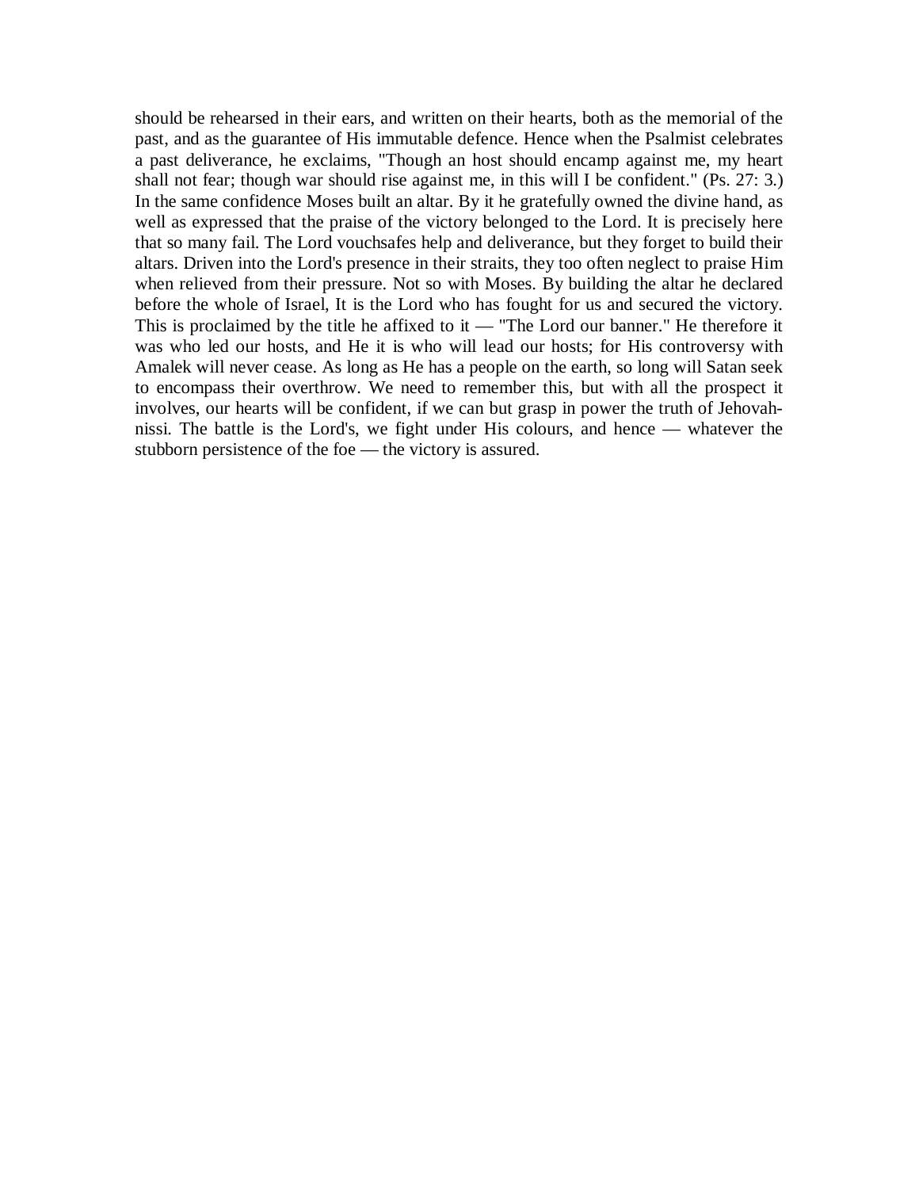should be rehearsed in their ears, and written on their hearts, both as the memorial of the past, and as the guarantee of His immutable defence. Hence when the Psalmist celebrates a past deliverance, he exclaims, "Though an host should encamp against me, my heart shall not fear; though war should rise against me, in this will I be confident." (Ps. 27: 3.) In the same confidence Moses built an altar. By it he gratefully owned the divine hand, as well as expressed that the praise of the victory belonged to the Lord. It is precisely here that so many fail. The Lord vouchsafes help and deliverance, but they forget to build their altars. Driven into the Lord's presence in their straits, they too often neglect to praise Him when relieved from their pressure. Not so with Moses. By building the altar he declared before the whole of Israel, It is the Lord who has fought for us and secured the victory. This is proclaimed by the title he affixed to it — "The Lord our banner." He therefore it was who led our hosts, and He it is who will lead our hosts; for His controversy with Amalek will never cease. As long as He has a people on the earth, so long will Satan seek to encompass their overthrow. We need to remember this, but with all the prospect it involves, our hearts will be confident, if we can but grasp in power the truth of Jehovah-nissi. The battle is the Lord's, we fight under His colours, and hence — whatever the stubborn persistence of the foe — the victory is assured.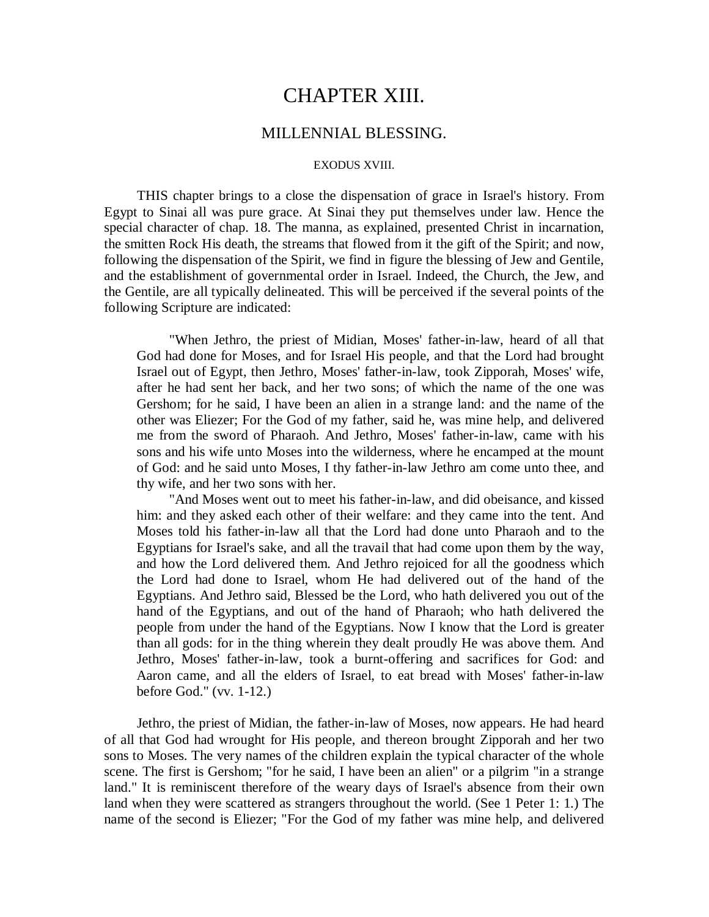# CHAPTER XIII.

## MILLENNIAL BLESSING.

### EXODUS XVIII.

THIS chapter brings to a close the dispensation of grace in Israel's history. From Egypt to Sinai all was pure grace. At Sinai they put themselves under law. Hence the special character of chap. 18. The manna, as explained, presented Christ in incarnation, the smitten Rock His death, the streams that flowed from it the gift of the Spirit; and now, following the dispensation of the Spirit, we find in figure the blessing of Jew and Gentile, and the establishment of governmental order in Israel. Indeed, the Church, the Jew, and the Gentile, are all typically delineated. This will be perceived if the several points of the following Scripture are indicated:

> "When Jethro, the priest of Midian, Moses' father-in-law, heard of all that God had done for Moses, and for Israel His people, and that the Lord had brought Israel out of Egypt, then Jethro, Moses' father-in-law, took Zipporah, Moses' wife, after he had sent her back, and her two sons; of which the name of the one was Gershom; for he said, I have been an alien in a strange land: and the name of the other was Eliezer; For the God of my father, said he, was mine help, and delivered me from the sword of Pharaoh. And Jethro, Moses' father-in-law, came with his sons and his wife unto Moses into the wilderness, where he encamped at the mount of God: and he said unto Moses, I thy father-in-law Jethro am come unto thee, and thy wife, and her two sons with her.
>
> "And Moses went out to meet his father-in-law, and did obeisance, and kissed him: and they asked each other of their welfare: and they came into the tent. And Moses told his father-in-law all that the Lord had done unto Pharaoh and to the Egyptians for Israel's sake, and all the travail that had come upon them by the way, and how the Lord delivered them. And Jethro rejoiced for all the goodness which the Lord had done to Israel, whom He had delivered out of the hand of the Egyptians. And Jethro said, Blessed be the Lord, who hath delivered you out of the hand of the Egyptians, and out of the hand of Pharaoh; who hath delivered the people from under the hand of the Egyptians. Now I know that the Lord is greater than all gods: for in the thing wherein they dealt proudly He was above them. And Jethro, Moses' father-in-law, took a burnt-offering and sacrifices for God: and Aaron came, and all the elders of Israel, to eat bread with Moses' father-in-law before God." (vv. 1-12.)

Jethro, the priest of Midian, the father-in-law of Moses, now appears. He had heard of all that God had wrought for His people, and thereon brought Zipporah and her two sons to Moses. The very names of the children explain the typical character of the whole scene. The first is Gershom; "for he said, I have been an alien" or a pilgrim "in a strange land." It is reminiscent therefore of the weary days of Israel's absence from their own land when they were scattered as strangers throughout the world. (See 1 Peter 1: 1.) The name of the second is Eliezer; "For the God of my father was mine help, and delivered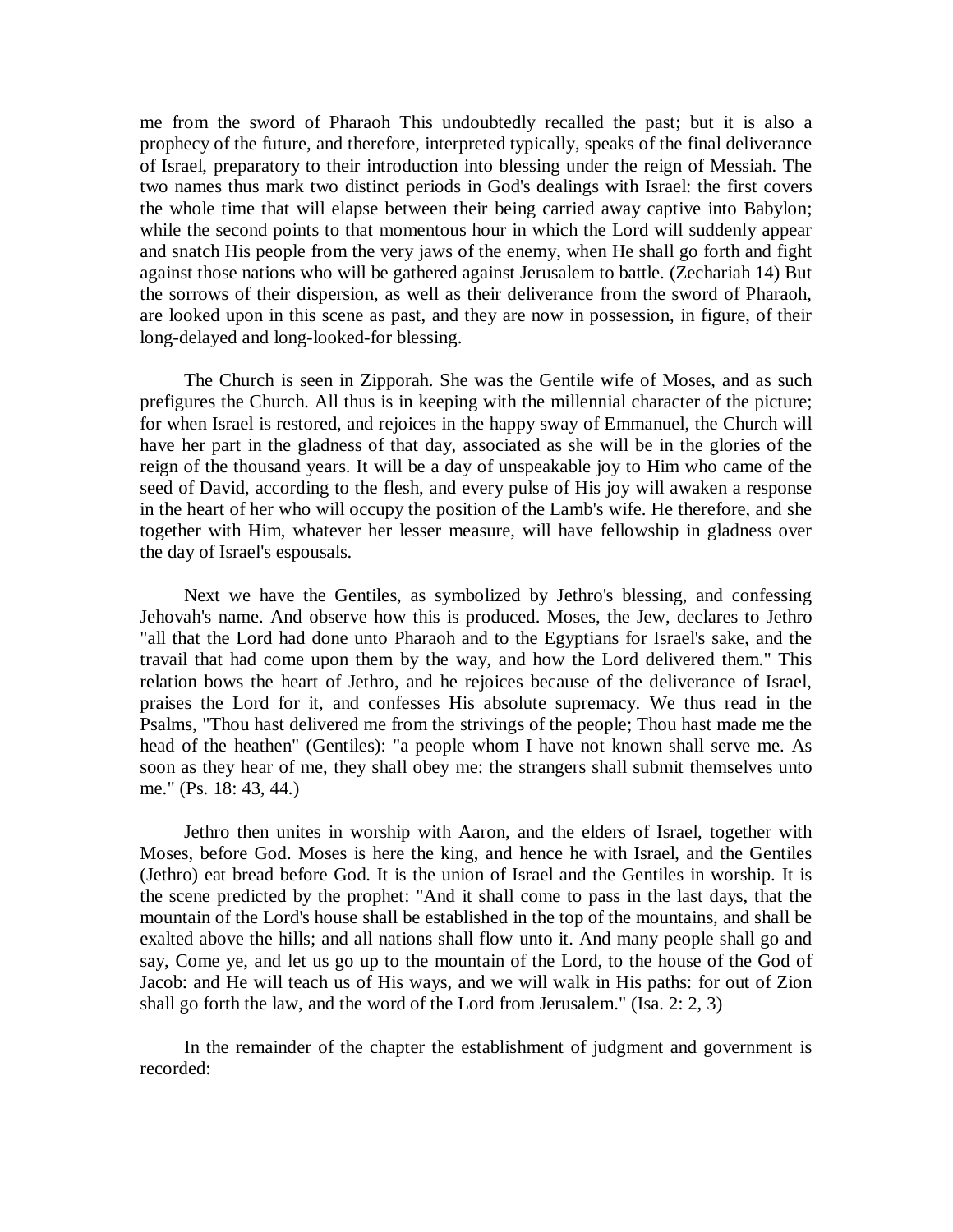me from the sword of Pharaoh This undoubtedly recalled the past; but it is also a prophecy of the future, and therefore, interpreted typically, speaks of the final deliverance of Israel, preparatory to their introduction into blessing under the reign of Messiah. The two names thus mark two distinct periods in God's dealings with Israel: the first covers the whole time that will elapse between their being carried away captive into Babylon; while the second points to that momentous hour in which the Lord will suddenly appear and snatch His people from the very jaws of the enemy, when He shall go forth and fight against those nations who will be gathered against Jerusalem to battle. (Zechariah 14) But the sorrows of their dispersion, as well as their deliverance from the sword of Pharaoh, are looked upon in this scene as past, and they are now in possession, in figure, of their long-delayed and long-looked-for blessing.

The Church is seen in Zipporah. She was the Gentile wife of Moses, and as such prefigures the Church. All thus is in keeping with the millennial character of the picture; for when Israel is restored, and rejoices in the happy sway of Emmanuel, the Church will have her part in the gladness of that day, associated as she will be in the glories of the reign of the thousand years. It will be a day of unspeakable joy to Him who came of the seed of David, according to the flesh, and every pulse of His joy will awaken a response in the heart of her who will occupy the position of the Lamb's wife. He therefore, and she together with Him, whatever her lesser measure, will have fellowship in gladness over the day of Israel's espousals.

Next we have the Gentiles, as symbolized by Jethro's blessing, and confessing Jehovah's name. And observe how this is produced. Moses, the Jew, declares to Jethro "all that the Lord had done unto Pharaoh and to the Egyptians for Israel's sake, and the travail that had come upon them by the way, and how the Lord delivered them." This relation bows the heart of Jethro, and he rejoices because of the deliverance of Israel, praises the Lord for it, and confesses His absolute supremacy. We thus read in the Psalms, "Thou hast delivered me from the strivings of the people; Thou hast made me the head of the heathen" (Gentiles): "a people whom I have not known shall serve me. As soon as they hear of me, they shall obey me: the strangers shall submit themselves unto me." (Ps. 18: 43, 44.)

Jethro then unites in worship with Aaron, and the elders of Israel, together with Moses, before God. Moses is here the king, and hence he with Israel, and the Gentiles (Jethro) eat bread before God. It is the union of Israel and the Gentiles in worship. It is the scene predicted by the prophet: "And it shall come to pass in the last days, that the mountain of the Lord's house shall be established in the top of the mountains, and shall be exalted above the hills; and all nations shall flow unto it. And many people shall go and say, Come ye, and let us go up to the mountain of the Lord, to the house of the God of Jacob: and He will teach us of His ways, and we will walk in His paths: for out of Zion shall go forth the law, and the word of the Lord from Jerusalem." (Isa. 2: 2, 3)

In the remainder of the chapter the establishment of judgment and government is recorded: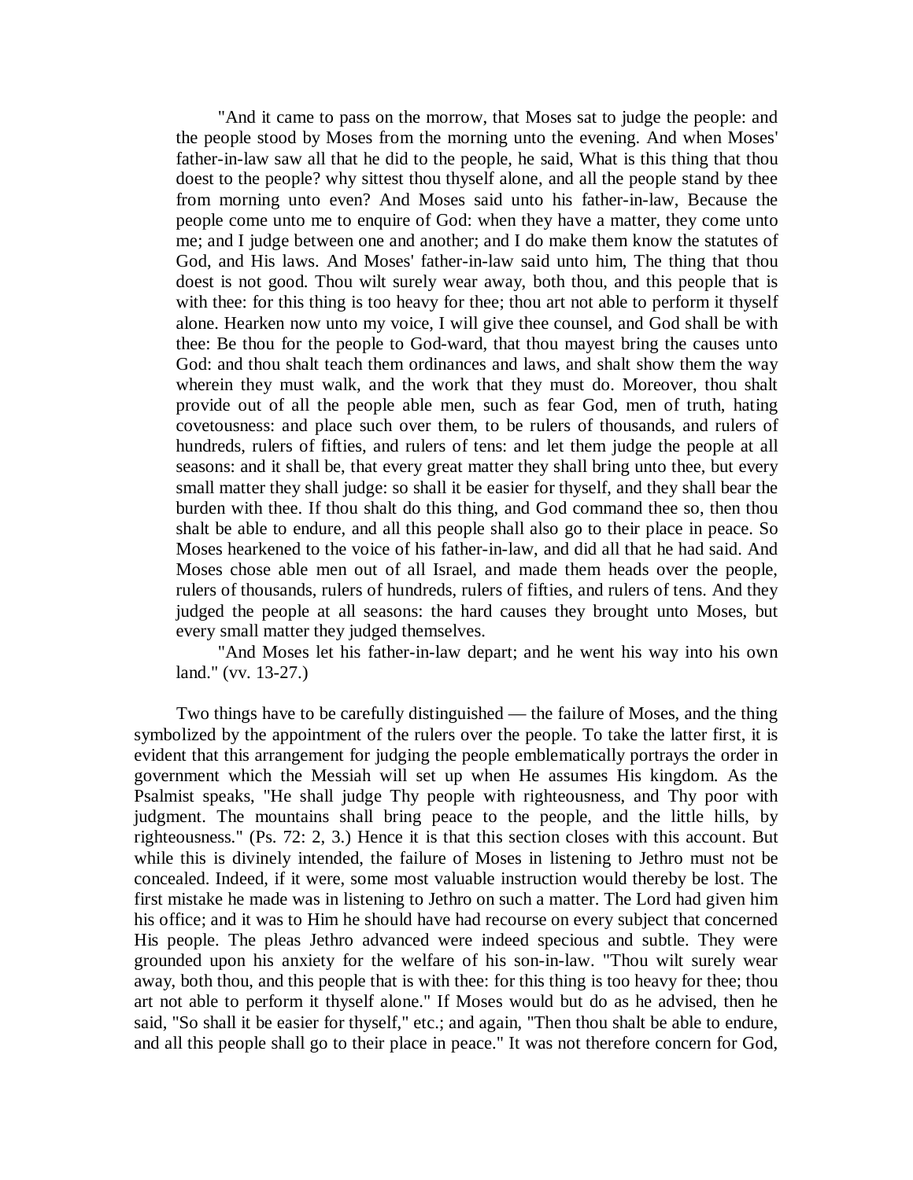"And it came to pass on the morrow, that Moses sat to judge the people: and the people stood by Moses from the morning unto the evening. And when Moses' father-in-law saw all that he did to the people, he said, What is this thing that thou doest to the people? why sittest thou thyself alone, and all the people stand by thee from morning unto even? And Moses said unto his father-in-law, Because the people come unto me to enquire of God: when they have a matter, they come unto me; and I judge between one and another; and I do make them know the statutes of God, and His laws. And Moses' father-in-law said unto him, The thing that thou doest is not good. Thou wilt surely wear away, both thou, and this people that is with thee: for this thing is too heavy for thee; thou art not able to perform it thyself alone. Hearken now unto my voice, I will give thee counsel, and God shall be with thee: Be thou for the people to God-ward, that thou mayest bring the causes unto God: and thou shalt teach them ordinances and laws, and shalt show them the way wherein they must walk, and the work that they must do. Moreover, thou shalt provide out of all the people able men, such as fear God, men of truth, hating covetousness: and place such over them, to be rulers of thousands, and rulers of hundreds, rulers of fifties, and rulers of tens: and let them judge the people at all seasons: and it shall be, that every great matter they shall bring unto thee, but every small matter they shall judge: so shall it be easier for thyself, and they shall bear the burden with thee. If thou shalt do this thing, and God command thee so, then thou shalt be able to endure, and all this people shall also go to their place in peace. So Moses hearkened to the voice of his father-in-law, and did all that he had said. And Moses chose able men out of all Israel, and made them heads over the people, rulers of thousands, rulers of hundreds, rulers of fifties, and rulers of tens. And they judged the people at all seasons: the hard causes they brought unto Moses, but every small matter they judged themselves.

"And Moses let his father-in-law depart; and he went his way into his own land." (vv. 13-27.)

Two things have to be carefully distinguished — the failure of Moses, and the thing symbolized by the appointment of the rulers over the people. To take the latter first, it is evident that this arrangement for judging the people emblematically portrays the order in government which the Messiah will set up when He assumes His kingdom. As the Psalmist speaks, "He shall judge Thy people with righteousness, and Thy poor with judgment. The mountains shall bring peace to the people, and the little hills, by righteousness." (Ps. 72: 2, 3.) Hence it is that this section closes with this account. But while this is divinely intended, the failure of Moses in listening to Jethro must not be concealed. Indeed, if it were, some most valuable instruction would thereby be lost. The first mistake he made was in listening to Jethro on such a matter. The Lord had given him his office; and it was to Him he should have had recourse on every subject that concerned His people. The pleas Jethro advanced were indeed specious and subtle. They were grounded upon his anxiety for the welfare of his son-in-law. "Thou wilt surely wear away, both thou, and this people that is with thee: for this thing is too heavy for thee; thou art not able to perform it thyself alone." If Moses would but do as he advised, then he said, "So shall it be easier for thyself," etc.; and again, "Then thou shalt be able to endure, and all this people shall go to their place in peace." It was not therefore concern for God,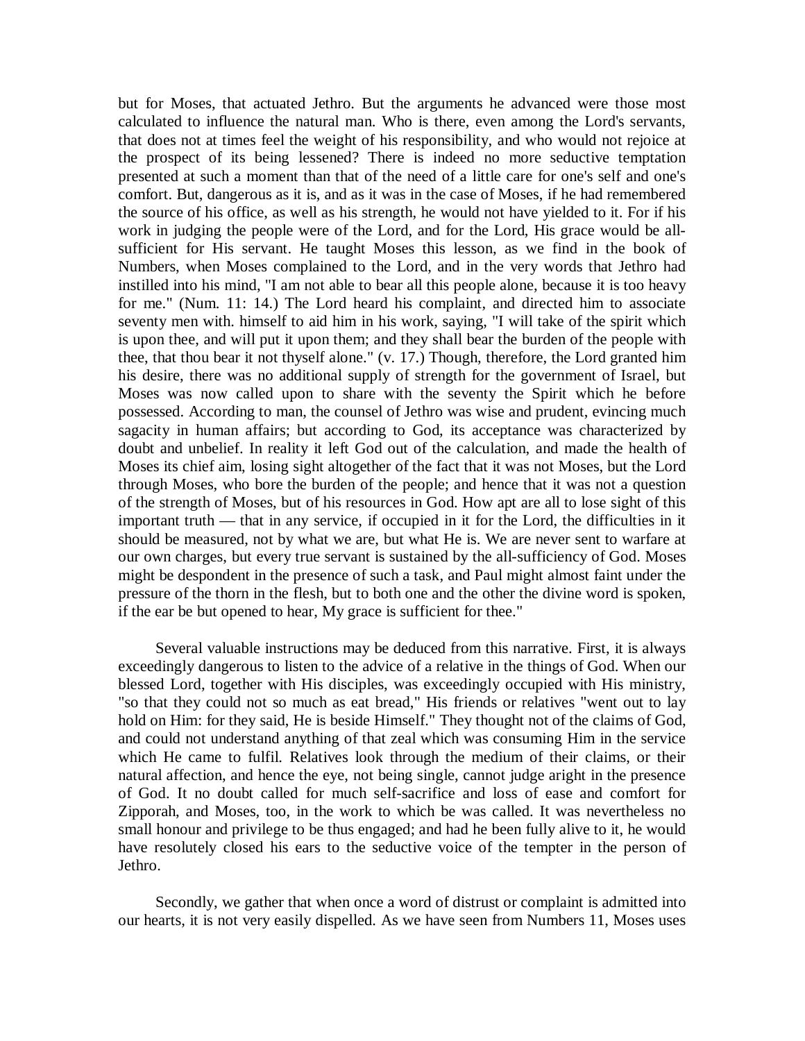but for Moses, that actuated Jethro. But the arguments he advanced were those most calculated to influence the natural man. Who is there, even among the Lord's servants, that does not at times feel the weight of his responsibility, and who would not rejoice at the prospect of its being lessened? There is indeed no more seductive temptation presented at such a moment than that of the need of a little care for one's self and one's comfort. But, dangerous as it is, and as it was in the case of Moses, if he had remembered the source of his office, as well as his strength, he would not have yielded to it. For if his work in judging the people were of the Lord, and for the Lord, His grace would be all-sufficient for His servant. He taught Moses this lesson, as we find in the book of Numbers, when Moses complained to the Lord, and in the very words that Jethro had instilled into his mind, "I am not able to bear all this people alone, because it is too heavy for me." (Num. 11: 14.) The Lord heard his complaint, and directed him to associate seventy men with. himself to aid him in his work, saying, "I will take of the spirit which is upon thee, and will put it upon them; and they shall bear the burden of the people with thee, that thou bear it not thyself alone." (v. 17.) Though, therefore, the Lord granted him his desire, there was no additional supply of strength for the government of Israel, but Moses was now called upon to share with the seventy the Spirit which he before possessed. According to man, the counsel of Jethro was wise and prudent, evincing much sagacity in human affairs; but according to God, its acceptance was characterized by doubt and unbelief. In reality it left God out of the calculation, and made the health of Moses its chief aim, losing sight altogether of the fact that it was not Moses, but the Lord through Moses, who bore the burden of the people; and hence that it was not a question of the strength of Moses, but of his resources in God. How apt are all to lose sight of this important truth — that in any service, if occupied in it for the Lord, the difficulties in it should be measured, not by what we are, but what He is. We are never sent to warfare at our own charges, but every true servant is sustained by the all-sufficiency of God. Moses might be despondent in the presence of such a task, and Paul might almost faint under the pressure of the thorn in the flesh, but to both one and the other the divine word is spoken, if the ear be but opened to hear, My grace is sufficient for thee."

Several valuable instructions may be deduced from this narrative. First, it is always exceedingly dangerous to listen to the advice of a relative in the things of God. When our blessed Lord, together with His disciples, was exceedingly occupied with His ministry, "so that they could not so much as eat bread," His friends or relatives "went out to lay hold on Him: for they said, He is beside Himself." They thought not of the claims of God, and could not understand anything of that zeal which was consuming Him in the service which He came to fulfil. Relatives look through the medium of their claims, or their natural affection, and hence the eye, not being single, cannot judge aright in the presence of God. It no doubt called for much self-sacrifice and loss of ease and comfort for Zipporah, and Moses, too, in the work to which be was called. It was nevertheless no small honour and privilege to be thus engaged; and had he been fully alive to it, he would have resolutely closed his ears to the seductive voice of the tempter in the person of Jethro.

Secondly, we gather that when once a word of distrust or complaint is admitted into our hearts, it is not very easily dispelled. As we have seen from Numbers 11, Moses uses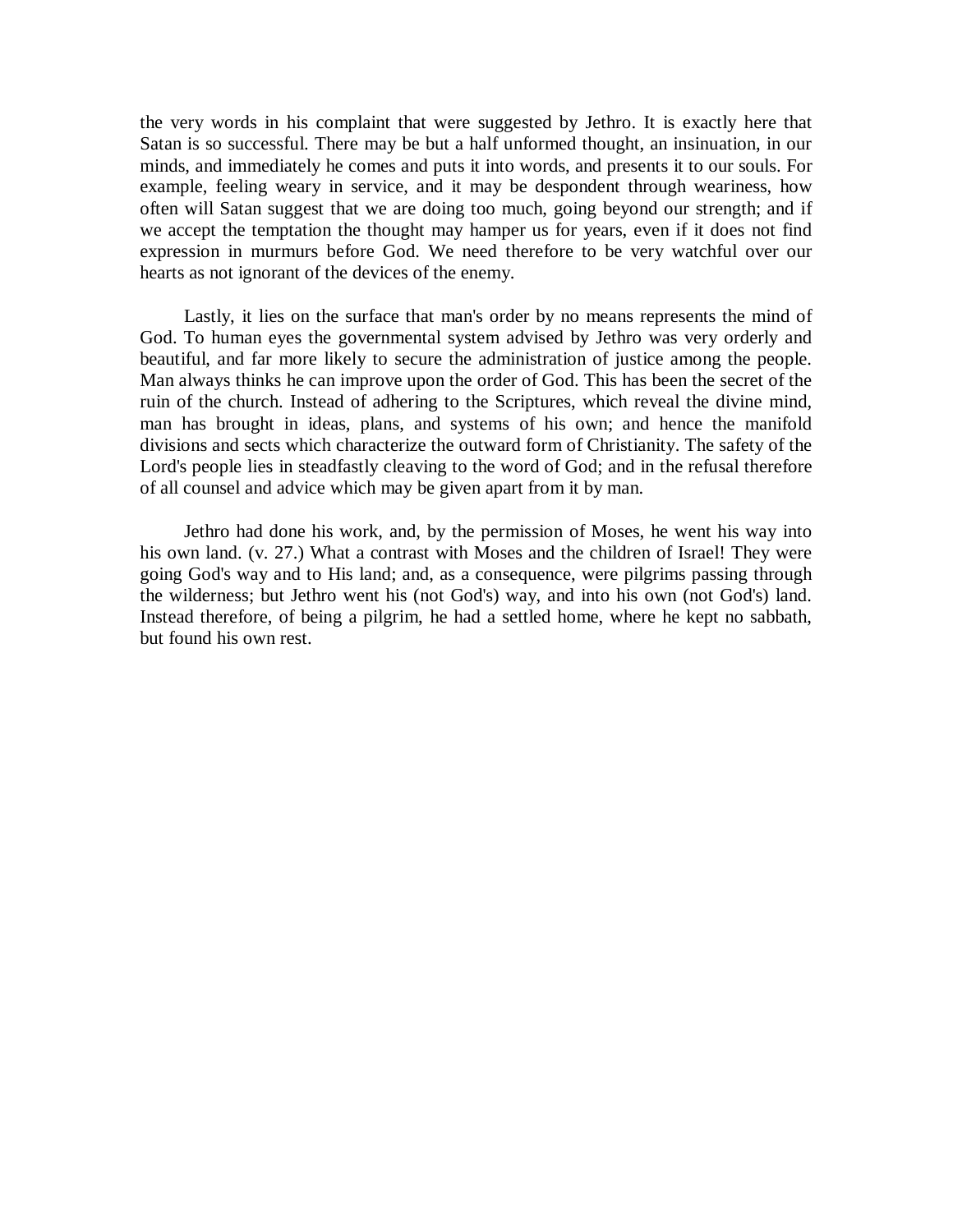the very words in his complaint that were suggested by Jethro. It is exactly here that Satan is so successful. There may be but a half unformed thought, an insinuation, in our minds, and immediately he comes and puts it into words, and presents it to our souls. For example, feeling weary in service, and it may be despondent through weariness, how often will Satan suggest that we are doing too much, going beyond our strength; and if we accept the temptation the thought may hamper us for years, even if it does not find expression in murmurs before God. We need therefore to be very watchful over our hearts as not ignorant of the devices of the enemy.

Lastly, it lies on the surface that man's order by no means represents the mind of God. To human eyes the governmental system advised by Jethro was very orderly and beautiful, and far more likely to secure the administration of justice among the people. Man always thinks he can improve upon the order of God. This has been the secret of the ruin of the church. Instead of adhering to the Scriptures, which reveal the divine mind, man has brought in ideas, plans, and systems of his own; and hence the manifold divisions and sects which characterize the outward form of Christianity. The safety of the Lord's people lies in steadfastly cleaving to the word of God; and in the refusal therefore of all counsel and advice which may be given apart from it by man.

Jethro had done his work, and, by the permission of Moses, he went his way into his own land. (v. 27.) What a contrast with Moses and the children of Israel! They were going God's way and to His land; and, as a consequence, were pilgrims passing through the wilderness; but Jethro went his (not God's) way, and into his own (not God's) land. Instead therefore, of being a pilgrim, he had a settled home, where he kept no sabbath, but found his own rest.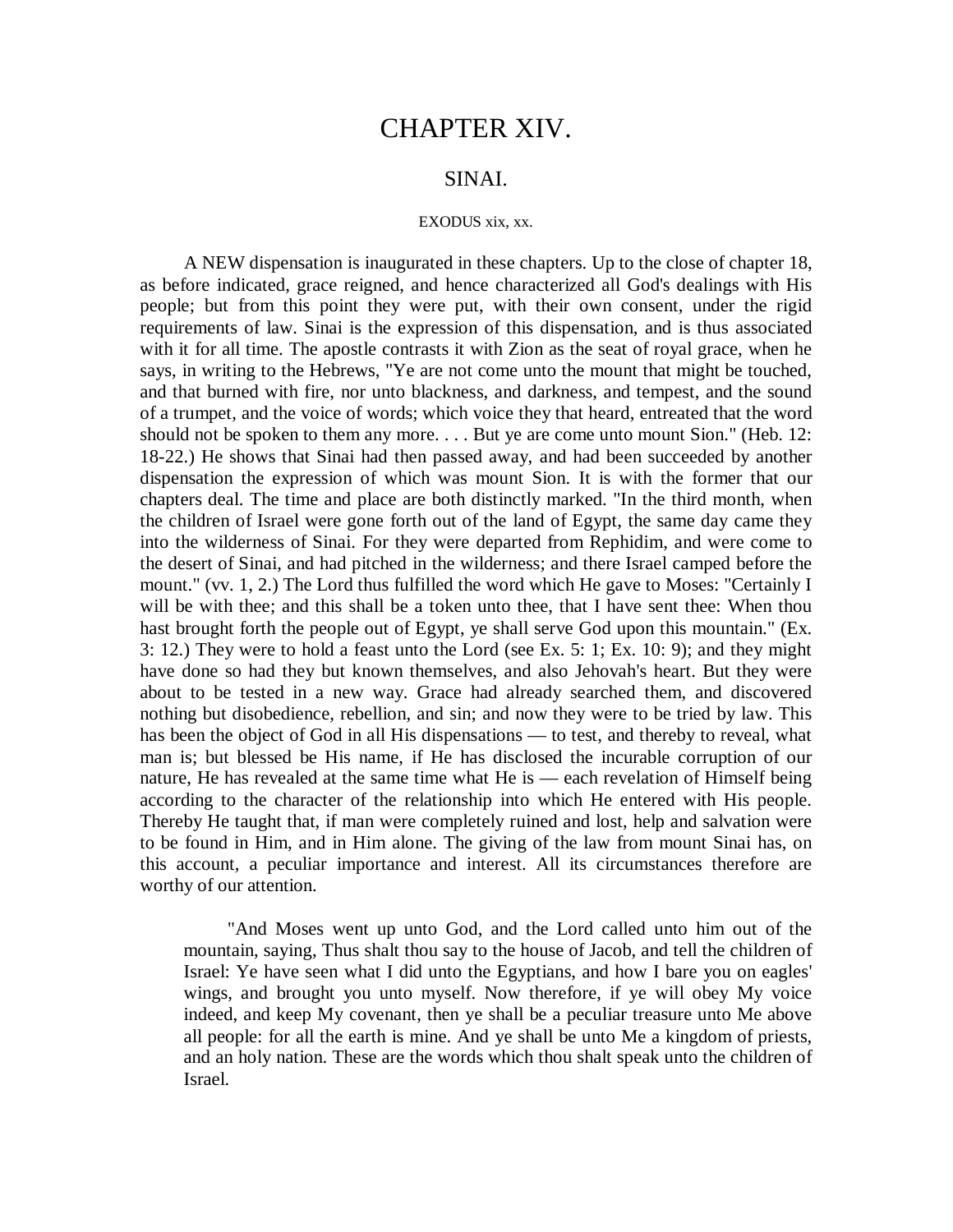# CHAPTER XIV.

## SINAI.

EXODUS xix, xx.

A NEW dispensation is inaugurated in these chapters. Up to the close of chapter 18, as before indicated, grace reigned, and hence characterized all God's dealings with His people; but from this point they were put, with their own consent, under the rigid requirements of law. Sinai is the expression of this dispensation, and is thus associated with it for all time. The apostle contrasts it with Zion as the seat of royal grace, when he says, in writing to the Hebrews, "Ye are not come unto the mount that might be touched, and that burned with fire, nor unto blackness, and darkness, and tempest, and the sound of a trumpet, and the voice of words; which voice they that heard, entreated that the word should not be spoken to them any more. . . . But ye are come unto mount Sion." (Heb. 12: 18-22.) He shows that Sinai had then passed away, and had been succeeded by another dispensation the expression of which was mount Sion. It is with the former that our chapters deal. The time and place are both distinctly marked. "In the third month, when the children of Israel were gone forth out of the land of Egypt, the same day came they into the wilderness of Sinai. For they were departed from Rephidim, and were come to the desert of Sinai, and had pitched in the wilderness; and there Israel camped before the mount." (vv. 1, 2.) The Lord thus fulfilled the word which He gave to Moses: "Certainly I will be with thee; and this shall be a token unto thee, that I have sent thee: When thou hast brought forth the people out of Egypt, ye shall serve God upon this mountain." (Ex. 3: 12.) They were to hold a feast unto the Lord (see Ex. 5: 1; Ex. 10: 9); and they might have done so had they but known themselves, and also Jehovah's heart. But they were about to be tested in a new way. Grace had already searched them, and discovered nothing but disobedience, rebellion, and sin; and now they were to be tried by law. This has been the object of God in all His dispensations — to test, and thereby to reveal, what man is; but blessed be His name, if He has disclosed the incurable corruption of our nature, He has revealed at the same time what He is — each revelation of Himself being according to the character of the relationship into which He entered with His people. Thereby He taught that, if man were completely ruined and lost, help and salvation were to be found in Him, and in Him alone. The giving of the law from mount Sinai has, on this account, a peculiar importance and interest. All its circumstances therefore are worthy of our attention.

> "And Moses went up unto God, and the Lord called unto him out of the mountain, saying, Thus shalt thou say to the house of Jacob, and tell the children of Israel: Ye have seen what I did unto the Egyptians, and how I bare you on eagles' wings, and brought you unto myself. Now therefore, if ye will obey My voice indeed, and keep My covenant, then ye shall be a peculiar treasure unto Me above all people: for all the earth is mine. And ye shall be unto Me a kingdom of priests, and an holy nation. These are the words which thou shalt speak unto the children of Israel.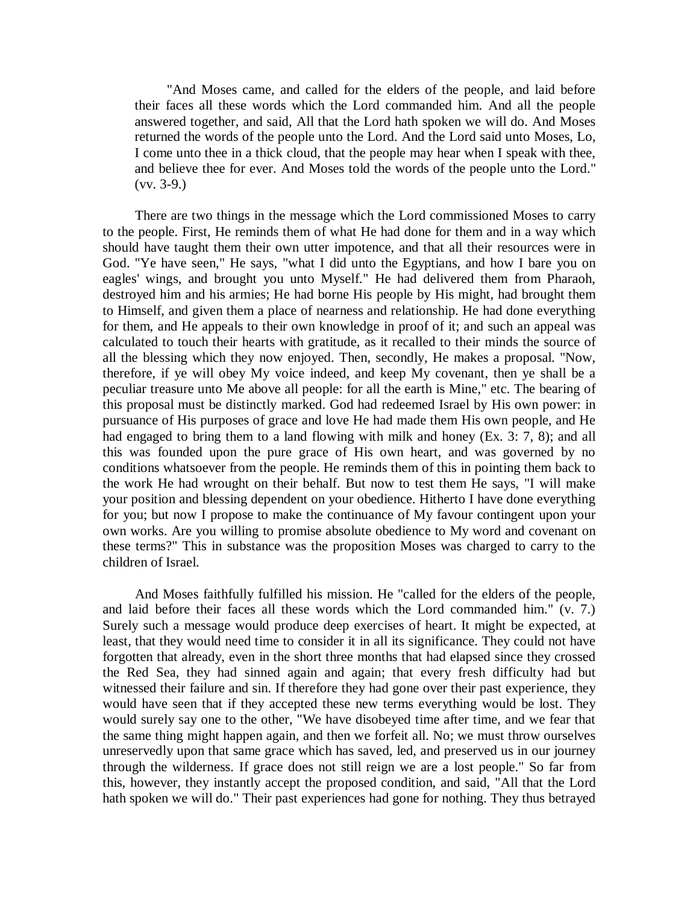"And Moses came, and called for the elders of the people, and laid before their faces all these words which the Lord commanded him. And all the people answered together, and said, All that the Lord hath spoken we will do. And Moses returned the words of the people unto the Lord. And the Lord said unto Moses, Lo, I come unto thee in a thick cloud, that the people may hear when I speak with thee, and believe thee for ever. And Moses told the words of the people unto the Lord." (vv. 3-9.)

There are two things in the message which the Lord commissioned Moses to carry to the people. First, He reminds them of what He had done for them and in a way which should have taught them their own utter impotence, and that all their resources were in God. "Ye have seen," He says, "what I did unto the Egyptians, and how I bare you on eagles' wings, and brought you unto Myself." He had delivered them from Pharaoh, destroyed him and his armies; He had borne His people by His might, had brought them to Himself, and given them a place of nearness and relationship. He had done everything for them, and He appeals to their own knowledge in proof of it; and such an appeal was calculated to touch their hearts with gratitude, as it recalled to their minds the source of all the blessing which they now enjoyed. Then, secondly, He makes a proposal. "Now, therefore, if ye will obey My voice indeed, and keep My covenant, then ye shall be a peculiar treasure unto Me above all people: for all the earth is Mine," etc. The bearing of this proposal must be distinctly marked. God had redeemed Israel by His own power: in pursuance of His purposes of grace and love He had made them His own people, and He had engaged to bring them to a land flowing with milk and honey (Ex. 3: 7, 8); and all this was founded upon the pure grace of His own heart, and was governed by no conditions whatsoever from the people. He reminds them of this in pointing them back to the work He had wrought on their behalf. But now to test them He says, "I will make your position and blessing dependent on your obedience. Hitherto I have done everything for you; but now I propose to make the continuance of My favour contingent upon your own works. Are you willing to promise absolute obedience to My word and covenant on these terms?" This in substance was the proposition Moses was charged to carry to the children of Israel.

And Moses faithfully fulfilled his mission. He "called for the elders of the people, and laid before their faces all these words which the Lord commanded him." (v. 7.) Surely such a message would produce deep exercises of heart. It might be expected, at least, that they would need time to consider it in all its significance. They could not have forgotten that already, even in the short three months that had elapsed since they crossed the Red Sea, they had sinned again and again; that every fresh difficulty had but witnessed their failure and sin. If therefore they had gone over their past experience, they would have seen that if they accepted these new terms everything would be lost. They would surely say one to the other, "We have disobeyed time after time, and we fear that the same thing might happen again, and then we forfeit all. No; we must throw ourselves unreservedly upon that same grace which has saved, led, and preserved us in our journey through the wilderness. If grace does not still reign we are a lost people." So far from this, however, they instantly accept the proposed condition, and said, "All that the Lord hath spoken we will do." Their past experiences had gone for nothing. They thus betrayed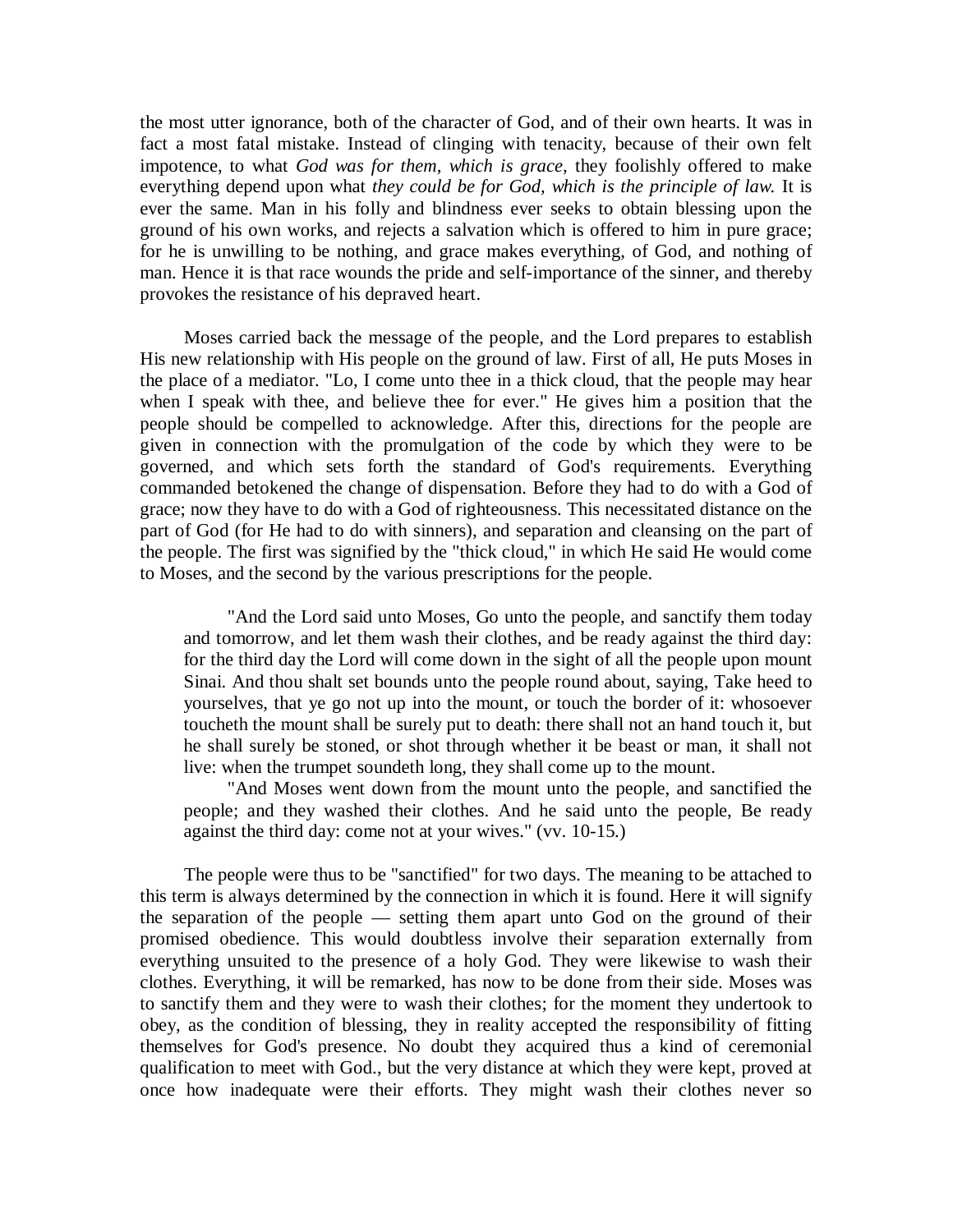the most utter ignorance, both of the character of God, and of their own hearts. It was in fact a most fatal mistake. Instead of clinging with tenacity, because of their own felt impotence, to what *God was for them, which is grace,* they foolishly offered to make everything depend upon what *they could be for God, which is the principle of law.* It is ever the same. Man in his folly and blindness ever seeks to obtain blessing upon the ground of his own works, and rejects a salvation which is offered to him in pure grace; for he is unwilling to be nothing, and grace makes everything, of God, and nothing of man. Hence it is that race wounds the pride and self-importance of the sinner, and thereby provokes the resistance of his depraved heart.

Moses carried back the message of the people, and the Lord prepares to establish His new relationship with His people on the ground of law. First of all, He puts Moses in the place of a mediator. "Lo, I come unto thee in a thick cloud, that the people may hear when I speak with thee, and believe thee for ever." He gives him a position that the people should be compelled to acknowledge. After this, directions for the people are given in connection with the promulgation of the code by which they were to be governed, and which sets forth the standard of God's requirements. Everything commanded betokened the change of dispensation. Before they had to do with a God of grace; now they have to do with a God of righteousness. This necessitated distance on the part of God (for He had to do with sinners), and separation and cleansing on the part of the people. The first was signified by the "thick cloud," in which He said He would come to Moses, and the second by the various prescriptions for the people.

> "And the Lord said unto Moses, Go unto the people, and sanctify them today and tomorrow, and let them wash their clothes, and be ready against the third day: for the third day the Lord will come down in the sight of all the people upon mount Sinai. And thou shalt set bounds unto the people round about, saying, Take heed to yourselves, that ye go not up into the mount, or touch the border of it: whosoever toucheth the mount shall be surely put to death: there shall not an hand touch it, but he shall surely be stoned, or shot through whether it be beast or man, it shall not live: when the trumpet soundeth long, they shall come up to the mount.
>
> "And Moses went down from the mount unto the people, and sanctified the people; and they washed their clothes. And he said unto the people, Be ready against the third day: come not at your wives." (vv. 10-15.)

The people were thus to be "sanctified" for two days. The meaning to be attached to this term is always determined by the connection in which it is found. Here it will signify the separation of the people — setting them apart unto God on the ground of their promised obedience. This would doubtless involve their separation externally from everything unsuited to the presence of a holy God. They were likewise to wash their clothes. Everything, it will be remarked, has now to be done from their side. Moses was to sanctify them and they were to wash their clothes; for the moment they undertook to obey, as the condition of blessing, they in reality accepted the responsibility of fitting themselves for God's presence. No doubt they acquired thus a kind of ceremonial qualification to meet with God., but the very distance at which they were kept, proved at once how inadequate were their efforts. They might wash their clothes never so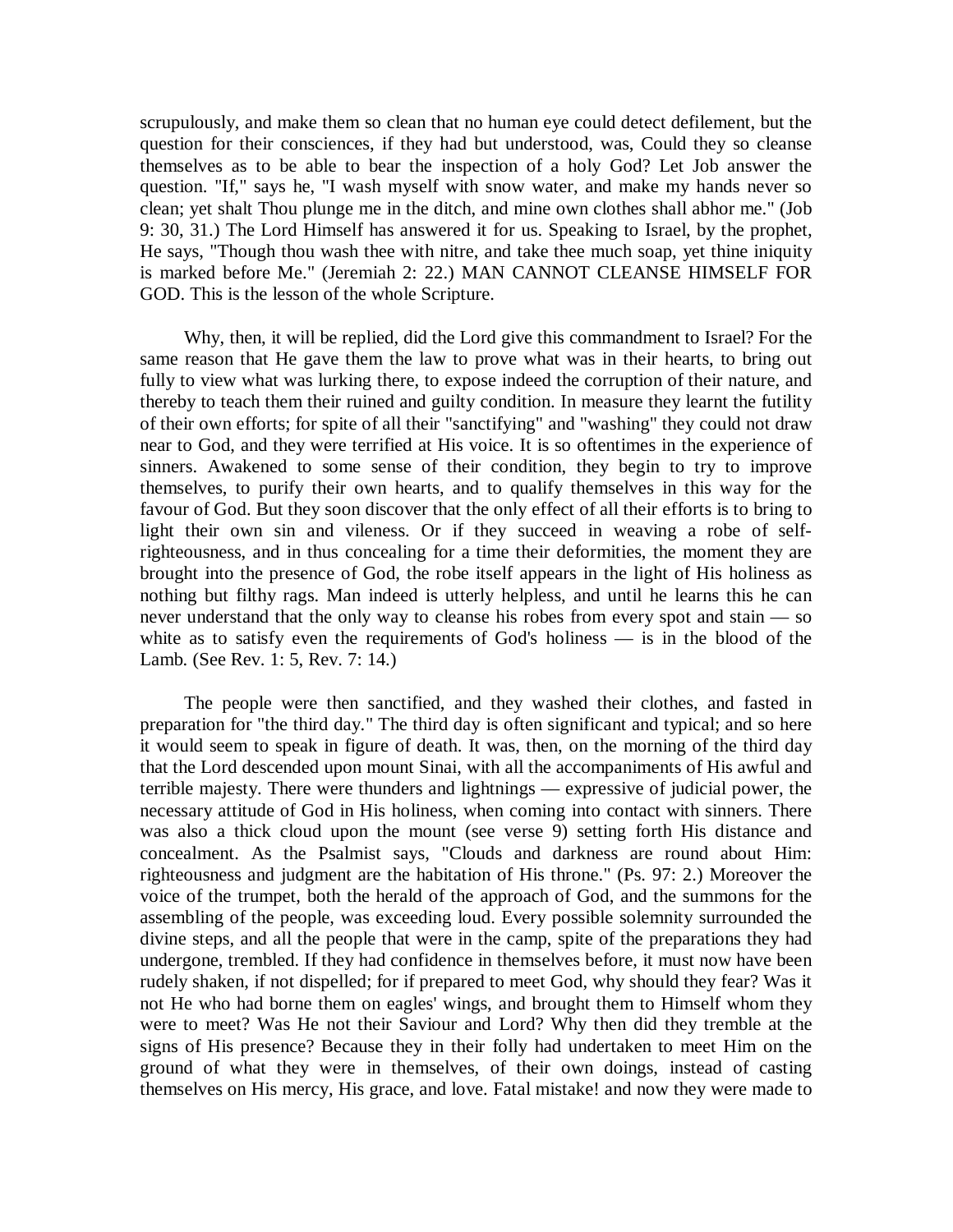scrupulously, and make them so clean that no human eye could detect defilement, but the question for their consciences, if they had but understood, was, Could they so cleanse themselves as to be able to bear the inspection of a holy God? Let Job answer the question. "If," says he, "I wash myself with snow water, and make my hands never so clean; yet shalt Thou plunge me in the ditch, and mine own clothes shall abhor me." (Job 9: 30, 31.) The Lord Himself has answered it for us. Speaking to Israel, by the prophet, He says, "Though thou wash thee with nitre, and take thee much soap, yet thine iniquity is marked before Me." (Jeremiah 2: 22.) MAN CANNOT CLEANSE HIMSELF FOR GOD. This is the lesson of the whole Scripture.

Why, then, it will be replied, did the Lord give this commandment to Israel? For the same reason that He gave them the law to prove what was in their hearts, to bring out fully to view what was lurking there, to expose indeed the corruption of their nature, and thereby to teach them their ruined and guilty condition. In measure they learnt the futility of their own efforts; for spite of all their "sanctifying" and "washing" they could not draw near to God, and they were terrified at His voice. It is so oftentimes in the experience of sinners. Awakened to some sense of their condition, they begin to try to improve themselves, to purify their own hearts, and to qualify themselves in this way for the favour of God. But they soon discover that the only effect of all their efforts is to bring to light their own sin and vileness. Or if they succeed in weaving a robe of self-righteousness, and in thus concealing for a time their deformities, the moment they are brought into the presence of God, the robe itself appears in the light of His holiness as nothing but filthy rags. Man indeed is utterly helpless, and until he learns this he can never understand that the only way to cleanse his robes from every spot and stain — so white as to satisfy even the requirements of God's holiness — is in the blood of the Lamb. (See Rev. 1: 5, Rev. 7: 14.)

The people were then sanctified, and they washed their clothes, and fasted in preparation for "the third day." The third day is often significant and typical; and so here it would seem to speak in figure of death. It was, then, on the morning of the third day that the Lord descended upon mount Sinai, with all the accompaniments of His awful and terrible majesty. There were thunders and lightnings — expressive of judicial power, the necessary attitude of God in His holiness, when coming into contact with sinners. There was also a thick cloud upon the mount (see verse 9) setting forth His distance and concealment. As the Psalmist says, "Clouds and darkness are round about Him: righteousness and judgment are the habitation of His throne." (Ps. 97: 2.) Moreover the voice of the trumpet, both the herald of the approach of God, and the summons for the assembling of the people, was exceeding loud. Every possible solemnity surrounded the divine steps, and all the people that were in the camp, spite of the preparations they had undergone, trembled. If they had confidence in themselves before, it must now have been rudely shaken, if not dispelled; for if prepared to meet God, why should they fear? Was it not He who had borne them on eagles' wings, and brought them to Himself whom they were to meet? Was He not their Saviour and Lord? Why then did they tremble at the signs of His presence? Because they in their folly had undertaken to meet Him on the ground of what they were in themselves, of their own doings, instead of casting themselves on His mercy, His grace, and love. Fatal mistake! and now they were made to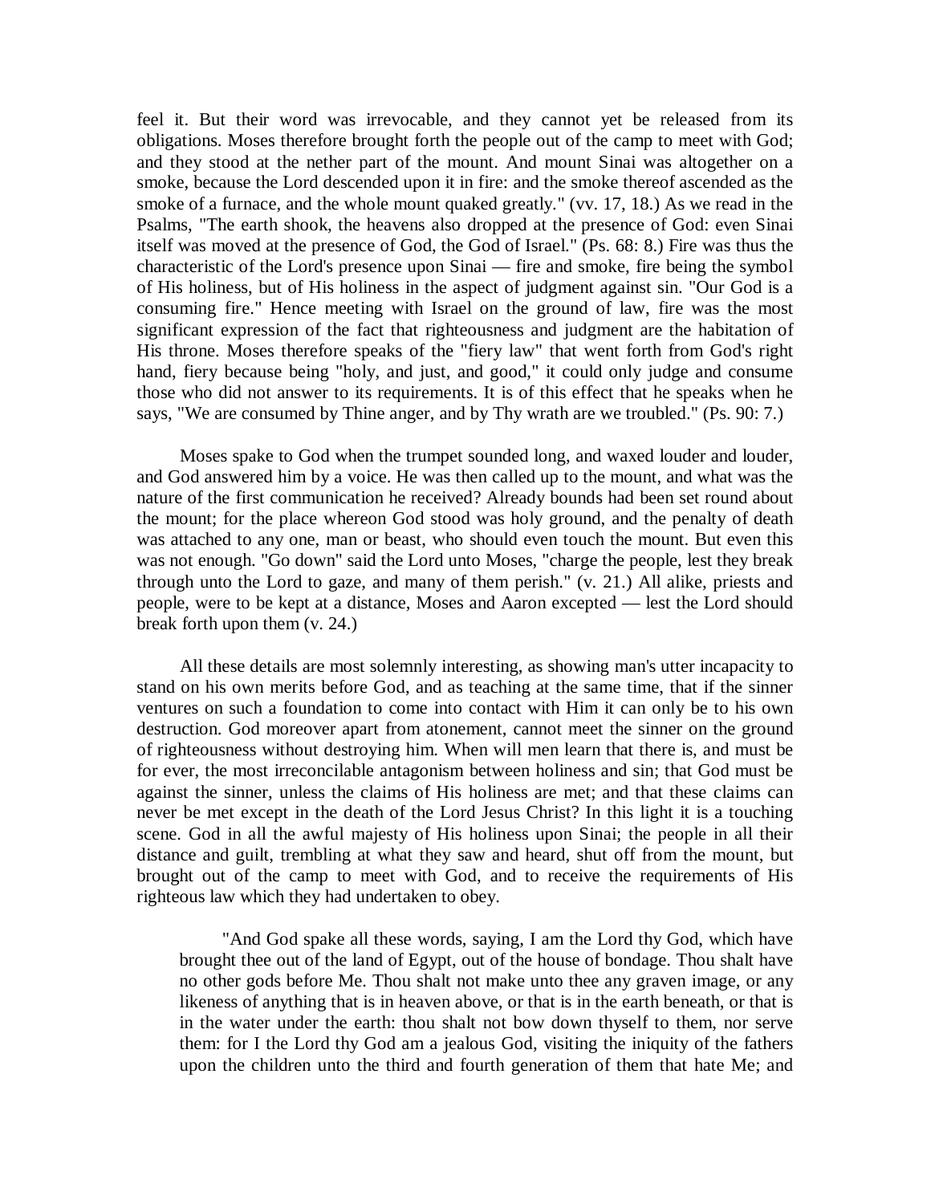feel it. But their word was irrevocable, and they cannot yet be released from its obligations. Moses therefore brought forth the people out of the camp to meet with God; and they stood at the nether part of the mount. And mount Sinai was altogether on a smoke, because the Lord descended upon it in fire: and the smoke thereof ascended as the smoke of a furnace, and the whole mount quaked greatly." (vv. 17, 18.) As we read in the Psalms, "The earth shook, the heavens also dropped at the presence of God: even Sinai itself was moved at the presence of God, the God of Israel." (Ps. 68: 8.) Fire was thus the characteristic of the Lord's presence upon Sinai — fire and smoke, fire being the symbol of His holiness, but of His holiness in the aspect of judgment against sin. "Our God is a consuming fire." Hence meeting with Israel on the ground of law, fire was the most significant expression of the fact that righteousness and judgment are the habitation of His throne. Moses therefore speaks of the "fiery law" that went forth from God's right hand, fiery because being "holy, and just, and good," it could only judge and consume those who did not answer to its requirements. It is of this effect that he speaks when he says, "We are consumed by Thine anger, and by Thy wrath are we troubled." (Ps. 90: 7.)

Moses spake to God when the trumpet sounded long, and waxed louder and louder, and God answered him by a voice. He was then called up to the mount, and what was the nature of the first communication he received? Already bounds had been set round about the mount; for the place whereon God stood was holy ground, and the penalty of death was attached to any one, man or beast, who should even touch the mount. But even this was not enough. "Go down" said the Lord unto Moses, "charge the people, lest they break through unto the Lord to gaze, and many of them perish." (v. 21.) All alike, priests and people, were to be kept at a distance, Moses and Aaron excepted — lest the Lord should break forth upon them (v. 24.)

All these details are most solemnly interesting, as showing man's utter incapacity to stand on his own merits before God, and as teaching at the same time, that if the sinner ventures on such a foundation to come into contact with Him it can only be to his own destruction. God moreover apart from atonement, cannot meet the sinner on the ground of righteousness without destroying him. When will men learn that there is, and must be for ever, the most irreconcilable antagonism between holiness and sin; that God must be against the sinner, unless the claims of His holiness are met; and that these claims can never be met except in the death of the Lord Jesus Christ? In this light it is a touching scene. God in all the awful majesty of His holiness upon Sinai; the people in all their distance and guilt, trembling at what they saw and heard, shut off from the mount, but brought out of the camp to meet with God, and to receive the requirements of His righteous law which they had undertaken to obey.

> "And God spake all these words, saying, I am the Lord thy God, which have brought thee out of the land of Egypt, out of the house of bondage. Thou shalt have no other gods before Me. Thou shalt not make unto thee any graven image, or any likeness of anything that is in heaven above, or that is in the earth beneath, or that is in the water under the earth: thou shalt not bow down thyself to them, nor serve them: for I the Lord thy God am a jealous God, visiting the iniquity of the fathers upon the children unto the third and fourth generation of them that hate Me; and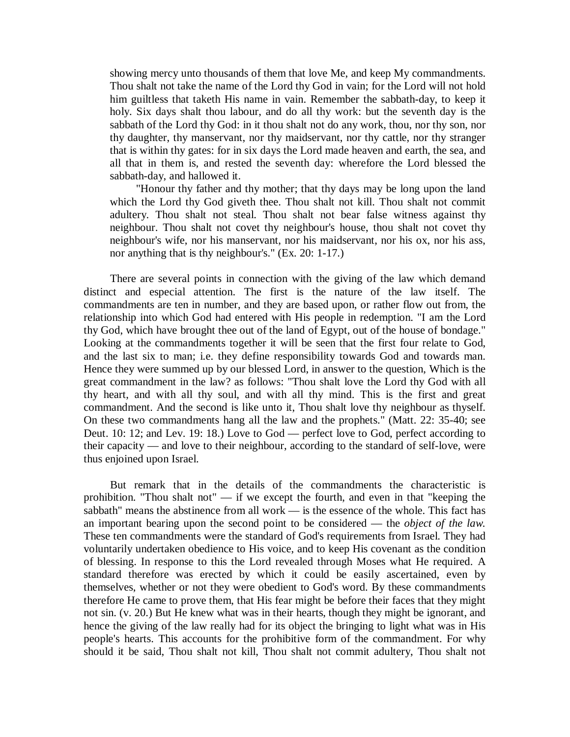showing mercy unto thousands of them that love Me, and keep My commandments. Thou shalt not take the name of the Lord thy God in vain; for the Lord will not hold him guiltless that taketh His name in vain. Remember the sabbath-day, to keep it holy. Six days shalt thou labour, and do all thy work: but the seventh day is the sabbath of the Lord thy God: in it thou shalt not do any work, thou, nor thy son, nor thy daughter, thy manservant, nor thy maidservant, nor thy cattle, nor thy stranger that is within thy gates: for in six days the Lord made heaven and earth, the sea, and all that in them is, and rested the seventh day: wherefore the Lord blessed the sabbath-day, and hallowed it.

"Honour thy father and thy mother; that thy days may be long upon the land which the Lord thy God giveth thee. Thou shalt not kill. Thou shalt not commit adultery. Thou shalt not steal. Thou shalt not bear false witness against thy neighbour. Thou shalt not covet thy neighbour's house, thou shalt not covet thy neighbour's wife, nor his manservant, nor his maidservant, nor his ox, nor his ass, nor anything that is thy neighbour's." (Ex. 20: 1-17.)

There are several points in connection with the giving of the law which demand distinct and especial attention. The first is the nature of the law itself. The commandments are ten in number, and they are based upon, or rather flow out from, the relationship into which God had entered with His people in redemption. "I am the Lord thy God, which have brought thee out of the land of Egypt, out of the house of bondage." Looking at the commandments together it will be seen that the first four relate to God, and the last six to man; i.e. they define responsibility towards God and towards man. Hence they were summed up by our blessed Lord, in answer to the question, Which is the great commandment in the law? as follows: "Thou shalt love the Lord thy God with all thy heart, and with all thy soul, and with all thy mind. This is the first and great commandment. And the second is like unto it, Thou shalt love thy neighbour as thyself. On these two commandments hang all the law and the prophets." (Matt. 22: 35-40; see Deut. 10: 12; and Lev. 19: 18.) Love to God — perfect love to God, perfect according to their capacity — and love to their neighbour, according to the standard of self-love, were thus enjoined upon Israel.

But remark that in the details of the commandments the characteristic is prohibition. "Thou shalt not" — if we except the fourth, and even in that "keeping the sabbath" means the abstinence from all work — is the essence of the whole. This fact has an important bearing upon the second point to be considered — the *object of the law.* These ten commandments were the standard of God's requirements from Israel. They had voluntarily undertaken obedience to His voice, and to keep His covenant as the condition of blessing. In response to this the Lord revealed through Moses what He required. A standard therefore was erected by which it could be easily ascertained, even by themselves, whether or not they were obedient to God's word. By these commandments therefore He came to prove them, that His fear might be before their faces that they might not sin. (v. 20.) But He knew what was in their hearts, though they might be ignorant, and hence the giving of the law really had for its object the bringing to light what was in His people's hearts. This accounts for the prohibitive form of the commandment. For why should it be said, Thou shalt not kill, Thou shalt not commit adultery, Thou shalt not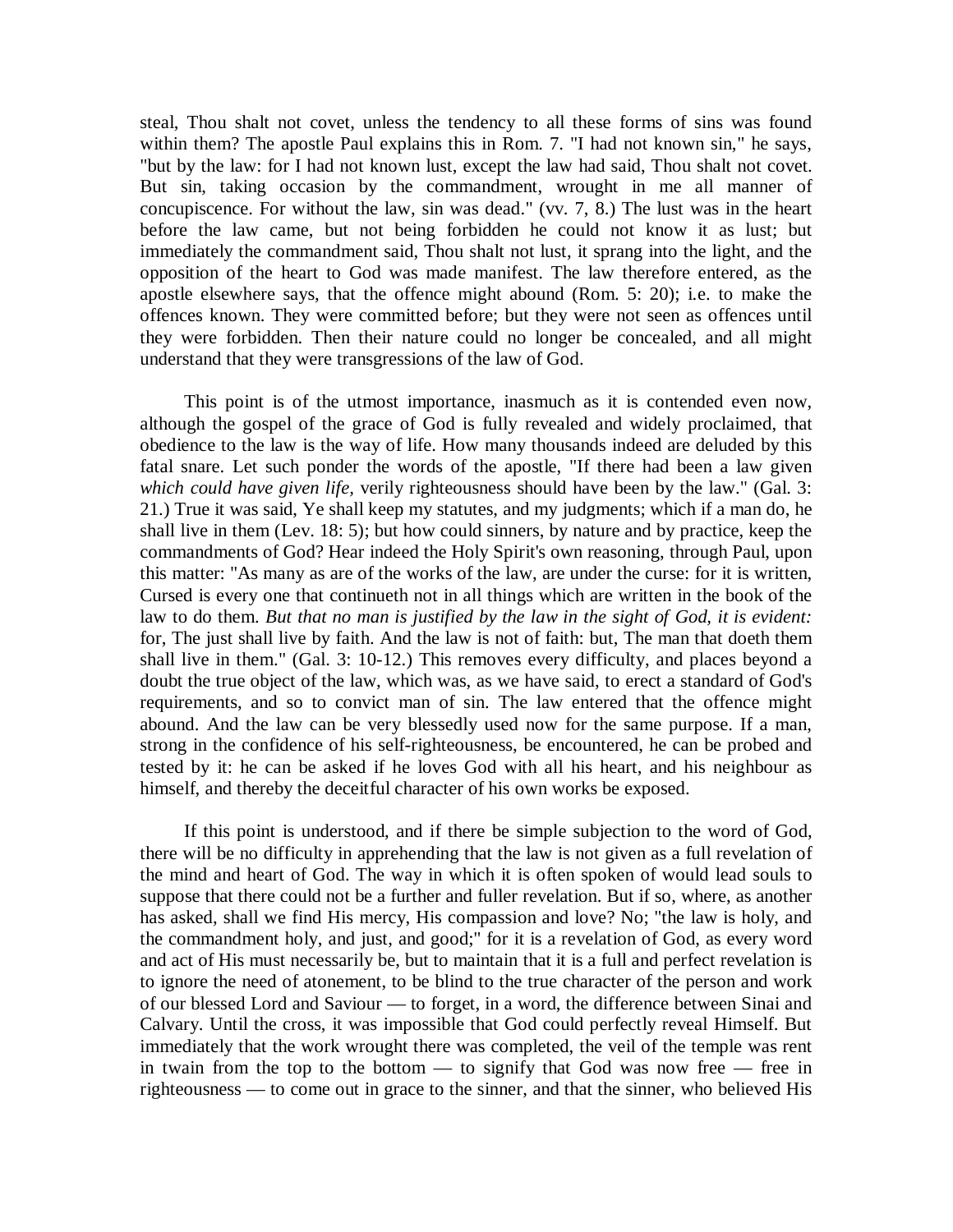steal, Thou shalt not covet, unless the tendency to all these forms of sins was found within them? The apostle Paul explains this in Rom. 7. "I had not known sin," he says, "but by the law: for I had not known lust, except the law had said, Thou shalt not covet. But sin, taking occasion by the commandment, wrought in me all manner of concupiscence. For without the law, sin was dead." (vv. 7, 8.) The lust was in the heart before the law came, but not being forbidden he could not know it as lust; but immediately the commandment said, Thou shalt not lust, it sprang into the light, and the opposition of the heart to God was made manifest. The law therefore entered, as the apostle elsewhere says, that the offence might abound (Rom. 5: 20); i.e. to make the offences known. They were committed before; but they were not seen as offences until they were forbidden. Then their nature could no longer be concealed, and all might understand that they were transgressions of the law of God.

This point is of the utmost importance, inasmuch as it is contended even now, although the gospel of the grace of God is fully revealed and widely proclaimed, that obedience to the law is the way of life. How many thousands indeed are deluded by this fatal snare. Let such ponder the words of the apostle, "If there had been a law given *which could have given life,* verily righteousness should have been by the law." (Gal. 3: 21.) True it was said, Ye shall keep my statutes, and my judgments; which if a man do, he shall live in them (Lev. 18: 5); but how could sinners, by nature and by practice, keep the commandments of God? Hear indeed the Holy Spirit's own reasoning, through Paul, upon this matter: "As many as are of the works of the law, are under the curse: for it is written, Cursed is every one that continueth not in all things which are written in the book of the law to do them. *But that no man is justified by the law in the sight of God, it is evident:* for, The just shall live by faith. And the law is not of faith: but, The man that doeth them shall live in them." (Gal. 3: 10-12.) This removes every difficulty, and places beyond a doubt the true object of the law, which was, as we have said, to erect a standard of God's requirements, and so to convict man of sin. The law entered that the offence might abound. And the law can be very blessedly used now for the same purpose. If a man, strong in the confidence of his self-righteousness, be encountered, he can be probed and tested by it: he can be asked if he loves God with all his heart, and his neighbour as himself, and thereby the deceitful character of his own works be exposed.

If this point is understood, and if there be simple subjection to the word of God, there will be no difficulty in apprehending that the law is not given as a full revelation of the mind and heart of God. The way in which it is often spoken of would lead souls to suppose that there could not be a further and fuller revelation. But if so, where, as another has asked, shall we find His mercy, His compassion and love? No; "the law is holy, and the commandment holy, and just, and good;" for it is a revelation of God, as every word and act of His must necessarily be, but to maintain that it is a full and perfect revelation is to ignore the need of atonement, to be blind to the true character of the person and work of our blessed Lord and Saviour — to forget, in a word, the difference between Sinai and Calvary. Until the cross, it was impossible that God could perfectly reveal Himself. But immediately that the work wrought there was completed, the veil of the temple was rent in twain from the top to the bottom — to signify that God was now free — free in righteousness — to come out in grace to the sinner, and that the sinner, who believed His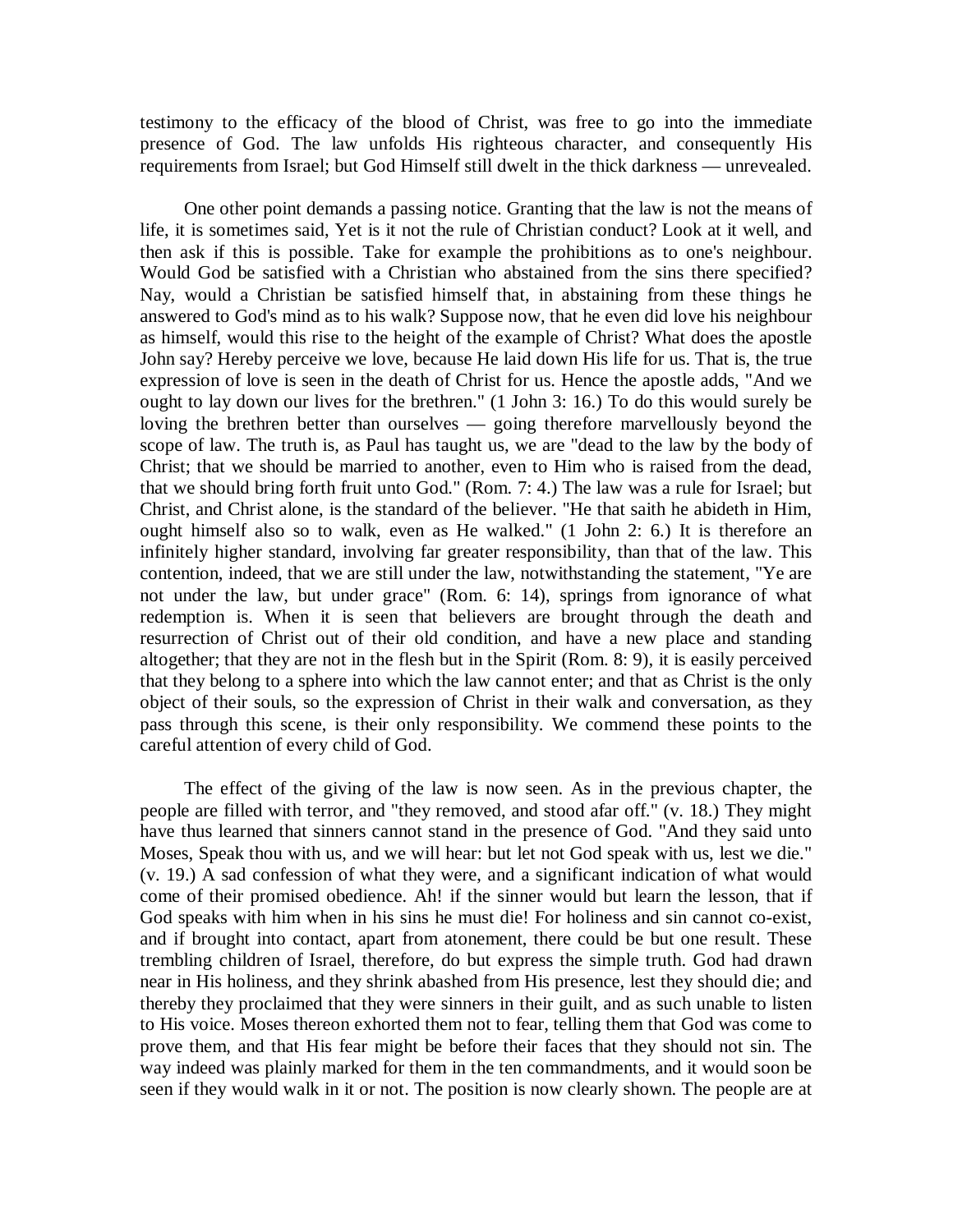testimony to the efficacy of the blood of Christ, was free to go into the immediate presence of God. The law unfolds His righteous character, and consequently His requirements from Israel; but God Himself still dwelt in the thick darkness — unrevealed.

One other point demands a passing notice. Granting that the law is not the means of life, it is sometimes said, Yet is it not the rule of Christian conduct? Look at it well, and then ask if this is possible. Take for example the prohibitions as to one's neighbour. Would God be satisfied with a Christian who abstained from the sins there specified? Nay, would a Christian be satisfied himself that, in abstaining from these things he answered to God's mind as to his walk? Suppose now, that he even did love his neighbour as himself, would this rise to the height of the example of Christ? What does the apostle John say? Hereby perceive we love, because He laid down His life for us. That is, the true expression of love is seen in the death of Christ for us. Hence the apostle adds, "And we ought to lay down our lives for the brethren." (1 John 3: 16.) To do this would surely be loving the brethren better than ourselves — going therefore marvellously beyond the scope of law. The truth is, as Paul has taught us, we are "dead to the law by the body of Christ; that we should be married to another, even to Him who is raised from the dead, that we should bring forth fruit unto God." (Rom. 7: 4.) The law was a rule for Israel; but Christ, and Christ alone, is the standard of the believer. "He that saith he abideth in Him, ought himself also so to walk, even as He walked." (1 John 2: 6.) It is therefore an infinitely higher standard, involving far greater responsibility, than that of the law. This contention, indeed, that we are still under the law, notwithstanding the statement, "Ye are not under the law, but under grace" (Rom. 6: 14), springs from ignorance of what redemption is. When it is seen that believers are brought through the death and resurrection of Christ out of their old condition, and have a new place and standing altogether; that they are not in the flesh but in the Spirit (Rom. 8: 9), it is easily perceived that they belong to a sphere into which the law cannot enter; and that as Christ is the only object of their souls, so the expression of Christ in their walk and conversation, as they pass through this scene, is their only responsibility. We commend these points to the careful attention of every child of God.

The effect of the giving of the law is now seen. As in the previous chapter, the people are filled with terror, and "they removed, and stood afar off." (v. 18.) They might have thus learned that sinners cannot stand in the presence of God. "And they said unto Moses, Speak thou with us, and we will hear: but let not God speak with us, lest we die." (v. 19.) A sad confession of what they were, and a significant indication of what would come of their promised obedience. Ah! if the sinner would but learn the lesson, that if God speaks with him when in his sins he must die! For holiness and sin cannot co-exist, and if brought into contact, apart from atonement, there could be but one result. These trembling children of Israel, therefore, do but express the simple truth. God had drawn near in His holiness, and they shrink abashed from His presence, lest they should die; and thereby they proclaimed that they were sinners in their guilt, and as such unable to listen to His voice. Moses thereon exhorted them not to fear, telling them that God was come to prove them, and that His fear might be before their faces that they should not sin. The way indeed was plainly marked for them in the ten commandments, and it would soon be seen if they would walk in it or not. The position is now clearly shown. The people are at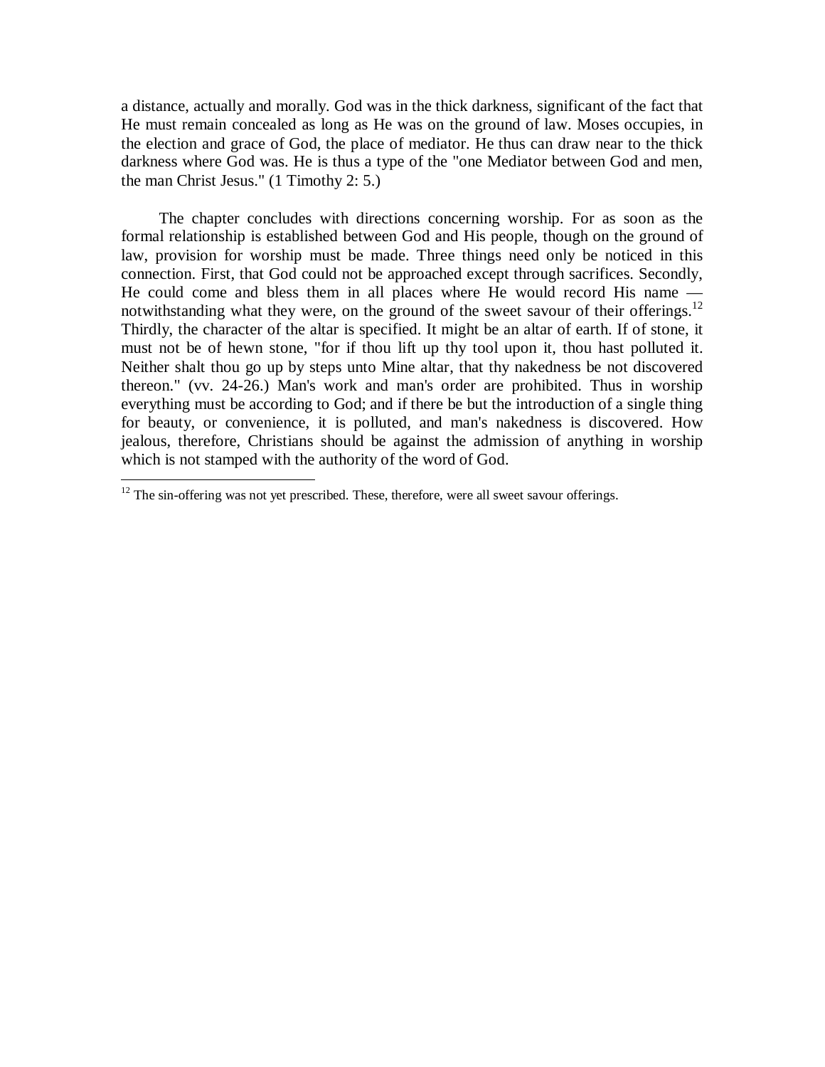a distance, actually and morally. God was in the thick darkness, significant of the fact that He must remain concealed as long as He was on the ground of law. Moses occupies, in the election and grace of God, the place of mediator. He thus can draw near to the thick darkness where God was. He is thus a type of the "one Mediator between God and men, the man Christ Jesus." (1 Timothy 2: 5.)

The chapter concludes with directions concerning worship. For as soon as the formal relationship is established between God and His people, though on the ground of law, provision for worship must be made. Three things need only be noticed in this connection. First, that God could not be approached except through sacrifices. Secondly, He could come and bless them in all places where He would record His name — notwithstanding what they were, on the ground of the sweet savour of their offerings.[12] Thirdly, the character of the altar is specified. It might be an altar of earth. If of stone, it must not be of hewn stone, "for if thou lift up thy tool upon it, thou hast polluted it. Neither shalt thou go up by steps unto Mine altar, that thy nakedness be not discovered thereon." (vv. 24-26.) Man's work and man's order are prohibited. Thus in worship everything must be according to God; and if there be but the introduction of a single thing for beauty, or convenience, it is polluted, and man's nakedness is discovered. How jealous, therefore, Christians should be against the admission of anything in worship which is not stamped with the authority of the word of God.

---

[12] The sin-offering was not yet prescribed. These, therefore, were all sweet savour offerings.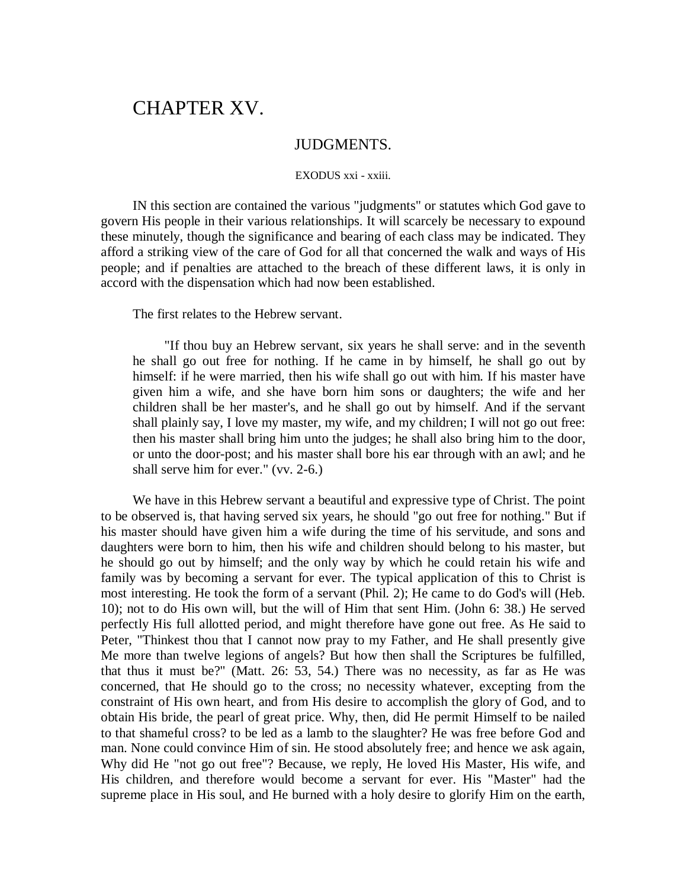# CHAPTER XV.

## JUDGMENTS.

EXODUS xxi - xxiii.

IN this section are contained the various "judgments" or statutes which God gave to govern His people in their various relationships. It will scarcely be necessary to expound these minutely, though the significance and bearing of each class may be indicated. They afford a striking view of the care of God for all that concerned the walk and ways of His people; and if penalties are attached to the breach of these different laws, it is only in accord with the dispensation which had now been established.

The first relates to the Hebrew servant.

> "If thou buy an Hebrew servant, six years he shall serve: and in the seventh he shall go out free for nothing. If he came in by himself, he shall go out by himself: if he were married, then his wife shall go out with him. If his master have given him a wife, and she have born him sons or daughters; the wife and her children shall be her master's, and he shall go out by himself. And if the servant shall plainly say, I love my master, my wife, and my children; I will not go out free: then his master shall bring him unto the judges; he shall also bring him to the door, or unto the door-post; and his master shall bore his ear through with an awl; and he shall serve him for ever." (vv. 2-6.)

We have in this Hebrew servant a beautiful and expressive type of Christ. The point to be observed is, that having served six years, he should "go out free for nothing." But if his master should have given him a wife during the time of his servitude, and sons and daughters were born to him, then his wife and children should belong to his master, but he should go out by himself; and the only way by which he could retain his wife and family was by becoming a servant for ever. The typical application of this to Christ is most interesting. He took the form of a servant (Phil. 2); He came to do God's will (Heb. 10); not to do His own will, but the will of Him that sent Him. (John 6: 38.) He served perfectly His full allotted period, and might therefore have gone out free. As He said to Peter, "Thinkest thou that I cannot now pray to my Father, and He shall presently give Me more than twelve legions of angels? But how then shall the Scriptures be fulfilled, that thus it must be?" (Matt. 26: 53, 54.) There was no necessity, as far as He was concerned, that He should go to the cross; no necessity whatever, excepting from the constraint of His own heart, and from His desire to accomplish the glory of God, and to obtain His bride, the pearl of great price. Why, then, did He permit Himself to be nailed to that shameful cross? to be led as a lamb to the slaughter? He was free before God and man. None could convince Him of sin. He stood absolutely free; and hence we ask again, Why did He "not go out free"? Because, we reply, He loved His Master, His wife, and His children, and therefore would become a servant for ever. His "Master" had the supreme place in His soul, and He burned with a holy desire to glorify Him on the earth,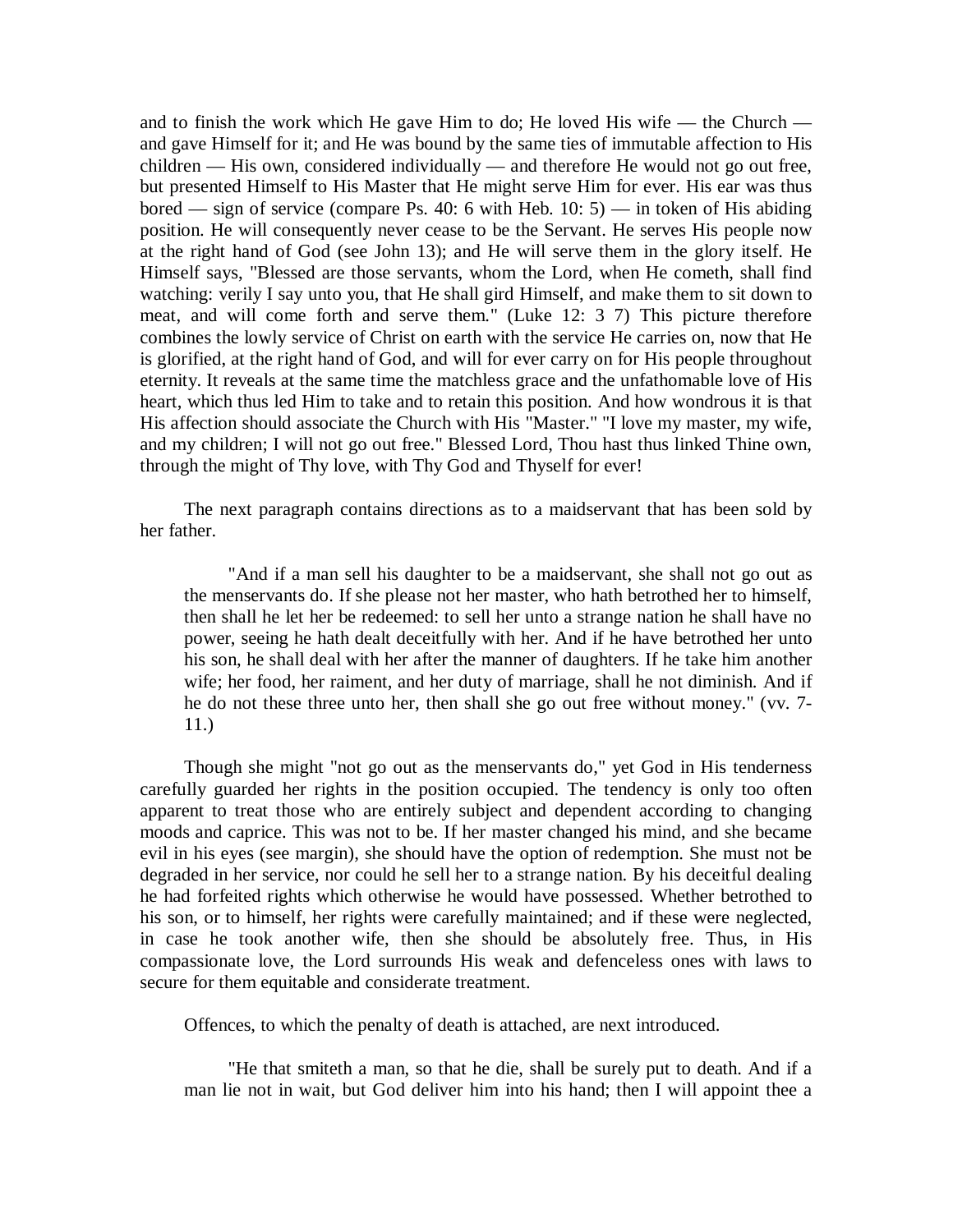and to finish the work which He gave Him to do; He loved His wife — the Church — and gave Himself for it; and He was bound by the same ties of immutable affection to His children — His own, considered individually — and therefore He would not go out free, but presented Himself to His Master that He might serve Him for ever. His ear was thus bored — sign of service (compare Ps. 40: 6 with Heb. 10: 5) — in token of His abiding position. He will consequently never cease to be the Servant. He serves His people now at the right hand of God (see John 13); and He will serve them in the glory itself. He Himself says, "Blessed are those servants, whom the Lord, when He cometh, shall find watching: verily I say unto you, that He shall gird Himself, and make them to sit down to meat, and will come forth and serve them." (Luke 12: 3 7) This picture therefore combines the lowly service of Christ on earth with the service He carries on, now that He is glorified, at the right hand of God, and will for ever carry on for His people throughout eternity. It reveals at the same time the matchless grace and the unfathomable love of His heart, which thus led Him to take and to retain this position. And how wondrous it is that His affection should associate the Church with His "Master." "I love my master, my wife, and my children; I will not go out free." Blessed Lord, Thou hast thus linked Thine own, through the might of Thy love, with Thy God and Thyself for ever!

The next paragraph contains directions as to a maidservant that has been sold by her father.

> "And if a man sell his daughter to be a maidservant, she shall not go out as the menservants do. If she please not her master, who hath betrothed her to himself, then shall he let her be redeemed: to sell her unto a strange nation he shall have no power, seeing he hath dealt deceitfully with her. And if he have betrothed her unto his son, he shall deal with her after the manner of daughters. If he take him another wife; her food, her raiment, and her duty of marriage, shall he not diminish. And if he do not these three unto her, then shall she go out free without money." (vv. 7-11.)

Though she might "not go out as the menservants do," yet God in His tenderness carefully guarded her rights in the position occupied. The tendency is only too often apparent to treat those who are entirely subject and dependent according to changing moods and caprice. This was not to be. If her master changed his mind, and she became evil in his eyes (see margin), she should have the option of redemption. She must not be degraded in her service, nor could he sell her to a strange nation. By his deceitful dealing he had forfeited rights which otherwise he would have possessed. Whether betrothed to his son, or to himself, her rights were carefully maintained; and if these were neglected, in case he took another wife, then she should be absolutely free. Thus, in His compassionate love, the Lord surrounds His weak and defenceless ones with laws to secure for them equitable and considerate treatment.

Offences, to which the penalty of death is attached, are next introduced.

> "He that smiteth a man, so that he die, shall be surely put to death. And if a man lie not in wait, but God deliver him into his hand; then I will appoint thee a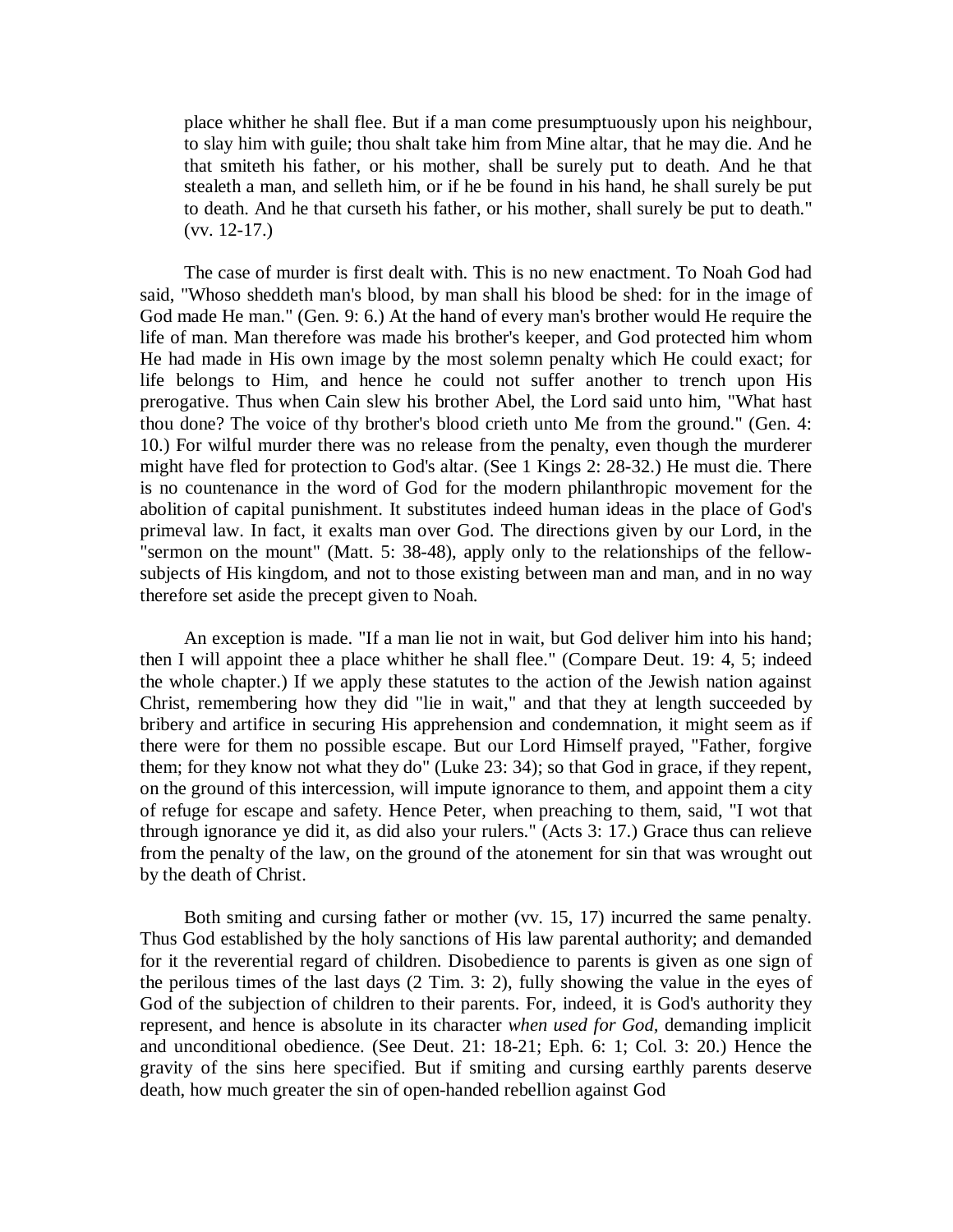place whither he shall flee. But if a man come presumptuously upon his neighbour, to slay him with guile; thou shalt take him from Mine altar, that he may die. And he that smiteth his father, or his mother, shall be surely put to death. And he that stealeth a man, and selleth him, or if he be found in his hand, he shall surely be put to death. And he that curseth his father, or his mother, shall surely be put to death." (vv. 12-17.)

The case of murder is first dealt with. This is no new enactment. To Noah God had said, "Whoso sheddeth man's blood, by man shall his blood be shed: for in the image of God made He man." (Gen. 9: 6.) At the hand of every man's brother would He require the life of man. Man therefore was made his brother's keeper, and God protected him whom He had made in His own image by the most solemn penalty which He could exact; for life belongs to Him, and hence he could not suffer another to trench upon His prerogative. Thus when Cain slew his brother Abel, the Lord said unto him, "What hast thou done? The voice of thy brother's blood crieth unto Me from the ground." (Gen. 4: 10.) For wilful murder there was no release from the penalty, even though the murderer might have fled for protection to God's altar. (See 1 Kings 2: 28-32.) He must die. There is no countenance in the word of God for the modern philanthropic movement for the abolition of capital punishment. It substitutes indeed human ideas in the place of God's primeval law. In fact, it exalts man over God. The directions given by our Lord, in the "sermon on the mount" (Matt. 5: 38-48), apply only to the relationships of the fellow-subjects of His kingdom, and not to those existing between man and man, and in no way therefore set aside the precept given to Noah.

An exception is made. "If a man lie not in wait, but God deliver him into his hand; then I will appoint thee a place whither he shall flee." (Compare Deut. 19: 4, 5; indeed the whole chapter.) If we apply these statutes to the action of the Jewish nation against Christ, remembering how they did "lie in wait," and that they at length succeeded by bribery and artifice in securing His apprehension and condemnation, it might seem as if there were for them no possible escape. But our Lord Himself prayed, "Father, forgive them; for they know not what they do" (Luke 23: 34); so that God in grace, if they repent, on the ground of this intercession, will impute ignorance to them, and appoint them a city of refuge for escape and safety. Hence Peter, when preaching to them, said, "I wot that through ignorance ye did it, as did also your rulers." (Acts 3: 17.) Grace thus can relieve from the penalty of the law, on the ground of the atonement for sin that was wrought out by the death of Christ.

Both smiting and cursing father or mother (vv. 15, 17) incurred the same penalty. Thus God established by the holy sanctions of His law parental authority; and demanded for it the reverential regard of children. Disobedience to parents is given as one sign of the perilous times of the last days (2 Tim. 3: 2), fully showing the value in the eyes of God of the subjection of children to their parents. For, indeed, it is God's authority they represent, and hence is absolute in its character *when used for God,* demanding implicit and unconditional obedience. (See Deut. 21: 18-21; Eph. 6: 1; Col. 3: 20.) Hence the gravity of the sins here specified. But if smiting and cursing earthly parents deserve death, how much greater the sin of open-handed rebellion against God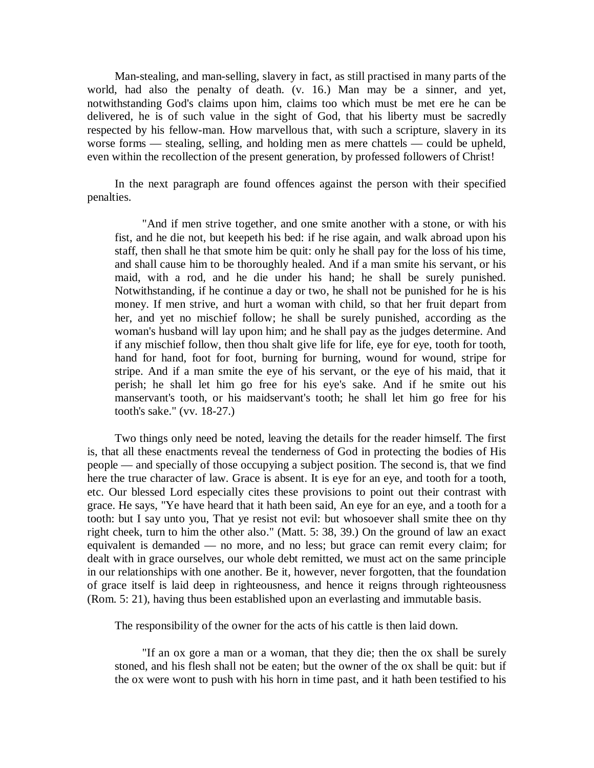Man-stealing, and man-selling, slavery in fact, as still practised in many parts of the world, had also the penalty of death. (v. 16.) Man may be a sinner, and yet, notwithstanding God's claims upon him, claims too which must be met ere he can be delivered, he is of such value in the sight of God, that his liberty must be sacredly respected by his fellow-man. How marvellous that, with such a scripture, slavery in its worse forms — stealing, selling, and holding men as mere chattels — could be upheld, even within the recollection of the present generation, by professed followers of Christ!

In the next paragraph are found offences against the person with their specified penalties.

> "And if men strive together, and one smite another with a stone, or with his fist, and he die not, but keepeth his bed: if he rise again, and walk abroad upon his staff, then shall he that smote him be quit: only he shall pay for the loss of his time, and shall cause him to be thoroughly healed. And if a man smite his servant, or his maid, with a rod, and he die under his hand; he shall be surely punished. Notwithstanding, if he continue a day or two, he shall not be punished for he is his money. If men strive, and hurt a woman with child, so that her fruit depart from her, and yet no mischief follow; he shall be surely punished, according as the woman's husband will lay upon him; and he shall pay as the judges determine. And if any mischief follow, then thou shalt give life for life, eye for eye, tooth for tooth, hand for hand, foot for foot, burning for burning, wound for wound, stripe for stripe. And if a man smite the eye of his servant, or the eye of his maid, that it perish; he shall let him go free for his eye's sake. And if he smite out his manservant's tooth, or his maidservant's tooth; he shall let him go free for his tooth's sake." (vv. 18-27.)

Two things only need be noted, leaving the details for the reader himself. The first is, that all these enactments reveal the tenderness of God in protecting the bodies of His people — and specially of those occupying a subject position. The second is, that we find here the true character of law. Grace is absent. It is eye for an eye, and tooth for a tooth, etc. Our blessed Lord especially cites these provisions to point out their contrast with grace. He says, "Ye have heard that it hath been said, An eye for an eye, and a tooth for a tooth: but I say unto you, That ye resist not evil: but whosoever shall smite thee on thy right cheek, turn to him the other also." (Matt. 5: 38, 39.) On the ground of law an exact equivalent is demanded — no more, and no less; but grace can remit every claim; for dealt with in grace ourselves, our whole debt remitted, we must act on the same principle in our relationships with one another. Be it, however, never forgotten, that the foundation of grace itself is laid deep in righteousness, and hence it reigns through righteousness (Rom. 5: 21), having thus been established upon an everlasting and immutable basis.

The responsibility of the owner for the acts of his cattle is then laid down.

> "If an ox gore a man or a woman, that they die; then the ox shall be surely stoned, and his flesh shall not be eaten; but the owner of the ox shall be quit: but if the ox were wont to push with his horn in time past, and it hath been testified to his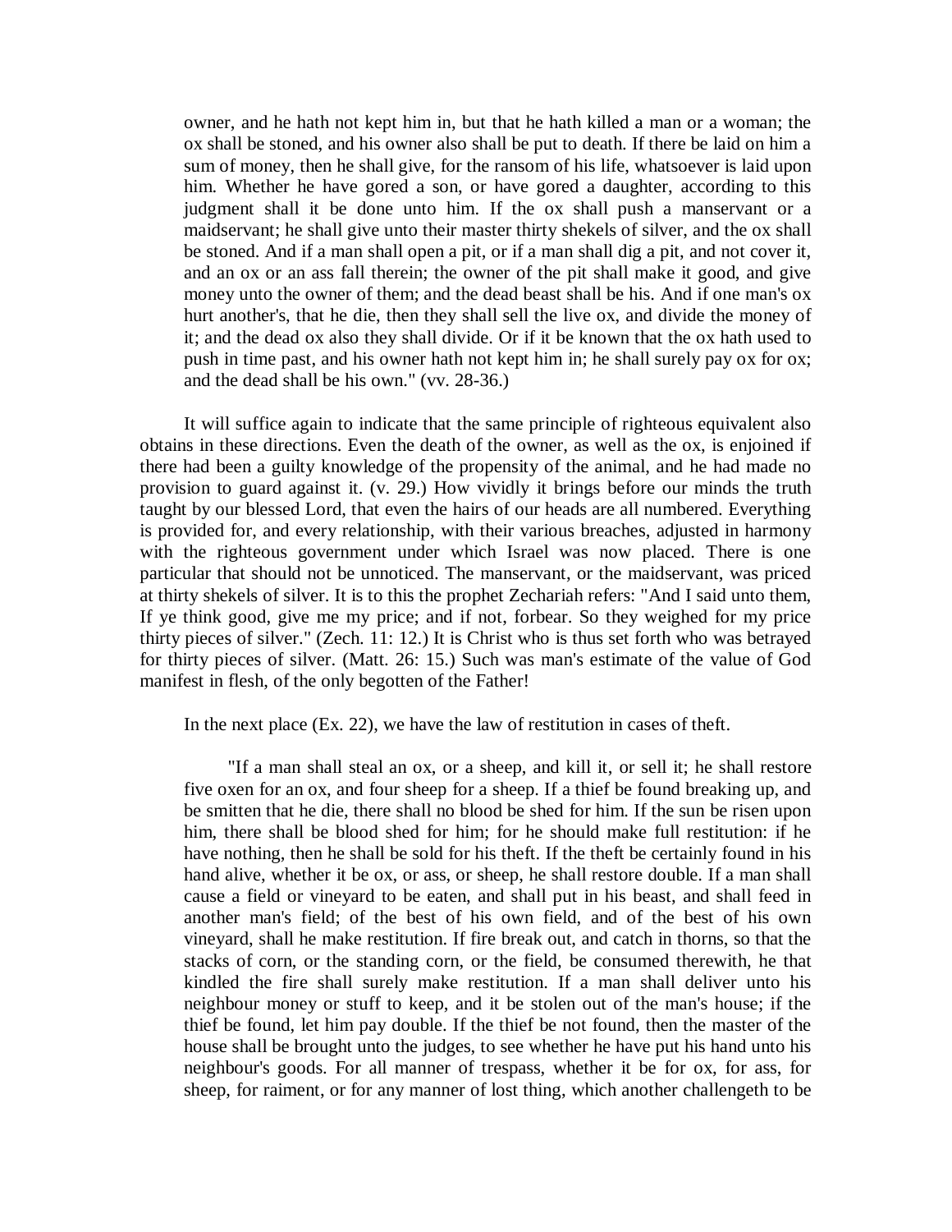> owner, and he hath not kept him in, but that he hath killed a man or a woman; the ox shall be stoned, and his owner also shall be put to death. If there be laid on him a sum of money, then he shall give, for the ransom of his life, whatsoever is laid upon him. Whether he have gored a son, or have gored a daughter, according to this judgment shall it be done unto him. If the ox shall push a manservant or a maidservant; he shall give unto their master thirty shekels of silver, and the ox shall be stoned. And if a man shall open a pit, or if a man shall dig a pit, and not cover it, and an ox or an ass fall therein; the owner of the pit shall make it good, and give money unto the owner of them; and the dead beast shall be his. And if one man's ox hurt another's, that he die, then they shall sell the live ox, and divide the money of it; and the dead ox also they shall divide. Or if it be known that the ox hath used to push in time past, and his owner hath not kept him in; he shall surely pay ox for ox; and the dead shall be his own." (vv. 28-36.)

It will suffice again to indicate that the same principle of righteous equivalent also obtains in these directions. Even the death of the owner, as well as the ox, is enjoined if there had been a guilty knowledge of the propensity of the animal, and he had made no provision to guard against it. (v. 29.) How vividly it brings before our minds the truth taught by our blessed Lord, that even the hairs of our heads are all numbered. Everything is provided for, and every relationship, with their various breaches, adjusted in harmony with the righteous government under which Israel was now placed. There is one particular that should not be unnoticed. The manservant, or the maidservant, was priced at thirty shekels of silver. It is to this the prophet Zechariah refers: "And I said unto them, If ye think good, give me my price; and if not, forbear. So they weighed for my price thirty pieces of silver." (Zech. 11: 12.) It is Christ who is thus set forth who was betrayed for thirty pieces of silver. (Matt. 26: 15.) Such was man's estimate of the value of God manifest in flesh, of the only begotten of the Father!

In the next place (Ex. 22), we have the law of restitution in cases of theft.

> "If a man shall steal an ox, or a sheep, and kill it, or sell it; he shall restore five oxen for an ox, and four sheep for a sheep. If a thief be found breaking up, and be smitten that he die, there shall no blood be shed for him. If the sun be risen upon him, there shall be blood shed for him; for he should make full restitution: if he have nothing, then he shall be sold for his theft. If the theft be certainly found in his hand alive, whether it be ox, or ass, or sheep, he shall restore double. If a man shall cause a field or vineyard to be eaten, and shall put in his beast, and shall feed in another man's field; of the best of his own field, and of the best of his own vineyard, shall he make restitution. If fire break out, and catch in thorns, so that the stacks of corn, or the standing corn, or the field, be consumed therewith, he that kindled the fire shall surely make restitution. If a man shall deliver unto his neighbour money or stuff to keep, and it be stolen out of the man's house; if the thief be found, let him pay double. If the thief be not found, then the master of the house shall be brought unto the judges, to see whether he have put his hand unto his neighbour's goods. For all manner of trespass, whether it be for ox, for ass, for sheep, for raiment, or for any manner of lost thing, which another challengeth to be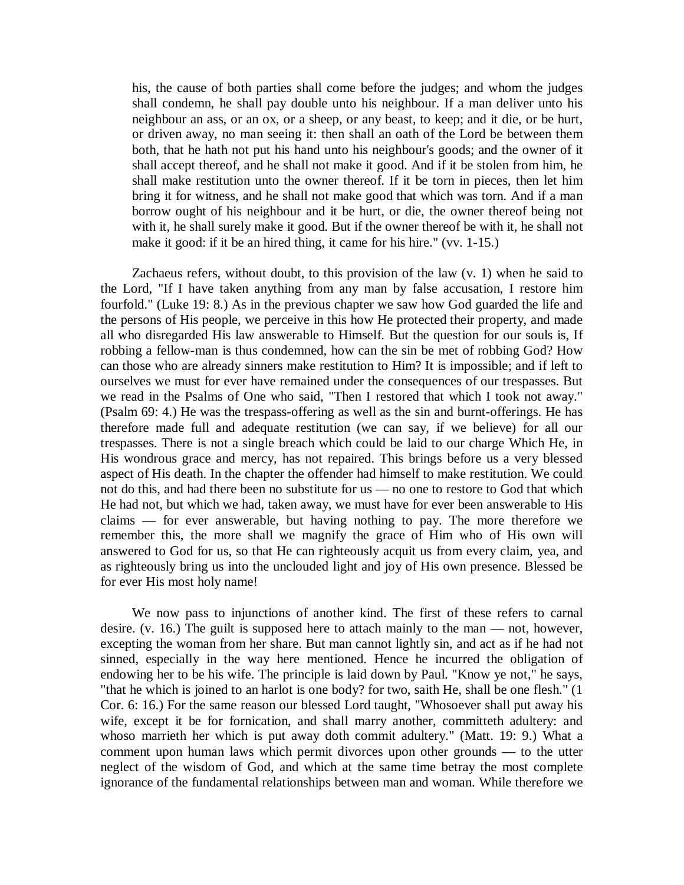> his, the cause of both parties shall come before the judges; and whom the judges shall condemn, he shall pay double unto his neighbour. If a man deliver unto his neighbour an ass, or an ox, or a sheep, or any beast, to keep; and it die, or be hurt, or driven away, no man seeing it: then shall an oath of the Lord be between them both, that he hath not put his hand unto his neighbour's goods; and the owner of it shall accept thereof, and he shall not make it good. And if it be stolen from him, he shall make restitution unto the owner thereof. If it be torn in pieces, then let him bring it for witness, and he shall not make good that which was torn. And if a man borrow ought of his neighbour and it be hurt, or die, the owner thereof being not with it, he shall surely make it good. But if the owner thereof be with it, he shall not make it good: if it be an hired thing, it came for his hire." (vv. 1-15.)

Zachaeus refers, without doubt, to this provision of the law (v. 1) when he said to the Lord, "If I have taken anything from any man by false accusation, I restore him fourfold." (Luke 19: 8.) As in the previous chapter we saw how God guarded the life and the persons of His people, we perceive in this how He protected their property, and made all who disregarded His law answerable to Himself. But the question for our souls is, If robbing a fellow-man is thus condemned, how can the sin be met of robbing God? How can those who are already sinners make restitution to Him? It is impossible; and if left to ourselves we must for ever have remained under the consequences of our trespasses. But we read in the Psalms of One who said, "Then I restored that which I took not away." (Psalm 69: 4.) He was the trespass-offering as well as the sin and burnt-offerings. He has therefore made full and adequate restitution (we can say, if we believe) for all our trespasses. There is not a single breach which could be laid to our charge Which He, in His wondrous grace and mercy, has not repaired. This brings before us a very blessed aspect of His death. In the chapter the offender had himself to make restitution. We could not do this, and had there been no substitute for us — no one to restore to God that which He had not, but which we had, taken away, we must have for ever been answerable to His claims — for ever answerable, but having nothing to pay. The more therefore we remember this, the more shall we magnify the grace of Him who of His own will answered to God for us, so that He can righteously acquit us from every claim, yea, and as righteously bring us into the unclouded light and joy of His own presence. Blessed be for ever His most holy name!

We now pass to injunctions of another kind. The first of these refers to carnal desire. (v. 16.) The guilt is supposed here to attach mainly to the man — not, however, excepting the woman from her share. But man cannot lightly sin, and act as if he had not sinned, especially in the way here mentioned. Hence he incurred the obligation of endowing her to be his wife. The principle is laid down by Paul. "Know ye not," he says, "that he which is joined to an harlot is one body? for two, saith He, shall be one flesh." (1 Cor. 6: 16.) For the same reason our blessed Lord taught, "Whosoever shall put away his wife, except it be for fornication, and shall marry another, committeth adultery: and whoso marrieth her which is put away doth commit adultery." (Matt. 19: 9.) What a comment upon human laws which permit divorces upon other grounds — to the utter neglect of the wisdom of God, and which at the same time betray the most complete ignorance of the fundamental relationships between man and woman. While therefore we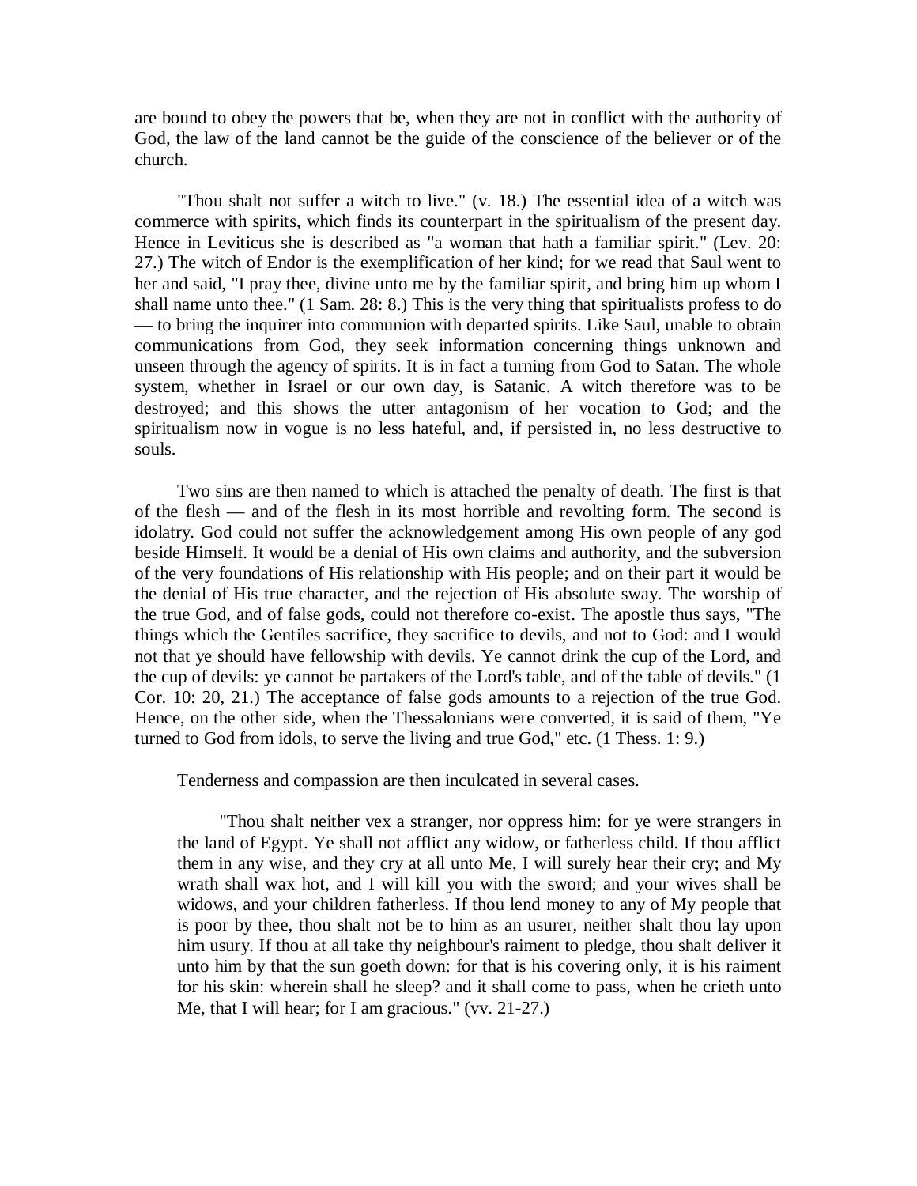are bound to obey the powers that be, when they are not in conflict with the authority of God, the law of the land cannot be the guide of the conscience of the believer or of the church.

"Thou shalt not suffer a witch to live." (v. 18.) The essential idea of a witch was commerce with spirits, which finds its counterpart in the spiritualism of the present day. Hence in Leviticus she is described as "a woman that hath a familiar spirit." (Lev. 20: 27.) The witch of Endor is the exemplification of her kind; for we read that Saul went to her and said, "I pray thee, divine unto me by the familiar spirit, and bring him up whom I shall name unto thee." (1 Sam. 28: 8.) This is the very thing that spiritualists profess to do — to bring the inquirer into communion with departed spirits. Like Saul, unable to obtain communications from God, they seek information concerning things unknown and unseen through the agency of spirits. It is in fact a turning from God to Satan. The whole system, whether in Israel or our own day, is Satanic. A witch therefore was to be destroyed; and this shows the utter antagonism of her vocation to God; and the spiritualism now in vogue is no less hateful, and, if persisted in, no less destructive to souls.

Two sins are then named to which is attached the penalty of death. The first is that of the flesh — and of the flesh in its most horrible and revolting form. The second is idolatry. God could not suffer the acknowledgement among His own people of any god beside Himself. It would be a denial of His own claims and authority, and the subversion of the very foundations of His relationship with His people; and on their part it would be the denial of His true character, and the rejection of His absolute sway. The worship of the true God, and of false gods, could not therefore co-exist. The apostle thus says, "The things which the Gentiles sacrifice, they sacrifice to devils, and not to God: and I would not that ye should have fellowship with devils. Ye cannot drink the cup of the Lord, and the cup of devils: ye cannot be partakers of the Lord's table, and of the table of devils." (1 Cor. 10: 20, 21.) The acceptance of false gods amounts to a rejection of the true God. Hence, on the other side, when the Thessalonians were converted, it is said of them, "Ye turned to God from idols, to serve the living and true God," etc. (1 Thess. 1: 9.)

Tenderness and compassion are then inculcated in several cases.

> "Thou shalt neither vex a stranger, nor oppress him: for ye were strangers in the land of Egypt. Ye shall not afflict any widow, or fatherless child. If thou afflict them in any wise, and they cry at all unto Me, I will surely hear their cry; and My wrath shall wax hot, and I will kill you with the sword; and your wives shall be widows, and your children fatherless. If thou lend money to any of My people that is poor by thee, thou shalt not be to him as an usurer, neither shalt thou lay upon him usury. If thou at all take thy neighbour's raiment to pledge, thou shalt deliver it unto him by that the sun goeth down: for that is his covering only, it is his raiment for his skin: wherein shall he sleep? and it shall come to pass, when he crieth unto Me, that I will hear; for I am gracious." (vv. 21-27.)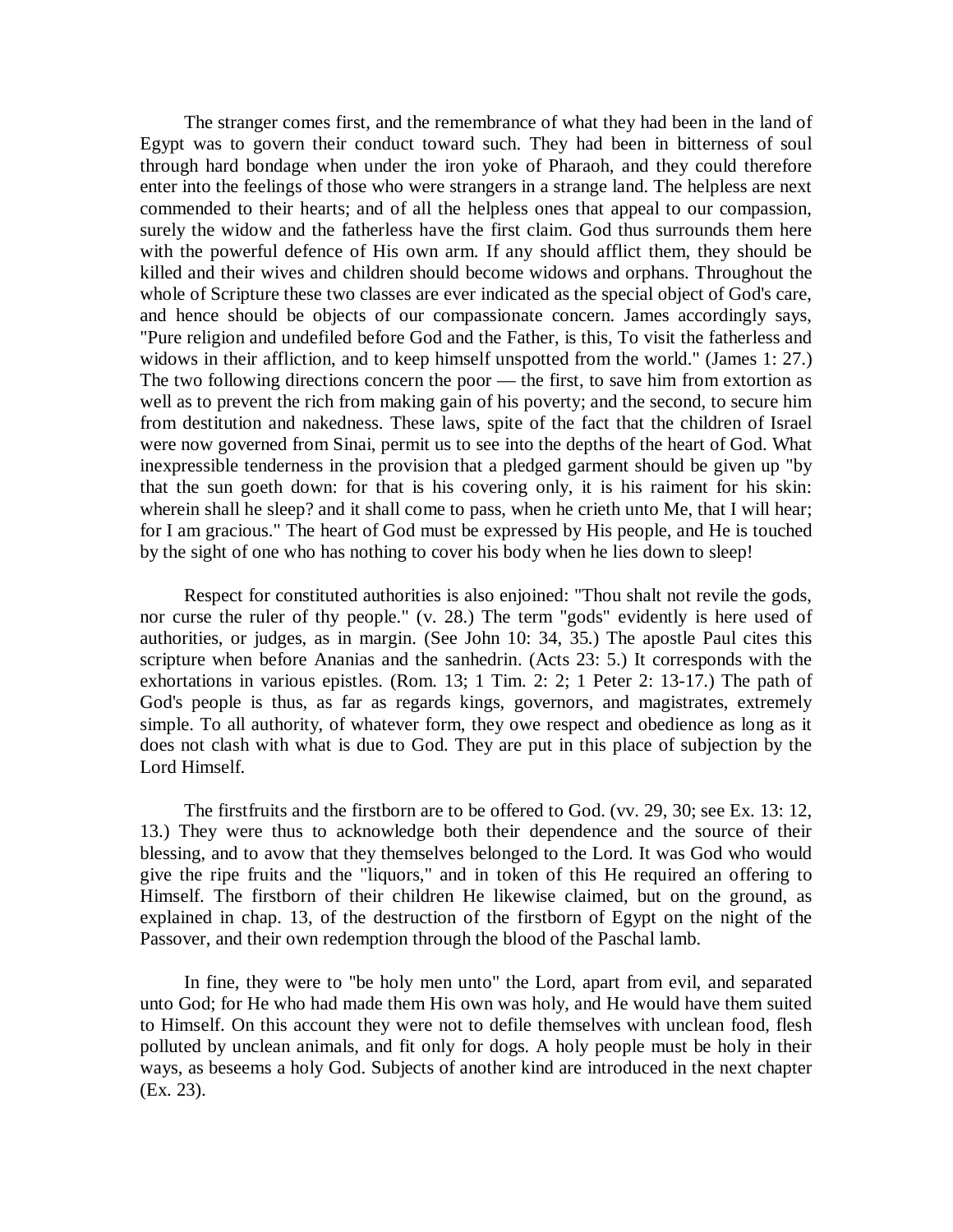The stranger comes first, and the remembrance of what they had been in the land of Egypt was to govern their conduct toward such. They had been in bitterness of soul through hard bondage when under the iron yoke of Pharaoh, and they could therefore enter into the feelings of those who were strangers in a strange land. The helpless are next commended to their hearts; and of all the helpless ones that appeal to our compassion, surely the widow and the fatherless have the first claim. God thus surrounds them here with the powerful defence of His own arm. If any should afflict them, they should be killed and their wives and children should become widows and orphans. Throughout the whole of Scripture these two classes are ever indicated as the special object of God's care, and hence should be objects of our compassionate concern. James accordingly says, "Pure religion and undefiled before God and the Father, is this, To visit the fatherless and widows in their affliction, and to keep himself unspotted from the world." (James 1: 27.) The two following directions concern the poor — the first, to save him from extortion as well as to prevent the rich from making gain of his poverty; and the second, to secure him from destitution and nakedness. These laws, spite of the fact that the children of Israel were now governed from Sinai, permit us to see into the depths of the heart of God. What inexpressible tenderness in the provision that a pledged garment should be given up "by that the sun goeth down: for that is his covering only, it is his raiment for his skin: wherein shall he sleep? and it shall come to pass, when he crieth unto Me, that I will hear; for I am gracious." The heart of God must be expressed by His people, and He is touched by the sight of one who has nothing to cover his body when he lies down to sleep!

Respect for constituted authorities is also enjoined: "Thou shalt not revile the gods, nor curse the ruler of thy people." (v. 28.) The term "gods" evidently is here used of authorities, or judges, as in margin. (See John 10: 34, 35.) The apostle Paul cites this scripture when before Ananias and the sanhedrin. (Acts 23: 5.) It corresponds with the exhortations in various epistles. (Rom. 13; 1 Tim. 2: 2; 1 Peter 2: 13-17.) The path of God's people is thus, as far as regards kings, governors, and magistrates, extremely simple. To all authority, of whatever form, they owe respect and obedience as long as it does not clash with what is due to God. They are put in this place of subjection by the Lord Himself.

The firstfruits and the firstborn are to be offered to God. (vv. 29, 30; see Ex. 13: 12, 13.) They were thus to acknowledge both their dependence and the source of their blessing, and to avow that they themselves belonged to the Lord. It was God who would give the ripe fruits and the "liquors," and in token of this He required an offering to Himself. The firstborn of their children He likewise claimed, but on the ground, as explained in chap. 13, of the destruction of the firstborn of Egypt on the night of the Passover, and their own redemption through the blood of the Paschal lamb.

In fine, they were to "be holy men unto" the Lord, apart from evil, and separated unto God; for He who had made them His own was holy, and He would have them suited to Himself. On this account they were not to defile themselves with unclean food, flesh polluted by unclean animals, and fit only for dogs. A holy people must be holy in their ways, as beseems a holy God. Subjects of another kind are introduced in the next chapter (Ex. 23).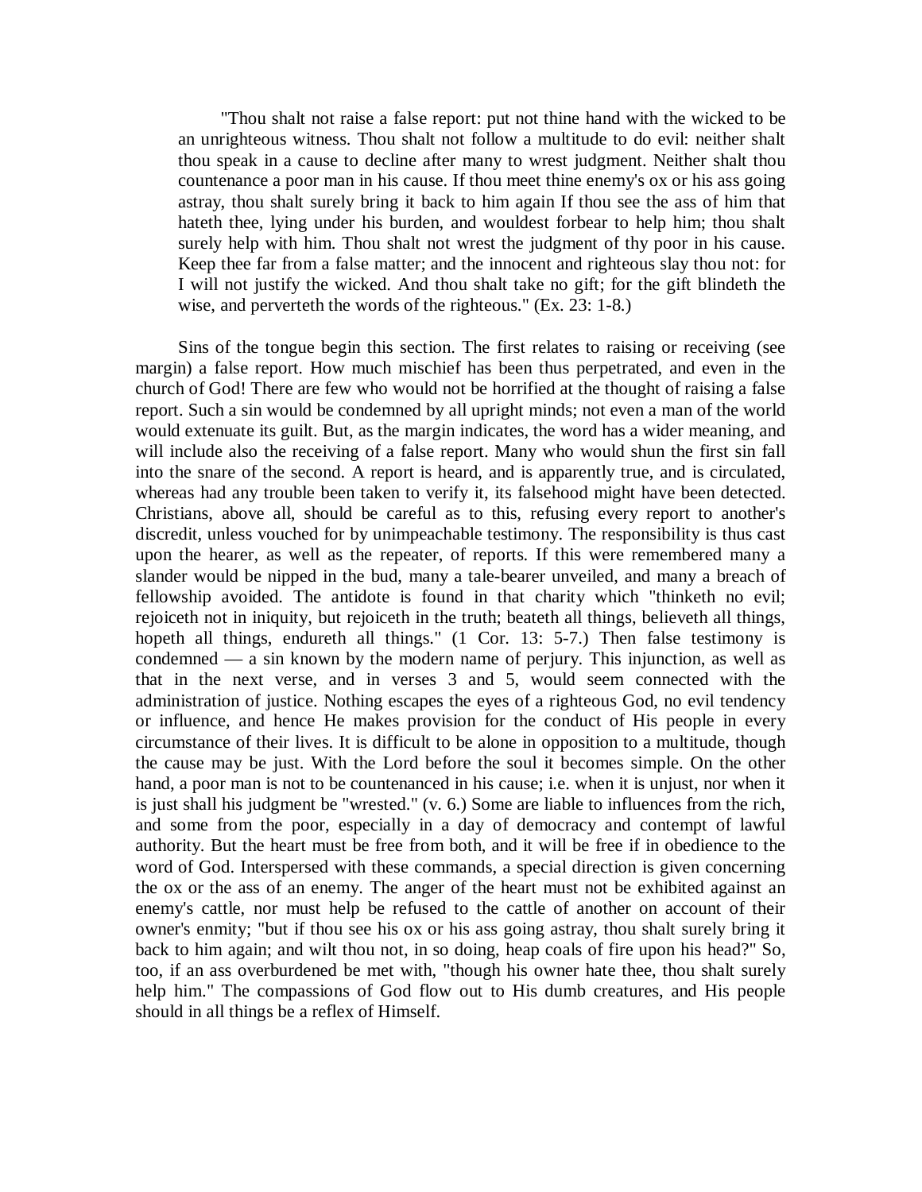"Thou shalt not raise a false report: put not thine hand with the wicked to be an unrighteous witness. Thou shalt not follow a multitude to do evil: neither shalt thou speak in a cause to decline after many to wrest judgment. Neither shalt thou countenance a poor man in his cause. If thou meet thine enemy's ox or his ass going astray, thou shalt surely bring it back to him again If thou see the ass of him that hateth thee, lying under his burden, and wouldest forbear to help him; thou shalt surely help with him. Thou shalt not wrest the judgment of thy poor in his cause. Keep thee far from a false matter; and the innocent and righteous slay thou not: for I will not justify the wicked. And thou shalt take no gift; for the gift blindeth the wise, and perverteth the words of the righteous." (Ex. 23: 1-8.)

Sins of the tongue begin this section. The first relates to raising or receiving (see margin) a false report. How much mischief has been thus perpetrated, and even in the church of God! There are few who would not be horrified at the thought of raising a false report. Such a sin would be condemned by all upright minds; not even a man of the world would extenuate its guilt. But, as the margin indicates, the word has a wider meaning, and will include also the receiving of a false report. Many who would shun the first sin fall into the snare of the second. A report is heard, and is apparently true, and is circulated, whereas had any trouble been taken to verify it, its falsehood might have been detected. Christians, above all, should be careful as to this, refusing every report to another's discredit, unless vouched for by unimpeachable testimony. The responsibility is thus cast upon the hearer, as well as the repeater, of reports. If this were remembered many a slander would be nipped in the bud, many a tale-bearer unveiled, and many a breach of fellowship avoided. The antidote is found in that charity which "thinketh no evil; rejoiceth not in iniquity, but rejoiceth in the truth; beateth all things, believeth all things, hopeth all things, endureth all things." (1 Cor. 13: 5-7.) Then false testimony is condemned — a sin known by the modern name of perjury. This injunction, as well as that in the next verse, and in verses 3 and 5, would seem connected with the administration of justice. Nothing escapes the eyes of a righteous God, no evil tendency or influence, and hence He makes provision for the conduct of His people in every circumstance of their lives. It is difficult to be alone in opposition to a multitude, though the cause may be just. With the Lord before the soul it becomes simple. On the other hand, a poor man is not to be countenanced in his cause; i.e. when it is unjust, nor when it is just shall his judgment be "wrested." (v. 6.) Some are liable to influences from the rich, and some from the poor, especially in a day of democracy and contempt of lawful authority. But the heart must be free from both, and it will be free if in obedience to the word of God. Interspersed with these commands, a special direction is given concerning the ox or the ass of an enemy. The anger of the heart must not be exhibited against an enemy's cattle, nor must help be refused to the cattle of another on account of their owner's enmity; "but if thou see his ox or his ass going astray, thou shalt surely bring it back to him again; and wilt thou not, in so doing, heap coals of fire upon his head?" So, too, if an ass overburdened be met with, "though his owner hate thee, thou shalt surely help him." The compassions of God flow out to His dumb creatures, and His people should in all things be a reflex of Himself.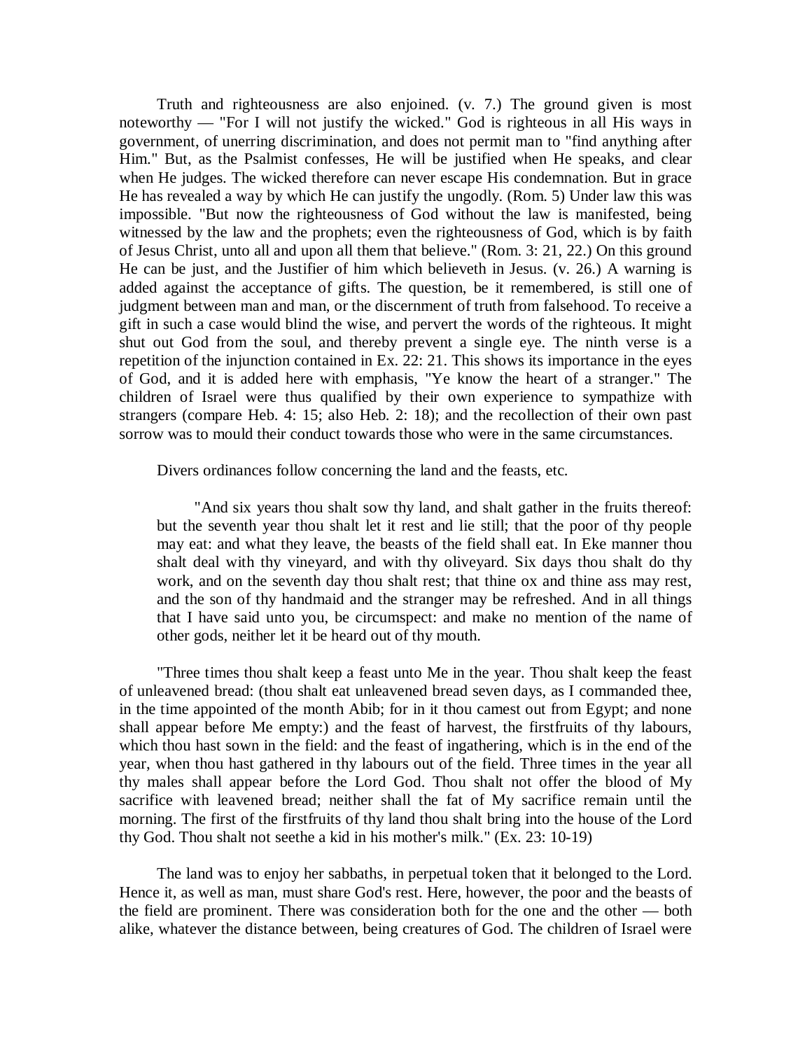Truth and righteousness are also enjoined. (v. 7.) The ground given is most noteworthy — "For I will not justify the wicked." God is righteous in all His ways in government, of unerring discrimination, and does not permit man to "find anything after Him." But, as the Psalmist confesses, He will be justified when He speaks, and clear when He judges. The wicked therefore can never escape His condemnation. But in grace He has revealed a way by which He can justify the ungodly. (Rom. 5) Under law this was impossible. "But now the righteousness of God without the law is manifested, being witnessed by the law and the prophets; even the righteousness of God, which is by faith of Jesus Christ, unto all and upon all them that believe." (Rom. 3: 21, 22.) On this ground He can be just, and the Justifier of him which believeth in Jesus. (v. 26.) A warning is added against the acceptance of gifts. The question, be it remembered, is still one of judgment between man and man, or the discernment of truth from falsehood. To receive a gift in such a case would blind the wise, and pervert the words of the righteous. It might shut out God from the soul, and thereby prevent a single eye. The ninth verse is a repetition of the injunction contained in Ex. 22: 21. This shows its importance in the eyes of God, and it is added here with emphasis, "Ye know the heart of a stranger." The children of Israel were thus qualified by their own experience to sympathize with strangers (compare Heb. 4: 15; also Heb. 2: 18); and the recollection of their own past sorrow was to mould their conduct towards those who were in the same circumstances.

Divers ordinances follow concerning the land and the feasts, etc.

> "And six years thou shalt sow thy land, and shalt gather in the fruits thereof: but the seventh year thou shalt let it rest and lie still; that the poor of thy people may eat: and what they leave, the beasts of the field shall eat. In Eke manner thou shalt deal with thy vineyard, and with thy oliveyard. Six days thou shalt do thy work, and on the seventh day thou shalt rest; that thine ox and thine ass may rest, and the son of thy handmaid and the stranger may be refreshed. And in all things that I have said unto you, be circumspect: and make no mention of the name of other gods, neither let it be heard out of thy mouth.

"Three times thou shalt keep a feast unto Me in the year. Thou shalt keep the feast of unleavened bread: (thou shalt eat unleavened bread seven days, as I commanded thee, in the time appointed of the month Abib; for in it thou camest out from Egypt; and none shall appear before Me empty:) and the feast of harvest, the firstfruits of thy labours, which thou hast sown in the field: and the feast of ingathering, which is in the end of the year, when thou hast gathered in thy labours out of the field. Three times in the year all thy males shall appear before the Lord God. Thou shalt not offer the blood of My sacrifice with leavened bread; neither shall the fat of My sacrifice remain until the morning. The first of the firstfruits of thy land thou shalt bring into the house of the Lord thy God. Thou shalt not seethe a kid in his mother's milk." (Ex. 23: 10-19)

The land was to enjoy her sabbaths, in perpetual token that it belonged to the Lord. Hence it, as well as man, must share God's rest. Here, however, the poor and the beasts of the field are prominent. There was consideration both for the one and the other — both alike, whatever the distance between, being creatures of God. The children of Israel were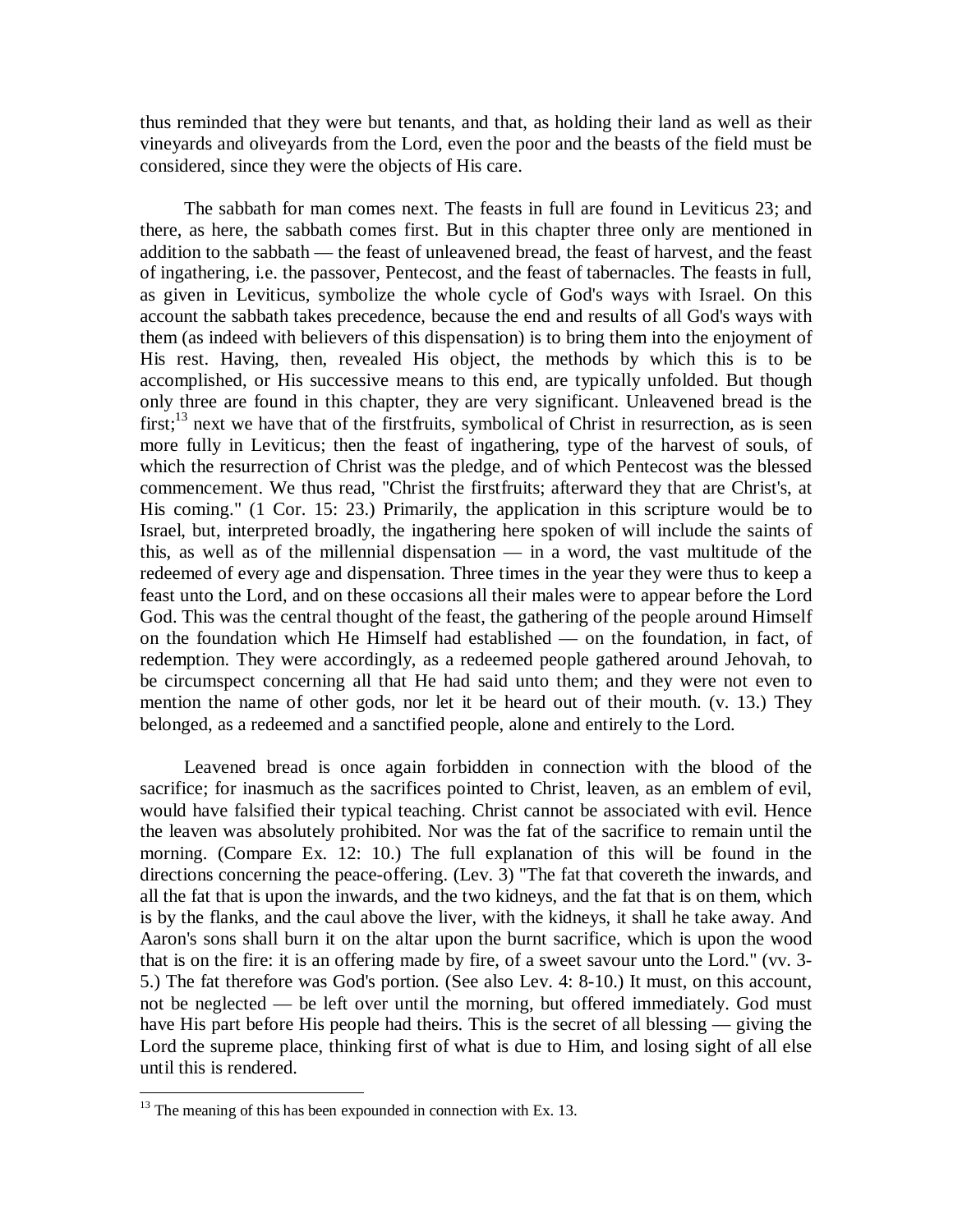thus reminded that they were but tenants, and that, as holding their land as well as their vineyards and oliveyards from the Lord, even the poor and the beasts of the field must be considered, since they were the objects of His care.

The sabbath for man comes next. The feasts in full are found in Leviticus 23; and there, as here, the sabbath comes first. But in this chapter three only are mentioned in addition to the sabbath — the feast of unleavened bread, the feast of harvest, and the feast of ingathering, i.e. the passover, Pentecost, and the feast of tabernacles. The feasts in full, as given in Leviticus, symbolize the whole cycle of God's ways with Israel. On this account the sabbath takes precedence, because the end and results of all God's ways with them (as indeed with believers of this dispensation) is to bring them into the enjoyment of His rest. Having, then, revealed His object, the methods by which this is to be accomplished, or His successive means to this end, are typically unfolded. But though only three are found in this chapter, they are very significant. Unleavened bread is the first;[13] next we have that of the firstfruits, symbolical of Christ in resurrection, as is seen more fully in Leviticus; then the feast of ingathering, type of the harvest of souls, of which the resurrection of Christ was the pledge, and of which Pentecost was the blessed commencement. We thus read, "Christ the firstfruits; afterward they that are Christ's, at His coming." (1 Cor. 15: 23.) Primarily, the application in this scripture would be to Israel, but, interpreted broadly, the ingathering here spoken of will include the saints of this, as well as of the millennial dispensation — in a word, the vast multitude of the redeemed of every age and dispensation. Three times in the year they were thus to keep a feast unto the Lord, and on these occasions all their males were to appear before the Lord God. This was the central thought of the feast, the gathering of the people around Himself on the foundation which He Himself had established — on the foundation, in fact, of redemption. They were accordingly, as a redeemed people gathered around Jehovah, to be circumspect concerning all that He had said unto them; and they were not even to mention the name of other gods, nor let it be heard out of their mouth. (v. 13.) They belonged, as a redeemed and a sanctified people, alone and entirely to the Lord.

Leavened bread is once again forbidden in connection with the blood of the sacrifice; for inasmuch as the sacrifices pointed to Christ, leaven, as an emblem of evil, would have falsified their typical teaching. Christ cannot be associated with evil. Hence the leaven was absolutely prohibited. Nor was the fat of the sacrifice to remain until the morning. (Compare Ex. 12: 10.) The full explanation of this will be found in the directions concerning the peace-offering. (Lev. 3) "The fat that covereth the inwards, and all the fat that is upon the inwards, and the two kidneys, and the fat that is on them, which is by the flanks, and the caul above the liver, with the kidneys, it shall he take away. And Aaron's sons shall burn it on the altar upon the burnt sacrifice, which is upon the wood that is on the fire: it is an offering made by fire, of a sweet savour unto the Lord." (vv. 3-5.) The fat therefore was God's portion. (See also Lev. 4: 8-10.) It must, on this account, not be neglected — be left over until the morning, but offered immediately. God must have His part before His people had theirs. This is the secret of all blessing — giving the Lord the supreme place, thinking first of what is due to Him, and losing sight of all else until this is rendered.

---

[13] The meaning of this has been expounded in connection with Ex. 13.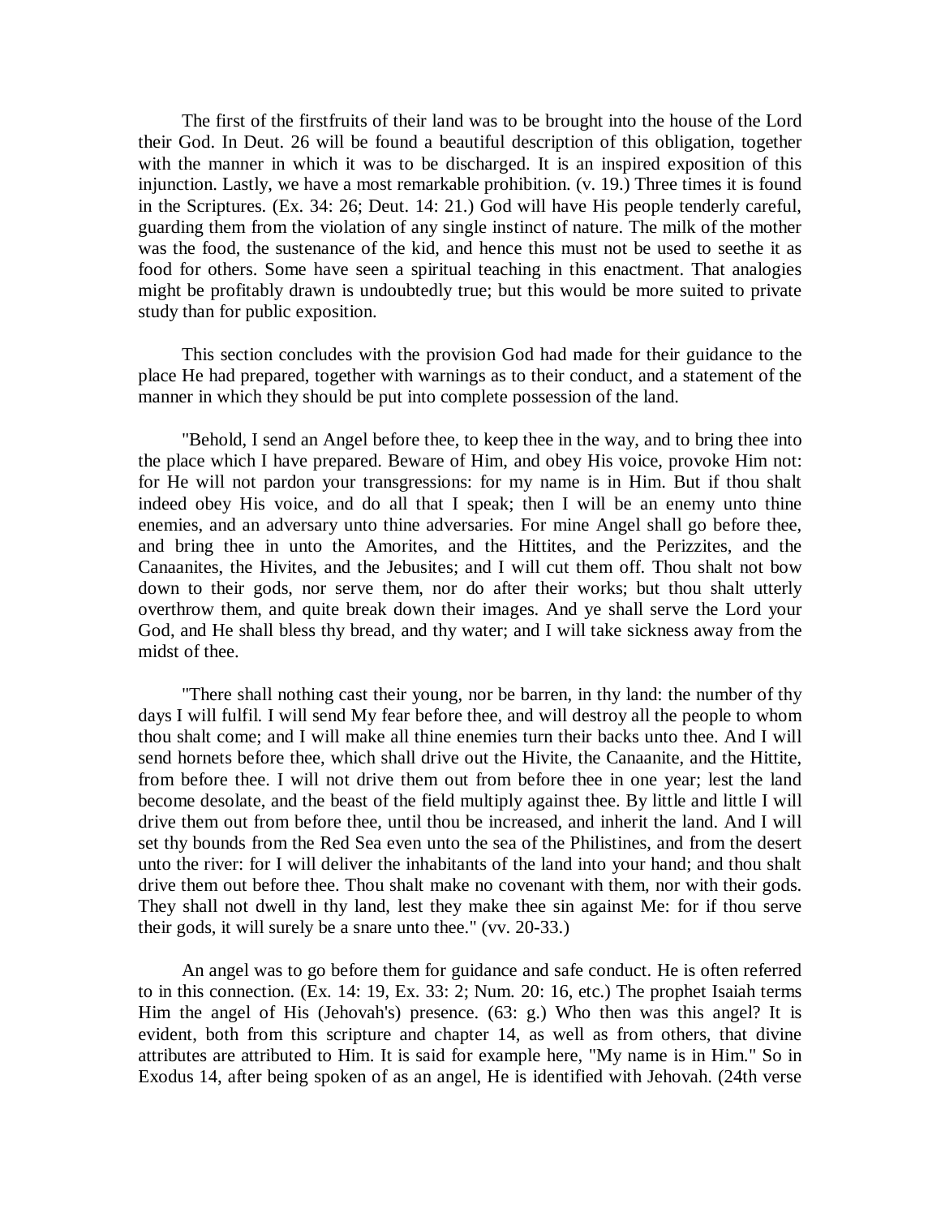The first of the firstfruits of their land was to be brought into the house of the Lord their God. In Deut. 26 will be found a beautiful description of this obligation, together with the manner in which it was to be discharged. It is an inspired exposition of this injunction. Lastly, we have a most remarkable prohibition. (v. 19.) Three times it is found in the Scriptures. (Ex. 34: 26; Deut. 14: 21.) God will have His people tenderly careful, guarding them from the violation of any single instinct of nature. The milk of the mother was the food, the sustenance of the kid, and hence this must not be used to seethe it as food for others. Some have seen a spiritual teaching in this enactment. That analogies might be profitably drawn is undoubtedly true; but this would be more suited to private study than for public exposition.

This section concludes with the provision God had made for their guidance to the place He had prepared, together with warnings as to their conduct, and a statement of the manner in which they should be put into complete possession of the land.

"Behold, I send an Angel before thee, to keep thee in the way, and to bring thee into the place which I have prepared. Beware of Him, and obey His voice, provoke Him not: for He will not pardon your transgressions: for my name is in Him. But if thou shalt indeed obey His voice, and do all that I speak; then I will be an enemy unto thine enemies, and an adversary unto thine adversaries. For mine Angel shall go before thee, and bring thee in unto the Amorites, and the Hittites, and the Perizzites, and the Canaanites, the Hivites, and the Jebusites; and I will cut them off. Thou shalt not bow down to their gods, nor serve them, nor do after their works; but thou shalt utterly overthrow them, and quite break down their images. And ye shall serve the Lord your God, and He shall bless thy bread, and thy water; and I will take sickness away from the midst of thee.

"There shall nothing cast their young, nor be barren, in thy land: the number of thy days I will fulfil. I will send My fear before thee, and will destroy all the people to whom thou shalt come; and I will make all thine enemies turn their backs unto thee. And I will send hornets before thee, which shall drive out the Hivite, the Canaanite, and the Hittite, from before thee. I will not drive them out from before thee in one year; lest the land become desolate, and the beast of the field multiply against thee. By little and little I will drive them out from before thee, until thou be increased, and inherit the land. And I will set thy bounds from the Red Sea even unto the sea of the Philistines, and from the desert unto the river: for I will deliver the inhabitants of the land into your hand; and thou shalt drive them out before thee. Thou shalt make no covenant with them, nor with their gods. They shall not dwell in thy land, lest they make thee sin against Me: for if thou serve their gods, it will surely be a snare unto thee." (vv. 20-33.)

An angel was to go before them for guidance and safe conduct. He is often referred to in this connection. (Ex. 14: 19, Ex. 33: 2; Num. 20: 16, etc.) The prophet Isaiah terms Him the angel of His (Jehovah's) presence. (63: g.) Who then was this angel? It is evident, both from this scripture and chapter 14, as well as from others, that divine attributes are attributed to Him. It is said for example here, "My name is in Him." So in Exodus 14, after being spoken of as an angel, He is identified with Jehovah. (24th verse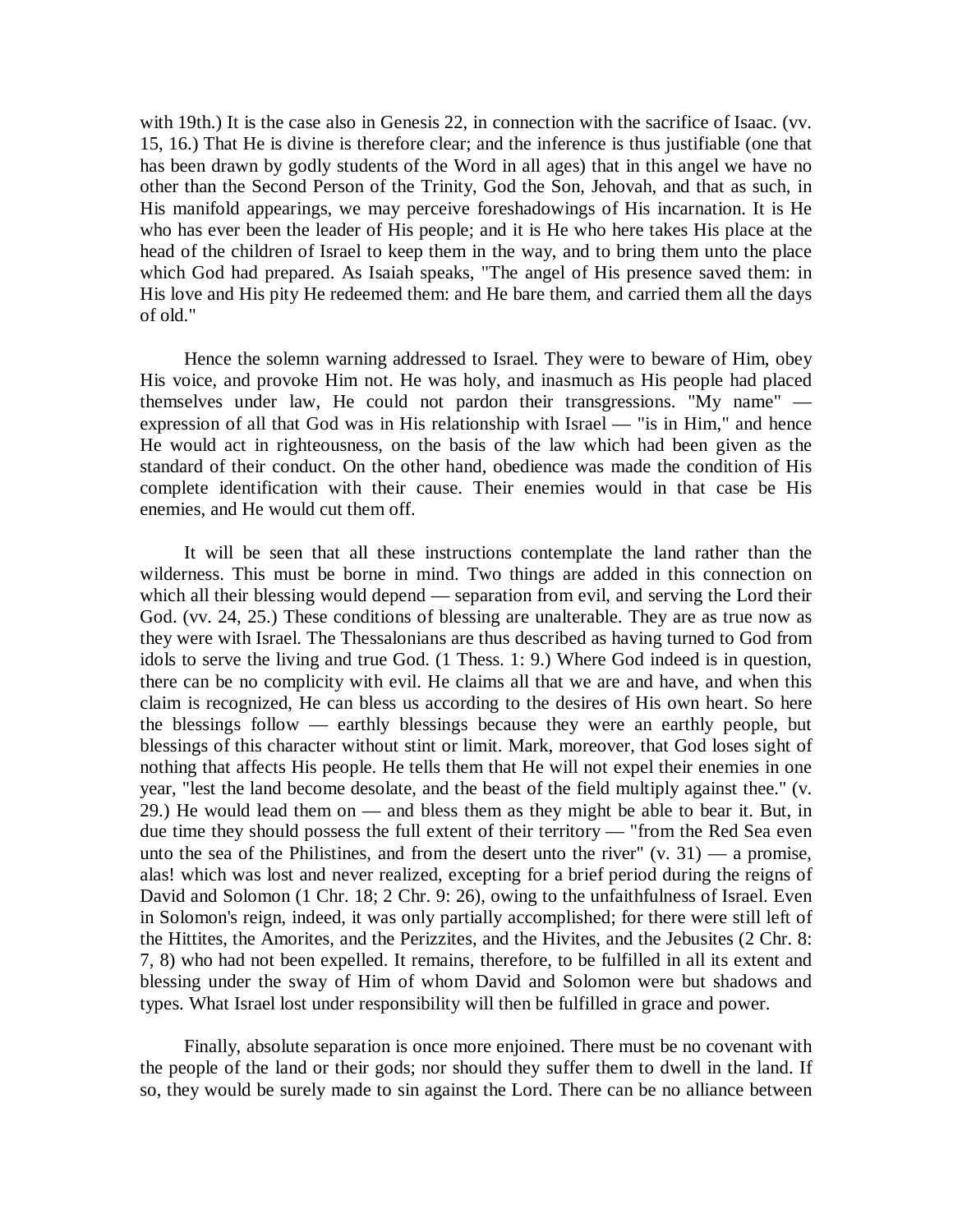with 19th.) It is the case also in Genesis 22, in connection with the sacrifice of Isaac. (vv. 15, 16.) That He is divine is therefore clear; and the inference is thus justifiable (one that has been drawn by godly students of the Word in all ages) that in this angel we have no other than the Second Person of the Trinity, God the Son, Jehovah, and that as such, in His manifold appearings, we may perceive foreshadowings of His incarnation. It is He who has ever been the leader of His people; and it is He who here takes His place at the head of the children of Israel to keep them in the way, and to bring them unto the place which God had prepared. As Isaiah speaks, "The angel of His presence saved them: in His love and His pity He redeemed them: and He bare them, and carried them all the days of old."

Hence the solemn warning addressed to Israel. They were to beware of Him, obey His voice, and provoke Him not. He was holy, and inasmuch as His people had placed themselves under law, He could not pardon their transgressions. "My name" — expression of all that God was in His relationship with Israel — "is in Him," and hence He would act in righteousness, on the basis of the law which had been given as the standard of their conduct. On the other hand, obedience was made the condition of His complete identification with their cause. Their enemies would in that case be His enemies, and He would cut them off.

It will be seen that all these instructions contemplate the land rather than the wilderness. This must be borne in mind. Two things are added in this connection on which all their blessing would depend — separation from evil, and serving the Lord their God. (vv. 24, 25.) These conditions of blessing are unalterable. They are as true now as they were with Israel. The Thessalonians are thus described as having turned to God from idols to serve the living and true God. (1 Thess. 1: 9.) Where God indeed is in question, there can be no complicity with evil. He claims all that we are and have, and when this claim is recognized, He can bless us according to the desires of His own heart. So here the blessings follow — earthly blessings because they were an earthly people, but blessings of this character without stint or limit. Mark, moreover, that God loses sight of nothing that affects His people. He tells them that He will not expel their enemies in one year, "lest the land become desolate, and the beast of the field multiply against thee." (v. 29.) He would lead them on — and bless them as they might be able to bear it. But, in due time they should possess the full extent of their territory — "from the Red Sea even unto the sea of the Philistines, and from the desert unto the river" (v. 31) — a promise, alas! which was lost and never realized, excepting for a brief period during the reigns of David and Solomon (1 Chr. 18; 2 Chr. 9: 26), owing to the unfaithfulness of Israel. Even in Solomon's reign, indeed, it was only partially accomplished; for there were still left of the Hittites, the Amorites, and the Perizzites, and the Hivites, and the Jebusites (2 Chr. 8: 7, 8) who had not been expelled. It remains, therefore, to be fulfilled in all its extent and blessing under the sway of Him of whom David and Solomon were but shadows and types. What Israel lost under responsibility will then be fulfilled in grace and power.

Finally, absolute separation is once more enjoined. There must be no covenant with the people of the land or their gods; nor should they suffer them to dwell in the land. If so, they would be surely made to sin against the Lord. There can be no alliance between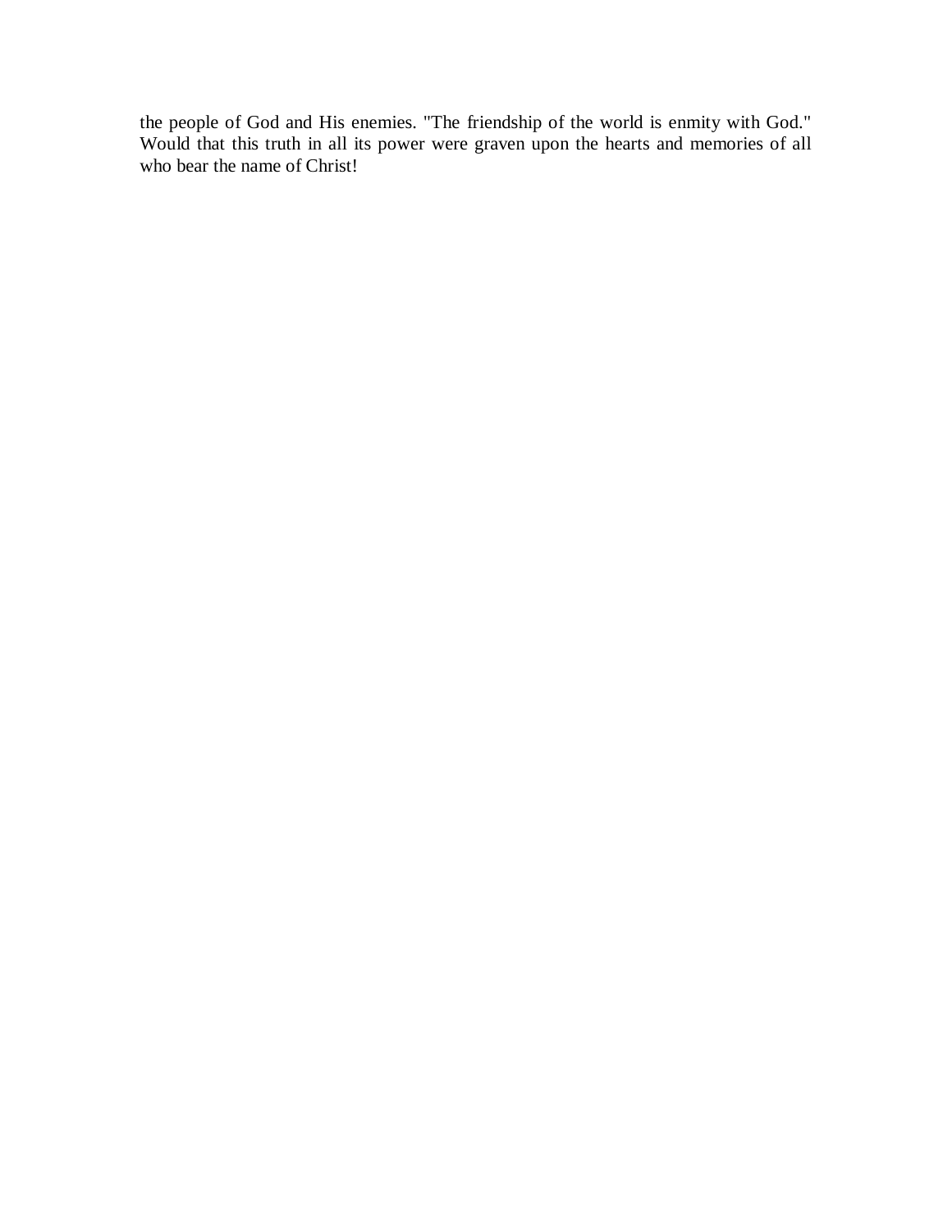the people of God and His enemies. "The friendship of the world is enmity with God." Would that this truth in all its power were graven upon the hearts and memories of all who bear the name of Christ!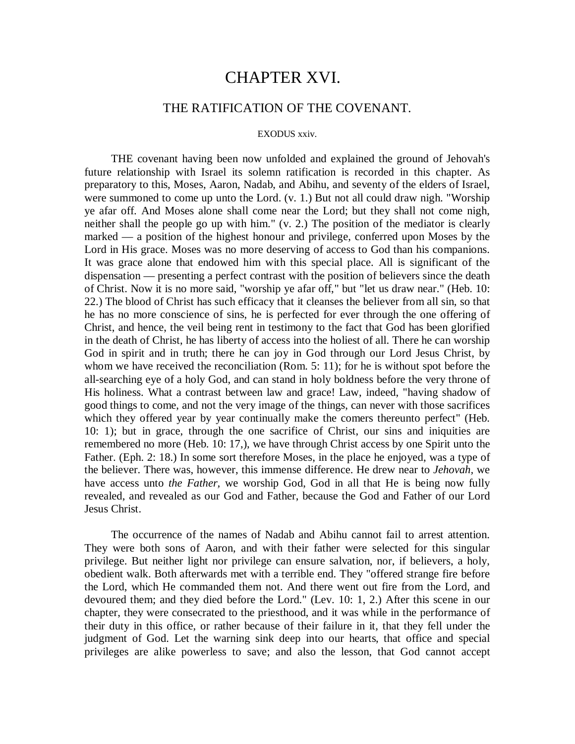# CHAPTER XVI.

## THE RATIFICATION OF THE COVENANT.

EXODUS xxiv.

THE covenant having been now unfolded and explained the ground of Jehovah's future relationship with Israel its solemn ratification is recorded in this chapter. As preparatory to this, Moses, Aaron, Nadab, and Abihu, and seventy of the elders of Israel, were summoned to come up unto the Lord. (v. 1.) But not all could draw nigh. "Worship ye afar off. And Moses alone shall come near the Lord; but they shall not come nigh, neither shall the people go up with him." (v. 2.) The position of the mediator is clearly marked — a position of the highest honour and privilege, conferred upon Moses by the Lord in His grace. Moses was no more deserving of access to God than his companions. It was grace alone that endowed him with this special place. All is significant of the dispensation — presenting a perfect contrast with the position of believers since the death of Christ. Now it is no more said, "worship ye afar off," but "let us draw near." (Heb. 10: 22.) The blood of Christ has such efficacy that it cleanses the believer from all sin, so that he has no more conscience of sins, he is perfected for ever through the one offering of Christ, and hence, the veil being rent in testimony to the fact that God has been glorified in the death of Christ, he has liberty of access into the holiest of all. There he can worship God in spirit and in truth; there he can joy in God through our Lord Jesus Christ, by whom we have received the reconciliation (Rom. 5: 11); for he is without spot before the all-searching eye of a holy God, and can stand in holy boldness before the very throne of His holiness. What a contrast between law and grace! Law, indeed, "having shadow of good things to come, and not the very image of the things, can never with those sacrifices which they offered year by year continually make the comers thereunto perfect" (Heb. 10: 1); but in grace, through the one sacrifice of Christ, our sins and iniquities are remembered no more (Heb. 10: 17,), we have through Christ access by one Spirit unto the Father. (Eph. 2: 18.) In some sort therefore Moses, in the place he enjoyed, was a type of the believer. There was, however, this immense difference. He drew near to *Jehovah,* we have access unto *the Father,* we worship God, God in all that He is being now fully revealed, and revealed as our God and Father, because the God and Father of our Lord Jesus Christ.

The occurrence of the names of Nadab and Abihu cannot fail to arrest attention. They were both sons of Aaron, and with their father were selected for this singular privilege. But neither light nor privilege can ensure salvation, nor, if believers, a holy, obedient walk. Both afterwards met with a terrible end. They "offered strange fire before the Lord, which He commanded them not. And there went out fire from the Lord, and devoured them; and they died before the Lord." (Lev. 10: 1, 2.) After this scene in our chapter, they were consecrated to the priesthood, and it was while in the performance of their duty in this office, or rather because of their failure in it, that they fell under the judgment of God. Let the warning sink deep into our hearts, that office and special privileges are alike powerless to save; and also the lesson, that God cannot accept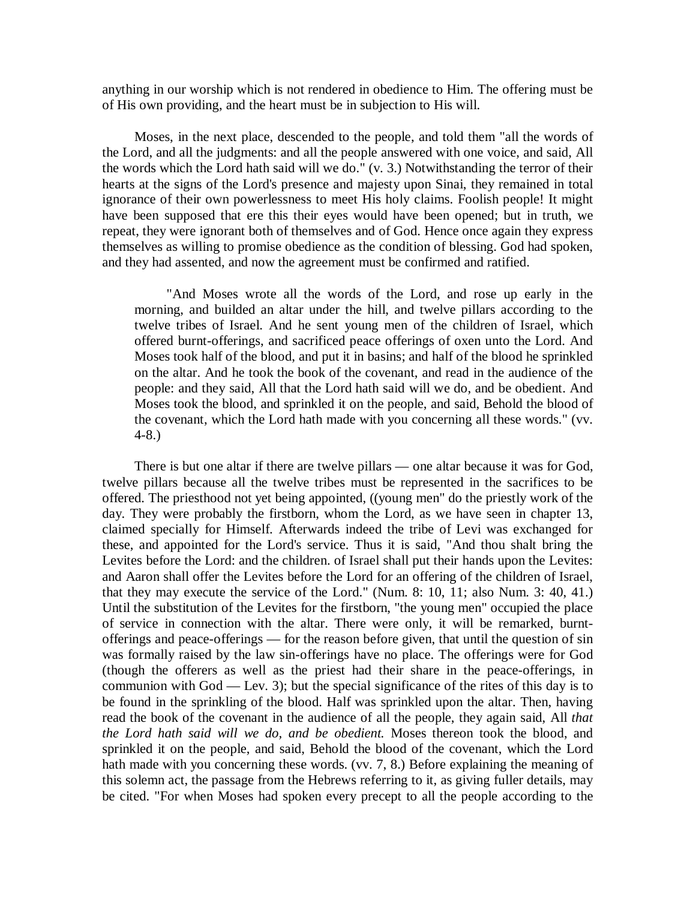anything in our worship which is not rendered in obedience to Him. The offering must be of His own providing, and the heart must be in subjection to His will.

Moses, in the next place, descended to the people, and told them "all the words of the Lord, and all the judgments: and all the people answered with one voice, and said, All the words which the Lord hath said will we do." (v. 3.) Notwithstanding the terror of their hearts at the signs of the Lord's presence and majesty upon Sinai, they remained in total ignorance of their own powerlessness to meet His holy claims. Foolish people! It might have been supposed that ere this their eyes would have been opened; but in truth, we repeat, they were ignorant both of themselves and of God. Hence once again they express themselves as willing to promise obedience as the condition of blessing. God had spoken, and they had assented, and now the agreement must be confirmed and ratified.

> "And Moses wrote all the words of the Lord, and rose up early in the morning, and builded an altar under the hill, and twelve pillars according to the twelve tribes of Israel. And he sent young men of the children of Israel, which offered burnt-offerings, and sacrificed peace offerings of oxen unto the Lord. And Moses took half of the blood, and put it in basins; and half of the blood he sprinkled on the altar. And he took the book of the covenant, and read in the audience of the people: and they said, All that the Lord hath said will we do, and be obedient. And Moses took the blood, and sprinkled it on the people, and said, Behold the blood of the covenant, which the Lord hath made with you concerning all these words." (vv. 4-8.)

There is but one altar if there are twelve pillars — one altar because it was for God, twelve pillars because all the twelve tribes must be represented in the sacrifices to be offered. The priesthood not yet being appointed, ((young men" do the priestly work of the day. They were probably the firstborn, whom the Lord, as we have seen in chapter 13, claimed specially for Himself. Afterwards indeed the tribe of Levi was exchanged for these, and appointed for the Lord's service. Thus it is said, "And thou shalt bring the Levites before the Lord: and the children. of Israel shall put their hands upon the Levites: and Aaron shall offer the Levites before the Lord for an offering of the children of Israel, that they may execute the service of the Lord." (Num. 8: 10, 11; also Num. 3: 40, 41.) Until the substitution of the Levites for the firstborn, "the young men" occupied the place of service in connection with the altar. There were only, it will be remarked, burnt-offerings and peace-offerings — for the reason before given, that until the question of sin was formally raised by the law sin-offerings have no place. The offerings were for God (though the offerers as well as the priest had their share in the peace-offerings, in communion with God — Lev. 3); but the special significance of the rites of this day is to be found in the sprinkling of the blood. Half was sprinkled upon the altar. Then, having read the book of the covenant in the audience of all the people, they again said, All *that the Lord hath said will we do, and be obedient.* Moses thereon took the blood, and sprinkled it on the people, and said, Behold the blood of the covenant, which the Lord hath made with you concerning these words. (vv. 7, 8.) Before explaining the meaning of this solemn act, the passage from the Hebrews referring to it, as giving fuller details, may be cited. "For when Moses had spoken every precept to all the people according to the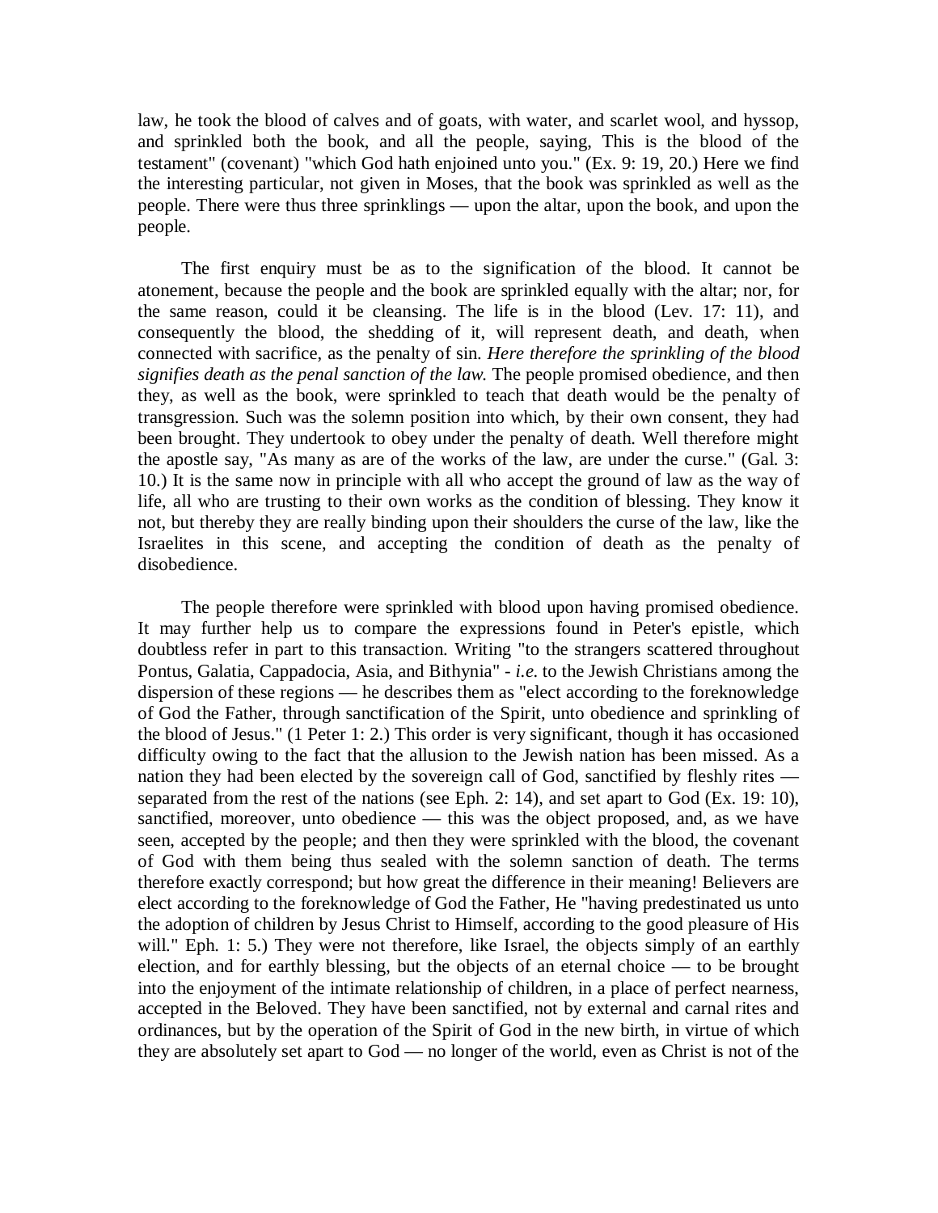law, he took the blood of calves and of goats, with water, and scarlet wool, and hyssop, and sprinkled both the book, and all the people, saying, This is the blood of the testament" (covenant) "which God hath enjoined unto you." (Ex. 9: 19, 20.) Here we find the interesting particular, not given in Moses, that the book was sprinkled as well as the people. There were thus three sprinklings — upon the altar, upon the book, and upon the people.

The first enquiry must be as to the signification of the blood. It cannot be atonement, because the people and the book are sprinkled equally with the altar; nor, for the same reason, could it be cleansing. The life is in the blood (Lev. 17: 11), and consequently the blood, the shedding of it, will represent death, and death, when connected with sacrifice, as the penalty of sin. *Here therefore the sprinkling of the blood signifies death as the penal sanction of the law.* The people promised obedience, and then they, as well as the book, were sprinkled to teach that death would be the penalty of transgression. Such was the solemn position into which, by their own consent, they had been brought. They undertook to obey under the penalty of death. Well therefore might the apostle say, "As many as are of the works of the law, are under the curse." (Gal. 3: 10.) It is the same now in principle with all who accept the ground of law as the way of life, all who are trusting to their own works as the condition of blessing. They know it not, but thereby they are really binding upon their shoulders the curse of the law, like the Israelites in this scene, and accepting the condition of death as the penalty of disobedience.

The people therefore were sprinkled with blood upon having promised obedience. It may further help us to compare the expressions found in Peter's epistle, which doubtless refer in part to this transaction. Writing "to the strangers scattered throughout Pontus, Galatia, Cappadocia, Asia, and Bithynia" - *i.e.* to the Jewish Christians among the dispersion of these regions — he describes them as "elect according to the foreknowledge of God the Father, through sanctification of the Spirit, unto obedience and sprinkling of the blood of Jesus." (1 Peter 1: 2.) This order is very significant, though it has occasioned difficulty owing to the fact that the allusion to the Jewish nation has been missed. As a nation they had been elected by the sovereign call of God, sanctified by fleshly rites — separated from the rest of the nations (see Eph. 2: 14), and set apart to God (Ex. 19: 10), sanctified, moreover, unto obedience — this was the object proposed, and, as we have seen, accepted by the people; and then they were sprinkled with the blood, the covenant of God with them being thus sealed with the solemn sanction of death. The terms therefore exactly correspond; but how great the difference in their meaning! Believers are elect according to the foreknowledge of God the Father, He "having predestinated us unto the adoption of children by Jesus Christ to Himself, according to the good pleasure of His will." Eph. 1: 5.) They were not therefore, like Israel, the objects simply of an earthly election, and for earthly blessing, but the objects of an eternal choice — to be brought into the enjoyment of the intimate relationship of children, in a place of perfect nearness, accepted in the Beloved. They have been sanctified, not by external and carnal rites and ordinances, but by the operation of the Spirit of God in the new birth, in virtue of which they are absolutely set apart to God — no longer of the world, even as Christ is not of the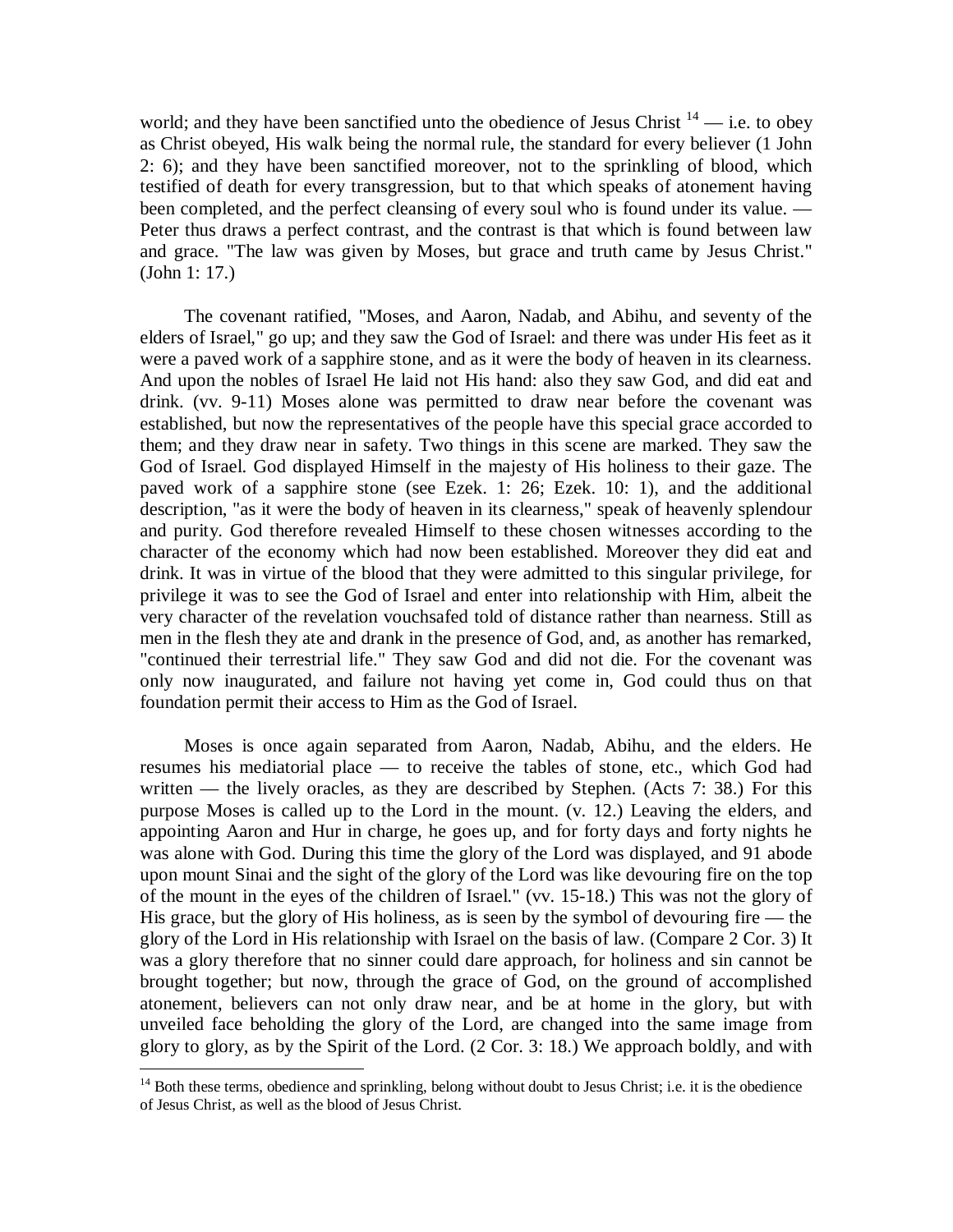world; and they have been sanctified unto the obedience of Jesus Christ [14] — i.e. to obey as Christ obeyed, His walk being the normal rule, the standard for every believer (1 John 2: 6); and they have been sanctified moreover, not to the sprinkling of blood, which testified of death for every transgression, but to that which speaks of atonement having been completed, and the perfect cleansing of every soul who is found under its value. — Peter thus draws a perfect contrast, and the contrast is that which is found between law and grace. "The law was given by Moses, but grace and truth came by Jesus Christ." (John 1: 17.)

The covenant ratified, "Moses, and Aaron, Nadab, and Abihu, and seventy of the elders of Israel," go up; and they saw the God of Israel: and there was under His feet as it were a paved work of a sapphire stone, and as it were the body of heaven in its clearness. And upon the nobles of Israel He laid not His hand: also they saw God, and did eat and drink. (vv. 9-11) Moses alone was permitted to draw near before the covenant was established, but now the representatives of the people have this special grace accorded to them; and they draw near in safety. Two things in this scene are marked. They saw the God of Israel. God displayed Himself in the majesty of His holiness to their gaze. The paved work of a sapphire stone (see Ezek. 1: 26; Ezek. 10: 1), and the additional description, "as it were the body of heaven in its clearness," speak of heavenly splendour and purity. God therefore revealed Himself to these chosen witnesses according to the character of the economy which had now been established. Moreover they did eat and drink. It was in virtue of the blood that they were admitted to this singular privilege, for privilege it was to see the God of Israel and enter into relationship with Him, albeit the very character of the revelation vouchsafed told of distance rather than nearness. Still as men in the flesh they ate and drank in the presence of God, and, as another has remarked, "continued their terrestrial life." They saw God and did not die. For the covenant was only now inaugurated, and failure not having yet come in, God could thus on that foundation permit their access to Him as the God of Israel.

Moses is once again separated from Aaron, Nadab, Abihu, and the elders. He resumes his mediatorial place — to receive the tables of stone, etc., which God had written — the lively oracles, as they are described by Stephen. (Acts 7: 38.) For this purpose Moses is called up to the Lord in the mount. (v. 12.) Leaving the elders, and appointing Aaron and Hur in charge, he goes up, and for forty days and forty nights he was alone with God. During this time the glory of the Lord was displayed, and 91 abode upon mount Sinai and the sight of the glory of the Lord was like devouring fire on the top of the mount in the eyes of the children of Israel." (vv. 15-18.) This was not the glory of His grace, but the glory of His holiness, as is seen by the symbol of devouring fire — the glory of the Lord in His relationship with Israel on the basis of law. (Compare 2 Cor. 3) It was a glory therefore that no sinner could dare approach, for holiness and sin cannot be brought together; but now, through the grace of God, on the ground of accomplished atonement, believers can not only draw near, and be at home in the glory, but with unveiled face beholding the glory of the Lord, are changed into the same image from glory to glory, as by the Spirit of the Lord. (2 Cor. 3: 18.) We approach boldly, and with

---

[14] Both these terms, obedience and sprinkling, belong without doubt to Jesus Christ; i.e. it is the obedience of Jesus Christ, as well as the blood of Jesus Christ.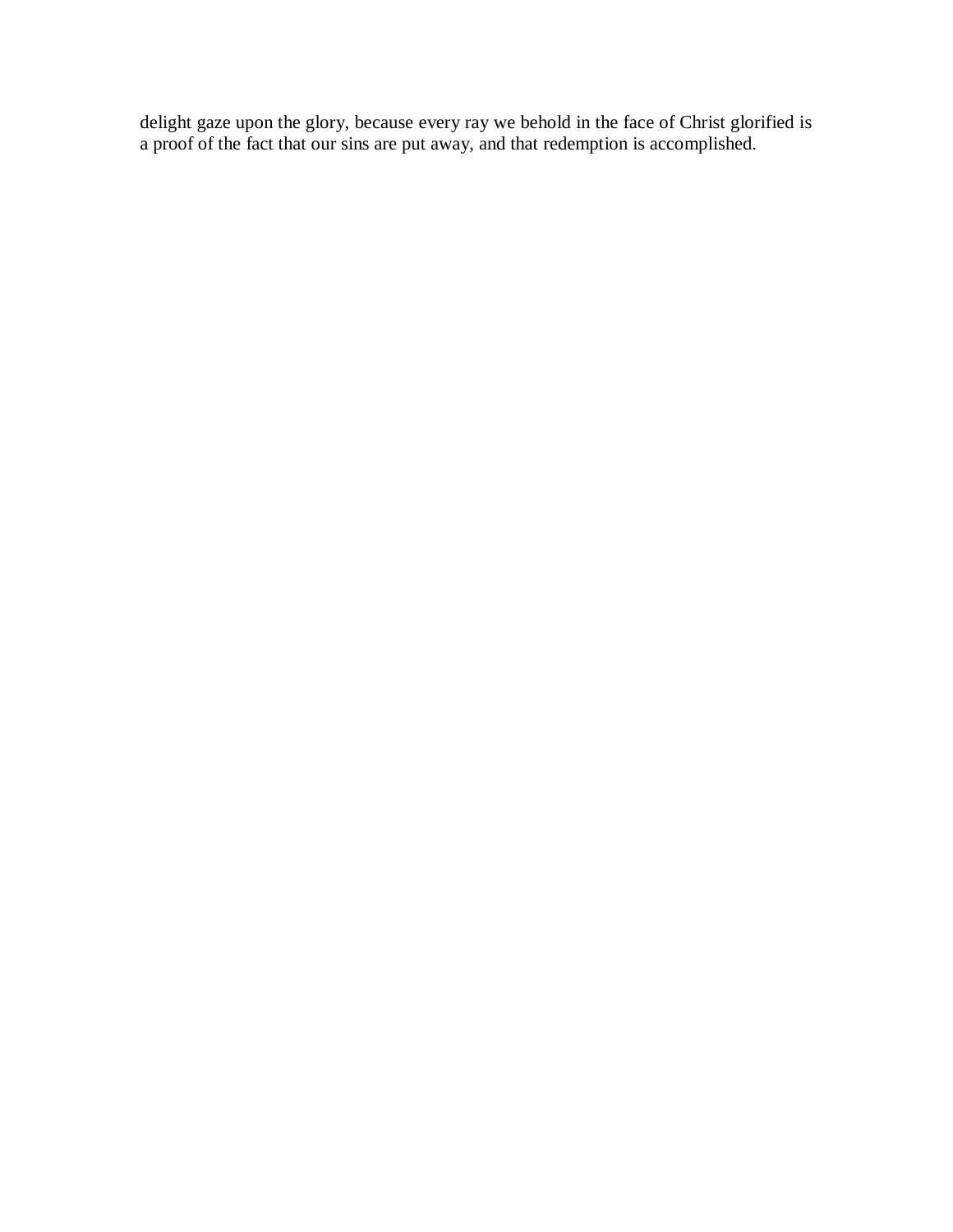delight gaze upon the glory, because every ray we behold in the face of Christ glorified is a proof of the fact that our sins are put away, and that redemption is accomplished.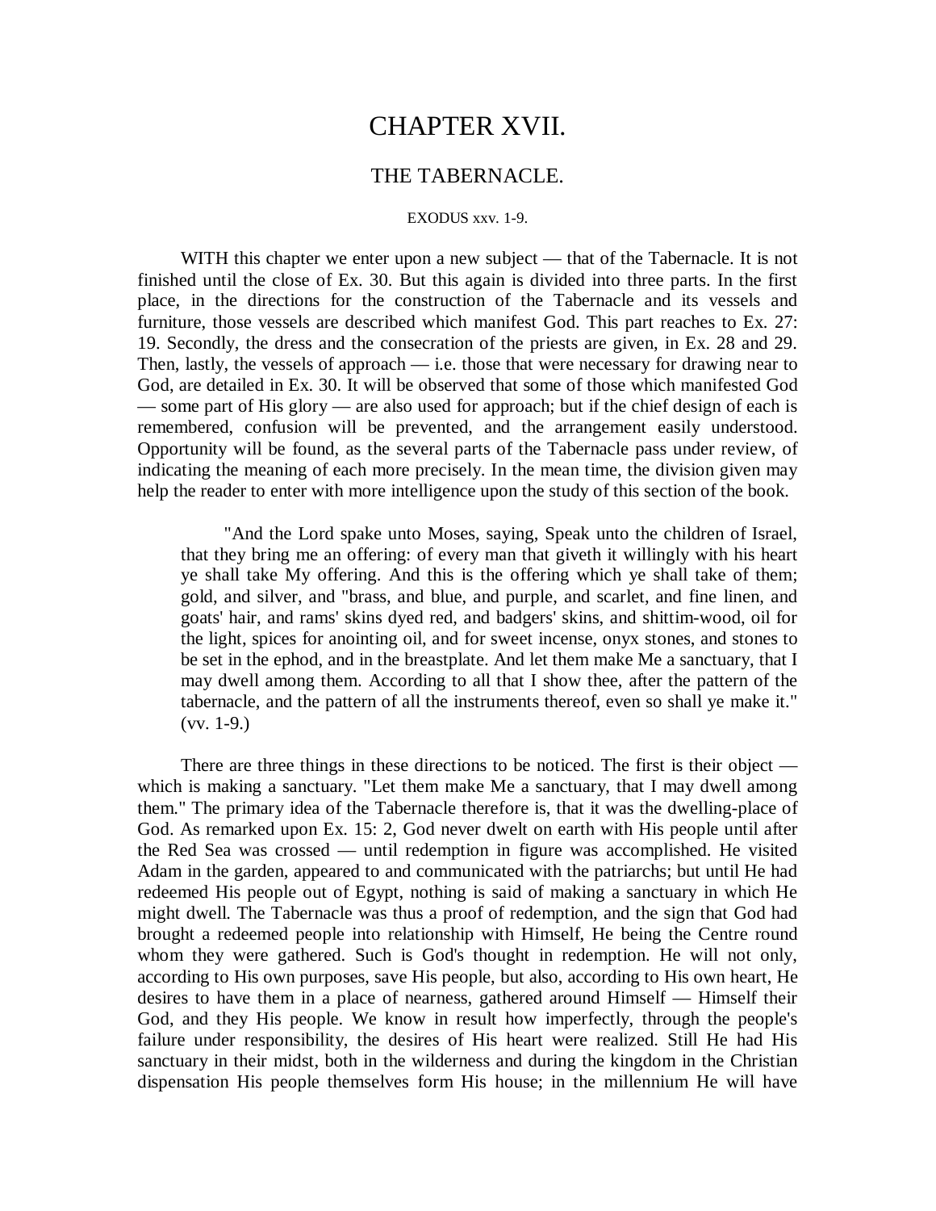# CHAPTER XVII.

## THE TABERNACLE.

EXODUS xxv. 1-9.

WITH this chapter we enter upon a new subject — that of the Tabernacle. It is not finished until the close of Ex. 30. But this again is divided into three parts. In the first place, in the directions for the construction of the Tabernacle and its vessels and furniture, those vessels are described which manifest God. This part reaches to Ex. 27: 19. Secondly, the dress and the consecration of the priests are given, in Ex. 28 and 29. Then, lastly, the vessels of approach — i.e. those that were necessary for drawing near to God, are detailed in Ex. 30. It will be observed that some of those which manifested God — some part of His glory — are also used for approach; but if the chief design of each is remembered, confusion will be prevented, and the arrangement easily understood. Opportunity will be found, as the several parts of the Tabernacle pass under review, of indicating the meaning of each more precisely. In the mean time, the division given may help the reader to enter with more intelligence upon the study of this section of the book.

> "And the Lord spake unto Moses, saying, Speak unto the children of Israel, that they bring me an offering: of every man that giveth it willingly with his heart ye shall take My offering. And this is the offering which ye shall take of them; gold, and silver, and "brass, and blue, and purple, and scarlet, and fine linen, and goats' hair, and rams' skins dyed red, and badgers' skins, and shittim-wood, oil for the light, spices for anointing oil, and for sweet incense, onyx stones, and stones to be set in the ephod, and in the breastplate. And let them make Me a sanctuary, that I may dwell among them. According to all that I show thee, after the pattern of the tabernacle, and the pattern of all the instruments thereof, even so shall ye make it." (vv. 1-9.)

There are three things in these directions to be noticed. The first is their object — which is making a sanctuary. "Let them make Me a sanctuary, that I may dwell among them." The primary idea of the Tabernacle therefore is, that it was the dwelling-place of God. As remarked upon Ex. 15: 2, God never dwelt on earth with His people until after the Red Sea was crossed — until redemption in figure was accomplished. He visited Adam in the garden, appeared to and communicated with the patriarchs; but until He had redeemed His people out of Egypt, nothing is said of making a sanctuary in which He might dwell. The Tabernacle was thus a proof of redemption, and the sign that God had brought a redeemed people into relationship with Himself, He being the Centre round whom they were gathered. Such is God's thought in redemption. He will not only, according to His own purposes, save His people, but also, according to His own heart, He desires to have them in a place of nearness, gathered around Himself — Himself their God, and they His people. We know in result how imperfectly, through the people's failure under responsibility, the desires of His heart were realized. Still He had His sanctuary in their midst, both in the wilderness and during the kingdom in the Christian dispensation His people themselves form His house; in the millennium He will have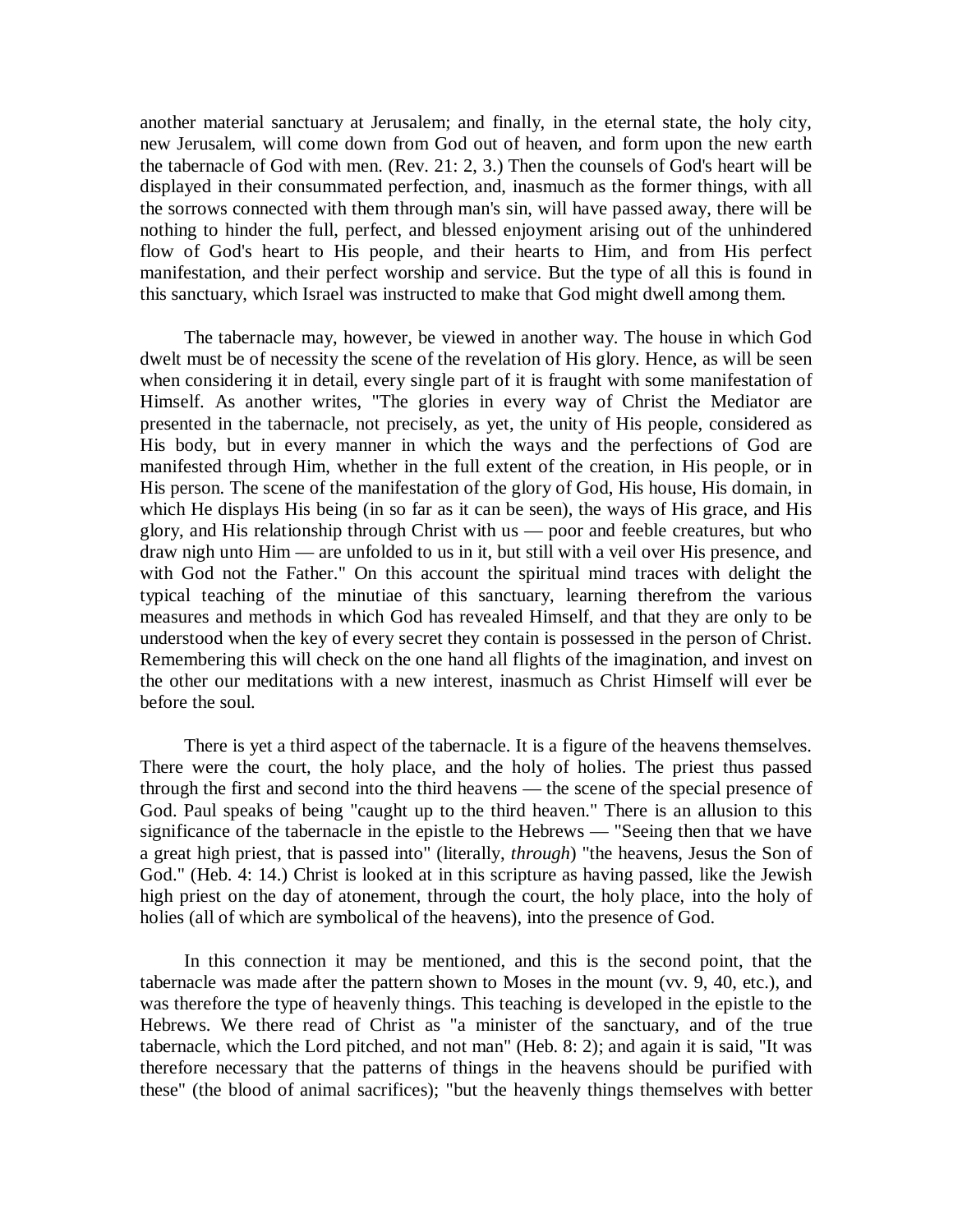another material sanctuary at Jerusalem; and finally, in the eternal state, the holy city, new Jerusalem, will come down from God out of heaven, and form upon the new earth the tabernacle of God with men. (Rev. 21: 2, 3.) Then the counsels of God's heart will be displayed in their consummated perfection, and, inasmuch as the former things, with all the sorrows connected with them through man's sin, will have passed away, there will be nothing to hinder the full, perfect, and blessed enjoyment arising out of the unhindered flow of God's heart to His people, and their hearts to Him, and from His perfect manifestation, and their perfect worship and service. But the type of all this is found in this sanctuary, which Israel was instructed to make that God might dwell among them.

The tabernacle may, however, be viewed in another way. The house in which God dwelt must be of necessity the scene of the revelation of His glory. Hence, as will be seen when considering it in detail, every single part of it is fraught with some manifestation of Himself. As another writes, "The glories in every way of Christ the Mediator are presented in the tabernacle, not precisely, as yet, the unity of His people, considered as His body, but in every manner in which the ways and the perfections of God are manifested through Him, whether in the full extent of the creation, in His people, or in His person. The scene of the manifestation of the glory of God, His house, His domain, in which He displays His being (in so far as it can be seen), the ways of His grace, and His glory, and His relationship through Christ with us — poor and feeble creatures, but who draw nigh unto Him — are unfolded to us in it, but still with a veil over His presence, and with God not the Father." On this account the spiritual mind traces with delight the typical teaching of the minutiae of this sanctuary, learning therefrom the various measures and methods in which God has revealed Himself, and that they are only to be understood when the key of every secret they contain is possessed in the person of Christ. Remembering this will check on the one hand all flights of the imagination, and invest on the other our meditations with a new interest, inasmuch as Christ Himself will ever be before the soul.

There is yet a third aspect of the tabernacle. It is a figure of the heavens themselves. There were the court, the holy place, and the holy of holies. The priest thus passed through the first and second into the third heavens — the scene of the special presence of God. Paul speaks of being "caught up to the third heaven." There is an allusion to this significance of the tabernacle in the epistle to the Hebrews — "Seeing then that we have a great high priest, that is passed into" (literally, *through*) "the heavens, Jesus the Son of God." (Heb. 4: 14.) Christ is looked at in this scripture as having passed, like the Jewish high priest on the day of atonement, through the court, the holy place, into the holy of holies (all of which are symbolical of the heavens), into the presence of God.

In this connection it may be mentioned, and this is the second point, that the tabernacle was made after the pattern shown to Moses in the mount (vv. 9, 40, etc.), and was therefore the type of heavenly things. This teaching is developed in the epistle to the Hebrews. We there read of Christ as "a minister of the sanctuary, and of the true tabernacle, which the Lord pitched, and not man" (Heb. 8: 2); and again it is said, "It was therefore necessary that the patterns of things in the heavens should be purified with these" (the blood of animal sacrifices); "but the heavenly things themselves with better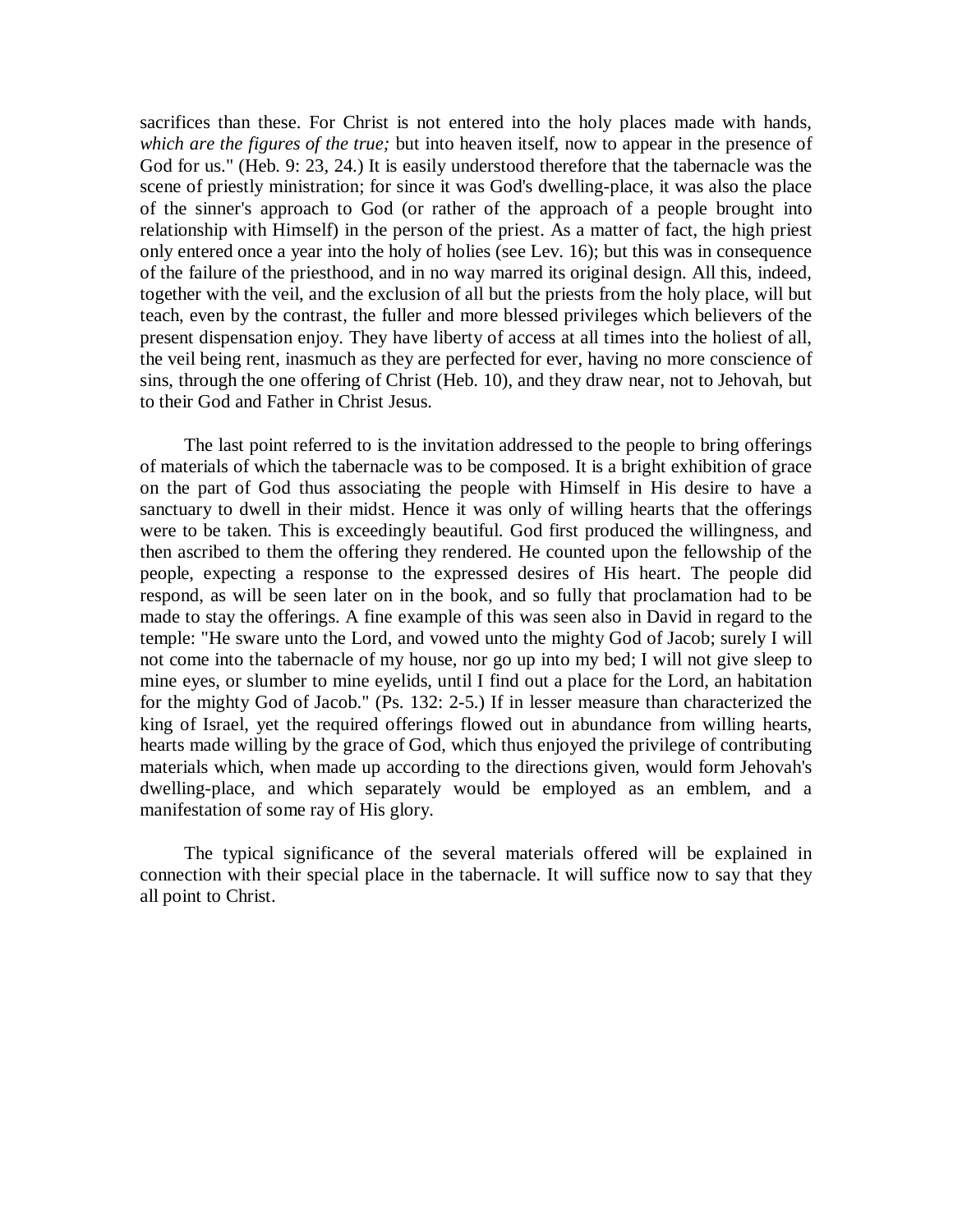sacrifices than these. For Christ is not entered into the holy places made with hands, *which are the figures of the true;* but into heaven itself, now to appear in the presence of God for us." (Heb. 9: 23, 24.) It is easily understood therefore that the tabernacle was the scene of priestly ministration; for since it was God's dwelling-place, it was also the place of the sinner's approach to God (or rather of the approach of a people brought into relationship with Himself) in the person of the priest. As a matter of fact, the high priest only entered once a year into the holy of holies (see Lev. 16); but this was in consequence of the failure of the priesthood, and in no way marred its original design. All this, indeed, together with the veil, and the exclusion of all but the priests from the holy place, will but teach, even by the contrast, the fuller and more blessed privileges which believers of the present dispensation enjoy. They have liberty of access at all times into the holiest of all, the veil being rent, inasmuch as they are perfected for ever, having no more conscience of sins, through the one offering of Christ (Heb. 10), and they draw near, not to Jehovah, but to their God and Father in Christ Jesus.

The last point referred to is the invitation addressed to the people to bring offerings of materials of which the tabernacle was to be composed. It is a bright exhibition of grace on the part of God thus associating the people with Himself in His desire to have a sanctuary to dwell in their midst. Hence it was only of willing hearts that the offerings were to be taken. This is exceedingly beautiful. God first produced the willingness, and then ascribed to them the offering they rendered. He counted upon the fellowship of the people, expecting a response to the expressed desires of His heart. The people did respond, as will be seen later on in the book, and so fully that proclamation had to be made to stay the offerings. A fine example of this was seen also in David in regard to the temple: "He sware unto the Lord, and vowed unto the mighty God of Jacob; surely I will not come into the tabernacle of my house, nor go up into my bed; I will not give sleep to mine eyes, or slumber to mine eyelids, until I find out a place for the Lord, an habitation for the mighty God of Jacob." (Ps. 132: 2-5.) If in lesser measure than characterized the king of Israel, yet the required offerings flowed out in abundance from willing hearts, hearts made willing by the grace of God, which thus enjoyed the privilege of contributing materials which, when made up according to the directions given, would form Jehovah's dwelling-place, and which separately would be employed as an emblem, and a manifestation of some ray of His glory.

The typical significance of the several materials offered will be explained in connection with their special place in the tabernacle. It will suffice now to say that they all point to Christ.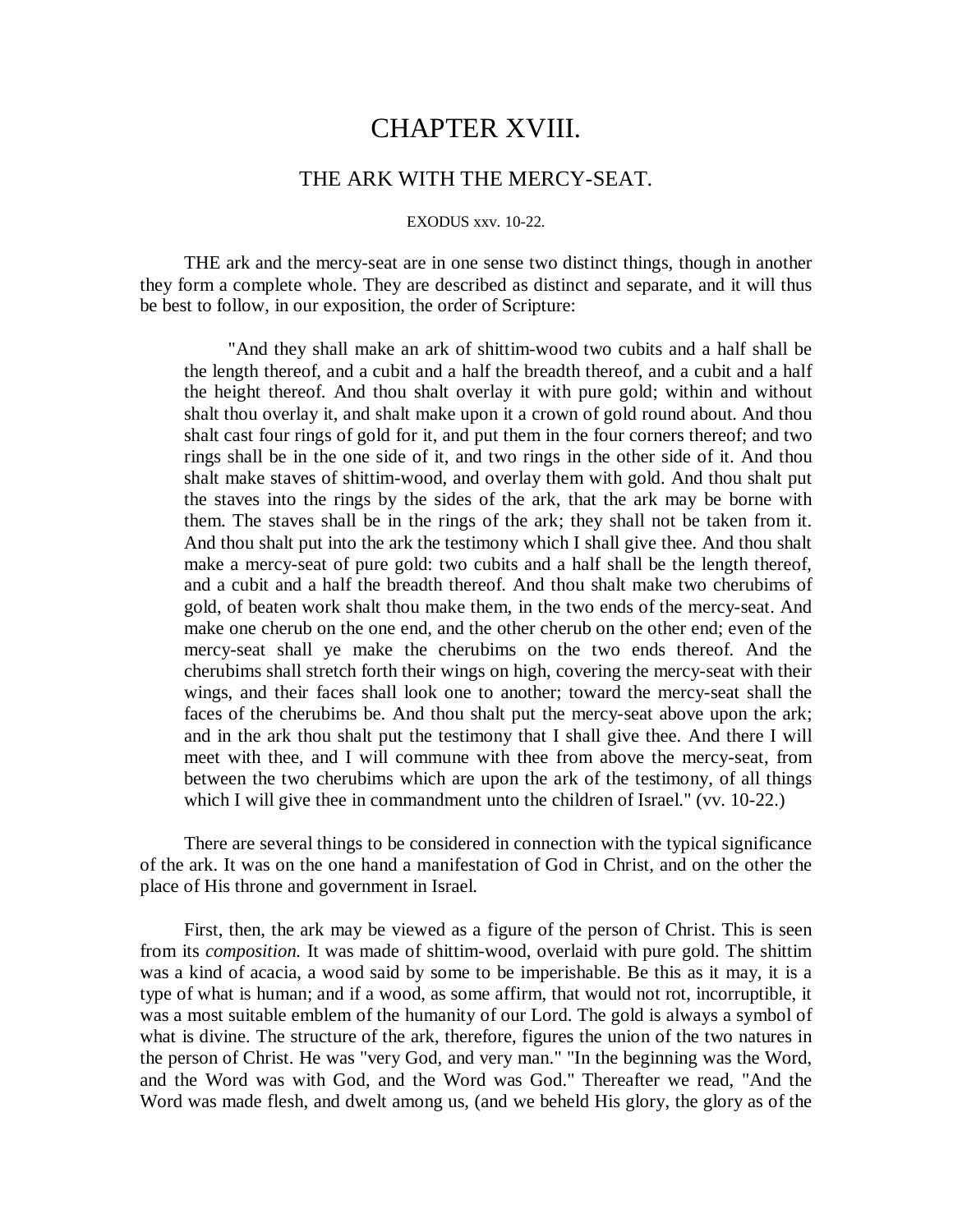# CHAPTER XVIII.

## THE ARK WITH THE MERCY-SEAT.

EXODUS xxv. 10-22.

THE ark and the mercy-seat are in one sense two distinct things, though in another they form a complete whole. They are described as distinct and separate, and it will thus be best to follow, in our exposition, the order of Scripture:

> "And they shall make an ark of shittim-wood two cubits and a half shall be the length thereof, and a cubit and a half the breadth thereof, and a cubit and a half the height thereof. And thou shalt overlay it with pure gold; within and without shalt thou overlay it, and shalt make upon it a crown of gold round about. And thou shalt cast four rings of gold for it, and put them in the four corners thereof; and two rings shall be in the one side of it, and two rings in the other side of it. And thou shalt make staves of shittim-wood, and overlay them with gold. And thou shalt put the staves into the rings by the sides of the ark, that the ark may be borne with them. The staves shall be in the rings of the ark; they shall not be taken from it. And thou shalt put into the ark the testimony which I shall give thee. And thou shalt make a mercy-seat of pure gold: two cubits and a half shall be the length thereof, and a cubit and a half the breadth thereof. And thou shalt make two cherubims of gold, of beaten work shalt thou make them, in the two ends of the mercy-seat. And make one cherub on the one end, and the other cherub on the other end; even of the mercy-seat shall ye make the cherubims on the two ends thereof. And the cherubims shall stretch forth their wings on high, covering the mercy-seat with their wings, and their faces shall look one to another; toward the mercy-seat shall the faces of the cherubims be. And thou shalt put the mercy-seat above upon the ark; and in the ark thou shalt put the testimony that I shall give thee. And there I will meet with thee, and I will commune with thee from above the mercy-seat, from between the two cherubims which are upon the ark of the testimony, of all things which I will give thee in commandment unto the children of Israel." (vv. 10-22.)

There are several things to be considered in connection with the typical significance of the ark. It was on the one hand a manifestation of God in Christ, and on the other the place of His throne and government in Israel.

First, then, the ark may be viewed as a figure of the person of Christ. This is seen from its *composition.* It was made of shittim-wood, overlaid with pure gold. The shittim was a kind of acacia, a wood said by some to be imperishable. Be this as it may, it is a type of what is human; and if a wood, as some affirm, that would not rot, incorruptible, it was a most suitable emblem of the humanity of our Lord. The gold is always a symbol of what is divine. The structure of the ark, therefore, figures the union of the two natures in the person of Christ. He was "very God, and very man." "In the beginning was the Word, and the Word was with God, and the Word was God." Thereafter we read, "And the Word was made flesh, and dwelt among us, (and we beheld His glory, the glory as of the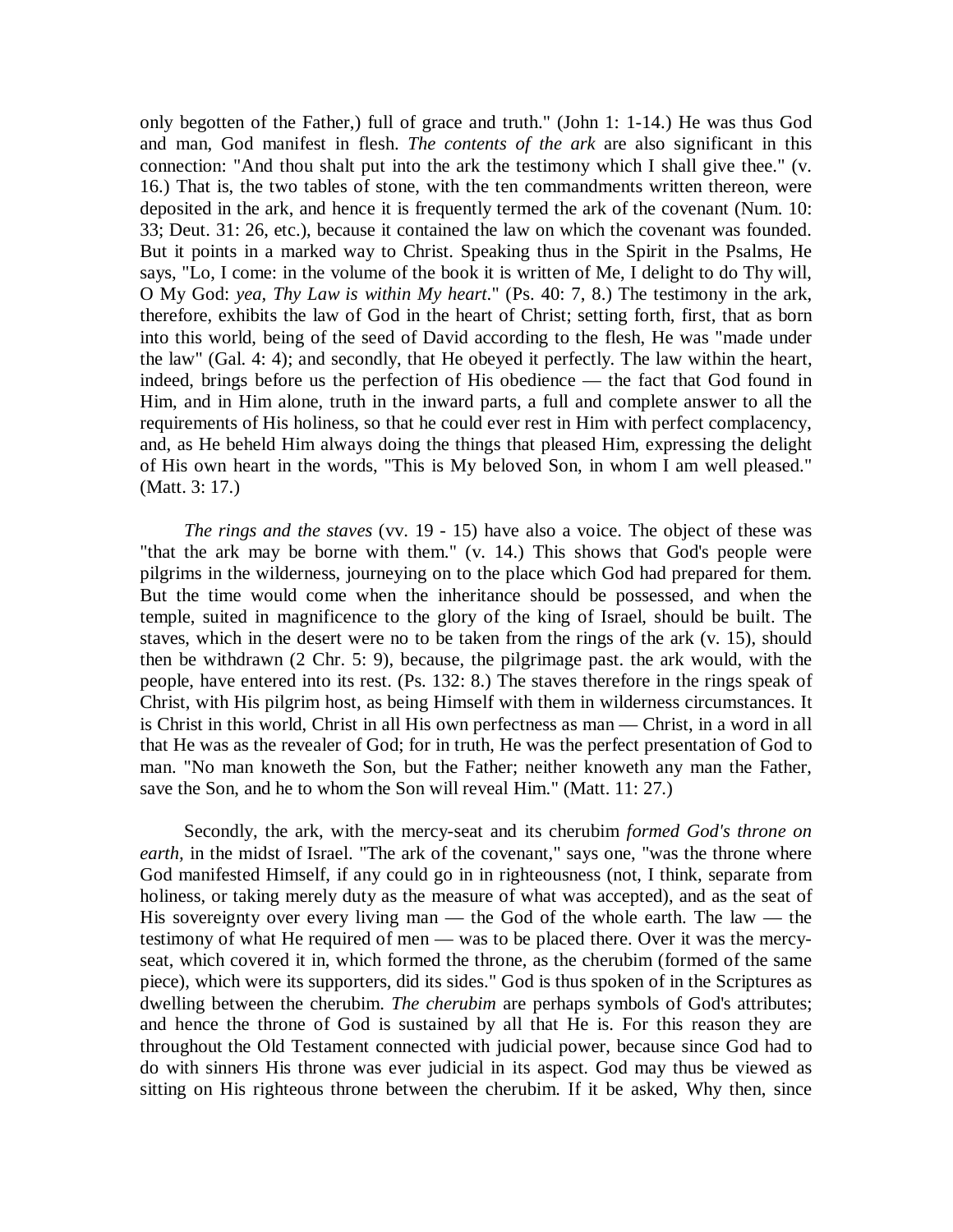only begotten of the Father,) full of grace and truth." (John 1: 1-14.) He was thus God and man, God manifest in flesh. *The contents of the ark* are also significant in this connection: "And thou shalt put into the ark the testimony which I shall give thee." (v. 16.) That is, the two tables of stone, with the ten commandments written thereon, were deposited in the ark, and hence it is frequently termed the ark of the covenant (Num. 10: 33; Deut. 31: 26, etc.), because it contained the law on which the covenant was founded. But it points in a marked way to Christ. Speaking thus in the Spirit in the Psalms, He says, "Lo, I come: in the volume of the book it is written of Me, I delight to do Thy will, O My God: *yea, Thy Law is within My heart*." (Ps. 40: 7, 8.) The testimony in the ark, therefore, exhibits the law of God in the heart of Christ; setting forth, first, that as born into this world, being of the seed of David according to the flesh, He was "made under the law" (Gal. 4: 4); and secondly, that He obeyed it perfectly. The law within the heart, indeed, brings before us the perfection of His obedience — the fact that God found in Him, and in Him alone, truth in the inward parts, a full and complete answer to all the requirements of His holiness, so that he could ever rest in Him with perfect complacency, and, as He beheld Him always doing the things that pleased Him, expressing the delight of His own heart in the words, "This is My beloved Son, in whom I am well pleased." (Matt. 3: 17.)

*The rings and the staves* (vv. 19 - 15) have also a voice. The object of these was "that the ark may be borne with them." (v. 14.) This shows that God's people were pilgrims in the wilderness, journeying on to the place which God had prepared for them. But the time would come when the inheritance should be possessed, and when the temple, suited in magnificence to the glory of the king of Israel, should be built. The staves, which in the desert were no to be taken from the rings of the ark (v. 15), should then be withdrawn (2 Chr. 5: 9), because, the pilgrimage past. the ark would, with the people, have entered into its rest. (Ps. 132: 8.) The staves therefore in the rings speak of Christ, with His pilgrim host, as being Himself with them in wilderness circumstances. It is Christ in this world, Christ in all His own perfectness as man — Christ, in a word in all that He was as the revealer of God; for in truth, He was the perfect presentation of God to man. "No man knoweth the Son, but the Father; neither knoweth any man the Father, save the Son, and he to whom the Son will reveal Him." (Matt. 11: 27.)

Secondly, the ark, with the mercy-seat and its cherubim *formed God's throne on earth,* in the midst of Israel. "The ark of the covenant," says one, "was the throne where God manifested Himself, if any could go in in righteousness (not, I think, separate from holiness, or taking merely duty as the measure of what was accepted), and as the seat of His sovereignty over every living man — the God of the whole earth. The law — the testimony of what He required of men — was to be placed there. Over it was the mercy-seat, which covered it in, which formed the throne, as the cherubim (formed of the same piece), which were its supporters, did its sides." God is thus spoken of in the Scriptures as dwelling between the cherubim. *The cherubim* are perhaps symbols of God's attributes; and hence the throne of God is sustained by all that He is. For this reason they are throughout the Old Testament connected with judicial power, because since God had to do with sinners His throne was ever judicial in its aspect. God may thus be viewed as sitting on His righteous throne between the cherubim. If it be asked, Why then, since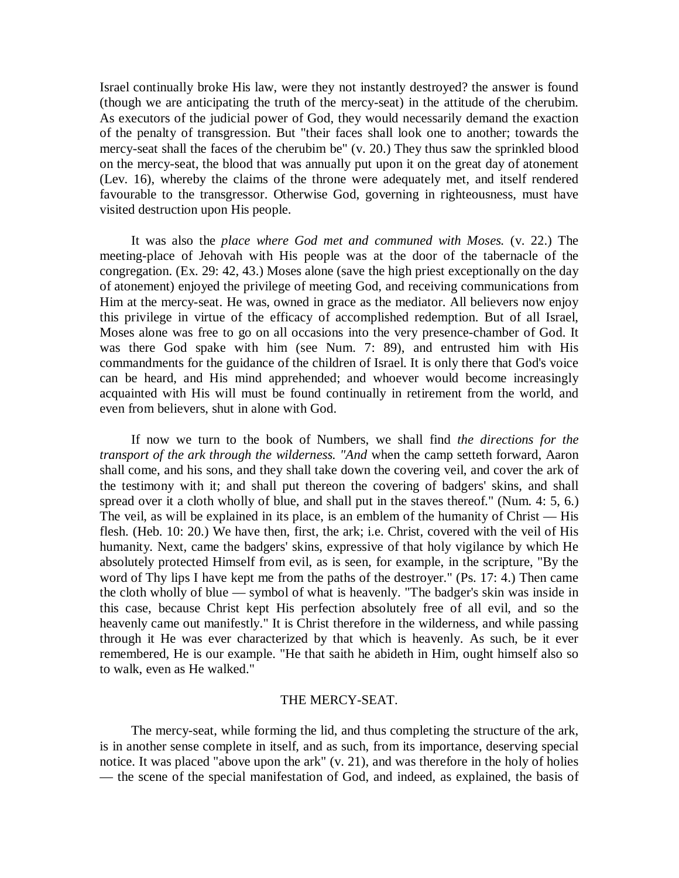Israel continually broke His law, were they not instantly destroyed? the answer is found (though we are anticipating the truth of the mercy-seat) in the attitude of the cherubim. As executors of the judicial power of God, they would necessarily demand the exaction of the penalty of transgression. But "their faces shall look one to another; towards the mercy-seat shall the faces of the cherubim be" (v. 20.) They thus saw the sprinkled blood on the mercy-seat, the blood that was annually put upon it on the great day of atonement (Lev. 16), whereby the claims of the throne were adequately met, and itself rendered favourable to the transgressor. Otherwise God, governing in righteousness, must have visited destruction upon His people.

It was also the *place where God met and communed with Moses.* (v. 22.) The meeting-place of Jehovah with His people was at the door of the tabernacle of the congregation. (Ex. 29: 42, 43.) Moses alone (save the high priest exceptionally on the day of atonement) enjoyed the privilege of meeting God, and receiving communications from Him at the mercy-seat. He was, owned in grace as the mediator. All believers now enjoy this privilege in virtue of the efficacy of accomplished redemption. But of all Israel, Moses alone was free to go on all occasions into the very presence-chamber of God. It was there God spake with him (see Num. 7: 89), and entrusted him with His commandments for the guidance of the children of Israel. It is only there that God's voice can be heard, and His mind apprehended; and whoever would become increasingly acquainted with His will must be found continually in retirement from the world, and even from believers, shut in alone with God.

If now we turn to the book of Numbers, we shall find *the directions for the transport of the ark through the wilderness. "And* when the camp setteth forward, Aaron shall come, and his sons, and they shall take down the covering veil, and cover the ark of the testimony with it; and shall put thereon the covering of badgers' skins, and shall spread over it a cloth wholly of blue, and shall put in the staves thereof." (Num. 4: 5, 6.) The veil, as will be explained in its place, is an emblem of the humanity of Christ — His flesh. (Heb. 10: 20.) We have then, first, the ark; i.e. Christ, covered with the veil of His humanity. Next, came the badgers' skins, expressive of that holy vigilance by which He absolutely protected Himself from evil, as is seen, for example, in the scripture, "By the word of Thy lips I have kept me from the paths of the destroyer." (Ps. 17: 4.) Then came the cloth wholly of blue — symbol of what is heavenly. "The badger's skin was inside in this case, because Christ kept His perfection absolutely free of all evil, and so the heavenly came out manifestly." It is Christ therefore in the wilderness, and while passing through it He was ever characterized by that which is heavenly. As such, be it ever remembered, He is our example. "He that saith he abideth in Him, ought himself also so to walk, even as He walked."

## THE MERCY-SEAT.

The mercy-seat, while forming the lid, and thus completing the structure of the ark, is in another sense complete in itself, and as such, from its importance, deserving special notice. It was placed "above upon the ark" (v. 21), and was therefore in the holy of holies — the scene of the special manifestation of God, and indeed, as explained, the basis of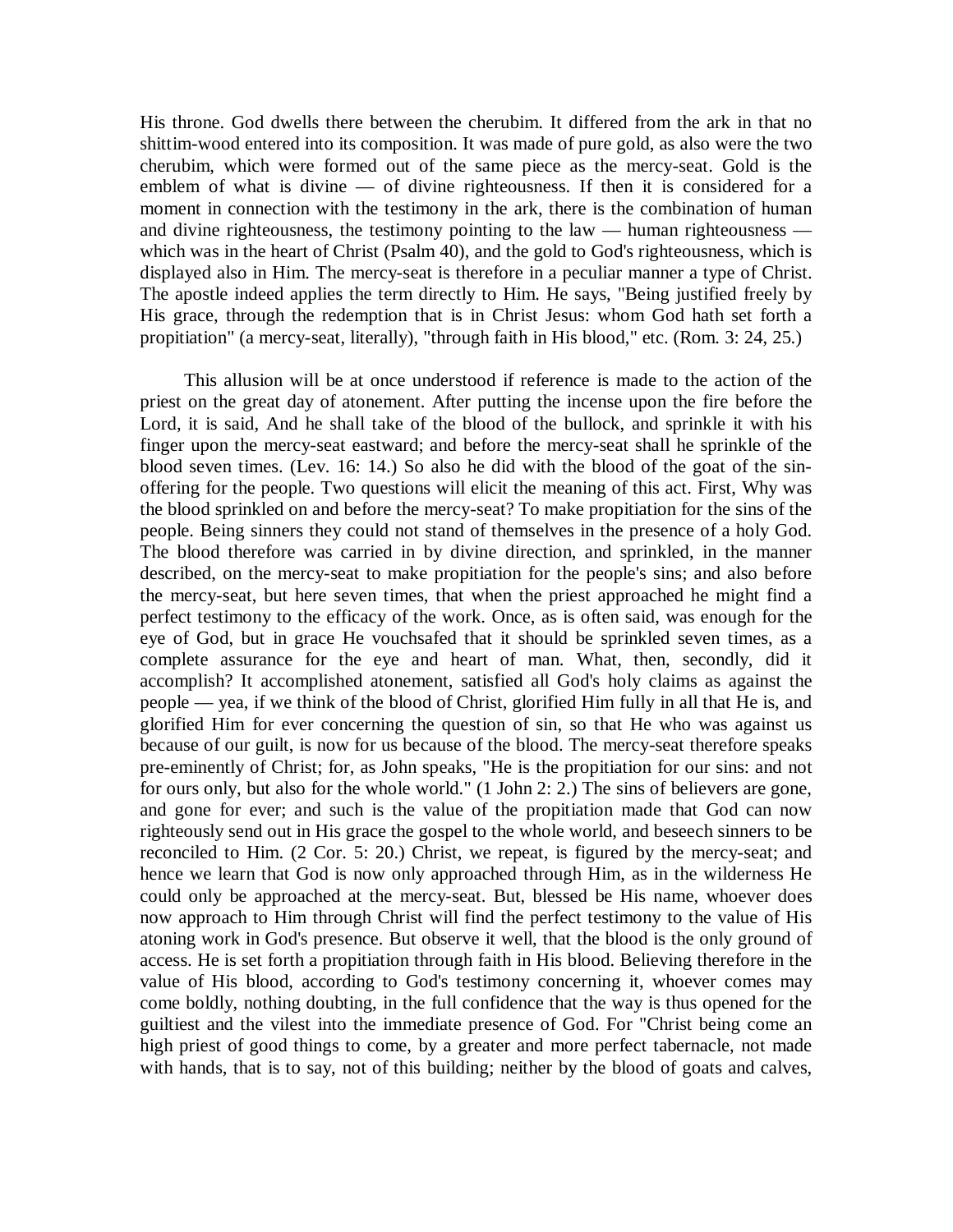His throne. God dwells there between the cherubim. It differed from the ark in that no shittim-wood entered into its composition. It was made of pure gold, as also were the two cherubim, which were formed out of the same piece as the mercy-seat. Gold is the emblem of what is divine — of divine righteousness. If then it is considered for a moment in connection with the testimony in the ark, there is the combination of human and divine righteousness, the testimony pointing to the law — human righteousness — which was in the heart of Christ (Psalm 40), and the gold to God's righteousness, which is displayed also in Him. The mercy-seat is therefore in a peculiar manner a type of Christ. The apostle indeed applies the term directly to Him. He says, "Being justified freely by His grace, through the redemption that is in Christ Jesus: whom God hath set forth a propitiation" (a mercy-seat, literally), "through faith in His blood," etc. (Rom. 3: 24, 25.)

This allusion will be at once understood if reference is made to the action of the priest on the great day of atonement. After putting the incense upon the fire before the Lord, it is said, And he shall take of the blood of the bullock, and sprinkle it with his finger upon the mercy-seat eastward; and before the mercy-seat shall he sprinkle of the blood seven times. (Lev. 16: 14.) So also he did with the blood of the goat of the sin-offering for the people. Two questions will elicit the meaning of this act. First, Why was the blood sprinkled on and before the mercy-seat? To make propitiation for the sins of the people. Being sinners they could not stand of themselves in the presence of a holy God. The blood therefore was carried in by divine direction, and sprinkled, in the manner described, on the mercy-seat to make propitiation for the people's sins; and also before the mercy-seat, but here seven times, that when the priest approached he might find a perfect testimony to the efficacy of the work. Once, as is often said, was enough for the eye of God, but in grace He vouchsafed that it should be sprinkled seven times, as a complete assurance for the eye and heart of man. What, then, secondly, did it accomplish? It accomplished atonement, satisfied all God's holy claims as against the people — yea, if we think of the blood of Christ, glorified Him fully in all that He is, and glorified Him for ever concerning the question of sin, so that He who was against us because of our guilt, is now for us because of the blood. The mercy-seat therefore speaks pre-eminently of Christ; for, as John speaks, "He is the propitiation for our sins: and not for ours only, but also for the whole world." (1 John 2: 2.) The sins of believers are gone, and gone for ever; and such is the value of the propitiation made that God can now righteously send out in His grace the gospel to the whole world, and beseech sinners to be reconciled to Him. (2 Cor. 5: 20.) Christ, we repeat, is figured by the mercy-seat; and hence we learn that God is now only approached through Him, as in the wilderness He could only be approached at the mercy-seat. But, blessed be His name, whoever does now approach to Him through Christ will find the perfect testimony to the value of His atoning work in God's presence. But observe it well, that the blood is the only ground of access. He is set forth a propitiation through faith in His blood. Believing therefore in the value of His blood, according to God's testimony concerning it, whoever comes may come boldly, nothing doubting, in the full confidence that the way is thus opened for the guiltiest and the vilest into the immediate presence of God. For "Christ being come an high priest of good things to come, by a greater and more perfect tabernacle, not made with hands, that is to say, not of this building; neither by the blood of goats and calves,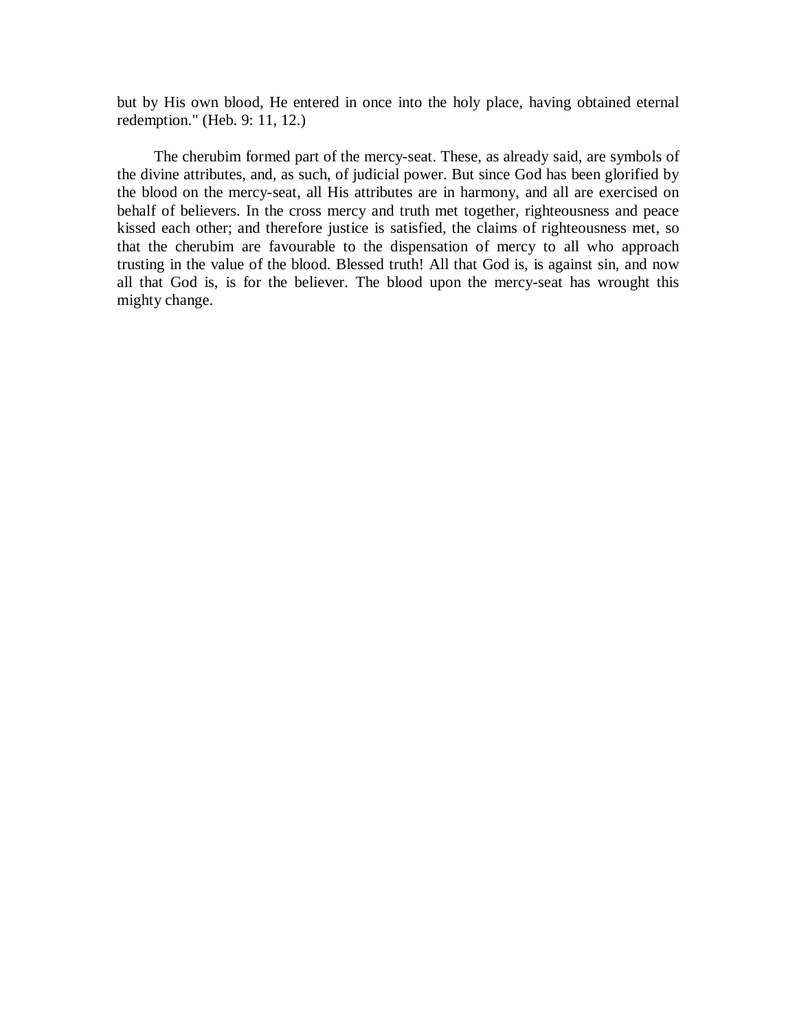but by His own blood, He entered in once into the holy place, having obtained eternal redemption." (Heb. 9: 11, 12.)

The cherubim formed part of the mercy-seat. These, as already said, are symbols of the divine attributes, and, as such, of judicial power. But since God has been glorified by the blood on the mercy-seat, all His attributes are in harmony, and all are exercised on behalf of believers. In the cross mercy and truth met together, righteousness and peace kissed each other; and therefore justice is satisfied, the claims of righteousness met, so that the cherubim are favourable to the dispensation of mercy to all who approach trusting in the value of the blood. Blessed truth! All that God is, is against sin, and now all that God is, is for the believer. The blood upon the mercy-seat has wrought this mighty change.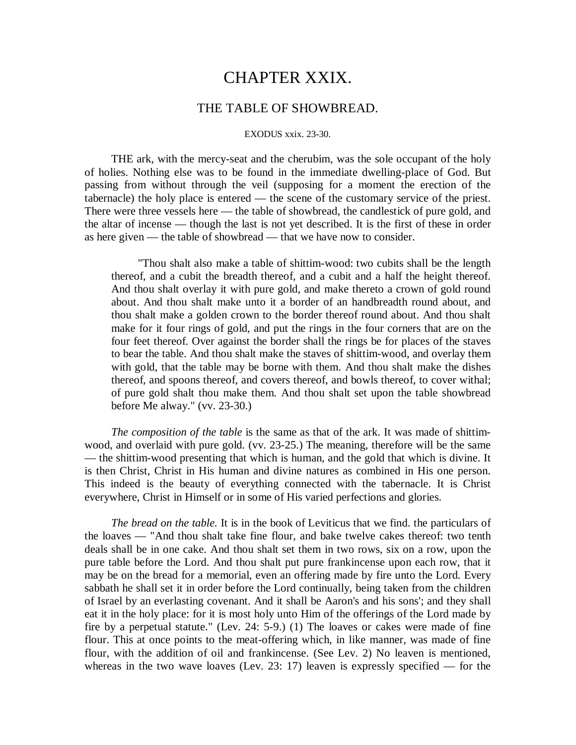# CHAPTER XXIX.

## THE TABLE OF SHOWBREAD.

EXODUS xxix. 23-30.

THE ark, with the mercy-seat and the cherubim, was the sole occupant of the holy of holies. Nothing else was to be found in the immediate dwelling-place of God. But passing from without through the veil (supposing for a moment the erection of the tabernacle) the holy place is entered — the scene of the customary service of the priest. There were three vessels here — the table of showbread, the candlestick of pure gold, and the altar of incense — though the last is not yet described. It is the first of these in order as here given — the table of showbread — that we have now to consider.

> "Thou shalt also make a table of shittim-wood: two cubits shall be the length thereof, and a cubit the breadth thereof, and a cubit and a half the height thereof. And thou shalt overlay it with pure gold, and make thereto a crown of gold round about. And thou shalt make unto it a border of an handbreadth round about, and thou shalt make a golden crown to the border thereof round about. And thou shalt make for it four rings of gold, and put the rings in the four corners that are on the four feet thereof. Over against the border shall the rings be for places of the staves to bear the table. And thou shalt make the staves of shittim-wood, and overlay them with gold, that the table may be borne with them. And thou shalt make the dishes thereof, and spoons thereof, and covers thereof, and bowls thereof, to cover withal; of pure gold shalt thou make them. And thou shalt set upon the table showbread before Me alway." (vv. 23-30.)

*The composition of the table* is the same as that of the ark. It was made of shittim-wood, and overlaid with pure gold. (vv. 23-25.) The meaning, therefore will be the same — the shittim-wood presenting that which is human, and the gold that which is divine. It is then Christ, Christ in His human and divine natures as combined in His one person. This indeed is the beauty of everything connected with the tabernacle. It is Christ everywhere, Christ in Himself or in some of His varied perfections and glories.

*The bread on the table.* It is in the book of Leviticus that we find. the particulars of the loaves — "And thou shalt take fine flour, and bake twelve cakes thereof: two tenth deals shall be in one cake. And thou shalt set them in two rows, six on a row, upon the pure table before the Lord. And thou shalt put pure frankincense upon each row, that it may be on the bread for a memorial, even an offering made by fire unto the Lord. Every sabbath he shall set it in order before the Lord continually, being taken from the children of Israel by an everlasting covenant. And it shall be Aaron's and his sons'; and they shall eat it in the holy place: for it is most holy unto Him of the offerings of the Lord made by fire by a perpetual statute." (Lev. 24: 5-9.) (1) The loaves or cakes were made of fine flour. This at once points to the meat-offering which, in like manner, was made of fine flour, with the addition of oil and frankincense. (See Lev. 2) No leaven is mentioned, whereas in the two wave loaves (Lev. 23: 17) leaven is expressly specified — for the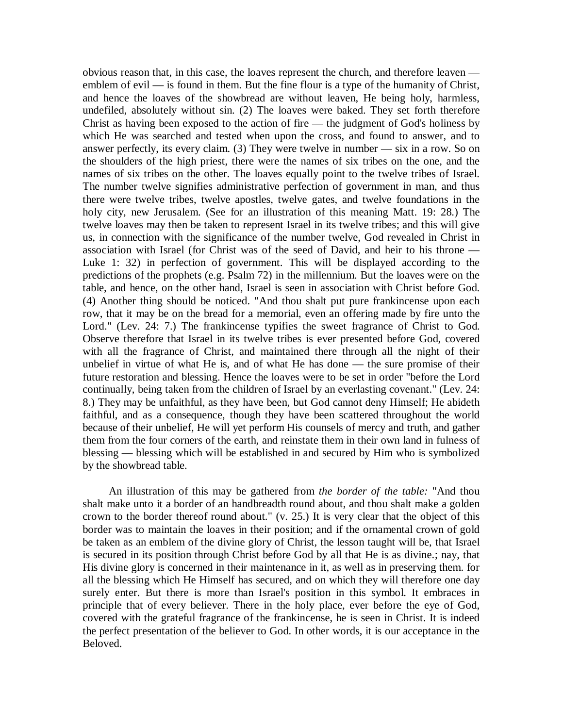obvious reason that, in this case, the loaves represent the church, and therefore leaven — emblem of evil — is found in them. But the fine flour is a type of the humanity of Christ, and hence the loaves of the showbread are without leaven, He being holy, harmless, undefiled, absolutely without sin. (2) The loaves were baked. They set forth therefore Christ as having been exposed to the action of fire — the judgment of God's holiness by which He was searched and tested when upon the cross, and found to answer, and to answer perfectly, its every claim. (3) They were twelve in number — six in a row. So on the shoulders of the high priest, there were the names of six tribes on the one, and the names of six tribes on the other. The loaves equally point to the twelve tribes of Israel. The number twelve signifies administrative perfection of government in man, and thus there were twelve tribes, twelve apostles, twelve gates, and twelve foundations in the holy city, new Jerusalem. (See for an illustration of this meaning Matt. 19: 28.) The twelve loaves may then be taken to represent Israel in its twelve tribes; and this will give us, in connection with the significance of the number twelve, God revealed in Christ in association with Israel (for Christ was of the seed of David, and heir to his throne — Luke 1: 32) in perfection of government. This will be displayed according to the predictions of the prophets (e.g. Psalm 72) in the millennium. But the loaves were on the table, and hence, on the other hand, Israel is seen in association with Christ before God. (4) Another thing should be noticed. "And thou shalt put pure frankincense upon each row, that it may be on the bread for a memorial, even an offering made by fire unto the Lord." (Lev. 24: 7.) The frankincense typifies the sweet fragrance of Christ to God. Observe therefore that Israel in its twelve tribes is ever presented before God, covered with all the fragrance of Christ, and maintained there through all the night of their unbelief in virtue of what He is, and of what He has done — the sure promise of their future restoration and blessing. Hence the loaves were to be set in order "before the Lord continually, being taken from the children of Israel by an everlasting covenant." (Lev. 24: 8.) They may be unfaithful, as they have been, but God cannot deny Himself; He abideth faithful, and as a consequence, though they have been scattered throughout the world because of their unbelief, He will yet perform His counsels of mercy and truth, and gather them from the four corners of the earth, and reinstate them in their own land in fulness of blessing — blessing which will be established in and secured by Him who is symbolized by the showbread table.

An illustration of this may be gathered from *the border of the table:* "And thou shalt make unto it a border of an handbreadth round about, and thou shalt make a golden crown to the border thereof round about." (v. 25.) It is very clear that the object of this border was to maintain the loaves in their position; and if the ornamental crown of gold be taken as an emblem of the divine glory of Christ, the lesson taught will be, that Israel is secured in its position through Christ before God by all that He is as divine.; nay, that His divine glory is concerned in their maintenance in it, as well as in preserving them. for all the blessing which He Himself has secured, and on which they will therefore one day surely enter. But there is more than Israel's position in this symbol. It embraces in principle that of every believer. There in the holy place, ever before the eye of God, covered with the grateful fragrance of the frankincense, he is seen in Christ. It is indeed the perfect presentation of the believer to God. In other words, it is our acceptance in the Beloved.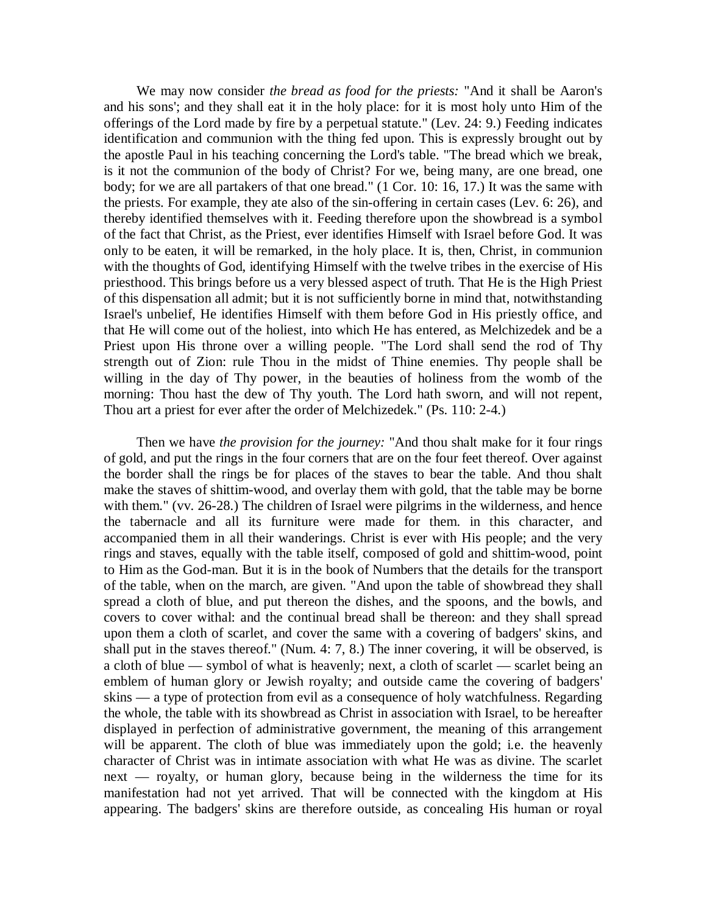We may now consider *the bread as food for the priests:* "And it shall be Aaron's and his sons'; and they shall eat it in the holy place: for it is most holy unto Him of the offerings of the Lord made by fire by a perpetual statute." (Lev. 24: 9.) Feeding indicates identification and communion with the thing fed upon. This is expressly brought out by the apostle Paul in his teaching concerning the Lord's table. "The bread which we break, is it not the communion of the body of Christ? For we, being many, are one bread, one body; for we are all partakers of that one bread." (1 Cor. 10: 16, 17.) It was the same with the priests. For example, they ate also of the sin-offering in certain cases (Lev. 6: 26), and thereby identified themselves with it. Feeding therefore upon the showbread is a symbol of the fact that Christ, as the Priest, ever identifies Himself with Israel before God. It was only to be eaten, it will be remarked, in the holy place. It is, then, Christ, in communion with the thoughts of God, identifying Himself with the twelve tribes in the exercise of His priesthood. This brings before us a very blessed aspect of truth. That He is the High Priest of this dispensation all admit; but it is not sufficiently borne in mind that, notwithstanding Israel's unbelief, He identifies Himself with them before God in His priestly office, and that He will come out of the holiest, into which He has entered, as Melchizedek and be a Priest upon His throne over a willing people. "The Lord shall send the rod of Thy strength out of Zion: rule Thou in the midst of Thine enemies. Thy people shall be willing in the day of Thy power, in the beauties of holiness from the womb of the morning: Thou hast the dew of Thy youth. The Lord hath sworn, and will not repent, Thou art a priest for ever after the order of Melchizedek." (Ps. 110: 2-4.)

Then we have *the provision for the journey:* "And thou shalt make for it four rings of gold, and put the rings in the four corners that are on the four feet thereof. Over against the border shall the rings be for places of the staves to bear the table. And thou shalt make the staves of shittim-wood, and overlay them with gold, that the table may be borne with them." (vv. 26-28.) The children of Israel were pilgrims in the wilderness, and hence the tabernacle and all its furniture were made for them. in this character, and accompanied them in all their wanderings. Christ is ever with His people; and the very rings and staves, equally with the table itself, composed of gold and shittim-wood, point to Him as the God-man. But it is in the book of Numbers that the details for the transport of the table, when on the march, are given. "And upon the table of showbread they shall spread a cloth of blue, and put thereon the dishes, and the spoons, and the bowls, and covers to cover withal: and the continual bread shall be thereon: and they shall spread upon them a cloth of scarlet, and cover the same with a covering of badgers' skins, and shall put in the staves thereof." (Num. 4: 7, 8.) The inner covering, it will be observed, is a cloth of blue — symbol of what is heavenly; next, a cloth of scarlet — scarlet being an emblem of human glory or Jewish royalty; and outside came the covering of badgers' skins — a type of protection from evil as a consequence of holy watchfulness. Regarding the whole, the table with its showbread as Christ in association with Israel, to be hereafter displayed in perfection of administrative government, the meaning of this arrangement will be apparent. The cloth of blue was immediately upon the gold; i.e. the heavenly character of Christ was in intimate association with what He was as divine. The scarlet next — royalty, or human glory, because being in the wilderness the time for its manifestation had not yet arrived. That will be connected with the kingdom at His appearing. The badgers' skins are therefore outside, as concealing His human or royal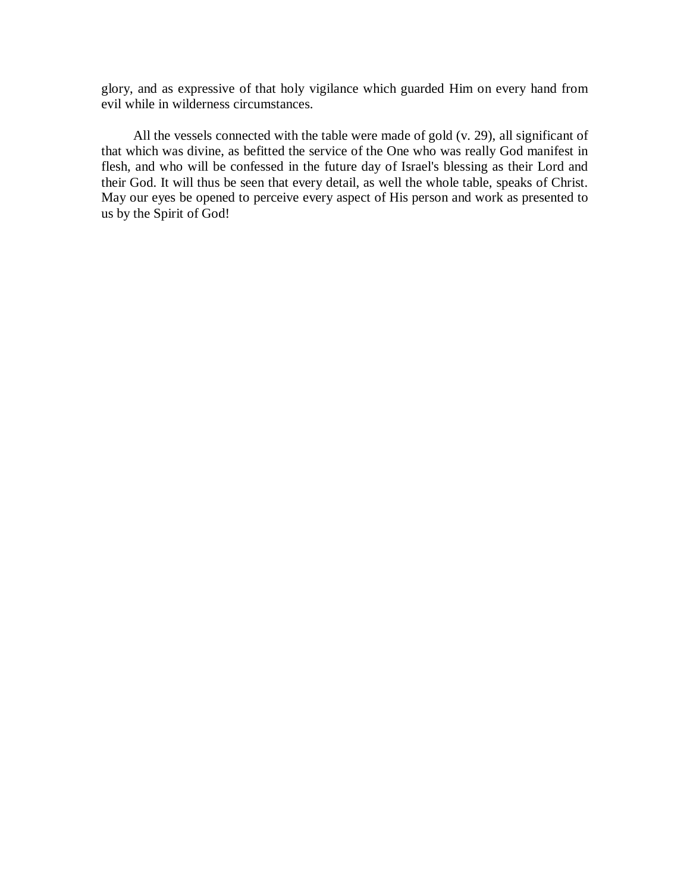glory, and as expressive of that holy vigilance which guarded Him on every hand from evil while in wilderness circumstances.

All the vessels connected with the table were made of gold (v. 29), all significant of that which was divine, as befitted the service of the One who was really God manifest in flesh, and who will be confessed in the future day of Israel's blessing as their Lord and their God. It will thus be seen that every detail, as well the whole table, speaks of Christ. May our eyes be opened to perceive every aspect of His person and work as presented to us by the Spirit of God!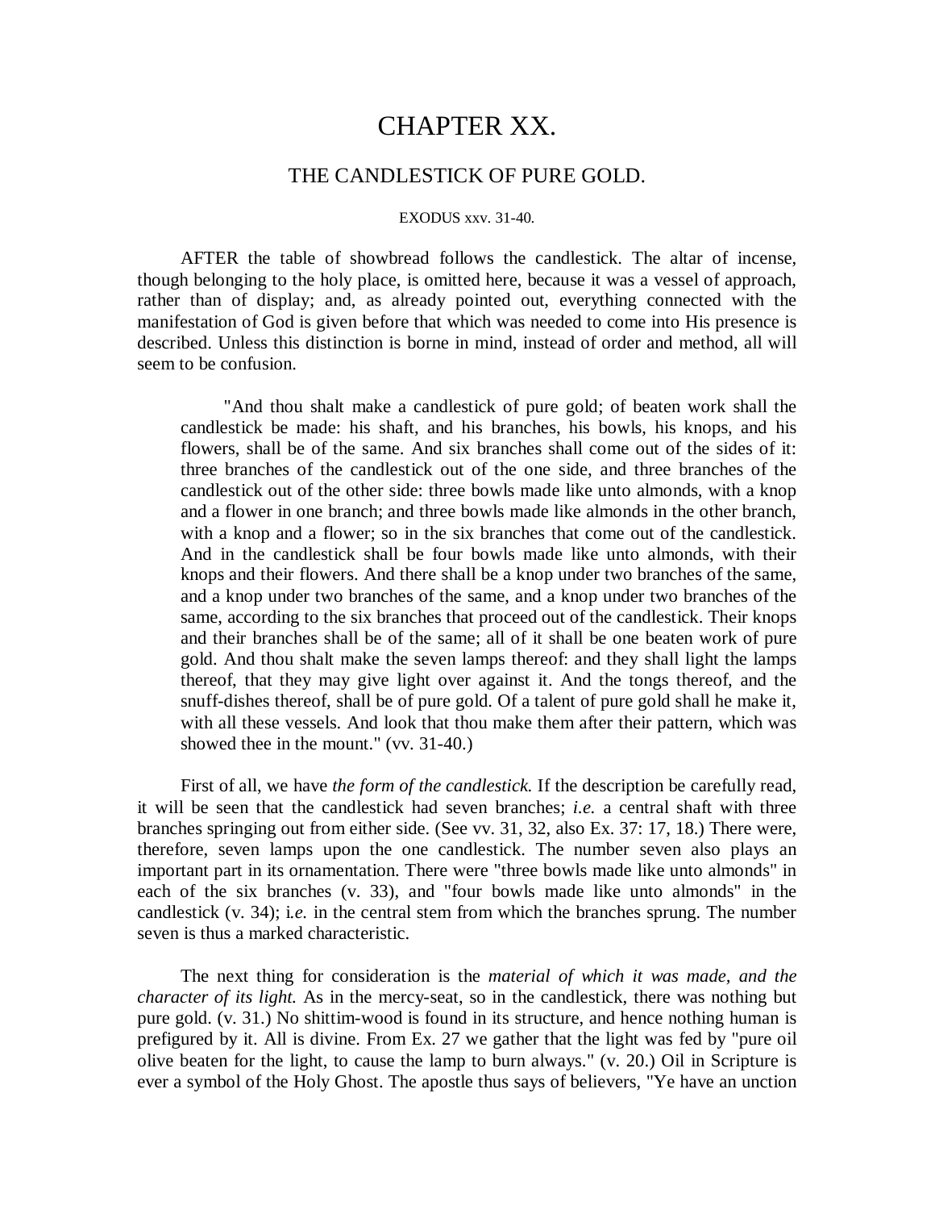# CHAPTER XX.

## THE CANDLESTICK OF PURE GOLD.

EXODUS xxv. 31-40.

AFTER the table of showbread follows the candlestick. The altar of incense, though belonging to the holy place, is omitted here, because it was a vessel of approach, rather than of display; and, as already pointed out, everything connected with the manifestation of God is given before that which was needed to come into His presence is described. Unless this distinction is borne in mind, instead of order and method, all will seem to be confusion.

> "And thou shalt make a candlestick of pure gold; of beaten work shall the candlestick be made: his shaft, and his branches, his bowls, his knops, and his flowers, shall be of the same. And six branches shall come out of the sides of it: three branches of the candlestick out of the one side, and three branches of the candlestick out of the other side: three bowls made like unto almonds, with a knop and a flower in one branch; and three bowls made like almonds in the other branch, with a knop and a flower; so in the six branches that come out of the candlestick. And in the candlestick shall be four bowls made like unto almonds, with their knops and their flowers. And there shall be a knop under two branches of the same, and a knop under two branches of the same, and a knop under two branches of the same, according to the six branches that proceed out of the candlestick. Their knops and their branches shall be of the same; all of it shall be one beaten work of pure gold. And thou shalt make the seven lamps thereof: and they shall light the lamps thereof, that they may give light over against it. And the tongs thereof, and the snuff-dishes thereof, shall be of pure gold. Of a talent of pure gold shall he make it, with all these vessels. And look that thou make them after their pattern, which was showed thee in the mount." (vv. 31-40.)

First of all, we have *the form of the candlestick.* If the description be carefully read, it will be seen that the candlestick had seven branches; *i.e.* a central shaft with three branches springing out from either side. (See vv. 31, 32, also Ex. 37: 17, 18.) There were, therefore, seven lamps upon the one candlestick. The number seven also plays an important part in its ornamentation. There were "three bowls made like unto almonds" in each of the six branches (v. 33), and "four bowls made like unto almonds" in the candlestick (v. 34); i*.e.* in the central stem from which the branches sprung. The number seven is thus a marked characteristic.

The next thing for consideration is the *material of which it was made, and the character of its light.* As in the mercy-seat, so in the candlestick, there was nothing but pure gold. (v. 31.) No shittim-wood is found in its structure, and hence nothing human is prefigured by it. All is divine. From Ex. 27 we gather that the light was fed by "pure oil olive beaten for the light, to cause the lamp to burn always." (v. 20.) Oil in Scripture is ever a symbol of the Holy Ghost. The apostle thus says of believers, "Ye have an unction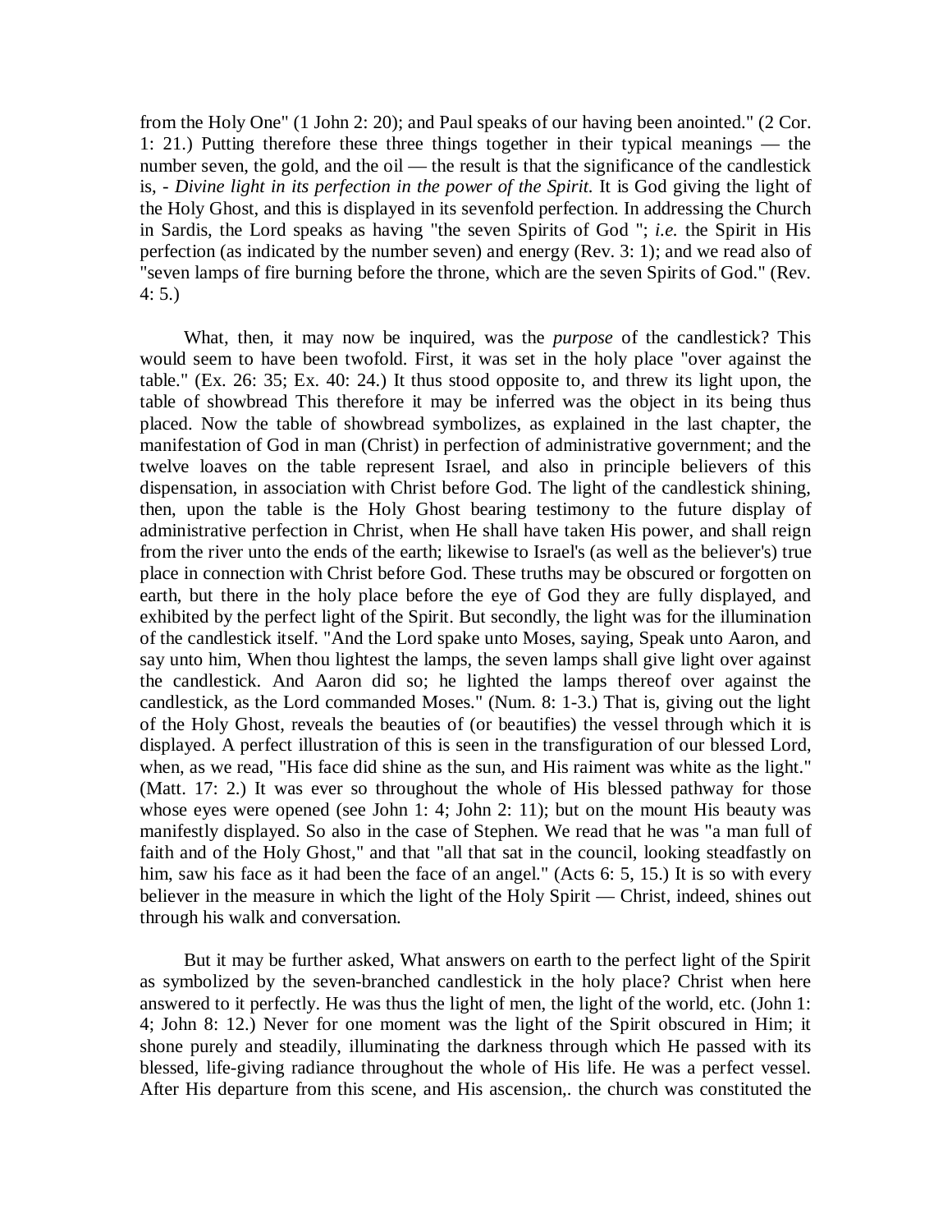from the Holy One" (1 John 2: 20); and Paul speaks of our having been anointed." (2 Cor. 1: 21.) Putting therefore these three things together in their typical meanings — the number seven, the gold, and the oil — the result is that the significance of the candlestick is, - *Divine light in its perfection in the power of the Spirit.* It is God giving the light of the Holy Ghost, and this is displayed in its sevenfold perfection. In addressing the Church in Sardis, the Lord speaks as having "the seven Spirits of God "; *i.e.* the Spirit in His perfection (as indicated by the number seven) and energy (Rev. 3: 1); and we read also of "seven lamps of fire burning before the throne, which are the seven Spirits of God." (Rev. 4: 5.)

What, then, it may now be inquired, was the *purpose* of the candlestick? This would seem to have been twofold. First, it was set in the holy place "over against the table." (Ex. 26: 35; Ex. 40: 24.) It thus stood opposite to, and threw its light upon, the table of showbread This therefore it may be inferred was the object in its being thus placed. Now the table of showbread symbolizes, as explained in the last chapter, the manifestation of God in man (Christ) in perfection of administrative government; and the twelve loaves on the table represent Israel, and also in principle believers of this dispensation, in association with Christ before God. The light of the candlestick shining, then, upon the table is the Holy Ghost bearing testimony to the future display of administrative perfection in Christ, when He shall have taken His power, and shall reign from the river unto the ends of the earth; likewise to Israel's (as well as the believer's) true place in connection with Christ before God. These truths may be obscured or forgotten on earth, but there in the holy place before the eye of God they are fully displayed, and exhibited by the perfect light of the Spirit. But secondly, the light was for the illumination of the candlestick itself. "And the Lord spake unto Moses, saying, Speak unto Aaron, and say unto him, When thou lightest the lamps, the seven lamps shall give light over against the candlestick. And Aaron did so; he lighted the lamps thereof over against the candlestick, as the Lord commanded Moses." (Num. 8: 1-3.) That is, giving out the light of the Holy Ghost, reveals the beauties of (or beautifies) the vessel through which it is displayed. A perfect illustration of this is seen in the transfiguration of our blessed Lord, when, as we read, "His face did shine as the sun, and His raiment was white as the light." (Matt. 17: 2.) It was ever so throughout the whole of His blessed pathway for those whose eyes were opened (see John 1: 4; John 2: 11); but on the mount His beauty was manifestly displayed. So also in the case of Stephen. We read that he was "a man full of faith and of the Holy Ghost," and that "all that sat in the council, looking steadfastly on him, saw his face as it had been the face of an angel." (Acts 6: 5, 15.) It is so with every believer in the measure in which the light of the Holy Spirit — Christ, indeed, shines out through his walk and conversation.

But it may be further asked, What answers on earth to the perfect light of the Spirit as symbolized by the seven-branched candlestick in the holy place? Christ when here answered to it perfectly. He was thus the light of men, the light of the world, etc. (John 1: 4; John 8: 12.) Never for one moment was the light of the Spirit obscured in Him; it shone purely and steadily, illuminating the darkness through which He passed with its blessed, life-giving radiance throughout the whole of His life. He was a perfect vessel. After His departure from this scene, and His ascension,. the church was constituted the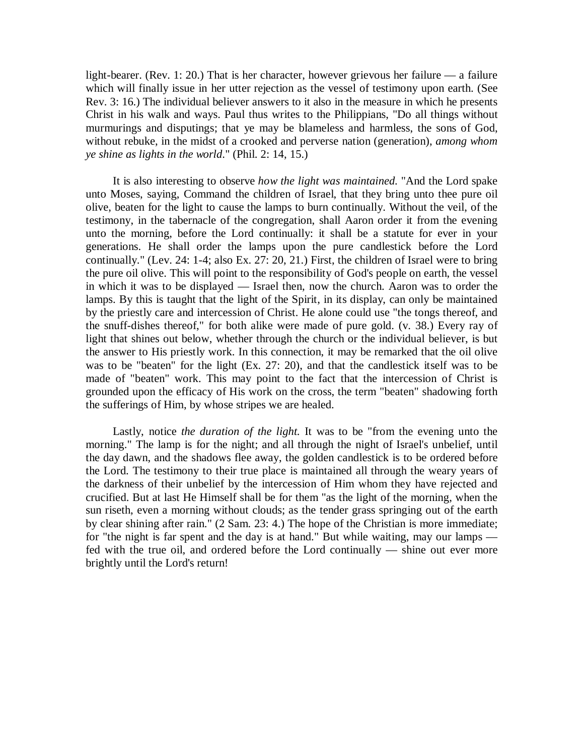light-bearer. (Rev. 1: 20.) That is her character, however grievous her failure — a failure which will finally issue in her utter rejection as the vessel of testimony upon earth. (See Rev. 3: 16.) The individual believer answers to it also in the measure in which he presents Christ in his walk and ways. Paul thus writes to the Philippians, "Do all things without murmurings and disputings; that ye may be blameless and harmless, the sons of God, without rebuke, in the midst of a crooked and perverse nation (generation), *among whom ye shine as lights in the world*." (Phil. 2: 14, 15.)

It is also interesting to observe *how the light was maintained.* "And the Lord spake unto Moses, saying, Command the children of Israel, that they bring unto thee pure oil olive, beaten for the light to cause the lamps to burn continually. Without the veil, of the testimony, in the tabernacle of the congregation, shall Aaron order it from the evening unto the morning, before the Lord continually: it shall be a statute for ever in your generations. He shall order the lamps upon the pure candlestick before the Lord continually." (Lev. 24: 1-4; also Ex. 27: 20, 21.) First, the children of Israel were to bring the pure oil olive. This will point to the responsibility of God's people on earth, the vessel in which it was to be displayed — Israel then, now the church. Aaron was to order the lamps. By this is taught that the light of the Spirit, in its display, can only be maintained by the priestly care and intercession of Christ. He alone could use "the tongs thereof, and the snuff-dishes thereof," for both alike were made of pure gold. (v. 38.) Every ray of light that shines out below, whether through the church or the individual believer, is but the answer to His priestly work. In this connection, it may be remarked that the oil olive was to be "beaten" for the light (Ex. 27: 20), and that the candlestick itself was to be made of "beaten" work. This may point to the fact that the intercession of Christ is grounded upon the efficacy of His work on the cross, the term "beaten" shadowing forth the sufferings of Him, by whose stripes we are healed.

Lastly, notice *the duration of the light.* It was to be "from the evening unto the morning." The lamp is for the night; and all through the night of Israel's unbelief, until the day dawn, and the shadows flee away, the golden candlestick is to be ordered before the Lord. The testimony to their true place is maintained all through the weary years of the darkness of their unbelief by the intercession of Him whom they have rejected and crucified. But at last He Himself shall be for them "as the light of the morning, when the sun riseth, even a morning without clouds; as the tender grass springing out of the earth by clear shining after rain." (2 Sam. 23: 4.) The hope of the Christian is more immediate; for "the night is far spent and the day is at hand." But while waiting, may our lamps — fed with the true oil, and ordered before the Lord continually — shine out ever more brightly until the Lord's return!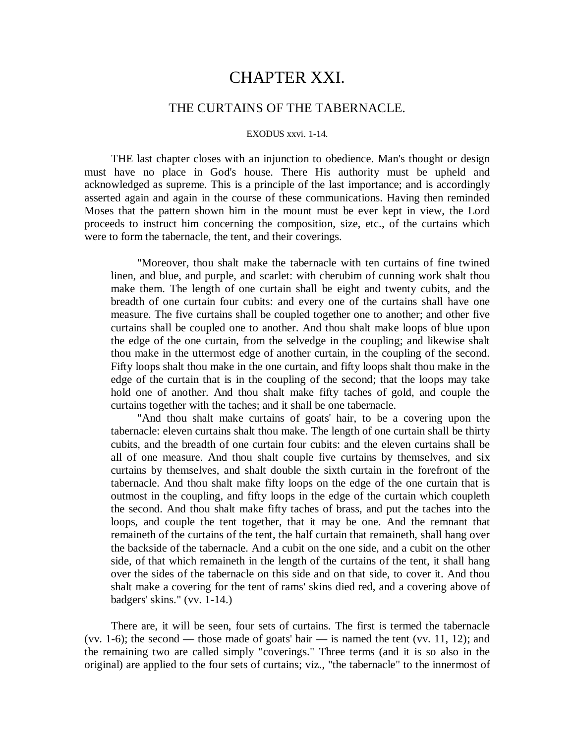# CHAPTER XXI.

## THE CURTAINS OF THE TABERNACLE.

EXODUS xxvi. 1-14.

THE last chapter closes with an injunction to obedience. Man's thought or design must have no place in God's house. There His authority must be upheld and acknowledged as supreme. This is a principle of the last importance; and is accordingly asserted again and again in the course of these communications. Having then reminded Moses that the pattern shown him in the mount must be ever kept in view, the Lord proceeds to instruct him concerning the composition, size, etc., of the curtains which were to form the tabernacle, the tent, and their coverings.

> "Moreover, thou shalt make the tabernacle with ten curtains of fine twined linen, and blue, and purple, and scarlet: with cherubim of cunning work shalt thou make them. The length of one curtain shall be eight and twenty cubits, and the breadth of one curtain four cubits: and every one of the curtains shall have one measure. The five curtains shall be coupled together one to another; and other five curtains shall be coupled one to another. And thou shalt make loops of blue upon the edge of the one curtain, from the selvedge in the coupling; and likewise shalt thou make in the uttermost edge of another curtain, in the coupling of the second. Fifty loops shalt thou make in the one curtain, and fifty loops shalt thou make in the edge of the curtain that is in the coupling of the second; that the loops may take hold one of another. And thou shalt make fifty taches of gold, and couple the curtains together with the taches; and it shall be one tabernacle.
>
> "And thou shalt make curtains of goats' hair, to be a covering upon the tabernacle: eleven curtains shalt thou make. The length of one curtain shall be thirty cubits, and the breadth of one curtain four cubits: and the eleven curtains shall be all of one measure. And thou shalt couple five curtains by themselves, and six curtains by themselves, and shalt double the sixth curtain in the forefront of the tabernacle. And thou shalt make fifty loops on the edge of the one curtain that is outmost in the coupling, and fifty loops in the edge of the curtain which coupleth the second. And thou shalt make fifty taches of brass, and put the taches into the loops, and couple the tent together, that it may be one. And the remnant that remaineth of the curtains of the tent, the half curtain that remaineth, shall hang over the backside of the tabernacle. And a cubit on the one side, and a cubit on the other side, of that which remaineth in the length of the curtains of the tent, it shall hang over the sides of the tabernacle on this side and on that side, to cover it. And thou shalt make a covering for the tent of rams' skins died red, and a covering above of badgers' skins." (vv. 1-14.)

There are, it will be seen, four sets of curtains. The first is termed the tabernacle (vv. 1-6); the second — those made of goats' hair — is named the tent (vv. 11, 12); and the remaining two are called simply "coverings." Three terms (and it is so also in the original) are applied to the four sets of curtains; viz., "the tabernacle" to the innermost of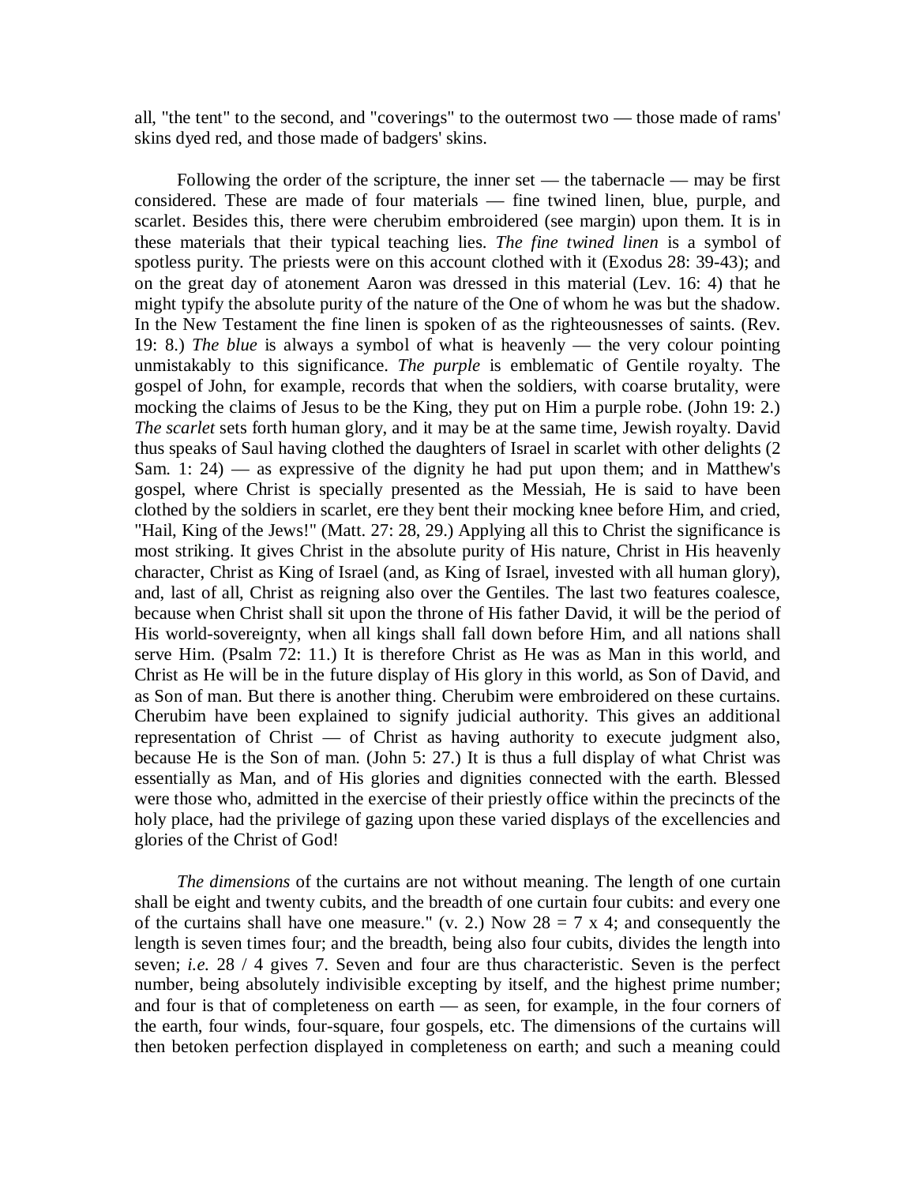all, "the tent" to the second, and "coverings" to the outermost two — those made of rams' skins dyed red, and those made of badgers' skins.

Following the order of the scripture, the inner set — the tabernacle — may be first considered. These are made of four materials — fine twined linen, blue, purple, and scarlet. Besides this, there were cherubim embroidered (see margin) upon them. It is in these materials that their typical teaching lies. *The fine twined linen* is a symbol of spotless purity. The priests were on this account clothed with it (Exodus 28: 39-43); and on the great day of atonement Aaron was dressed in this material (Lev. 16: 4) that he might typify the absolute purity of the nature of the One of whom he was but the shadow. In the New Testament the fine linen is spoken of as the righteousnesses of saints. (Rev. 19: 8.) *The blue* is always a symbol of what is heavenly — the very colour pointing unmistakably to this significance. *The purple* is emblematic of Gentile royalty. The gospel of John, for example, records that when the soldiers, with coarse brutality, were mocking the claims of Jesus to be the King, they put on Him a purple robe. (John 19: 2.) *The scarlet* sets forth human glory, and it may be at the same time, Jewish royalty. David thus speaks of Saul having clothed the daughters of Israel in scarlet with other delights (2 Sam. 1: 24) — as expressive of the dignity he had put upon them; and in Matthew's gospel, where Christ is specially presented as the Messiah, He is said to have been clothed by the soldiers in scarlet, ere they bent their mocking knee before Him, and cried, "Hail, King of the Jews!" (Matt. 27: 28, 29.) Applying all this to Christ the significance is most striking. It gives Christ in the absolute purity of His nature, Christ in His heavenly character, Christ as King of Israel (and, as King of Israel, invested with all human glory), and, last of all, Christ as reigning also over the Gentiles. The last two features coalesce, because when Christ shall sit upon the throne of His father David, it will be the period of His world-sovereignty, when all kings shall fall down before Him, and all nations shall serve Him. (Psalm 72: 11.) It is therefore Christ as He was as Man in this world, and Christ as He will be in the future display of His glory in this world, as Son of David, and as Son of man. But there is another thing. Cherubim were embroidered on these curtains. Cherubim have been explained to signify judicial authority. This gives an additional representation of Christ — of Christ as having authority to execute judgment also, because He is the Son of man. (John 5: 27.) It is thus a full display of what Christ was essentially as Man, and of His glories and dignities connected with the earth. Blessed were those who, admitted in the exercise of their priestly office within the precincts of the holy place, had the privilege of gazing upon these varied displays of the excellencies and glories of the Christ of God!

*The dimensions* of the curtains are not without meaning. The length of one curtain shall be eight and twenty cubits, and the breadth of one curtain four cubits: and every one of the curtains shall have one measure." (v. 2.) Now 28 = 7 x 4; and consequently the length is seven times four; and the breadth, being also four cubits, divides the length into seven; *i.e.* 28 / 4 gives 7. Seven and four are thus characteristic. Seven is the perfect number, being absolutely indivisible excepting by itself, and the highest prime number; and four is that of completeness on earth — as seen, for example, in the four corners of the earth, four winds, four-square, four gospels, etc. The dimensions of the curtains will then betoken perfection displayed in completeness on earth; and such a meaning could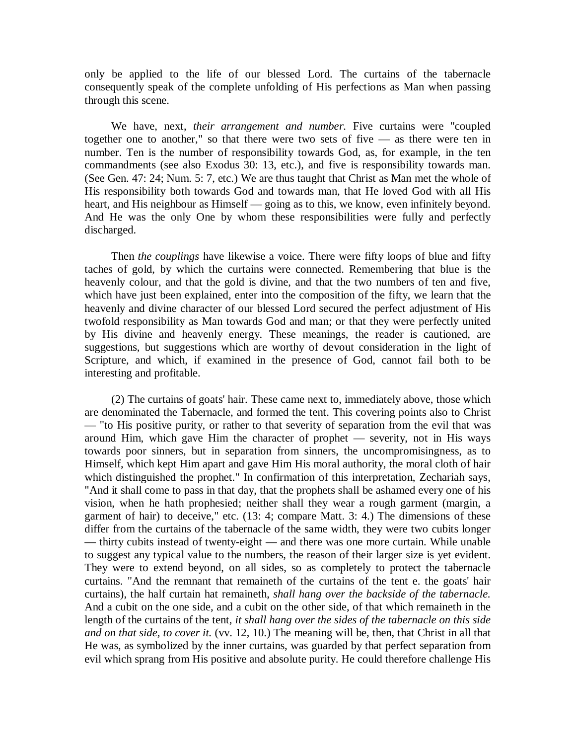only be applied to the life of our blessed Lord. The curtains of the tabernacle consequently speak of the complete unfolding of His perfections as Man when passing through this scene.

We have, next, *their arrangement and number.* Five curtains were "coupled together one to another," so that there were two sets of five — as there were ten in number. Ten is the number of responsibility towards God, as, for example, in the ten commandments (see also Exodus 30: 13, etc.), and five is responsibility towards man. (See Gen. 47: 24; Num. 5: 7, etc.) We are thus taught that Christ as Man met the whole of His responsibility both towards God and towards man, that He loved God with all His heart, and His neighbour as Himself — going as to this, we know, even infinitely beyond. And He was the only One by whom these responsibilities were fully and perfectly discharged.

Then *the couplings* have likewise a voice. There were fifty loops of blue and fifty taches of gold, by which the curtains were connected. Remembering that blue is the heavenly colour, and that the gold is divine, and that the two numbers of ten and five, which have just been explained, enter into the composition of the fifty, we learn that the heavenly and divine character of our blessed Lord secured the perfect adjustment of His twofold responsibility as Man towards God and man; or that they were perfectly united by His divine and heavenly energy. These meanings, the reader is cautioned, are suggestions, but suggestions which are worthy of devout consideration in the light of Scripture, and which, if examined in the presence of God, cannot fail both to be interesting and profitable.

(2) The curtains of goats' hair. These came next to, immediately above, those which are denominated the Tabernacle, and formed the tent. This covering points also to Christ — "to His positive purity, or rather to that severity of separation from the evil that was around Him, which gave Him the character of prophet — severity, not in His ways towards poor sinners, but in separation from sinners, the uncompromisingness, as to Himself, which kept Him apart and gave Him His moral authority, the moral cloth of hair which distinguished the prophet." In confirmation of this interpretation, Zechariah says, "And it shall come to pass in that day, that the prophets shall be ashamed every one of his vision, when he hath prophesied; neither shall they wear a rough garment (margin, a garment of hair) to deceive," etc. (13: 4; compare Matt. 3: 4.) The dimensions of these differ from the curtains of the tabernacle of the same width, they were two cubits longer — thirty cubits instead of twenty-eight — and there was one more curtain. While unable to suggest any typical value to the numbers, the reason of their larger size is yet evident. They were to extend beyond, on all sides, so as completely to protect the tabernacle curtains. "And the remnant that remaineth of the curtains of the tent e. the goats' hair curtains), the half curtain hat remaineth, *shall hang over the backside of the tabernacle.* And a cubit on the one side, and a cubit on the other side, of that which remaineth in the length of the curtains of the tent, *it shall hang over the sides of the tabernacle on this side and on that side, to cover it.* (vv. 12, 10.) The meaning will be, then, that Christ in all that He was, as symbolized by the inner curtains, was guarded by that perfect separation from evil which sprang from His positive and absolute purity. He could therefore challenge His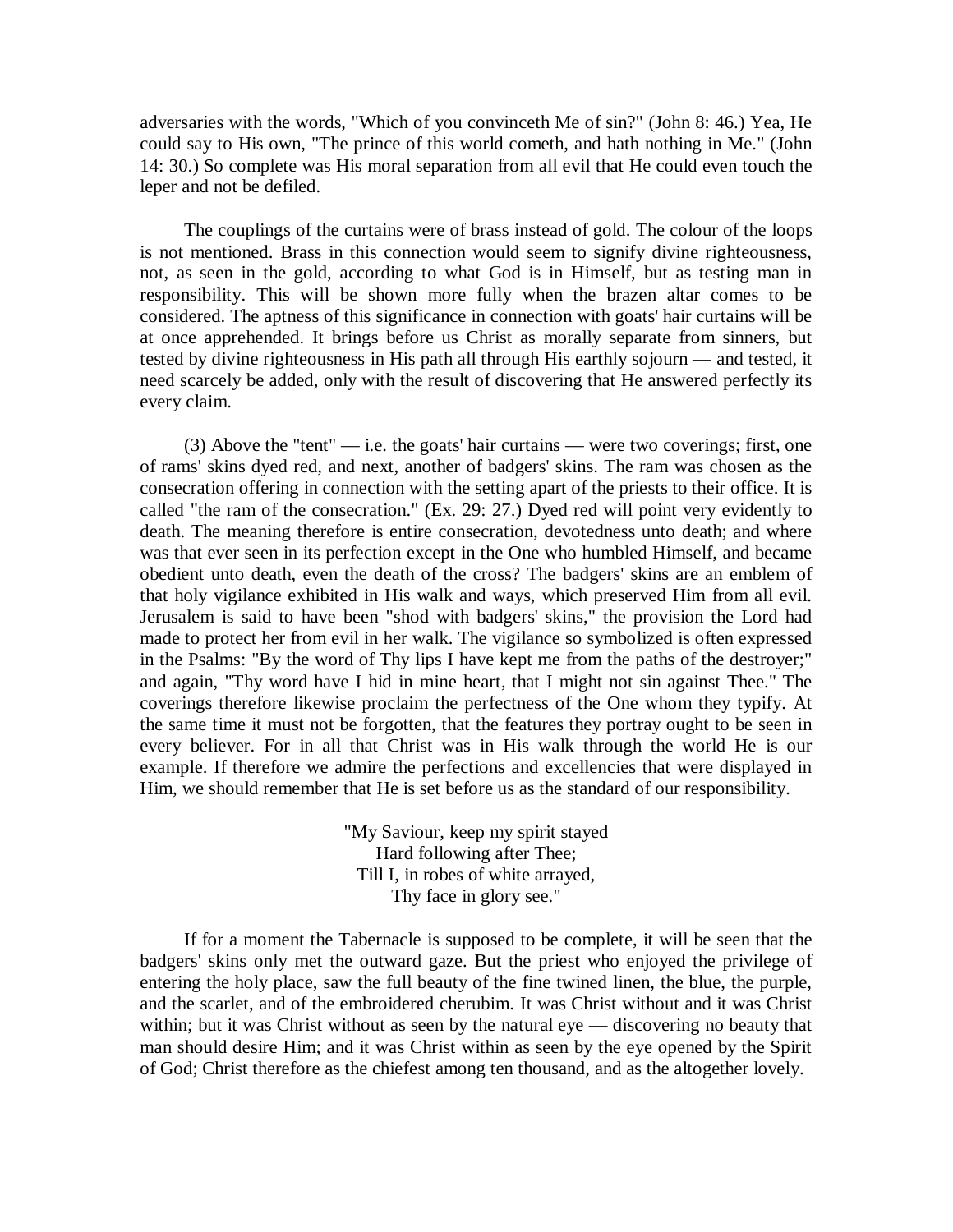adversaries with the words, "Which of you convinceth Me of sin?" (John 8: 46.) Yea, He could say to His own, "The prince of this world cometh, and hath nothing in Me." (John 14: 30.) So complete was His moral separation from all evil that He could even touch the leper and not be defiled.

The couplings of the curtains were of brass instead of gold. The colour of the loops is not mentioned. Brass in this connection would seem to signify divine righteousness, not, as seen in the gold, according to what God is in Himself, but as testing man in responsibility. This will be shown more fully when the brazen altar comes to be considered. The aptness of this significance in connection with goats' hair curtains will be at once apprehended. It brings before us Christ as morally separate from sinners, but tested by divine righteousness in His path all through His earthly sojourn — and tested, it need scarcely be added, only with the result of discovering that He answered perfectly its every claim.

(3) Above the "tent" — i.e. the goats' hair curtains — were two coverings; first, one of rams' skins dyed red, and next, another of badgers' skins. The ram was chosen as the consecration offering in connection with the setting apart of the priests to their office. It is called "the ram of the consecration." (Ex. 29: 27.) Dyed red will point very evidently to death. The meaning therefore is entire consecration, devotedness unto death; and where was that ever seen in its perfection except in the One who humbled Himself, and became obedient unto death, even the death of the cross? The badgers' skins are an emblem of that holy vigilance exhibited in His walk and ways, which preserved Him from all evil. Jerusalem is said to have been "shod with badgers' skins," the provision the Lord had made to protect her from evil in her walk. The vigilance so symbolized is often expressed in the Psalms: "By the word of Thy lips I have kept me from the paths of the destroyer;" and again, "Thy word have I hid in mine heart, that I might not sin against Thee." The coverings therefore likewise proclaim the perfectness of the One whom they typify. At the same time it must not be forgotten, that the features they portray ought to be seen in every believer. For in all that Christ was in His walk through the world He is our example. If therefore we admire the perfections and excellencies that were displayed in Him, we should remember that He is set before us as the standard of our responsibility.

"My Saviour, keep my spirit stayed  
Hard following after Thee;  
Till I, in robes of white arrayed,  
Thy face in glory see."

If for a moment the Tabernacle is supposed to be complete, it will be seen that the badgers' skins only met the outward gaze. But the priest who enjoyed the privilege of entering the holy place, saw the full beauty of the fine twined linen, the blue, the purple, and the scarlet, and of the embroidered cherubim. It was Christ without and it was Christ within; but it was Christ without as seen by the natural eye — discovering no beauty that man should desire Him; and it was Christ within as seen by the eye opened by the Spirit of God; Christ therefore as the chiefest among ten thousand, and as the altogether lovely.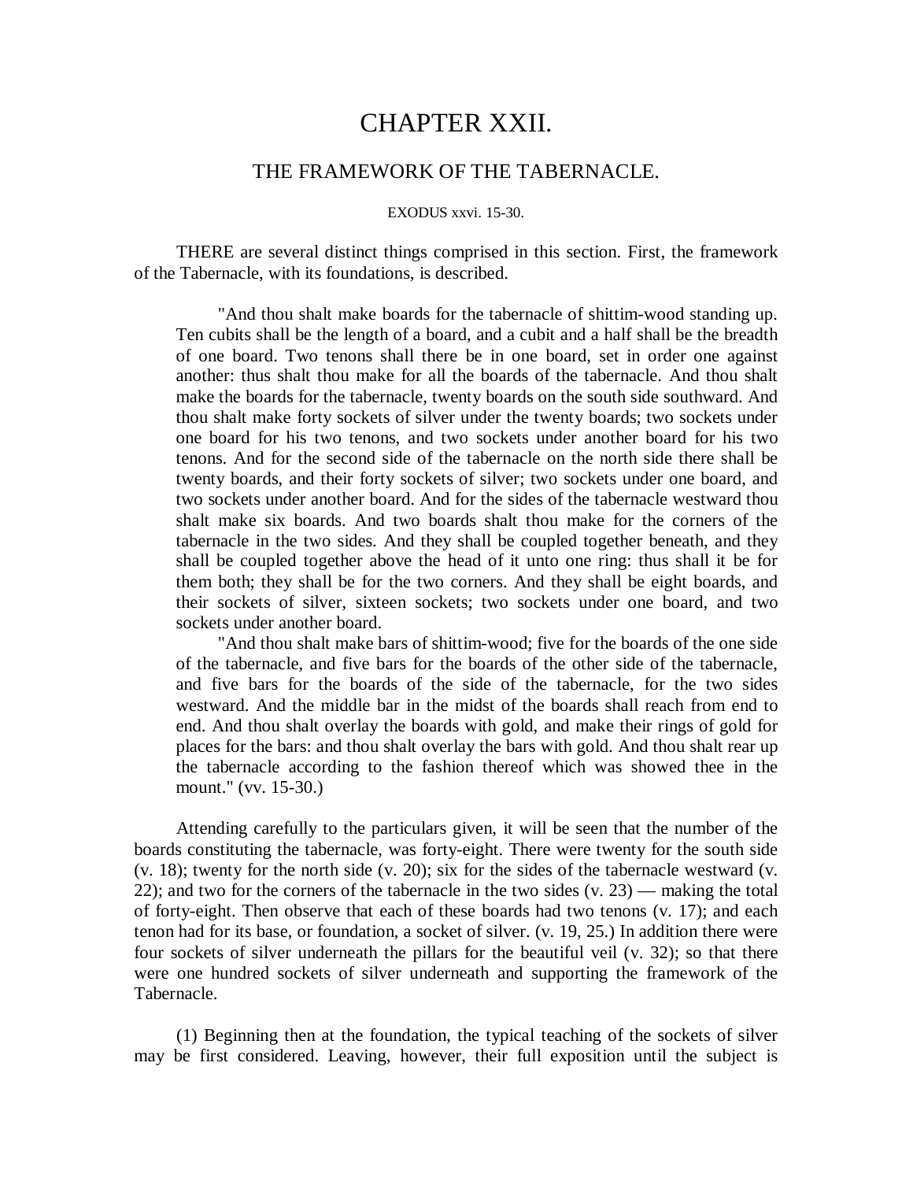# CHAPTER XXII.

## THE FRAMEWORK OF THE TABERNACLE.

EXODUS xxvi. 15-30.

THERE are several distinct things comprised in this section. First, the framework of the Tabernacle, with its foundations, is described.

> "And thou shalt make boards for the tabernacle of shittim-wood standing up. Ten cubits shall be the length of a board, and a cubit and a half shall be the breadth of one board. Two tenons shall there be in one board, set in order one against another: thus shalt thou make for all the boards of the tabernacle. And thou shalt make the boards for the tabernacle, twenty boards on the south side southward. And thou shalt make forty sockets of silver under the twenty boards; two sockets under one board for his two tenons, and two sockets under another board for his two tenons. And for the second side of the tabernacle on the north side there shall be twenty boards, and their forty sockets of silver; two sockets under one board, and two sockets under another board. And for the sides of the tabernacle westward thou shalt make six boards. And two boards shalt thou make for the corners of the tabernacle in the two sides. And they shall be coupled together beneath, and they shall be coupled together above the head of it unto one ring: thus shall it be for them both; they shall be for the two corners. And they shall be eight boards, and their sockets of silver, sixteen sockets; two sockets under one board, and two sockets under another board.
>
> "And thou shalt make bars of shittim-wood; five for the boards of the one side of the tabernacle, and five bars for the boards of the other side of the tabernacle, and five bars for the boards of the side of the tabernacle, for the two sides westward. And the middle bar in the midst of the boards shall reach from end to end. And thou shalt overlay the boards with gold, and make their rings of gold for places for the bars: and thou shalt overlay the bars with gold. And thou shalt rear up the tabernacle according to the fashion thereof which was showed thee in the mount." (vv. 15-30.)

Attending carefully to the particulars given, it will be seen that the number of the boards constituting the tabernacle, was forty-eight. There were twenty for the south side (v. 18); twenty for the north side (v. 20); six for the sides of the tabernacle westward (v. 22); and two for the corners of the tabernacle in the two sides (v. 23) — making the total of forty-eight. Then observe that each of these boards had two tenons (v. 17); and each tenon had for its base, or foundation, a socket of silver. (v. 19, 25.) In addition there were four sockets of silver underneath the pillars for the beautiful veil (v. 32); so that there were one hundred sockets of silver underneath and supporting the framework of the Tabernacle.

(1) Beginning then at the foundation, the typical teaching of the sockets of silver may be first considered. Leaving, however, their full exposition until the subject is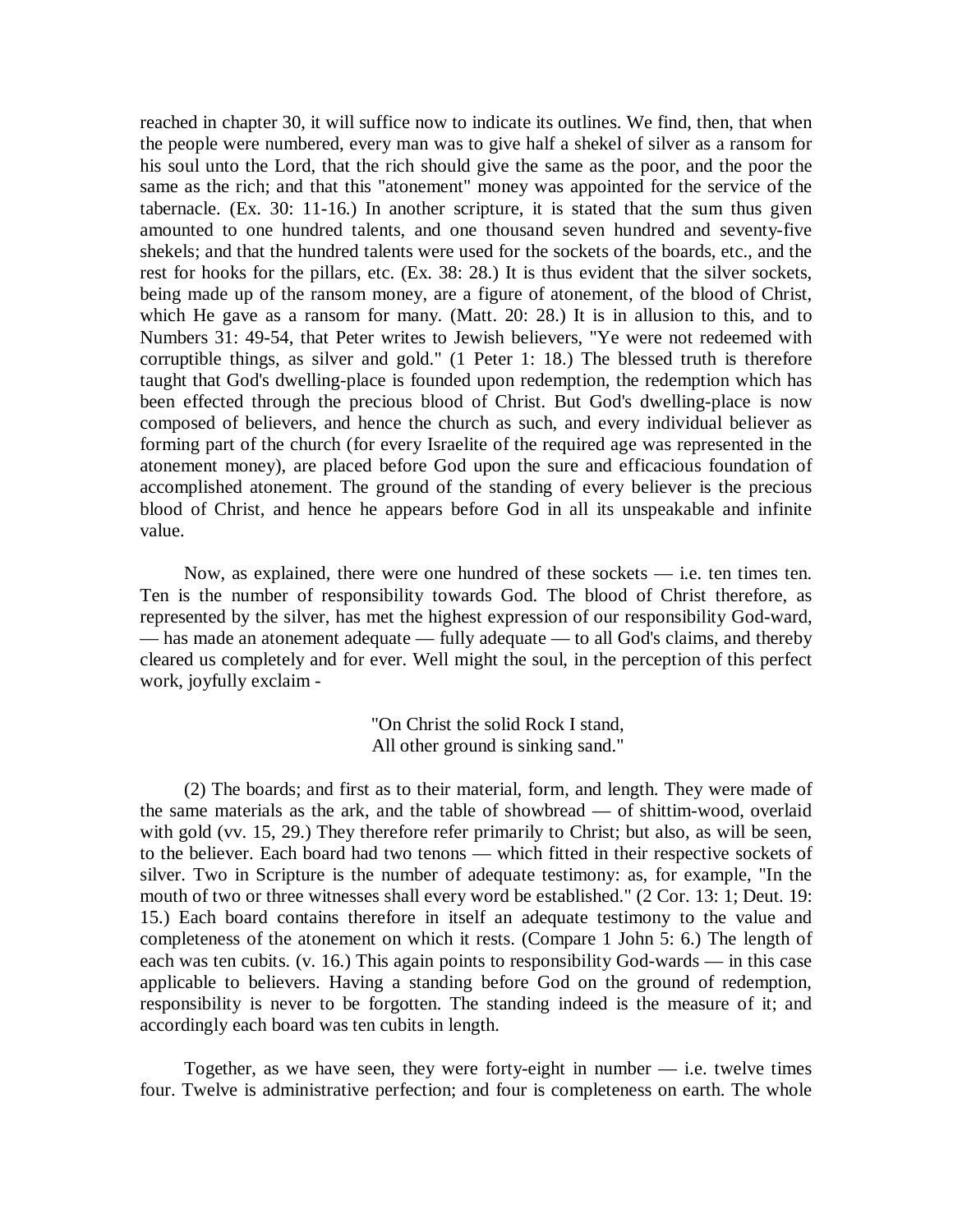reached in chapter 30, it will suffice now to indicate its outlines. We find, then, that when the people were numbered, every man was to give half a shekel of silver as a ransom for his soul unto the Lord, that the rich should give the same as the poor, and the poor the same as the rich; and that this "atonement" money was appointed for the service of the tabernacle. (Ex. 30: 11-16.) In another scripture, it is stated that the sum thus given amounted to one hundred talents, and one thousand seven hundred and seventy-five shekels; and that the hundred talents were used for the sockets of the boards, etc., and the rest for hooks for the pillars, etc. (Ex. 38: 28.) It is thus evident that the silver sockets, being made up of the ransom money, are a figure of atonement, of the blood of Christ, which He gave as a ransom for many. (Matt. 20: 28.) It is in allusion to this, and to Numbers 31: 49-54, that Peter writes to Jewish believers, "Ye were not redeemed with corruptible things, as silver and gold." (1 Peter 1: 18.) The blessed truth is therefore taught that God's dwelling-place is founded upon redemption, the redemption which has been effected through the precious blood of Christ. But God's dwelling-place is now composed of believers, and hence the church as such, and every individual believer as forming part of the church (for every Israelite of the required age was represented in the atonement money), are placed before God upon the sure and efficacious foundation of accomplished atonement. The ground of the standing of every believer is the precious blood of Christ, and hence he appears before God in all its unspeakable and infinite value.

Now, as explained, there were one hundred of these sockets — i.e. ten times ten. Ten is the number of responsibility towards God. The blood of Christ therefore, as represented by the silver, has met the highest expression of our responsibility God-ward, — has made an atonement adequate — fully adequate — to all God's claims, and thereby cleared us completely and for ever. Well might the soul, in the perception of this perfect work, joyfully exclaim -

> "On Christ the solid Rock I stand,
> All other ground is sinking sand."

(2) The boards; and first as to their material, form, and length. They were made of the same materials as the ark, and the table of showbread — of shittim-wood, overlaid with gold (vv. 15, 29.) They therefore refer primarily to Christ; but also, as will be seen, to the believer. Each board had two tenons — which fitted in their respective sockets of silver. Two in Scripture is the number of adequate testimony: as, for example, "In the mouth of two or three witnesses shall every word be established." (2 Cor. 13: 1; Deut. 19: 15.) Each board contains therefore in itself an adequate testimony to the value and completeness of the atonement on which it rests. (Compare 1 John 5: 6.) The length of each was ten cubits. (v. 16.) This again points to responsibility God-wards — in this case applicable to believers. Having a standing before God on the ground of redemption, responsibility is never to be forgotten. The standing indeed is the measure of it; and accordingly each board was ten cubits in length.

Together, as we have seen, they were forty-eight in number — i.e. twelve times four. Twelve is administrative perfection; and four is completeness on earth. The whole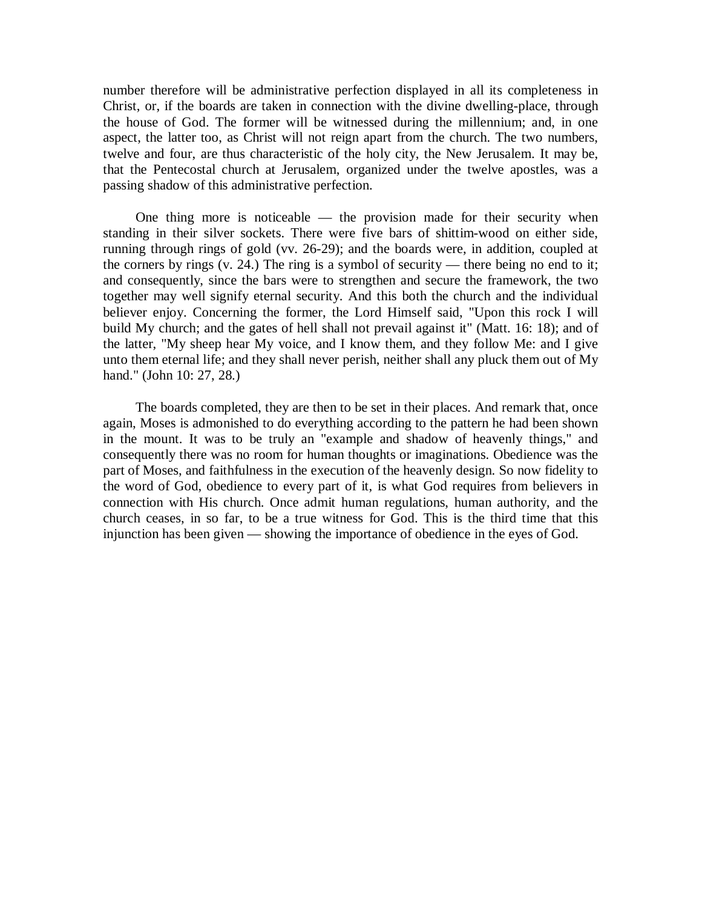number therefore will be administrative perfection displayed in all its completeness in Christ, or, if the boards are taken in connection with the divine dwelling-place, through the house of God. The former will be witnessed during the millennium; and, in one aspect, the latter too, as Christ will not reign apart from the church. The two numbers, twelve and four, are thus characteristic of the holy city, the New Jerusalem. It may be, that the Pentecostal church at Jerusalem, organized under the twelve apostles, was a passing shadow of this administrative perfection.

One thing more is noticeable — the provision made for their security when standing in their silver sockets. There were five bars of shittim-wood on either side, running through rings of gold (vv. 26-29); and the boards were, in addition, coupled at the corners by rings (v. 24.) The ring is a symbol of security — there being no end to it; and consequently, since the bars were to strengthen and secure the framework, the two together may well signify eternal security. And this both the church and the individual believer enjoy. Concerning the former, the Lord Himself said, "Upon this rock I will build My church; and the gates of hell shall not prevail against it" (Matt. 16: 18); and of the latter, "My sheep hear My voice, and I know them, and they follow Me: and I give unto them eternal life; and they shall never perish, neither shall any pluck them out of My hand." (John 10: 27, 28.)

The boards completed, they are then to be set in their places. And remark that, once again, Moses is admonished to do everything according to the pattern he had been shown in the mount. It was to be truly an "example and shadow of heavenly things," and consequently there was no room for human thoughts or imaginations. Obedience was the part of Moses, and faithfulness in the execution of the heavenly design. So now fidelity to the word of God, obedience to every part of it, is what God requires from believers in connection with His church. Once admit human regulations, human authority, and the church ceases, in so far, to be a true witness for God. This is the third time that this injunction has been given — showing the importance of obedience in the eyes of God.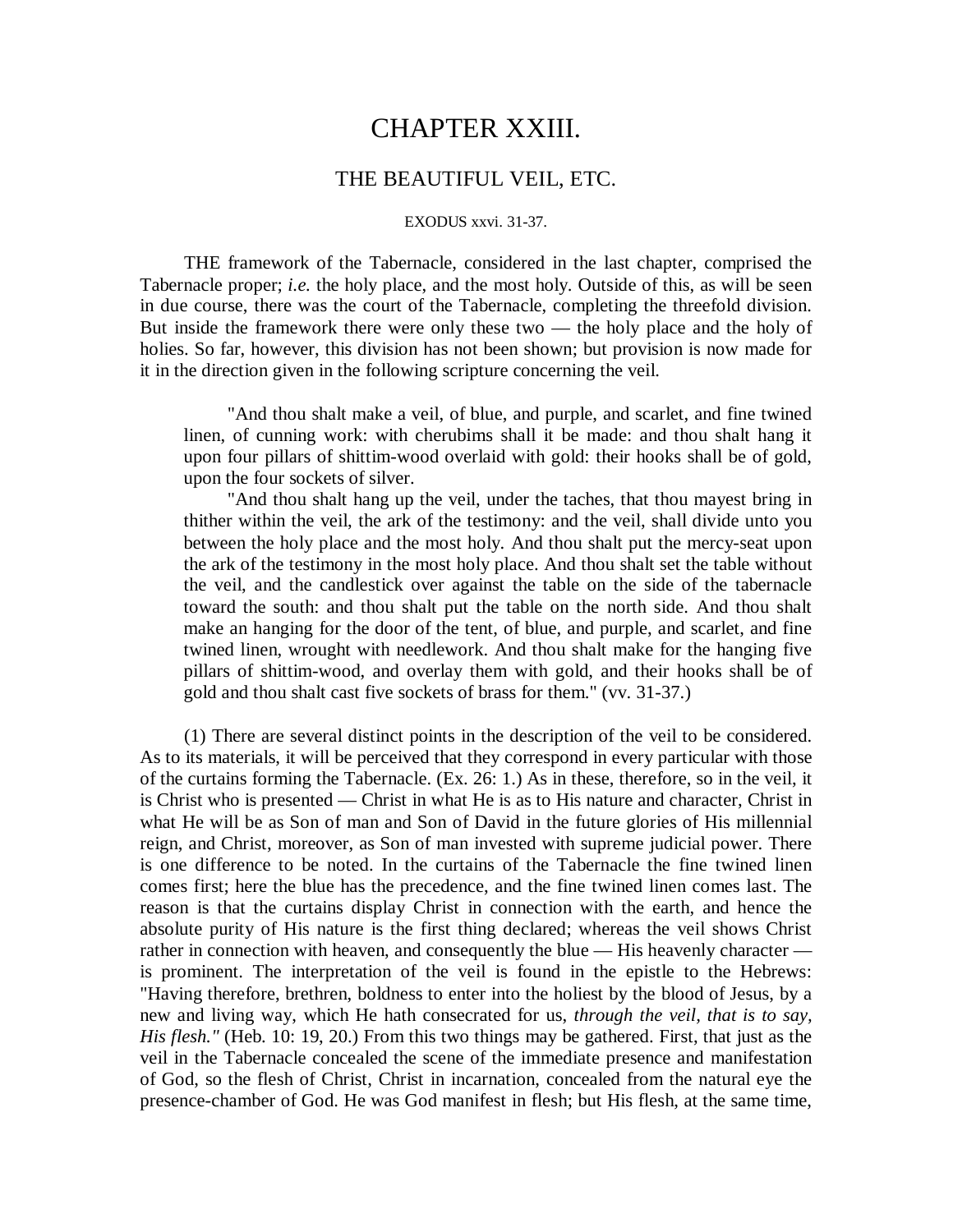# CHAPTER XXIII.

## THE BEAUTIFUL VEIL, ETC.

EXODUS xxvi. 31-37.

THE framework of the Tabernacle, considered in the last chapter, comprised the Tabernacle proper; *i.e.* the holy place, and the most holy. Outside of this, as will be seen in due course, there was the court of the Tabernacle, completing the threefold division. But inside the framework there were only these two — the holy place and the holy of holies. So far, however, this division has not been shown; but provision is now made for it in the direction given in the following scripture concerning the veil.

> "And thou shalt make a veil, of blue, and purple, and scarlet, and fine twined linen, of cunning work: with cherubims shall it be made: and thou shalt hang it upon four pillars of shittim-wood overlaid with gold: their hooks shall be of gold, upon the four sockets of silver.
>
> "And thou shalt hang up the veil, under the taches, that thou mayest bring in thither within the veil, the ark of the testimony: and the veil, shall divide unto you between the holy place and the most holy. And thou shalt put the mercy-seat upon the ark of the testimony in the most holy place. And thou shalt set the table without the veil, and the candlestick over against the table on the side of the tabernacle toward the south: and thou shalt put the table on the north side. And thou shalt make an hanging for the door of the tent, of blue, and purple, and scarlet, and fine twined linen, wrought with needlework. And thou shalt make for the hanging five pillars of shittim-wood, and overlay them with gold, and their hooks shall be of gold and thou shalt cast five sockets of brass for them." (vv. 31-37.)

(1) There are several distinct points in the description of the veil to be considered. As to its materials, it will be perceived that they correspond in every particular with those of the curtains forming the Tabernacle. (Ex. 26: 1.) As in these, therefore, so in the veil, it is Christ who is presented — Christ in what He is as to His nature and character, Christ in what He will be as Son of man and Son of David in the future glories of His millennial reign, and Christ, moreover, as Son of man invested with supreme judicial power. There is one difference to be noted. In the curtains of the Tabernacle the fine twined linen comes first; here the blue has the precedence, and the fine twined linen comes last. The reason is that the curtains display Christ in connection with the earth, and hence the absolute purity of His nature is the first thing declared; whereas the veil shows Christ rather in connection with heaven, and consequently the blue — His heavenly character — is prominent. The interpretation of the veil is found in the epistle to the Hebrews: "Having therefore, brethren, boldness to enter into the holiest by the blood of Jesus, by a new and living way, which He hath consecrated for us, *through the veil, that is to say, His flesh."* (Heb. 10: 19, 20.) From this two things may be gathered. First, that just as the veil in the Tabernacle concealed the scene of the immediate presence and manifestation of God, so the flesh of Christ, Christ in incarnation, concealed from the natural eye the presence-chamber of God. He was God manifest in flesh; but His flesh, at the same time,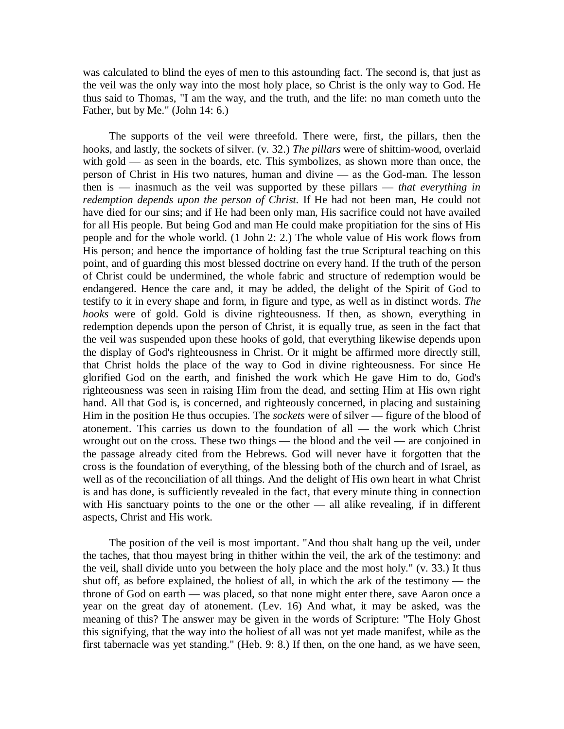was calculated to blind the eyes of men to this astounding fact. The second is, that just as the veil was the only way into the most holy place, so Christ is the only way to God. He thus said to Thomas, "I am the way, and the truth, and the life: no man cometh unto the Father, but by Me." (John 14: 6.)

The supports of the veil were threefold. There were, first, the pillars, then the hooks, and lastly, the sockets of silver. (v. 32.) *The pillars* were of shittim-wood, overlaid with gold — as seen in the boards, etc. This symbolizes, as shown more than once, the person of Christ in His two natures, human and divine — as the God-man. The lesson then is — inasmuch as the veil was supported by these pillars — *that everything in redemption depends upon the person of Christ.* If He had not been man, He could not have died for our sins; and if He had been only man, His sacrifice could not have availed for all His people. But being God and man He could make propitiation for the sins of His people and for the whole world. (1 John 2: 2.) The whole value of His work flows from His person; and hence the importance of holding fast the true Scriptural teaching on this point, and of guarding this most blessed doctrine on every hand. If the truth of the person of Christ could be undermined, the whole fabric and structure of redemption would be endangered. Hence the care and, it may be added, the delight of the Spirit of God to testify to it in every shape and form, in figure and type, as well as in distinct words. *The hooks* were of gold. Gold is divine righteousness. If then, as shown, everything in redemption depends upon the person of Christ, it is equally true, as seen in the fact that the veil was suspended upon these hooks of gold, that everything likewise depends upon the display of God's righteousness in Christ. Or it might be affirmed more directly still, that Christ holds the place of the way to God in divine righteousness. For since He glorified God on the earth, and finished the work which He gave Him to do, God's righteousness was seen in raising Him from the dead, and setting Him at His own right hand. All that God is, is concerned, and righteously concerned, in placing and sustaining Him in the position He thus occupies. The *sockets* were of silver — figure of the blood of atonement. This carries us down to the foundation of all — the work which Christ wrought out on the cross. These two things — the blood and the veil — are conjoined in the passage already cited from the Hebrews. God will never have it forgotten that the cross is the foundation of everything, of the blessing both of the church and of Israel, as well as of the reconciliation of all things. And the delight of His own heart in what Christ is and has done, is sufficiently revealed in the fact, that every minute thing in connection with His sanctuary points to the one or the other — all alike revealing, if in different aspects, Christ and His work.

The position of the veil is most important. "And thou shalt hang up the veil, under the taches, that thou mayest bring in thither within the veil, the ark of the testimony: and the veil, shall divide unto you between the holy place and the most holy." (v. 33.) It thus shut off, as before explained, the holiest of all, in which the ark of the testimony — the throne of God on earth — was placed, so that none might enter there, save Aaron once a year on the great day of atonement. (Lev. 16) And what, it may be asked, was the meaning of this? The answer may be given in the words of Scripture: "The Holy Ghost this signifying, that the way into the holiest of all was not yet made manifest, while as the first tabernacle was yet standing." (Heb. 9: 8.) If then, on the one hand, as we have seen,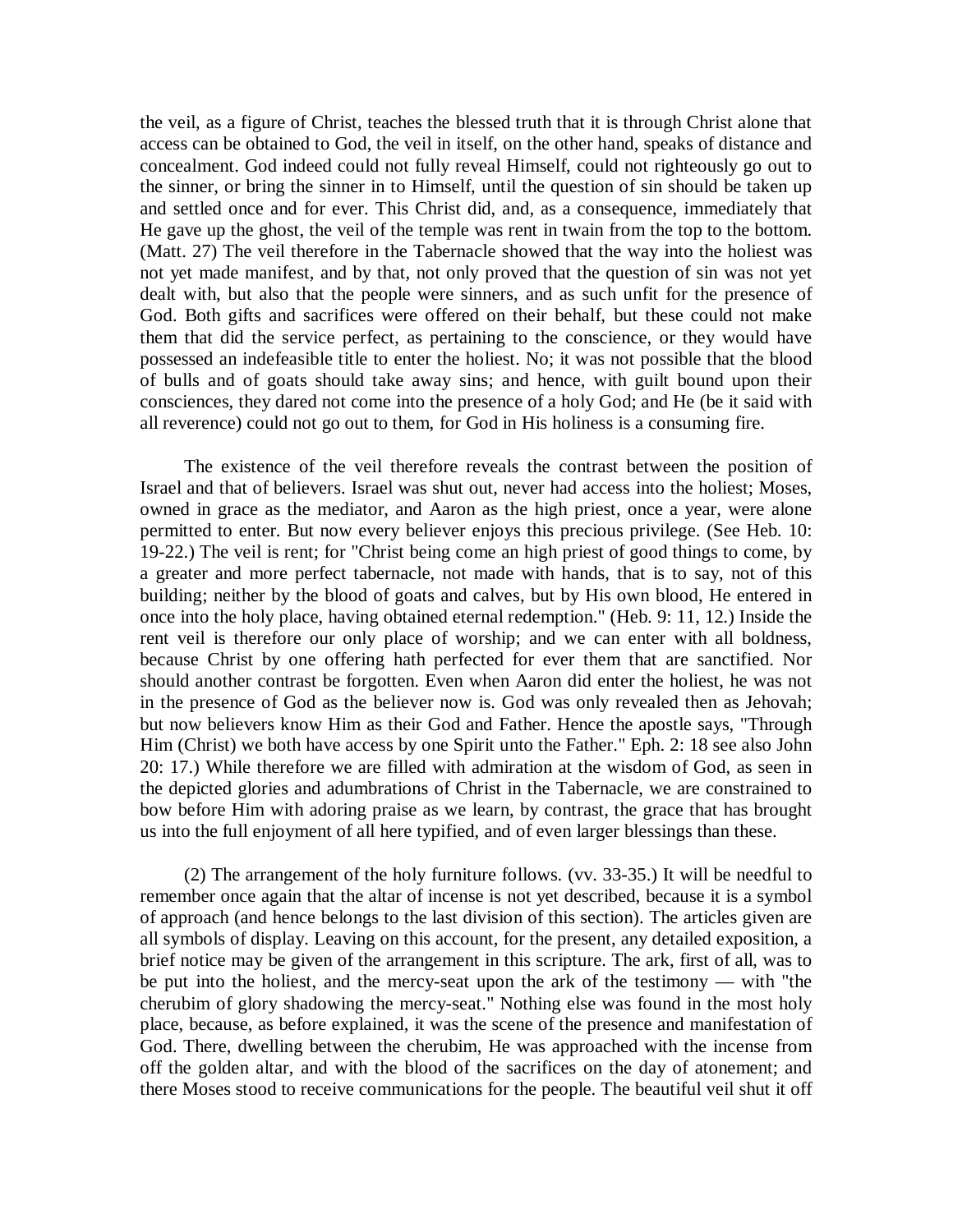the veil, as a figure of Christ, teaches the blessed truth that it is through Christ alone that access can be obtained to God, the veil in itself, on the other hand, speaks of distance and concealment. God indeed could not fully reveal Himself, could not righteously go out to the sinner, or bring the sinner in to Himself, until the question of sin should be taken up and settled once and for ever. This Christ did, and, as a consequence, immediately that He gave up the ghost, the veil of the temple was rent in twain from the top to the bottom. (Matt. 27) The veil therefore in the Tabernacle showed that the way into the holiest was not yet made manifest, and by that, not only proved that the question of sin was not yet dealt with, but also that the people were sinners, and as such unfit for the presence of God. Both gifts and sacrifices were offered on their behalf, but these could not make them that did the service perfect, as pertaining to the conscience, or they would have possessed an indefeasible title to enter the holiest. No; it was not possible that the blood of bulls and of goats should take away sins; and hence, with guilt bound upon their consciences, they dared not come into the presence of a holy God; and He (be it said with all reverence) could not go out to them, for God in His holiness is a consuming fire.

The existence of the veil therefore reveals the contrast between the position of Israel and that of believers. Israel was shut out, never had access into the holiest; Moses, owned in grace as the mediator, and Aaron as the high priest, once a year, were alone permitted to enter. But now every believer enjoys this precious privilege. (See Heb. 10: 19-22.) The veil is rent; for "Christ being come an high priest of good things to come, by a greater and more perfect tabernacle, not made with hands, that is to say, not of this building; neither by the blood of goats and calves, but by His own blood, He entered in once into the holy place, having obtained eternal redemption." (Heb. 9: 11, 12.) Inside the rent veil is therefore our only place of worship; and we can enter with all boldness, because Christ by one offering hath perfected for ever them that are sanctified. Nor should another contrast be forgotten. Even when Aaron did enter the holiest, he was not in the presence of God as the believer now is. God was only revealed then as Jehovah; but now believers know Him as their God and Father. Hence the apostle says, "Through Him (Christ) we both have access by one Spirit unto the Father." Eph. 2: 18 see also John 20: 17.) While therefore we are filled with admiration at the wisdom of God, as seen in the depicted glories and adumbrations of Christ in the Tabernacle, we are constrained to bow before Him with adoring praise as we learn, by contrast, the grace that has brought us into the full enjoyment of all here typified, and of even larger blessings than these.

(2) The arrangement of the holy furniture follows. (vv. 33-35.) It will be needful to remember once again that the altar of incense is not yet described, because it is a symbol of approach (and hence belongs to the last division of this section). The articles given are all symbols of display. Leaving on this account, for the present, any detailed exposition, a brief notice may be given of the arrangement in this scripture. The ark, first of all, was to be put into the holiest, and the mercy-seat upon the ark of the testimony — with "the cherubim of glory shadowing the mercy-seat." Nothing else was found in the most holy place, because, as before explained, it was the scene of the presence and manifestation of God. There, dwelling between the cherubim, He was approached with the incense from off the golden altar, and with the blood of the sacrifices on the day of atonement; and there Moses stood to receive communications for the people. The beautiful veil shut it off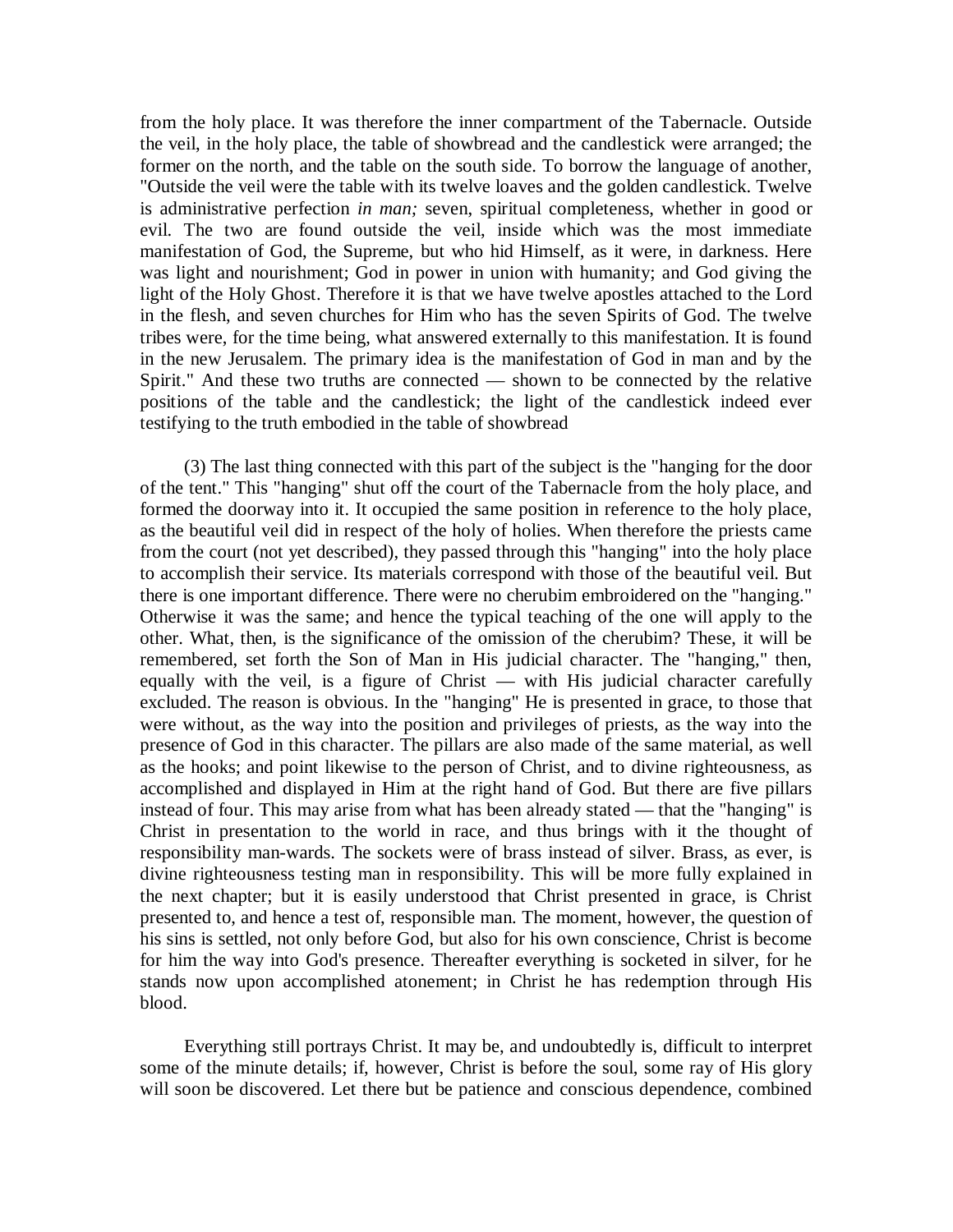from the holy place. It was therefore the inner compartment of the Tabernacle. Outside the veil, in the holy place, the table of showbread and the candlestick were arranged; the former on the north, and the table on the south side. To borrow the language of another, "Outside the veil were the table with its twelve loaves and the golden candlestick. Twelve is administrative perfection *in man;* seven, spiritual completeness, whether in good or evil. The two are found outside the veil, inside which was the most immediate manifestation of God, the Supreme, but who hid Himself, as it were, in darkness. Here was light and nourishment; God in power in union with humanity; and God giving the light of the Holy Ghost. Therefore it is that we have twelve apostles attached to the Lord in the flesh, and seven churches for Him who has the seven Spirits of God. The twelve tribes were, for the time being, what answered externally to this manifestation. It is found in the new Jerusalem. The primary idea is the manifestation of God in man and by the Spirit." And these two truths are connected — shown to be connected by the relative positions of the table and the candlestick; the light of the candlestick indeed ever testifying to the truth embodied in the table of showbread

(3) The last thing connected with this part of the subject is the "hanging for the door of the tent." This "hanging" shut off the court of the Tabernacle from the holy place, and formed the doorway into it. It occupied the same position in reference to the holy place, as the beautiful veil did in respect of the holy of holies. When therefore the priests came from the court (not yet described), they passed through this "hanging" into the holy place to accomplish their service. Its materials correspond with those of the beautiful veil. But there is one important difference. There were no cherubim embroidered on the "hanging." Otherwise it was the same; and hence the typical teaching of the one will apply to the other. What, then, is the significance of the omission of the cherubim? These, it will be remembered, set forth the Son of Man in His judicial character. The "hanging," then, equally with the veil, is a figure of Christ — with His judicial character carefully excluded. The reason is obvious. In the "hanging" He is presented in grace, to those that were without, as the way into the position and privileges of priests, as the way into the presence of God in this character. The pillars are also made of the same material, as well as the hooks; and point likewise to the person of Christ, and to divine righteousness, as accomplished and displayed in Him at the right hand of God. But there are five pillars instead of four. This may arise from what has been already stated — that the "hanging" is Christ in presentation to the world in race, and thus brings with it the thought of responsibility man-wards. The sockets were of brass instead of silver. Brass, as ever, is divine righteousness testing man in responsibility. This will be more fully explained in the next chapter; but it is easily understood that Christ presented in grace, is Christ presented to, and hence a test of, responsible man. The moment, however, the question of his sins is settled, not only before God, but also for his own conscience, Christ is become for him the way into God's presence. Thereafter everything is socketed in silver, for he stands now upon accomplished atonement; in Christ he has redemption through His blood.

Everything still portrays Christ. It may be, and undoubtedly is, difficult to interpret some of the minute details; if, however, Christ is before the soul, some ray of His glory will soon be discovered. Let there but be patience and conscious dependence, combined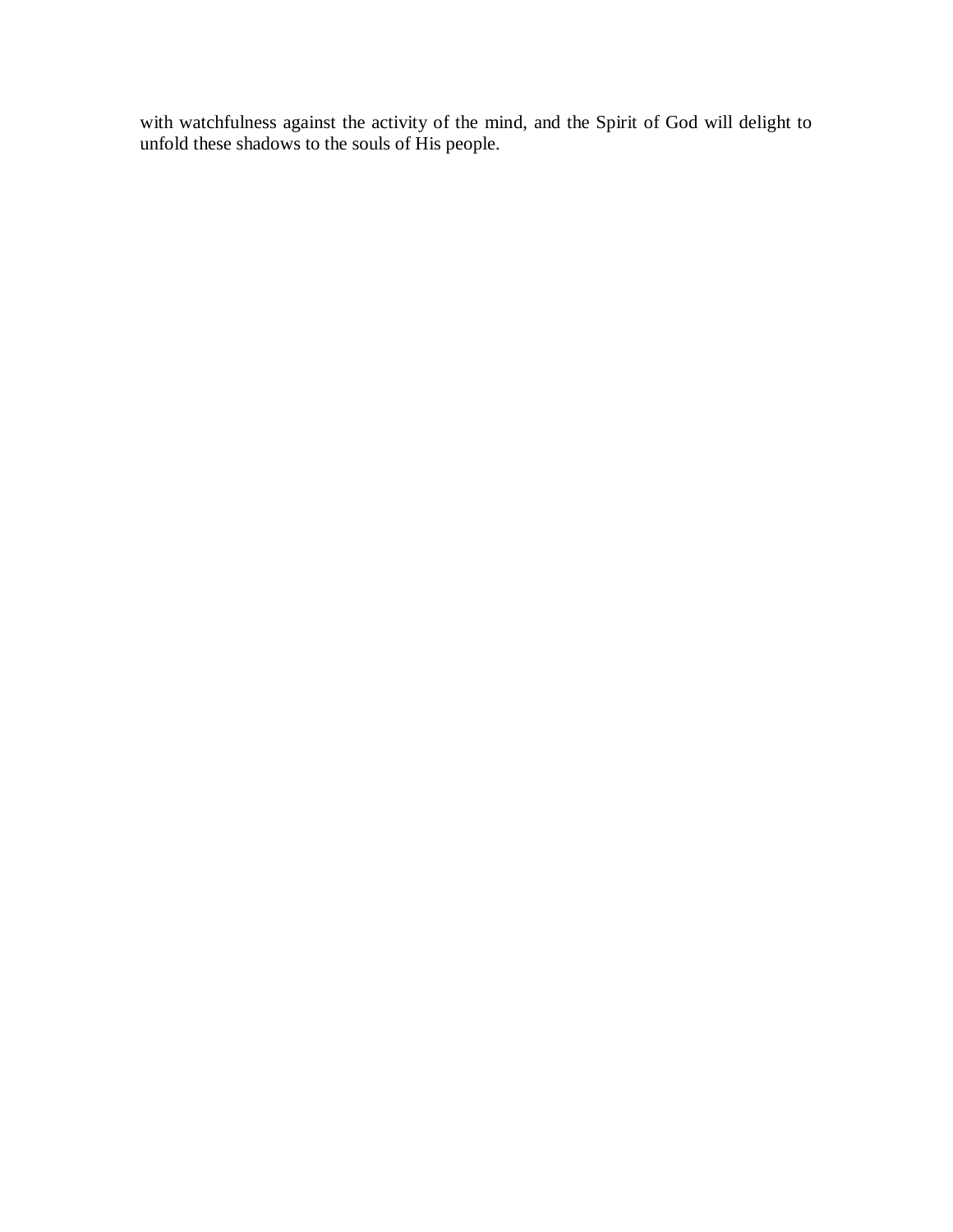with watchfulness against the activity of the mind, and the Spirit of God will delight to unfold these shadows to the souls of His people.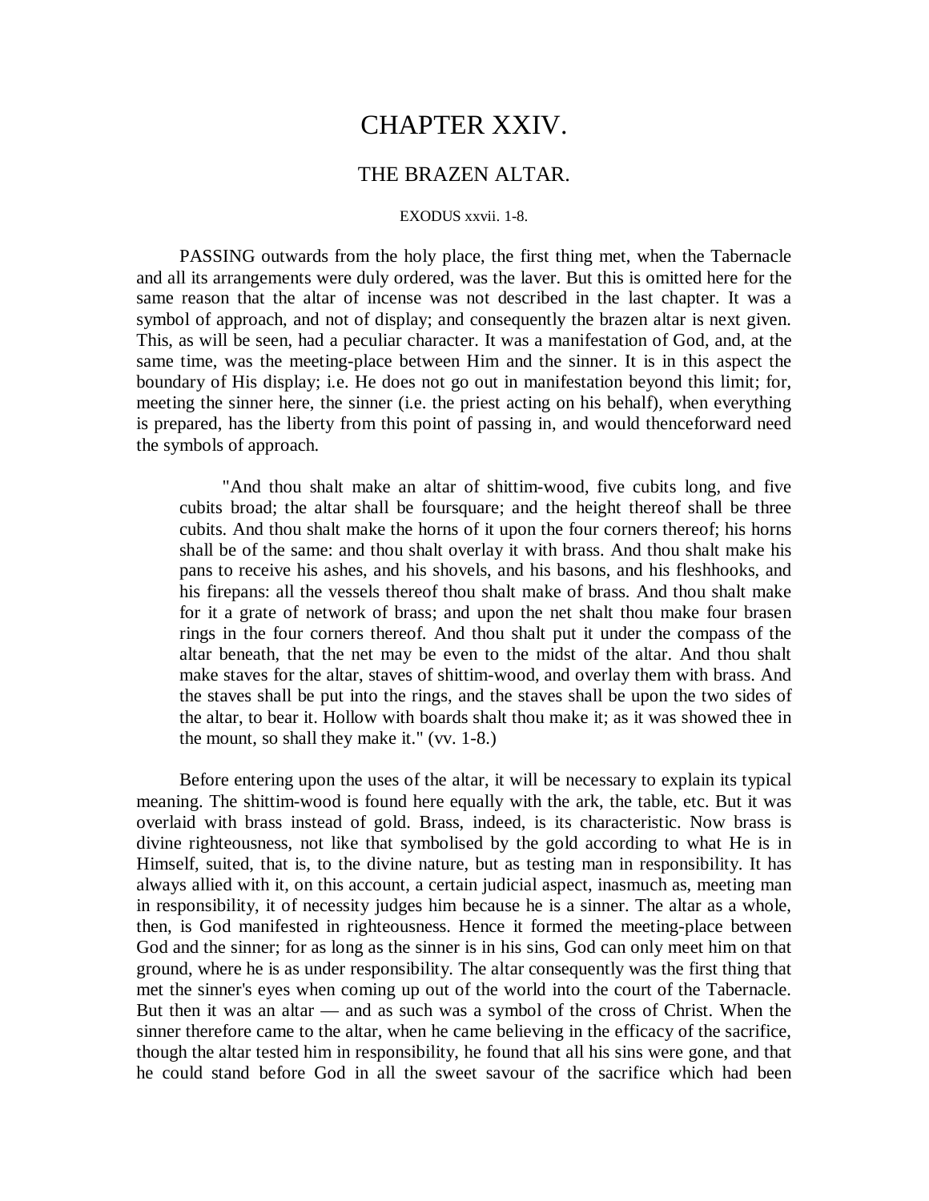# CHAPTER XXIV.

## THE BRAZEN ALTAR.

EXODUS xxvii. 1-8.

PASSING outwards from the holy place, the first thing met, when the Tabernacle and all its arrangements were duly ordered, was the laver. But this is omitted here for the same reason that the altar of incense was not described in the last chapter. It was a symbol of approach, and not of display; and consequently the brazen altar is next given. This, as will be seen, had a peculiar character. It was a manifestation of God, and, at the same time, was the meeting-place between Him and the sinner. It is in this aspect the boundary of His display; i.e. He does not go out in manifestation beyond this limit; for, meeting the sinner here, the sinner (i.e. the priest acting on his behalf), when everything is prepared, has the liberty from this point of passing in, and would thenceforward need the symbols of approach.

> "And thou shalt make an altar of shittim-wood, five cubits long, and five cubits broad; the altar shall be foursquare; and the height thereof shall be three cubits. And thou shalt make the horns of it upon the four corners thereof; his horns shall be of the same: and thou shalt overlay it with brass. And thou shalt make his pans to receive his ashes, and his shovels, and his basons, and his fleshhooks, and his firepans: all the vessels thereof thou shalt make of brass. And thou shalt make for it a grate of network of brass; and upon the net shalt thou make four brasen rings in the four corners thereof. And thou shalt put it under the compass of the altar beneath, that the net may be even to the midst of the altar. And thou shalt make staves for the altar, staves of shittim-wood, and overlay them with brass. And the staves shall be put into the rings, and the staves shall be upon the two sides of the altar, to bear it. Hollow with boards shalt thou make it; as it was showed thee in the mount, so shall they make it." (vv. 1-8.)

Before entering upon the uses of the altar, it will be necessary to explain its typical meaning. The shittim-wood is found here equally with the ark, the table, etc. But it was overlaid with brass instead of gold. Brass, indeed, is its characteristic. Now brass is divine righteousness, not like that symbolised by the gold according to what He is in Himself, suited, that is, to the divine nature, but as testing man in responsibility. It has always allied with it, on this account, a certain judicial aspect, inasmuch as, meeting man in responsibility, it of necessity judges him because he is a sinner. The altar as a whole, then, is God manifested in righteousness. Hence it formed the meeting-place between God and the sinner; for as long as the sinner is in his sins, God can only meet him on that ground, where he is as under responsibility. The altar consequently was the first thing that met the sinner's eyes when coming up out of the world into the court of the Tabernacle. But then it was an altar — and as such was a symbol of the cross of Christ. When the sinner therefore came to the altar, when he came believing in the efficacy of the sacrifice, though the altar tested him in responsibility, he found that all his sins were gone, and that he could stand before God in all the sweet savour of the sacrifice which had been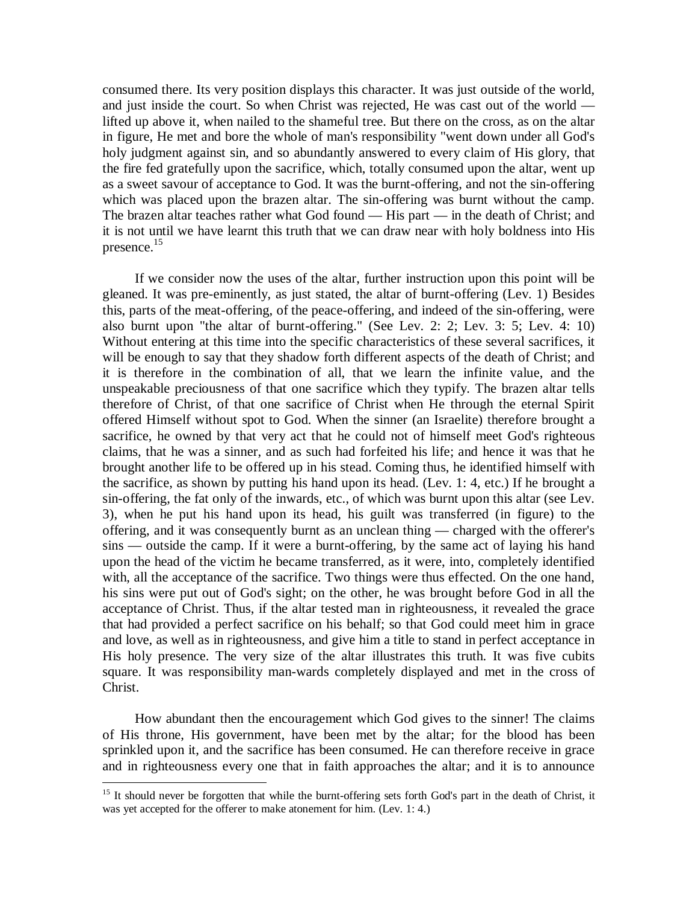consumed there. Its very position displays this character. It was just outside of the world, and just inside the court. So when Christ was rejected, He was cast out of the world — lifted up above it, when nailed to the shameful tree. But there on the cross, as on the altar in figure, He met and bore the whole of man's responsibility "went down under all God's holy judgment against sin, and so abundantly answered to every claim of His glory, that the fire fed gratefully upon the sacrifice, which, totally consumed upon the altar, went up as a sweet savour of acceptance to God. It was the burnt-offering, and not the sin-offering which was placed upon the brazen altar. The sin-offering was burnt without the camp. The brazen altar teaches rather what God found — His part — in the death of Christ; and it is not until we have learnt this truth that we can draw near with holy boldness into His presence.[15]

If we consider now the uses of the altar, further instruction upon this point will be gleaned. It was pre-eminently, as just stated, the altar of burnt-offering (Lev. 1) Besides this, parts of the meat-offering, of the peace-offering, and indeed of the sin-offering, were also burnt upon "the altar of burnt-offering." (See Lev. 2: 2; Lev. 3: 5; Lev. 4: 10) Without entering at this time into the specific characteristics of these several sacrifices, it will be enough to say that they shadow forth different aspects of the death of Christ; and it is therefore in the combination of all, that we learn the infinite value, and the unspeakable preciousness of that one sacrifice which they typify. The brazen altar tells therefore of Christ, of that one sacrifice of Christ when He through the eternal Spirit offered Himself without spot to God. When the sinner (an Israelite) therefore brought a sacrifice, he owned by that very act that he could not of himself meet God's righteous claims, that he was a sinner, and as such had forfeited his life; and hence it was that he brought another life to be offered up in his stead. Coming thus, he identified himself with the sacrifice, as shown by putting his hand upon its head. (Lev. 1: 4, etc.) If he brought a sin-offering, the fat only of the inwards, etc., of which was burnt upon this altar (see Lev. 3), when he put his hand upon its head, his guilt was transferred (in figure) to the offering, and it was consequently burnt as an unclean thing — charged with the offerer's sins — outside the camp. If it were a burnt-offering, by the same act of laying his hand upon the head of the victim he became transferred, as it were, into, completely identified with, all the acceptance of the sacrifice. Two things were thus effected. On the one hand, his sins were put out of God's sight; on the other, he was brought before God in all the acceptance of Christ. Thus, if the altar tested man in righteousness, it revealed the grace that had provided a perfect sacrifice on his behalf; so that God could meet him in grace and love, as well as in righteousness, and give him a title to stand in perfect acceptance in His holy presence. The very size of the altar illustrates this truth. It was five cubits square. It was responsibility man-wards completely displayed and met in the cross of Christ.

How abundant then the encouragement which God gives to the sinner! The claims of His throne, His government, have been met by the altar; for the blood has been sprinkled upon it, and the sacrifice has been consumed. He can therefore receive in grace and in righteousness every one that in faith approaches the altar; and it is to announce

---

[15] It should never be forgotten that while the burnt-offering sets forth God's part in the death of Christ, it was yet accepted for the offerer to make atonement for him. (Lev. 1: 4.)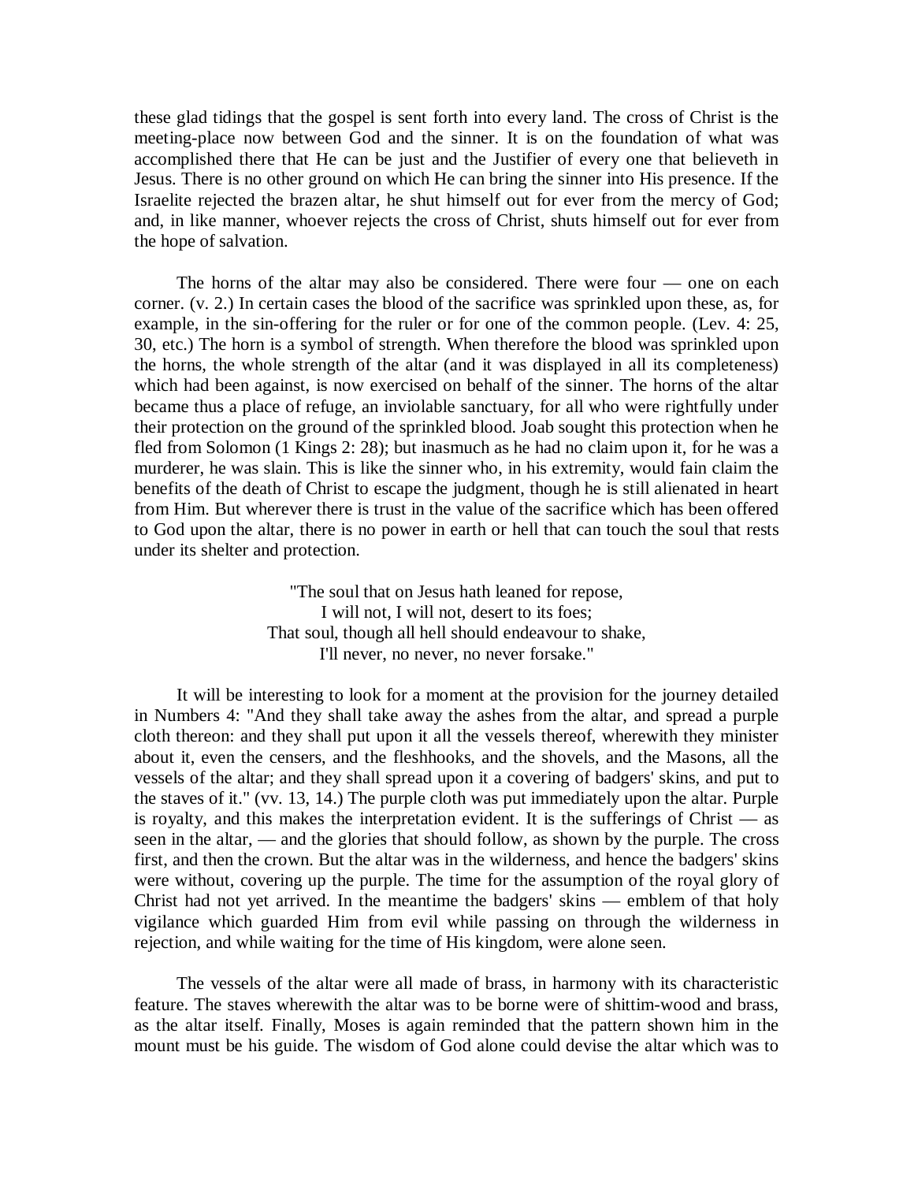these glad tidings that the gospel is sent forth into every land. The cross of Christ is the meeting-place now between God and the sinner. It is on the foundation of what was accomplished there that He can be just and the Justifier of every one that believeth in Jesus. There is no other ground on which He can bring the sinner into His presence. If the Israelite rejected the brazen altar, he shut himself out for ever from the mercy of God; and, in like manner, whoever rejects the cross of Christ, shuts himself out for ever from the hope of salvation.

The horns of the altar may also be considered. There were four — one on each corner. (v. 2.) In certain cases the blood of the sacrifice was sprinkled upon these, as, for example, in the sin-offering for the ruler or for one of the common people. (Lev. 4: 25, 30, etc.) The horn is a symbol of strength. When therefore the blood was sprinkled upon the horns, the whole strength of the altar (and it was displayed in all its completeness) which had been against, is now exercised on behalf of the sinner. The horns of the altar became thus a place of refuge, an inviolable sanctuary, for all who were rightfully under their protection on the ground of the sprinkled blood. Joab sought this protection when he fled from Solomon (1 Kings 2: 28); but inasmuch as he had no claim upon it, for he was a murderer, he was slain. This is like the sinner who, in his extremity, would fain claim the benefits of the death of Christ to escape the judgment, though he is still alienated in heart from Him. But wherever there is trust in the value of the sacrifice which has been offered to God upon the altar, there is no power in earth or hell that can touch the soul that rests under its shelter and protection.

"The soul that on Jesus hath leaned for repose,  
I will not, I will not, desert to its foes;  
That soul, though all hell should endeavour to shake,  
I'll never, no never, no never forsake."

It will be interesting to look for a moment at the provision for the journey detailed in Numbers 4: "And they shall take away the ashes from the altar, and spread a purple cloth thereon: and they shall put upon it all the vessels thereof, wherewith they minister about it, even the censers, and the fleshhooks, and the shovels, and the Masons, all the vessels of the altar; and they shall spread upon it a covering of badgers' skins, and put to the staves of it." (vv. 13, 14.) The purple cloth was put immediately upon the altar. Purple is royalty, and this makes the interpretation evident. It is the sufferings of Christ — as seen in the altar, — and the glories that should follow, as shown by the purple. The cross first, and then the crown. But the altar was in the wilderness, and hence the badgers' skins were without, covering up the purple. The time for the assumption of the royal glory of Christ had not yet arrived. In the meantime the badgers' skins — emblem of that holy vigilance which guarded Him from evil while passing on through the wilderness in rejection, and while waiting for the time of His kingdom, were alone seen.

The vessels of the altar were all made of brass, in harmony with its characteristic feature. The staves wherewith the altar was to be borne were of shittim-wood and brass, as the altar itself. Finally, Moses is again reminded that the pattern shown him in the mount must be his guide. The wisdom of God alone could devise the altar which was to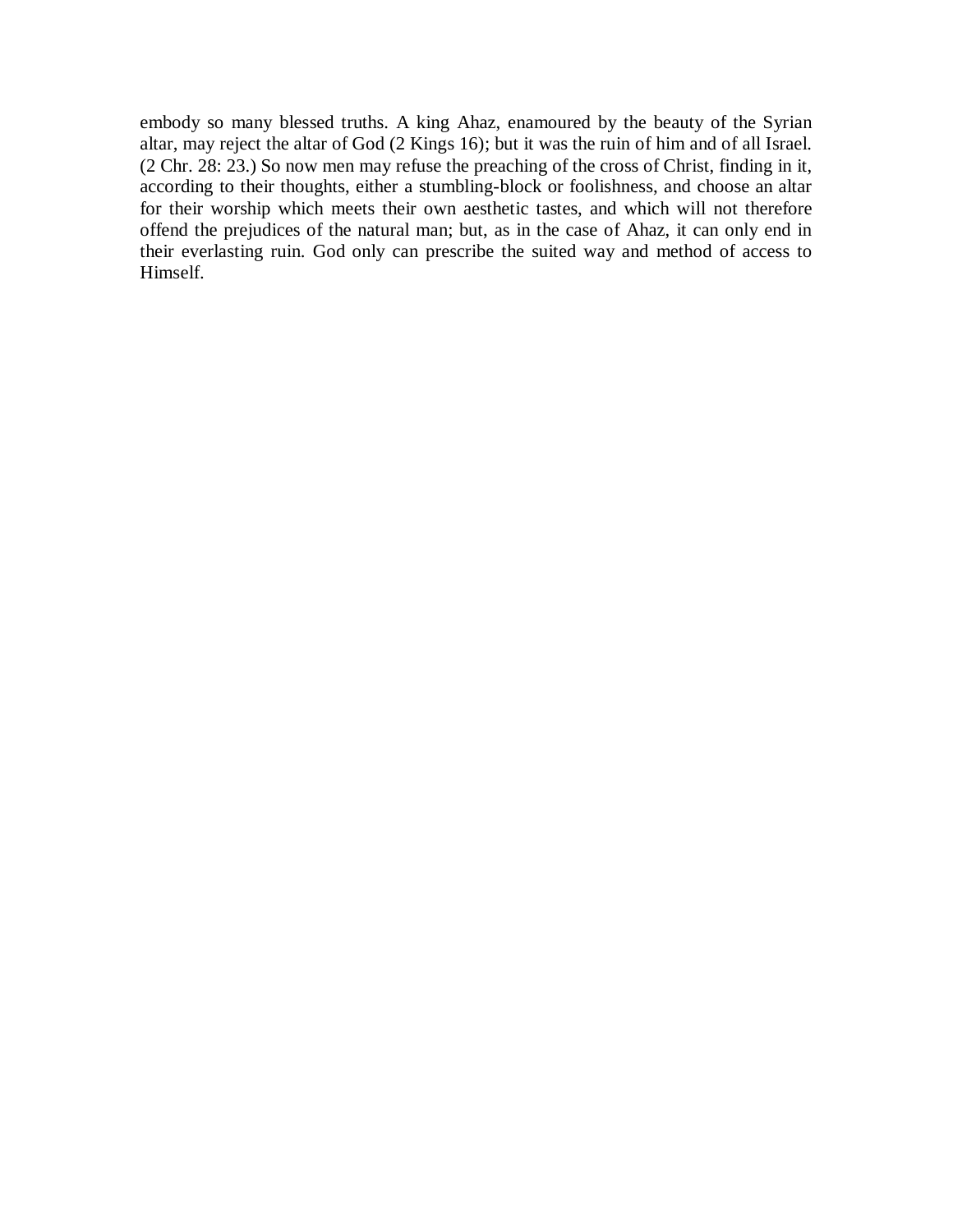embody so many blessed truths. A king Ahaz, enamoured by the beauty of the Syrian altar, may reject the altar of God (2 Kings 16); but it was the ruin of him and of all Israel. (2 Chr. 28: 23.) So now men may refuse the preaching of the cross of Christ, finding in it, according to their thoughts, either a stumbling-block or foolishness, and choose an altar for their worship which meets their own aesthetic tastes, and which will not therefore offend the prejudices of the natural man; but, as in the case of Ahaz, it can only end in their everlasting ruin. God only can prescribe the suited way and method of access to Himself.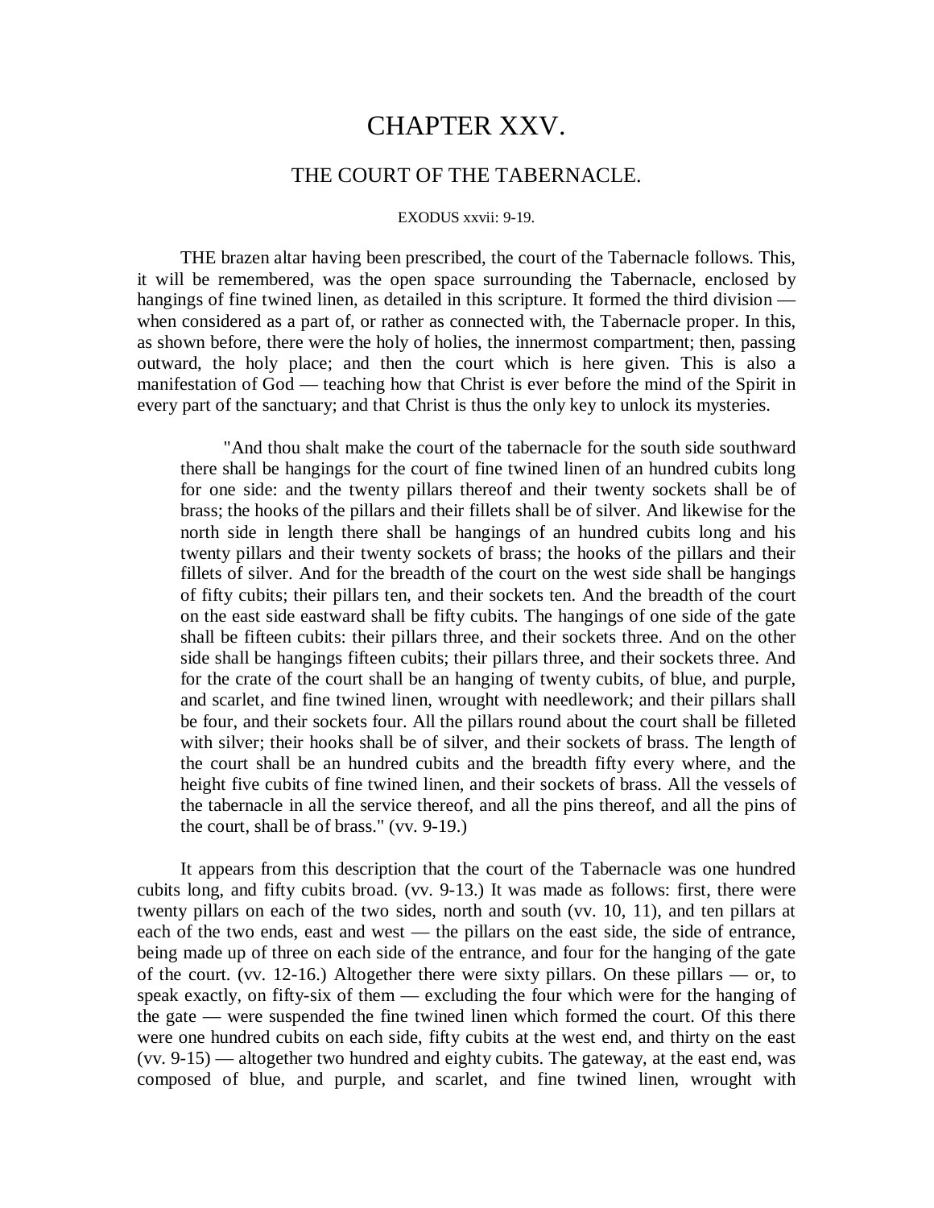# CHAPTER XXV.

## THE COURT OF THE TABERNACLE.

EXODUS xxvii: 9-19.

THE brazen altar having been prescribed, the court of the Tabernacle follows. This, it will be remembered, was the open space surrounding the Tabernacle, enclosed by hangings of fine twined linen, as detailed in this scripture. It formed the third division — when considered as a part of, or rather as connected with, the Tabernacle proper. In this, as shown before, there were the holy of holies, the innermost compartment; then, passing outward, the holy place; and then the court which is here given. This is also a manifestation of God — teaching how that Christ is ever before the mind of the Spirit in every part of the sanctuary; and that Christ is thus the only key to unlock its mysteries.

> "And thou shalt make the court of the tabernacle for the south side southward there shall be hangings for the court of fine twined linen of an hundred cubits long for one side: and the twenty pillars thereof and their twenty sockets shall be of brass; the hooks of the pillars and their fillets shall be of silver. And likewise for the north side in length there shall be hangings of an hundred cubits long and his twenty pillars and their twenty sockets of brass; the hooks of the pillars and their fillets of silver. And for the breadth of the court on the west side shall be hangings of fifty cubits; their pillars ten, and their sockets ten. And the breadth of the court on the east side eastward shall be fifty cubits. The hangings of one side of the gate shall be fifteen cubits: their pillars three, and their sockets three. And on the other side shall be hangings fifteen cubits; their pillars three, and their sockets three. And for the crate of the court shall be an hanging of twenty cubits, of blue, and purple, and scarlet, and fine twined linen, wrought with needlework; and their pillars shall be four, and their sockets four. All the pillars round about the court shall be filleted with silver; their hooks shall be of silver, and their sockets of brass. The length of the court shall be an hundred cubits and the breadth fifty every where, and the height five cubits of fine twined linen, and their sockets of brass. All the vessels of the tabernacle in all the service thereof, and all the pins thereof, and all the pins of the court, shall be of brass." (vv. 9-19.)

It appears from this description that the court of the Tabernacle was one hundred cubits long, and fifty cubits broad. (vv. 9-13.) It was made as follows: first, there were twenty pillars on each of the two sides, north and south (vv. 10, 11), and ten pillars at each of the two ends, east and west — the pillars on the east side, the side of entrance, being made up of three on each side of the entrance, and four for the hanging of the gate of the court. (vv. 12-16.) Altogether there were sixty pillars. On these pillars — or, to speak exactly, on fifty-six of them — excluding the four which were for the hanging of the gate — were suspended the fine twined linen which formed the court. Of this there were one hundred cubits on each side, fifty cubits at the west end, and thirty on the east (vv. 9-15) — altogether two hundred and eighty cubits. The gateway, at the east end, was composed of blue, and purple, and scarlet, and fine twined linen, wrought with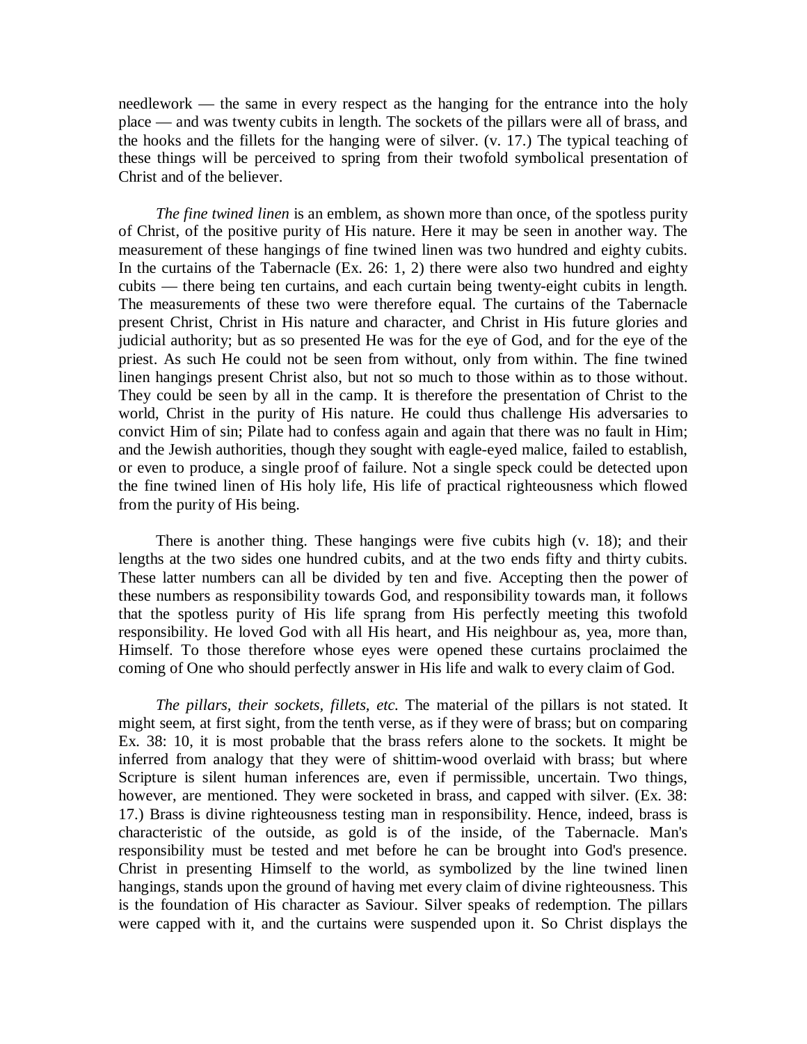needlework — the same in every respect as the hanging for the entrance into the holy place — and was twenty cubits in length. The sockets of the pillars were all of brass, and the hooks and the fillets for the hanging were of silver. (v. 17.) The typical teaching of these things will be perceived to spring from their twofold symbolical presentation of Christ and of the believer.

*The fine twined linen* is an emblem, as shown more than once, of the spotless purity of Christ, of the positive purity of His nature. Here it may be seen in another way. The measurement of these hangings of fine twined linen was two hundred and eighty cubits. In the curtains of the Tabernacle (Ex. 26: 1, 2) there were also two hundred and eighty cubits — there being ten curtains, and each curtain being twenty-eight cubits in length. The measurements of these two were therefore equal. The curtains of the Tabernacle present Christ, Christ in His nature and character, and Christ in His future glories and judicial authority; but as so presented He was for the eye of God, and for the eye of the priest. As such He could not be seen from without, only from within. The fine twined linen hangings present Christ also, but not so much to those within as to those without. They could be seen by all in the camp. It is therefore the presentation of Christ to the world, Christ in the purity of His nature. He could thus challenge His adversaries to convict Him of sin; Pilate had to confess again and again that there was no fault in Him; and the Jewish authorities, though they sought with eagle-eyed malice, failed to establish, or even to produce, a single proof of failure. Not a single speck could be detected upon the fine twined linen of His holy life, His life of practical righteousness which flowed from the purity of His being.

There is another thing. These hangings were five cubits high (v. 18); and their lengths at the two sides one hundred cubits, and at the two ends fifty and thirty cubits. These latter numbers can all be divided by ten and five. Accepting then the power of these numbers as responsibility towards God, and responsibility towards man, it follows that the spotless purity of His life sprang from His perfectly meeting this twofold responsibility. He loved God with all His heart, and His neighbour as, yea, more than, Himself. To those therefore whose eyes were opened these curtains proclaimed the coming of One who should perfectly answer in His life and walk to every claim of God.

*The pillars, their sockets, fillets, etc.* The material of the pillars is not stated. It might seem, at first sight, from the tenth verse, as if they were of brass; but on comparing Ex. 38: 10, it is most probable that the brass refers alone to the sockets. It might be inferred from analogy that they were of shittim-wood overlaid with brass; but where Scripture is silent human inferences are, even if permissible, uncertain. Two things, however, are mentioned. They were socketed in brass, and capped with silver. (Ex. 38: 17.) Brass is divine righteousness testing man in responsibility. Hence, indeed, brass is characteristic of the outside, as gold is of the inside, of the Tabernacle. Man's responsibility must be tested and met before he can be brought into God's presence. Christ in presenting Himself to the world, as symbolized by the line twined linen hangings, stands upon the ground of having met every claim of divine righteousness. This is the foundation of His character as Saviour. Silver speaks of redemption. The pillars were capped with it, and the curtains were suspended upon it. So Christ displays the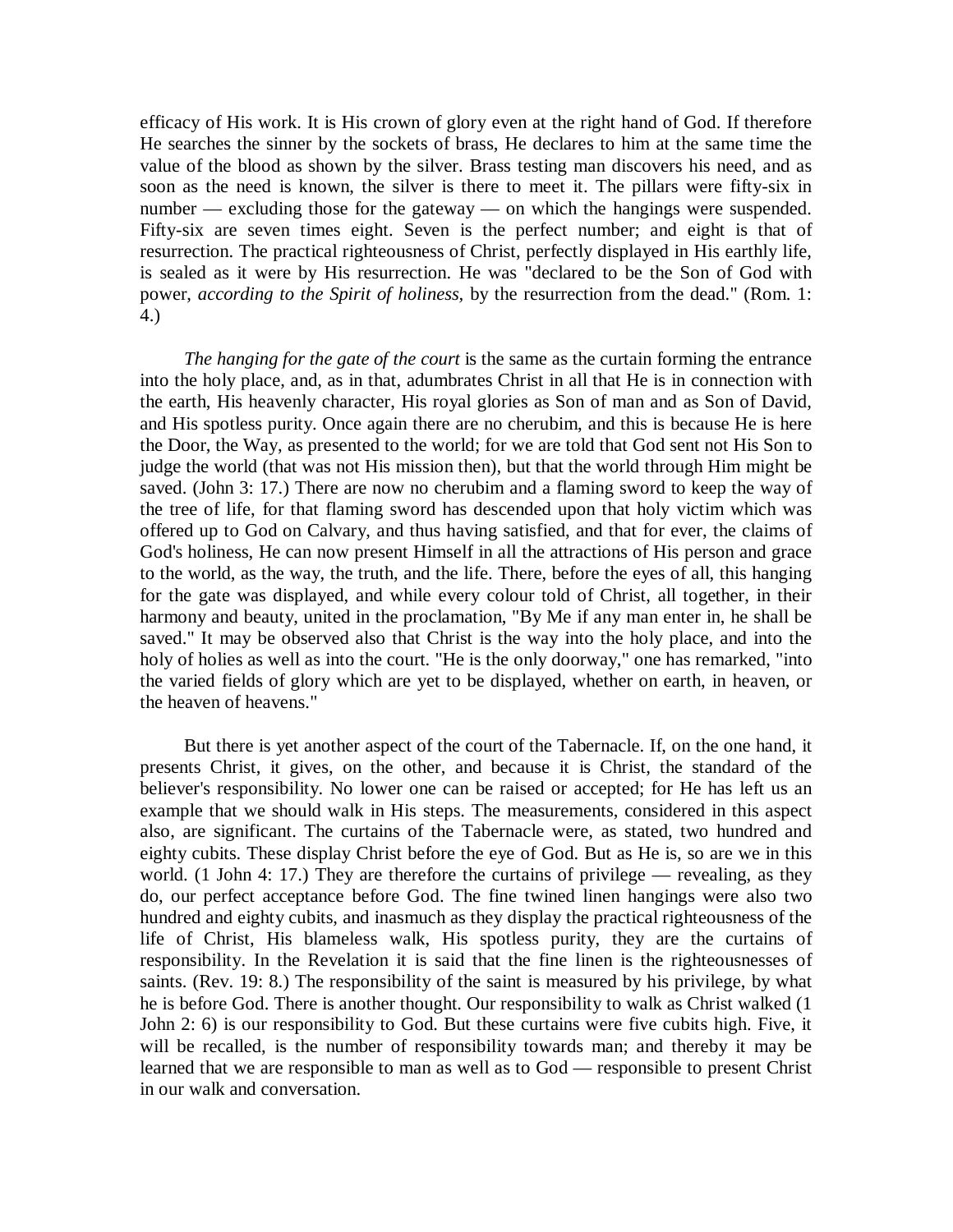efficacy of His work. It is His crown of glory even at the right hand of God. If therefore He searches the sinner by the sockets of brass, He declares to him at the same time the value of the blood as shown by the silver. Brass testing man discovers his need, and as soon as the need is known, the silver is there to meet it. The pillars were fifty-six in number — excluding those for the gateway — on which the hangings were suspended. Fifty-six are seven times eight. Seven is the perfect number; and eight is that of resurrection. The practical righteousness of Christ, perfectly displayed in His earthly life, is sealed as it were by His resurrection. He was "declared to be the Son of God with power, *according to the Spirit of holiness*, by the resurrection from the dead." (Rom. 1: 4.)

*The hanging for the gate of the court* is the same as the curtain forming the entrance into the holy place, and, as in that, adumbrates Christ in all that He is in connection with the earth, His heavenly character, His royal glories as Son of man and as Son of David, and His spotless purity. Once again there are no cherubim, and this is because He is here the Door, the Way, as presented to the world; for we are told that God sent not His Son to judge the world (that was not His mission then), but that the world through Him might be saved. (John 3: 17.) There are now no cherubim and a flaming sword to keep the way of the tree of life, for that flaming sword has descended upon that holy victim which was offered up to God on Calvary, and thus having satisfied, and that for ever, the claims of God's holiness, He can now present Himself in all the attractions of His person and grace to the world, as the way, the truth, and the life. There, before the eyes of all, this hanging for the gate was displayed, and while every colour told of Christ, all together, in their harmony and beauty, united in the proclamation, "By Me if any man enter in, he shall be saved." It may be observed also that Christ is the way into the holy place, and into the holy of holies as well as into the court. "He is the only doorway," one has remarked, "into the varied fields of glory which are yet to be displayed, whether on earth, in heaven, or the heaven of heavens."

But there is yet another aspect of the court of the Tabernacle. If, on the one hand, it presents Christ, it gives, on the other, and because it is Christ, the standard of the believer's responsibility. No lower one can be raised or accepted; for He has left us an example that we should walk in His steps. The measurements, considered in this aspect also, are significant. The curtains of the Tabernacle were, as stated, two hundred and eighty cubits. These display Christ before the eye of God. But as He is, so are we in this world. (1 John 4: 17.) They are therefore the curtains of privilege — revealing, as they do, our perfect acceptance before God. The fine twined linen hangings were also two hundred and eighty cubits, and inasmuch as they display the practical righteousness of the life of Christ, His blameless walk, His spotless purity, they are the curtains of responsibility. In the Revelation it is said that the fine linen is the righteousnesses of saints. (Rev. 19: 8.) The responsibility of the saint is measured by his privilege, by what he is before God. There is another thought. Our responsibility to walk as Christ walked (1 John 2: 6) is our responsibility to God. But these curtains were five cubits high. Five, it will be recalled, is the number of responsibility towards man; and thereby it may be learned that we are responsible to man as well as to God — responsible to present Christ in our walk and conversation.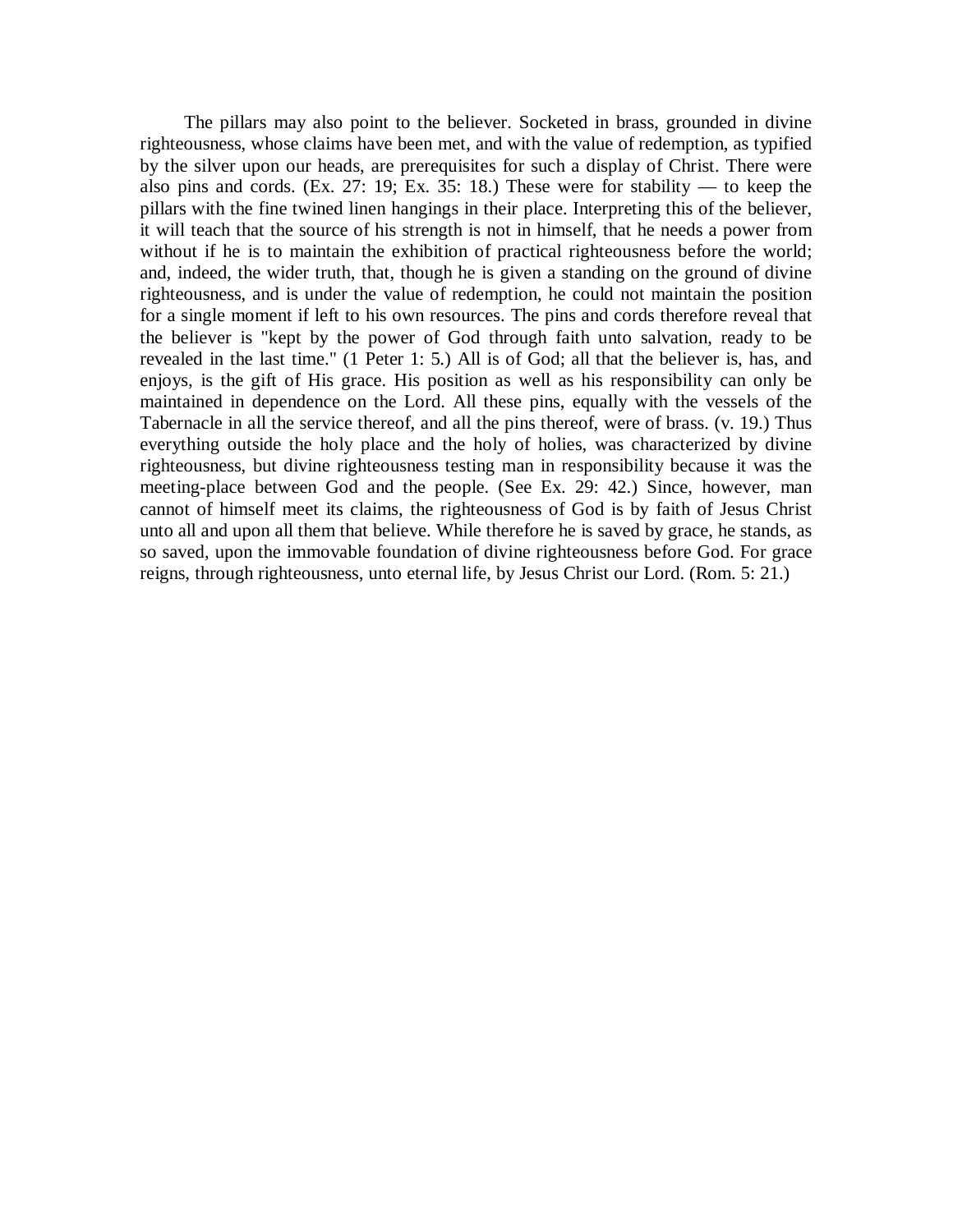The pillars may also point to the believer. Socketed in brass, grounded in divine righteousness, whose claims have been met, and with the value of redemption, as typified by the silver upon our heads, are prerequisites for such a display of Christ. There were also pins and cords. (Ex. 27: 19; Ex. 35: 18.) These were for stability — to keep the pillars with the fine twined linen hangings in their place. Interpreting this of the believer, it will teach that the source of his strength is not in himself, that he needs a power from without if he is to maintain the exhibition of practical righteousness before the world; and, indeed, the wider truth, that, though he is given a standing on the ground of divine righteousness, and is under the value of redemption, he could not maintain the position for a single moment if left to his own resources. The pins and cords therefore reveal that the believer is "kept by the power of God through faith unto salvation, ready to be revealed in the last time." (1 Peter 1: 5.) All is of God; all that the believer is, has, and enjoys, is the gift of His grace. His position as well as his responsibility can only be maintained in dependence on the Lord. All these pins, equally with the vessels of the Tabernacle in all the service thereof, and all the pins thereof, were of brass. (v. 19.) Thus everything outside the holy place and the holy of holies, was characterized by divine righteousness, but divine righteousness testing man in responsibility because it was the meeting-place between God and the people. (See Ex. 29: 42.) Since, however, man cannot of himself meet its claims, the righteousness of God is by faith of Jesus Christ unto all and upon all them that believe. While therefore he is saved by grace, he stands, as so saved, upon the immovable foundation of divine righteousness before God. For grace reigns, through righteousness, unto eternal life, by Jesus Christ our Lord. (Rom. 5: 21.)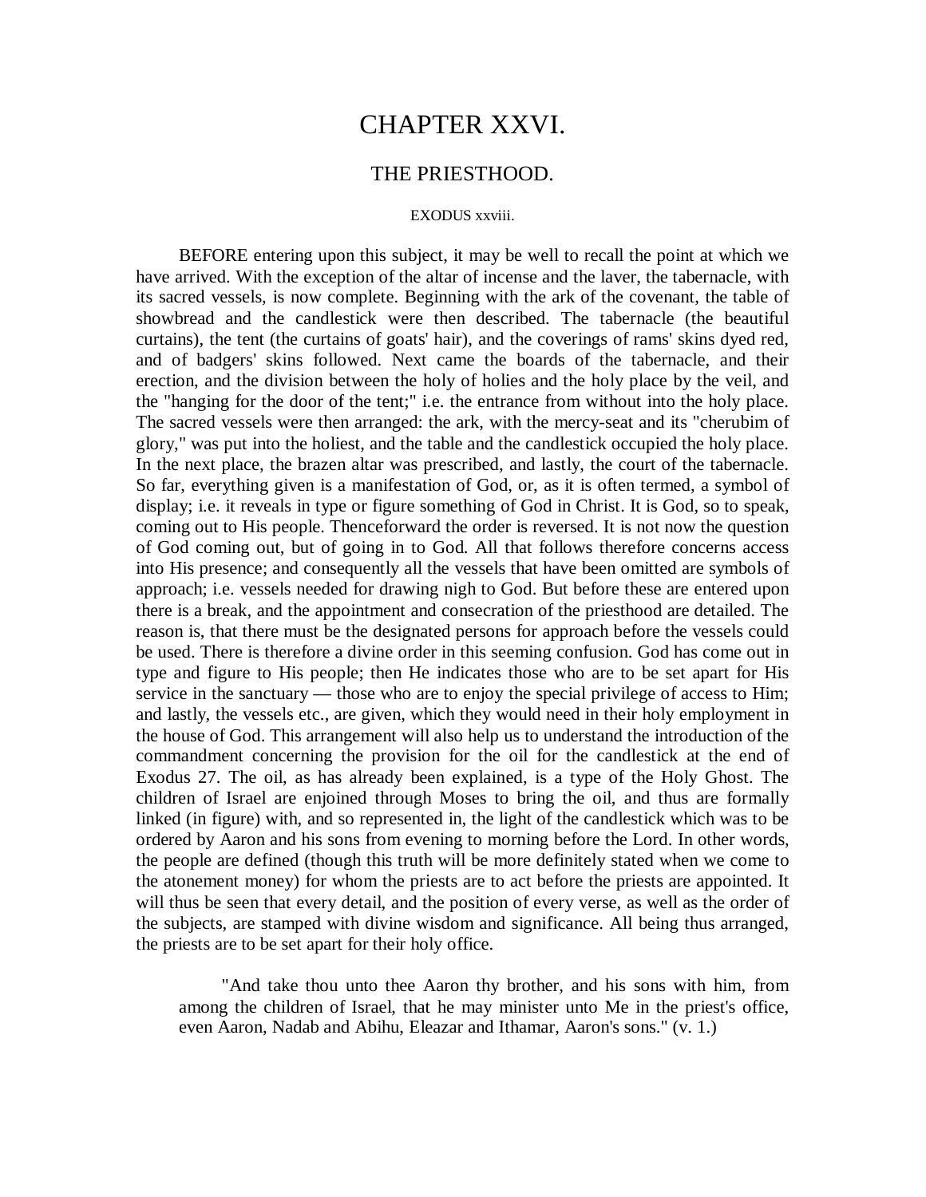# CHAPTER XXVI.

## THE PRIESTHOOD.

EXODUS xxviii.

BEFORE entering upon this subject, it may be well to recall the point at which we have arrived. With the exception of the altar of incense and the laver, the tabernacle, with its sacred vessels, is now complete. Beginning with the ark of the covenant, the table of showbread and the candlestick were then described. The tabernacle (the beautiful curtains), the tent (the curtains of goats' hair), and the coverings of rams' skins dyed red, and of badgers' skins followed. Next came the boards of the tabernacle, and their erection, and the division between the holy of holies and the holy place by the veil, and the "hanging for the door of the tent;" i.e. the entrance from without into the holy place. The sacred vessels were then arranged: the ark, with the mercy-seat and its "cherubim of glory," was put into the holiest, and the table and the candlestick occupied the holy place. In the next place, the brazen altar was prescribed, and lastly, the court of the tabernacle. So far, everything given is a manifestation of God, or, as it is often termed, a symbol of display; i.e. it reveals in type or figure something of God in Christ. It is God, so to speak, coming out to His people. Thenceforward the order is reversed. It is not now the question of God coming out, but of going in to God. All that follows therefore concerns access into His presence; and consequently all the vessels that have been omitted are symbols of approach; i.e. vessels needed for drawing nigh to God. But before these are entered upon there is a break, and the appointment and consecration of the priesthood are detailed. The reason is, that there must be the designated persons for approach before the vessels could be used. There is therefore a divine order in this seeming confusion. God has come out in type and figure to His people; then He indicates those who are to be set apart for His service in the sanctuary — those who are to enjoy the special privilege of access to Him; and lastly, the vessels etc., are given, which they would need in their holy employment in the house of God. This arrangement will also help us to understand the introduction of the commandment concerning the provision for the oil for the candlestick at the end of Exodus 27. The oil, as has already been explained, is a type of the Holy Ghost. The children of Israel are enjoined through Moses to bring the oil, and thus are formally linked (in figure) with, and so represented in, the light of the candlestick which was to be ordered by Aaron and his sons from evening to morning before the Lord. In other words, the people are defined (though this truth will be more definitely stated when we come to the atonement money) for whom the priests are to act before the priests are appointed. It will thus be seen that every detail, and the position of every verse, as well as the order of the subjects, are stamped with divine wisdom and significance. All being thus arranged, the priests are to be set apart for their holy office.

> "And take thou unto thee Aaron thy brother, and his sons with him, from among the children of Israel, that he may minister unto Me in the priest's office, even Aaron, Nadab and Abihu, Eleazar and Ithamar, Aaron's sons." (v. 1.)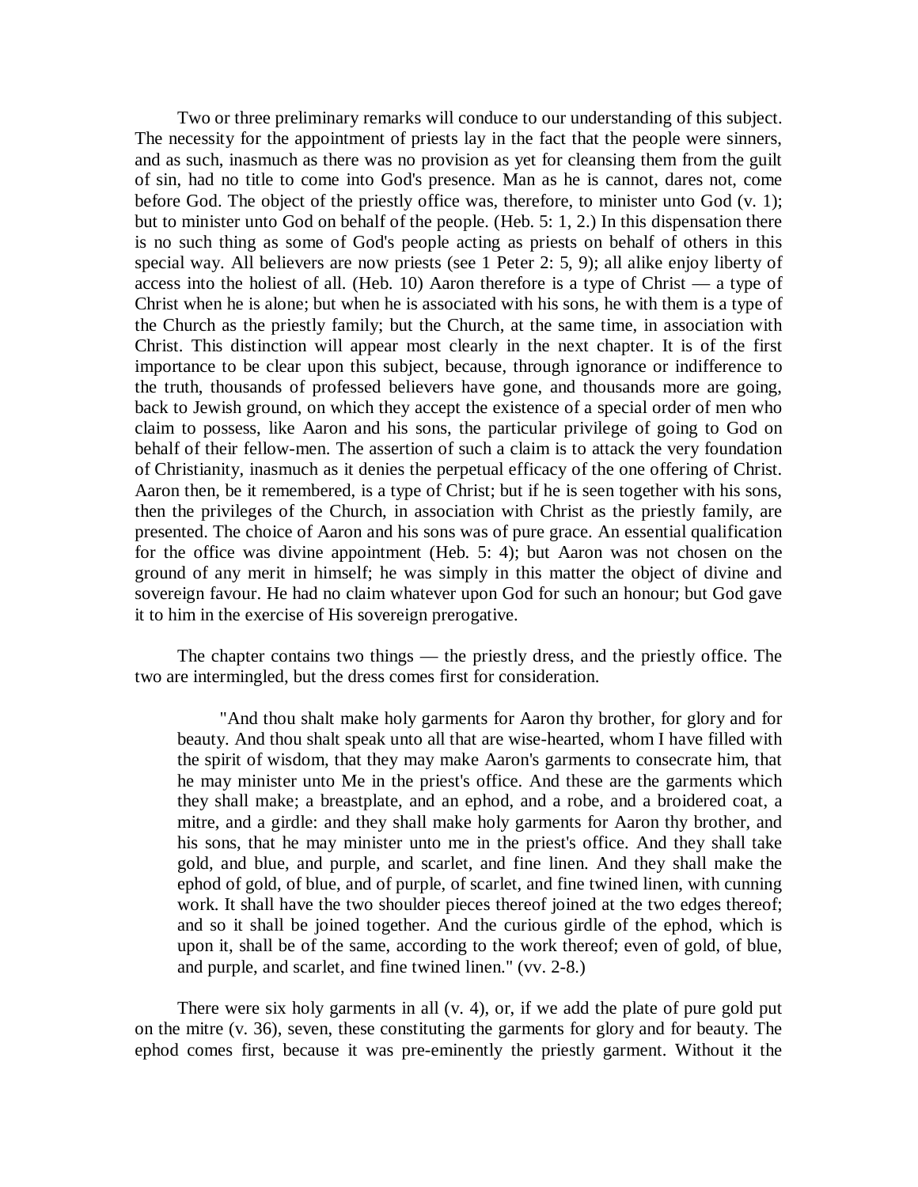Two or three preliminary remarks will conduce to our understanding of this subject. The necessity for the appointment of priests lay in the fact that the people were sinners, and as such, inasmuch as there was no provision as yet for cleansing them from the guilt of sin, had no title to come into God's presence. Man as he is cannot, dares not, come before God. The object of the priestly office was, therefore, to minister unto God (v. 1); but to minister unto God on behalf of the people. (Heb. 5: 1, 2.) In this dispensation there is no such thing as some of God's people acting as priests on behalf of others in this special way. All believers are now priests (see 1 Peter 2: 5, 9); all alike enjoy liberty of access into the holiest of all. (Heb. 10) Aaron therefore is a type of Christ — a type of Christ when he is alone; but when he is associated with his sons, he with them is a type of the Church as the priestly family; but the Church, at the same time, in association with Christ. This distinction will appear most clearly in the next chapter. It is of the first importance to be clear upon this subject, because, through ignorance or indifference to the truth, thousands of professed believers have gone, and thousands more are going, back to Jewish ground, on which they accept the existence of a special order of men who claim to possess, like Aaron and his sons, the particular privilege of going to God on behalf of their fellow-men. The assertion of such a claim is to attack the very foundation of Christianity, inasmuch as it denies the perpetual efficacy of the one offering of Christ. Aaron then, be it remembered, is a type of Christ; but if he is seen together with his sons, then the privileges of the Church, in association with Christ as the priestly family, are presented. The choice of Aaron and his sons was of pure grace. An essential qualification for the office was divine appointment (Heb. 5: 4); but Aaron was not chosen on the ground of any merit in himself; he was simply in this matter the object of divine and sovereign favour. He had no claim whatever upon God for such an honour; but God gave it to him in the exercise of His sovereign prerogative.

The chapter contains two things — the priestly dress, and the priestly office. The two are intermingled, but the dress comes first for consideration.

> "And thou shalt make holy garments for Aaron thy brother, for glory and for beauty. And thou shalt speak unto all that are wise-hearted, whom I have filled with the spirit of wisdom, that they may make Aaron's garments to consecrate him, that he may minister unto Me in the priest's office. And these are the garments which they shall make; a breastplate, and an ephod, and a robe, and a broidered coat, a mitre, and a girdle: and they shall make holy garments for Aaron thy brother, and his sons, that he may minister unto me in the priest's office. And they shall take gold, and blue, and purple, and scarlet, and fine linen. And they shall make the ephod of gold, of blue, and of purple, of scarlet, and fine twined linen, with cunning work. It shall have the two shoulder pieces thereof joined at the two edges thereof; and so it shall be joined together. And the curious girdle of the ephod, which is upon it, shall be of the same, according to the work thereof; even of gold, of blue, and purple, and scarlet, and fine twined linen." (vv. 2-8.)

There were six holy garments in all (v. 4), or, if we add the plate of pure gold put on the mitre (v. 36), seven, these constituting the garments for glory and for beauty. The ephod comes first, because it was pre-eminently the priestly garment. Without it the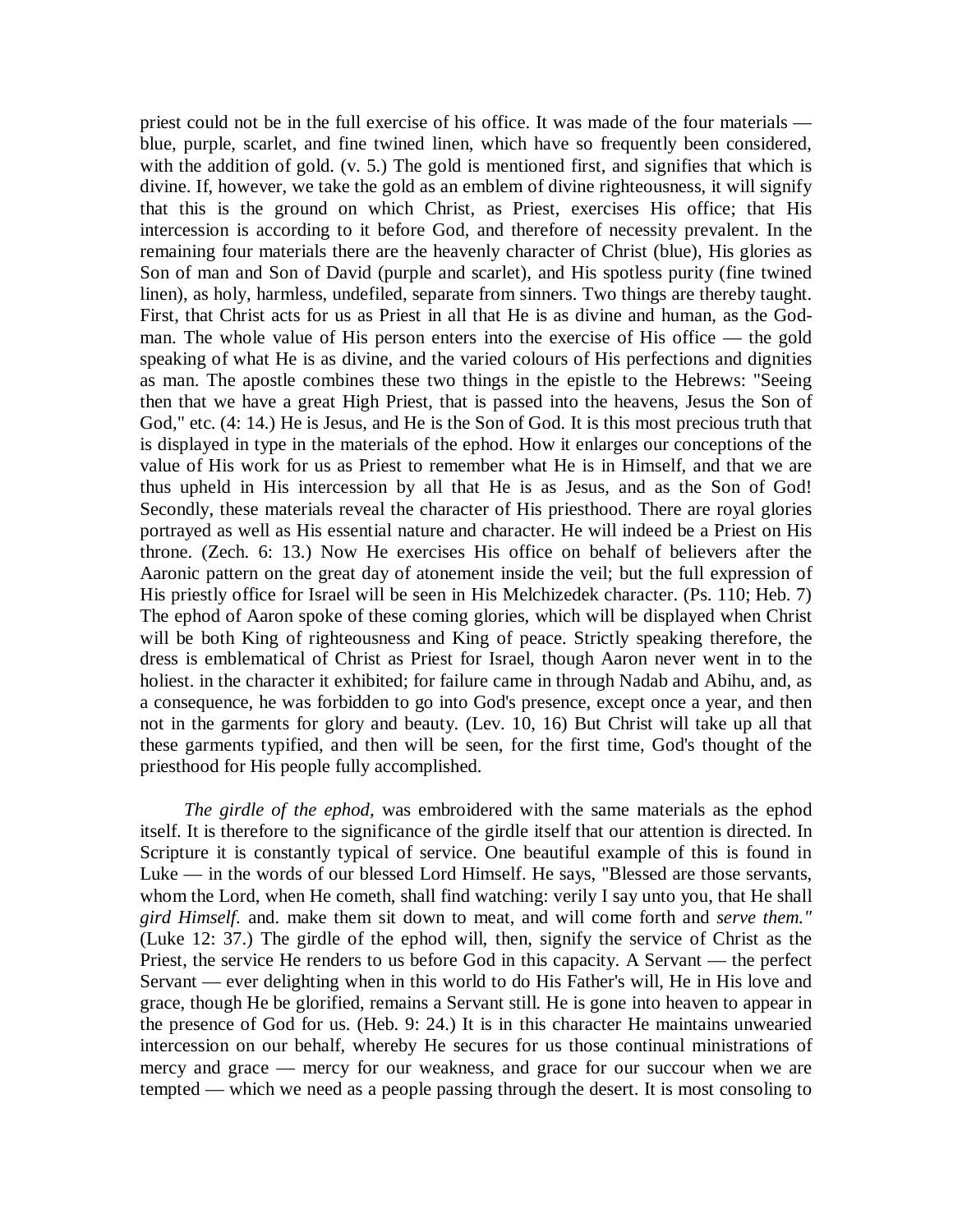priest could not be in the full exercise of his office. It was made of the four materials — blue, purple, scarlet, and fine twined linen, which have so frequently been considered, with the addition of gold. (v. 5.) The gold is mentioned first, and signifies that which is divine. If, however, we take the gold as an emblem of divine righteousness, it will signify that this is the ground on which Christ, as Priest, exercises His office; that His intercession is according to it before God, and therefore of necessity prevalent. In the remaining four materials there are the heavenly character of Christ (blue), His glories as Son of man and Son of David (purple and scarlet), and His spotless purity (fine twined linen), as holy, harmless, undefiled, separate from sinners. Two things are thereby taught. First, that Christ acts for us as Priest in all that He is as divine and human, as the God-man. The whole value of His person enters into the exercise of His office — the gold speaking of what He is as divine, and the varied colours of His perfections and dignities as man. The apostle combines these two things in the epistle to the Hebrews: "Seeing then that we have a great High Priest, that is passed into the heavens, Jesus the Son of God," etc. (4: 14.) He is Jesus, and He is the Son of God. It is this most precious truth that is displayed in type in the materials of the ephod. How it enlarges our conceptions of the value of His work for us as Priest to remember what He is in Himself, and that we are thus upheld in His intercession by all that He is as Jesus, and as the Son of God! Secondly, these materials reveal the character of His priesthood. There are royal glories portrayed as well as His essential nature and character. He will indeed be a Priest on His throne. (Zech. 6: 13.) Now He exercises His office on behalf of believers after the Aaronic pattern on the great day of atonement inside the veil; but the full expression of His priestly office for Israel will be seen in His Melchizedek character. (Ps. 110; Heb. 7) The ephod of Aaron spoke of these coming glories, which will be displayed when Christ will be both King of righteousness and King of peace. Strictly speaking therefore, the dress is emblematical of Christ as Priest for Israel, though Aaron never went in to the holiest. in the character it exhibited; for failure came in through Nadab and Abihu, and, as a consequence, he was forbidden to go into God's presence, except once a year, and then not in the garments for glory and beauty. (Lev. 10, 16) But Christ will take up all that these garments typified, and then will be seen, for the first time, God's thought of the priesthood for His people fully accomplished.

*The girdle of the ephod,* was embroidered with the same materials as the ephod itself. It is therefore to the significance of the girdle itself that our attention is directed. In Scripture it is constantly typical of service. One beautiful example of this is found in Luke — in the words of our blessed Lord Himself. He says, "Blessed are those servants, whom the Lord, when He cometh, shall find watching: verily I say unto you, that He shall *gird Himself*. and. make them sit down to meat, and will come forth and *serve them."* (Luke 12: 37.) The girdle of the ephod will, then, signify the service of Christ as the Priest, the service He renders to us before God in this capacity. A Servant — the perfect Servant — ever delighting when in this world to do His Father's will, He in His love and grace, though He be glorified, remains a Servant still. He is gone into heaven to appear in the presence of God for us. (Heb. 9: 24.) It is in this character He maintains unwearied intercession on our behalf, whereby He secures for us those continual ministrations of mercy and grace — mercy for our weakness, and grace for our succour when we are tempted — which we need as a people passing through the desert. It is most consoling to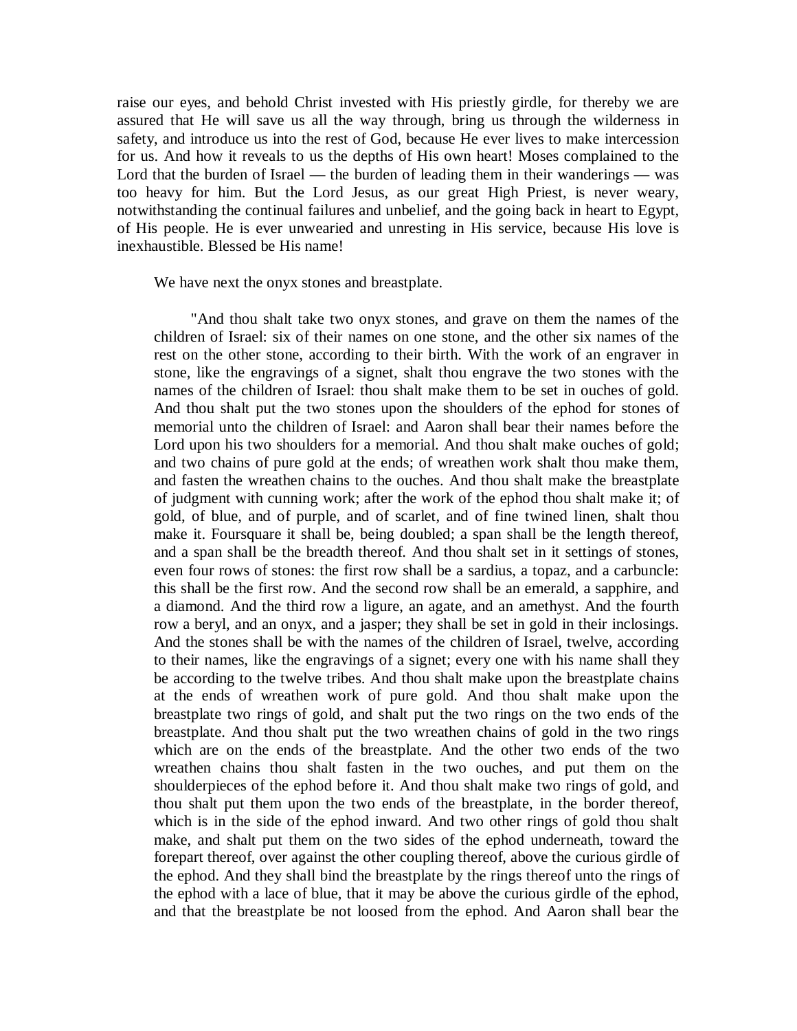raise our eyes, and behold Christ invested with His priestly girdle, for thereby we are assured that He will save us all the way through, bring us through the wilderness in safety, and introduce us into the rest of God, because He ever lives to make intercession for us. And how it reveals to us the depths of His own heart! Moses complained to the Lord that the burden of Israel — the burden of leading them in their wanderings — was too heavy for him. But the Lord Jesus, as our great High Priest, is never weary, notwithstanding the continual failures and unbelief, and the going back in heart to Egypt, of His people. He is ever unwearied and unresting in His service, because His love is inexhaustible. Blessed be His name!

We have next the onyx stones and breastplate.

> "And thou shalt take two onyx stones, and grave on them the names of the children of Israel: six of their names on one stone, and the other six names of the rest on the other stone, according to their birth. With the work of an engraver in stone, like the engravings of a signet, shalt thou engrave the two stones with the names of the children of Israel: thou shalt make them to be set in ouches of gold. And thou shalt put the two stones upon the shoulders of the ephod for stones of memorial unto the children of Israel: and Aaron shall bear their names before the Lord upon his two shoulders for a memorial. And thou shalt make ouches of gold; and two chains of pure gold at the ends; of wreathen work shalt thou make them, and fasten the wreathen chains to the ouches. And thou shalt make the breastplate of judgment with cunning work; after the work of the ephod thou shalt make it; of gold, of blue, and of purple, and of scarlet, and of fine twined linen, shalt thou make it. Foursquare it shall be, being doubled; a span shall be the length thereof, and a span shall be the breadth thereof. And thou shalt set in it settings of stones, even four rows of stones: the first row shall be a sardius, a topaz, and a carbuncle: this shall be the first row. And the second row shall be an emerald, a sapphire, and a diamond. And the third row a ligure, an agate, and an amethyst. And the fourth row a beryl, and an onyx, and a jasper; they shall be set in gold in their inclosings. And the stones shall be with the names of the children of Israel, twelve, according to their names, like the engravings of a signet; every one with his name shall they be according to the twelve tribes. And thou shalt make upon the breastplate chains at the ends of wreathen work of pure gold. And thou shalt make upon the breastplate two rings of gold, and shalt put the two rings on the two ends of the breastplate. And thou shalt put the two wreathen chains of gold in the two rings which are on the ends of the breastplate. And the other two ends of the two wreathen chains thou shalt fasten in the two ouches, and put them on the shoulderpieces of the ephod before it. And thou shalt make two rings of gold, and thou shalt put them upon the two ends of the breastplate, in the border thereof, which is in the side of the ephod inward. And two other rings of gold thou shalt make, and shalt put them on the two sides of the ephod underneath, toward the forepart thereof, over against the other coupling thereof, above the curious girdle of the ephod. And they shall bind the breastplate by the rings thereof unto the rings of the ephod with a lace of blue, that it may be above the curious girdle of the ephod, and that the breastplate be not loosed from the ephod. And Aaron shall bear the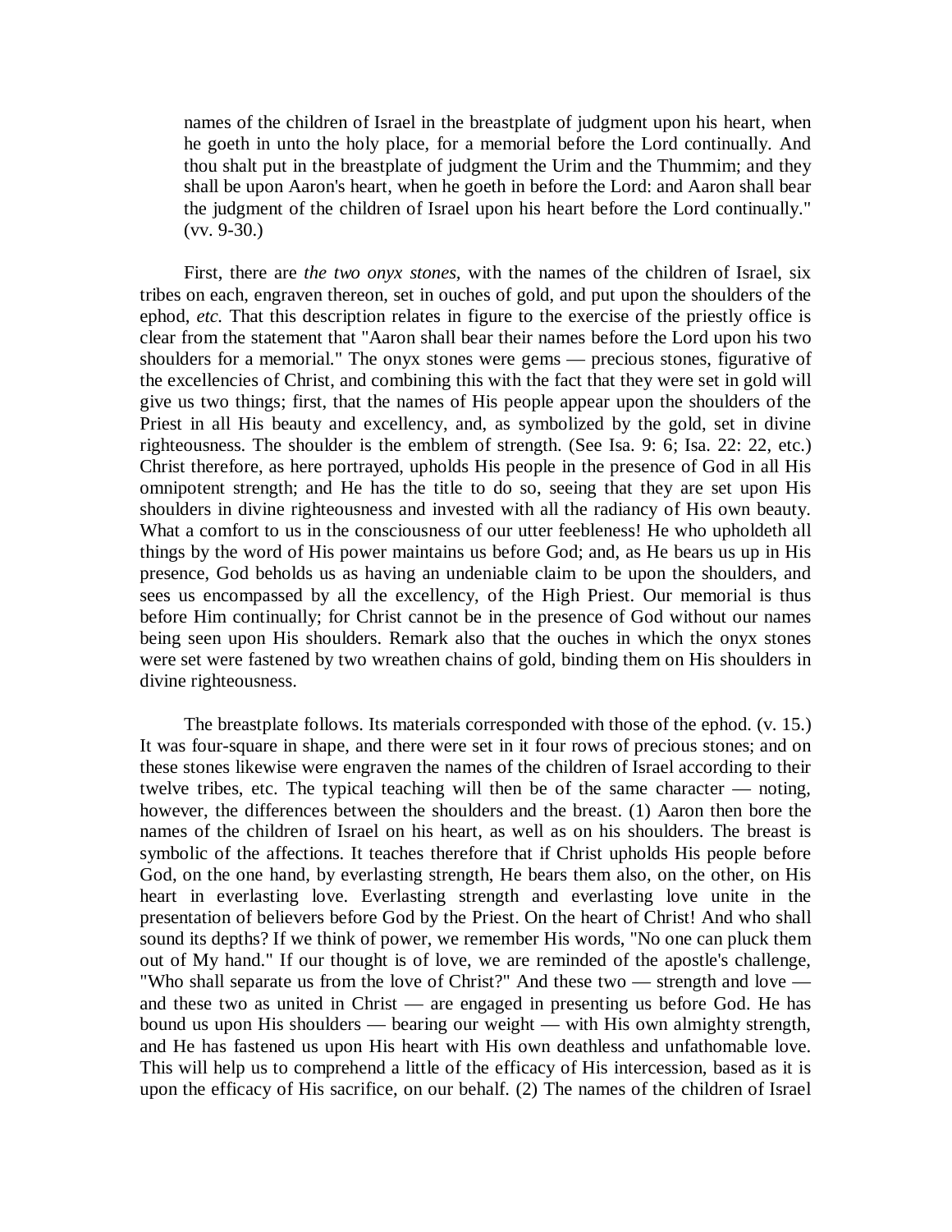> names of the children of Israel in the breastplate of judgment upon his heart, when he goeth in unto the holy place, for a memorial before the Lord continually. And thou shalt put in the breastplate of judgment the Urim and the Thummim; and they shall be upon Aaron's heart, when he goeth in before the Lord: and Aaron shall bear the judgment of the children of Israel upon his heart before the Lord continually." (vv. 9-30.)

First, there are *the two onyx stones,* with the names of the children of Israel, six tribes on each, engraven thereon, set in ouches of gold, and put upon the shoulders of the ephod, *etc.* That this description relates in figure to the exercise of the priestly office is clear from the statement that "Aaron shall bear their names before the Lord upon his two shoulders for a memorial." The onyx stones were gems — precious stones, figurative of the excellencies of Christ, and combining this with the fact that they were set in gold will give us two things; first, that the names of His people appear upon the shoulders of the Priest in all His beauty and excellency, and, as symbolized by the gold, set in divine righteousness. The shoulder is the emblem of strength. (See Isa. 9: 6; Isa. 22: 22, etc.) Christ therefore, as here portrayed, upholds His people in the presence of God in all His omnipotent strength; and He has the title to do so, seeing that they are set upon His shoulders in divine righteousness and invested with all the radiancy of His own beauty. What a comfort to us in the consciousness of our utter feebleness! He who upholdeth all things by the word of His power maintains us before God; and, as He bears us up in His presence, God beholds us as having an undeniable claim to be upon the shoulders, and sees us encompassed by all the excellency, of the High Priest. Our memorial is thus before Him continually; for Christ cannot be in the presence of God without our names being seen upon His shoulders. Remark also that the ouches in which the onyx stones were set were fastened by two wreathen chains of gold, binding them on His shoulders in divine righteousness.

The breastplate follows. Its materials corresponded with those of the ephod. (v. 15.) It was four-square in shape, and there were set in it four rows of precious stones; and on these stones likewise were engraven the names of the children of Israel according to their twelve tribes, etc. The typical teaching will then be of the same character — noting, however, the differences between the shoulders and the breast. (1) Aaron then bore the names of the children of Israel on his heart, as well as on his shoulders. The breast is symbolic of the affections. It teaches therefore that if Christ upholds His people before God, on the one hand, by everlasting strength, He bears them also, on the other, on His heart in everlasting love. Everlasting strength and everlasting love unite in the presentation of believers before God by the Priest. On the heart of Christ! And who shall sound its depths? If we think of power, we remember His words, "No one can pluck them out of My hand." If our thought is of love, we are reminded of the apostle's challenge, "Who shall separate us from the love of Christ?" And these two — strength and love — and these two as united in Christ — are engaged in presenting us before God. He has bound us upon His shoulders — bearing our weight — with His own almighty strength, and He has fastened us upon His heart with His own deathless and unfathomable love. This will help us to comprehend a little of the efficacy of His intercession, based as it is upon the efficacy of His sacrifice, on our behalf. (2) The names of the children of Israel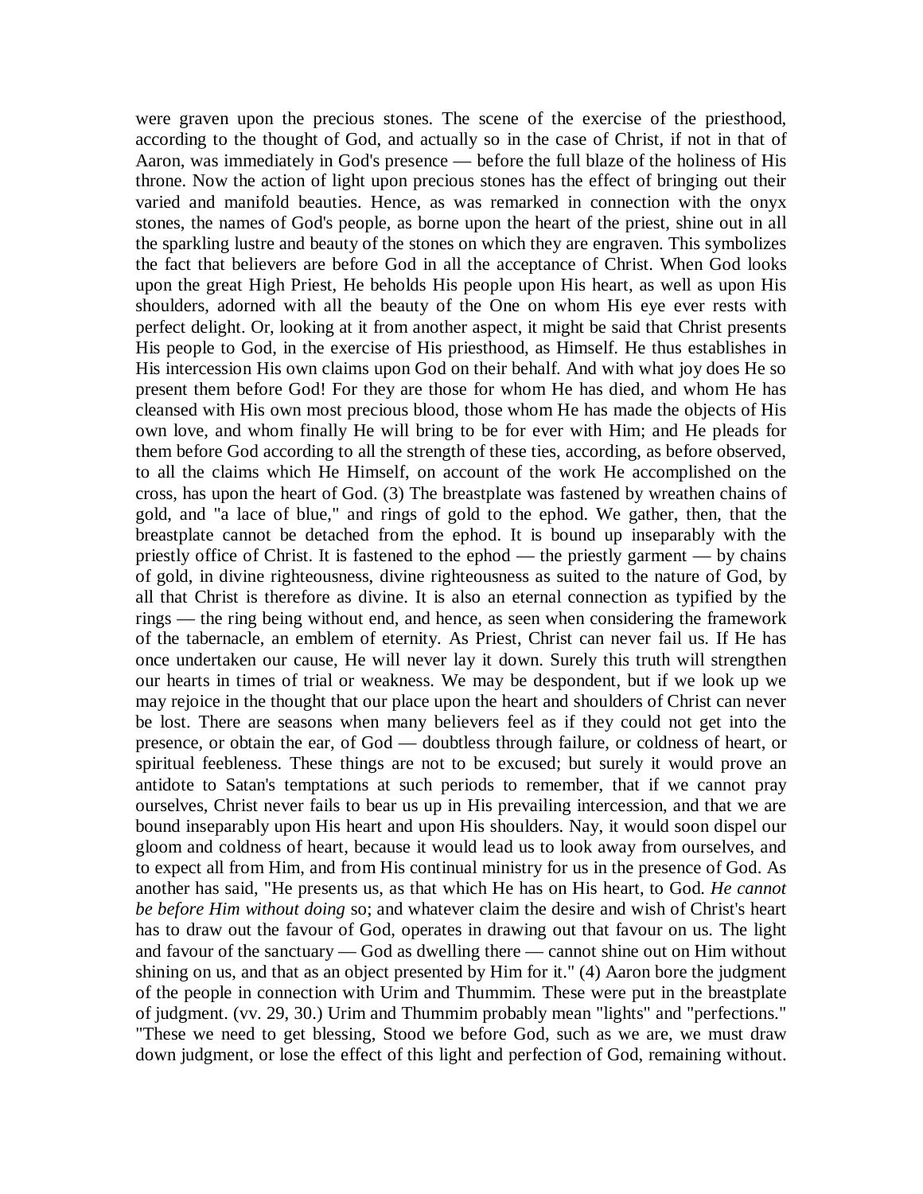were graven upon the precious stones. The scene of the exercise of the priesthood, according to the thought of God, and actually so in the case of Christ, if not in that of Aaron, was immediately in God's presence — before the full blaze of the holiness of His throne. Now the action of light upon precious stones has the effect of bringing out their varied and manifold beauties. Hence, as was remarked in connection with the onyx stones, the names of God's people, as borne upon the heart of the priest, shine out in all the sparkling lustre and beauty of the stones on which they are engraven. This symbolizes the fact that believers are before God in all the acceptance of Christ. When God looks upon the great High Priest, He beholds His people upon His heart, as well as upon His shoulders, adorned with all the beauty of the One on whom His eye ever rests with perfect delight. Or, looking at it from another aspect, it might be said that Christ presents His people to God, in the exercise of His priesthood, as Himself. He thus establishes in His intercession His own claims upon God on their behalf. And with what joy does He so present them before God! For they are those for whom He has died, and whom He has cleansed with His own most precious blood, those whom He has made the objects of His own love, and whom finally He will bring to be for ever with Him; and He pleads for them before God according to all the strength of these ties, according, as before observed, to all the claims which He Himself, on account of the work He accomplished on the cross, has upon the heart of God. (3) The breastplate was fastened by wreathen chains of gold, and "a lace of blue," and rings of gold to the ephod. We gather, then, that the breastplate cannot be detached from the ephod. It is bound up inseparably with the priestly office of Christ. It is fastened to the ephod — the priestly garment — by chains of gold, in divine righteousness, divine righteousness as suited to the nature of God, by all that Christ is therefore as divine. It is also an eternal connection as typified by the rings — the ring being without end, and hence, as seen when considering the framework of the tabernacle, an emblem of eternity. As Priest, Christ can never fail us. If He has once undertaken our cause, He will never lay it down. Surely this truth will strengthen our hearts in times of trial or weakness. We may be despondent, but if we look up we may rejoice in the thought that our place upon the heart and shoulders of Christ can never be lost. There are seasons when many believers feel as if they could not get into the presence, or obtain the ear, of God — doubtless through failure, or coldness of heart, or spiritual feebleness. These things are not to be excused; but surely it would prove an antidote to Satan's temptations at such periods to remember, that if we cannot pray ourselves, Christ never fails to bear us up in His prevailing intercession, and that we are bound inseparably upon His heart and upon His shoulders. Nay, it would soon dispel our gloom and coldness of heart, because it would lead us to look away from ourselves, and to expect all from Him, and from His continual ministry for us in the presence of God. As another has said, "He presents us, as that which He has on His heart, to God. *He cannot be before Him without doing* so; and whatever claim the desire and wish of Christ's heart has to draw out the favour of God, operates in drawing out that favour on us. The light and favour of the sanctuary — God as dwelling there — cannot shine out on Him without shining on us, and that as an object presented by Him for it." (4) Aaron bore the judgment of the people in connection with Urim and Thummim. These were put in the breastplate of judgment. (vv. 29, 30.) Urim and Thummim probably mean "lights" and "perfections." "These we need to get blessing, Stood we before God, such as we are, we must draw down judgment, or lose the effect of this light and perfection of God, remaining without.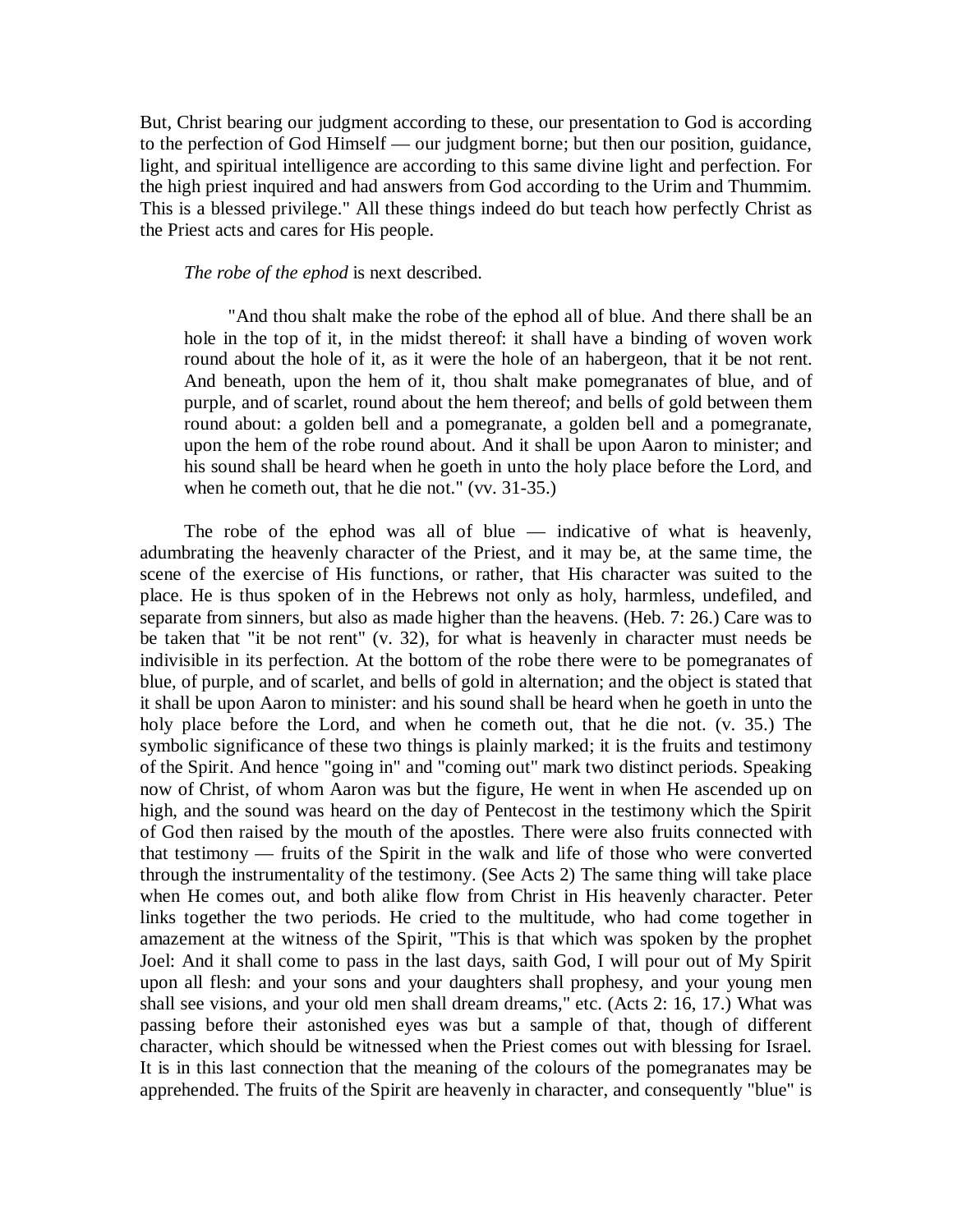But, Christ bearing our judgment according to these, our presentation to God is according to the perfection of God Himself — our judgment borne; but then our position, guidance, light, and spiritual intelligence are according to this same divine light and perfection. For the high priest inquired and had answers from God according to the Urim and Thummim. This is a blessed privilege." All these things indeed do but teach how perfectly Christ as the Priest acts and cares for His people.

*The robe of the ephod* is next described.

> "And thou shalt make the robe of the ephod all of blue. And there shall be an hole in the top of it, in the midst thereof: it shall have a binding of woven work round about the hole of it, as it were the hole of an habergeon, that it be not rent. And beneath, upon the hem of it, thou shalt make pomegranates of blue, and of purple, and of scarlet, round about the hem thereof; and bells of gold between them round about: a golden bell and a pomegranate, a golden bell and a pomegranate, upon the hem of the robe round about. And it shall be upon Aaron to minister; and his sound shall be heard when he goeth in unto the holy place before the Lord, and when he cometh out, that he die not." (vv. 31-35.)

The robe of the ephod was all of blue — indicative of what is heavenly, adumbrating the heavenly character of the Priest, and it may be, at the same time, the scene of the exercise of His functions, or rather, that His character was suited to the place. He is thus spoken of in the Hebrews not only as holy, harmless, undefiled, and separate from sinners, but also as made higher than the heavens. (Heb. 7: 26.) Care was to be taken that "it be not rent" (v. 32), for what is heavenly in character must needs be indivisible in its perfection. At the bottom of the robe there were to be pomegranates of blue, of purple, and of scarlet, and bells of gold in alternation; and the object is stated that it shall be upon Aaron to minister: and his sound shall be heard when he goeth in unto the holy place before the Lord, and when he cometh out, that he die not. (v. 35.) The symbolic significance of these two things is plainly marked; it is the fruits and testimony of the Spirit. And hence "going in" and "coming out" mark two distinct periods. Speaking now of Christ, of whom Aaron was but the figure, He went in when He ascended up on high, and the sound was heard on the day of Pentecost in the testimony which the Spirit of God then raised by the mouth of the apostles. There were also fruits connected with that testimony — fruits of the Spirit in the walk and life of those who were converted through the instrumentality of the testimony. (See Acts 2) The same thing will take place when He comes out, and both alike flow from Christ in His heavenly character. Peter links together the two periods. He cried to the multitude, who had come together in amazement at the witness of the Spirit, "This is that which was spoken by the prophet Joel: And it shall come to pass in the last days, saith God, I will pour out of My Spirit upon all flesh: and your sons and your daughters shall prophesy, and your young men shall see visions, and your old men shall dream dreams," etc. (Acts 2: 16, 17.) What was passing before their astonished eyes was but a sample of that, though of different character, which should be witnessed when the Priest comes out with blessing for Israel. It is in this last connection that the meaning of the colours of the pomegranates may be apprehended. The fruits of the Spirit are heavenly in character, and consequently "blue" is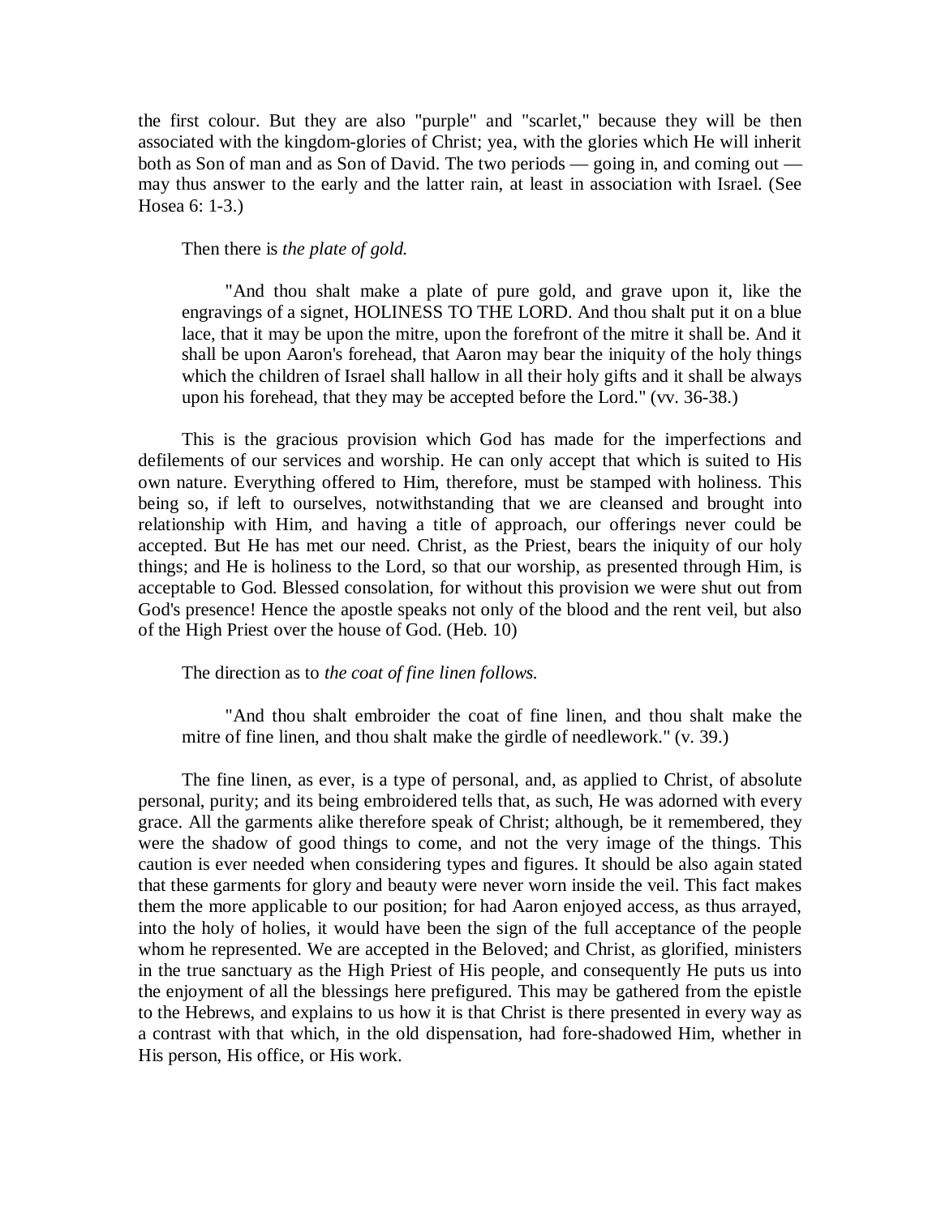the first colour. But they are also "purple" and "scarlet," because they will be then associated with the kingdom-glories of Christ; yea, with the glories which He will inherit both as Son of man and as Son of David. The two periods — going in, and coming out — may thus answer to the early and the latter rain, at least in association with Israel. (See Hosea 6: 1-3.)

Then there is *the plate of gold.*

> "And thou shalt make a plate of pure gold, and grave upon it, like the engravings of a signet, HOLINESS TO THE LORD. And thou shalt put it on a blue lace, that it may be upon the mitre, upon the forefront of the mitre it shall be. And it shall be upon Aaron's forehead, that Aaron may bear the iniquity of the holy things which the children of Israel shall hallow in all their holy gifts and it shall be always upon his forehead, that they may be accepted before the Lord." (vv. 36-38.)

This is the gracious provision which God has made for the imperfections and defilements of our services and worship. He can only accept that which is suited to His own nature. Everything offered to Him, therefore, must be stamped with holiness. This being so, if left to ourselves, notwithstanding that we are cleansed and brought into relationship with Him, and having a title of approach, our offerings never could be accepted. But He has met our need. Christ, as the Priest, bears the iniquity of our holy things; and He is holiness to the Lord, so that our worship, as presented through Him, is acceptable to God. Blessed consolation, for without this provision we were shut out from God's presence! Hence the apostle speaks not only of the blood and the rent veil, but also of the High Priest over the house of God. (Heb. 10)

The direction as to *the coat of fine linen follows.*

> "And thou shalt embroider the coat of fine linen, and thou shalt make the mitre of fine linen, and thou shalt make the girdle of needlework." (v. 39.)

The fine linen, as ever, is a type of personal, and, as applied to Christ, of absolute personal, purity; and its being embroidered tells that, as such, He was adorned with every grace. All the garments alike therefore speak of Christ; although, be it remembered, they were the shadow of good things to come, and not the very image of the things. This caution is ever needed when considering types and figures. It should be also again stated that these garments for glory and beauty were never worn inside the veil. This fact makes them the more applicable to our position; for had Aaron enjoyed access, as thus arrayed, into the holy of holies, it would have been the sign of the full acceptance of the people whom he represented. We are accepted in the Beloved; and Christ, as glorified, ministers in the true sanctuary as the High Priest of His people, and consequently He puts us into the enjoyment of all the blessings here prefigured. This may be gathered from the epistle to the Hebrews, and explains to us how it is that Christ is there presented in every way as a contrast with that which, in the old dispensation, had fore-shadowed Him, whether in His person, His office, or His work.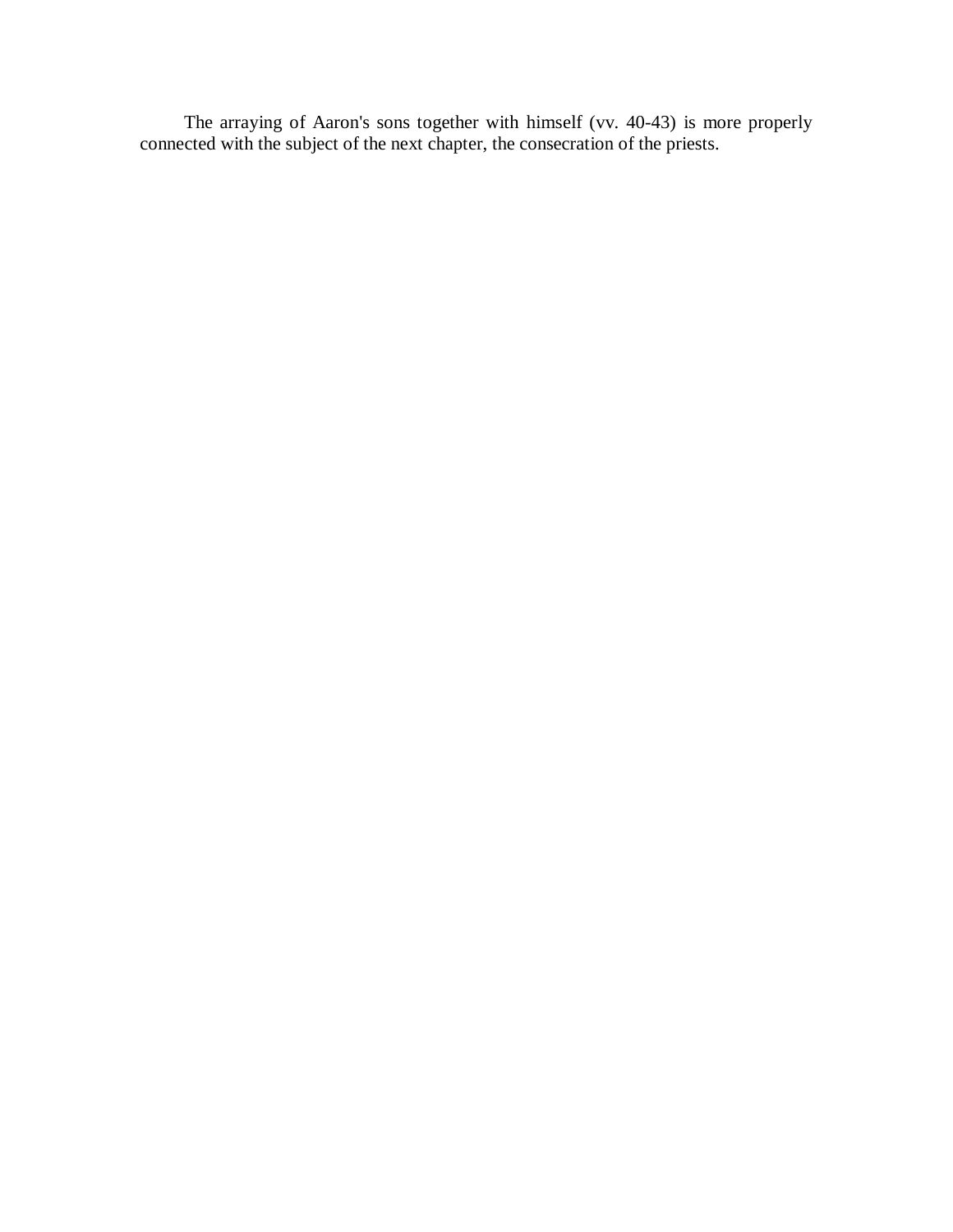The arraying of Aaron's sons together with himself (vv. 40-43) is more properly connected with the subject of the next chapter, the consecration of the priests.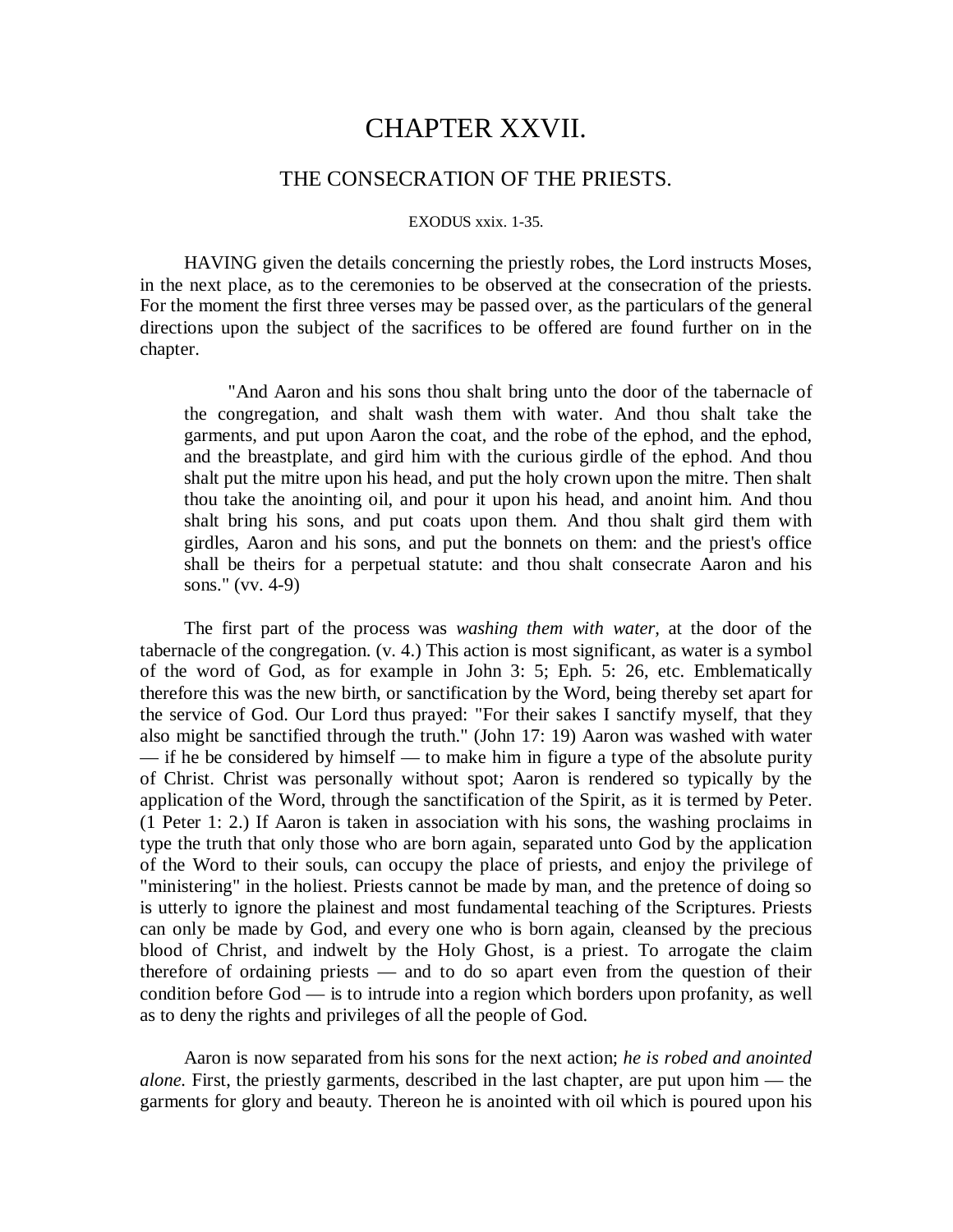# CHAPTER XXVII.

## THE CONSECRATION OF THE PRIESTS.

EXODUS xxix. 1-35.

HAVING given the details concerning the priestly robes, the Lord instructs Moses, in the next place, as to the ceremonies to be observed at the consecration of the priests. For the moment the first three verses may be passed over, as the particulars of the general directions upon the subject of the sacrifices to be offered are found further on in the chapter.

> "And Aaron and his sons thou shalt bring unto the door of the tabernacle of the congregation, and shalt wash them with water. And thou shalt take the garments, and put upon Aaron the coat, and the robe of the ephod, and the ephod, and the breastplate, and gird him with the curious girdle of the ephod. And thou shalt put the mitre upon his head, and put the holy crown upon the mitre. Then shalt thou take the anointing oil, and pour it upon his head, and anoint him. And thou shalt bring his sons, and put coats upon them. And thou shalt gird them with girdles, Aaron and his sons, and put the bonnets on them: and the priest's office shall be theirs for a perpetual statute: and thou shalt consecrate Aaron and his sons." (vv. 4-9)

The first part of the process was *washing them with water,* at the door of the tabernacle of the congregation. (v. 4.) This action is most significant, as water is a symbol of the word of God, as for example in John 3: 5; Eph. 5: 26, etc. Emblematically therefore this was the new birth, or sanctification by the Word, being thereby set apart for the service of God. Our Lord thus prayed: "For their sakes I sanctify myself, that they also might be sanctified through the truth." (John 17: 19) Aaron was washed with water — if he be considered by himself — to make him in figure a type of the absolute purity of Christ. Christ was personally without spot; Aaron is rendered so typically by the application of the Word, through the sanctification of the Spirit, as it is termed by Peter. (1 Peter 1: 2.) If Aaron is taken in association with his sons, the washing proclaims in type the truth that only those who are born again, separated unto God by the application of the Word to their souls, can occupy the place of priests, and enjoy the privilege of "ministering" in the holiest. Priests cannot be made by man, and the pretence of doing so is utterly to ignore the plainest and most fundamental teaching of the Scriptures. Priests can only be made by God, and every one who is born again, cleansed by the precious blood of Christ, and indwelt by the Holy Ghost, is a priest. To arrogate the claim therefore of ordaining priests — and to do so apart even from the question of their condition before God — is to intrude into a region which borders upon profanity, as well as to deny the rights and privileges of all the people of God.

Aaron is now separated from his sons for the next action; *he is robed and anointed alone.* First, the priestly garments, described in the last chapter, are put upon him — the garments for glory and beauty. Thereon he is anointed with oil which is poured upon his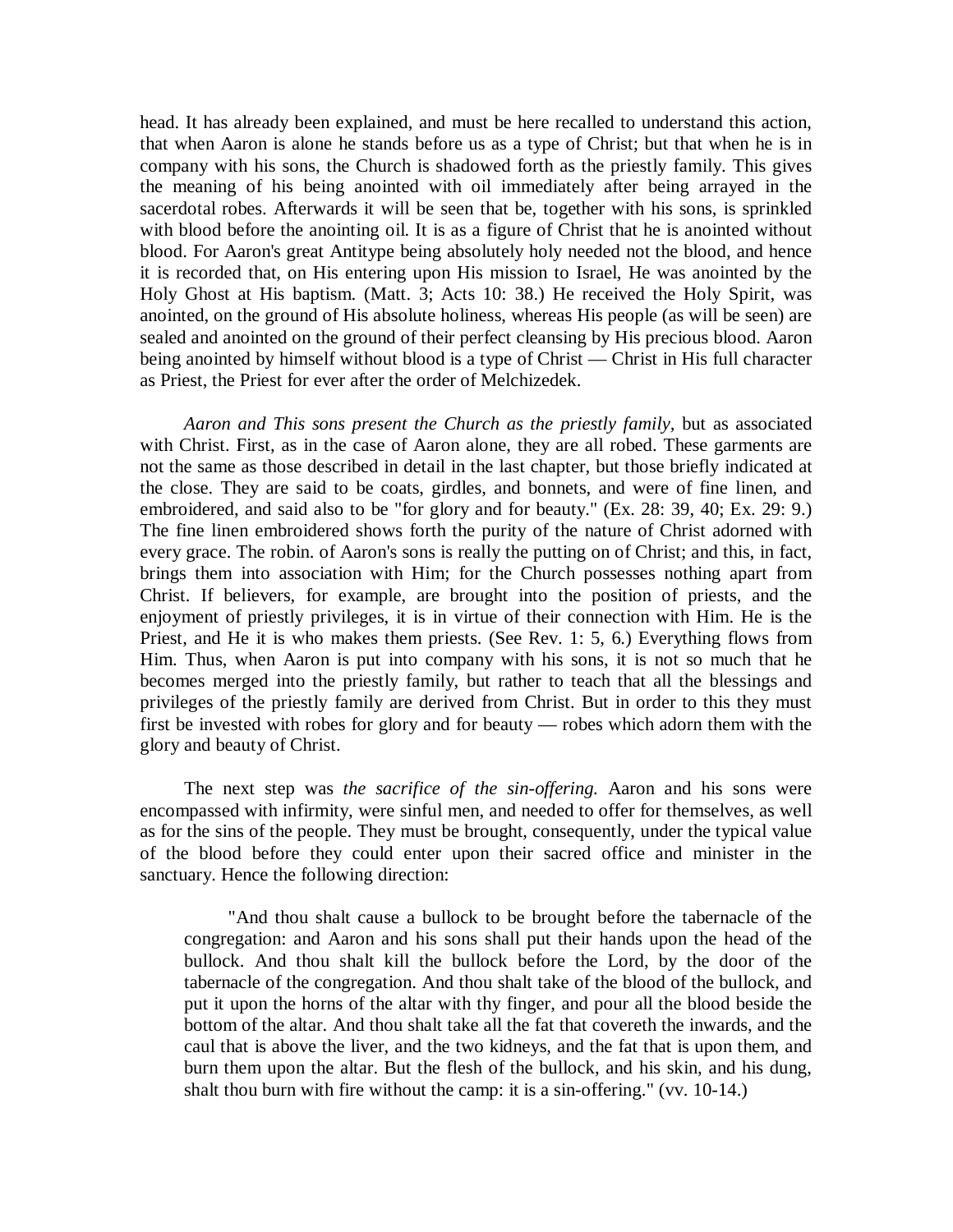head. It has already been explained, and must be here recalled to understand this action, that when Aaron is alone he stands before us as a type of Christ; but that when he is in company with his sons, the Church is shadowed forth as the priestly family. This gives the meaning of his being anointed with oil immediately after being arrayed in the sacerdotal robes. Afterwards it will be seen that be, together with his sons, is sprinkled with blood before the anointing oil. It is as a figure of Christ that he is anointed without blood. For Aaron's great Antitype being absolutely holy needed not the blood, and hence it is recorded that, on His entering upon His mission to Israel, He was anointed by the Holy Ghost at His baptism. (Matt. 3; Acts 10: 38.) He received the Holy Spirit, was anointed, on the ground of His absolute holiness, whereas His people (as will be seen) are sealed and anointed on the ground of their perfect cleansing by His precious blood. Aaron being anointed by himself without blood is a type of Christ — Christ in His full character as Priest, the Priest for ever after the order of Melchizedek.

*Aaron and This sons present the Church as the priestly family,* but as associated with Christ. First, as in the case of Aaron alone, they are all robed. These garments are not the same as those described in detail in the last chapter, but those briefly indicated at the close. They are said to be coats, girdles, and bonnets, and were of fine linen, and embroidered, and said also to be "for glory and for beauty." (Ex. 28: 39, 40; Ex. 29: 9.) The fine linen embroidered shows forth the purity of the nature of Christ adorned with every grace. The robin. of Aaron's sons is really the putting on of Christ; and this, in fact, brings them into association with Him; for the Church possesses nothing apart from Christ. If believers, for example, are brought into the position of priests, and the enjoyment of priestly privileges, it is in virtue of their connection with Him. He is the Priest, and He it is who makes them priests. (See Rev. 1: 5, 6.) Everything flows from Him. Thus, when Aaron is put into company with his sons, it is not so much that he becomes merged into the priestly family, but rather to teach that all the blessings and privileges of the priestly family are derived from Christ. But in order to this they must first be invested with robes for glory and for beauty — robes which adorn them with the glory and beauty of Christ.

The next step was *the sacrifice of the sin-offering.* Aaron and his sons were encompassed with infirmity, were sinful men, and needed to offer for themselves, as well as for the sins of the people. They must be brought, consequently, under the typical value of the blood before they could enter upon their sacred office and minister in the sanctuary. Hence the following direction:

> "And thou shalt cause a bullock to be brought before the tabernacle of the congregation: and Aaron and his sons shall put their hands upon the head of the bullock. And thou shalt kill the bullock before the Lord, by the door of the tabernacle of the congregation. And thou shalt take of the blood of the bullock, and put it upon the horns of the altar with thy finger, and pour all the blood beside the bottom of the altar. And thou shalt take all the fat that covereth the inwards, and the caul that is above the liver, and the two kidneys, and the fat that is upon them, and burn them upon the altar. But the flesh of the bullock, and his skin, and his dung, shalt thou burn with fire without the camp: it is a sin-offering." (vv. 10-14.)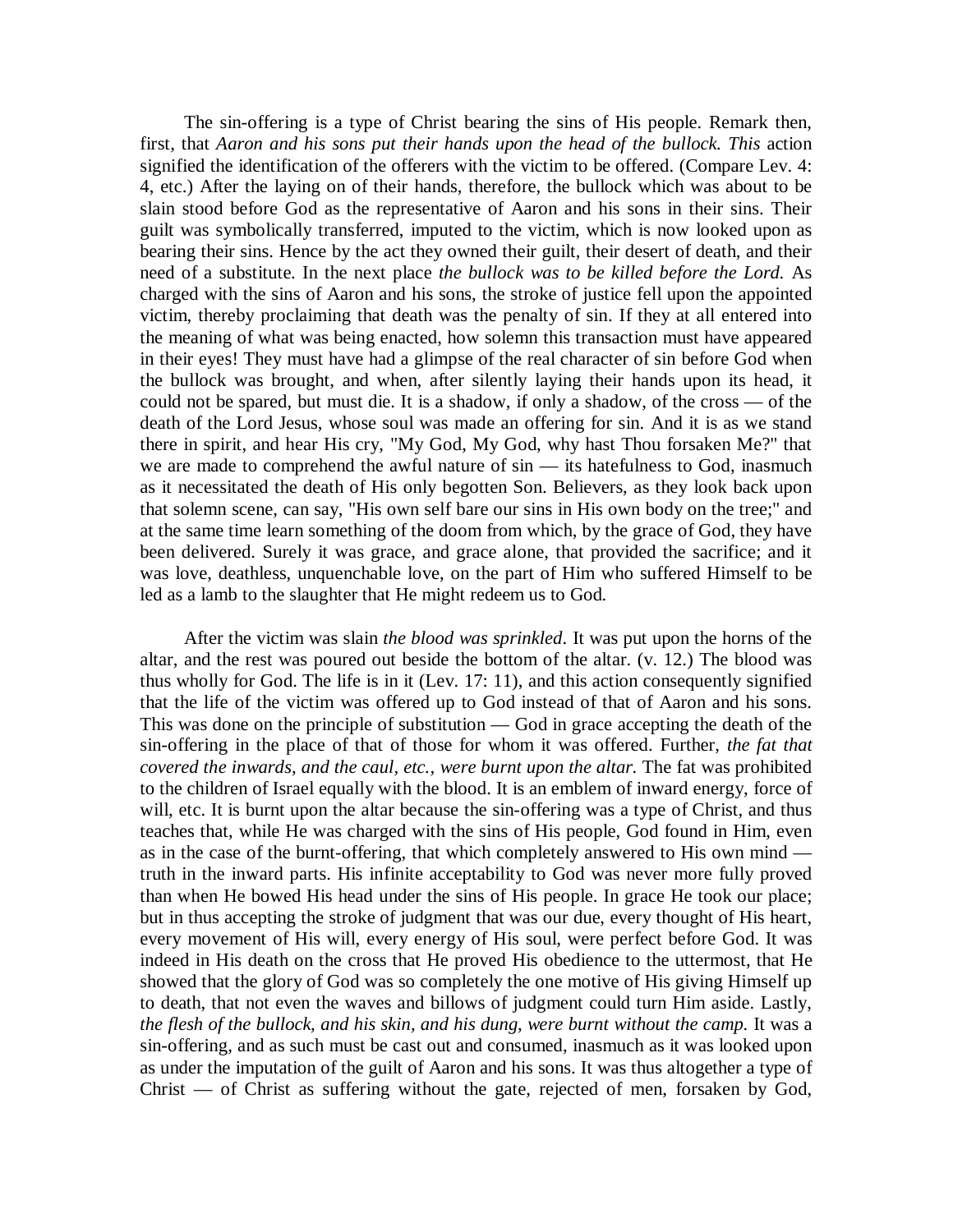The sin-offering is a type of Christ bearing the sins of His people. Remark then, first, that *Aaron and his sons put their hands upon the head of the bullock. This* action signified the identification of the offerers with the victim to be offered. (Compare Lev. 4: 4, etc.) After the laying on of their hands, therefore, the bullock which was about to be slain stood before God as the representative of Aaron and his sons in their sins. Their guilt was symbolically transferred, imputed to the victim, which is now looked upon as bearing their sins. Hence by the act they owned their guilt, their desert of death, and their need of a substitute. In the next place *the bullock was to be killed before the Lord.* As charged with the sins of Aaron and his sons, the stroke of justice fell upon the appointed victim, thereby proclaiming that death was the penalty of sin. If they at all entered into the meaning of what was being enacted, how solemn this transaction must have appeared in their eyes! They must have had a glimpse of the real character of sin before God when the bullock was brought, and when, after silently laying their hands upon its head, it could not be spared, but must die. It is a shadow, if only a shadow, of the cross — of the death of the Lord Jesus, whose soul was made an offering for sin. And it is as we stand there in spirit, and hear His cry, "My God, My God, why hast Thou forsaken Me?" that we are made to comprehend the awful nature of sin — its hatefulness to God, inasmuch as it necessitated the death of His only begotten Son. Believers, as they look back upon that solemn scene, can say, "His own self bare our sins in His own body on the tree;" and at the same time learn something of the doom from which, by the grace of God, they have been delivered. Surely it was grace, and grace alone, that provided the sacrifice; and it was love, deathless, unquenchable love, on the part of Him who suffered Himself to be led as a lamb to the slaughter that He might redeem us to God.

After the victim was slain *the blood was sprinkled*. It was put upon the horns of the altar, and the rest was poured out beside the bottom of the altar. (v. 12.) The blood was thus wholly for God. The life is in it (Lev. 17: 11), and this action consequently signified that the life of the victim was offered up to God instead of that of Aaron and his sons. This was done on the principle of substitution — God in grace accepting the death of the sin-offering in the place of that of those for whom it was offered. Further, *the fat that covered the inwards, and the caul, etc., were burnt upon the altar.* The fat was prohibited to the children of Israel equally with the blood. It is an emblem of inward energy, force of will, etc. It is burnt upon the altar because the sin-offering was a type of Christ, and thus teaches that, while He was charged with the sins of His people, God found in Him, even as in the case of the burnt-offering, that which completely answered to His own mind — truth in the inward parts. His infinite acceptability to God was never more fully proved than when He bowed His head under the sins of His people. In grace He took our place; but in thus accepting the stroke of judgment that was our due, every thought of His heart, every movement of His will, every energy of His soul, were perfect before God. It was indeed in His death on the cross that He proved His obedience to the uttermost, that He showed that the glory of God was so completely the one motive of His giving Himself up to death, that not even the waves and billows of judgment could turn Him aside. Lastly, *the flesh of the bullock, and his skin, and his dung, were burnt without the camp.* It was a sin-offering, and as such must be cast out and consumed, inasmuch as it was looked upon as under the imputation of the guilt of Aaron and his sons. It was thus altogether a type of Christ — of Christ as suffering without the gate, rejected of men, forsaken by God,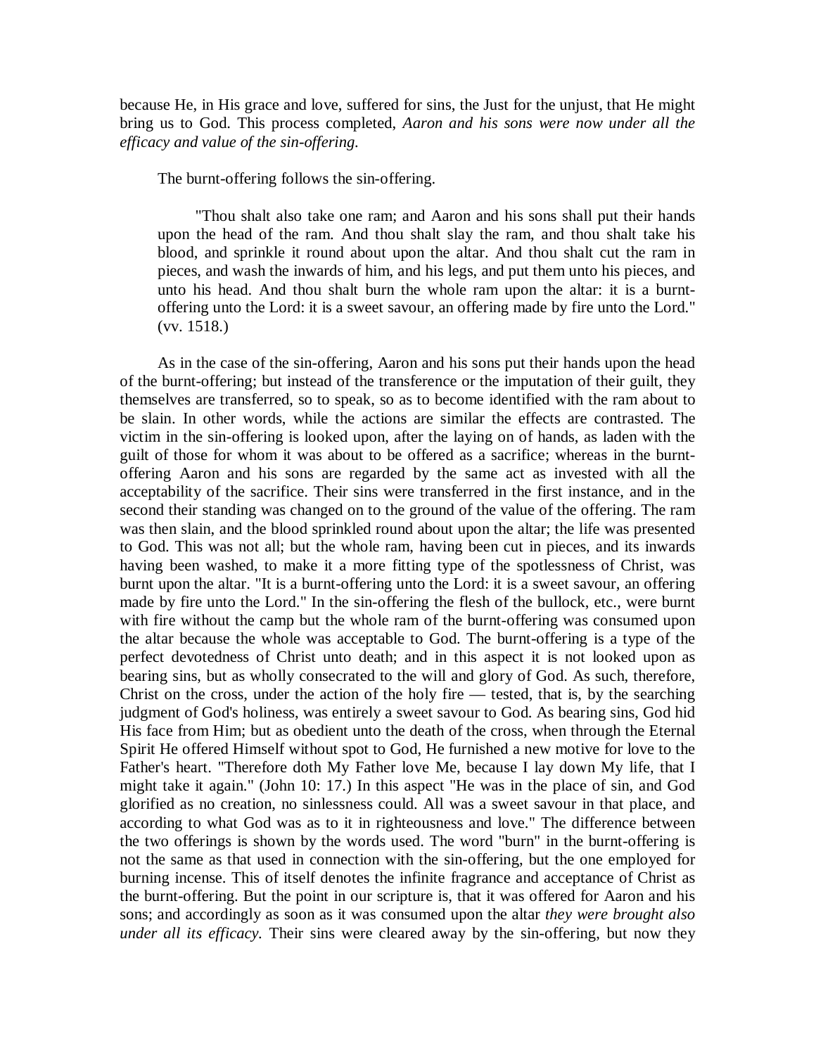because He, in His grace and love, suffered for sins, the Just for the unjust, that He might bring us to God. This process completed, *Aaron and his sons were now under all the efficacy and value of the sin-offering.*

The burnt-offering follows the sin-offering.

> "Thou shalt also take one ram; and Aaron and his sons shall put their hands upon the head of the ram. And thou shalt slay the ram, and thou shalt take his blood, and sprinkle it round about upon the altar. And thou shalt cut the ram in pieces, and wash the inwards of him, and his legs, and put them unto his pieces, and unto his head. And thou shalt burn the whole ram upon the altar: it is a burnt-offering unto the Lord: it is a sweet savour, an offering made by fire unto the Lord." (vv. 1518.)

As in the case of the sin-offering, Aaron and his sons put their hands upon the head of the burnt-offering; but instead of the transference or the imputation of their guilt, they themselves are transferred, so to speak, so as to become identified with the ram about to be slain. In other words, while the actions are similar the effects are contrasted. The victim in the sin-offering is looked upon, after the laying on of hands, as laden with the guilt of those for whom it was about to be offered as a sacrifice; whereas in the burnt-offering Aaron and his sons are regarded by the same act as invested with all the acceptability of the sacrifice. Their sins were transferred in the first instance, and in the second their standing was changed on to the ground of the value of the offering. The ram was then slain, and the blood sprinkled round about upon the altar; the life was presented to God. This was not all; but the whole ram, having been cut in pieces, and its inwards having been washed, to make it a more fitting type of the spotlessness of Christ, was burnt upon the altar. "It is a burnt-offering unto the Lord: it is a sweet savour, an offering made by fire unto the Lord." In the sin-offering the flesh of the bullock, etc., were burnt with fire without the camp but the whole ram of the burnt-offering was consumed upon the altar because the whole was acceptable to God. The burnt-offering is a type of the perfect devotedness of Christ unto death; and in this aspect it is not looked upon as bearing sins, but as wholly consecrated to the will and glory of God. As such, therefore, Christ on the cross, under the action of the holy fire — tested, that is, by the searching judgment of God's holiness, was entirely a sweet savour to God. As bearing sins, God hid His face from Him; but as obedient unto the death of the cross, when through the Eternal Spirit He offered Himself without spot to God, He furnished a new motive for love to the Father's heart. "Therefore doth My Father love Me, because I lay down My life, that I might take it again." (John 10: 17.) In this aspect "He was in the place of sin, and God glorified as no creation, no sinlessness could. All was a sweet savour in that place, and according to what God was as to it in righteousness and love." The difference between the two offerings is shown by the words used. The word "burn" in the burnt-offering is not the same as that used in connection with the sin-offering, but the one employed for burning incense. This of itself denotes the infinite fragrance and acceptance of Christ as the burnt-offering. But the point in our scripture is, that it was offered for Aaron and his sons; and accordingly as soon as it was consumed upon the altar *they were brought also under all its efficacy.* Their sins were cleared away by the sin-offering, but now they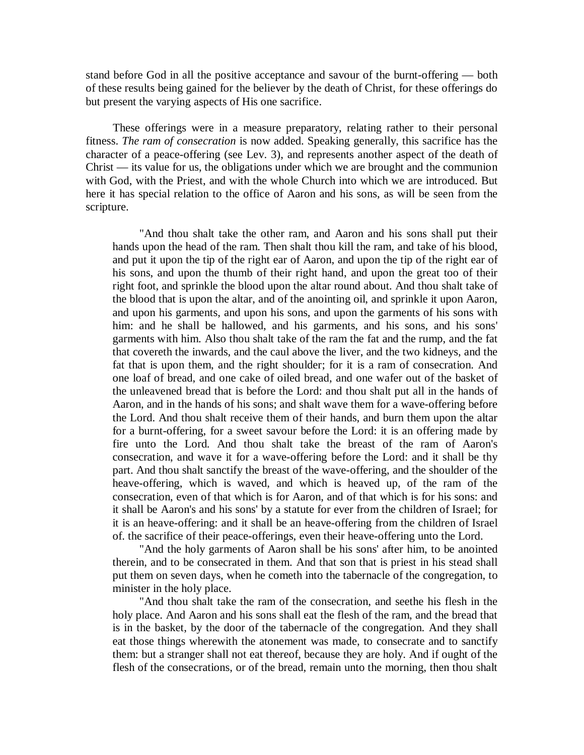stand before God in all the positive acceptance and savour of the burnt-offering — both of these results being gained for the believer by the death of Christ, for these offerings do but present the varying aspects of His one sacrifice.

These offerings were in a measure preparatory, relating rather to their personal fitness. *The ram of consecration* is now added. Speaking generally, this sacrifice has the character of a peace-offering (see Lev. 3), and represents another aspect of the death of Christ — its value for us, the obligations under which we are brought and the communion with God, with the Priest, and with the whole Church into which we are introduced. But here it has special relation to the office of Aaron and his sons, as will be seen from the scripture.

> "And thou shalt take the other ram, and Aaron and his sons shall put their hands upon the head of the ram. Then shalt thou kill the ram, and take of his blood, and put it upon the tip of the right ear of Aaron, and upon the tip of the right ear of his sons, and upon the thumb of their right hand, and upon the great too of their right foot, and sprinkle the blood upon the altar round about. And thou shalt take of the blood that is upon the altar, and of the anointing oil, and sprinkle it upon Aaron, and upon his garments, and upon his sons, and upon the garments of his sons with him: and he shall be hallowed, and his garments, and his sons, and his sons' garments with him. Also thou shalt take of the ram the fat and the rump, and the fat that covereth the inwards, and the caul above the liver, and the two kidneys, and the fat that is upon them, and the right shoulder; for it is a ram of consecration. And one loaf of bread, and one cake of oiled bread, and one wafer out of the basket of the unleavened bread that is before the Lord: and thou shalt put all in the hands of Aaron, and in the hands of his sons; and shalt wave them for a wave-offering before the Lord. And thou shalt receive them of their hands, and burn them upon the altar for a burnt-offering, for a sweet savour before the Lord: it is an offering made by fire unto the Lord. And thou shalt take the breast of the ram of Aaron's consecration, and wave it for a wave-offering before the Lord: and it shall be thy part. And thou shalt sanctify the breast of the wave-offering, and the shoulder of the heave-offering, which is waved, and which is heaved up, of the ram of the consecration, even of that which is for Aaron, and of that which is for his sons: and it shall be Aaron's and his sons' by a statute for ever from the children of Israel; for it is an heave-offering: and it shall be an heave-offering from the children of Israel of. the sacrifice of their peace-offerings, even their heave-offering unto the Lord.
>
> "And the holy garments of Aaron shall be his sons' after him, to be anointed therein, and to be consecrated in them. And that son that is priest in his stead shall put them on seven days, when he cometh into the tabernacle of the congregation, to minister in the holy place.
>
> "And thou shalt take the ram of the consecration, and seethe his flesh in the holy place. And Aaron and his sons shall eat the flesh of the ram, and the bread that is in the basket, by the door of the tabernacle of the congregation. And they shall eat those things wherewith the atonement was made, to consecrate and to sanctify them: but a stranger shall not eat thereof, because they are holy. And if ought of the flesh of the consecrations, or of the bread, remain unto the morning, then thou shalt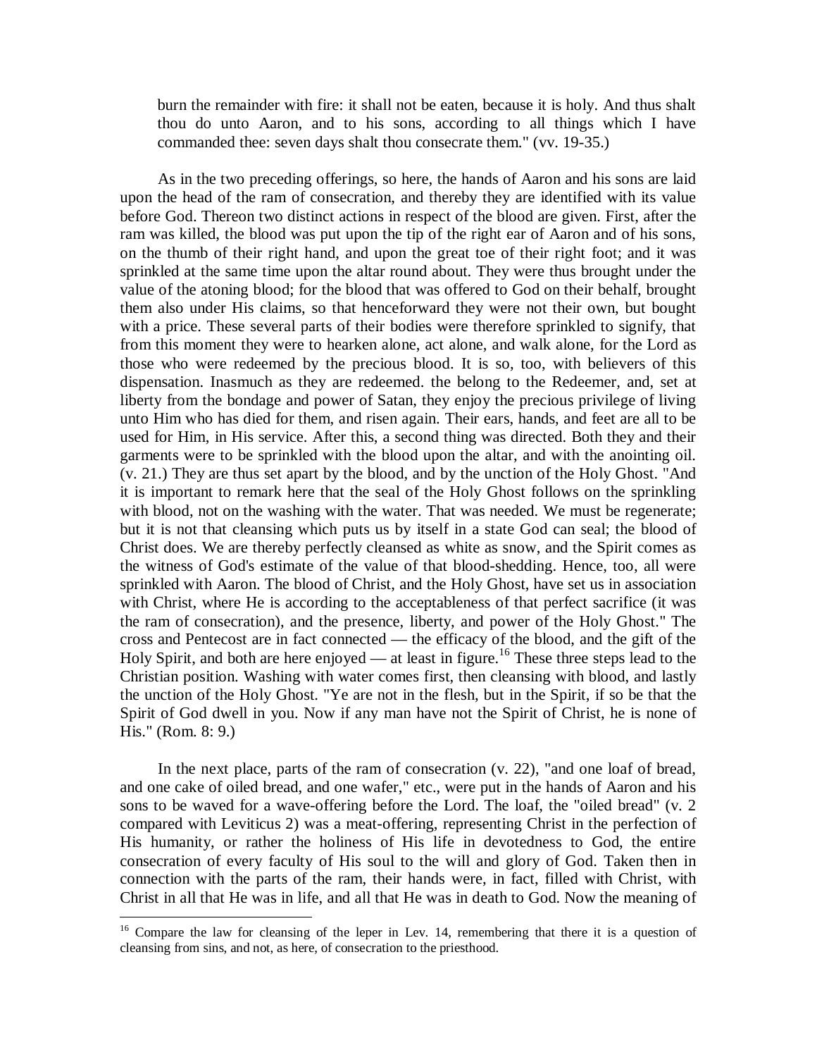> burn the remainder with fire: it shall not be eaten, because it is holy. And thus shalt thou do unto Aaron, and to his sons, according to all things which I have commanded thee: seven days shalt thou consecrate them." (vv. 19-35.)

As in the two preceding offerings, so here, the hands of Aaron and his sons are laid upon the head of the ram of consecration, and thereby they are identified with its value before God. Thereon two distinct actions in respect of the blood are given. First, after the ram was killed, the blood was put upon the tip of the right ear of Aaron and of his sons, on the thumb of their right hand, and upon the great toe of their right foot; and it was sprinkled at the same time upon the altar round about. They were thus brought under the value of the atoning blood; for the blood that was offered to God on their behalf, brought them also under His claims, so that henceforward they were not their own, but bought with a price. These several parts of their bodies were therefore sprinkled to signify, that from this moment they were to hearken alone, act alone, and walk alone, for the Lord as those who were redeemed by the precious blood. It is so, too, with believers of this dispensation. Inasmuch as they are redeemed. the belong to the Redeemer, and, set at liberty from the bondage and power of Satan, they enjoy the precious privilege of living unto Him who has died for them, and risen again. Their ears, hands, and feet are all to be used for Him, in His service. After this, a second thing was directed. Both they and their garments were to be sprinkled with the blood upon the altar, and with the anointing oil. (v. 21.) They are thus set apart by the blood, and by the unction of the Holy Ghost. "And it is important to remark here that the seal of the Holy Ghost follows on the sprinkling with blood, not on the washing with the water. That was needed. We must be regenerate; but it is not that cleansing which puts us by itself in a state God can seal; the blood of Christ does. We are thereby perfectly cleansed as white as snow, and the Spirit comes as the witness of God's estimate of the value of that blood-shedding. Hence, too, all were sprinkled with Aaron. The blood of Christ, and the Holy Ghost, have set us in association with Christ, where He is according to the acceptableness of that perfect sacrifice (it was the ram of consecration), and the presence, liberty, and power of the Holy Ghost." The cross and Pentecost are in fact connected — the efficacy of the blood, and the gift of the Holy Spirit, and both are here enjoyed — at least in figure.[16] These three steps lead to the Christian position. Washing with water comes first, then cleansing with blood, and lastly the unction of the Holy Ghost. "Ye are not in the flesh, but in the Spirit, if so be that the Spirit of God dwell in you. Now if any man have not the Spirit of Christ, he is none of His." (Rom. 8: 9.)

In the next place, parts of the ram of consecration (v. 22), "and one loaf of bread, and one cake of oiled bread, and one wafer," etc., were put in the hands of Aaron and his sons to be waved for a wave-offering before the Lord. The loaf, the "oiled bread" (v. 2 compared with Leviticus 2) was a meat-offering, representing Christ in the perfection of His humanity, or rather the holiness of His life in devotedness to God, the entire consecration of every faculty of His soul to the will and glory of God. Taken then in connection with the parts of the ram, their hands were, in fact, filled with Christ, with Christ in all that He was in life, and all that He was in death to God. Now the meaning of

---

[16] Compare the law for cleansing of the leper in Lev. 14, remembering that there it is a question of cleansing from sins, and not, as here, of consecration to the priesthood.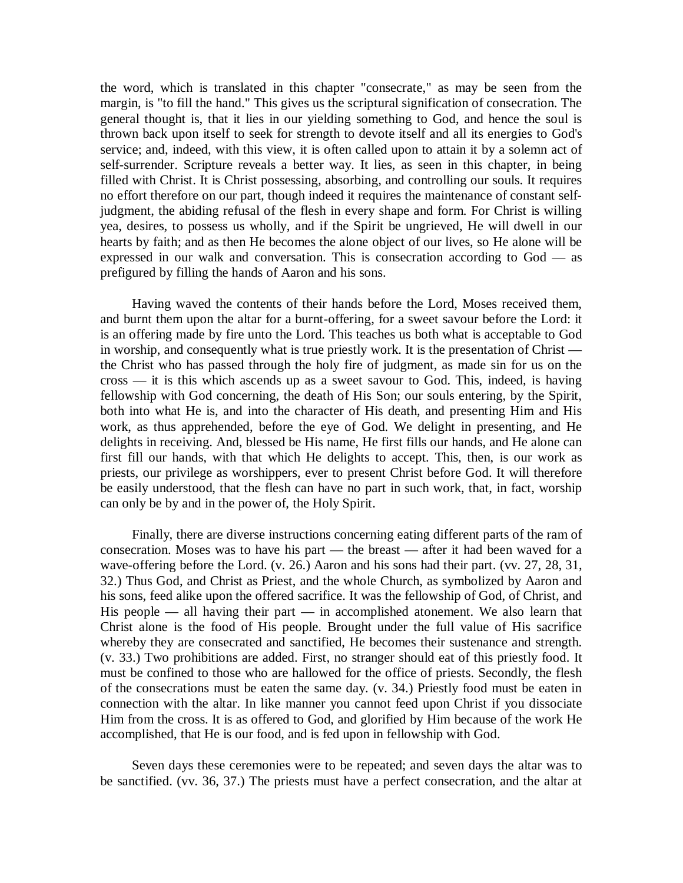the word, which is translated in this chapter "consecrate," as may be seen from the margin, is "to fill the hand." This gives us the scriptural signification of consecration. The general thought is, that it lies in our yielding something to God, and hence the soul is thrown back upon itself to seek for strength to devote itself and all its energies to God's service; and, indeed, with this view, it is often called upon to attain it by a solemn act of self-surrender. Scripture reveals a better way. It lies, as seen in this chapter, in being filled with Christ. It is Christ possessing, absorbing, and controlling our souls. It requires no effort therefore on our part, though indeed it requires the maintenance of constant self-judgment, the abiding refusal of the flesh in every shape and form. For Christ is willing yea, desires, to possess us wholly, and if the Spirit be ungrieved, He will dwell in our hearts by faith; and as then He becomes the alone object of our lives, so He alone will be expressed in our walk and conversation. This is consecration according to God — as prefigured by filling the hands of Aaron and his sons.

Having waved the contents of their hands before the Lord, Moses received them, and burnt them upon the altar for a burnt-offering, for a sweet savour before the Lord: it is an offering made by fire unto the Lord. This teaches us both what is acceptable to God in worship, and consequently what is true priestly work. It is the presentation of Christ — the Christ who has passed through the holy fire of judgment, as made sin for us on the cross — it is this which ascends up as a sweet savour to God. This, indeed, is having fellowship with God concerning, the death of His Son; our souls entering, by the Spirit, both into what He is, and into the character of His death, and presenting Him and His work, as thus apprehended, before the eye of God. We delight in presenting, and He delights in receiving. And, blessed be His name, He first fills our hands, and He alone can first fill our hands, with that which He delights to accept. This, then, is our work as priests, our privilege as worshippers, ever to present Christ before God. It will therefore be easily understood, that the flesh can have no part in such work, that, in fact, worship can only be by and in the power of, the Holy Spirit.

Finally, there are diverse instructions concerning eating different parts of the ram of consecration. Moses was to have his part — the breast — after it had been waved for a wave-offering before the Lord. (v. 26.) Aaron and his sons had their part. (vv. 27, 28, 31, 32.) Thus God, and Christ as Priest, and the whole Church, as symbolized by Aaron and his sons, feed alike upon the offered sacrifice. It was the fellowship of God, of Christ, and His people — all having their part — in accomplished atonement. We also learn that Christ alone is the food of His people. Brought under the full value of His sacrifice whereby they are consecrated and sanctified, He becomes their sustenance and strength. (v. 33.) Two prohibitions are added. First, no stranger should eat of this priestly food. It must be confined to those who are hallowed for the office of priests. Secondly, the flesh of the consecrations must be eaten the same day. (v. 34.) Priestly food must be eaten in connection with the altar. In like manner you cannot feed upon Christ if you dissociate Him from the cross. It is as offered to God, and glorified by Him because of the work He accomplished, that He is our food, and is fed upon in fellowship with God.

Seven days these ceremonies were to be repeated; and seven days the altar was to be sanctified. (vv. 36, 37.) The priests must have a perfect consecration, and the altar at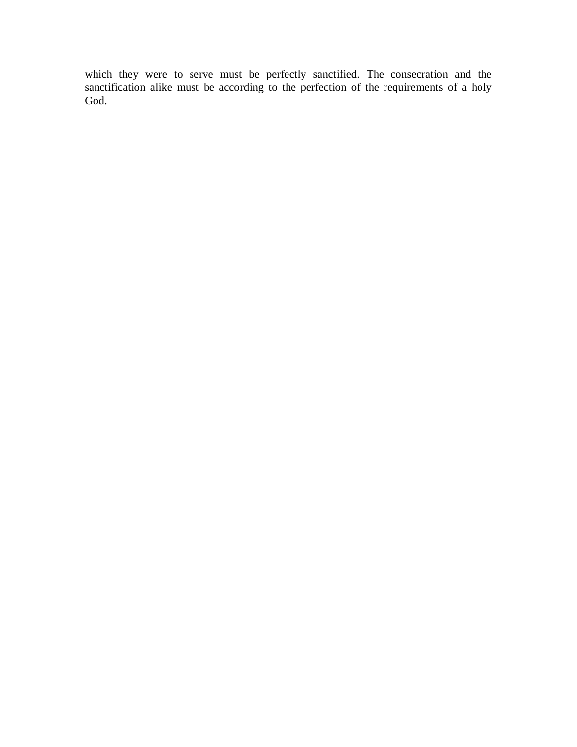which they were to serve must be perfectly sanctified. The consecration and the sanctification alike must be according to the perfection of the requirements of a holy God.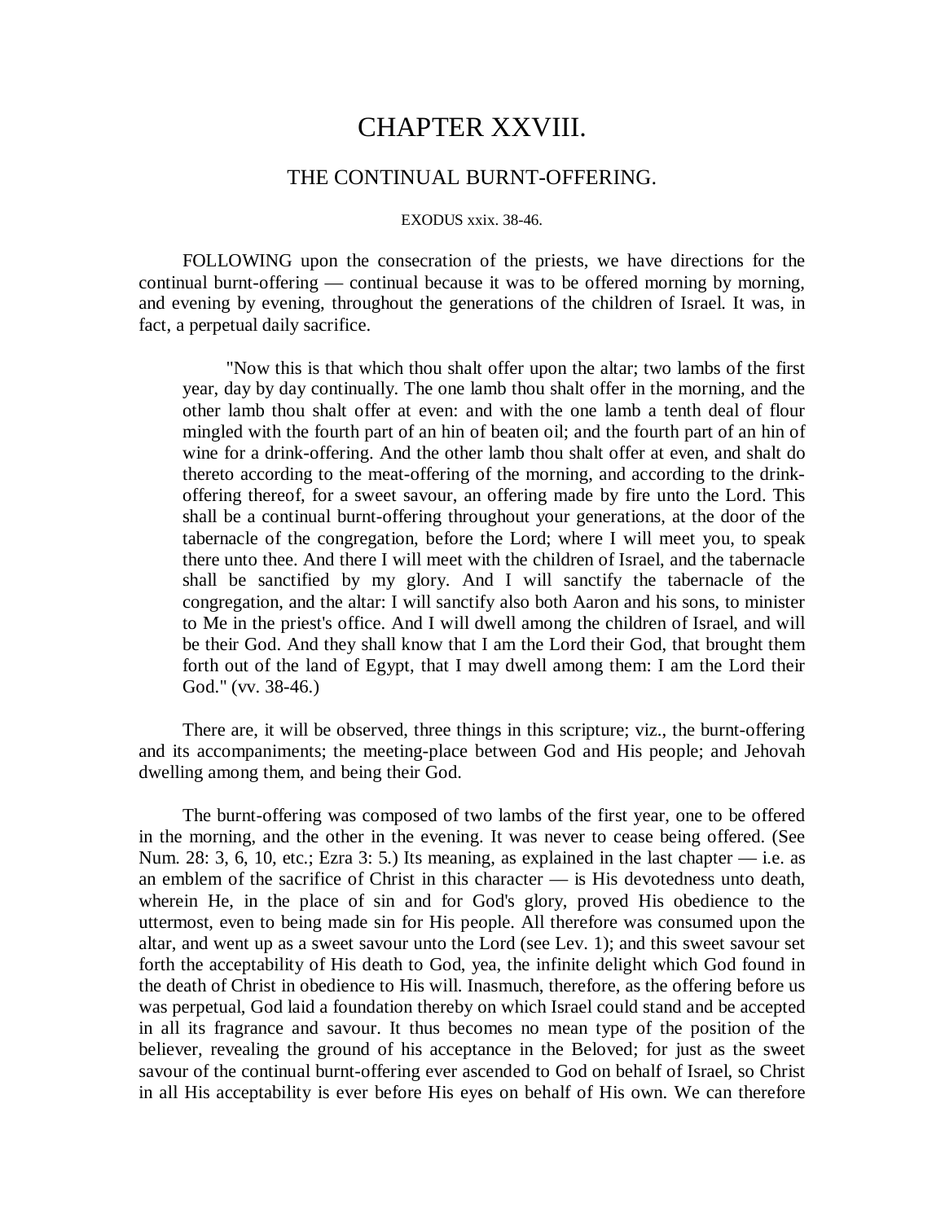# CHAPTER XXVIII.

## THE CONTINUAL BURNT-OFFERING.

EXODUS xxix. 38-46.

FOLLOWING upon the consecration of the priests, we have directions for the continual burnt-offering — continual because it was to be offered morning by morning, and evening by evening, throughout the generations of the children of Israel. It was, in fact, a perpetual daily sacrifice.

> "Now this is that which thou shalt offer upon the altar; two lambs of the first year, day by day continually. The one lamb thou shalt offer in the morning, and the other lamb thou shalt offer at even: and with the one lamb a tenth deal of flour mingled with the fourth part of an hin of beaten oil; and the fourth part of an hin of wine for a drink-offering. And the other lamb thou shalt offer at even, and shalt do thereto according to the meat-offering of the morning, and according to the drink-offering thereof, for a sweet savour, an offering made by fire unto the Lord. This shall be a continual burnt-offering throughout your generations, at the door of the tabernacle of the congregation, before the Lord; where I will meet you, to speak there unto thee. And there I will meet with the children of Israel, and the tabernacle shall be sanctified by my glory. And I will sanctify the tabernacle of the congregation, and the altar: I will sanctify also both Aaron and his sons, to minister to Me in the priest's office. And I will dwell among the children of Israel, and will be their God. And they shall know that I am the Lord their God, that brought them forth out of the land of Egypt, that I may dwell among them: I am the Lord their God." (vv. 38-46.)

There are, it will be observed, three things in this scripture; viz., the burnt-offering and its accompaniments; the meeting-place between God and His people; and Jehovah dwelling among them, and being their God.

The burnt-offering was composed of two lambs of the first year, one to be offered in the morning, and the other in the evening. It was never to cease being offered. (See Num. 28: 3, 6, 10, etc.; Ezra 3: 5.) Its meaning, as explained in the last chapter — i.e. as an emblem of the sacrifice of Christ in this character — is His devotedness unto death, wherein He, in the place of sin and for God's glory, proved His obedience to the uttermost, even to being made sin for His people. All therefore was consumed upon the altar, and went up as a sweet savour unto the Lord (see Lev. 1); and this sweet savour set forth the acceptability of His death to God, yea, the infinite delight which God found in the death of Christ in obedience to His will. Inasmuch, therefore, as the offering before us was perpetual, God laid a foundation thereby on which Israel could stand and be accepted in all its fragrance and savour. It thus becomes no mean type of the position of the believer, revealing the ground of his acceptance in the Beloved; for just as the sweet savour of the continual burnt-offering ever ascended to God on behalf of Israel, so Christ in all His acceptability is ever before His eyes on behalf of His own. We can therefore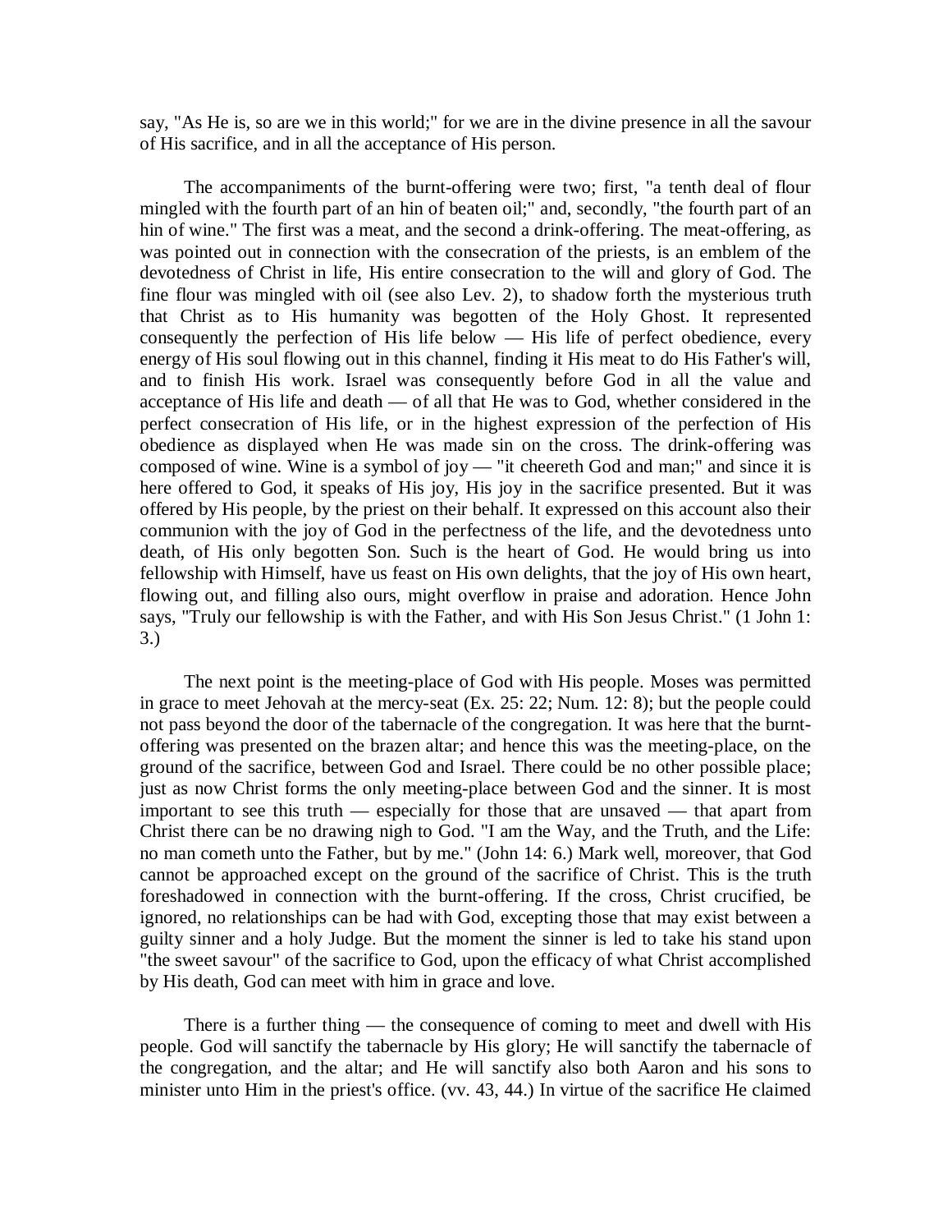say, "As He is, so are we in this world;" for we are in the divine presence in all the savour of His sacrifice, and in all the acceptance of His person.

The accompaniments of the burnt-offering were two; first, "a tenth deal of flour mingled with the fourth part of an hin of beaten oil;" and, secondly, "the fourth part of an hin of wine." The first was a meat, and the second a drink-offering. The meat-offering, as was pointed out in connection with the consecration of the priests, is an emblem of the devotedness of Christ in life, His entire consecration to the will and glory of God. The fine flour was mingled with oil (see also Lev. 2), to shadow forth the mysterious truth that Christ as to His humanity was begotten of the Holy Ghost. It represented consequently the perfection of His life below — His life of perfect obedience, every energy of His soul flowing out in this channel, finding it His meat to do His Father's will, and to finish His work. Israel was consequently before God in all the value and acceptance of His life and death — of all that He was to God, whether considered in the perfect consecration of His life, or in the highest expression of the perfection of His obedience as displayed when He was made sin on the cross. The drink-offering was composed of wine. Wine is a symbol of joy — "it cheereth God and man;" and since it is here offered to God, it speaks of His joy, His joy in the sacrifice presented. But it was offered by His people, by the priest on their behalf. It expressed on this account also their communion with the joy of God in the perfectness of the life, and the devotedness unto death, of His only begotten Son. Such is the heart of God. He would bring us into fellowship with Himself, have us feast on His own delights, that the joy of His own heart, flowing out, and filling also ours, might overflow in praise and adoration. Hence John says, "Truly our fellowship is with the Father, and with His Son Jesus Christ." (1 John 1: 3.)

The next point is the meeting-place of God with His people. Moses was permitted in grace to meet Jehovah at the mercy-seat (Ex. 25: 22; Num. 12: 8); but the people could not pass beyond the door of the tabernacle of the congregation. It was here that the burnt-offering was presented on the brazen altar; and hence this was the meeting-place, on the ground of the sacrifice, between God and Israel. There could be no other possible place; just as now Christ forms the only meeting-place between God and the sinner. It is most important to see this truth — especially for those that are unsaved — that apart from Christ there can be no drawing nigh to God. "I am the Way, and the Truth, and the Life: no man cometh unto the Father, but by me." (John 14: 6.) Mark well, moreover, that God cannot be approached except on the ground of the sacrifice of Christ. This is the truth foreshadowed in connection with the burnt-offering. If the cross, Christ crucified, be ignored, no relationships can be had with God, excepting those that may exist between a guilty sinner and a holy Judge. But the moment the sinner is led to take his stand upon "the sweet savour" of the sacrifice to God, upon the efficacy of what Christ accomplished by His death, God can meet with him in grace and love.

There is a further thing — the consequence of coming to meet and dwell with His people. God will sanctify the tabernacle by His glory; He will sanctify the tabernacle of the congregation, and the altar; and He will sanctify also both Aaron and his sons to minister unto Him in the priest's office. (vv. 43, 44.) In virtue of the sacrifice He claimed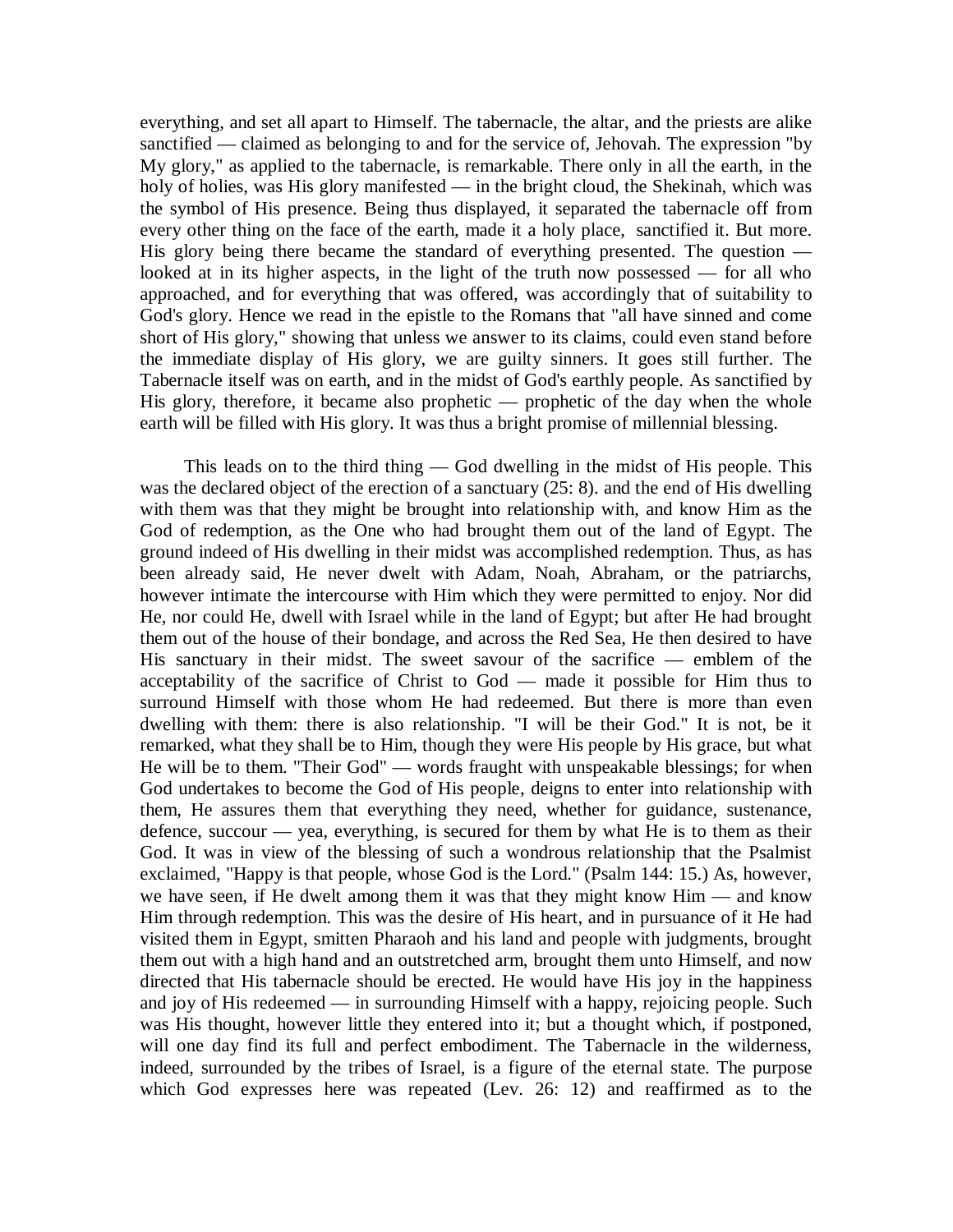everything, and set all apart to Himself. The tabernacle, the altar, and the priests are alike sanctified — claimed as belonging to and for the service of, Jehovah. The expression "by My glory," as applied to the tabernacle, is remarkable. There only in all the earth, in the holy of holies, was His glory manifested — in the bright cloud, the Shekinah, which was the symbol of His presence. Being thus displayed, it separated the tabernacle off from every other thing on the face of the earth, made it a holy place, sanctified it. But more. His glory being there became the standard of everything presented. The question — looked at in its higher aspects, in the light of the truth now possessed — for all who approached, and for everything that was offered, was accordingly that of suitability to God's glory. Hence we read in the epistle to the Romans that "all have sinned and come short of His glory," showing that unless we answer to its claims, could even stand before the immediate display of His glory, we are guilty sinners. It goes still further. The Tabernacle itself was on earth, and in the midst of God's earthly people. As sanctified by His glory, therefore, it became also prophetic — prophetic of the day when the whole earth will be filled with His glory. It was thus a bright promise of millennial blessing.

This leads on to the third thing — God dwelling in the midst of His people. This was the declared object of the erection of a sanctuary (25: 8). and the end of His dwelling with them was that they might be brought into relationship with, and know Him as the God of redemption, as the One who had brought them out of the land of Egypt. The ground indeed of His dwelling in their midst was accomplished redemption. Thus, as has been already said, He never dwelt with Adam, Noah, Abraham, or the patriarchs, however intimate the intercourse with Him which they were permitted to enjoy. Nor did He, nor could He, dwell with Israel while in the land of Egypt; but after He had brought them out of the house of their bondage, and across the Red Sea, He then desired to have His sanctuary in their midst. The sweet savour of the sacrifice — emblem of the acceptability of the sacrifice of Christ to God — made it possible for Him thus to surround Himself with those whom He had redeemed. But there is more than even dwelling with them: there is also relationship. "I will be their God." It is not, be it remarked, what they shall be to Him, though they were His people by His grace, but what He will be to them. "Their God" — words fraught with unspeakable blessings; for when God undertakes to become the God of His people, deigns to enter into relationship with them, He assures them that everything they need, whether for guidance, sustenance, defence, succour — yea, everything, is secured for them by what He is to them as their God. It was in view of the blessing of such a wondrous relationship that the Psalmist exclaimed, "Happy is that people, whose God is the Lord." (Psalm 144: 15.) As, however, we have seen, if He dwelt among them it was that they might know Him — and know Him through redemption. This was the desire of His heart, and in pursuance of it He had visited them in Egypt, smitten Pharaoh and his land and people with judgments, brought them out with a high hand and an outstretched arm, brought them unto Himself, and now directed that His tabernacle should be erected. He would have His joy in the happiness and joy of His redeemed — in surrounding Himself with a happy, rejoicing people. Such was His thought, however little they entered into it; but a thought which, if postponed, will one day find its full and perfect embodiment. The Tabernacle in the wilderness, indeed, surrounded by the tribes of Israel, is a figure of the eternal state. The purpose which God expresses here was repeated (Lev. 26: 12) and reaffirmed as to the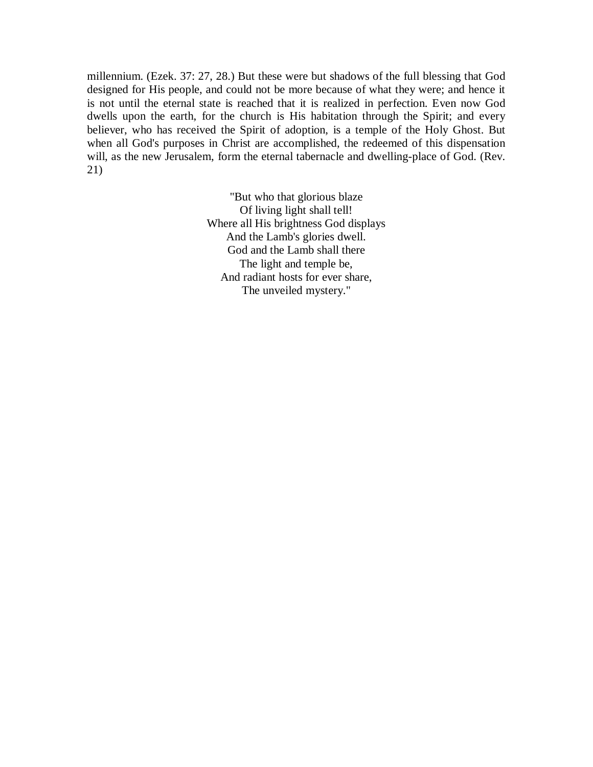millennium. (Ezek. 37: 27, 28.) But these were but shadows of the full blessing that God designed for His people, and could not be more because of what they were; and hence it is not until the eternal state is reached that it is realized in perfection. Even now God dwells upon the earth, for the church is His habitation through the Spirit; and every believer, who has received the Spirit of adoption, is a temple of the Holy Ghost. But when all God's purposes in Christ are accomplished, the redeemed of this dispensation will, as the new Jerusalem, form the eternal tabernacle and dwelling-place of God. (Rev. 21)

"But who that glorious blaze  
Of living light shall tell!  
Where all His brightness God displays  
And the Lamb's glories dwell.  
God and the Lamb shall there  
The light and temple be,  
And radiant hosts for ever share,  
The unveiled mystery."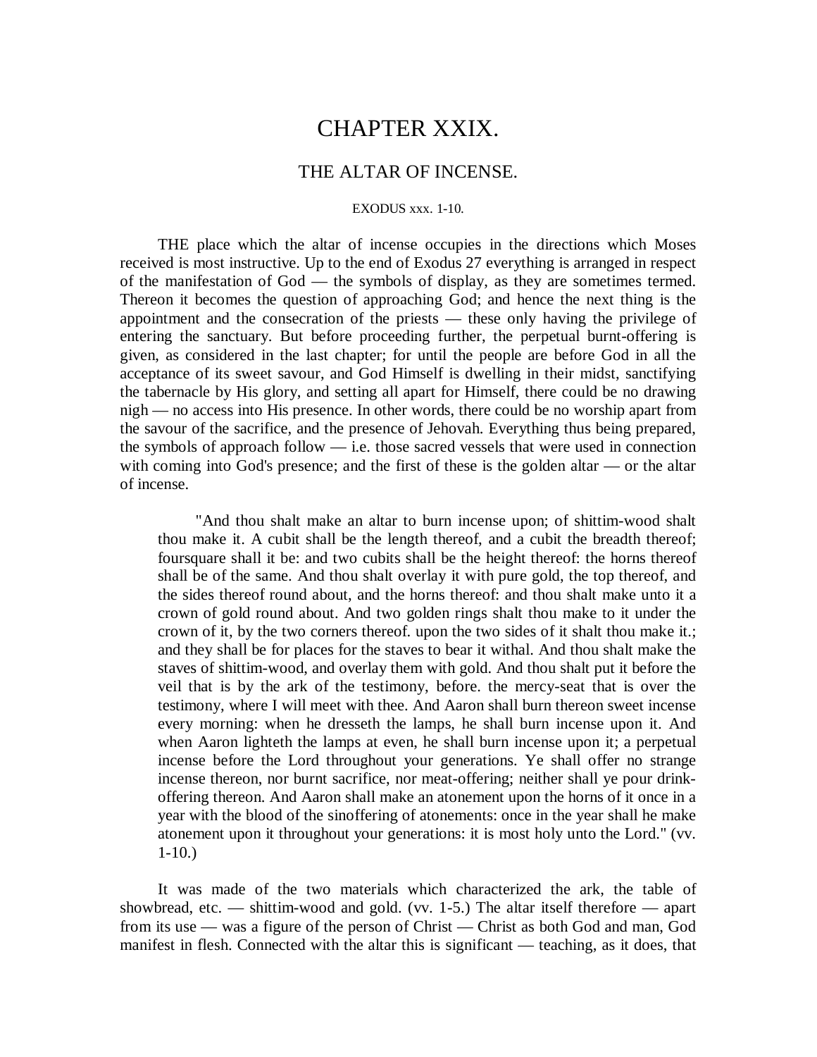# CHAPTER XXIX.

## THE ALTAR OF INCENSE.

EXODUS xxx. 1-10.

THE place which the altar of incense occupies in the directions which Moses received is most instructive. Up to the end of Exodus 27 everything is arranged in respect of the manifestation of God — the symbols of display, as they are sometimes termed. Thereon it becomes the question of approaching God; and hence the next thing is the appointment and the consecration of the priests — these only having the privilege of entering the sanctuary. But before proceeding further, the perpetual burnt-offering is given, as considered in the last chapter; for until the people are before God in all the acceptance of its sweet savour, and God Himself is dwelling in their midst, sanctifying the tabernacle by His glory, and setting all apart for Himself, there could be no drawing nigh — no access into His presence. In other words, there could be no worship apart from the savour of the sacrifice, and the presence of Jehovah. Everything thus being prepared, the symbols of approach follow — i.e. those sacred vessels that were used in connection with coming into God's presence; and the first of these is the golden altar — or the altar of incense.

> "And thou shalt make an altar to burn incense upon; of shittim-wood shalt thou make it. A cubit shall be the length thereof, and a cubit the breadth thereof; foursquare shall it be: and two cubits shall be the height thereof: the horns thereof shall be of the same. And thou shalt overlay it with pure gold, the top thereof, and the sides thereof round about, and the horns thereof: and thou shalt make unto it a crown of gold round about. And two golden rings shalt thou make to it under the crown of it, by the two corners thereof. upon the two sides of it shalt thou make it.; and they shall be for places for the staves to bear it withal. And thou shalt make the staves of shittim-wood, and overlay them with gold. And thou shalt put it before the veil that is by the ark of the testimony, before. the mercy-seat that is over the testimony, where I will meet with thee. And Aaron shall burn thereon sweet incense every morning: when he dresseth the lamps, he shall burn incense upon it. And when Aaron lighteth the lamps at even, he shall burn incense upon it; a perpetual incense before the Lord throughout your generations. Ye shall offer no strange incense thereon, nor burnt sacrifice, nor meat-offering; neither shall ye pour drink-offering thereon. And Aaron shall make an atonement upon the horns of it once in a year with the blood of the sinoffering of atonements: once in the year shall he make atonement upon it throughout your generations: it is most holy unto the Lord." (vv. 1-10.)

It was made of the two materials which characterized the ark, the table of showbread, etc. — shittim-wood and gold. (vv. 1-5.) The altar itself therefore — apart from its use — was a figure of the person of Christ — Christ as both God and man, God manifest in flesh. Connected with the altar this is significant — teaching, as it does, that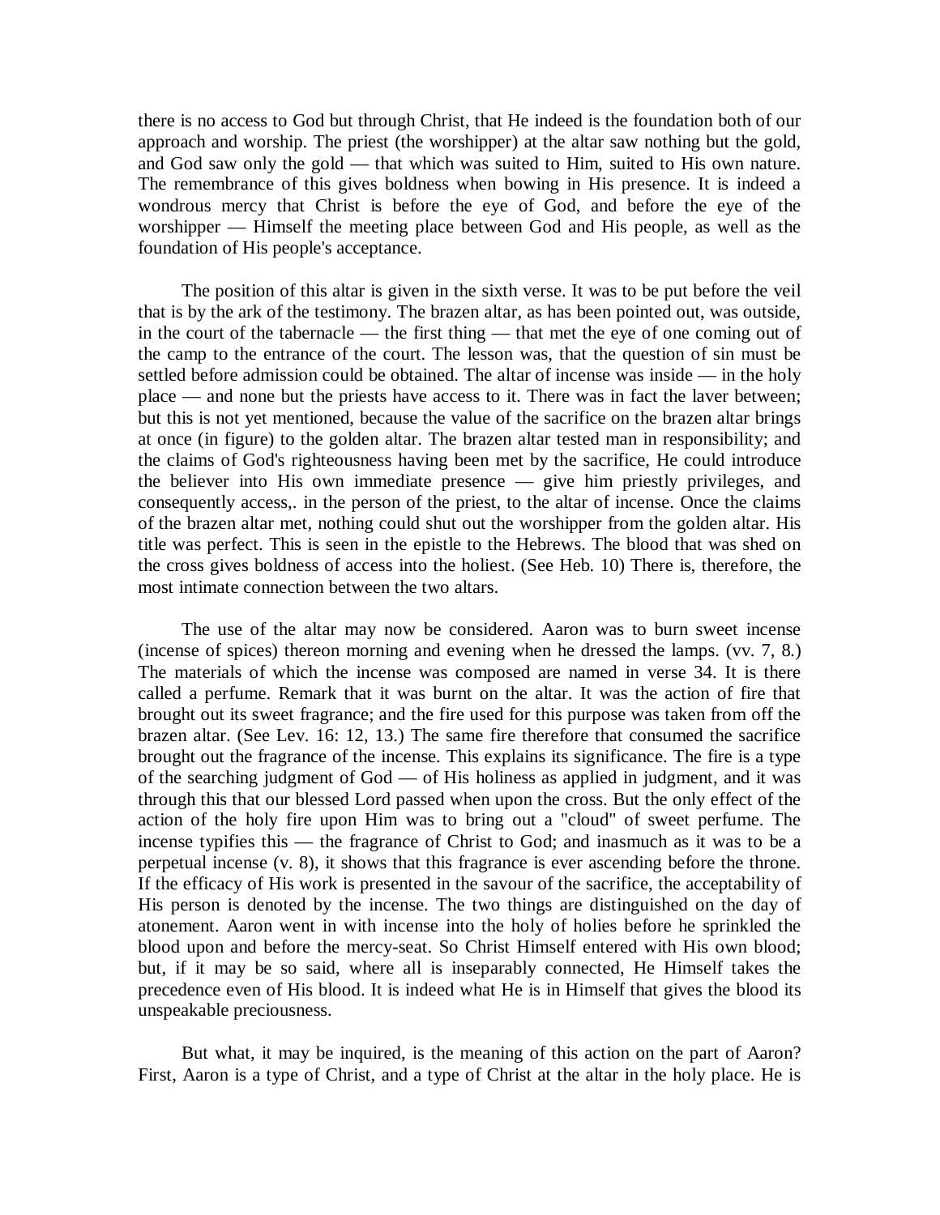there is no access to God but through Christ, that He indeed is the foundation both of our approach and worship. The priest (the worshipper) at the altar saw nothing but the gold, and God saw only the gold — that which was suited to Him, suited to His own nature. The remembrance of this gives boldness when bowing in His presence. It is indeed a wondrous mercy that Christ is before the eye of God, and before the eye of the worshipper — Himself the meeting place between God and His people, as well as the foundation of His people's acceptance.

The position of this altar is given in the sixth verse. It was to be put before the veil that is by the ark of the testimony. The brazen altar, as has been pointed out, was outside, in the court of the tabernacle — the first thing — that met the eye of one coming out of the camp to the entrance of the court. The lesson was, that the question of sin must be settled before admission could be obtained. The altar of incense was inside — in the holy place — and none but the priests have access to it. There was in fact the laver between; but this is not yet mentioned, because the value of the sacrifice on the brazen altar brings at once (in figure) to the golden altar. The brazen altar tested man in responsibility; and the claims of God's righteousness having been met by the sacrifice, He could introduce the believer into His own immediate presence — give him priestly privileges, and consequently access,. in the person of the priest, to the altar of incense. Once the claims of the brazen altar met, nothing could shut out the worshipper from the golden altar. His title was perfect. This is seen in the epistle to the Hebrews. The blood that was shed on the cross gives boldness of access into the holiest. (See Heb. 10) There is, therefore, the most intimate connection between the two altars.

The use of the altar may now be considered. Aaron was to burn sweet incense (incense of spices) thereon morning and evening when he dressed the lamps. (vv. 7, 8.) The materials of which the incense was composed are named in verse 34. It is there called a perfume. Remark that it was burnt on the altar. It was the action of fire that brought out its sweet fragrance; and the fire used for this purpose was taken from off the brazen altar. (See Lev. 16: 12, 13.) The same fire therefore that consumed the sacrifice brought out the fragrance of the incense. This explains its significance. The fire is a type of the searching judgment of God — of His holiness as applied in judgment, and it was through this that our blessed Lord passed when upon the cross. But the only effect of the action of the holy fire upon Him was to bring out a "cloud" of sweet perfume. The incense typifies this — the fragrance of Christ to God; and inasmuch as it was to be a perpetual incense (v. 8), it shows that this fragrance is ever ascending before the throne. If the efficacy of His work is presented in the savour of the sacrifice, the acceptability of His person is denoted by the incense. The two things are distinguished on the day of atonement. Aaron went in with incense into the holy of holies before he sprinkled the blood upon and before the mercy-seat. So Christ Himself entered with His own blood; but, if it may be so said, where all is inseparably connected, He Himself takes the precedence even of His blood. It is indeed what He is in Himself that gives the blood its unspeakable preciousness.

But what, it may be inquired, is the meaning of this action on the part of Aaron? First, Aaron is a type of Christ, and a type of Christ at the altar in the holy place. He is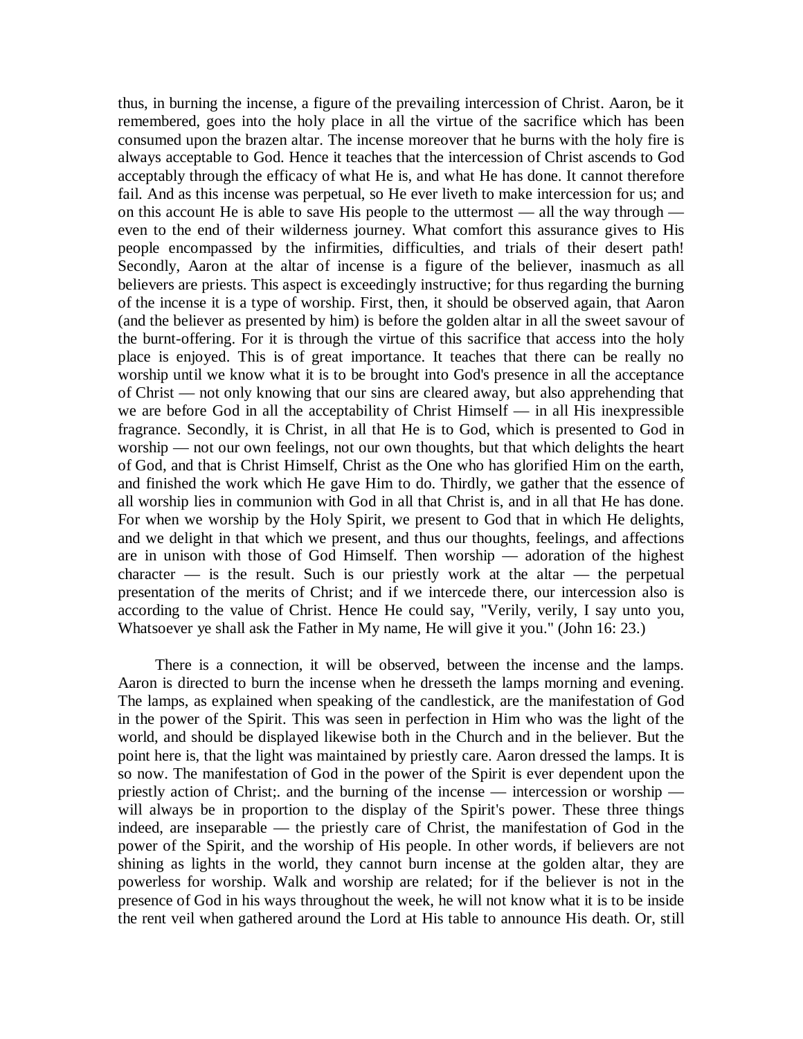thus, in burning the incense, a figure of the prevailing intercession of Christ. Aaron, be it remembered, goes into the holy place in all the virtue of the sacrifice which has been consumed upon the brazen altar. The incense moreover that he burns with the holy fire is always acceptable to God. Hence it teaches that the intercession of Christ ascends to God acceptably through the efficacy of what He is, and what He has done. It cannot therefore fail. And as this incense was perpetual, so He ever liveth to make intercession for us; and on this account He is able to save His people to the uttermost — all the way through — even to the end of their wilderness journey. What comfort this assurance gives to His people encompassed by the infirmities, difficulties, and trials of their desert path! Secondly, Aaron at the altar of incense is a figure of the believer, inasmuch as all believers are priests. This aspect is exceedingly instructive; for thus regarding the burning of the incense it is a type of worship. First, then, it should be observed again, that Aaron (and the believer as presented by him) is before the golden altar in all the sweet savour of the burnt-offering. For it is through the virtue of this sacrifice that access into the holy place is enjoyed. This is of great importance. It teaches that there can be really no worship until we know what it is to be brought into God's presence in all the acceptance of Christ — not only knowing that our sins are cleared away, but also apprehending that we are before God in all the acceptability of Christ Himself — in all His inexpressible fragrance. Secondly, it is Christ, in all that He is to God, which is presented to God in worship — not our own feelings, not our own thoughts, but that which delights the heart of God, and that is Christ Himself, Christ as the One who has glorified Him on the earth, and finished the work which He gave Him to do. Thirdly, we gather that the essence of all worship lies in communion with God in all that Christ is, and in all that He has done. For when we worship by the Holy Spirit, we present to God that in which He delights, and we delight in that which we present, and thus our thoughts, feelings, and affections are in unison with those of God Himself. Then worship — adoration of the highest character — is the result. Such is our priestly work at the altar — the perpetual presentation of the merits of Christ; and if we intercede there, our intercession also is according to the value of Christ. Hence He could say, "Verily, verily, I say unto you, Whatsoever ye shall ask the Father in My name, He will give it you." (John 16: 23.)

There is a connection, it will be observed, between the incense and the lamps. Aaron is directed to burn the incense when he dresseth the lamps morning and evening. The lamps, as explained when speaking of the candlestick, are the manifestation of God in the power of the Spirit. This was seen in perfection in Him who was the light of the world, and should be displayed likewise both in the Church and in the believer. But the point here is, that the light was maintained by priestly care. Aaron dressed the lamps. It is so now. The manifestation of God in the power of the Spirit is ever dependent upon the priestly action of Christ;. and the burning of the incense — intercession or worship — will always be in proportion to the display of the Spirit's power. These three things indeed, are inseparable — the priestly care of Christ, the manifestation of God in the power of the Spirit, and the worship of His people. In other words, if believers are not shining as lights in the world, they cannot burn incense at the golden altar, they are powerless for worship. Walk and worship are related; for if the believer is not in the presence of God in his ways throughout the week, he will not know what it is to be inside the rent veil when gathered around the Lord at His table to announce His death. Or, still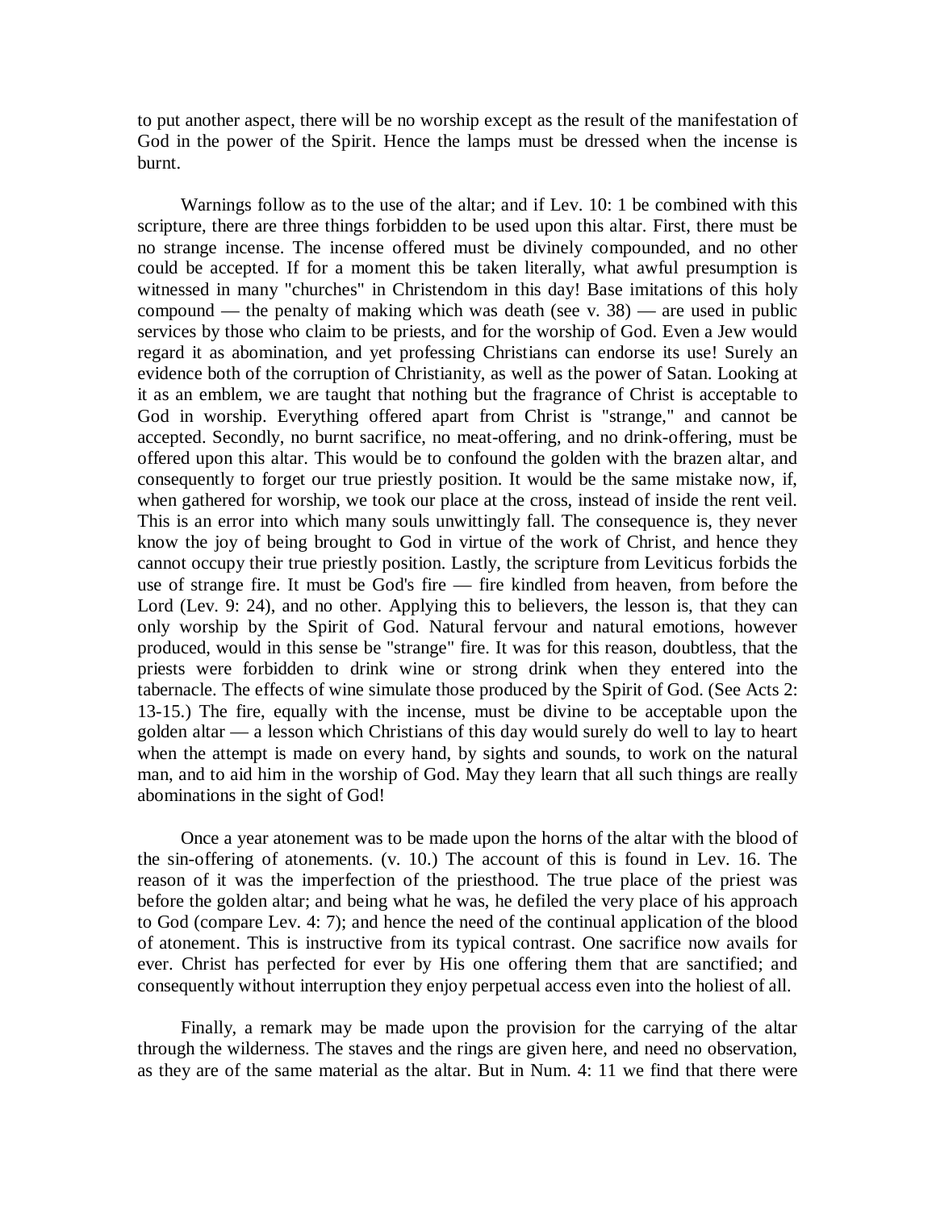to put another aspect, there will be no worship except as the result of the manifestation of God in the power of the Spirit. Hence the lamps must be dressed when the incense is burnt.

Warnings follow as to the use of the altar; and if Lev. 10: 1 be combined with this scripture, there are three things forbidden to be used upon this altar. First, there must be no strange incense. The incense offered must be divinely compounded, and no other could be accepted. If for a moment this be taken literally, what awful presumption is witnessed in many "churches" in Christendom in this day! Base imitations of this holy compound — the penalty of making which was death (see v. 38) — are used in public services by those who claim to be priests, and for the worship of God. Even a Jew would regard it as abomination, and yet professing Christians can endorse its use! Surely an evidence both of the corruption of Christianity, as well as the power of Satan. Looking at it as an emblem, we are taught that nothing but the fragrance of Christ is acceptable to God in worship. Everything offered apart from Christ is "strange," and cannot be accepted. Secondly, no burnt sacrifice, no meat-offering, and no drink-offering, must be offered upon this altar. This would be to confound the golden with the brazen altar, and consequently to forget our true priestly position. It would be the same mistake now, if, when gathered for worship, we took our place at the cross, instead of inside the rent veil. This is an error into which many souls unwittingly fall. The consequence is, they never know the joy of being brought to God in virtue of the work of Christ, and hence they cannot occupy their true priestly position. Lastly, the scripture from Leviticus forbids the use of strange fire. It must be God's fire — fire kindled from heaven, from before the Lord (Lev. 9: 24), and no other. Applying this to believers, the lesson is, that they can only worship by the Spirit of God. Natural fervour and natural emotions, however produced, would in this sense be "strange" fire. It was for this reason, doubtless, that the priests were forbidden to drink wine or strong drink when they entered into the tabernacle. The effects of wine simulate those produced by the Spirit of God. (See Acts 2: 13-15.) The fire, equally with the incense, must be divine to be acceptable upon the golden altar — a lesson which Christians of this day would surely do well to lay to heart when the attempt is made on every hand, by sights and sounds, to work on the natural man, and to aid him in the worship of God. May they learn that all such things are really abominations in the sight of God!

Once a year atonement was to be made upon the horns of the altar with the blood of the sin-offering of atonements. (v. 10.) The account of this is found in Lev. 16. The reason of it was the imperfection of the priesthood. The true place of the priest was before the golden altar; and being what he was, he defiled the very place of his approach to God (compare Lev. 4: 7); and hence the need of the continual application of the blood of atonement. This is instructive from its typical contrast. One sacrifice now avails for ever. Christ has perfected for ever by His one offering them that are sanctified; and consequently without interruption they enjoy perpetual access even into the holiest of all.

Finally, a remark may be made upon the provision for the carrying of the altar through the wilderness. The staves and the rings are given here, and need no observation, as they are of the same material as the altar. But in Num. 4: 11 we find that there were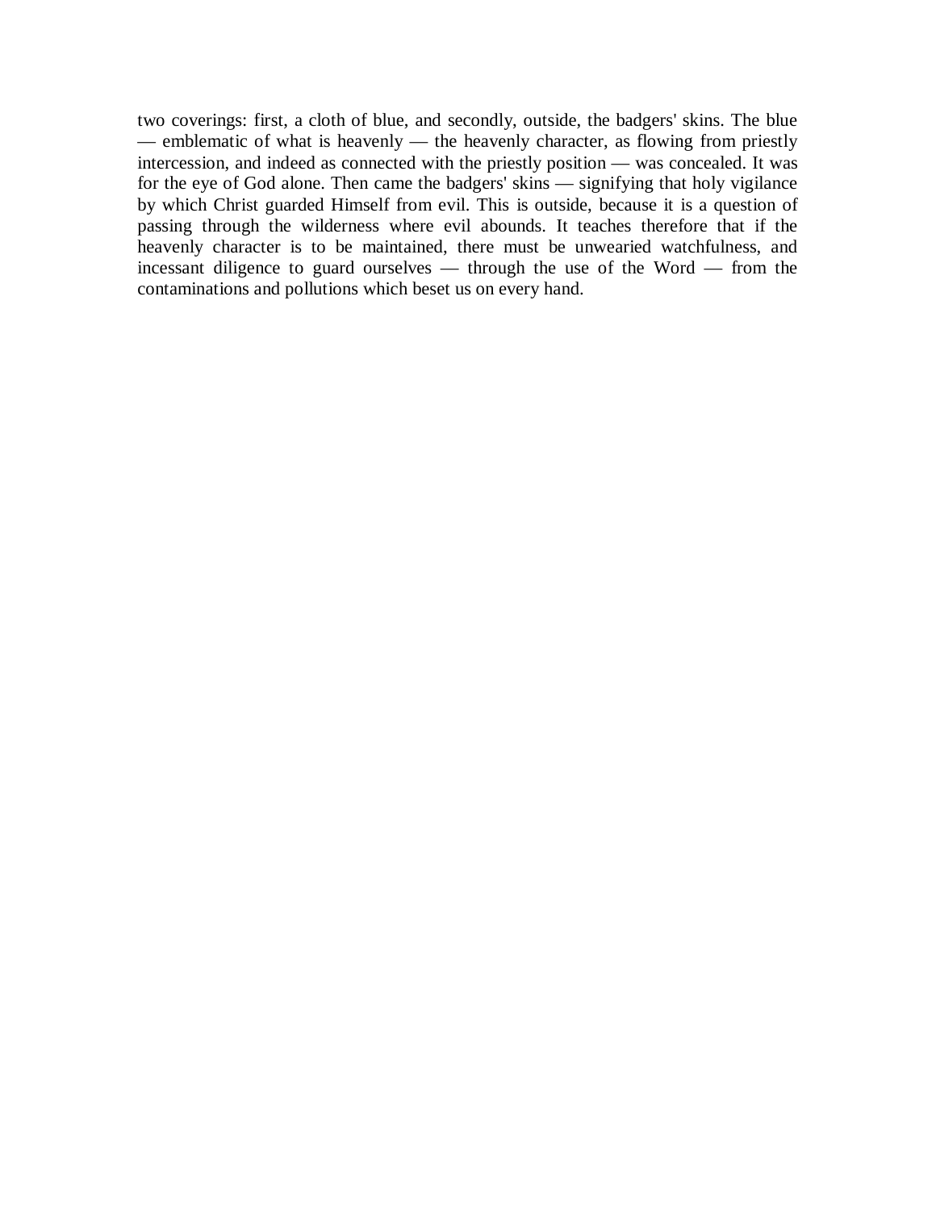two coverings: first, a cloth of blue, and secondly, outside, the badgers' skins. The blue — emblematic of what is heavenly — the heavenly character, as flowing from priestly intercession, and indeed as connected with the priestly position — was concealed. It was for the eye of God alone. Then came the badgers' skins — signifying that holy vigilance by which Christ guarded Himself from evil. This is outside, because it is a question of passing through the wilderness where evil abounds. It teaches therefore that if the heavenly character is to be maintained, there must be unwearied watchfulness, and incessant diligence to guard ourselves — through the use of the Word — from the contaminations and pollutions which beset us on every hand.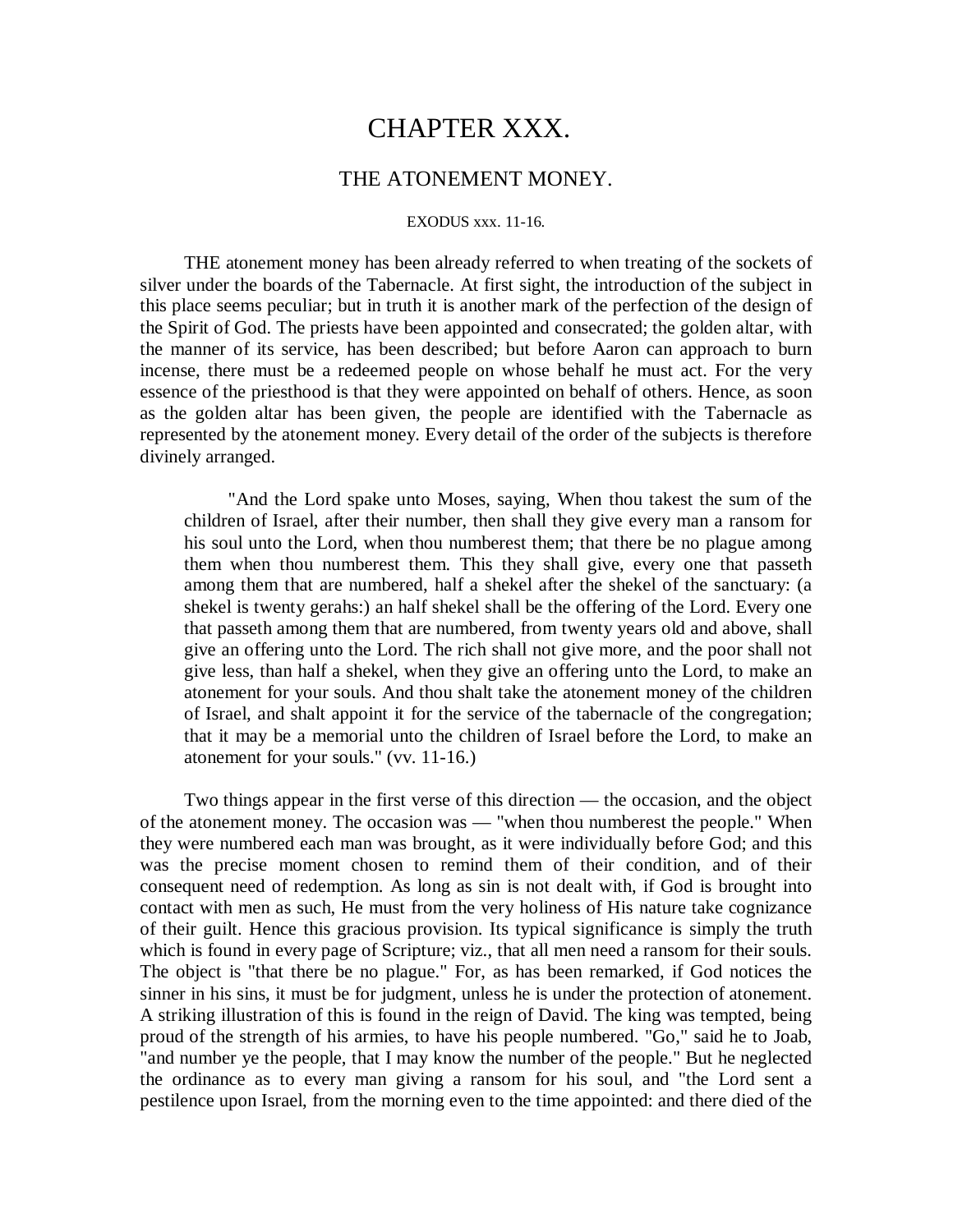# CHAPTER XXX.

## THE ATONEMENT MONEY.

EXODUS xxx. 11-16.

THE atonement money has been already referred to when treating of the sockets of silver under the boards of the Tabernacle. At first sight, the introduction of the subject in this place seems peculiar; but in truth it is another mark of the perfection of the design of the Spirit of God. The priests have been appointed and consecrated; the golden altar, with the manner of its service, has been described; but before Aaron can approach to burn incense, there must be a redeemed people on whose behalf he must act. For the very essence of the priesthood is that they were appointed on behalf of others. Hence, as soon as the golden altar has been given, the people are identified with the Tabernacle as represented by the atonement money. Every detail of the order of the subjects is therefore divinely arranged.

> "And the Lord spake unto Moses, saying, When thou takest the sum of the children of Israel, after their number, then shall they give every man a ransom for his soul unto the Lord, when thou numberest them; that there be no plague among them when thou numberest them. This they shall give, every one that passeth among them that are numbered, half a shekel after the shekel of the sanctuary: (a shekel is twenty gerahs:) an half shekel shall be the offering of the Lord. Every one that passeth among them that are numbered, from twenty years old and above, shall give an offering unto the Lord. The rich shall not give more, and the poor shall not give less, than half a shekel, when they give an offering unto the Lord, to make an atonement for your souls. And thou shalt take the atonement money of the children of Israel, and shalt appoint it for the service of the tabernacle of the congregation; that it may be a memorial unto the children of Israel before the Lord, to make an atonement for your souls." (vv. 11-16.)

Two things appear in the first verse of this direction — the occasion, and the object of the atonement money. The occasion was — "when thou numberest the people." When they were numbered each man was brought, as it were individually before God; and this was the precise moment chosen to remind them of their condition, and of their consequent need of redemption. As long as sin is not dealt with, if God is brought into contact with men as such, He must from the very holiness of His nature take cognizance of their guilt. Hence this gracious provision. Its typical significance is simply the truth which is found in every page of Scripture; viz., that all men need a ransom for their souls. The object is "that there be no plague." For, as has been remarked, if God notices the sinner in his sins, it must be for judgment, unless he is under the protection of atonement. A striking illustration of this is found in the reign of David. The king was tempted, being proud of the strength of his armies, to have his people numbered. "Go," said he to Joab, "and number ye the people, that I may know the number of the people." But he neglected the ordinance as to every man giving a ransom for his soul, and "the Lord sent a pestilence upon Israel, from the morning even to the time appointed: and there died of the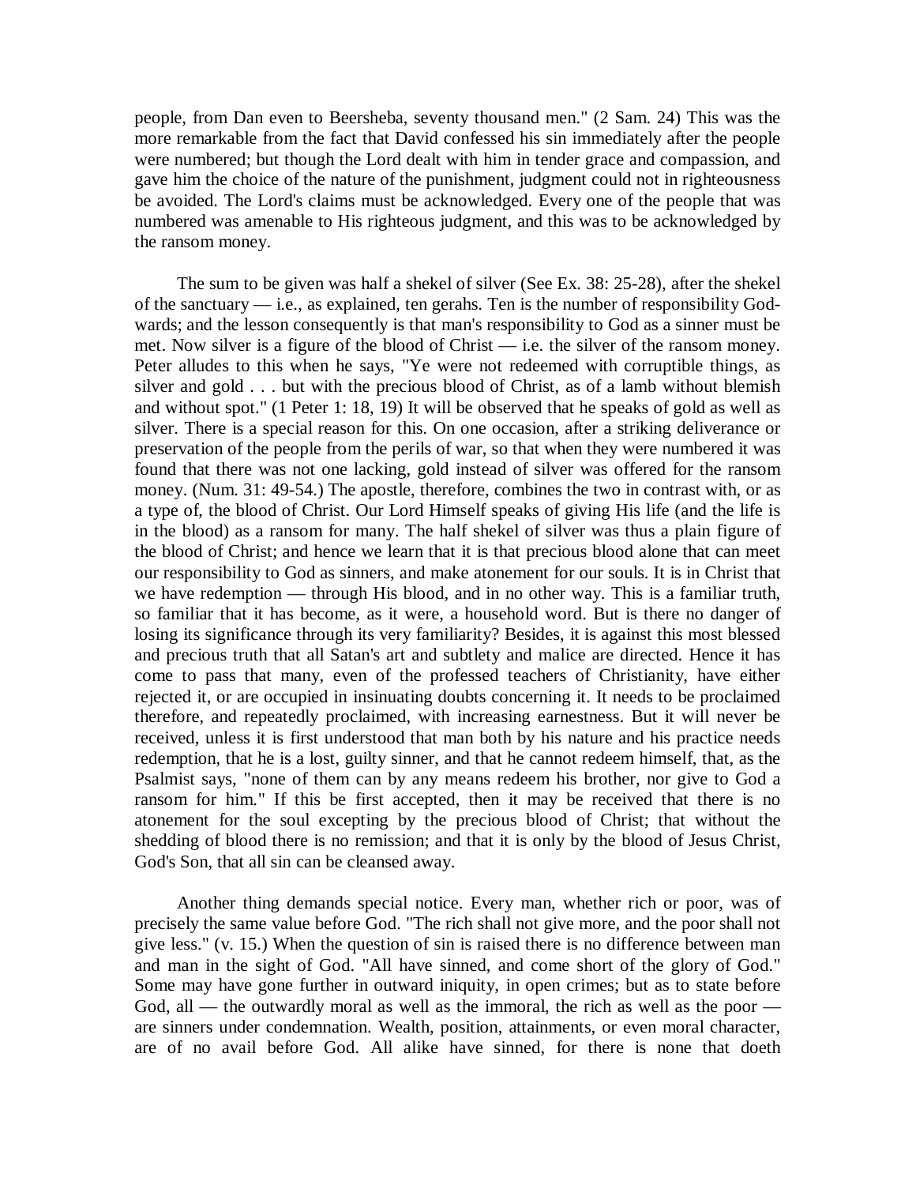people, from Dan even to Beersheba, seventy thousand men." (2 Sam. 24) This was the more remarkable from the fact that David confessed his sin immediately after the people were numbered; but though the Lord dealt with him in tender grace and compassion, and gave him the choice of the nature of the punishment, judgment could not in righteousness be avoided. The Lord's claims must be acknowledged. Every one of the people that was numbered was amenable to His righteous judgment, and this was to be acknowledged by the ransom money.

The sum to be given was half a shekel of silver (See Ex. 38: 25-28), after the shekel of the sanctuary — i.e., as explained, ten gerahs. Ten is the number of responsibility God-wards; and the lesson consequently is that man's responsibility to God as a sinner must be met. Now silver is a figure of the blood of Christ — i.e. the silver of the ransom money. Peter alludes to this when he says, "Ye were not redeemed with corruptible things, as silver and gold . . . but with the precious blood of Christ, as of a lamb without blemish and without spot." (1 Peter 1: 18, 19) It will be observed that he speaks of gold as well as silver. There is a special reason for this. On one occasion, after a striking deliverance or preservation of the people from the perils of war, so that when they were numbered it was found that there was not one lacking, gold instead of silver was offered for the ransom money. (Num. 31: 49-54.) The apostle, therefore, combines the two in contrast with, or as a type of, the blood of Christ. Our Lord Himself speaks of giving His life (and the life is in the blood) as a ransom for many. The half shekel of silver was thus a plain figure of the blood of Christ; and hence we learn that it is that precious blood alone that can meet our responsibility to God as sinners, and make atonement for our souls. It is in Christ that we have redemption — through His blood, and in no other way. This is a familiar truth, so familiar that it has become, as it were, a household word. But is there no danger of losing its significance through its very familiarity? Besides, it is against this most blessed and precious truth that all Satan's art and subtlety and malice are directed. Hence it has come to pass that many, even of the professed teachers of Christianity, have either rejected it, or are occupied in insinuating doubts concerning it. It needs to be proclaimed therefore, and repeatedly proclaimed, with increasing earnestness. But it will never be received, unless it is first understood that man both by his nature and his practice needs redemption, that he is a lost, guilty sinner, and that he cannot redeem himself, that, as the Psalmist says, "none of them can by any means redeem his brother, nor give to God a ransom for him." If this be first accepted, then it may be received that there is no atonement for the soul excepting by the precious blood of Christ; that without the shedding of blood there is no remission; and that it is only by the blood of Jesus Christ, God's Son, that all sin can be cleansed away.

Another thing demands special notice. Every man, whether rich or poor, was of precisely the same value before God. "The rich shall not give more, and the poor shall not give less." (v. 15.) When the question of sin is raised there is no difference between man and man in the sight of God. "All have sinned, and come short of the glory of God." Some may have gone further in outward iniquity, in open crimes; but as to state before God, all — the outwardly moral as well as the immoral, the rich as well as the poor — are sinners under condemnation. Wealth, position, attainments, or even moral character, are of no avail before God. All alike have sinned, for there is none that doeth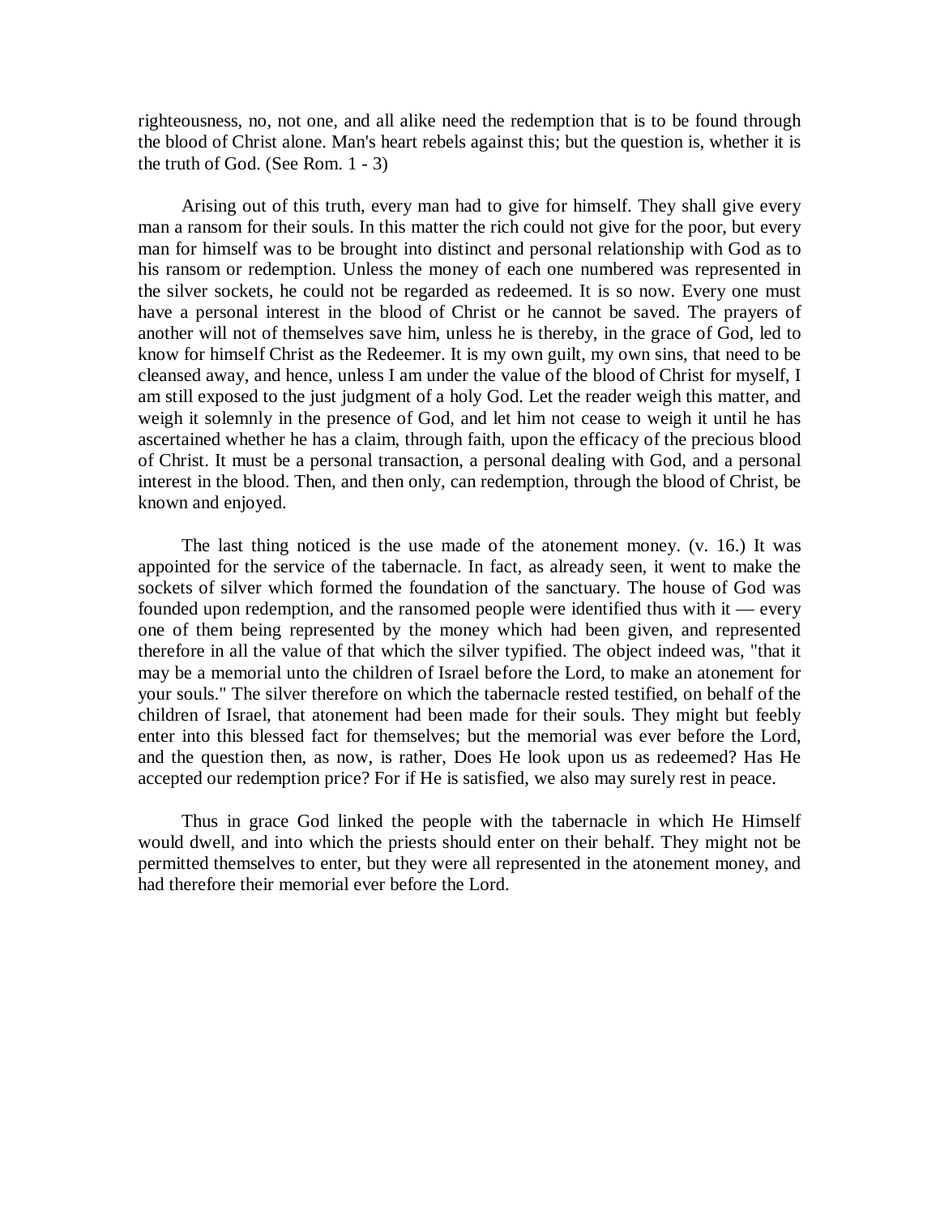righteousness, no, not one, and all alike need the redemption that is to be found through the blood of Christ alone. Man's heart rebels against this; but the question is, whether it is the truth of God. (See Rom. 1 - 3)

Arising out of this truth, every man had to give for himself. They shall give every man a ransom for their souls. In this matter the rich could not give for the poor, but every man for himself was to be brought into distinct and personal relationship with God as to his ransom or redemption. Unless the money of each one numbered was represented in the silver sockets, he could not be regarded as redeemed. It is so now. Every one must have a personal interest in the blood of Christ or he cannot be saved. The prayers of another will not of themselves save him, unless he is thereby, in the grace of God, led to know for himself Christ as the Redeemer. It is my own guilt, my own sins, that need to be cleansed away, and hence, unless I am under the value of the blood of Christ for myself, I am still exposed to the just judgment of a holy God. Let the reader weigh this matter, and weigh it solemnly in the presence of God, and let him not cease to weigh it until he has ascertained whether he has a claim, through faith, upon the efficacy of the precious blood of Christ. It must be a personal transaction, a personal dealing with God, and a personal interest in the blood. Then, and then only, can redemption, through the blood of Christ, be known and enjoyed.

The last thing noticed is the use made of the atonement money. (v. 16.) It was appointed for the service of the tabernacle. In fact, as already seen, it went to make the sockets of silver which formed the foundation of the sanctuary. The house of God was founded upon redemption, and the ransomed people were identified thus with it — every one of them being represented by the money which had been given, and represented therefore in all the value of that which the silver typified. The object indeed was, "that it may be a memorial unto the children of Israel before the Lord, to make an atonement for your souls." The silver therefore on which the tabernacle rested testified, on behalf of the children of Israel, that atonement had been made for their souls. They might but feebly enter into this blessed fact for themselves; but the memorial was ever before the Lord, and the question then, as now, is rather, Does He look upon us as redeemed? Has He accepted our redemption price? For if He is satisfied, we also may surely rest in peace.

Thus in grace God linked the people with the tabernacle in which He Himself would dwell, and into which the priests should enter on their behalf. They might not be permitted themselves to enter, but they were all represented in the atonement money, and had therefore their memorial ever before the Lord.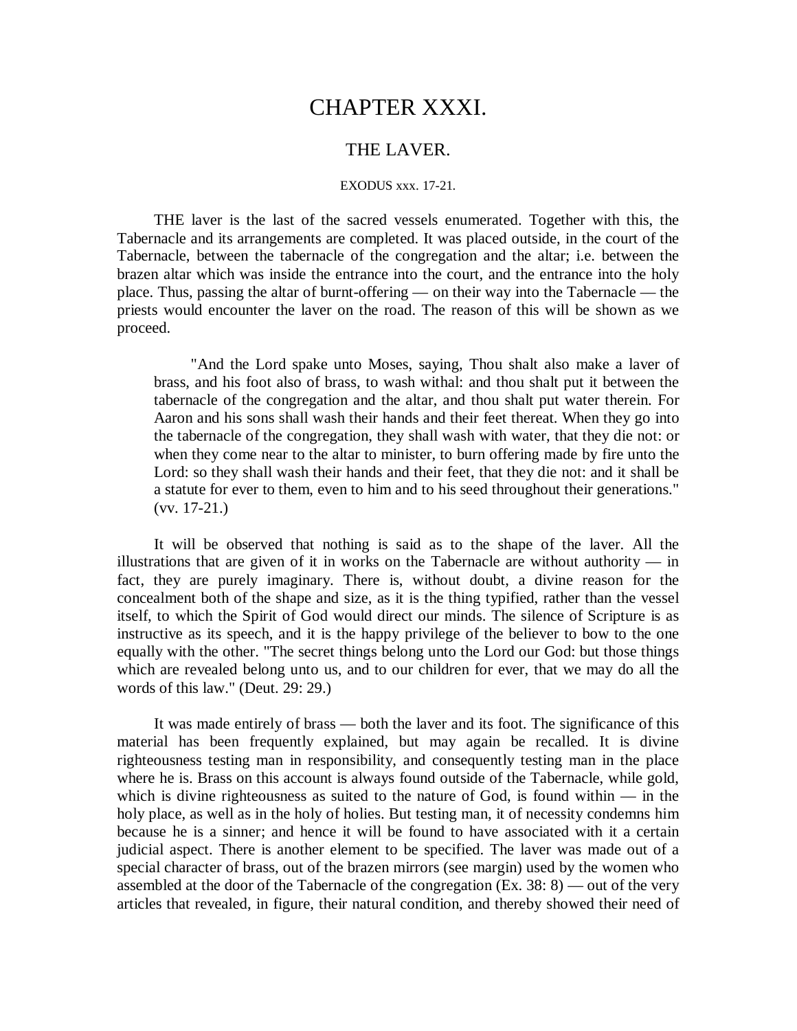# CHAPTER XXXI.

## THE LAVER.

EXODUS xxx. 17-21.

THE laver is the last of the sacred vessels enumerated. Together with this, the Tabernacle and its arrangements are completed. It was placed outside, in the court of the Tabernacle, between the tabernacle of the congregation and the altar; i.e. between the brazen altar which was inside the entrance into the court, and the entrance into the holy place. Thus, passing the altar of burnt-offering — on their way into the Tabernacle — the priests would encounter the laver on the road. The reason of this will be shown as we proceed.

> "And the Lord spake unto Moses, saying, Thou shalt also make a laver of brass, and his foot also of brass, to wash withal: and thou shalt put it between the tabernacle of the congregation and the altar, and thou shalt put water therein. For Aaron and his sons shall wash their hands and their feet thereat. When they go into the tabernacle of the congregation, they shall wash with water, that they die not: or when they come near to the altar to minister, to burn offering made by fire unto the Lord: so they shall wash their hands and their feet, that they die not: and it shall be a statute for ever to them, even to him and to his seed throughout their generations." (vv. 17-21.)

It will be observed that nothing is said as to the shape of the laver. All the illustrations that are given of it in works on the Tabernacle are without authority — in fact, they are purely imaginary. There is, without doubt, a divine reason for the concealment both of the shape and size, as it is the thing typified, rather than the vessel itself, to which the Spirit of God would direct our minds. The silence of Scripture is as instructive as its speech, and it is the happy privilege of the believer to bow to the one equally with the other. "The secret things belong unto the Lord our God: but those things which are revealed belong unto us, and to our children for ever, that we may do all the words of this law." (Deut. 29: 29.)

It was made entirely of brass — both the laver and its foot. The significance of this material has been frequently explained, but may again be recalled. It is divine righteousness testing man in responsibility, and consequently testing man in the place where he is. Brass on this account is always found outside of the Tabernacle, while gold, which is divine righteousness as suited to the nature of God, is found within — in the holy place, as well as in the holy of holies. But testing man, it of necessity condemns him because he is a sinner; and hence it will be found to have associated with it a certain judicial aspect. There is another element to be specified. The laver was made out of a special character of brass, out of the brazen mirrors (see margin) used by the women who assembled at the door of the Tabernacle of the congregation (Ex. 38: 8) — out of the very articles that revealed, in figure, their natural condition, and thereby showed their need of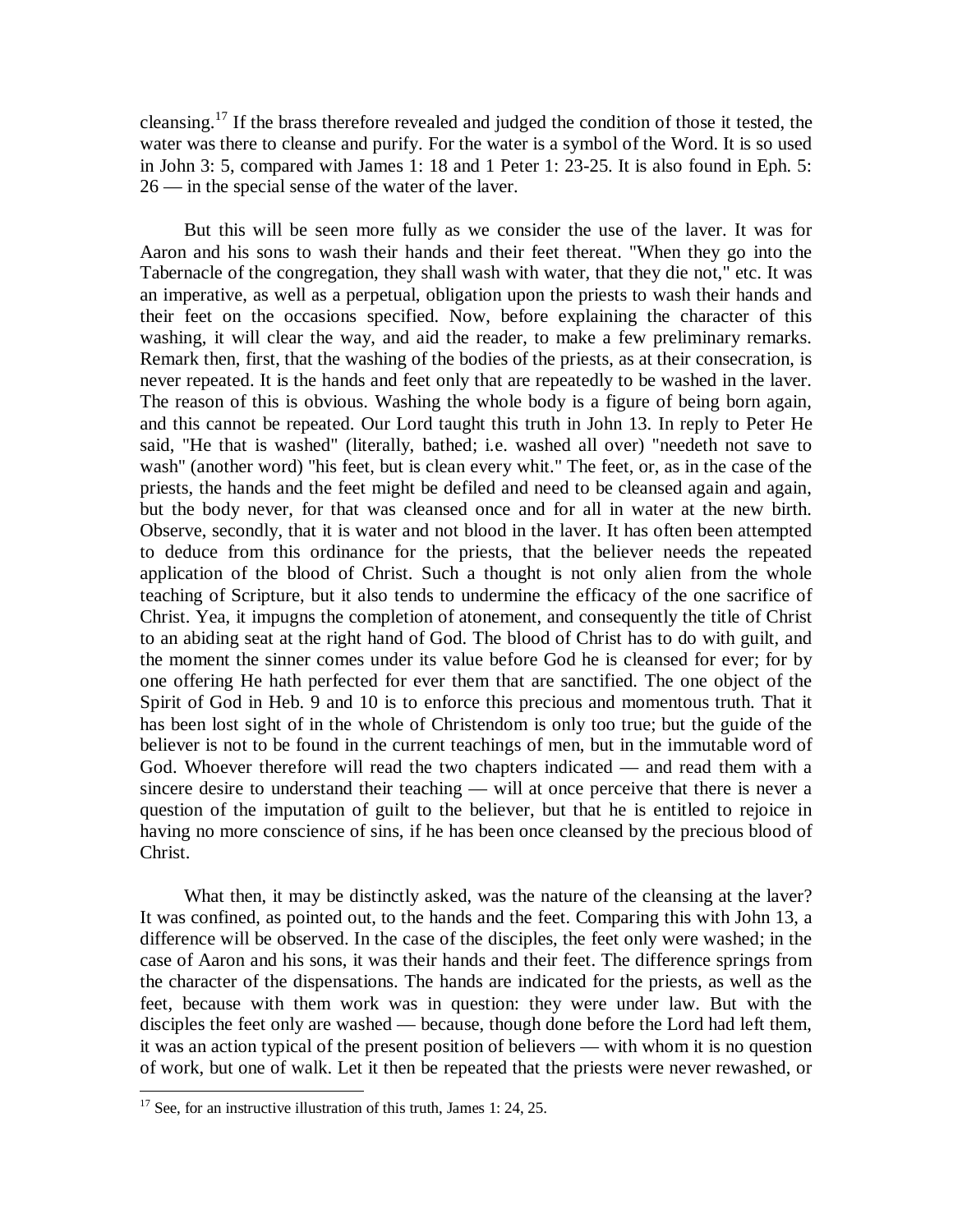cleansing.[17] If the brass therefore revealed and judged the condition of those it tested, the water was there to cleanse and purify. For the water is a symbol of the Word. It is so used in John 3: 5, compared with James 1: 18 and 1 Peter 1: 23-25. It is also found in Eph. 5: 26 — in the special sense of the water of the laver.

But this will be seen more fully as we consider the use of the laver. It was for Aaron and his sons to wash their hands and their feet thereat. "When they go into the Tabernacle of the congregation, they shall wash with water, that they die not," etc. It was an imperative, as well as a perpetual, obligation upon the priests to wash their hands and their feet on the occasions specified. Now, before explaining the character of this washing, it will clear the way, and aid the reader, to make a few preliminary remarks. Remark then, first, that the washing of the bodies of the priests, as at their consecration, is never repeated. It is the hands and feet only that are repeatedly to be washed in the laver. The reason of this is obvious. Washing the whole body is a figure of being born again, and this cannot be repeated. Our Lord taught this truth in John 13. In reply to Peter He said, "He that is washed" (literally, bathed; i.e. washed all over) "needeth not save to wash" (another word) "his feet, but is clean every whit." The feet, or, as in the case of the priests, the hands and the feet might be defiled and need to be cleansed again and again, but the body never, for that was cleansed once and for all in water at the new birth. Observe, secondly, that it is water and not blood in the laver. It has often been attempted to deduce from this ordinance for the priests, that the believer needs the repeated application of the blood of Christ. Such a thought is not only alien from the whole teaching of Scripture, but it also tends to undermine the efficacy of the one sacrifice of Christ. Yea, it impugns the completion of atonement, and consequently the title of Christ to an abiding seat at the right hand of God. The blood of Christ has to do with guilt, and the moment the sinner comes under its value before God he is cleansed for ever; for by one offering He hath perfected for ever them that are sanctified. The one object of the Spirit of God in Heb. 9 and 10 is to enforce this precious and momentous truth. That it has been lost sight of in the whole of Christendom is only too true; but the guide of the believer is not to be found in the current teachings of men, but in the immutable word of God. Whoever therefore will read the two chapters indicated — and read them with a sincere desire to understand their teaching — will at once perceive that there is never a question of the imputation of guilt to the believer, but that he is entitled to rejoice in having no more conscience of sins, if he has been once cleansed by the precious blood of Christ.

What then, it may be distinctly asked, was the nature of the cleansing at the laver? It was confined, as pointed out, to the hands and the feet. Comparing this with John 13, a difference will be observed. In the case of the disciples, the feet only were washed; in the case of Aaron and his sons, it was their hands and their feet. The difference springs from the character of the dispensations. The hands are indicated for the priests, as well as the feet, because with them work was in question: they were under law. But with the disciples the feet only are washed — because, though done before the Lord had left them, it was an action typical of the present position of believers — with whom it is no question of work, but one of walk. Let it then be repeated that the priests were never rewashed, or

[17] See, for an instructive illustration of this truth, James 1: 24, 25.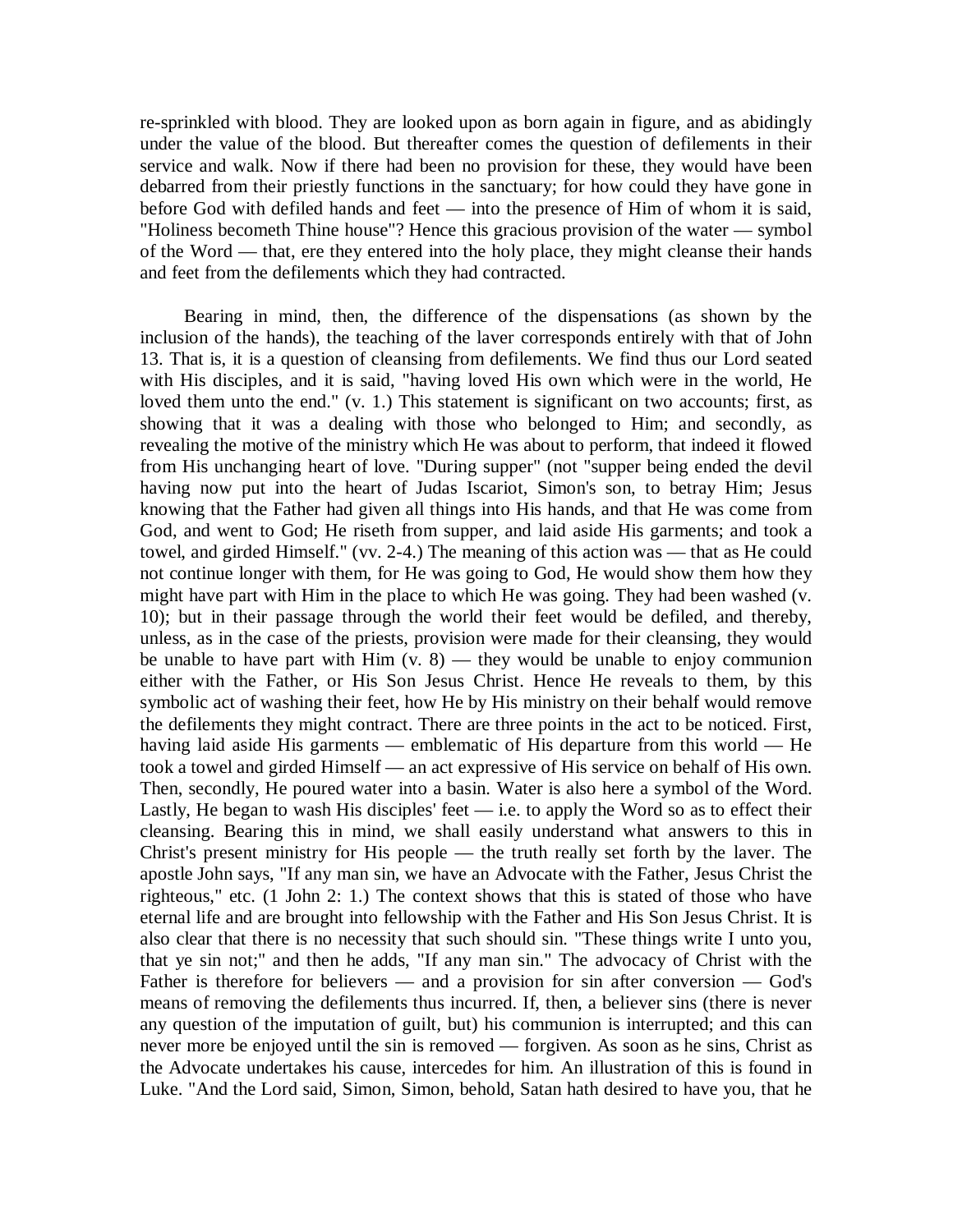re-sprinkled with blood. They are looked upon as born again in figure, and as abidingly under the value of the blood. But thereafter comes the question of defilements in their service and walk. Now if there had been no provision for these, they would have been debarred from their priestly functions in the sanctuary; for how could they have gone in before God with defiled hands and feet — into the presence of Him of whom it is said, "Holiness becometh Thine house"? Hence this gracious provision of the water — symbol of the Word — that, ere they entered into the holy place, they might cleanse their hands and feet from the defilements which they had contracted.

Bearing in mind, then, the difference of the dispensations (as shown by the inclusion of the hands), the teaching of the laver corresponds entirely with that of John 13. That is, it is a question of cleansing from defilements. We find thus our Lord seated with His disciples, and it is said, "having loved His own which were in the world, He loved them unto the end." (v. 1.) This statement is significant on two accounts; first, as showing that it was a dealing with those who belonged to Him; and secondly, as revealing the motive of the ministry which He was about to perform, that indeed it flowed from His unchanging heart of love. "During supper" (not "supper being ended the devil having now put into the heart of Judas Iscariot, Simon's son, to betray Him; Jesus knowing that the Father had given all things into His hands, and that He was come from God, and went to God; He riseth from supper, and laid aside His garments; and took a towel, and girded Himself." (vv. 2-4.) The meaning of this action was — that as He could not continue longer with them, for He was going to God, He would show them how they might have part with Him in the place to which He was going. They had been washed (v. 10); but in their passage through the world their feet would be defiled, and thereby, unless, as in the case of the priests, provision were made for their cleansing, they would be unable to have part with Him (v. 8) — they would be unable to enjoy communion either with the Father, or His Son Jesus Christ. Hence He reveals to them, by this symbolic act of washing their feet, how He by His ministry on their behalf would remove the defilements they might contract. There are three points in the act to be noticed. First, having laid aside His garments — emblematic of His departure from this world — He took a towel and girded Himself — an act expressive of His service on behalf of His own. Then, secondly, He poured water into a basin. Water is also here a symbol of the Word. Lastly, He began to wash His disciples' feet — i.e. to apply the Word so as to effect their cleansing. Bearing this in mind, we shall easily understand what answers to this in Christ's present ministry for His people — the truth really set forth by the laver. The apostle John says, "If any man sin, we have an Advocate with the Father, Jesus Christ the righteous," etc. (1 John 2: 1.) The context shows that this is stated of those who have eternal life and are brought into fellowship with the Father and His Son Jesus Christ. It is also clear that there is no necessity that such should sin. "These things write I unto you, that ye sin not;" and then he adds, "If any man sin." The advocacy of Christ with the Father is therefore for believers — and a provision for sin after conversion — God's means of removing the defilements thus incurred. If, then, a believer sins (there is never any question of the imputation of guilt, but) his communion is interrupted; and this can never more be enjoyed until the sin is removed — forgiven. As soon as he sins, Christ as the Advocate undertakes his cause, intercedes for him. An illustration of this is found in Luke. "And the Lord said, Simon, Simon, behold, Satan hath desired to have you, that he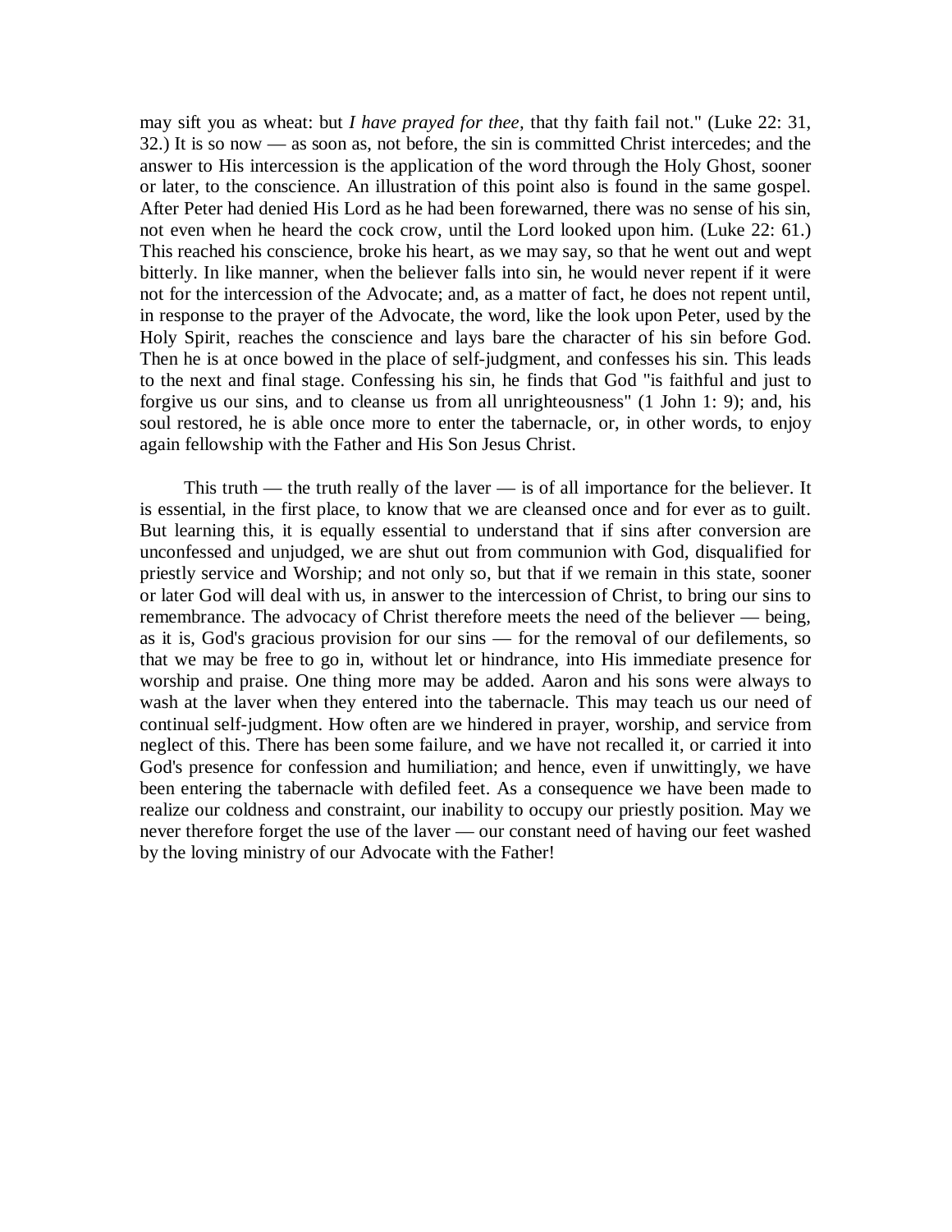may sift you as wheat: but *I have prayed for thee*, that thy faith fail not." (Luke 22: 31, 32.) It is so now — as soon as, not before, the sin is committed Christ intercedes; and the answer to His intercession is the application of the word through the Holy Ghost, sooner or later, to the conscience. An illustration of this point also is found in the same gospel. After Peter had denied His Lord as he had been forewarned, there was no sense of his sin, not even when he heard the cock crow, until the Lord looked upon him. (Luke 22: 61.) This reached his conscience, broke his heart, as we may say, so that he went out and wept bitterly. In like manner, when the believer falls into sin, he would never repent if it were not for the intercession of the Advocate; and, as a matter of fact, he does not repent until, in response to the prayer of the Advocate, the word, like the look upon Peter, used by the Holy Spirit, reaches the conscience and lays bare the character of his sin before God. Then he is at once bowed in the place of self-judgment, and confesses his sin. This leads to the next and final stage. Confessing his sin, he finds that God "is faithful and just to forgive us our sins, and to cleanse us from all unrighteousness" (1 John 1: 9); and, his soul restored, he is able once more to enter the tabernacle, or, in other words, to enjoy again fellowship with the Father and His Son Jesus Christ.

This truth — the truth really of the laver — is of all importance for the believer. It is essential, in the first place, to know that we are cleansed once and for ever as to guilt. But learning this, it is equally essential to understand that if sins after conversion are unconfessed and unjudged, we are shut out from communion with God, disqualified for priestly service and Worship; and not only so, but that if we remain in this state, sooner or later God will deal with us, in answer to the intercession of Christ, to bring our sins to remembrance. The advocacy of Christ therefore meets the need of the believer — being, as it is, God's gracious provision for our sins — for the removal of our defilements, so that we may be free to go in, without let or hindrance, into His immediate presence for worship and praise. One thing more may be added. Aaron and his sons were always to wash at the laver when they entered into the tabernacle. This may teach us our need of continual self-judgment. How often are we hindered in prayer, worship, and service from neglect of this. There has been some failure, and we have not recalled it, or carried it into God's presence for confession and humiliation; and hence, even if unwittingly, we have been entering the tabernacle with defiled feet. As a consequence we have been made to realize our coldness and constraint, our inability to occupy our priestly position. May we never therefore forget the use of the laver — our constant need of having our feet washed by the loving ministry of our Advocate with the Father!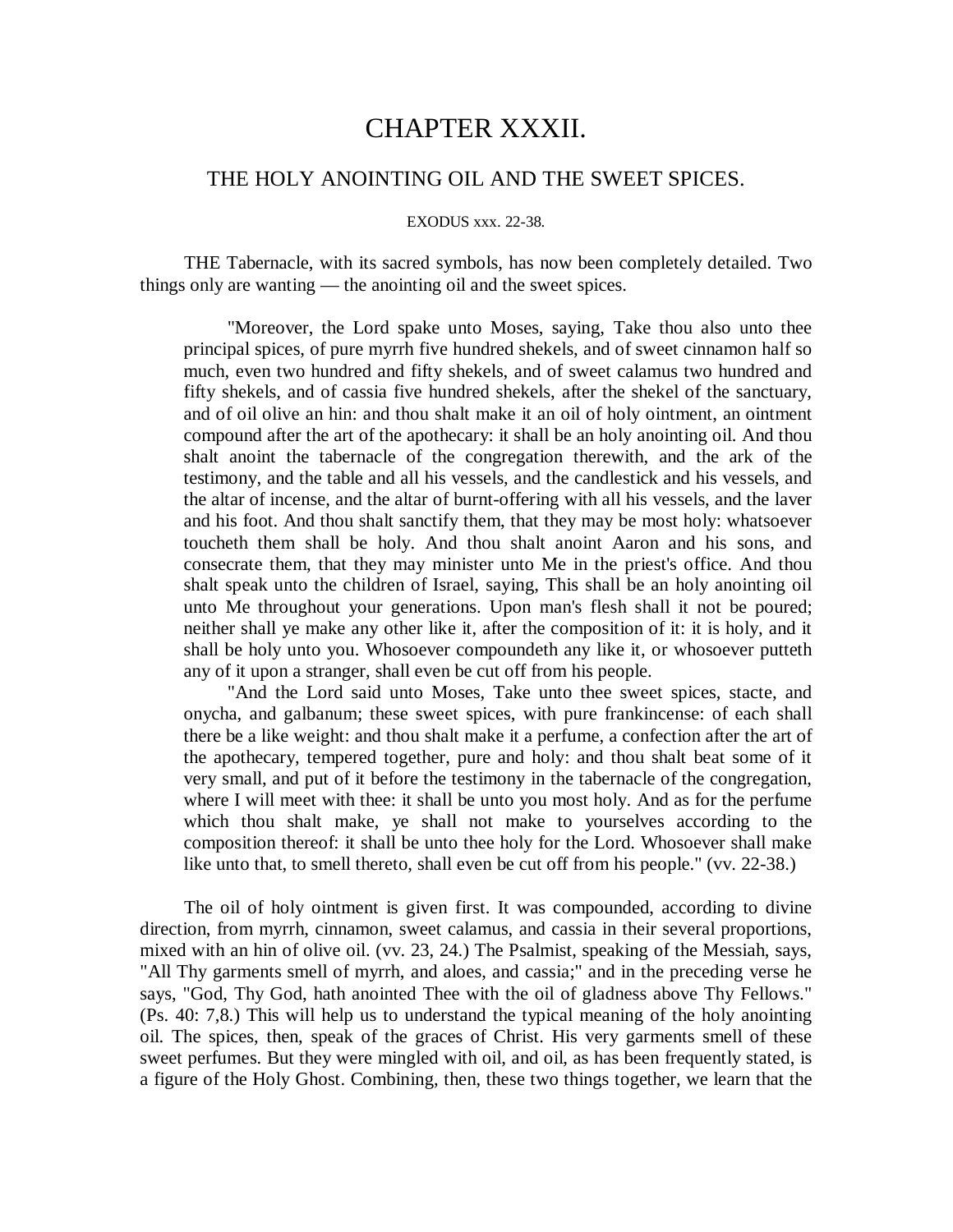# CHAPTER XXXII.

## THE HOLY ANOINTING OIL AND THE SWEET SPICES.

EXODUS xxx. 22-38.

THE Tabernacle, with its sacred symbols, has now been completely detailed. Two things only are wanting — the anointing oil and the sweet spices.

> "Moreover, the Lord spake unto Moses, saying, Take thou also unto thee principal spices, of pure myrrh five hundred shekels, and of sweet cinnamon half so much, even two hundred and fifty shekels, and of sweet calamus two hundred and fifty shekels, and of cassia five hundred shekels, after the shekel of the sanctuary, and of oil olive an hin: and thou shalt make it an oil of holy ointment, an ointment compound after the art of the apothecary: it shall be an holy anointing oil. And thou shalt anoint the tabernacle of the congregation therewith, and the ark of the testimony, and the table and all his vessels, and the candlestick and his vessels, and the altar of incense, and the altar of burnt-offering with all his vessels, and the laver and his foot. And thou shalt sanctify them, that they may be most holy: whatsoever toucheth them shall be holy. And thou shalt anoint Aaron and his sons, and consecrate them, that they may minister unto Me in the priest's office. And thou shalt speak unto the children of Israel, saying, This shall be an holy anointing oil unto Me throughout your generations. Upon man's flesh shall it not be poured; neither shall ye make any other like it, after the composition of it: it is holy, and it shall be holy unto you. Whosoever compoundeth any like it, or whosoever putteth any of it upon a stranger, shall even be cut off from his people.
>
> "And the Lord said unto Moses, Take unto thee sweet spices, stacte, and onycha, and galbanum; these sweet spices, with pure frankincense: of each shall there be a like weight: and thou shalt make it a perfume, a confection after the art of the apothecary, tempered together, pure and holy: and thou shalt beat some of it very small, and put of it before the testimony in the tabernacle of the congregation, where I will meet with thee: it shall be unto you most holy. And as for the perfume which thou shalt make, ye shall not make to yourselves according to the composition thereof: it shall be unto thee holy for the Lord. Whosoever shall make like unto that, to smell thereto, shall even be cut off from his people." (vv. 22-38.)

The oil of holy ointment is given first. It was compounded, according to divine direction, from myrrh, cinnamon, sweet calamus, and cassia in their several proportions, mixed with an hin of olive oil. (vv. 23, 24.) The Psalmist, speaking of the Messiah, says, "All Thy garments smell of myrrh, and aloes, and cassia;" and in the preceding verse he says, "God, Thy God, hath anointed Thee with the oil of gladness above Thy Fellows." (Ps. 40: 7,8.) This will help us to understand the typical meaning of the holy anointing oil. The spices, then, speak of the graces of Christ. His very garments smell of these sweet perfumes. But they were mingled with oil, and oil, as has been frequently stated, is a figure of the Holy Ghost. Combining, then, these two things together, we learn that the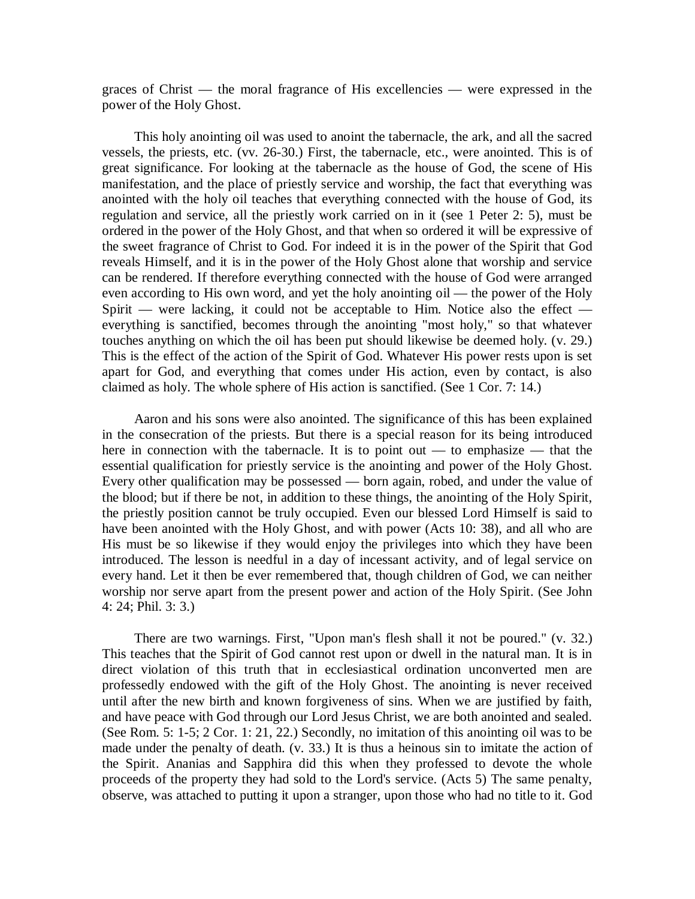graces of Christ — the moral fragrance of His excellencies — were expressed in the power of the Holy Ghost.

This holy anointing oil was used to anoint the tabernacle, the ark, and all the sacred vessels, the priests, etc. (vv. 26-30.) First, the tabernacle, etc., were anointed. This is of great significance. For looking at the tabernacle as the house of God, the scene of His manifestation, and the place of priestly service and worship, the fact that everything was anointed with the holy oil teaches that everything connected with the house of God, its regulation and service, all the priestly work carried on in it (see 1 Peter 2: 5), must be ordered in the power of the Holy Ghost, and that when so ordered it will be expressive of the sweet fragrance of Christ to God. For indeed it is in the power of the Spirit that God reveals Himself, and it is in the power of the Holy Ghost alone that worship and service can be rendered. If therefore everything connected with the house of God were arranged even according to His own word, and yet the holy anointing oil — the power of the Holy Spirit — were lacking, it could not be acceptable to Him. Notice also the effect — everything is sanctified, becomes through the anointing "most holy," so that whatever touches anything on which the oil has been put should likewise be deemed holy. (v. 29.) This is the effect of the action of the Spirit of God. Whatever His power rests upon is set apart for God, and everything that comes under His action, even by contact, is also claimed as holy. The whole sphere of His action is sanctified. (See 1 Cor. 7: 14.)

Aaron and his sons were also anointed. The significance of this has been explained in the consecration of the priests. But there is a special reason for its being introduced here in connection with the tabernacle. It is to point out — to emphasize — that the essential qualification for priestly service is the anointing and power of the Holy Ghost. Every other qualification may be possessed — born again, robed, and under the value of the blood; but if there be not, in addition to these things, the anointing of the Holy Spirit, the priestly position cannot be truly occupied. Even our blessed Lord Himself is said to have been anointed with the Holy Ghost, and with power (Acts 10: 38), and all who are His must be so likewise if they would enjoy the privileges into which they have been introduced. The lesson is needful in a day of incessant activity, and of legal service on every hand. Let it then be ever remembered that, though children of God, we can neither worship nor serve apart from the present power and action of the Holy Spirit. (See John 4: 24; Phil. 3: 3.)

There are two warnings. First, "Upon man's flesh shall it not be poured." (v. 32.) This teaches that the Spirit of God cannot rest upon or dwell in the natural man. It is in direct violation of this truth that in ecclesiastical ordination unconverted men are professedly endowed with the gift of the Holy Ghost. The anointing is never received until after the new birth and known forgiveness of sins. When we are justified by faith, and have peace with God through our Lord Jesus Christ, we are both anointed and sealed. (See Rom. 5: 1-5; 2 Cor. 1: 21, 22.) Secondly, no imitation of this anointing oil was to be made under the penalty of death. (v. 33.) It is thus a heinous sin to imitate the action of the Spirit. Ananias and Sapphira did this when they professed to devote the whole proceeds of the property they had sold to the Lord's service. (Acts 5) The same penalty, observe, was attached to putting it upon a stranger, upon those who had no title to it. God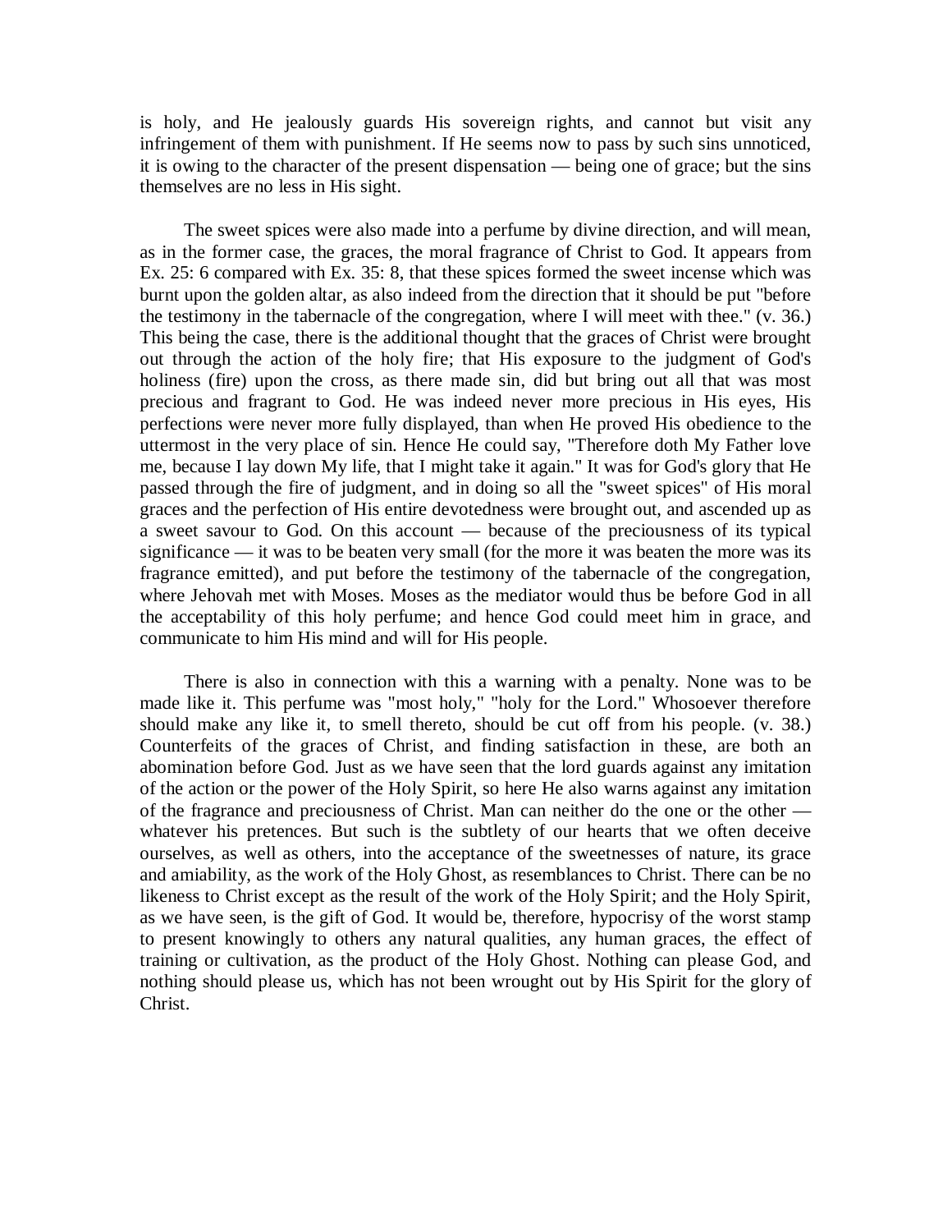is holy, and He jealously guards His sovereign rights, and cannot but visit any infringement of them with punishment. If He seems now to pass by such sins unnoticed, it is owing to the character of the present dispensation — being one of grace; but the sins themselves are no less in His sight.

The sweet spices were also made into a perfume by divine direction, and will mean, as in the former case, the graces, the moral fragrance of Christ to God. It appears from Ex. 25: 6 compared with Ex. 35: 8, that these spices formed the sweet incense which was burnt upon the golden altar, as also indeed from the direction that it should be put "before the testimony in the tabernacle of the congregation, where I will meet with thee." (v. 36.) This being the case, there is the additional thought that the graces of Christ were brought out through the action of the holy fire; that His exposure to the judgment of God's holiness (fire) upon the cross, as there made sin, did but bring out all that was most precious and fragrant to God. He was indeed never more precious in His eyes, His perfections were never more fully displayed, than when He proved His obedience to the uttermost in the very place of sin. Hence He could say, "Therefore doth My Father love me, because I lay down My life, that I might take it again." It was for God's glory that He passed through the fire of judgment, and in doing so all the "sweet spices" of His moral graces and the perfection of His entire devotedness were brought out, and ascended up as a sweet savour to God. On this account — because of the preciousness of its typical significance — it was to be beaten very small (for the more it was beaten the more was its fragrance emitted), and put before the testimony of the tabernacle of the congregation, where Jehovah met with Moses. Moses as the mediator would thus be before God in all the acceptability of this holy perfume; and hence God could meet him in grace, and communicate to him His mind and will for His people.

There is also in connection with this a warning with a penalty. None was to be made like it. This perfume was "most holy," "holy for the Lord." Whosoever therefore should make any like it, to smell thereto, should be cut off from his people. (v. 38.) Counterfeits of the graces of Christ, and finding satisfaction in these, are both an abomination before God. Just as we have seen that the lord guards against any imitation of the action or the power of the Holy Spirit, so here He also warns against any imitation of the fragrance and preciousness of Christ. Man can neither do the one or the other — whatever his pretences. But such is the subtlety of our hearts that we often deceive ourselves, as well as others, into the acceptance of the sweetnesses of nature, its grace and amiability, as the work of the Holy Ghost, as resemblances to Christ. There can be no likeness to Christ except as the result of the work of the Holy Spirit; and the Holy Spirit, as we have seen, is the gift of God. It would be, therefore, hypocrisy of the worst stamp to present knowingly to others any natural qualities, any human graces, the effect of training or cultivation, as the product of the Holy Ghost. Nothing can please God, and nothing should please us, which has not been wrought out by His Spirit for the glory of Christ.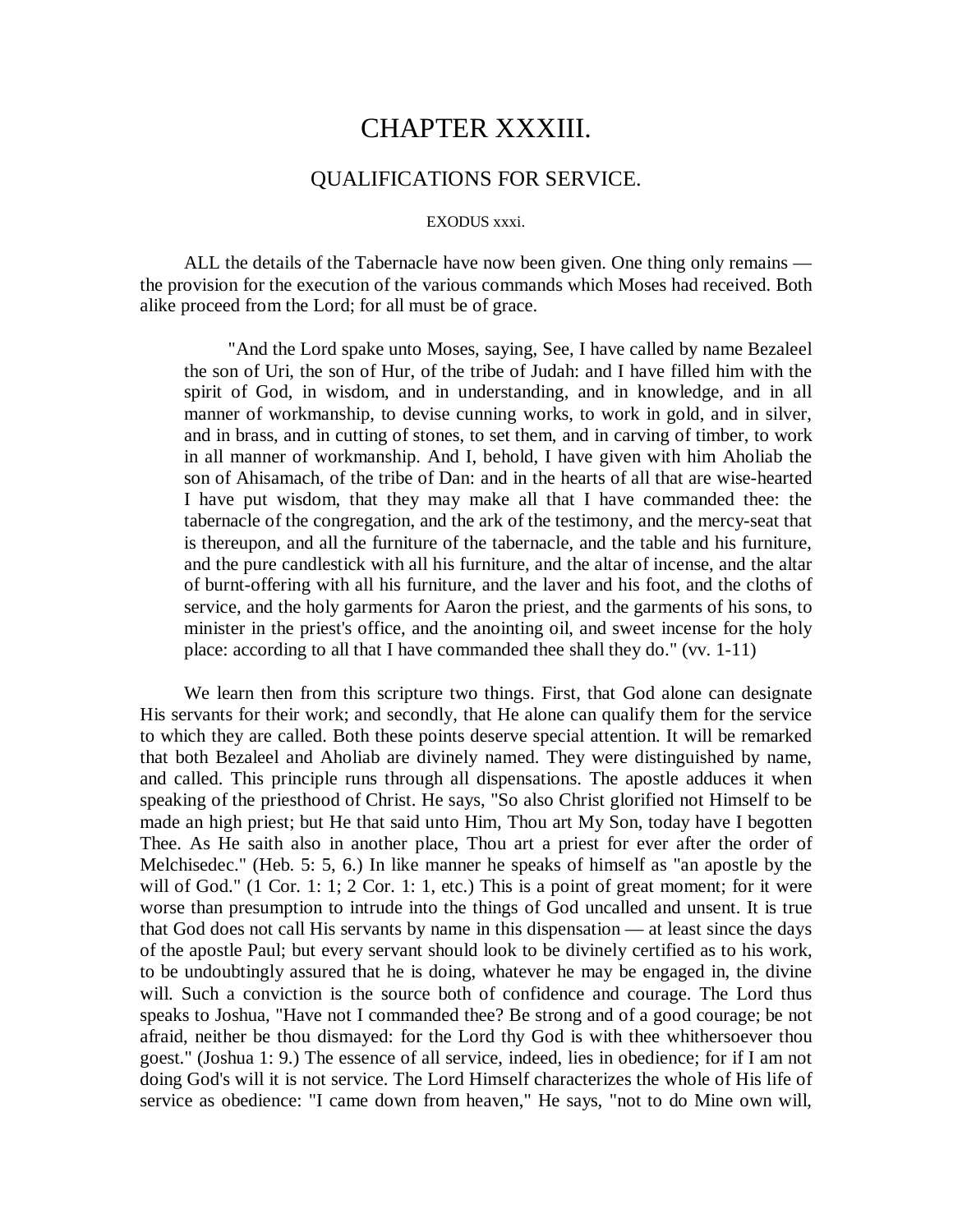# CHAPTER XXXIII.

## QUALIFICATIONS FOR SERVICE.

EXODUS xxxi.

ALL the details of the Tabernacle have now been given. One thing only remains — the provision for the execution of the various commands which Moses had received. Both alike proceed from the Lord; for all must be of grace.

> "And the Lord spake unto Moses, saying, See, I have called by name Bezaleel the son of Uri, the son of Hur, of the tribe of Judah: and I have filled him with the spirit of God, in wisdom, and in understanding, and in knowledge, and in all manner of workmanship, to devise cunning works, to work in gold, and in silver, and in brass, and in cutting of stones, to set them, and in carving of timber, to work in all manner of workmanship. And I, behold, I have given with him Aholiab the son of Ahisamach, of the tribe of Dan: and in the hearts of all that are wise-hearted I have put wisdom, that they may make all that I have commanded thee: the tabernacle of the congregation, and the ark of the testimony, and the mercy-seat that is thereupon, and all the furniture of the tabernacle, and the table and his furniture, and the pure candlestick with all his furniture, and the altar of incense, and the altar of burnt-offering with all his furniture, and the laver and his foot, and the cloths of service, and the holy garments for Aaron the priest, and the garments of his sons, to minister in the priest's office, and the anointing oil, and sweet incense for the holy place: according to all that I have commanded thee shall they do." (vv. 1-11)

We learn then from this scripture two things. First, that God alone can designate His servants for their work; and secondly, that He alone can qualify them for the service to which they are called. Both these points deserve special attention. It will be remarked that both Bezaleel and Aholiab are divinely named. They were distinguished by name, and called. This principle runs through all dispensations. The apostle adduces it when speaking of the priesthood of Christ. He says, "So also Christ glorified not Himself to be made an high priest; but He that said unto Him, Thou art My Son, today have I begotten Thee. As He saith also in another place, Thou art a priest for ever after the order of Melchisedec." (Heb. 5: 5, 6.) In like manner he speaks of himself as "an apostle by the will of God." (1 Cor. 1: 1; 2 Cor. 1: 1, etc.) This is a point of great moment; for it were worse than presumption to intrude into the things of God uncalled and unsent. It is true that God does not call His servants by name in this dispensation — at least since the days of the apostle Paul; but every servant should look to be divinely certified as to his work, to be undoubtingly assured that he is doing, whatever he may be engaged in, the divine will. Such a conviction is the source both of confidence and courage. The Lord thus speaks to Joshua, "Have not I commanded thee? Be strong and of a good courage; be not afraid, neither be thou dismayed: for the Lord thy God is with thee whithersoever thou goest." (Joshua 1: 9.) The essence of all service, indeed, lies in obedience; for if I am not doing God's will it is not service. The Lord Himself characterizes the whole of His life of service as obedience: "I came down from heaven," He says, "not to do Mine own will,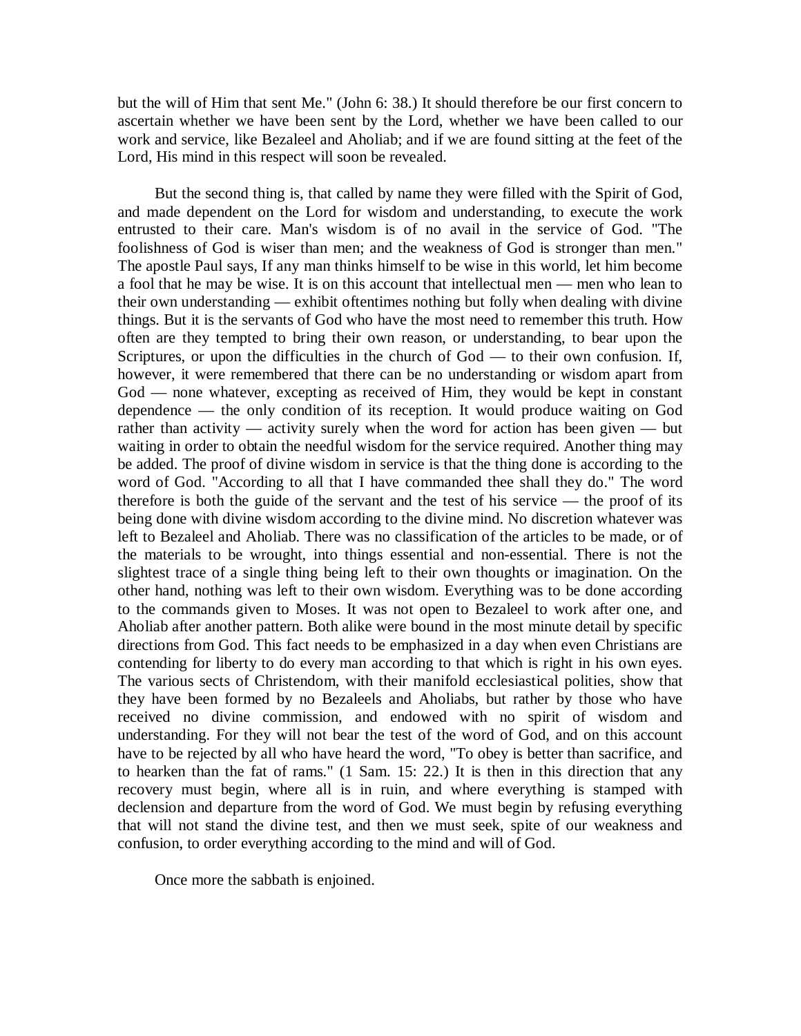but the will of Him that sent Me." (John 6: 38.) It should therefore be our first concern to ascertain whether we have been sent by the Lord, whether we have been called to our work and service, like Bezaleel and Aholiab; and if we are found sitting at the feet of the Lord, His mind in this respect will soon be revealed.

But the second thing is, that called by name they were filled with the Spirit of God, and made dependent on the Lord for wisdom and understanding, to execute the work entrusted to their care. Man's wisdom is of no avail in the service of God. "The foolishness of God is wiser than men; and the weakness of God is stronger than men." The apostle Paul says, If any man thinks himself to be wise in this world, let him become a fool that he may be wise. It is on this account that intellectual men — men who lean to their own understanding — exhibit oftentimes nothing but folly when dealing with divine things. But it is the servants of God who have the most need to remember this truth. How often are they tempted to bring their own reason, or understanding, to bear upon the Scriptures, or upon the difficulties in the church of God — to their own confusion. If, however, it were remembered that there can be no understanding or wisdom apart from God — none whatever, excepting as received of Him, they would be kept in constant dependence — the only condition of its reception. It would produce waiting on God rather than activity — activity surely when the word for action has been given — but waiting in order to obtain the needful wisdom for the service required. Another thing may be added. The proof of divine wisdom in service is that the thing done is according to the word of God. "According to all that I have commanded thee shall they do." The word therefore is both the guide of the servant and the test of his service — the proof of its being done with divine wisdom according to the divine mind. No discretion whatever was left to Bezaleel and Aholiab. There was no classification of the articles to be made, or of the materials to be wrought, into things essential and non-essential. There is not the slightest trace of a single thing being left to their own thoughts or imagination. On the other hand, nothing was left to their own wisdom. Everything was to be done according to the commands given to Moses. It was not open to Bezaleel to work after one, and Aholiab after another pattern. Both alike were bound in the most minute detail by specific directions from God. This fact needs to be emphasized in a day when even Christians are contending for liberty to do every man according to that which is right in his own eyes. The various sects of Christendom, with their manifold ecclesiastical polities, show that they have been formed by no Bezaleels and Aholiabs, but rather by those who have received no divine commission, and endowed with no spirit of wisdom and understanding. For they will not bear the test of the word of God, and on this account have to be rejected by all who have heard the word, "To obey is better than sacrifice, and to hearken than the fat of rams." (1 Sam. 15: 22.) It is then in this direction that any recovery must begin, where all is in ruin, and where everything is stamped with declension and departure from the word of God. We must begin by refusing everything that will not stand the divine test, and then we must seek, spite of our weakness and confusion, to order everything according to the mind and will of God.

Once more the sabbath is enjoined.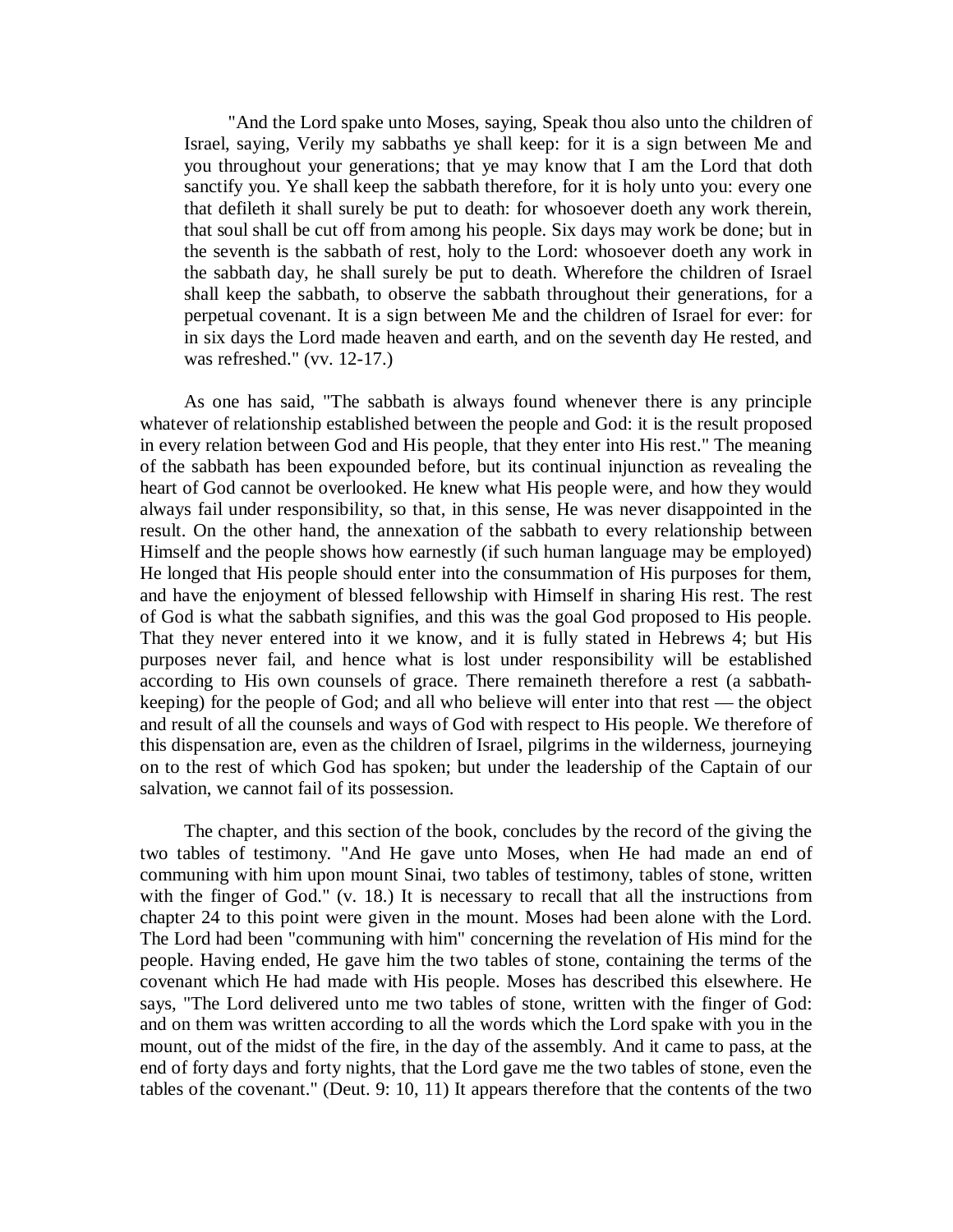"And the Lord spake unto Moses, saying, Speak thou also unto the children of Israel, saying, Verily my sabbaths ye shall keep: for it is a sign between Me and you throughout your generations; that ye may know that I am the Lord that doth sanctify you. Ye shall keep the sabbath therefore, for it is holy unto you: every one that defileth it shall surely be put to death: for whosoever doeth any work therein, that soul shall be cut off from among his people. Six days may work be done; but in the seventh is the sabbath of rest, holy to the Lord: whosoever doeth any work in the sabbath day, he shall surely be put to death. Wherefore the children of Israel shall keep the sabbath, to observe the sabbath throughout their generations, for a perpetual covenant. It is a sign between Me and the children of Israel for ever: for in six days the Lord made heaven and earth, and on the seventh day He rested, and was refreshed." (vv. 12-17.)

As one has said, "The sabbath is always found whenever there is any principle whatever of relationship established between the people and God: it is the result proposed in every relation between God and His people, that they enter into His rest." The meaning of the sabbath has been expounded before, but its continual injunction as revealing the heart of God cannot be overlooked. He knew what His people were, and how they would always fail under responsibility, so that, in this sense, He was never disappointed in the result. On the other hand, the annexation of the sabbath to every relationship between Himself and the people shows how earnestly (if such human language may be employed) He longed that His people should enter into the consummation of His purposes for them, and have the enjoyment of blessed fellowship with Himself in sharing His rest. The rest of God is what the sabbath signifies, and this was the goal God proposed to His people. That they never entered into it we know, and it is fully stated in Hebrews 4; but His purposes never fail, and hence what is lost under responsibility will be established according to His own counsels of grace. There remaineth therefore a rest (a sabbath-keeping) for the people of God; and all who believe will enter into that rest — the object and result of all the counsels and ways of God with respect to His people. We therefore of this dispensation are, even as the children of Israel, pilgrims in the wilderness, journeying on to the rest of which God has spoken; but under the leadership of the Captain of our salvation, we cannot fail of its possession.

The chapter, and this section of the book, concludes by the record of the giving the two tables of testimony. "And He gave unto Moses, when He had made an end of communing with him upon mount Sinai, two tables of testimony, tables of stone, written with the finger of God." (v. 18.) It is necessary to recall that all the instructions from chapter 24 to this point were given in the mount. Moses had been alone with the Lord. The Lord had been "communing with him" concerning the revelation of His mind for the people. Having ended, He gave him the two tables of stone, containing the terms of the covenant which He had made with His people. Moses has described this elsewhere. He says, "The Lord delivered unto me two tables of stone, written with the finger of God: and on them was written according to all the words which the Lord spake with you in the mount, out of the midst of the fire, in the day of the assembly. And it came to pass, at the end of forty days and forty nights, that the Lord gave me the two tables of stone, even the tables of the covenant." (Deut. 9: 10, 11) It appears therefore that the contents of the two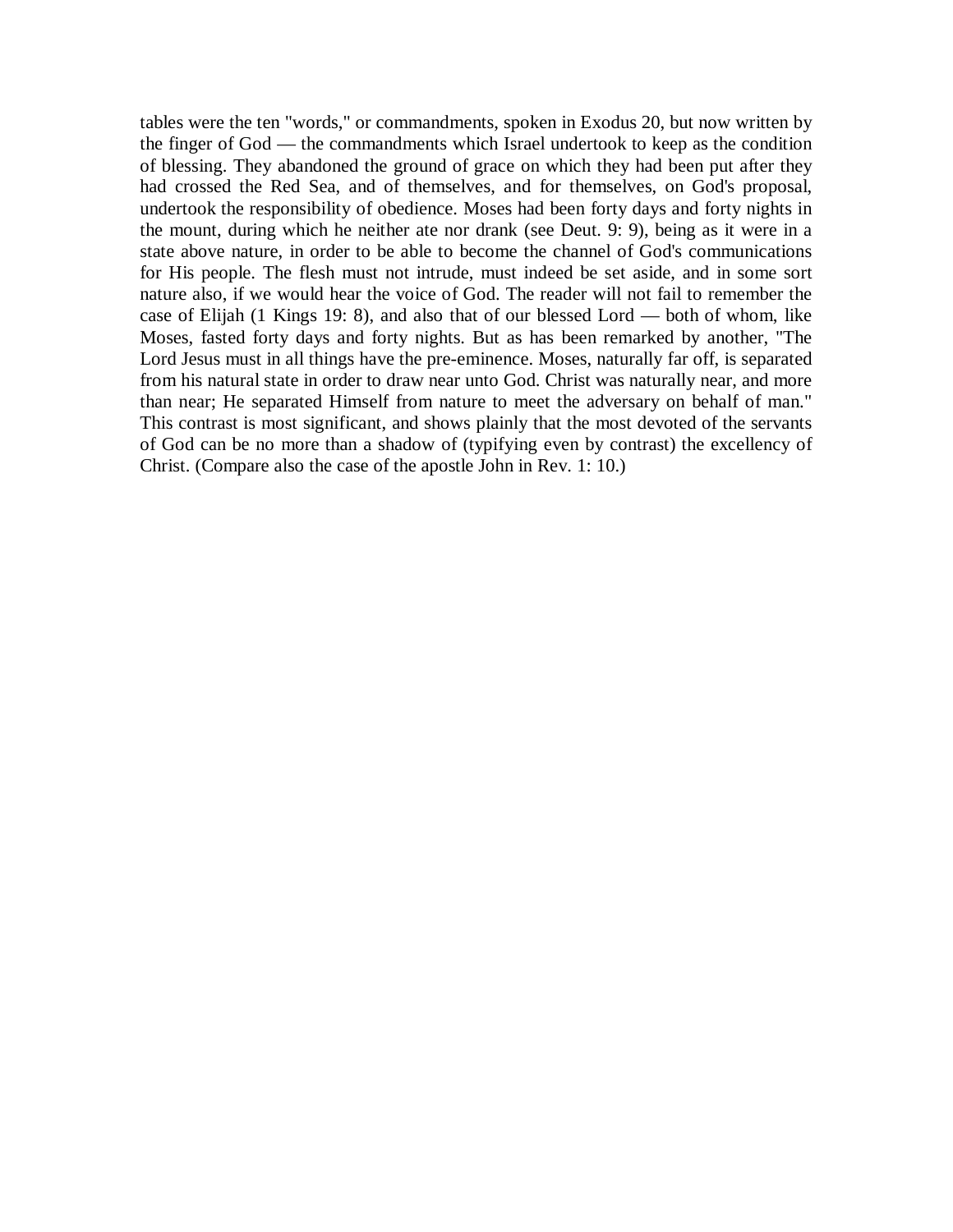tables were the ten "words," or commandments, spoken in Exodus 20, but now written by the finger of God — the commandments which Israel undertook to keep as the condition of blessing. They abandoned the ground of grace on which they had been put after they had crossed the Red Sea, and of themselves, and for themselves, on God's proposal, undertook the responsibility of obedience. Moses had been forty days and forty nights in the mount, during which he neither ate nor drank (see Deut. 9: 9), being as it were in a state above nature, in order to be able to become the channel of God's communications for His people. The flesh must not intrude, must indeed be set aside, and in some sort nature also, if we would hear the voice of God. The reader will not fail to remember the case of Elijah (1 Kings 19: 8), and also that of our blessed Lord — both of whom, like Moses, fasted forty days and forty nights. But as has been remarked by another, "The Lord Jesus must in all things have the pre-eminence. Moses, naturally far off, is separated from his natural state in order to draw near unto God. Christ was naturally near, and more than near; He separated Himself from nature to meet the adversary on behalf of man." This contrast is most significant, and shows plainly that the most devoted of the servants of God can be no more than a shadow of (typifying even by contrast) the excellency of Christ. (Compare also the case of the apostle John in Rev. 1: 10.)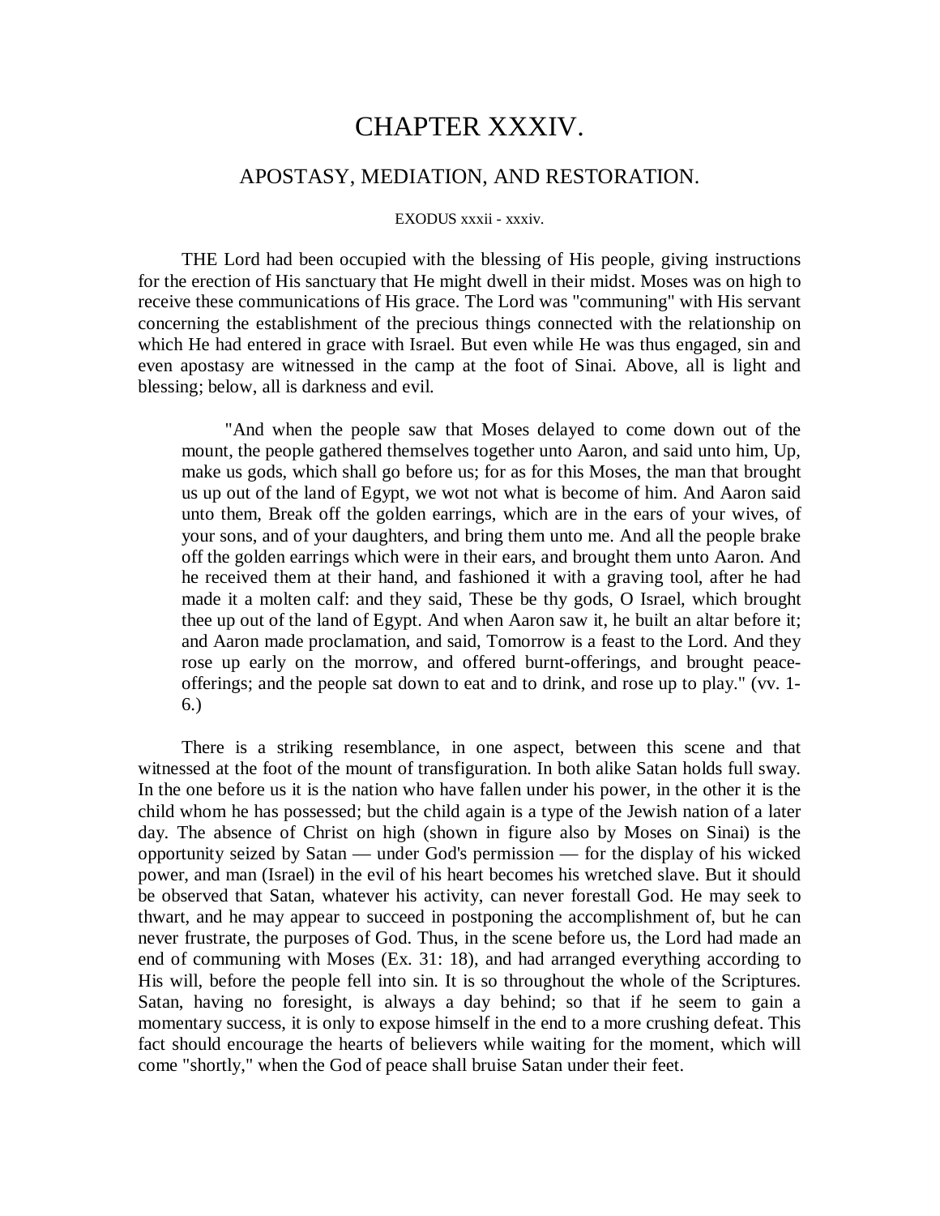# CHAPTER XXXIV.

## APOSTASY, MEDIATION, AND RESTORATION.

EXODUS xxxii - xxxiv.

THE Lord had been occupied with the blessing of His people, giving instructions for the erection of His sanctuary that He might dwell in their midst. Moses was on high to receive these communications of His grace. The Lord was "communing" with His servant concerning the establishment of the precious things connected with the relationship on which He had entered in grace with Israel. But even while He was thus engaged, sin and even apostasy are witnessed in the camp at the foot of Sinai. Above, all is light and blessing; below, all is darkness and evil.

> "And when the people saw that Moses delayed to come down out of the mount, the people gathered themselves together unto Aaron, and said unto him, Up, make us gods, which shall go before us; for as for this Moses, the man that brought us up out of the land of Egypt, we wot not what is become of him. And Aaron said unto them, Break off the golden earrings, which are in the ears of your wives, of your sons, and of your daughters, and bring them unto me. And all the people brake off the golden earrings which were in their ears, and brought them unto Aaron. And he received them at their hand, and fashioned it with a graving tool, after he had made it a molten calf: and they said, These be thy gods, O Israel, which brought thee up out of the land of Egypt. And when Aaron saw it, he built an altar before it; and Aaron made proclamation, and said, Tomorrow is a feast to the Lord. And they rose up early on the morrow, and offered burnt-offerings, and brought peace-offerings; and the people sat down to eat and to drink, and rose up to play." (vv. 1-6.)

There is a striking resemblance, in one aspect, between this scene and that witnessed at the foot of the mount of transfiguration. In both alike Satan holds full sway. In the one before us it is the nation who have fallen under his power, in the other it is the child whom he has possessed; but the child again is a type of the Jewish nation of a later day. The absence of Christ on high (shown in figure also by Moses on Sinai) is the opportunity seized by Satan — under God's permission — for the display of his wicked power, and man (Israel) in the evil of his heart becomes his wretched slave. But it should be observed that Satan, whatever his activity, can never forestall God. He may seek to thwart, and he may appear to succeed in postponing the accomplishment of, but he can never frustrate, the purposes of God. Thus, in the scene before us, the Lord had made an end of communing with Moses (Ex. 31: 18), and had arranged everything according to His will, before the people fell into sin. It is so throughout the whole of the Scriptures. Satan, having no foresight, is always a day behind; so that if he seem to gain a momentary success, it is only to expose himself in the end to a more crushing defeat. This fact should encourage the hearts of believers while waiting for the moment, which will come "shortly," when the God of peace shall bruise Satan under their feet.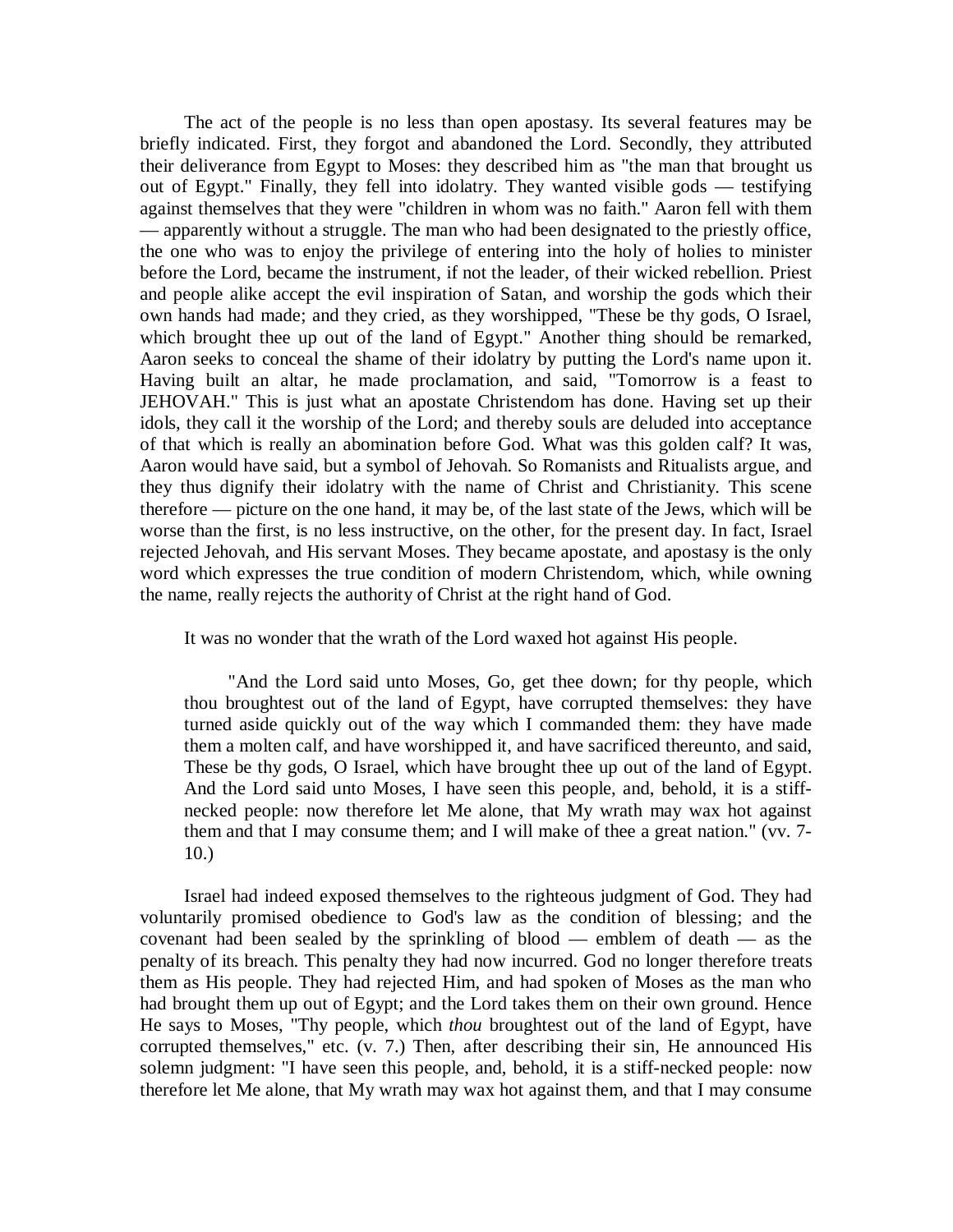The act of the people is no less than open apostasy. Its several features may be briefly indicated. First, they forgot and abandoned the Lord. Secondly, they attributed their deliverance from Egypt to Moses: they described him as "the man that brought us out of Egypt." Finally, they fell into idolatry. They wanted visible gods — testifying against themselves that they were "children in whom was no faith." Aaron fell with them — apparently without a struggle. The man who had been designated to the priestly office, the one who was to enjoy the privilege of entering into the holy of holies to minister before the Lord, became the instrument, if not the leader, of their wicked rebellion. Priest and people alike accept the evil inspiration of Satan, and worship the gods which their own hands had made; and they cried, as they worshipped, "These be thy gods, O Israel, which brought thee up out of the land of Egypt." Another thing should be remarked, Aaron seeks to conceal the shame of their idolatry by putting the Lord's name upon it. Having built an altar, he made proclamation, and said, "Tomorrow is a feast to JEHOVAH." This is just what an apostate Christendom has done. Having set up their idols, they call it the worship of the Lord; and thereby souls are deluded into acceptance of that which is really an abomination before God. What was this golden calf? It was, Aaron would have said, but a symbol of Jehovah. So Romanists and Ritualists argue, and they thus dignify their idolatry with the name of Christ and Christianity. This scene therefore — picture on the one hand, it may be, of the last state of the Jews, which will be worse than the first, is no less instructive, on the other, for the present day. In fact, Israel rejected Jehovah, and His servant Moses. They became apostate, and apostasy is the only word which expresses the true condition of modern Christendom, which, while owning the name, really rejects the authority of Christ at the right hand of God.

It was no wonder that the wrath of the Lord waxed hot against His people.

> "And the Lord said unto Moses, Go, get thee down; for thy people, which thou broughtest out of the land of Egypt, have corrupted themselves: they have turned aside quickly out of the way which I commanded them: they have made them a molten calf, and have worshipped it, and have sacrificed thereunto, and said, These be thy gods, O Israel, which have brought thee up out of the land of Egypt. And the Lord said unto Moses, I have seen this people, and, behold, it is a stiff-necked people: now therefore let Me alone, that My wrath may wax hot against them and that I may consume them; and I will make of thee a great nation." (vv. 7-10.)

Israel had indeed exposed themselves to the righteous judgment of God. They had voluntarily promised obedience to God's law as the condition of blessing; and the covenant had been sealed by the sprinkling of blood — emblem of death — as the penalty of its breach. This penalty they had now incurred. God no longer therefore treats them as His people. They had rejected Him, and had spoken of Moses as the man who had brought them up out of Egypt; and the Lord takes them on their own ground. Hence He says to Moses, "Thy people, which *thou* broughtest out of the land of Egypt, have corrupted themselves," etc. (v. 7.) Then, after describing their sin, He announced His solemn judgment: "I have seen this people, and, behold, it is a stiff-necked people: now therefore let Me alone, that My wrath may wax hot against them, and that I may consume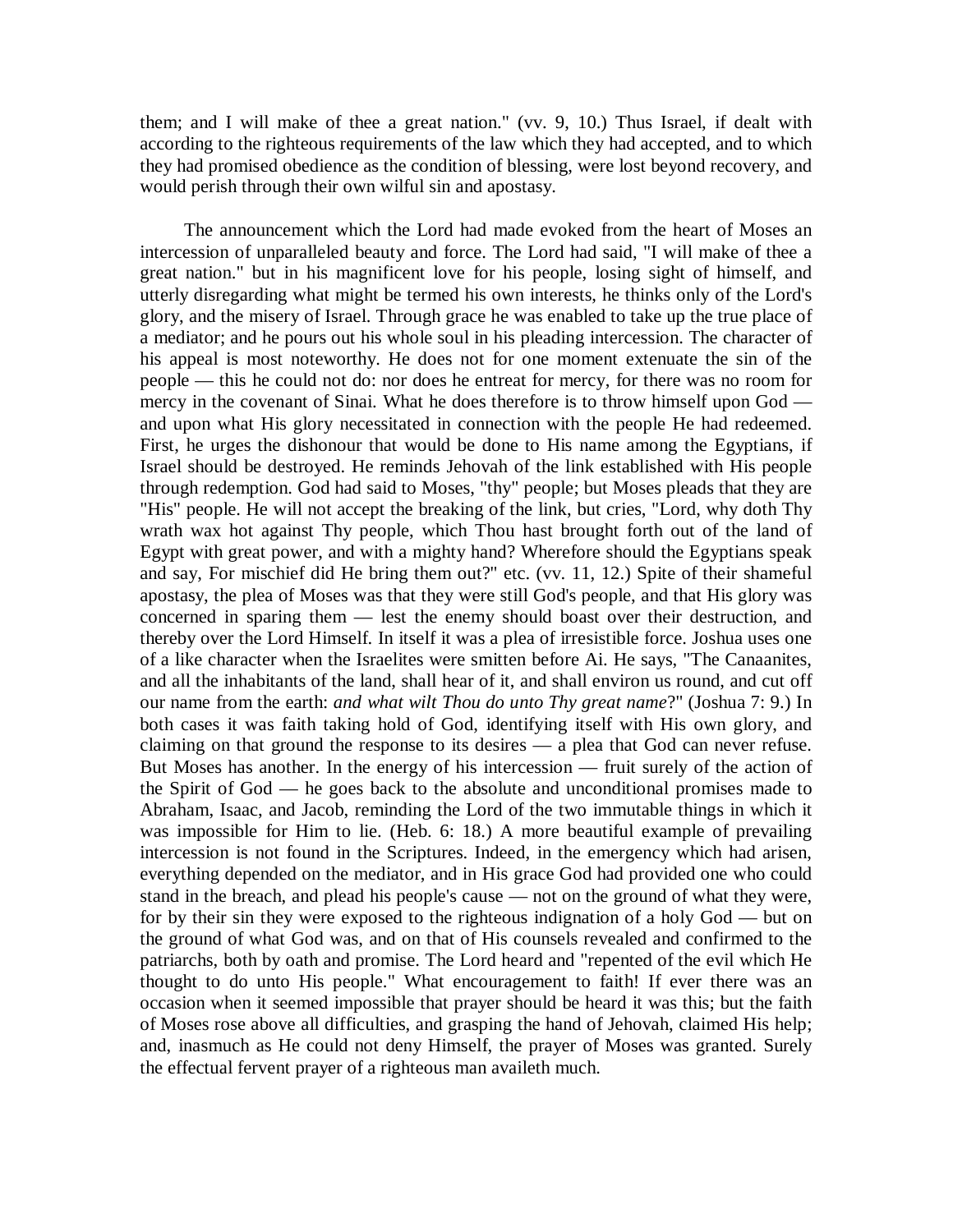them; and I will make of thee a great nation." (vv. 9, 10.) Thus Israel, if dealt with according to the righteous requirements of the law which they had accepted, and to which they had promised obedience as the condition of blessing, were lost beyond recovery, and would perish through their own wilful sin and apostasy.

The announcement which the Lord had made evoked from the heart of Moses an intercession of unparalleled beauty and force. The Lord had said, "I will make of thee a great nation." but in his magnificent love for his people, losing sight of himself, and utterly disregarding what might be termed his own interests, he thinks only of the Lord's glory, and the misery of Israel. Through grace he was enabled to take up the true place of a mediator; and he pours out his whole soul in his pleading intercession. The character of his appeal is most noteworthy. He does not for one moment extenuate the sin of the people — this he could not do: nor does he entreat for mercy, for there was no room for mercy in the covenant of Sinai. What he does therefore is to throw himself upon God — and upon what His glory necessitated in connection with the people He had redeemed. First, he urges the dishonour that would be done to His name among the Egyptians, if Israel should be destroyed. He reminds Jehovah of the link established with His people through redemption. God had said to Moses, "thy" people; but Moses pleads that they are "His" people. He will not accept the breaking of the link, but cries, "Lord, why doth Thy wrath wax hot against Thy people, which Thou hast brought forth out of the land of Egypt with great power, and with a mighty hand? Wherefore should the Egyptians speak and say, For mischief did He bring them out?" etc. (vv. 11, 12.) Spite of their shameful apostasy, the plea of Moses was that they were still God's people, and that His glory was concerned in sparing them — lest the enemy should boast over their destruction, and thereby over the Lord Himself. In itself it was a plea of irresistible force. Joshua uses one of a like character when the Israelites were smitten before Ai. He says, "The Canaanites, and all the inhabitants of the land, shall hear of it, and shall environ us round, and cut off our name from the earth: *and what wilt Thou do unto Thy great name*?" (Joshua 7: 9.) In both cases it was faith taking hold of God, identifying itself with His own glory, and claiming on that ground the response to its desires — a plea that God can never refuse. But Moses has another. In the energy of his intercession — fruit surely of the action of the Spirit of God — he goes back to the absolute and unconditional promises made to Abraham, Isaac, and Jacob, reminding the Lord of the two immutable things in which it was impossible for Him to lie. (Heb. 6: 18.) A more beautiful example of prevailing intercession is not found in the Scriptures. Indeed, in the emergency which had arisen, everything depended on the mediator, and in His grace God had provided one who could stand in the breach, and plead his people's cause — not on the ground of what they were, for by their sin they were exposed to the righteous indignation of a holy God — but on the ground of what God was, and on that of His counsels revealed and confirmed to the patriarchs, both by oath and promise. The Lord heard and "repented of the evil which He thought to do unto His people." What encouragement to faith! If ever there was an occasion when it seemed impossible that prayer should be heard it was this; but the faith of Moses rose above all difficulties, and grasping the hand of Jehovah, claimed His help; and, inasmuch as He could not deny Himself, the prayer of Moses was granted. Surely the effectual fervent prayer of a righteous man availeth much.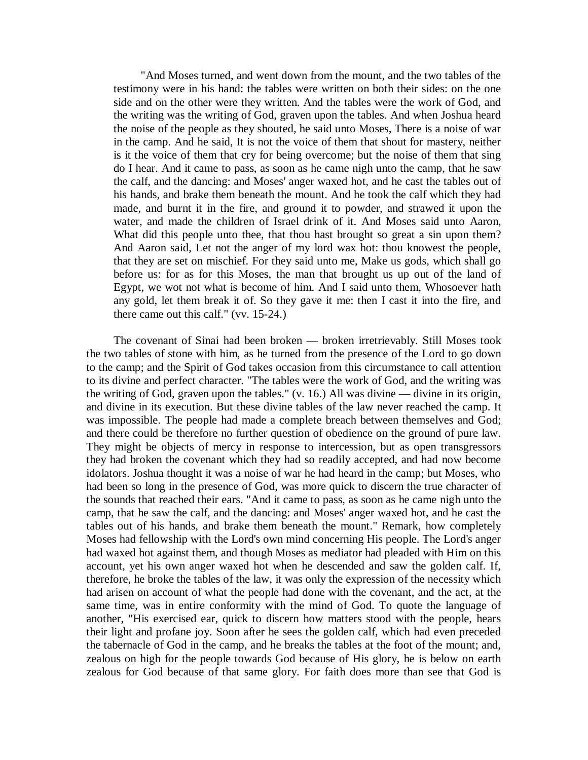> "And Moses turned, and went down from the mount, and the two tables of the testimony were in his hand: the tables were written on both their sides: on the one side and on the other were they written. And the tables were the work of God, and the writing was the writing of God, graven upon the tables. And when Joshua heard the noise of the people as they shouted, he said unto Moses, There is a noise of war in the camp. And he said, It is not the voice of them that shout for mastery, neither is it the voice of them that cry for being overcome; but the noise of them that sing do I hear. And it came to pass, as soon as he came nigh unto the camp, that he saw the calf, and the dancing: and Moses' anger waxed hot, and he cast the tables out of his hands, and brake them beneath the mount. And he took the calf which they had made, and burnt it in the fire, and ground it to powder, and strawed it upon the water, and made the children of Israel drink of it. And Moses said unto Aaron, What did this people unto thee, that thou hast brought so great a sin upon them? And Aaron said, Let not the anger of my lord wax hot: thou knowest the people, that they are set on mischief. For they said unto me, Make us gods, which shall go before us: for as for this Moses, the man that brought us up out of the land of Egypt, we wot not what is become of him. And I said unto them, Whosoever hath any gold, let them break it of. So they gave it me: then I cast it into the fire, and there came out this calf." (vv. 15-24.)

The covenant of Sinai had been broken — broken irretrievably. Still Moses took the two tables of stone with him, as he turned from the presence of the Lord to go down to the camp; and the Spirit of God takes occasion from this circumstance to call attention to its divine and perfect character. "The tables were the work of God, and the writing was the writing of God, graven upon the tables." (v. 16.) All was divine — divine in its origin, and divine in its execution. But these divine tables of the law never reached the camp. It was impossible. The people had made a complete breach between themselves and God; and there could be therefore no further question of obedience on the ground of pure law. They might be objects of mercy in response to intercession, but as open transgressors they had broken the covenant which they had so readily accepted, and had now become idolators. Joshua thought it was a noise of war he had heard in the camp; but Moses, who had been so long in the presence of God, was more quick to discern the true character of the sounds that reached their ears. "And it came to pass, as soon as he came nigh unto the camp, that he saw the calf, and the dancing: and Moses' anger waxed hot, and he cast the tables out of his hands, and brake them beneath the mount." Remark, how completely Moses had fellowship with the Lord's own mind concerning His people. The Lord's anger had waxed hot against them, and though Moses as mediator had pleaded with Him on this account, yet his own anger waxed hot when he descended and saw the golden calf. If, therefore, he broke the tables of the law, it was only the expression of the necessity which had arisen on account of what the people had done with the covenant, and the act, at the same time, was in entire conformity with the mind of God. To quote the language of another, "His exercised ear, quick to discern how matters stood with the people, hears their light and profane joy. Soon after he sees the golden calf, which had even preceded the tabernacle of God in the camp, and he breaks the tables at the foot of the mount; and, zealous on high for the people towards God because of His glory, he is below on earth zealous for God because of that same glory. For faith does more than see that God is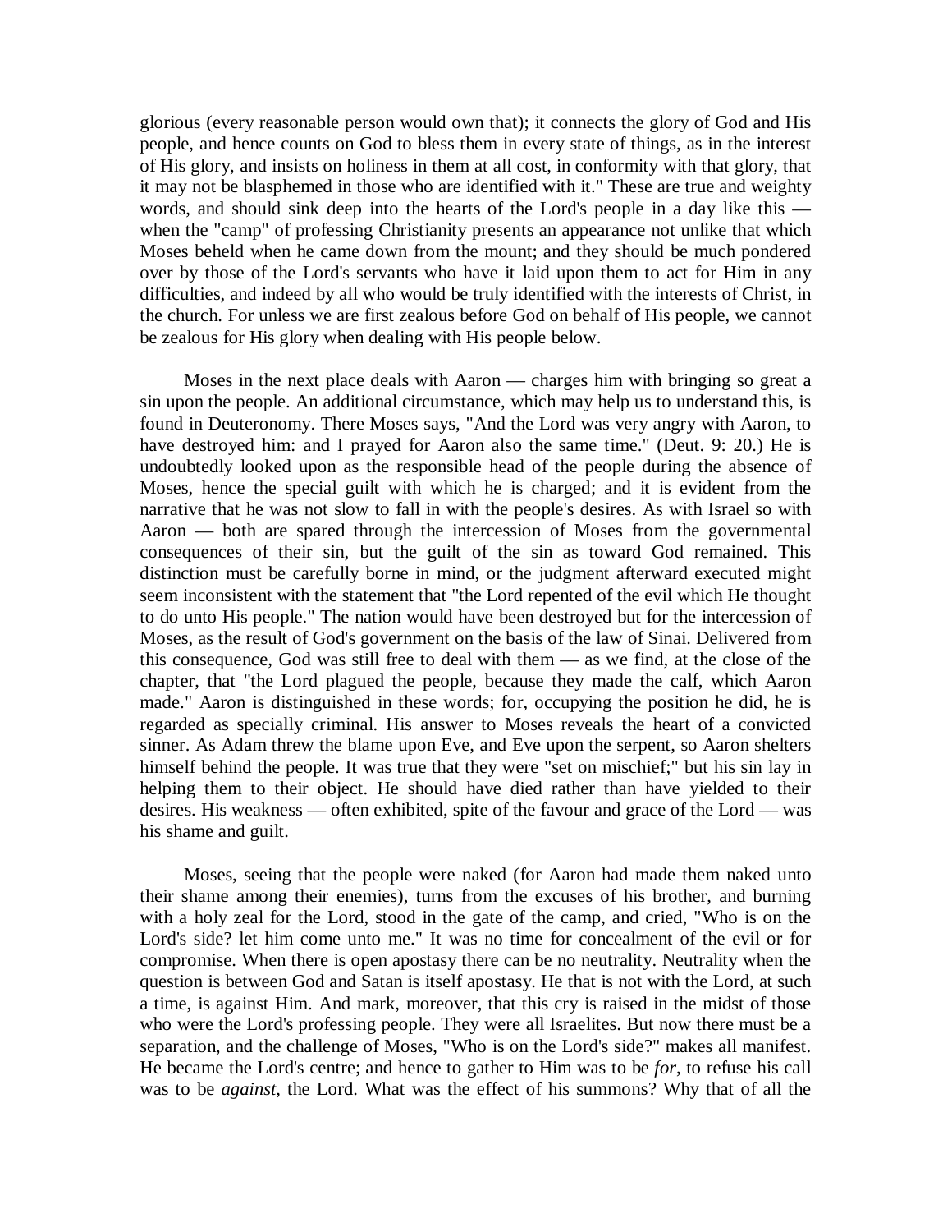glorious (every reasonable person would own that); it connects the glory of God and His people, and hence counts on God to bless them in every state of things, as in the interest of His glory, and insists on holiness in them at all cost, in conformity with that glory, that it may not be blasphemed in those who are identified with it." These are true and weighty words, and should sink deep into the hearts of the Lord's people in a day like this — when the "camp" of professing Christianity presents an appearance not unlike that which Moses beheld when he came down from the mount; and they should be much pondered over by those of the Lord's servants who have it laid upon them to act for Him in any difficulties, and indeed by all who would be truly identified with the interests of Christ, in the church. For unless we are first zealous before God on behalf of His people, we cannot be zealous for His glory when dealing with His people below.

Moses in the next place deals with Aaron — charges him with bringing so great a sin upon the people. An additional circumstance, which may help us to understand this, is found in Deuteronomy. There Moses says, "And the Lord was very angry with Aaron, to have destroyed him: and I prayed for Aaron also the same time." (Deut. 9: 20.) He is undoubtedly looked upon as the responsible head of the people during the absence of Moses, hence the special guilt with which he is charged; and it is evident from the narrative that he was not slow to fall in with the people's desires. As with Israel so with Aaron — both are spared through the intercession of Moses from the governmental consequences of their sin, but the guilt of the sin as toward God remained. This distinction must be carefully borne in mind, or the judgment afterward executed might seem inconsistent with the statement that "the Lord repented of the evil which He thought to do unto His people." The nation would have been destroyed but for the intercession of Moses, as the result of God's government on the basis of the law of Sinai. Delivered from this consequence, God was still free to deal with them — as we find, at the close of the chapter, that "the Lord plagued the people, because they made the calf, which Aaron made." Aaron is distinguished in these words; for, occupying the position he did, he is regarded as specially criminal. His answer to Moses reveals the heart of a convicted sinner. As Adam threw the blame upon Eve, and Eve upon the serpent, so Aaron shelters himself behind the people. It was true that they were "set on mischief;" but his sin lay in helping them to their object. He should have died rather than have yielded to their desires. His weakness — often exhibited, spite of the favour and grace of the Lord — was his shame and guilt.

Moses, seeing that the people were naked (for Aaron had made them naked unto their shame among their enemies), turns from the excuses of his brother, and burning with a holy zeal for the Lord, stood in the gate of the camp, and cried, "Who is on the Lord's side? let him come unto me." It was no time for concealment of the evil or for compromise. When there is open apostasy there can be no neutrality. Neutrality when the question is between God and Satan is itself apostasy. He that is not with the Lord, at such a time, is against Him. And mark, moreover, that this cry is raised in the midst of those who were the Lord's professing people. They were all Israelites. But now there must be a separation, and the challenge of Moses, "Who is on the Lord's side?" makes all manifest. He became the Lord's centre; and hence to gather to Him was to be *for*, to refuse his call was to be *against*, the Lord. What was the effect of his summons? Why that of all the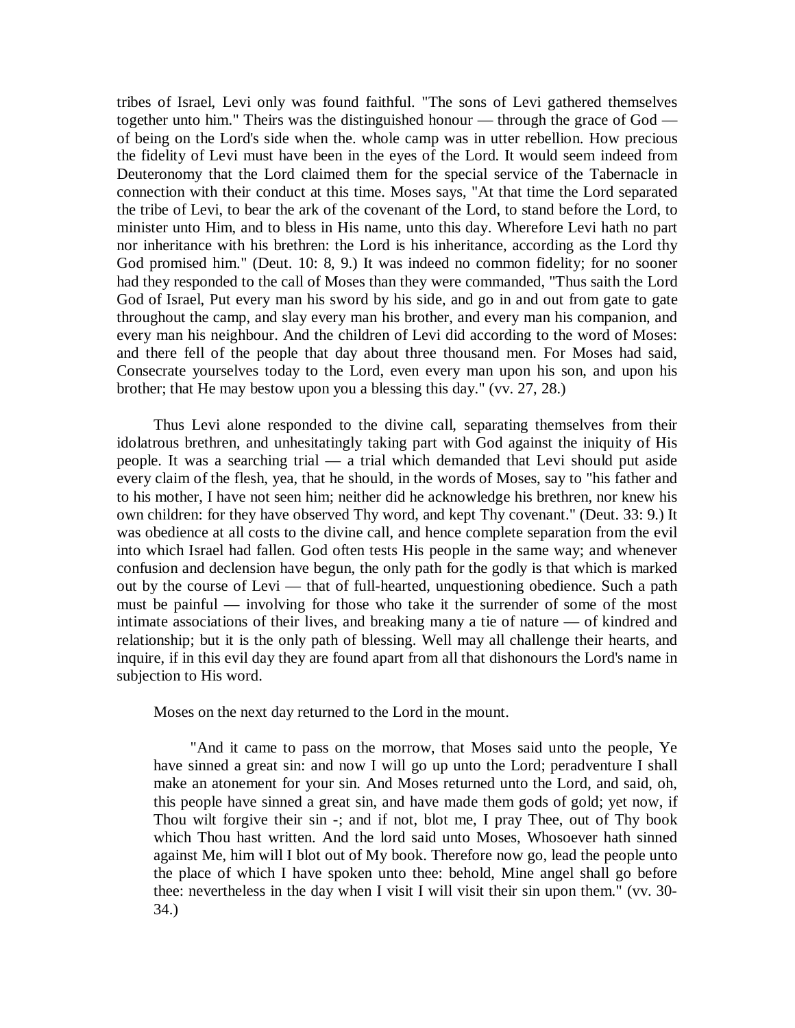tribes of Israel, Levi only was found faithful. "The sons of Levi gathered themselves together unto him." Theirs was the distinguished honour — through the grace of God — of being on the Lord's side when the. whole camp was in utter rebellion. How precious the fidelity of Levi must have been in the eyes of the Lord. It would seem indeed from Deuteronomy that the Lord claimed them for the special service of the Tabernacle in connection with their conduct at this time. Moses says, "At that time the Lord separated the tribe of Levi, to bear the ark of the covenant of the Lord, to stand before the Lord, to minister unto Him, and to bless in His name, unto this day. Wherefore Levi hath no part nor inheritance with his brethren: the Lord is his inheritance, according as the Lord thy God promised him." (Deut. 10: 8, 9.) It was indeed no common fidelity; for no sooner had they responded to the call of Moses than they were commanded, "Thus saith the Lord God of Israel, Put every man his sword by his side, and go in and out from gate to gate throughout the camp, and slay every man his brother, and every man his companion, and every man his neighbour. And the children of Levi did according to the word of Moses: and there fell of the people that day about three thousand men. For Moses had said, Consecrate yourselves today to the Lord, even every man upon his son, and upon his brother; that He may bestow upon you a blessing this day." (vv. 27, 28.)

Thus Levi alone responded to the divine call, separating themselves from their idolatrous brethren, and unhesitatingly taking part with God against the iniquity of His people. It was a searching trial — a trial which demanded that Levi should put aside every claim of the flesh, yea, that he should, in the words of Moses, say to "his father and to his mother, I have not seen him; neither did he acknowledge his brethren, nor knew his own children: for they have observed Thy word, and kept Thy covenant." (Deut. 33: 9.) It was obedience at all costs to the divine call, and hence complete separation from the evil into which Israel had fallen. God often tests His people in the same way; and whenever confusion and declension have begun, the only path for the godly is that which is marked out by the course of Levi — that of full-hearted, unquestioning obedience. Such a path must be painful — involving for those who take it the surrender of some of the most intimate associations of their lives, and breaking many a tie of nature — of kindred and relationship; but it is the only path of blessing. Well may all challenge their hearts, and inquire, if in this evil day they are found apart from all that dishonours the Lord's name in subjection to His word.

Moses on the next day returned to the Lord in the mount.

> "And it came to pass on the morrow, that Moses said unto the people, Ye have sinned a great sin: and now I will go up unto the Lord; peradventure I shall make an atonement for your sin. And Moses returned unto the Lord, and said, oh, this people have sinned a great sin, and have made them gods of gold; yet now, if Thou wilt forgive their sin -; and if not, blot me, I pray Thee, out of Thy book which Thou hast written. And the lord said unto Moses, Whosoever hath sinned against Me, him will I blot out of My book. Therefore now go, lead the people unto the place of which I have spoken unto thee: behold, Mine angel shall go before thee: nevertheless in the day when I visit I will visit their sin upon them." (vv. 30-34.)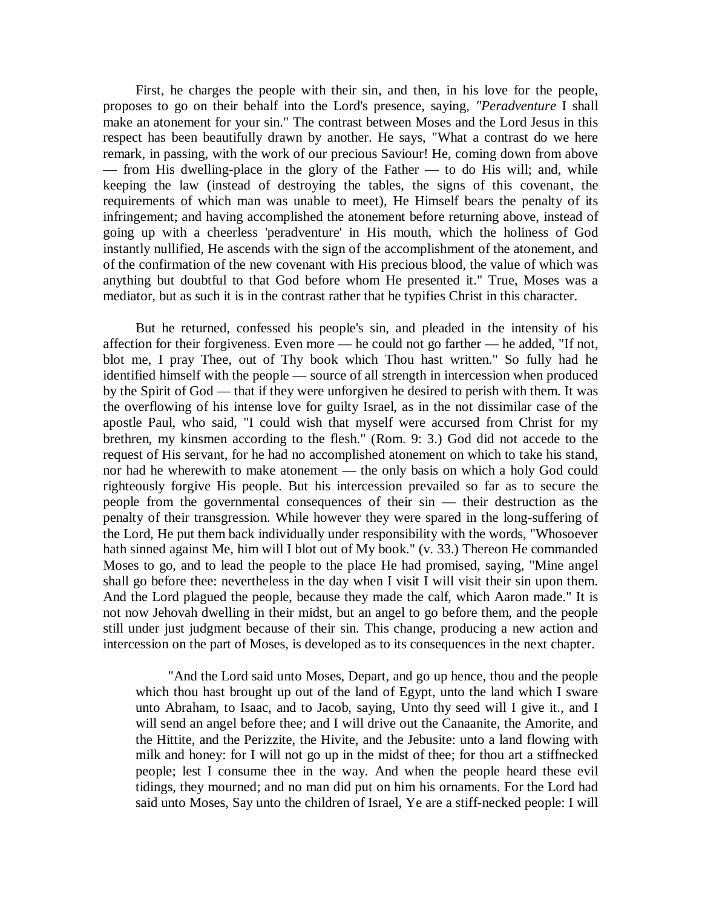First, he charges the people with their sin, and then, in his love for the people, proposes to go on their behalf into the Lord's presence, saying, "*Peradventure* I shall make an atonement for your sin." The contrast between Moses and the Lord Jesus in this respect has been beautifully drawn by another. He says, "What a contrast do we here remark, in passing, with the work of our precious Saviour! He, coming down from above — from His dwelling-place in the glory of the Father — to do His will; and, while keeping the law (instead of destroying the tables, the signs of this covenant, the requirements of which man was unable to meet), He Himself bears the penalty of its infringement; and having accomplished the atonement before returning above, instead of going up with a cheerless 'peradventure' in His mouth, which the holiness of God instantly nullified, He ascends with the sign of the accomplishment of the atonement, and of the confirmation of the new covenant with His precious blood, the value of which was anything but doubtful to that God before whom He presented it." True, Moses was a mediator, but as such it is in the contrast rather that he typifies Christ in this character.

But he returned, confessed his people's sin, and pleaded in the intensity of his affection for their forgiveness. Even more — he could not go farther — he added, "If not, blot me, I pray Thee, out of Thy book which Thou hast written." So fully had he identified himself with the people — source of all strength in intercession when produced by the Spirit of God — that if they were unforgiven he desired to perish with them. It was the overflowing of his intense love for guilty Israel, as in the not dissimilar case of the apostle Paul, who said, "I could wish that myself were accursed from Christ for my brethren, my kinsmen according to the flesh." (Rom. 9: 3.) God did not accede to the request of His servant, for he had no accomplished atonement on which to take his stand, nor had he wherewith to make atonement — the only basis on which a holy God could righteously forgive His people. But his intercession prevailed so far as to secure the people from the governmental consequences of their sin — their destruction as the penalty of their transgression. While however they were spared in the long-suffering of the Lord, He put them back individually under responsibility with the words, "Whosoever hath sinned against Me, him will I blot out of My book." (v. 33.) Thereon He commanded Moses to go, and to lead the people to the place He had promised, saying, "Mine angel shall go before thee: nevertheless in the day when I visit I will visit their sin upon them. And the Lord plagued the people, because they made the calf, which Aaron made." It is not now Jehovah dwelling in their midst, but an angel to go before them, and the people still under just judgment because of their sin. This change, producing a new action and intercession on the part of Moses, is developed as to its consequences in the next chapter.

> "And the Lord said unto Moses, Depart, and go up hence, thou and the people which thou hast brought up out of the land of Egypt, unto the land which I sware unto Abraham, to Isaac, and to Jacob, saying, Unto thy seed will I give it., and I will send an angel before thee; and I will drive out the Canaanite, the Amorite, and the Hittite, and the Perizzite, the Hivite, and the Jebusite: unto a land flowing with milk and honey: for I will not go up in the midst of thee; for thou art a stiffnecked people; lest I consume thee in the way. And when the people heard these evil tidings, they mourned; and no man did put on him his ornaments. For the Lord had said unto Moses, Say unto the children of Israel, Ye are a stiff-necked people: I will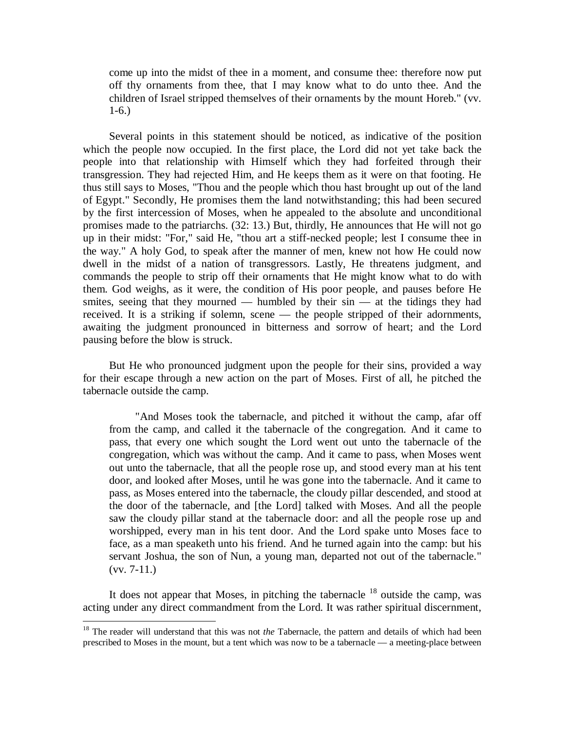> come up into the midst of thee in a moment, and consume thee: therefore now put off thy ornaments from thee, that I may know what to do unto thee. And the children of Israel stripped themselves of their ornaments by the mount Horeb." (vv. 1-6.)

Several points in this statement should be noticed, as indicative of the position which the people now occupied. In the first place, the Lord did not yet take back the people into that relationship with Himself which they had forfeited through their transgression. They had rejected Him, and He keeps them as it were on that footing. He thus still says to Moses, "Thou and the people which thou hast brought up out of the land of Egypt." Secondly, He promises them the land notwithstanding; this had been secured by the first intercession of Moses, when he appealed to the absolute and unconditional promises made to the patriarchs. (32: 13.) But, thirdly, He announces that He will not go up in their midst: "For," said He, "thou art a stiff-necked people; lest I consume thee in the way." A holy God, to speak after the manner of men, knew not how He could now dwell in the midst of a nation of transgressors. Lastly, He threatens judgment, and commands the people to strip off their ornaments that He might know what to do with them. God weighs, as it were, the condition of His poor people, and pauses before He smites, seeing that they mourned — humbled by their sin — at the tidings they had received. It is a striking if solemn, scene — the people stripped of their adornments, awaiting the judgment pronounced in bitterness and sorrow of heart; and the Lord pausing before the blow is struck.

But He who pronounced judgment upon the people for their sins, provided a way for their escape through a new action on the part of Moses. First of all, he pitched the tabernacle outside the camp.

> "And Moses took the tabernacle, and pitched it without the camp, afar off from the camp, and called it the tabernacle of the congregation. And it came to pass, that every one which sought the Lord went out unto the tabernacle of the congregation, which was without the camp. And it came to pass, when Moses went out unto the tabernacle, that all the people rose up, and stood every man at his tent door, and looked after Moses, until he was gone into the tabernacle. And it came to pass, as Moses entered into the tabernacle, the cloudy pillar descended, and stood at the door of the tabernacle, and [the Lord] talked with Moses. And all the people saw the cloudy pillar stand at the tabernacle door: and all the people rose up and worshipped, every man in his tent door. And the Lord spake unto Moses face to face, as a man speaketh unto his friend. And he turned again into the camp: but his servant Joshua, the son of Nun, a young man, departed not out of the tabernacle." (vv. 7-11.)

It does not appear that Moses, in pitching the tabernacle [18] outside the camp, was acting under any direct commandment from the Lord. It was rather spiritual discernment,

[18] The reader will understand that this was not *the* Tabernacle, the pattern and details of which had been prescribed to Moses in the mount, but a tent which was now to be a tabernacle — a meeting-place between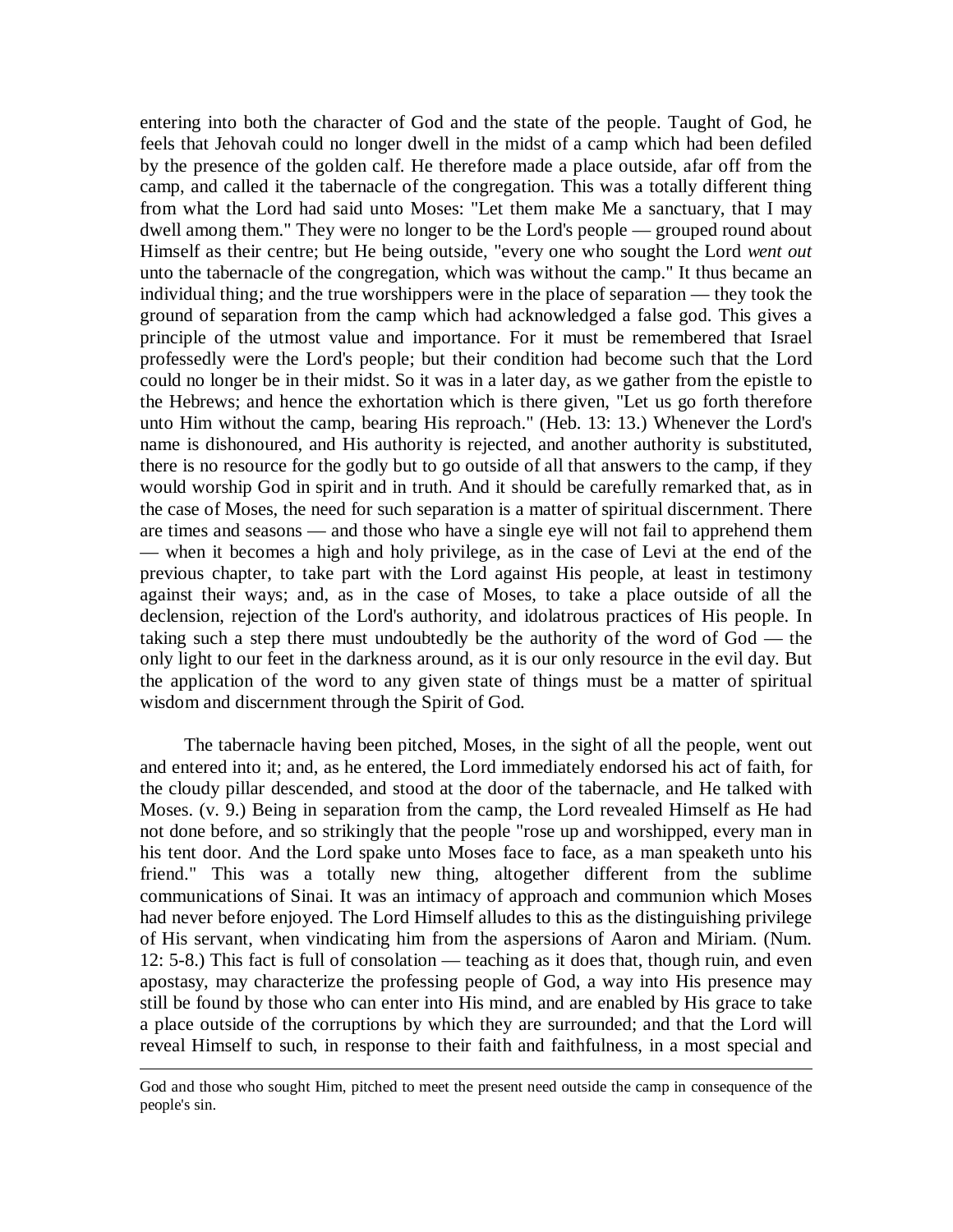entering into both the character of God and the state of the people. Taught of God, he feels that Jehovah could no longer dwell in the midst of a camp which had been defiled by the presence of the golden calf. He therefore made a place outside, afar off from the camp, and called it the tabernacle of the congregation. This was a totally different thing from what the Lord had said unto Moses: "Let them make Me a sanctuary, that I may dwell among them." They were no longer to be the Lord's people — grouped round about Himself as their centre; but He being outside, "every one who sought the Lord *went out* unto the tabernacle of the congregation, which was without the camp." It thus became an individual thing; and the true worshippers were in the place of separation — they took the ground of separation from the camp which had acknowledged a false god. This gives a principle of the utmost value and importance. For it must be remembered that Israel professedly were the Lord's people; but their condition had become such that the Lord could no longer be in their midst. So it was in a later day, as we gather from the epistle to the Hebrews; and hence the exhortation which is there given, "Let us go forth therefore unto Him without the camp, bearing His reproach." (Heb. 13: 13.) Whenever the Lord's name is dishonoured, and His authority is rejected, and another authority is substituted, there is no resource for the godly but to go outside of all that answers to the camp, if they would worship God in spirit and in truth. And it should be carefully remarked that, as in the case of Moses, the need for such separation is a matter of spiritual discernment. There are times and seasons — and those who have a single eye will not fail to apprehend them — when it becomes a high and holy privilege, as in the case of Levi at the end of the previous chapter, to take part with the Lord against His people, at least in testimony against their ways; and, as in the case of Moses, to take a place outside of all the declension, rejection of the Lord's authority, and idolatrous practices of His people. In taking such a step there must undoubtedly be the authority of the word of God — the only light to our feet in the darkness around, as it is our only resource in the evil day. But the application of the word to any given state of things must be a matter of spiritual wisdom and discernment through the Spirit of God.

The tabernacle having been pitched, Moses, in the sight of all the people, went out and entered into it; and, as he entered, the Lord immediately endorsed his act of faith, for the cloudy pillar descended, and stood at the door of the tabernacle, and He talked with Moses. (v. 9.) Being in separation from the camp, the Lord revealed Himself as He had not done before, and so strikingly that the people "rose up and worshipped, every man in his tent door. And the Lord spake unto Moses face to face, as a man speaketh unto his friend." This was a totally new thing, altogether different from the sublime communications of Sinai. It was an intimacy of approach and communion which Moses had never before enjoyed. The Lord Himself alludes to this as the distinguishing privilege of His servant, when vindicating him from the aspersions of Aaron and Miriam. (Num. 12: 5-8.) This fact is full of consolation — teaching as it does that, though ruin, and even apostasy, may characterize the professing people of God, a way into His presence may still be found by those who can enter into His mind, and are enabled by His grace to take a place outside of the corruptions by which they are surrounded; and that the Lord will reveal Himself to such, in response to their faith and faithfulness, in a most special and

---

God and those who sought Him, pitched to meet the present need outside the camp in consequence of the people's sin.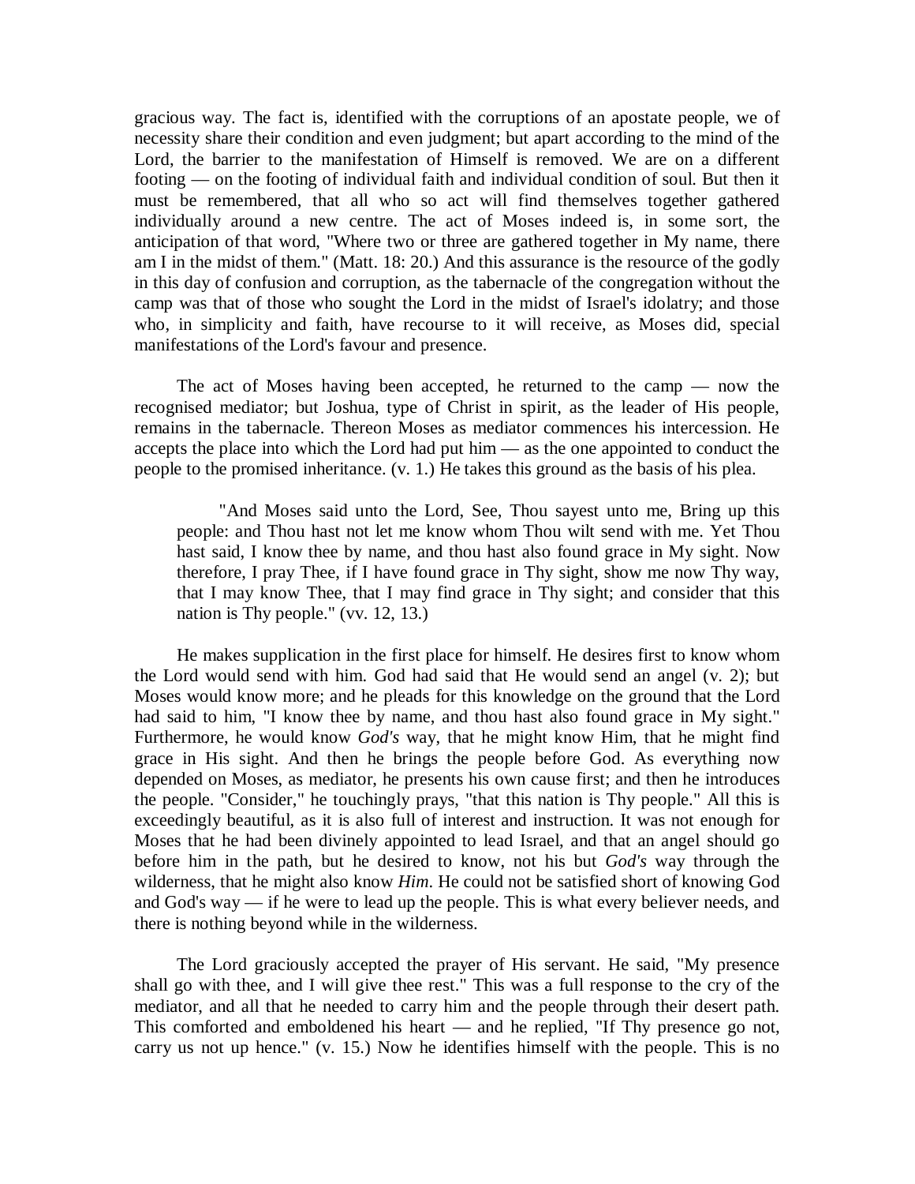gracious way. The fact is, identified with the corruptions of an apostate people, we of necessity share their condition and even judgment; but apart according to the mind of the Lord, the barrier to the manifestation of Himself is removed. We are on a different footing — on the footing of individual faith and individual condition of soul. But then it must be remembered, that all who so act will find themselves together gathered individually around a new centre. The act of Moses indeed is, in some sort, the anticipation of that word, "Where two or three are gathered together in My name, there am I in the midst of them." (Matt. 18: 20.) And this assurance is the resource of the godly in this day of confusion and corruption, as the tabernacle of the congregation without the camp was that of those who sought the Lord in the midst of Israel's idolatry; and those who, in simplicity and faith, have recourse to it will receive, as Moses did, special manifestations of the Lord's favour and presence.

The act of Moses having been accepted, he returned to the camp — now the recognised mediator; but Joshua, type of Christ in spirit, as the leader of His people, remains in the tabernacle. Thereon Moses as mediator commences his intercession. He accepts the place into which the Lord had put him — as the one appointed to conduct the people to the promised inheritance. (v. 1.) He takes this ground as the basis of his plea.

> "And Moses said unto the Lord, See, Thou sayest unto me, Bring up this people: and Thou hast not let me know whom Thou wilt send with me. Yet Thou hast said, I know thee by name, and thou hast also found grace in My sight. Now therefore, I pray Thee, if I have found grace in Thy sight, show me now Thy way, that I may know Thee, that I may find grace in Thy sight; and consider that this nation is Thy people." (vv. 12, 13.)

He makes supplication in the first place for himself. He desires first to know whom the Lord would send with him. God had said that He would send an angel (v. 2); but Moses would know more; and he pleads for this knowledge on the ground that the Lord had said to him, "I know thee by name, and thou hast also found grace in My sight." Furthermore, he would know *God's* way, that he might know Him, that he might find grace in His sight. And then he brings the people before God. As everything now depended on Moses, as mediator, he presents his own cause first; and then he introduces the people. "Consider," he touchingly prays, "that this nation is Thy people." All this is exceedingly beautiful, as it is also full of interest and instruction. It was not enough for Moses that he had been divinely appointed to lead Israel, and that an angel should go before him in the path, but he desired to know, not his but *God's* way through the wilderness, that he might also know *Him*. He could not be satisfied short of knowing God and God's way — if he were to lead up the people. This is what every believer needs, and there is nothing beyond while in the wilderness.

The Lord graciously accepted the prayer of His servant. He said, "My presence shall go with thee, and I will give thee rest." This was a full response to the cry of the mediator, and all that he needed to carry him and the people through their desert path. This comforted and emboldened his heart — and he replied, "If Thy presence go not, carry us not up hence." (v. 15.) Now he identifies himself with the people. This is no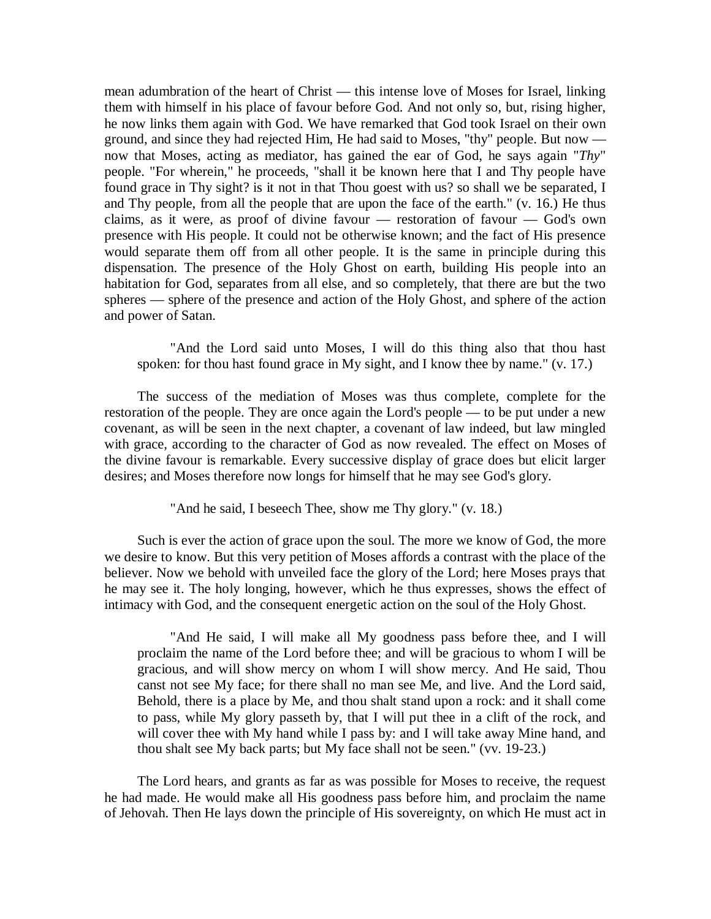mean adumbration of the heart of Christ — this intense love of Moses for Israel, linking them with himself in his place of favour before God. And not only so, but, rising higher, he now links them again with God. We have remarked that God took Israel on their own ground, and since they had rejected Him, He had said to Moses, "thy" people. But now — now that Moses, acting as mediator, has gained the ear of God, he says again "*Thy*" people. "For wherein," he proceeds, "shall it be known here that I and Thy people have found grace in Thy sight? is it not in that Thou goest with us? so shall we be separated, I and Thy people, from all the people that are upon the face of the earth." (v. 16.) He thus claims, as it were, as proof of divine favour — restoration of favour — God's own presence with His people. It could not be otherwise known; and the fact of His presence would separate them off from all other people. It is the same in principle during this dispensation. The presence of the Holy Ghost on earth, building His people into an habitation for God, separates from all else, and so completely, that there are but the two spheres — sphere of the presence and action of the Holy Ghost, and sphere of the action and power of Satan.

> "And the Lord said unto Moses, I will do this thing also that thou hast spoken: for thou hast found grace in My sight, and I know thee by name." (v. 17.)

The success of the mediation of Moses was thus complete, complete for the restoration of the people. They are once again the Lord's people — to be put under a new covenant, as will be seen in the next chapter, a covenant of law indeed, but law mingled with grace, according to the character of God as now revealed. The effect on Moses of the divine favour is remarkable. Every successive display of grace does but elicit larger desires; and Moses therefore now longs for himself that he may see God's glory.

> "And he said, I beseech Thee, show me Thy glory." (v. 18.)

Such is ever the action of grace upon the soul. The more we know of God, the more we desire to know. But this very petition of Moses affords a contrast with the place of the believer. Now we behold with unveiled face the glory of the Lord; here Moses prays that he may see it. The holy longing, however, which he thus expresses, shows the effect of intimacy with God, and the consequent energetic action on the soul of the Holy Ghost.

> "And He said, I will make all My goodness pass before thee, and I will proclaim the name of the Lord before thee; and will be gracious to whom I will be gracious, and will show mercy on whom I will show mercy. And He said, Thou canst not see My face; for there shall no man see Me, and live. And the Lord said, Behold, there is a place by Me, and thou shalt stand upon a rock: and it shall come to pass, while My glory passeth by, that I will put thee in a clift of the rock, and will cover thee with My hand while I pass by: and I will take away Mine hand, and thou shalt see My back parts; but My face shall not be seen." (vv. 19-23.)

The Lord hears, and grants as far as was possible for Moses to receive, the request he had made. He would make all His goodness pass before him, and proclaim the name of Jehovah. Then He lays down the principle of His sovereignty, on which He must act in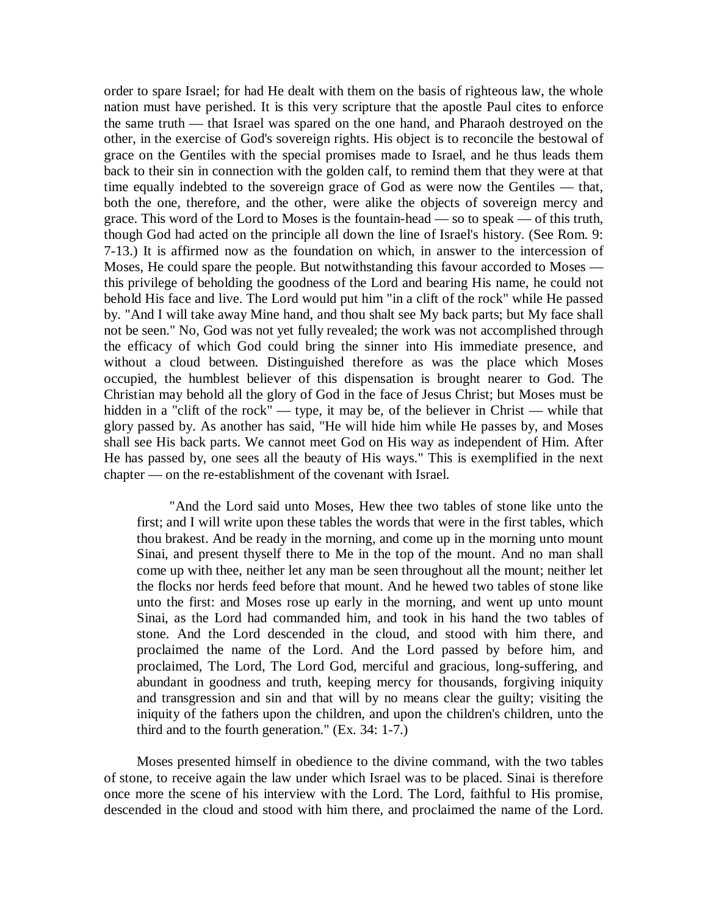order to spare Israel; for had He dealt with them on the basis of righteous law, the whole nation must have perished. It is this very scripture that the apostle Paul cites to enforce the same truth — that Israel was spared on the one hand, and Pharaoh destroyed on the other, in the exercise of God's sovereign rights. His object is to reconcile the bestowal of grace on the Gentiles with the special promises made to Israel, and he thus leads them back to their sin in connection with the golden calf, to remind them that they were at that time equally indebted to the sovereign grace of God as were now the Gentiles — that, both the one, therefore, and the other, were alike the objects of sovereign mercy and grace. This word of the Lord to Moses is the fountain-head — so to speak — of this truth, though God had acted on the principle all down the line of Israel's history. (See Rom. 9: 7-13.) It is affirmed now as the foundation on which, in answer to the intercession of Moses, He could spare the people. But notwithstanding this favour accorded to Moses — this privilege of beholding the goodness of the Lord and bearing His name, he could not behold His face and live. The Lord would put him "in a clift of the rock" while He passed by. "And I will take away Mine hand, and thou shalt see My back parts; but My face shall not be seen." No, God was not yet fully revealed; the work was not accomplished through the efficacy of which God could bring the sinner into His immediate presence, and without a cloud between. Distinguished therefore as was the place which Moses occupied, the humblest believer of this dispensation is brought nearer to God. The Christian may behold all the glory of God in the face of Jesus Christ; but Moses must be hidden in a "clift of the rock" — type, it may be, of the believer in Christ — while that glory passed by. As another has said, "He will hide him while He passes by, and Moses shall see His back parts. We cannot meet God on His way as independent of Him. After He has passed by, one sees all the beauty of His ways." This is exemplified in the next chapter — on the re-establishment of the covenant with Israel.

> "And the Lord said unto Moses, Hew thee two tables of stone like unto the first; and I will write upon these tables the words that were in the first tables, which thou brakest. And be ready in the morning, and come up in the morning unto mount Sinai, and present thyself there to Me in the top of the mount. And no man shall come up with thee, neither let any man be seen throughout all the mount; neither let the flocks nor herds feed before that mount. And he hewed two tables of stone like unto the first: and Moses rose up early in the morning, and went up unto mount Sinai, as the Lord had commanded him, and took in his hand the two tables of stone. And the Lord descended in the cloud, and stood with him there, and proclaimed the name of the Lord. And the Lord passed by before him, and proclaimed, The Lord, The Lord God, merciful and gracious, long-suffering, and abundant in goodness and truth, keeping mercy for thousands, forgiving iniquity and transgression and sin and that will by no means clear the guilty; visiting the iniquity of the fathers upon the children, and upon the children's children, unto the third and to the fourth generation." (Ex. 34: 1-7.)

Moses presented himself in obedience to the divine command, with the two tables of stone, to receive again the law under which Israel was to be placed. Sinai is therefore once more the scene of his interview with the Lord. The Lord, faithful to His promise, descended in the cloud and stood with him there, and proclaimed the name of the Lord.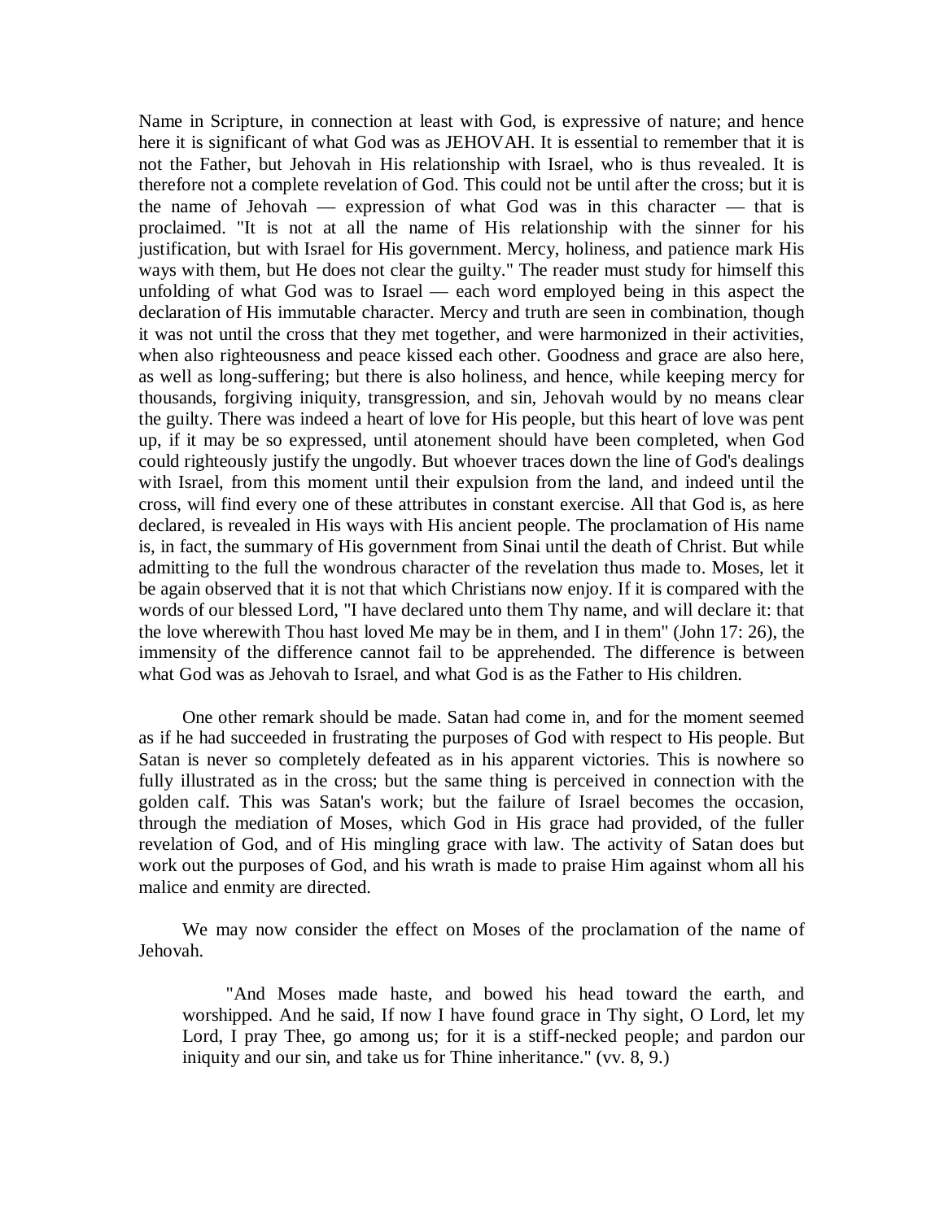Name in Scripture, in connection at least with God, is expressive of nature; and hence here it is significant of what God was as JEHOVAH. It is essential to remember that it is not the Father, but Jehovah in His relationship with Israel, who is thus revealed. It is therefore not a complete revelation of God. This could not be until after the cross; but it is the name of Jehovah — expression of what God was in this character — that is proclaimed. "It is not at all the name of His relationship with the sinner for his justification, but with Israel for His government. Mercy, holiness, and patience mark His ways with them, but He does not clear the guilty." The reader must study for himself this unfolding of what God was to Israel — each word employed being in this aspect the declaration of His immutable character. Mercy and truth are seen in combination, though it was not until the cross that they met together, and were harmonized in their activities, when also righteousness and peace kissed each other. Goodness and grace are also here, as well as long-suffering; but there is also holiness, and hence, while keeping mercy for thousands, forgiving iniquity, transgression, and sin, Jehovah would by no means clear the guilty. There was indeed a heart of love for His people, but this heart of love was pent up, if it may be so expressed, until atonement should have been completed, when God could righteously justify the ungodly. But whoever traces down the line of God's dealings with Israel, from this moment until their expulsion from the land, and indeed until the cross, will find every one of these attributes in constant exercise. All that God is, as here declared, is revealed in His ways with His ancient people. The proclamation of His name is, in fact, the summary of His government from Sinai until the death of Christ. But while admitting to the full the wondrous character of the revelation thus made to. Moses, let it be again observed that it is not that which Christians now enjoy. If it is compared with the words of our blessed Lord, "I have declared unto them Thy name, and will declare it: that the love wherewith Thou hast loved Me may be in them, and I in them" (John 17: 26), the immensity of the difference cannot fail to be apprehended. The difference is between what God was as Jehovah to Israel, and what God is as the Father to His children.

One other remark should be made. Satan had come in, and for the moment seemed as if he had succeeded in frustrating the purposes of God with respect to His people. But Satan is never so completely defeated as in his apparent victories. This is nowhere so fully illustrated as in the cross; but the same thing is perceived in connection with the golden calf. This was Satan's work; but the failure of Israel becomes the occasion, through the mediation of Moses, which God in His grace had provided, of the fuller revelation of God, and of His mingling grace with law. The activity of Satan does but work out the purposes of God, and his wrath is made to praise Him against whom all his malice and enmity are directed.

We may now consider the effect on Moses of the proclamation of the name of Jehovah.

> "And Moses made haste, and bowed his head toward the earth, and worshipped. And he said, If now I have found grace in Thy sight, O Lord, let my Lord, I pray Thee, go among us; for it is a stiff-necked people; and pardon our iniquity and our sin, and take us for Thine inheritance." (vv. 8, 9.)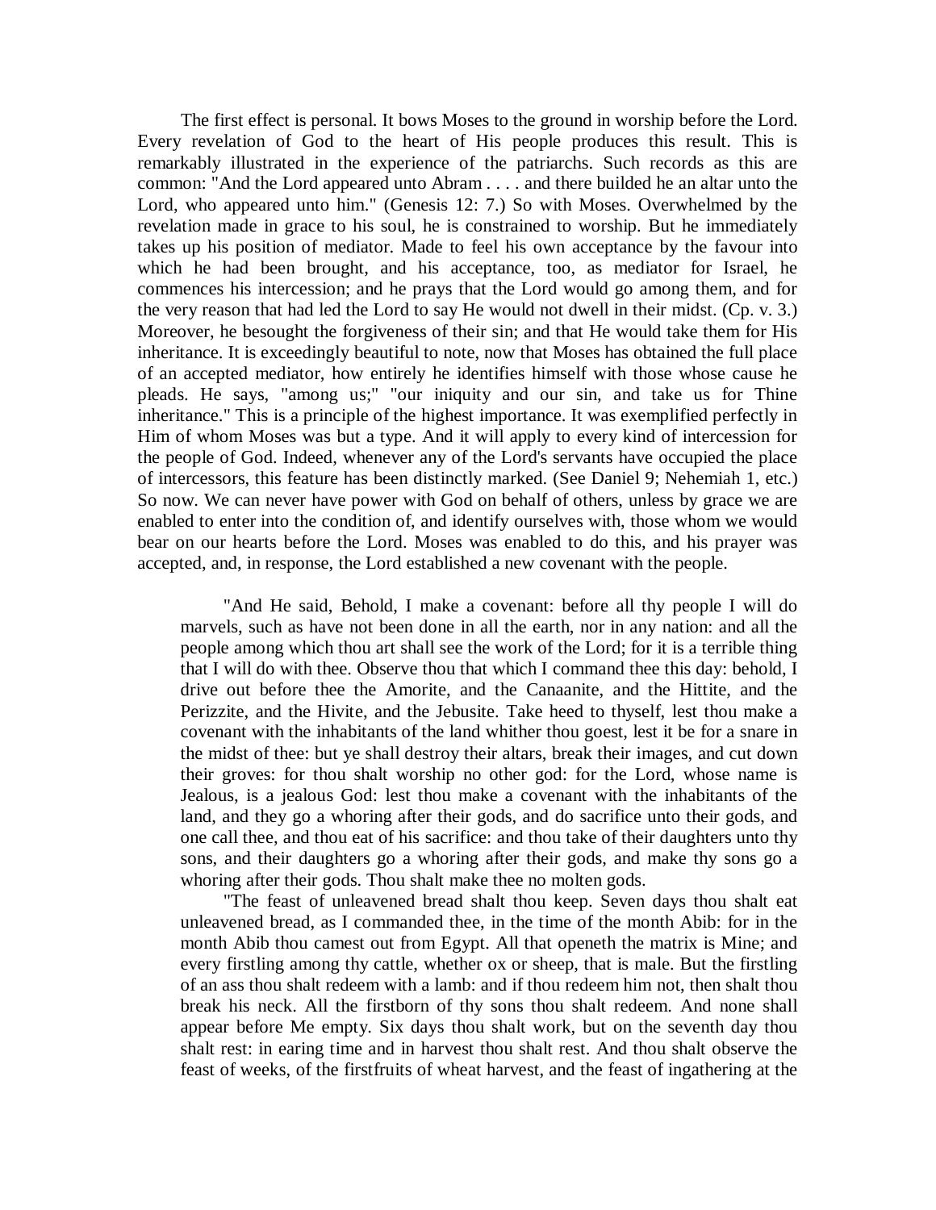The first effect is personal. It bows Moses to the ground in worship before the Lord. Every revelation of God to the heart of His people produces this result. This is remarkably illustrated in the experience of the patriarchs. Such records as this are common: "And the Lord appeared unto Abram . . . . and there builded he an altar unto the Lord, who appeared unto him." (Genesis 12: 7.) So with Moses. Overwhelmed by the revelation made in grace to his soul, he is constrained to worship. But he immediately takes up his position of mediator. Made to feel his own acceptance by the favour into which he had been brought, and his acceptance, too, as mediator for Israel, he commences his intercession; and he prays that the Lord would go among them, and for the very reason that had led the Lord to say He would not dwell in their midst. (Cp. v. 3.) Moreover, he besought the forgiveness of their sin; and that He would take them for His inheritance. It is exceedingly beautiful to note, now that Moses has obtained the full place of an accepted mediator, how entirely he identifies himself with those whose cause he pleads. He says, "among us;" "our iniquity and our sin, and take us for Thine inheritance." This is a principle of the highest importance. It was exemplified perfectly in Him of whom Moses was but a type. And it will apply to every kind of intercession for the people of God. Indeed, whenever any of the Lord's servants have occupied the place of intercessors, this feature has been distinctly marked. (See Daniel 9; Nehemiah 1, etc.) So now. We can never have power with God on behalf of others, unless by grace we are enabled to enter into the condition of, and identify ourselves with, those whom we would bear on our hearts before the Lord. Moses was enabled to do this, and his prayer was accepted, and, in response, the Lord established a new covenant with the people.

> "And He said, Behold, I make a covenant: before all thy people I will do marvels, such as have not been done in all the earth, nor in any nation: and all the people among which thou art shall see the work of the Lord; for it is a terrible thing that I will do with thee. Observe thou that which I command thee this day: behold, I drive out before thee the Amorite, and the Canaanite, and the Hittite, and the Perizzite, and the Hivite, and the Jebusite. Take heed to thyself, lest thou make a covenant with the inhabitants of the land whither thou goest, lest it be for a snare in the midst of thee: but ye shall destroy their altars, break their images, and cut down their groves: for thou shalt worship no other god: for the Lord, whose name is Jealous, is a jealous God: lest thou make a covenant with the inhabitants of the land, and they go a whoring after their gods, and do sacrifice unto their gods, and one call thee, and thou eat of his sacrifice: and thou take of their daughters unto thy sons, and their daughters go a whoring after their gods, and make thy sons go a whoring after their gods. Thou shalt make thee no molten gods.
>
> "The feast of unleavened bread shalt thou keep. Seven days thou shalt eat unleavened bread, as I commanded thee, in the time of the month Abib: for in the month Abib thou camest out from Egypt. All that openeth the matrix is Mine; and every firstling among thy cattle, whether ox or sheep, that is male. But the firstling of an ass thou shalt redeem with a lamb: and if thou redeem him not, then shalt thou break his neck. All the firstborn of thy sons thou shalt redeem. And none shall appear before Me empty. Six days thou shalt work, but on the seventh day thou shalt rest: in earing time and in harvest thou shalt rest. And thou shalt observe the feast of weeks, of the firstfruits of wheat harvest, and the feast of ingathering at the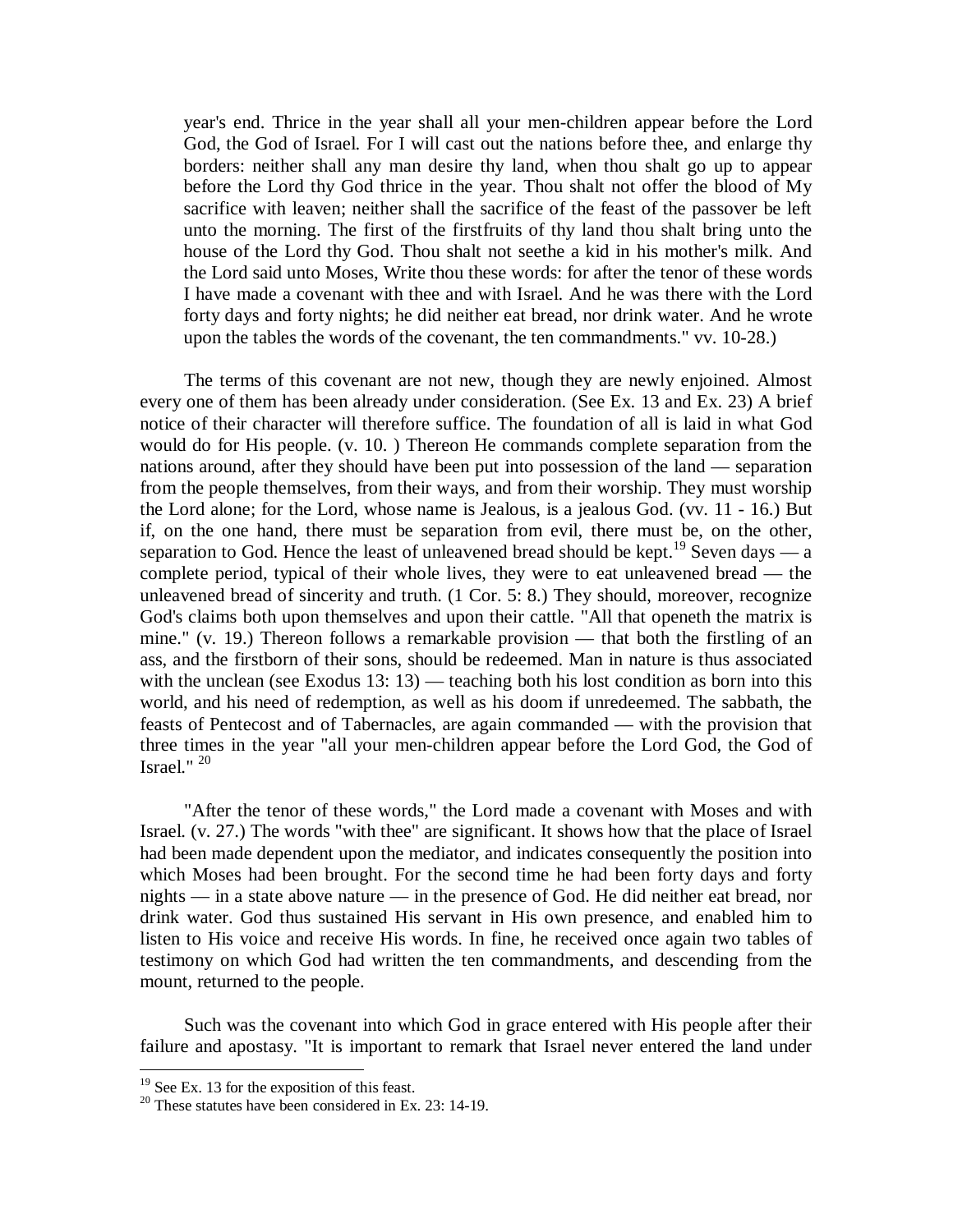year's end. Thrice in the year shall all your men-children appear before the Lord God, the God of Israel. For I will cast out the nations before thee, and enlarge thy borders: neither shall any man desire thy land, when thou shalt go up to appear before the Lord thy God thrice in the year. Thou shalt not offer the blood of My sacrifice with leaven; neither shall the sacrifice of the feast of the passover be left unto the morning. The first of the firstfruits of thy land thou shalt bring unto the house of the Lord thy God. Thou shalt not seethe a kid in his mother's milk. And the Lord said unto Moses, Write thou these words: for after the tenor of these words I have made a covenant with thee and with Israel. And he was there with the Lord forty days and forty nights; he did neither eat bread, nor drink water. And he wrote upon the tables the words of the covenant, the ten commandments." vv. 10-28.)

The terms of this covenant are not new, though they are newly enjoined. Almost every one of them has been already under consideration. (See Ex. 13 and Ex. 23) A brief notice of their character will therefore suffice. The foundation of all is laid in what God would do for His people. (v. 10. ) Thereon He commands complete separation from the nations around, after they should have been put into possession of the land — separation from the people themselves, from their ways, and from their worship. They must worship the Lord alone; for the Lord, whose name is Jealous, is a jealous God. (vv. 11 - 16.) But if, on the one hand, there must be separation from evil, there must be, on the other, separation to God. Hence the least of unleavened bread should be kept.[19] Seven days — a complete period, typical of their whole lives, they were to eat unleavened bread — the unleavened bread of sincerity and truth. (1 Cor. 5: 8.) They should, moreover, recognize God's claims both upon themselves and upon their cattle. "All that openeth the matrix is mine." (v. 19.) Thereon follows a remarkable provision — that both the firstling of an ass, and the firstborn of their sons, should be redeemed. Man in nature is thus associated with the unclean (see Exodus 13: 13) — teaching both his lost condition as born into this world, and his need of redemption, as well as his doom if unredeemed. The sabbath, the feasts of Pentecost and of Tabernacles, are again commanded — with the provision that three times in the year "all your men-children appear before the Lord God, the God of Israel." [20]

"After the tenor of these words," the Lord made a covenant with Moses and with Israel. (v. 27.) The words "with thee" are significant. It shows how that the place of Israel had been made dependent upon the mediator, and indicates consequently the position into which Moses had been brought. For the second time he had been forty days and forty nights — in a state above nature — in the presence of God. He did neither eat bread, nor drink water. God thus sustained His servant in His own presence, and enabled him to listen to His voice and receive His words. In fine, he received once again two tables of testimony on which God had written the ten commandments, and descending from the mount, returned to the people.

Such was the covenant into which God in grace entered with His people after their failure and apostasy. "It is important to remark that Israel never entered the land under

[19] See Ex. 13 for the exposition of this feast.

[20] These statutes have been considered in Ex. 23: 14-19.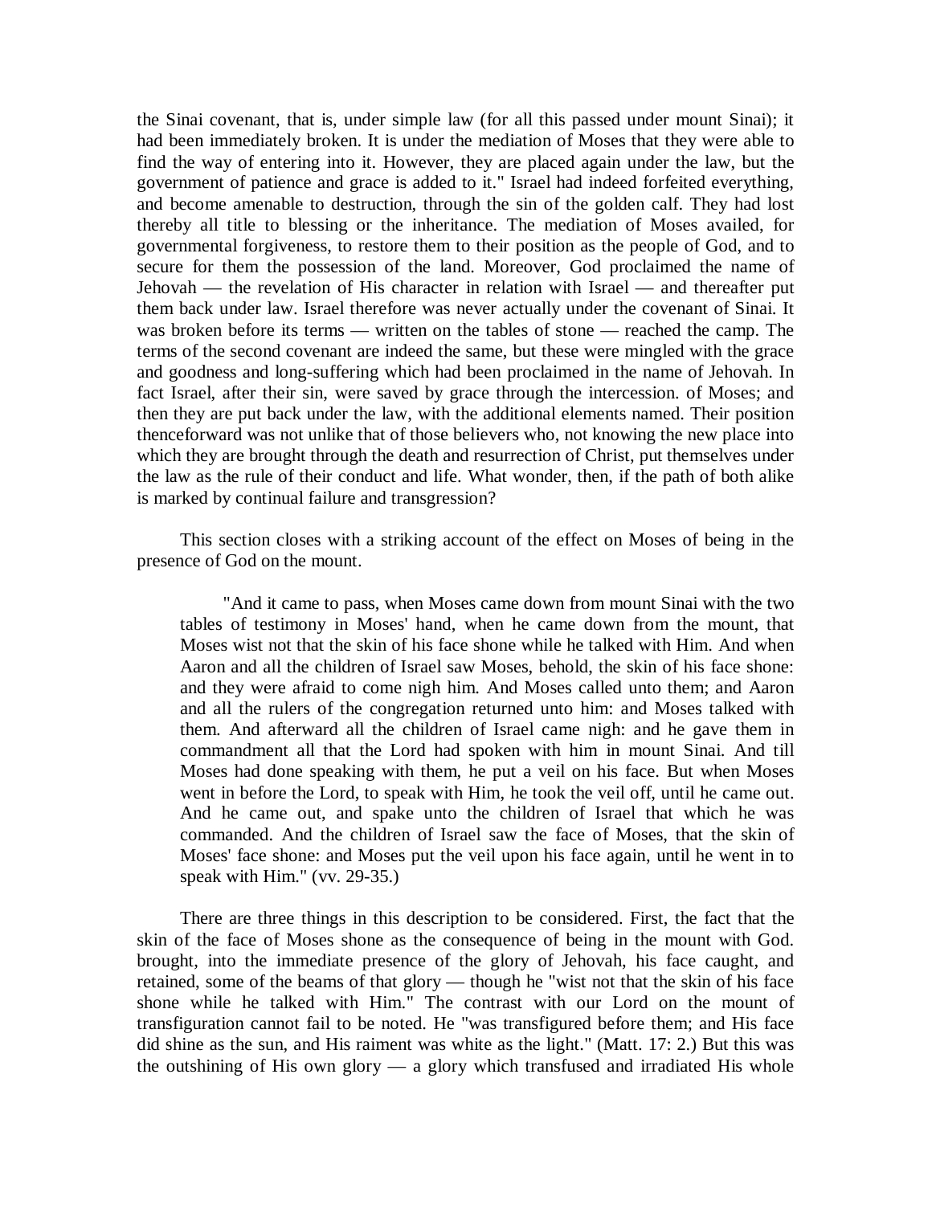the Sinai covenant, that is, under simple law (for all this passed under mount Sinai); it had been immediately broken. It is under the mediation of Moses that they were able to find the way of entering into it. However, they are placed again under the law, but the government of patience and grace is added to it." Israel had indeed forfeited everything, and become amenable to destruction, through the sin of the golden calf. They had lost thereby all title to blessing or the inheritance. The mediation of Moses availed, for governmental forgiveness, to restore them to their position as the people of God, and to secure for them the possession of the land. Moreover, God proclaimed the name of Jehovah — the revelation of His character in relation with Israel — and thereafter put them back under law. Israel therefore was never actually under the covenant of Sinai. It was broken before its terms — written on the tables of stone — reached the camp. The terms of the second covenant are indeed the same, but these were mingled with the grace and goodness and long-suffering which had been proclaimed in the name of Jehovah. In fact Israel, after their sin, were saved by grace through the intercession. of Moses; and then they are put back under the law, with the additional elements named. Their position thenceforward was not unlike that of those believers who, not knowing the new place into which they are brought through the death and resurrection of Christ, put themselves under the law as the rule of their conduct and life. What wonder, then, if the path of both alike is marked by continual failure and transgression?

This section closes with a striking account of the effect on Moses of being in the presence of God on the mount.

> "And it came to pass, when Moses came down from mount Sinai with the two tables of testimony in Moses' hand, when he came down from the mount, that Moses wist not that the skin of his face shone while he talked with Him. And when Aaron and all the children of Israel saw Moses, behold, the skin of his face shone: and they were afraid to come nigh him. And Moses called unto them; and Aaron and all the rulers of the congregation returned unto him: and Moses talked with them. And afterward all the children of Israel came nigh: and he gave them in commandment all that the Lord had spoken with him in mount Sinai. And till Moses had done speaking with them, he put a veil on his face. But when Moses went in before the Lord, to speak with Him, he took the veil off, until he came out. And he came out, and spake unto the children of Israel that which he was commanded. And the children of Israel saw the face of Moses, that the skin of Moses' face shone: and Moses put the veil upon his face again, until he went in to speak with Him." (vv. 29-35.)

There are three things in this description to be considered. First, the fact that the skin of the face of Moses shone as the consequence of being in the mount with God. brought, into the immediate presence of the glory of Jehovah, his face caught, and retained, some of the beams of that glory — though he "wist not that the skin of his face shone while he talked with Him." The contrast with our Lord on the mount of transfiguration cannot fail to be noted. He "was transfigured before them; and His face did shine as the sun, and His raiment was white as the light." (Matt. 17: 2.) But this was the outshining of His own glory — a glory which transfused and irradiated His whole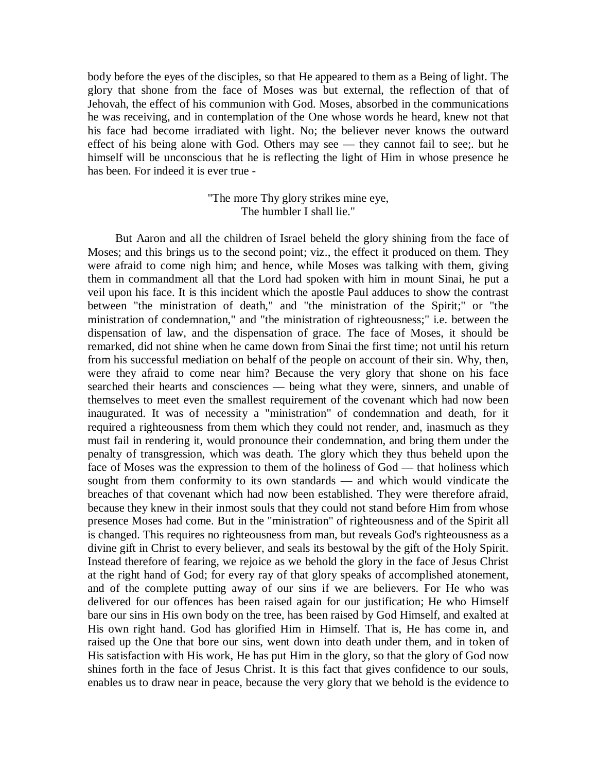body before the eyes of the disciples, so that He appeared to them as a Being of light. The glory that shone from the face of Moses was but external, the reflection of that of Jehovah, the effect of his communion with God. Moses, absorbed in the communications he was receiving, and in contemplation of the One whose words he heard, knew not that his face had become irradiated with light. No; the believer never knows the outward effect of his being alone with God. Others may see — they cannot fail to see;. but he himself will be unconscious that he is reflecting the light of Him in whose presence he has been. For indeed it is ever true -

"The more Thy glory strikes mine eye,  
The humbler I shall lie."

But Aaron and all the children of Israel beheld the glory shining from the face of Moses; and this brings us to the second point; viz., the effect it produced on them. They were afraid to come nigh him; and hence, while Moses was talking with them, giving them in commandment all that the Lord had spoken with him in mount Sinai, he put a veil upon his face. It is this incident which the apostle Paul adduces to show the contrast between "the ministration of death," and "the ministration of the Spirit;" or "the ministration of condemnation," and "the ministration of righteousness;" i.e. between the dispensation of law, and the dispensation of grace. The face of Moses, it should be remarked, did not shine when he came down from Sinai the first time; not until his return from his successful mediation on behalf of the people on account of their sin. Why, then, were they afraid to come near him? Because the very glory that shone on his face searched their hearts and consciences — being what they were, sinners, and unable of themselves to meet even the smallest requirement of the covenant which had now been inaugurated. It was of necessity a "ministration" of condemnation and death, for it required a righteousness from them which they could not render, and, inasmuch as they must fail in rendering it, would pronounce their condemnation, and bring them under the penalty of transgression, which was death. The glory which they thus beheld upon the face of Moses was the expression to them of the holiness of God — that holiness which sought from them conformity to its own standards — and which would vindicate the breaches of that covenant which had now been established. They were therefore afraid, because they knew in their inmost souls that they could not stand before Him from whose presence Moses had come. But in the "ministration" of righteousness and of the Spirit all is changed. This requires no righteousness from man, but reveals God's righteousness as a divine gift in Christ to every believer, and seals its bestowal by the gift of the Holy Spirit. Instead therefore of fearing, we rejoice as we behold the glory in the face of Jesus Christ at the right hand of God; for every ray of that glory speaks of accomplished atonement, and of the complete putting away of our sins if we are believers. For He who was delivered for our offences has been raised again for our justification; He who Himself bare our sins in His own body on the tree, has been raised by God Himself, and exalted at His own right hand. God has glorified Him in Himself. That is, He has come in, and raised up the One that bore our sins, went down into death under them, and in token of His satisfaction with His work, He has put Him in the glory, so that the glory of God now shines forth in the face of Jesus Christ. It is this fact that gives confidence to our souls, enables us to draw near in peace, because the very glory that we behold is the evidence to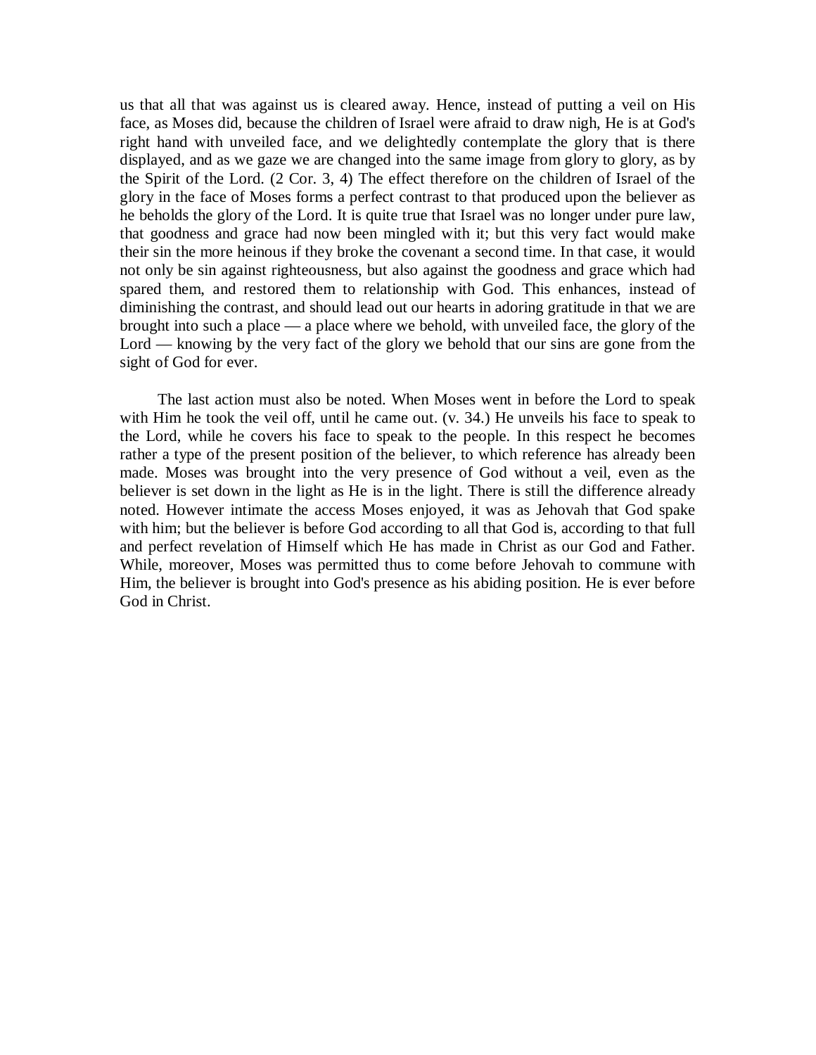us that all that was against us is cleared away. Hence, instead of putting a veil on His face, as Moses did, because the children of Israel were afraid to draw nigh, He is at God's right hand with unveiled face, and we delightedly contemplate the glory that is there displayed, and as we gaze we are changed into the same image from glory to glory, as by the Spirit of the Lord. (2 Cor. 3, 4) The effect therefore on the children of Israel of the glory in the face of Moses forms a perfect contrast to that produced upon the believer as he beholds the glory of the Lord. It is quite true that Israel was no longer under pure law, that goodness and grace had now been mingled with it; but this very fact would make their sin the more heinous if they broke the covenant a second time. In that case, it would not only be sin against righteousness, but also against the goodness and grace which had spared them, and restored them to relationship with God. This enhances, instead of diminishing the contrast, and should lead out our hearts in adoring gratitude in that we are brought into such a place — a place where we behold, with unveiled face, the glory of the Lord — knowing by the very fact of the glory we behold that our sins are gone from the sight of God for ever.

The last action must also be noted. When Moses went in before the Lord to speak with Him he took the veil off, until he came out. (v. 34.) He unveils his face to speak to the Lord, while he covers his face to speak to the people. In this respect he becomes rather a type of the present position of the believer, to which reference has already been made. Moses was brought into the very presence of God without a veil, even as the believer is set down in the light as He is in the light. There is still the difference already noted. However intimate the access Moses enjoyed, it was as Jehovah that God spake with him; but the believer is before God according to all that God is, according to that full and perfect revelation of Himself which He has made in Christ as our God and Father. While, moreover, Moses was permitted thus to come before Jehovah to commune with Him, the believer is brought into God's presence as his abiding position. He is ever before God in Christ.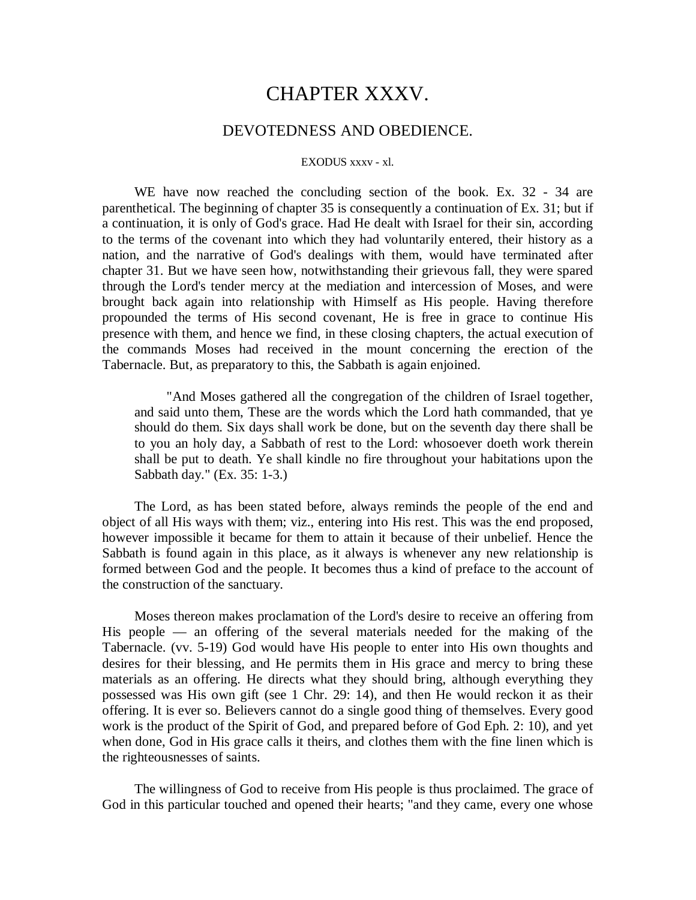# CHAPTER XXXV.

## DEVOTEDNESS AND OBEDIENCE.

EXODUS xxxv - xl.

WE have now reached the concluding section of the book. Ex. 32 - 34 are parenthetical. The beginning of chapter 35 is consequently a continuation of Ex. 31; but if a continuation, it is only of God's grace. Had He dealt with Israel for their sin, according to the terms of the covenant into which they had voluntarily entered, their history as a nation, and the narrative of God's dealings with them, would have terminated after chapter 31. But we have seen how, notwithstanding their grievous fall, they were spared through the Lord's tender mercy at the mediation and intercession of Moses, and were brought back again into relationship with Himself as His people. Having therefore propounded the terms of His second covenant, He is free in grace to continue His presence with them, and hence we find, in these closing chapters, the actual execution of the commands Moses had received in the mount concerning the erection of the Tabernacle. But, as preparatory to this, the Sabbath is again enjoined.

> "And Moses gathered all the congregation of the children of Israel together, and said unto them, These are the words which the Lord hath commanded, that ye should do them. Six days shall work be done, but on the seventh day there shall be to you an holy day, a Sabbath of rest to the Lord: whosoever doeth work therein shall be put to death. Ye shall kindle no fire throughout your habitations upon the Sabbath day." (Ex. 35: 1-3.)

The Lord, as has been stated before, always reminds the people of the end and object of all His ways with them; viz., entering into His rest. This was the end proposed, however impossible it became for them to attain it because of their unbelief. Hence the Sabbath is found again in this place, as it always is whenever any new relationship is formed between God and the people. It becomes thus a kind of preface to the account of the construction of the sanctuary.

Moses thereon makes proclamation of the Lord's desire to receive an offering from His people — an offering of the several materials needed for the making of the Tabernacle. (vv. 5-19) God would have His people to enter into His own thoughts and desires for their blessing, and He permits them in His grace and mercy to bring these materials as an offering. He directs what they should bring, although everything they possessed was His own gift (see 1 Chr. 29: 14), and then He would reckon it as their offering. It is ever so. Believers cannot do a single good thing of themselves. Every good work is the product of the Spirit of God, and prepared before of God Eph. 2: 10), and yet when done, God in His grace calls it theirs, and clothes them with the fine linen which is the righteousnesses of saints.

The willingness of God to receive from His people is thus proclaimed. The grace of God in this particular touched and opened their hearts; "and they came, every one whose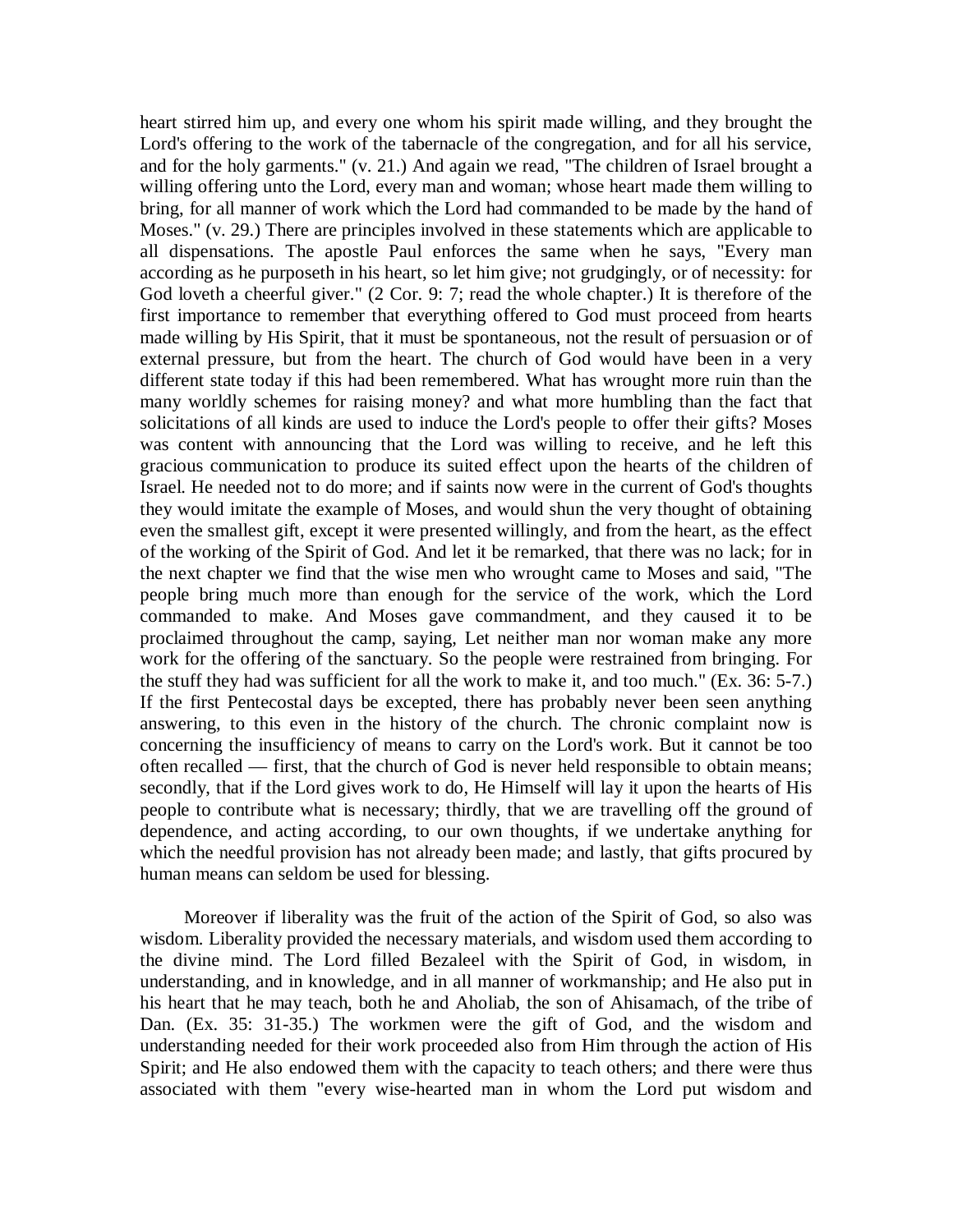heart stirred him up, and every one whom his spirit made willing, and they brought the Lord's offering to the work of the tabernacle of the congregation, and for all his service, and for the holy garments." (v. 21.) And again we read, "The children of Israel brought a willing offering unto the Lord, every man and woman; whose heart made them willing to bring, for all manner of work which the Lord had commanded to be made by the hand of Moses." (v. 29.) There are principles involved in these statements which are applicable to all dispensations. The apostle Paul enforces the same when he says, "Every man according as he purposeth in his heart, so let him give; not grudgingly, or of necessity: for God loveth a cheerful giver." (2 Cor. 9: 7; read the whole chapter.) It is therefore of the first importance to remember that everything offered to God must proceed from hearts made willing by His Spirit, that it must be spontaneous, not the result of persuasion or of external pressure, but from the heart. The church of God would have been in a very different state today if this had been remembered. What has wrought more ruin than the many worldly schemes for raising money? and what more humbling than the fact that solicitations of all kinds are used to induce the Lord's people to offer their gifts? Moses was content with announcing that the Lord was willing to receive, and he left this gracious communication to produce its suited effect upon the hearts of the children of Israel. He needed not to do more; and if saints now were in the current of God's thoughts they would imitate the example of Moses, and would shun the very thought of obtaining even the smallest gift, except it were presented willingly, and from the heart, as the effect of the working of the Spirit of God. And let it be remarked, that there was no lack; for in the next chapter we find that the wise men who wrought came to Moses and said, "The people bring much more than enough for the service of the work, which the Lord commanded to make. And Moses gave commandment, and they caused it to be proclaimed throughout the camp, saying, Let neither man nor woman make any more work for the offering of the sanctuary. So the people were restrained from bringing. For the stuff they had was sufficient for all the work to make it, and too much." (Ex. 36: 5-7.) If the first Pentecostal days be excepted, there has probably never been seen anything answering, to this even in the history of the church. The chronic complaint now is concerning the insufficiency of means to carry on the Lord's work. But it cannot be too often recalled — first, that the church of God is never held responsible to obtain means; secondly, that if the Lord gives work to do, He Himself will lay it upon the hearts of His people to contribute what is necessary; thirdly, that we are travelling off the ground of dependence, and acting according, to our own thoughts, if we undertake anything for which the needful provision has not already been made; and lastly, that gifts procured by human means can seldom be used for blessing.

Moreover if liberality was the fruit of the action of the Spirit of God, so also was wisdom. Liberality provided the necessary materials, and wisdom used them according to the divine mind. The Lord filled Bezaleel with the Spirit of God, in wisdom, in understanding, and in knowledge, and in all manner of workmanship; and He also put in his heart that he may teach, both he and Aholiab, the son of Ahisamach, of the tribe of Dan. (Ex. 35: 31-35.) The workmen were the gift of God, and the wisdom and understanding needed for their work proceeded also from Him through the action of His Spirit; and He also endowed them with the capacity to teach others; and there were thus associated with them "every wise-hearted man in whom the Lord put wisdom and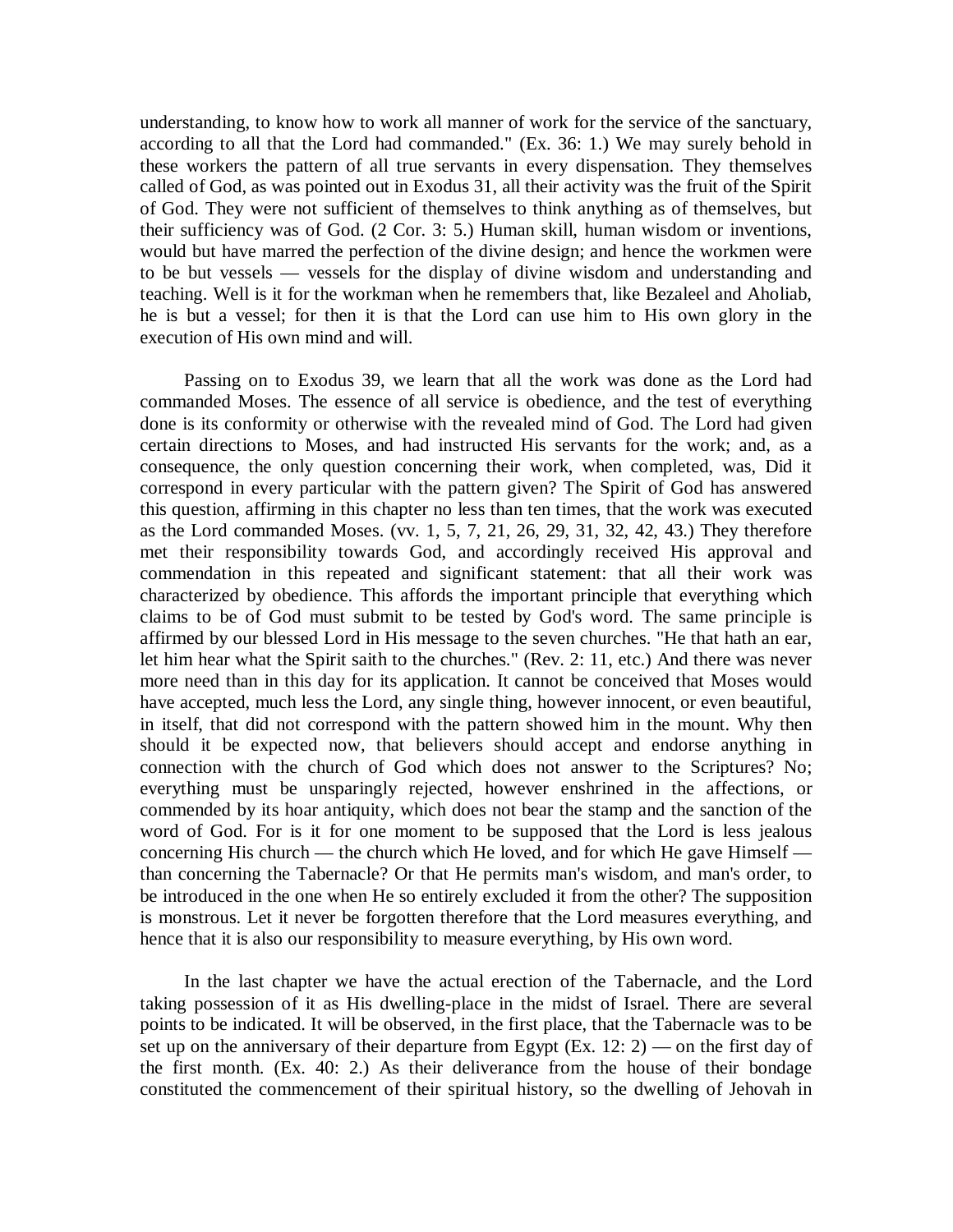understanding, to know how to work all manner of work for the service of the sanctuary, according to all that the Lord had commanded." (Ex. 36: 1.) We may surely behold in these workers the pattern of all true servants in every dispensation. They themselves called of God, as was pointed out in Exodus 31, all their activity was the fruit of the Spirit of God. They were not sufficient of themselves to think anything as of themselves, but their sufficiency was of God. (2 Cor. 3: 5.) Human skill, human wisdom or inventions, would but have marred the perfection of the divine design; and hence the workmen were to be but vessels — vessels for the display of divine wisdom and understanding and teaching. Well is it for the workman when he remembers that, like Bezaleel and Aholiab, he is but a vessel; for then it is that the Lord can use him to His own glory in the execution of His own mind and will.

Passing on to Exodus 39, we learn that all the work was done as the Lord had commanded Moses. The essence of all service is obedience, and the test of everything done is its conformity or otherwise with the revealed mind of God. The Lord had given certain directions to Moses, and had instructed His servants for the work; and, as a consequence, the only question concerning their work, when completed, was, Did it correspond in every particular with the pattern given? The Spirit of God has answered this question, affirming in this chapter no less than ten times, that the work was executed as the Lord commanded Moses. (vv. 1, 5, 7, 21, 26, 29, 31, 32, 42, 43.) They therefore met their responsibility towards God, and accordingly received His approval and commendation in this repeated and significant statement: that all their work was characterized by obedience. This affords the important principle that everything which claims to be of God must submit to be tested by God's word. The same principle is affirmed by our blessed Lord in His message to the seven churches. "He that hath an ear, let him hear what the Spirit saith to the churches." (Rev. 2: 11, etc.) And there was never more need than in this day for its application. It cannot be conceived that Moses would have accepted, much less the Lord, any single thing, however innocent, or even beautiful, in itself, that did not correspond with the pattern showed him in the mount. Why then should it be expected now, that believers should accept and endorse anything in connection with the church of God which does not answer to the Scriptures? No; everything must be unsparingly rejected, however enshrined in the affections, or commended by its hoar antiquity, which does not bear the stamp and the sanction of the word of God. For is it for one moment to be supposed that the Lord is less jealous concerning His church — the church which He loved, and for which He gave Himself — than concerning the Tabernacle? Or that He permits man's wisdom, and man's order, to be introduced in the one when He so entirely excluded it from the other? The supposition is monstrous. Let it never be forgotten therefore that the Lord measures everything, and hence that it is also our responsibility to measure everything, by His own word.

In the last chapter we have the actual erection of the Tabernacle, and the Lord taking possession of it as His dwelling-place in the midst of Israel. There are several points to be indicated. It will be observed, in the first place, that the Tabernacle was to be set up on the anniversary of their departure from Egypt (Ex. 12: 2) — on the first day of the first month. (Ex. 40: 2.) As their deliverance from the house of their bondage constituted the commencement of their spiritual history, so the dwelling of Jehovah in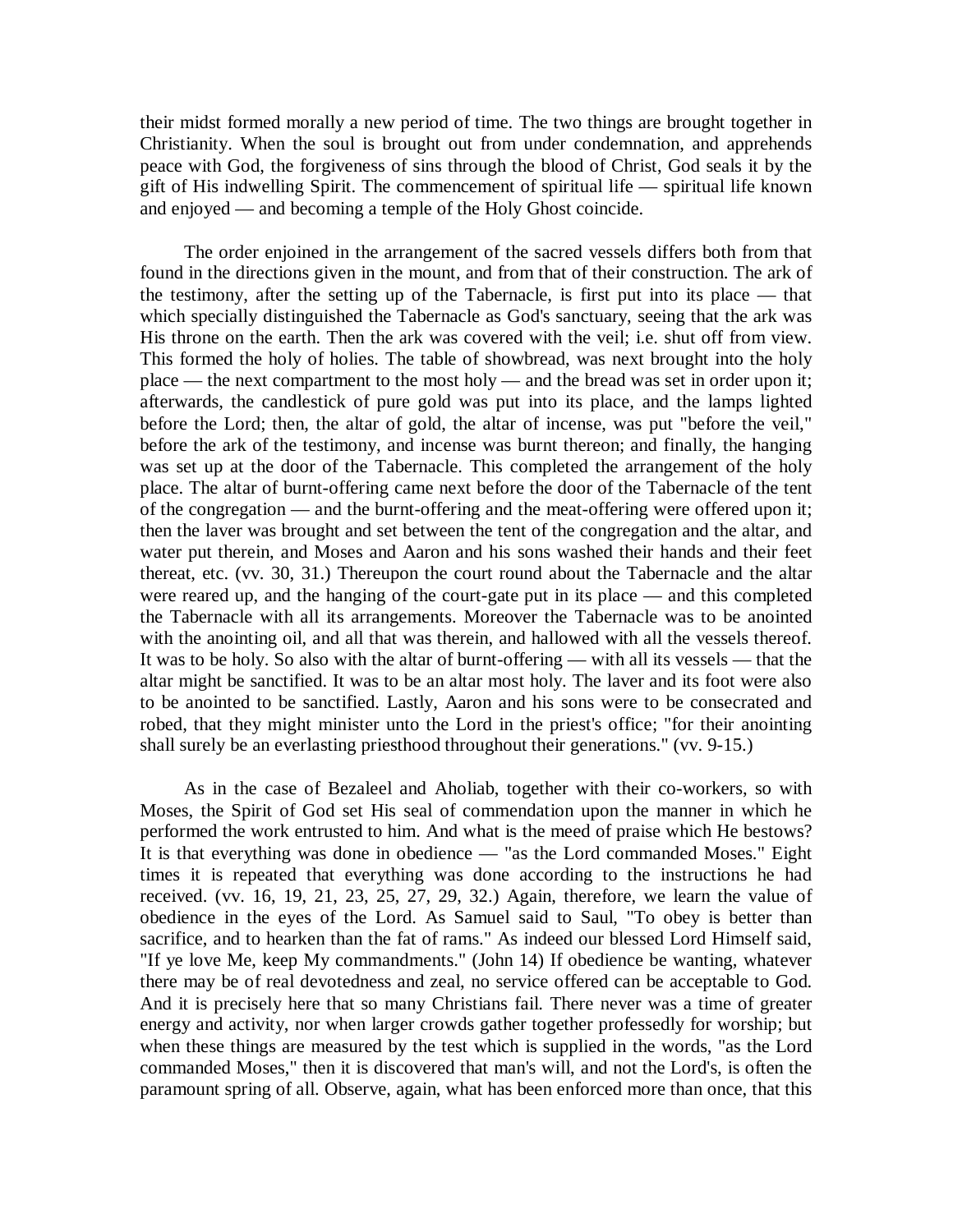their midst formed morally a new period of time. The two things are brought together in Christianity. When the soul is brought out from under condemnation, and apprehends peace with God, the forgiveness of sins through the blood of Christ, God seals it by the gift of His indwelling Spirit. The commencement of spiritual life — spiritual life known and enjoyed — and becoming a temple of the Holy Ghost coincide.

The order enjoined in the arrangement of the sacred vessels differs both from that found in the directions given in the mount, and from that of their construction. The ark of the testimony, after the setting up of the Tabernacle, is first put into its place — that which specially distinguished the Tabernacle as God's sanctuary, seeing that the ark was His throne on the earth. Then the ark was covered with the veil; i.e. shut off from view. This formed the holy of holies. The table of showbread, was next brought into the holy place — the next compartment to the most holy — and the bread was set in order upon it; afterwards, the candlestick of pure gold was put into its place, and the lamps lighted before the Lord; then, the altar of gold, the altar of incense, was put "before the veil," before the ark of the testimony, and incense was burnt thereon; and finally, the hanging was set up at the door of the Tabernacle. This completed the arrangement of the holy place. The altar of burnt-offering came next before the door of the Tabernacle of the tent of the congregation — and the burnt-offering and the meat-offering were offered upon it; then the laver was brought and set between the tent of the congregation and the altar, and water put therein, and Moses and Aaron and his sons washed their hands and their feet thereat, etc. (vv. 30, 31.) Thereupon the court round about the Tabernacle and the altar were reared up, and the hanging of the court-gate put in its place — and this completed the Tabernacle with all its arrangements. Moreover the Tabernacle was to be anointed with the anointing oil, and all that was therein, and hallowed with all the vessels thereof. It was to be holy. So also with the altar of burnt-offering — with all its vessels — that the altar might be sanctified. It was to be an altar most holy. The laver and its foot were also to be anointed to be sanctified. Lastly, Aaron and his sons were to be consecrated and robed, that they might minister unto the Lord in the priest's office; "for their anointing shall surely be an everlasting priesthood throughout their generations." (vv. 9-15.)

As in the case of Bezaleel and Aholiab, together with their co-workers, so with Moses, the Spirit of God set His seal of commendation upon the manner in which he performed the work entrusted to him. And what is the meed of praise which He bestows? It is that everything was done in obedience — "as the Lord commanded Moses." Eight times it is repeated that everything was done according to the instructions he had received. (vv. 16, 19, 21, 23, 25, 27, 29, 32.) Again, therefore, we learn the value of obedience in the eyes of the Lord. As Samuel said to Saul, "To obey is better than sacrifice, and to hearken than the fat of rams." As indeed our blessed Lord Himself said, "If ye love Me, keep My commandments." (John 14) If obedience be wanting, whatever there may be of real devotedness and zeal, no service offered can be acceptable to God. And it is precisely here that so many Christians fail. There never was a time of greater energy and activity, nor when larger crowds gather together professedly for worship; but when these things are measured by the test which is supplied in the words, "as the Lord commanded Moses," then it is discovered that man's will, and not the Lord's, is often the paramount spring of all. Observe, again, what has been enforced more than once, that this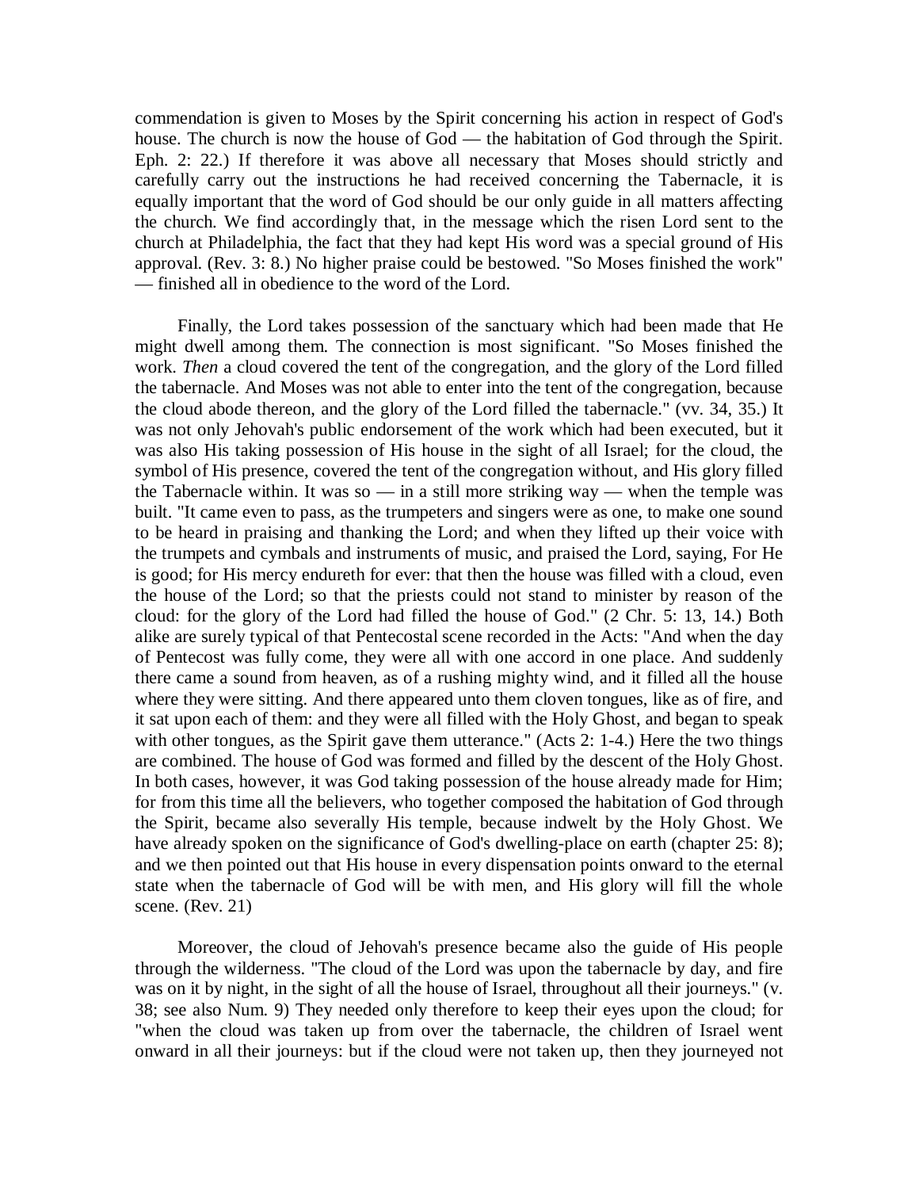commendation is given to Moses by the Spirit concerning his action in respect of God's house. The church is now the house of God — the habitation of God through the Spirit. Eph. 2: 22.) If therefore it was above all necessary that Moses should strictly and carefully carry out the instructions he had received concerning the Tabernacle, it is equally important that the word of God should be our only guide in all matters affecting the church. We find accordingly that, in the message which the risen Lord sent to the church at Philadelphia, the fact that they had kept His word was a special ground of His approval. (Rev. 3: 8.) No higher praise could be bestowed. "So Moses finished the work" — finished all in obedience to the word of the Lord.

Finally, the Lord takes possession of the sanctuary which had been made that He might dwell among them. The connection is most significant. "So Moses finished the work. *Then* a cloud covered the tent of the congregation, and the glory of the Lord filled the tabernacle. And Moses was not able to enter into the tent of the congregation, because the cloud abode thereon, and the glory of the Lord filled the tabernacle." (vv. 34, 35.) It was not only Jehovah's public endorsement of the work which had been executed, but it was also His taking possession of His house in the sight of all Israel; for the cloud, the symbol of His presence, covered the tent of the congregation without, and His glory filled the Tabernacle within. It was so — in a still more striking way — when the temple was built. "It came even to pass, as the trumpeters and singers were as one, to make one sound to be heard in praising and thanking the Lord; and when they lifted up their voice with the trumpets and cymbals and instruments of music, and praised the Lord, saying, For He is good; for His mercy endureth for ever: that then the house was filled with a cloud, even the house of the Lord; so that the priests could not stand to minister by reason of the cloud: for the glory of the Lord had filled the house of God." (2 Chr. 5: 13, 14.) Both alike are surely typical of that Pentecostal scene recorded in the Acts: "And when the day of Pentecost was fully come, they were all with one accord in one place. And suddenly there came a sound from heaven, as of a rushing mighty wind, and it filled all the house where they were sitting. And there appeared unto them cloven tongues, like as of fire, and it sat upon each of them: and they were all filled with the Holy Ghost, and began to speak with other tongues, as the Spirit gave them utterance." (Acts 2: 1-4.) Here the two things are combined. The house of God was formed and filled by the descent of the Holy Ghost. In both cases, however, it was God taking possession of the house already made for Him; for from this time all the believers, who together composed the habitation of God through the Spirit, became also severally His temple, because indwelt by the Holy Ghost. We have already spoken on the significance of God's dwelling-place on earth (chapter 25: 8); and we then pointed out that His house in every dispensation points onward to the eternal state when the tabernacle of God will be with men, and His glory will fill the whole scene. (Rev. 21)

Moreover, the cloud of Jehovah's presence became also the guide of His people through the wilderness. "The cloud of the Lord was upon the tabernacle by day, and fire was on it by night, in the sight of all the house of Israel, throughout all their journeys." (v. 38; see also Num. 9) They needed only therefore to keep their eyes upon the cloud; for "when the cloud was taken up from over the tabernacle, the children of Israel went onward in all their journeys: but if the cloud were not taken up, then they journeyed not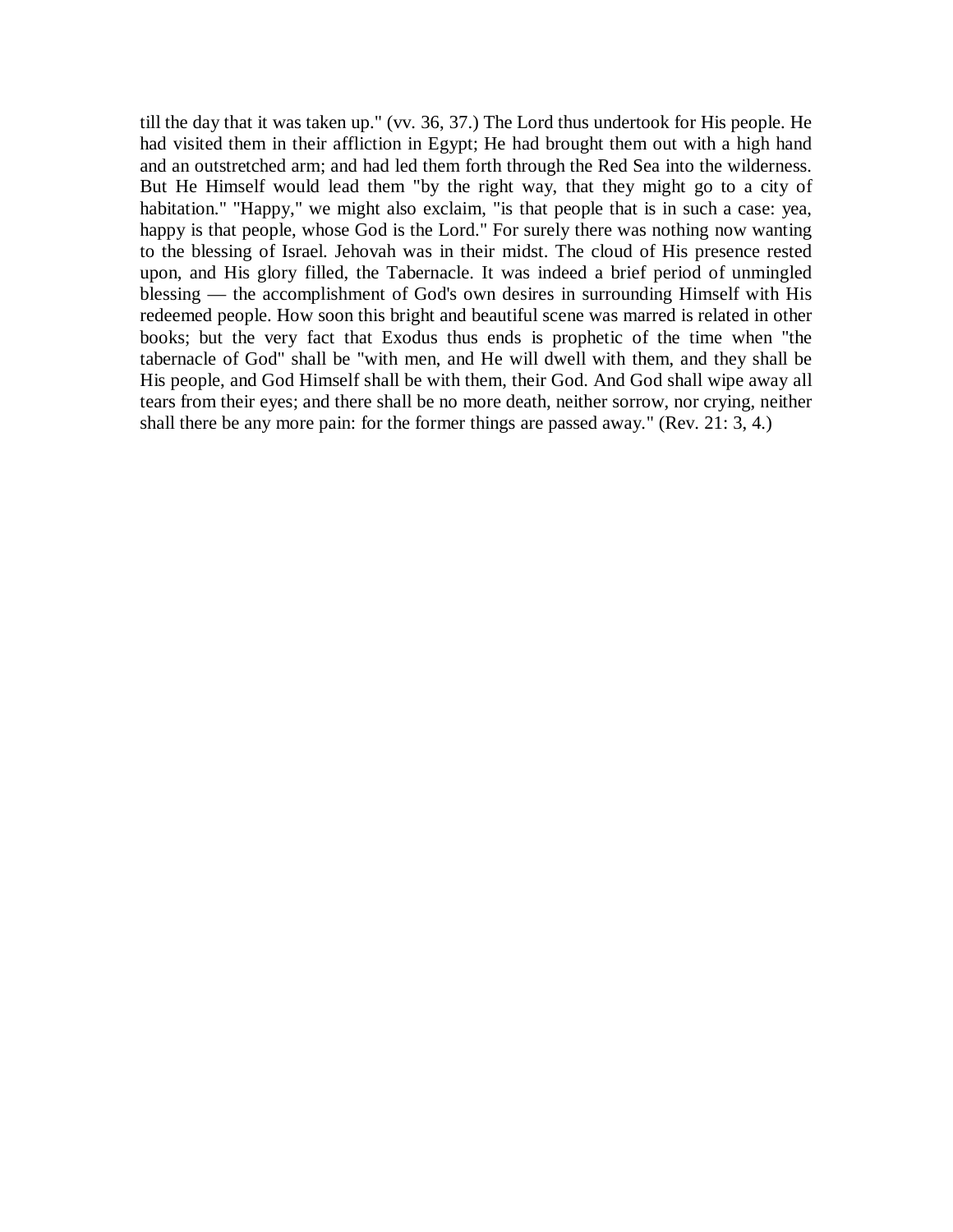till the day that it was taken up." (vv. 36, 37.) The Lord thus undertook for His people. He had visited them in their affliction in Egypt; He had brought them out with a high hand and an outstretched arm; and had led them forth through the Red Sea into the wilderness. But He Himself would lead them "by the right way, that they might go to a city of habitation." "Happy," we might also exclaim, "is that people that is in such a case: yea, happy is that people, whose God is the Lord." For surely there was nothing now wanting to the blessing of Israel. Jehovah was in their midst. The cloud of His presence rested upon, and His glory filled, the Tabernacle. It was indeed a brief period of unmingled blessing — the accomplishment of God's own desires in surrounding Himself with His redeemed people. How soon this bright and beautiful scene was marred is related in other books; but the very fact that Exodus thus ends is prophetic of the time when "the tabernacle of God" shall be "with men, and He will dwell with them, and they shall be His people, and God Himself shall be with them, their God. And God shall wipe away all tears from their eyes; and there shall be no more death, neither sorrow, nor crying, neither shall there be any more pain: for the former things are passed away." (Rev. 21: 3, 4.)